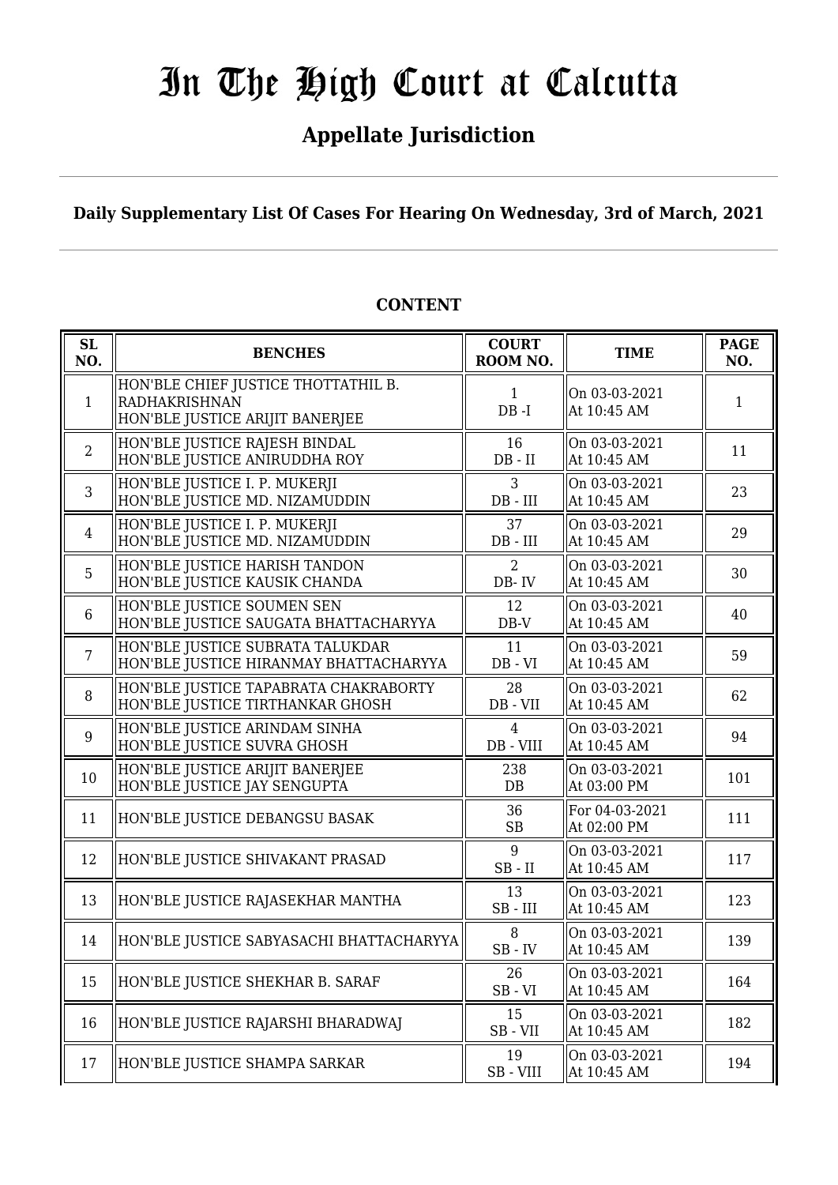# In The High Court at Calcutta

## Appellate Jurisdiction

**Daily Supplementary List Of Cases For Hearing On Wednesday, 3rd of March, 2021**

### CONTENT

| SL NO. | BENCHES | COURT ROOM NO. | TIME | PAGE NO. |
|---|---|---|---|---|
| 1 | HON'BLE CHIEF JUSTICE THOTTATHIL B. RADHAKRISHNAN<br>HON'BLE JUSTICE ARIJIT BANERJEE | 1<br>DB -I | On 03-03-2021<br>At 10:45 AM | 1 |
| 2 | HON'BLE JUSTICE RAJESH BINDAL<br>HON'BLE JUSTICE ANIRUDDHA ROY | 16<br>DB - II | On 03-03-2021<br>At 10:45 AM | 11 |
| 3 | HON'BLE JUSTICE I. P. MUKERJI<br>HON'BLE JUSTICE MD. NIZAMUDDIN | 3<br>DB - III | On 03-03-2021<br>At 10:45 AM | 23 |
| 4 | HON'BLE JUSTICE I. P. MUKERJI<br>HON'BLE JUSTICE MD. NIZAMUDDIN | 37<br>DB - III | On 03-03-2021<br>At 10:45 AM | 29 |
| 5 | HON'BLE JUSTICE HARISH TANDON<br>HON'BLE JUSTICE KAUSIK CHANDA | 2<br>DB- IV | On 03-03-2021<br>At 10:45 AM | 30 |
| 6 | HON'BLE JUSTICE SOUMEN SEN<br>HON'BLE JUSTICE SAUGATA BHATTACHARYYA | 12<br>DB-V | On 03-03-2021<br>At 10:45 AM | 40 |
| 7 | HON'BLE JUSTICE SUBRATA TALUKDAR<br>HON'BLE JUSTICE HIRANMAY BHATTACHARYYA | 11<br>DB - VI | On 03-03-2021<br>At 10:45 AM | 59 |
| 8 | HON'BLE JUSTICE TAPABRATA CHAKRABORTY<br>HON'BLE JUSTICE TIRTHANKAR GHOSH | 28<br>DB - VII | On 03-03-2021<br>At 10:45 AM | 62 |
| 9 | HON'BLE JUSTICE ARINDAM SINHA<br>HON'BLE JUSTICE SUVRA GHOSH | 4<br>DB - VIII | On 03-03-2021<br>At 10:45 AM | 94 |
| 10 | HON'BLE JUSTICE ARIJIT BANERJEE<br>HON'BLE JUSTICE JAY SENGUPTA | 238<br>DB | On 03-03-2021<br>At 03:00 PM | 101 |
| 11 | HON'BLE JUSTICE DEBANGSU BASAK | 36<br>SB | For 04-03-2021<br>At 02:00 PM | 111 |
| 12 | HON'BLE JUSTICE SHIVAKANT PRASAD | 9<br>SB - II | On 03-03-2021<br>At 10:45 AM | 117 |
| 13 | HON'BLE JUSTICE RAJASEKHAR MANTHA | 13<br>SB - III | On 03-03-2021<br>At 10:45 AM | 123 |
| 14 | HON'BLE JUSTICE SABYASACHI BHATTACHARYYA | 8<br>SB - IV | On 03-03-2021<br>At 10:45 AM | 139 |
| 15 | HON'BLE JUSTICE SHEKHAR B. SARAF | 26<br>SB - VI | On 03-03-2021<br>At 10:45 AM | 164 |
| 16 | HON'BLE JUSTICE RAJARSHI BHARADWAJ | 15<br>SB - VII | On 03-03-2021<br>At 10:45 AM | 182 |
| 17 | HON'BLE JUSTICE SHAMPA SARKAR | 19<br>SB - VIII | On 03-03-2021<br>At 10:45 AM | 194 |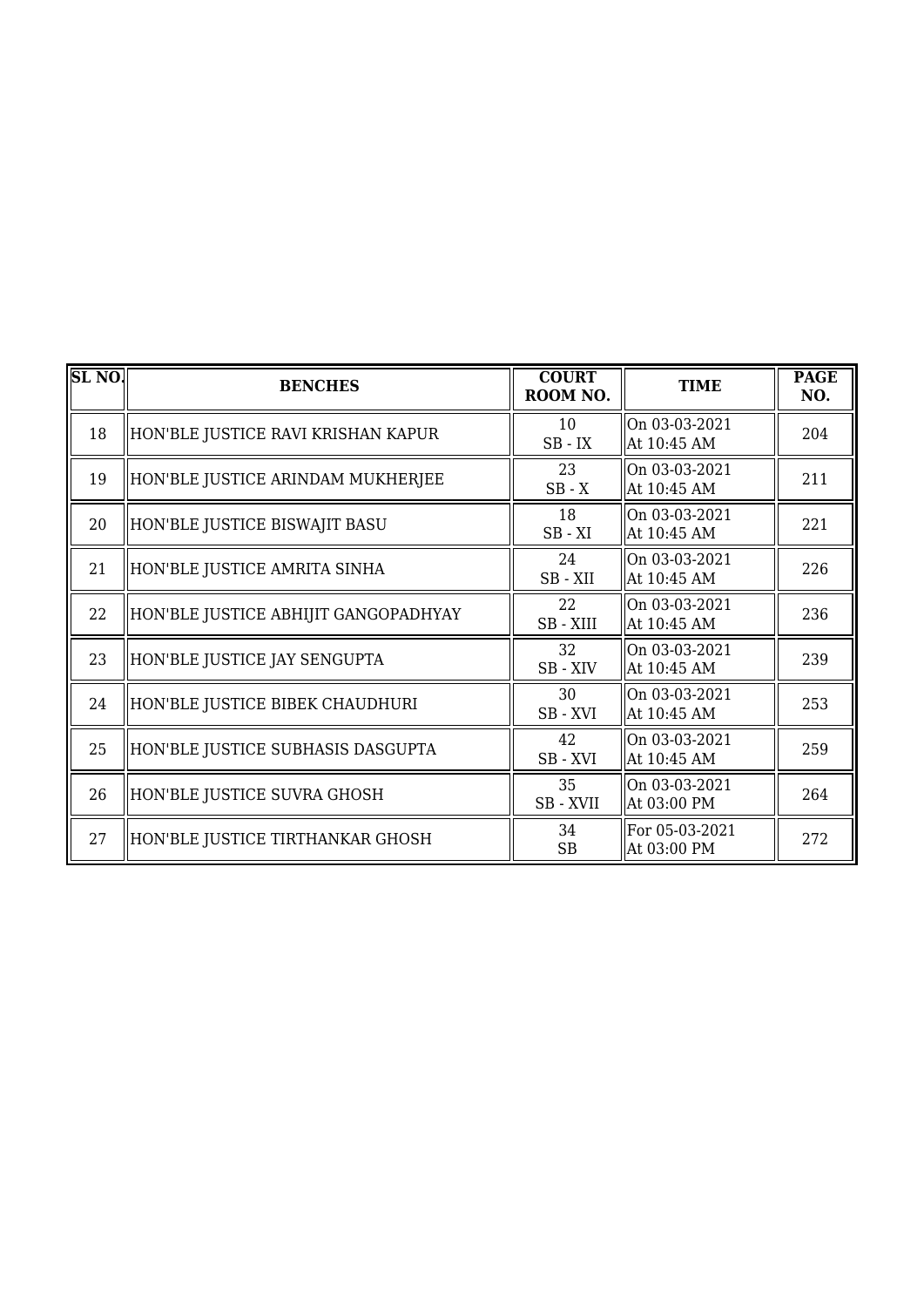| SL NO. | BENCHES | COURT ROOM NO. | TIME | PAGE NO. |
|---|---|---|---|---|
| 18 | HON'BLE JUSTICE RAVI KRISHAN KAPUR | 10<br>SB - IX | On 03-03-2021<br>At 10:45 AM | 204 |
| 19 | HON'BLE JUSTICE ARINDAM MUKHERJEE | 23<br>SB - X | On 03-03-2021<br>At 10:45 AM | 211 |
| 20 | HON'BLE JUSTICE BISWAJIT BASU | 18<br>SB - XI | On 03-03-2021<br>At 10:45 AM | 221 |
| 21 | HON'BLE JUSTICE AMRITA SINHA | 24<br>SB - XII | On 03-03-2021<br>At 10:45 AM | 226 |
| 22 | HON'BLE JUSTICE ABHIJIT GANGOPADHYAY | 22<br>SB - XIII | On 03-03-2021<br>At 10:45 AM | 236 |
| 23 | HON'BLE JUSTICE JAY SENGUPTA | 32<br>SB - XIV | On 03-03-2021<br>At 10:45 AM | 239 |
| 24 | HON'BLE JUSTICE BIBEK CHAUDHURI | 30<br>SB - XVI | On 03-03-2021<br>At 10:45 AM | 253 |
| 25 | HON'BLE JUSTICE SUBHASIS DASGUPTA | 42<br>SB - XVI | On 03-03-2021<br>At 10:45 AM | 259 |
| 26 | HON'BLE JUSTICE SUVRA GHOSH | 35<br>SB - XVII | On 03-03-2021<br>At 03:00 PM | 264 |
| 27 | HON'BLE JUSTICE TIRTHANKAR GHOSH | 34<br>SB | For 05-03-2021<br>At 03:00 PM | 272 |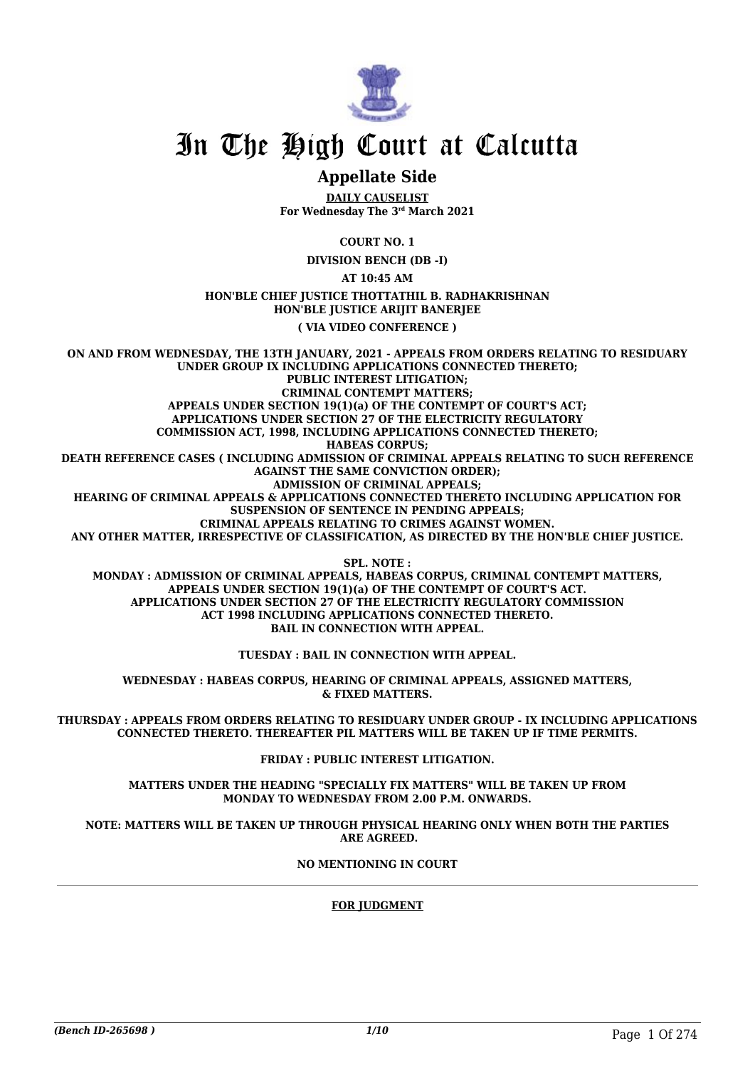# In The High Court at Calcutta

## Appellate Side

**DAILY CAUSELIST**
**For Wednesday The 3rd March 2021**

**COURT NO. 1**

**DIVISION BENCH (DB -I)**

**AT 10:45 AM**

**HON'BLE CHIEF JUSTICE THOTTATHIL B. RADHAKRISHNAN**
**HON'BLE JUSTICE ARIJIT BANERJEE**

**( VIA VIDEO CONFERENCE )**

**ON AND FROM WEDNESDAY, THE 13TH JANUARY, 2021 - APPEALS FROM ORDERS RELATING TO RESIDUARY UNDER GROUP IX INCLUDING APPLICATIONS CONNECTED THERETO;**
**PUBLIC INTEREST LITIGATION;**
**CRIMINAL CONTEMPT MATTERS;**
**APPEALS UNDER SECTION 19(1)(a) OF THE CONTEMPT OF COURT'S ACT;**
**APPLICATIONS UNDER SECTION 27 OF THE ELECTRICITY REGULATORY COMMISSION ACT, 1998, INCLUDING APPLICATIONS CONNECTED THERETO;**
**HABEAS CORPUS;**
**DEATH REFERENCE CASES ( INCLUDING ADMISSION OF CRIMINAL APPEALS RELATING TO SUCH REFERENCE AGAINST THE SAME CONVICTION ORDER);**
**ADMISSION OF CRIMINAL APPEALS;**
**HEARING OF CRIMINAL APPEALS & APPLICATIONS CONNECTED THERETO INCLUDING APPLICATION FOR SUSPENSION OF SENTENCE IN PENDING APPEALS;**
**CRIMINAL APPEALS RELATING TO CRIMES AGAINST WOMEN.**
**ANY OTHER MATTER, IRRESPECTIVE OF CLASSIFICATION, AS DIRECTED BY THE HON'BLE CHIEF JUSTICE.**

**SPL. NOTE :**
**MONDAY : ADMISSION OF CRIMINAL APPEALS, HABEAS CORPUS, CRIMINAL CONTEMPT MATTERS, APPEALS UNDER SECTION 19(1)(a) OF THE CONTEMPT OF COURT'S ACT. APPLICATIONS UNDER SECTION 27 OF THE ELECTRICITY REGULATORY COMMISSION ACT 1998 INCLUDING APPLICATIONS CONNECTED THERETO. BAIL IN CONNECTION WITH APPEAL.**

**TUESDAY : BAIL IN CONNECTION WITH APPEAL.**

**WEDNESDAY : HABEAS CORPUS, HEARING OF CRIMINAL APPEALS, ASSIGNED MATTERS, & FIXED MATTERS.**

**THURSDAY : APPEALS FROM ORDERS RELATING TO RESIDUARY UNDER GROUP - IX INCLUDING APPLICATIONS CONNECTED THERETO. THEREAFTER PIL MATTERS WILL BE TAKEN UP IF TIME PERMITS.**

**FRIDAY : PUBLIC INTEREST LITIGATION.**

**MATTERS UNDER THE HEADING "SPECIALLY FIX MATTERS" WILL BE TAKEN UP FROM MONDAY TO WEDNESDAY FROM 2.00 P.M. ONWARDS.**

**NOTE: MATTERS WILL BE TAKEN UP THROUGH PHYSICAL HEARING ONLY WHEN BOTH THE PARTIES ARE AGREED.**

**NO MENTIONING IN COURT**

---

**FOR JUDGMENT**

*(Bench ID-265698 )*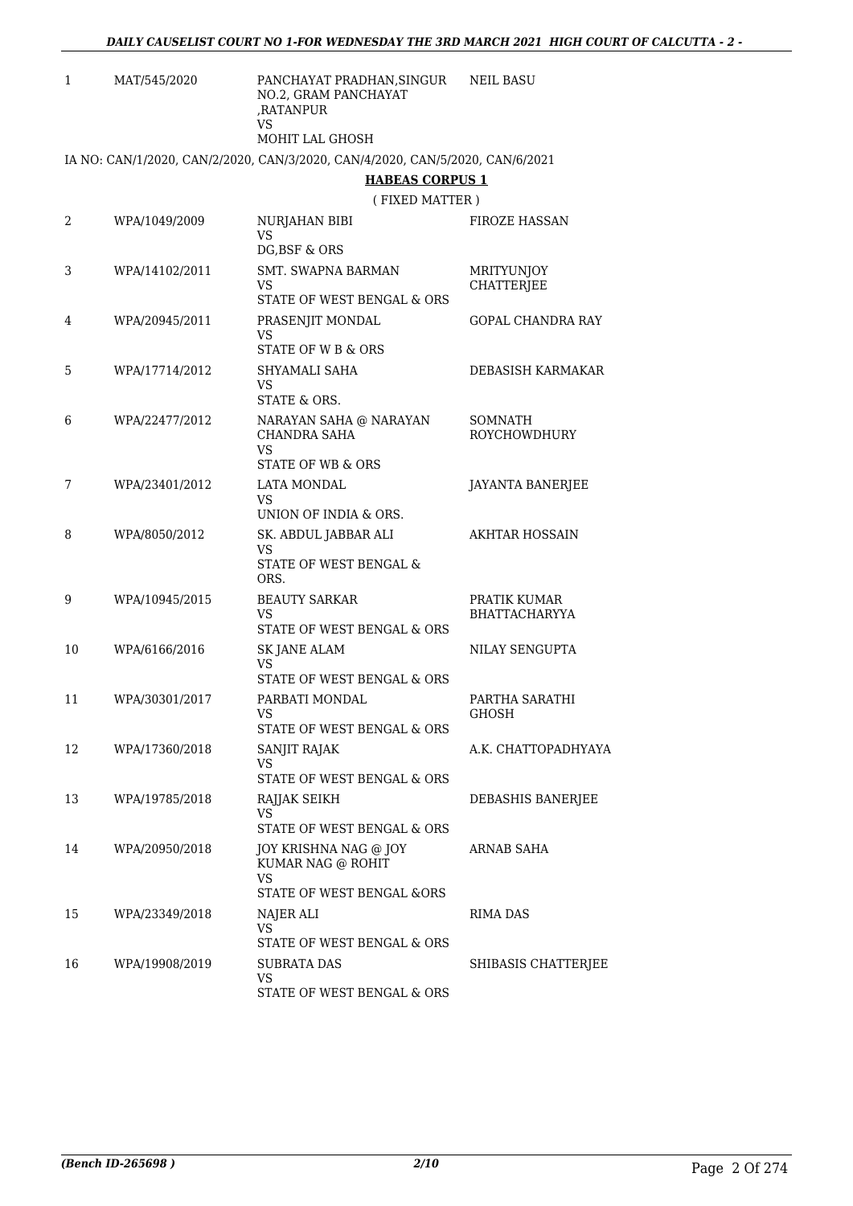| | | | |
|---|---|---|---|
| 1 | MAT/545/2020 | PANCHAYAT PRADHAN,SINGUR NO.2, GRAM PANCHAYAT ,RATANPUR<br>VS<br>MOHIT LAL GHOSH | NEIL BASU |

IA NO: CAN/1/2020, CAN/2/2020, CAN/3/2020, CAN/4/2020, CAN/5/2020, CAN/6/2021

## HABEAS CORPUS 1

( FIXED MATTER )

| | | | |
|---|---|---|---|
| 2 | WPA/1049/2009 | NURJAHAN BIBI<br>VS<br>DG,BSF & ORS | FIROZE HASSAN |
| 3 | WPA/14102/2011 | SMT. SWAPNA BARMAN<br>VS<br>STATE OF WEST BENGAL & ORS | MRITYUNJOY CHATTERJEE |
| 4 | WPA/20945/2011 | PRASENJIT MONDAL<br>VS<br>STATE OF W B & ORS | GOPAL CHANDRA RAY |
| 5 | WPA/17714/2012 | SHYAMALI SAHA<br>VS<br>STATE & ORS. | DEBASISH KARMAKAR |
| 6 | WPA/22477/2012 | NARAYAN SAHA @ NARAYAN CHANDRA SAHA<br>VS<br>STATE OF WB & ORS | SOMNATH ROYCHOWDHURY |
| 7 | WPA/23401/2012 | LATA MONDAL<br>VS<br>UNION OF INDIA & ORS. | JAYANTA BANERJEE |
| 8 | WPA/8050/2012 | SK. ABDUL JABBAR ALI<br>VS<br>STATE OF WEST BENGAL & ORS. | AKHTAR HOSSAIN |
| 9 | WPA/10945/2015 | BEAUTY SARKAR<br>VS<br>STATE OF WEST BENGAL & ORS | PRATIK KUMAR BHATTACHARYYA |
| 10 | WPA/6166/2016 | SK JANE ALAM<br>VS<br>STATE OF WEST BENGAL & ORS | NILAY SENGUPTA |
| 11 | WPA/30301/2017 | PARBATI MONDAL<br>VS<br>STATE OF WEST BENGAL & ORS | PARTHA SARATHI GHOSH |
| 12 | WPA/17360/2018 | SANJIT RAJAK<br>VS<br>STATE OF WEST BENGAL & ORS | A.K. CHATTOPADHYAYA |
| 13 | WPA/19785/2018 | RAJJAK SEIKH<br>VS<br>STATE OF WEST BENGAL & ORS | DEBASHIS BANERJEE |
| 14 | WPA/20950/2018 | JOY KRISHNA NAG @ JOY KUMAR NAG @ ROHIT<br>VS<br>STATE OF WEST BENGAL &ORS | ARNAB SAHA |
| 15 | WPA/23349/2018 | NAJER ALI<br>VS<br>STATE OF WEST BENGAL & ORS | RIMA DAS |
| 16 | WPA/19908/2019 | SUBRATA DAS<br>VS<br>STATE OF WEST BENGAL & ORS | SHIBASIS CHATTERJEE |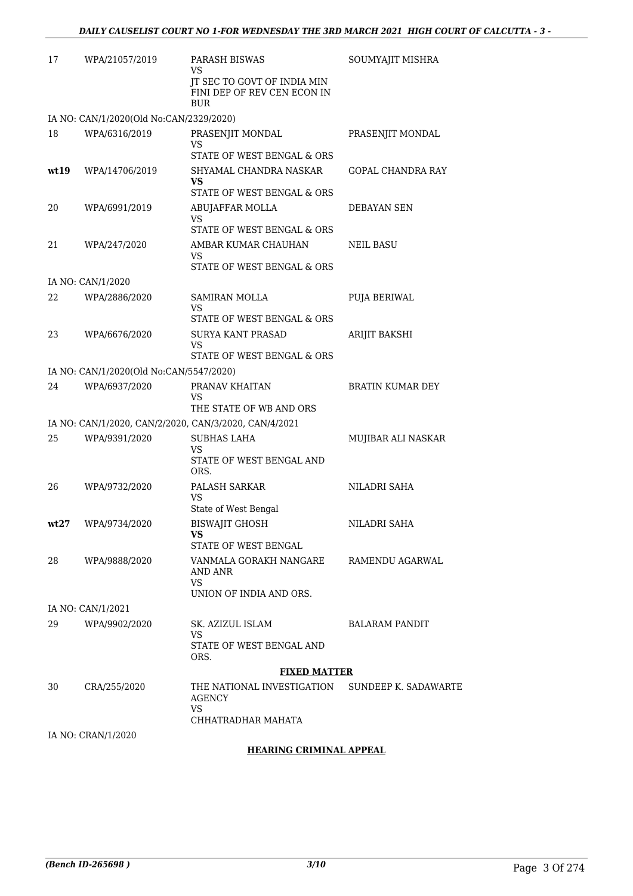| 17 | WPA/21057/2019 | PARASH BISWAS<br>VS<br>JT SEC TO GOVT OF INDIA MIN FINI DEP OF REV CEN ECON IN BUR | SOUMYAJIT MISHRA |
|---|---|---|---|
| | IA NO: CAN/1/2020(Old No:CAN/2329/2020) | | |
| 18 | WPA/6316/2019 | PRASENJIT MONDAL<br>VS<br>STATE OF WEST BENGAL & ORS | PRASENJIT MONDAL |
| **wt19** | WPA/14706/2019 | SHYAMAL CHANDRA NASKAR<br>**VS**<br>STATE OF WEST BENGAL & ORS | GOPAL CHANDRA RAY |
| 20 | WPA/6991/2019 | ABUJAFFAR MOLLA<br>VS<br>STATE OF WEST BENGAL & ORS | DEBAYAN SEN |
| 21 | WPA/247/2020 | AMBAR KUMAR CHAUHAN<br>VS<br>STATE OF WEST BENGAL & ORS | NEIL BASU |
| | IA NO: CAN/1/2020 | | |
| 22 | WPA/2886/2020 | SAMIRAN MOLLA<br>VS<br>STATE OF WEST BENGAL & ORS | PUJA BERIWAL |
| 23 | WPA/6676/2020 | SURYA KANT PRASAD<br>VS<br>STATE OF WEST BENGAL & ORS | ARIJIT BAKSHI |
| | IA NO: CAN/1/2020(Old No:CAN/5547/2020) | | |
| 24 | WPA/6937/2020 | PRANAV KHAITAN<br>VS<br>THE STATE OF WB AND ORS | BRATIN KUMAR DEY |
| | IA NO: CAN/1/2020, CAN/2/2020, CAN/3/2020, CAN/4/2021 | | |
| 25 | WPA/9391/2020 | SUBHAS LAHA<br>VS<br>STATE OF WEST BENGAL AND ORS. | MUJIBAR ALI NASKAR |
| 26 | WPA/9732/2020 | PALASH SARKAR<br>VS<br>State of West Bengal | NILADRI SAHA |
| **wt27** | WPA/9734/2020 | BISWAJIT GHOSH<br>**VS**<br>STATE OF WEST BENGAL | NILADRI SAHA |
| 28 | WPA/9888/2020 | VANMALA GORAKH NANGARE AND ANR<br>VS<br>UNION OF INDIA AND ORS. | RAMENDU AGARWAL |
| | IA NO: CAN/1/2021 | | |
| 29 | WPA/9902/2020 | SK. AZIZUL ISLAM<br>VS<br>STATE OF WEST BENGAL AND ORS. | BALARAM PANDIT |

**FIXED MATTER**

| 30 | CRA/255/2020 | THE NATIONAL INVESTIGATION AGENCY<br>VS<br>CHHATRADHAR MAHATA | SUNDEEP K. SADAWARTE |
|---|---|---|---|
| | IA NO: CRAN/1/2020 | | |

**HEARING CRIMINAL APPEAL**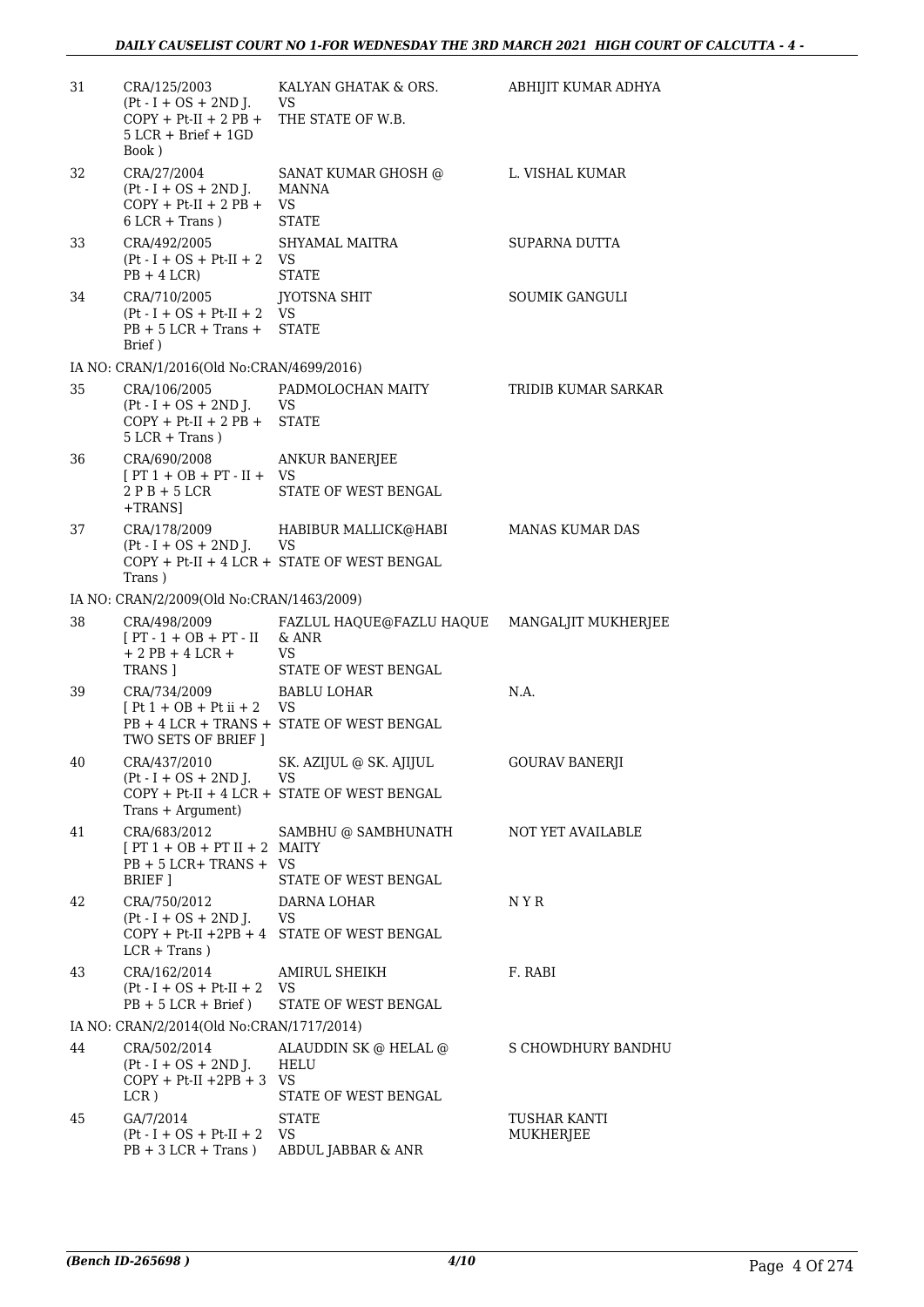| | | | |
|---|---|---|---|
| 31 | CRA/125/2003 (Pt - I + OS + 2ND J. COPY + Pt-II + 2 PB + 5 LCR + Brief + 1GD Book ) | KALYAN GHATAK & ORS. VS THE STATE OF W.B. | ABHIJIT KUMAR ADHYA |
| 32 | CRA/27/2004 (Pt - I + OS + 2ND J. COPY + Pt-II + 2 PB + 6 LCR + Trans ) | SANAT KUMAR GHOSH @ MANNA VS STATE | L. VISHAL KUMAR |
| 33 | CRA/492/2005 (Pt - I + OS + Pt-II + 2 PB + 4 LCR) | SHYAMAL MAITRA VS STATE | SUPARNA DUTTA |
| 34 | CRA/710/2005 (Pt - I + OS + Pt-II + 2 PB + 5 LCR + Trans + Brief ) | JYOTSNA SHIT VS STATE | SOUMIK GANGULI |
| | IA NO: CRAN/1/2016(Old No:CRAN/4699/2016) | | |
| 35 | CRA/106/2005 (Pt - I + OS + 2ND J. COPY + Pt-II + 2 PB + 5 LCR + Trans ) | PADMOLOCHAN MAITY VS STATE | TRIDIB KUMAR SARKAR |
| 36 | CRA/690/2008 [ PT 1 + OB + PT - II + 2 P B + 5 LCR +TRANS] | ANKUR BANERJEE VS STATE OF WEST BENGAL | |
| 37 | CRA/178/2009 (Pt - I + OS + 2ND J. COPY + Pt-II + 4 LCR + Trans ) | HABIBUR MALLICK@HABI VS STATE OF WEST BENGAL | MANAS KUMAR DAS |
| | IA NO: CRAN/2/2009(Old No:CRAN/1463/2009) | | |
| 38 | CRA/498/2009 [ PT - 1 + OB + PT - II + 2 PB + 4 LCR + TRANS ] | FAZLUL HAQUE@FAZLU HAQUE & ANR VS STATE OF WEST BENGAL | MANGALJIT MUKHERJEE |
| 39 | CRA/734/2009 [ Pt 1 + OB + Pt ii + 2 PB + 4 LCR + TRANS + TWO SETS OF BRIEF ] | BABLU LOHAR VS STATE OF WEST BENGAL | N.A. |
| 40 | CRA/437/2010 (Pt - I + OS + 2ND J. COPY + Pt-II + 4 LCR + Trans + Argument) | SK. AZIJUL @ SK. AJIJUL VS STATE OF WEST BENGAL | GOURAV BANERJI |
| 41 | CRA/683/2012 [ PT 1 + OB + PT II + 2 PB + 5 LCR+ TRANS + BRIEF ] | SAMBHU @ SAMBHUNATH MAITY VS STATE OF WEST BENGAL | NOT YET AVAILABLE |
| 42 | CRA/750/2012 (Pt - I + OS + 2ND J. COPY + Pt-II +2PB + 4 LCR + Trans ) | DARNA LOHAR VS STATE OF WEST BENGAL | N Y R |
| 43 | CRA/162/2014 (Pt - I + OS + Pt-II + 2 PB + 5 LCR + Brief ) | AMIRUL SHEIKH VS STATE OF WEST BENGAL | F. RABI |
| | IA NO: CRAN/2/2014(Old No:CRAN/1717/2014) | | |
| 44 | CRA/502/2014 (Pt - I + OS + 2ND J. COPY + Pt-II +2PB + 3 LCR ) | ALAUDDIN SK @ HELAL @ HELU VS STATE OF WEST BENGAL | S CHOWDHURY BANDHU |
| 45 | GA/7/2014 (Pt - I + OS + Pt-II + 2 PB + 3 LCR + Trans ) | STATE VS ABDUL JABBAR & ANR | TUSHAR KANTI MUKHERJEE |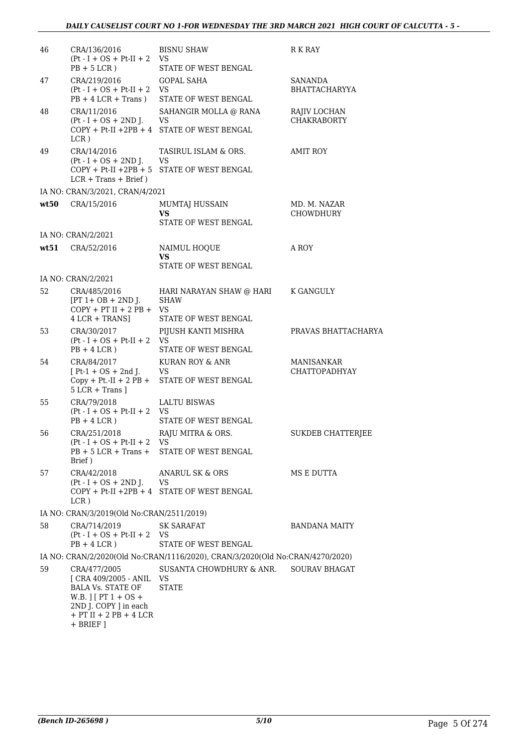| | | | |
|---|---|---|---|
| 46 | CRA/136/2016<br>(Pt - I + OS + Pt-II + 2 PB + 5 LCR ) | BISNU SHAW<br>VS<br>STATE OF WEST BENGAL | R K RAY |
| 47 | CRA/219/2016<br>(Pt - I + OS + Pt-II + 2 PB + 4 LCR + Trans ) | GOPAL SAHA<br>VS<br>STATE OF WEST BENGAL | SANANDA BHATTACHARYYA |
| 48 | CRA/11/2016<br>(Pt - I + OS + 2ND J. COPY + Pt-II +2PB + 4 LCR ) | SAHANGIR MOLLA @ RANA<br>VS<br>STATE OF WEST BENGAL | RAJIV LOCHAN CHAKRABORTY |
| 49 | CRA/14/2016<br>(Pt - I + OS + 2ND J. COPY + Pt-II +2PB + 5 LCR + Trans + Brief ) | TASIRUL ISLAM & ORS.<br>VS<br>STATE OF WEST BENGAL | AMIT ROY |
| | IA NO: CRAN/3/2021, CRAN/4/2021 | | |
| **wt50** | CRA/15/2016 | MUMTAJ HUSSAIN<br>**VS**<br>STATE OF WEST BENGAL | MD. M. NAZAR CHOWDHURY |
| | IA NO: CRAN/2/2021 | | |
| **wt51** | CRA/52/2016 | NAIMUL HOQUE<br>**VS**<br>STATE OF WEST BENGAL | A ROY |
| | IA NO: CRAN/2/2021 | | |
| 52 | CRA/485/2016<br>[PT 1+ OB + 2ND J. COPY + PT II + 2 PB + 4 LCR + TRANS] | HARI NARAYAN SHAW @ HARI SHAW<br>VS<br>STATE OF WEST BENGAL | K GANGULY |
| 53 | CRA/30/2017<br>(Pt - I + OS + Pt-II + 2 PB + 4 LCR ) | PIJUSH KANTI MISHRA<br>VS<br>STATE OF WEST BENGAL | PRAVAS BHATTACHARYA |
| 54 | CRA/84/2017<br>[ Pt-1 + OS + 2nd J. Copy + Pt.-II + 2 PB + 5 LCR + Trans ] | KURAN ROY & ANR<br>VS<br>STATE OF WEST BENGAL | MANISANKAR CHATTOPADHYAY |
| 55 | CRA/79/2018<br>(Pt - I + OS + Pt-II + 2 PB + 4 LCR ) | LALTU BISWAS<br>VS<br>STATE OF WEST BENGAL | |
| 56 | CRA/251/2018<br>(Pt - I + OS + Pt-II + 2 PB + 5 LCR + Trans + Brief ) | RAJU MITRA & ORS.<br>VS<br>STATE OF WEST BENGAL | SUKDEB CHATTERJEE |
| 57 | CRA/42/2018<br>(Pt - I + OS + 2ND J. COPY + Pt-II +2PB + 4 LCR ) | ANARUL SK & ORS<br>VS<br>STATE OF WEST BENGAL | MS E DUTTA |
| | IA NO: CRAN/3/2019(Old No:CRAN/2511/2019) | | |
| 58 | CRA/714/2019<br>(Pt - I + OS + Pt-II + 2 PB + 4 LCR ) | SK SARAFAT<br>VS<br>STATE OF WEST BENGAL | BANDANA MAITY |
| | IA NO: CRAN/2/2020(Old No:CRAN/1116/2020), CRAN/3/2020(Old No:CRAN/4270/2020) | | |
| 59 | CRA/477/2005<br>[ CRA 409/2005 - ANIL BALA Vs. STATE OF W.B. ] [ PT 1 + OS + 2ND J. COPY ] in each + PT II + 2 PB + 4 LCR + BRIEF ] | SUSANTA CHOWDHURY & ANR.<br>VS<br>STATE | SOURAV BHAGAT |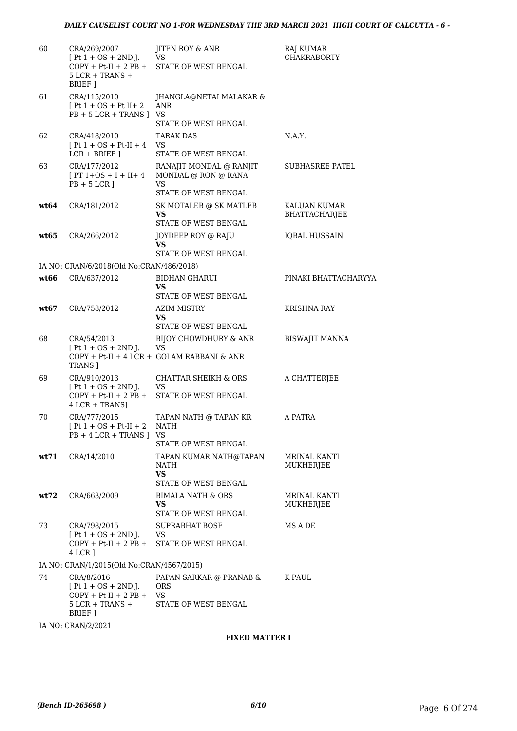| | | | |
|---|---|---|---|
| 60 | CRA/269/2007 [ Pt 1 + OS + 2ND J. COPY + Pt-II + 2 PB + 5 LCR + TRANS + BRIEF ] | JITEN ROY & ANR VS STATE OF WEST BENGAL | RAJ KUMAR CHAKRABORTY |
| 61 | CRA/115/2010 [ Pt 1 + OS + Pt II+ 2 PB + 5 LCR + TRANS ] | JHANGLA@NETAI MALAKAR & ANR VS STATE OF WEST BENGAL | |
| 62 | CRA/418/2010 [ Pt 1 + OS + Pt-II + 4 LCR + BRIEF ] | TARAK DAS VS STATE OF WEST BENGAL | N.A.Y. |
| 63 | CRA/177/2012 [ PT 1+OS + I + II+ 4 PB + 5 LCR ] | RANAJIT MONDAL @ RANJIT MONDAL @ RON @ RANA VS STATE OF WEST BENGAL | SUBHASREE PATEL |
| **wt64** | CRA/181/2012 | SK MOTALEB @ SK MATLEB **VS** STATE OF WEST BENGAL | KALUAN KUMAR BHATTACHARJEE |
| **wt65** | CRA/266/2012 | JOYDEEP ROY @ RAJU **VS** STATE OF WEST BENGAL | IQBAL HUSSAIN |
| | IA NO: CRAN/6/2018(Old No:CRAN/486/2018) | | |
| **wt66** | CRA/637/2012 | BIDHAN GHARUI **VS** STATE OF WEST BENGAL | PINAKI BHATTACHARYYA |
| **wt67** | CRA/758/2012 | AZIM MISTRY **VS** STATE OF WEST BENGAL | KRISHNA RAY |
| 68 | CRA/54/2013 [ Pt 1 + OS + 2ND J. COPY + Pt-II + 4 LCR + TRANS ] | BIJOY CHOWDHURY & ANR VS GOLAM RABBANI & ANR | BISWAJIT MANNA |
| 69 | CRA/910/2013 [ Pt 1 + OS + 2ND J. COPY + Pt-II + 2 PB + 4 LCR + TRANS] | CHATTAR SHEIKH & ORS VS STATE OF WEST BENGAL | A CHATTERJEE |
| 70 | CRA/777/2015 [ Pt 1 + OS + Pt-II + 2 PB + 4 LCR + TRANS ] | TAPAN NATH @ TAPAN KR NATH VS STATE OF WEST BENGAL | A PATRA |
| **wt71** | CRA/14/2010 | TAPAN KUMAR NATH@TAPAN NATH **VS** STATE OF WEST BENGAL | MRINAL KANTI MUKHERJEE |
| **wt72** | CRA/663/2009 | BIMALA NATH & ORS **VS** STATE OF WEST BENGAL | MRINAL KANTI MUKHERJEE |
| 73 | CRA/798/2015 [ Pt 1 + OS + 2ND J. COPY + Pt-II + 2 PB + 4 LCR ] | SUPRABHAT BOSE VS STATE OF WEST BENGAL | MS A DE |
| | IA NO: CRAN/1/2015(Old No:CRAN/4567/2015) | | |
| 74 | CRA/8/2016 [ Pt 1 + OS + 2ND J. COPY + Pt-II + 2 PB + 5 LCR + TRANS + BRIEF ] | PAPAN SARKAR @ PRANAB & ORS VS STATE OF WEST BENGAL | K PAUL |
| | IA NO: CRAN/2/2021 | | |

**FIXED MATTER I**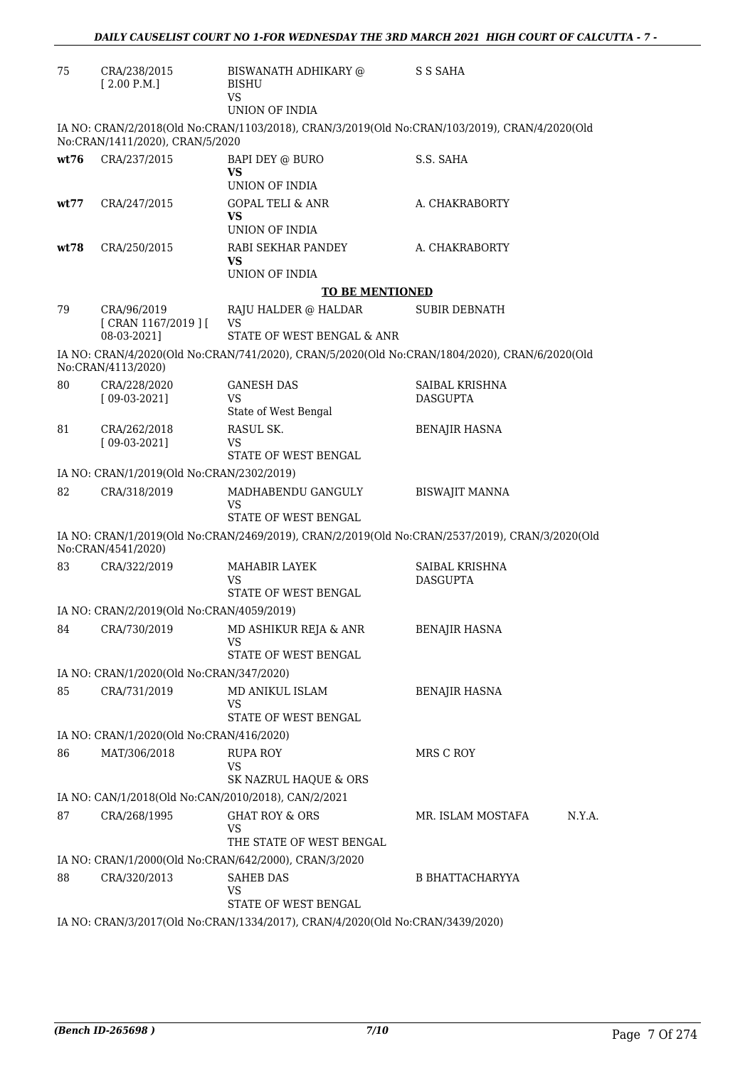| | | | | |
|---|---|---|---|---|
| 75 | CRA/238/2015 [ 2.00 P.M.] | BISWANATH ADHIKARY @ BISHU VS UNION OF INDIA | S S SAHA | |

IA NO: CRAN/2/2018(Old No:CRAN/1103/2018), CRAN/3/2019(Old No:CRAN/103/2019), CRAN/4/2020(Old No:CRAN/1411/2020), CRAN/5/2020

| | | | | |
|---|---|---|---|---|
| **wt76** | CRA/237/2015 | BAPI DEY @ BURO **VS** UNION OF INDIA | S.S. SAHA | |
| **wt77** | CRA/247/2015 | GOPAL TELI & ANR **VS** UNION OF INDIA | A. CHAKRABORTY | |
| **wt78** | CRA/250/2015 | RABI SEKHAR PANDEY **VS** UNION OF INDIA | A. CHAKRABORTY | |

**TO BE MENTIONED**

| | | | | |
|---|---|---|---|---|
| 79 | CRA/96/2019 [ CRAN 1167/2019 ] [ 08-03-2021] | RAJU HALDER @ HALDAR VS STATE OF WEST BENGAL & ANR | SUBIR DEBNATH | |

IA NO: CRAN/4/2020(Old No:CRAN/741/2020), CRAN/5/2020(Old No:CRAN/1804/2020), CRAN/6/2020(Old No:CRAN/4113/2020)

| | | | | |
|---|---|---|---|---|
| 80 | CRA/228/2020 [ 09-03-2021] | GANESH DAS VS State of West Bengal | SAIBAL KRISHNA DASGUPTA | |
| 81 | CRA/262/2018 [ 09-03-2021] | RASUL SK. VS STATE OF WEST BENGAL | BENAJIR HASNA | |

IA NO: CRAN/1/2019(Old No:CRAN/2302/2019)

| | | | | |
|---|---|---|---|---|
| 82 | CRA/318/2019 | MADHABENDU GANGULY VS STATE OF WEST BENGAL | BISWAJIT MANNA | |

IA NO: CRAN/1/2019(Old No:CRAN/2469/2019), CRAN/2/2019(Old No:CRAN/2537/2019), CRAN/3/2020(Old No:CRAN/4541/2020)

| | | | | |
|---|---|---|---|---|
| 83 | CRA/322/2019 | MAHABIR LAYEK VS STATE OF WEST BENGAL | SAIBAL KRISHNA DASGUPTA | |

IA NO: CRAN/2/2019(Old No:CRAN/4059/2019)

| | | | | |
|---|---|---|---|---|
| 84 | CRA/730/2019 | MD ASHIKUR REJA & ANR VS STATE OF WEST BENGAL | BENAJIR HASNA | |

IA NO: CRAN/1/2020(Old No:CRAN/347/2020)

| | | | | |
|---|---|---|---|---|
| 85 | CRA/731/2019 | MD ANIKUL ISLAM VS STATE OF WEST BENGAL | BENAJIR HASNA | |

IA NO: CRAN/1/2020(Old No:CRAN/416/2020)

| | | | | |
|---|---|---|---|---|
| 86 | MAT/306/2018 | RUPA ROY VS SK NAZRUL HAQUE & ORS | MRS C ROY | |

IA NO: CAN/1/2018(Old No:CAN/2010/2018), CAN/2/2021

| | | | | |
|---|---|---|---|---|
| 87 | CRA/268/1995 | GHAT ROY & ORS VS THE STATE OF WEST BENGAL | MR. ISLAM MOSTAFA | N.Y.A. |

IA NO: CRAN/1/2000(Old No:CRAN/642/2000), CRAN/3/2020

| | | | | |
|---|---|---|---|---|
| 88 | CRA/320/2013 | SAHEB DAS VS STATE OF WEST BENGAL | B BHATTACHARYYA | |

IA NO: CRAN/3/2017(Old No:CRAN/1334/2017), CRAN/4/2020(Old No:CRAN/3439/2020)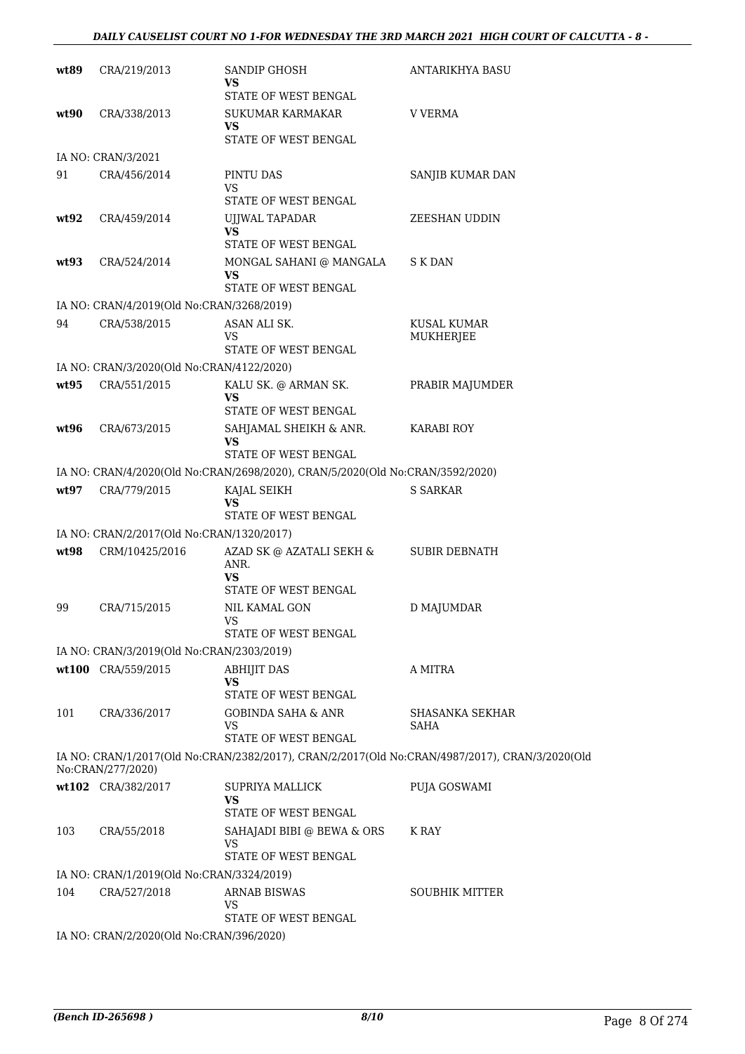| | | | |
|---|---|---|---|
| **wt89** | CRA/219/2013 | SANDIP GHOSH<br>**VS**<br>STATE OF WEST BENGAL | ANTARIKHYA BASU |
| **wt90** | CRA/338/2013 | SUKUMAR KARMAKAR<br>**VS**<br>STATE OF WEST BENGAL | V VERMA |
| IA NO: CRAN/3/2021 | | | |
| 91 | CRA/456/2014 | PINTU DAS<br>VS<br>STATE OF WEST BENGAL | SANJIB KUMAR DAN |
| **wt92** | CRA/459/2014 | UJJWAL TAPADAR<br>**VS**<br>STATE OF WEST BENGAL | ZEESHAN UDDIN |
| **wt93** | CRA/524/2014 | MONGAL SAHANI @ MANGALA<br>**VS**<br>STATE OF WEST BENGAL | S K DAN |
| IA NO: CRAN/4/2019(Old No:CRAN/3268/2019) | | | |
| 94 | CRA/538/2015 | ASAN ALI SK.<br>VS<br>STATE OF WEST BENGAL | KUSAL KUMAR MUKHERJEE |
| IA NO: CRAN/3/2020(Old No:CRAN/4122/2020) | | | |
| **wt95** | CRA/551/2015 | KALU SK. @ ARMAN SK.<br>**VS**<br>STATE OF WEST BENGAL | PRABIR MAJUMDER |
| **wt96** | CRA/673/2015 | SAHJAMAL SHEIKH & ANR.<br>**VS**<br>STATE OF WEST BENGAL | KARABI ROY |
| IA NO: CRAN/4/2020(Old No:CRAN/2698/2020), CRAN/5/2020(Old No:CRAN/3592/2020) | | | |
| **wt97** | CRA/779/2015 | KAJAL SEIKH<br>**VS**<br>STATE OF WEST BENGAL | S SARKAR |
| IA NO: CRAN/2/2017(Old No:CRAN/1320/2017) | | | |
| **wt98** | CRM/10425/2016 | AZAD SK @ AZATALI SEKH & ANR.<br>**VS**<br>STATE OF WEST BENGAL | SUBIR DEBNATH |
| 99 | CRA/715/2015 | NIL KAMAL GON<br>VS<br>STATE OF WEST BENGAL | D MAJUMDAR |
| IA NO: CRAN/3/2019(Old No:CRAN/2303/2019) | | | |
| **wt100** | CRA/559/2015 | ABHIJIT DAS<br>**VS**<br>STATE OF WEST BENGAL | A MITRA |
| 101 | CRA/336/2017 | GOBINDA SAHA & ANR<br>VS<br>STATE OF WEST BENGAL | SHASANKA SEKHAR SAHA |
| IA NO: CRAN/1/2017(Old No:CRAN/2382/2017), CRAN/2/2017(Old No:CRAN/4987/2017), CRAN/3/2020(Old No:CRAN/277/2020) | | | |
| **wt102** | CRA/382/2017 | SUPRIYA MALLICK<br>**VS**<br>STATE OF WEST BENGAL | PUJA GOSWAMI |
| 103 | CRA/55/2018 | SAHAJADI BIBI @ BEWA & ORS<br>VS<br>STATE OF WEST BENGAL | K RAY |
| IA NO: CRAN/1/2019(Old No:CRAN/3324/2019) | | | |
| 104 | CRA/527/2018 | ARNAB BISWAS<br>VS<br>STATE OF WEST BENGAL | SOUBHIK MITTER |
| IA NO: CRAN/2/2020(Old No:CRAN/396/2020) | | | |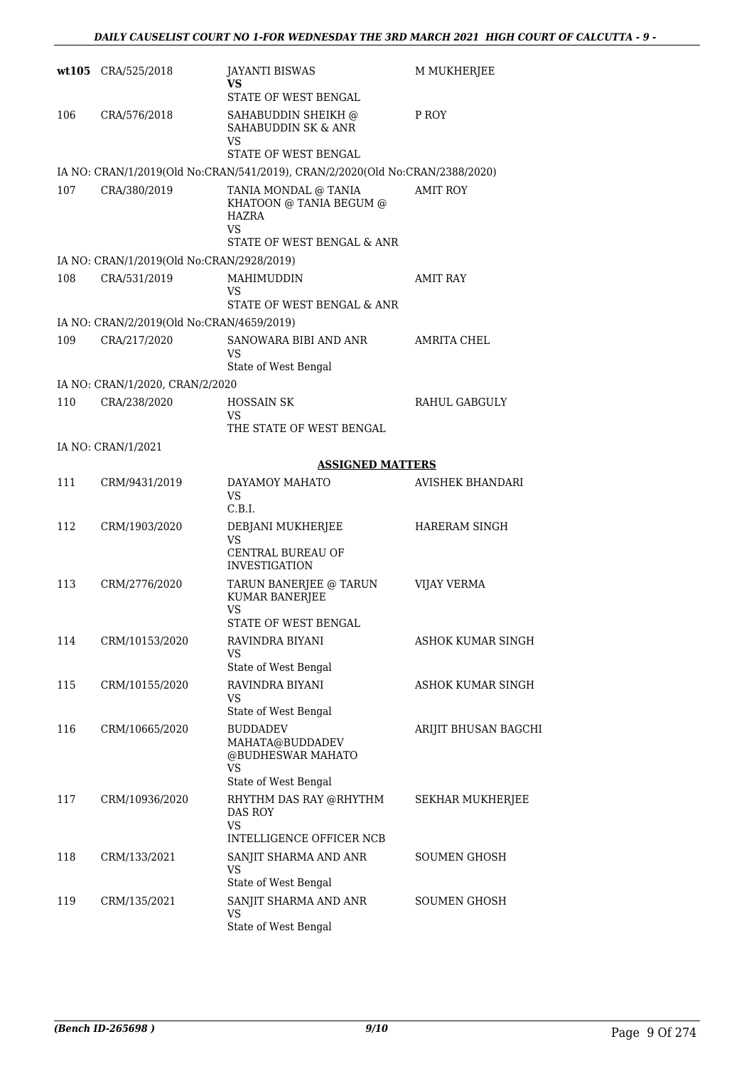| | | | |
|---|---|---|---|
| **wt105** | CRA/525/2018 | JAYANTI BISWAS<br>**VS**<br>STATE OF WEST BENGAL | M MUKHERJEE |
| 106 | CRA/576/2018 | SAHABUDDIN SHEIKH @ SAHABUDDIN SK & ANR<br>VS<br>STATE OF WEST BENGAL | P ROY |
| | IA NO: CRAN/1/2019(Old No:CRAN/541/2019), CRAN/2/2020(Old No:CRAN/2388/2020) | | |
| 107 | CRA/380/2019 | TANIA MONDAL @ TANIA KHATOON @ TANIA BEGUM @ HAZRA<br>VS<br>STATE OF WEST BENGAL & ANR | AMIT ROY |
| | IA NO: CRAN/1/2019(Old No:CRAN/2928/2019) | | |
| 108 | CRA/531/2019 | MAHIMUDDIN<br>VS<br>STATE OF WEST BENGAL & ANR | AMIT RAY |
| | IA NO: CRAN/2/2019(Old No:CRAN/4659/2019) | | |
| 109 | CRA/217/2020 | SANOWARA BIBI AND ANR<br>VS<br>State of West Bengal | AMRITA CHEL |
| | IA NO: CRAN/1/2020, CRAN/2/2020 | | |
| 110 | CRA/238/2020 | HOSSAIN SK<br>VS<br>THE STATE OF WEST BENGAL | RAHUL GABGULY |
| | IA NO: CRAN/1/2021 | | |

## ASSIGNED MATTERS

| | | | |
|---|---|---|---|
| 111 | CRM/9431/2019 | DAYAMOY MAHATO<br>VS<br>C.B.I. | AVISHEK BHANDARI |
| 112 | CRM/1903/2020 | DEBJANI MUKHERJEE<br>VS<br>CENTRAL BUREAU OF INVESTIGATION | HARERAM SINGH |
| 113 | CRM/2776/2020 | TARUN BANERJEE @ TARUN KUMAR BANERJEE<br>VS<br>STATE OF WEST BENGAL | VIJAY VERMA |
| 114 | CRM/10153/2020 | RAVINDRA BIYANI<br>VS<br>State of West Bengal | ASHOK KUMAR SINGH |
| 115 | CRM/10155/2020 | RAVINDRA BIYANI<br>VS<br>State of West Bengal | ASHOK KUMAR SINGH |
| 116 | CRM/10665/2020 | BUDDADEV MAHATA@BUDDADEV @BUDHESWAR MAHATO<br>VS<br>State of West Bengal | ARIJIT BHUSAN BAGCHI |
| 117 | CRM/10936/2020 | RHYTHM DAS RAY @RHYTHM DAS ROY<br>VS<br>INTELLIGENCE OFFICER NCB | SEKHAR MUKHERJEE |
| 118 | CRM/133/2021 | SANJIT SHARMA AND ANR<br>VS<br>State of West Bengal | SOUMEN GHOSH |
| 119 | CRM/135/2021 | SANJIT SHARMA AND ANR<br>VS<br>State of West Bengal | SOUMEN GHOSH |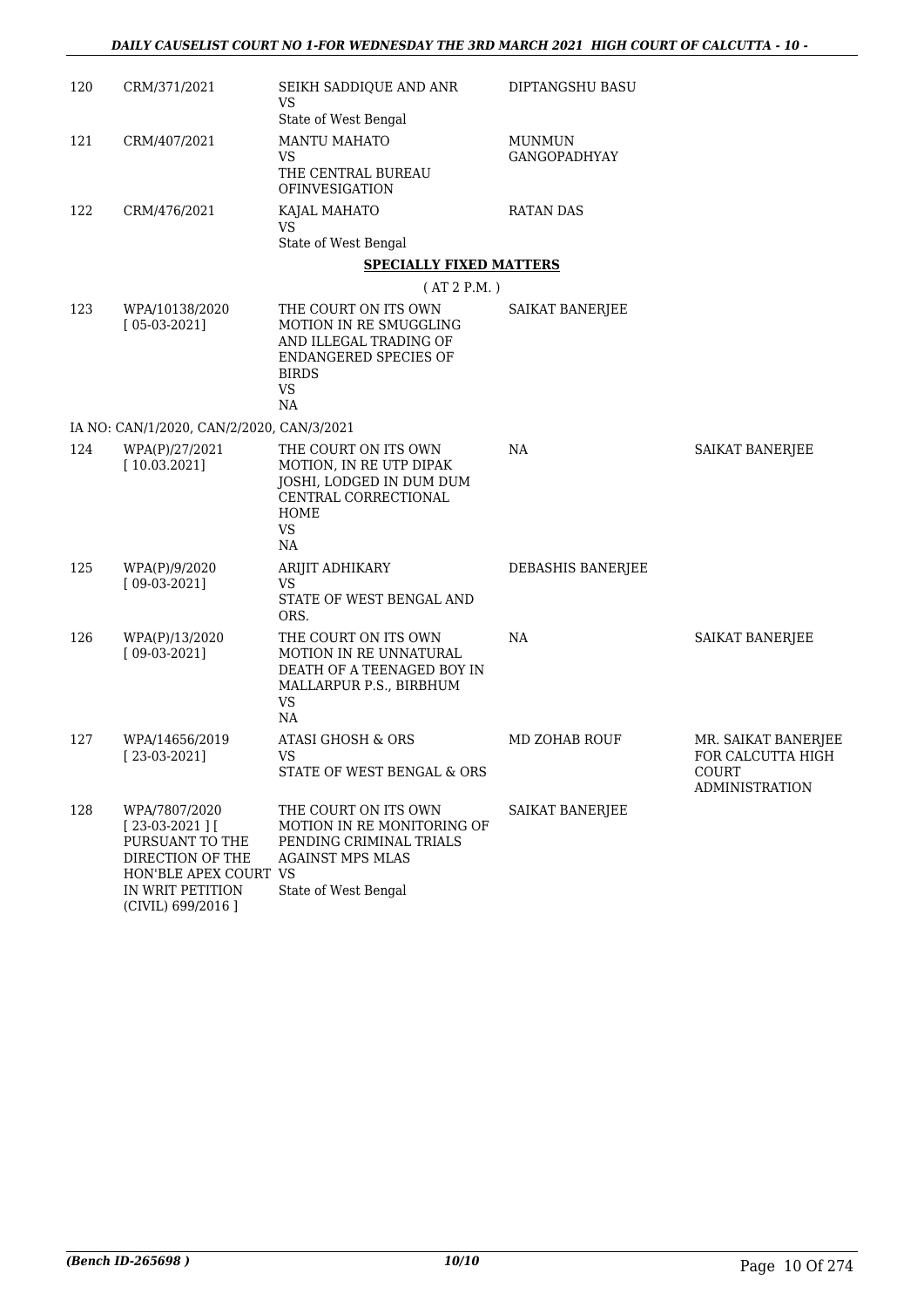| | | | | |
|---|---|---|---|---|
| 120 | CRM/371/2021 | SEIKH SADDIQUE AND ANR<br>VS<br>State of West Bengal | DIPTANGSHU BASU | |
| 121 | CRM/407/2021 | MANTU MAHATO<br>VS<br>THE CENTRAL BUREAU OFINVESIGATION | MUNMUN GANGOPADHYAY | |
| 122 | CRM/476/2021 | KAJAL MAHATO<br>VS<br>State of West Bengal | RATAN DAS | |

**SPECIALLY FIXED MATTERS**

( AT 2 P.M. )

| | | | | |
|---|---|---|---|---|
| 123 | WPA/10138/2020<br>[ 05-03-2021] | THE COURT ON ITS OWN MOTION IN RE SMUGGLING AND ILLEGAL TRADING OF ENDANGERED SPECIES OF BIRDS<br>VS<br>NA | SAIKAT BANERJEE | |
| | IA NO: CAN/1/2020, CAN/2/2020, CAN/3/2021 | | | |
| 124 | WPA(P)/27/2021<br>[ 10.03.2021] | THE COURT ON ITS OWN MOTION, IN RE UTP DIPAK JOSHI, LODGED IN DUM DUM CENTRAL CORRECTIONAL HOME<br>VS<br>NA | NA | SAIKAT BANERJEE |
| 125 | WPA(P)/9/2020<br>[ 09-03-2021] | ARIJIT ADHIKARY<br>VS<br>STATE OF WEST BENGAL AND ORS. | DEBASHIS BANERJEE | |
| 126 | WPA(P)/13/2020<br>[ 09-03-2021] | THE COURT ON ITS OWN MOTION IN RE UNNATURAL DEATH OF A TEENAGED BOY IN MALLARPUR P.S., BIRBHUM<br>VS<br>NA | NA | SAIKAT BANERJEE |
| 127 | WPA/14656/2019<br>[ 23-03-2021] | ATASI GHOSH & ORS<br>VS<br>STATE OF WEST BENGAL & ORS | MD ZOHAB ROUF | MR. SAIKAT BANERJEE FOR CALCUTTA HIGH COURT ADMINISTRATION |
| 128 | WPA/7807/2020<br>[ 23-03-2021 ] [ PURSUANT TO THE DIRECTION OF THE HON'BLE APEX COURT IN WRIT PETITION (CIVIL) 699/2016 ] | THE COURT ON ITS OWN MOTION IN RE MONITORING OF PENDING CRIMINAL TRIALS AGAINST MPS MLAS<br>VS<br>State of West Bengal | SAIKAT BANERJEE | |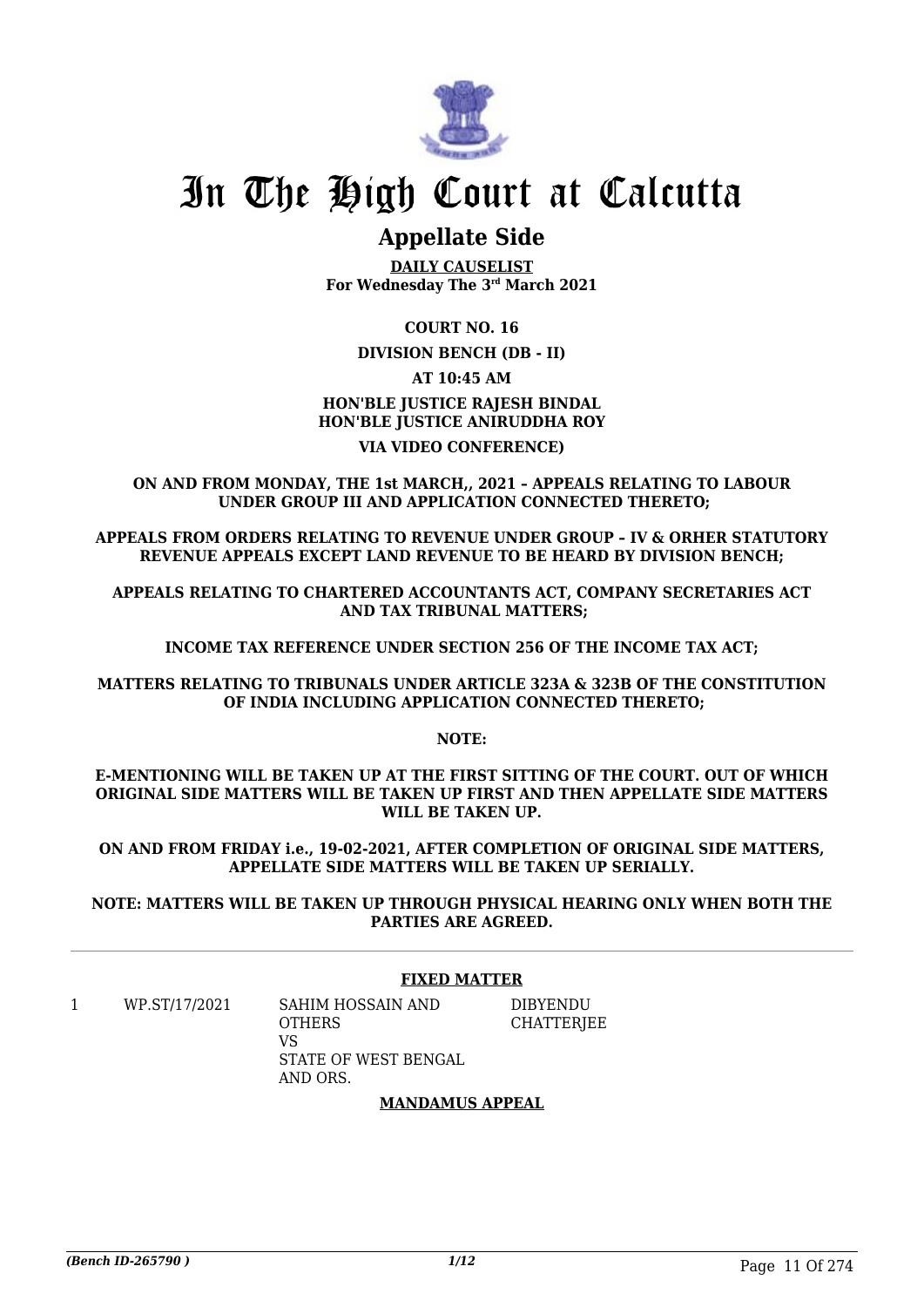# In The High Court at Calcutta

## Appellate Side

**DAILY CAUSELIST**
**For Wednesday The 3rd March 2021**

**COURT NO. 16**

**DIVISION BENCH (DB - II)**

**AT 10:45 AM**

**HON'BLE JUSTICE RAJESH BINDAL**
**HON'BLE JUSTICE ANIRUDDHA ROY**

**VIA VIDEO CONFERENCE)**

**ON AND FROM MONDAY, THE 1st MARCH,, 2021 – APPEALS RELATING TO LABOUR UNDER GROUP III AND APPLICATION CONNECTED THERETO;**

**APPEALS FROM ORDERS RELATING TO REVENUE UNDER GROUP – IV & ORHER STATUTORY REVENUE APPEALS EXCEPT LAND REVENUE TO BE HEARD BY DIVISION BENCH;**

**APPEALS RELATING TO CHARTERED ACCOUNTANTS ACT, COMPANY SECRETARIES ACT AND TAX TRIBUNAL MATTERS;**

**INCOME TAX REFERENCE UNDER SECTION 256 OF THE INCOME TAX ACT;**

**MATTERS RELATING TO TRIBUNALS UNDER ARTICLE 323A & 323B OF THE CONSTITUTION OF INDIA INCLUDING APPLICATION CONNECTED THERETO;**

**NOTE:**

**E-MENTIONING WILL BE TAKEN UP AT THE FIRST SITTING OF THE COURT. OUT OF WHICH ORIGINAL SIDE MATTERS WILL BE TAKEN UP FIRST AND THEN APPELLATE SIDE MATTERS WILL BE TAKEN UP.**

**ON AND FROM FRIDAY i.e., 19-02-2021, AFTER COMPLETION OF ORIGINAL SIDE MATTERS, APPELLATE SIDE MATTERS WILL BE TAKEN UP SERIALLY.**

**NOTE: MATTERS WILL BE TAKEN UP THROUGH PHYSICAL HEARING ONLY WHEN BOTH THE PARTIES ARE AGREED.**

**FIXED MATTER**

| | | | |
|---|---|---|---|
| 1 | WP.ST/17/2021 | SAHIM HOSSAIN AND OTHERS VS STATE OF WEST BENGAL AND ORS. | DIBYENDU CHATTERJEE |

**MANDAMUS APPEAL**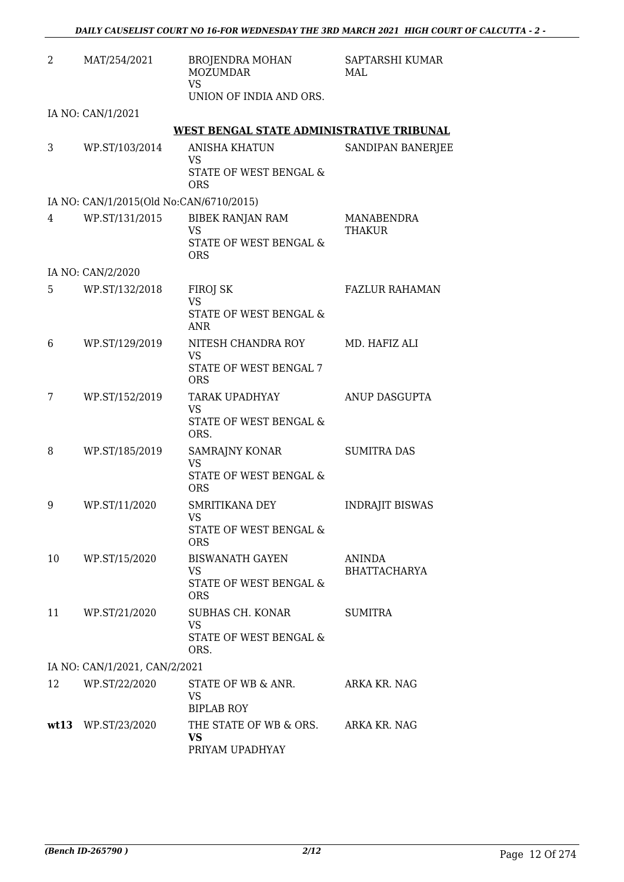| | | | |
|---|---|---|---|
| 2 | MAT/254/2021 | BROJENDRA MOHAN MOZUMDAR<br>VS<br>UNION OF INDIA AND ORS. | SAPTARSHI KUMAR MAL |

IA NO: CAN/1/2021

**WEST BENGAL STATE ADMINISTRATIVE TRIBUNAL**

| | | | |
|---|---|---|---|
| 3 | WP.ST/103/2014 | ANISHA KHATUN<br>VS<br>STATE OF WEST BENGAL & ORS | SANDIPAN BANERJEE |

IA NO: CAN/1/2015(Old No:CAN/6710/2015)

| | | | |
|---|---|---|---|
| 4 | WP.ST/131/2015 | BIBEK RANJAN RAM<br>VS<br>STATE OF WEST BENGAL & ORS | MANABENDRA THAKUR |

IA NO: CAN/2/2020

| | | | |
|---|---|---|---|
| 5 | WP.ST/132/2018 | FIROJ SK<br>VS<br>STATE OF WEST BENGAL & ANR | FAZLUR RAHAMAN |
| 6 | WP.ST/129/2019 | NITESH CHANDRA ROY<br>VS<br>STATE OF WEST BENGAL 7 ORS | MD. HAFIZ ALI |
| 7 | WP.ST/152/2019 | TARAK UPADHYAY<br>VS<br>STATE OF WEST BENGAL & ORS. | ANUP DASGUPTA |
| 8 | WP.ST/185/2019 | SAMRAJNY KONAR<br>VS<br>STATE OF WEST BENGAL & ORS | SUMITRA DAS |
| 9 | WP.ST/11/2020 | SMRITIKANA DEY<br>VS<br>STATE OF WEST BENGAL & ORS | INDRAJIT BISWAS |
| 10 | WP.ST/15/2020 | BISWANATH GAYEN<br>VS<br>STATE OF WEST BENGAL & ORS | ANINDA BHATTACHARYA |
| 11 | WP.ST/21/2020 | SUBHAS CH. KONAR<br>VS<br>STATE OF WEST BENGAL & ORS. | SUMITRA |

IA NO: CAN/1/2021, CAN/2/2021

| | | | |
|---|---|---|---|
| 12 | WP.ST/22/2020 | STATE OF WB & ANR.<br>VS<br>BIPLAB ROY | ARKA KR. NAG |
| **wt13** | WP.ST/23/2020 | THE STATE OF WB & ORS.<br>**VS**<br>PRIYAM UPADHYAY | ARKA KR. NAG |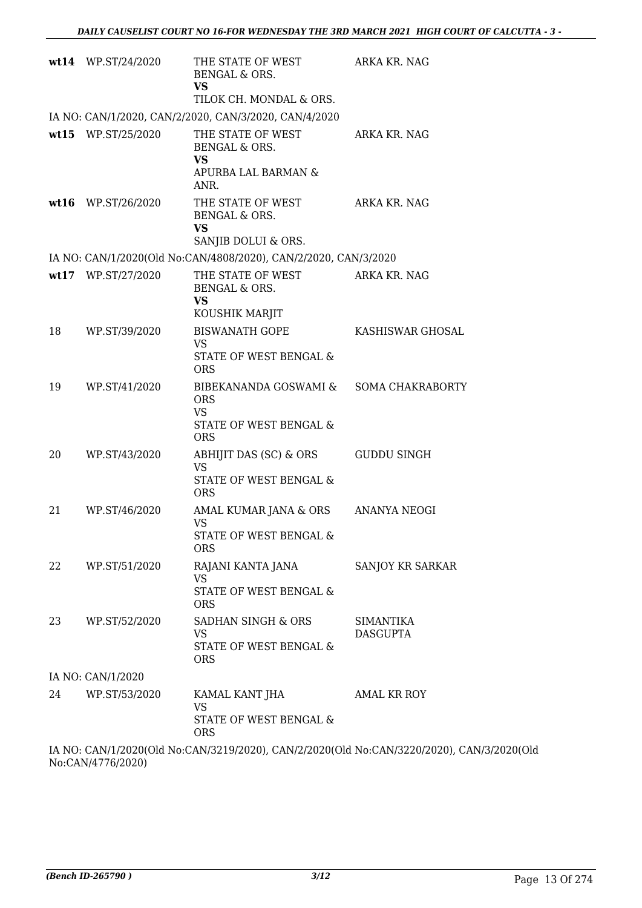| | | | |
|---|---|---|---|
| **wt14** | WP.ST/24/2020 | THE STATE OF WEST BENGAL & ORS.<br>**VS**<br>TILOK CH. MONDAL & ORS. | ARKA KR. NAG |

IA NO: CAN/1/2020, CAN/2/2020, CAN/3/2020, CAN/4/2020

| | | | |
|---|---|---|---|
| **wt15** | WP.ST/25/2020 | THE STATE OF WEST BENGAL & ORS.<br>**VS**<br>APURBA LAL BARMAN & ANR. | ARKA KR. NAG |
| **wt16** | WP.ST/26/2020 | THE STATE OF WEST BENGAL & ORS.<br>**VS**<br>SANJIB DOLUI & ORS. | ARKA KR. NAG |

IA NO: CAN/1/2020(Old No:CAN/4808/2020), CAN/2/2020, CAN/3/2020

| | | | |
|---|---|---|---|
| **wt17** | WP.ST/27/2020 | THE STATE OF WEST BENGAL & ORS.<br>**VS**<br>KOUSHIK MARJIT | ARKA KR. NAG |
| 18 | WP.ST/39/2020 | BISWANATH GOPE<br>VS<br>STATE OF WEST BENGAL & ORS | KASHISWAR GHOSAL |
| 19 | WP.ST/41/2020 | BIBEKANANDA GOSWAMI & ORS<br>VS<br>STATE OF WEST BENGAL & ORS | SOMA CHAKRABORTY |
| 20 | WP.ST/43/2020 | ABHIJIT DAS (SC) & ORS<br>VS<br>STATE OF WEST BENGAL & ORS | GUDDU SINGH |
| 21 | WP.ST/46/2020 | AMAL KUMAR JANA & ORS<br>VS<br>STATE OF WEST BENGAL & ORS | ANANYA NEOGI |
| 22 | WP.ST/51/2020 | RAJANI KANTA JANA<br>VS<br>STATE OF WEST BENGAL & ORS | SANJOY KR SARKAR |
| 23 | WP.ST/52/2020 | SADHAN SINGH & ORS<br>VS<br>STATE OF WEST BENGAL & ORS | SIMANTIKA DASGUPTA |

IA NO: CAN/1/2020

| | | | |
|---|---|---|---|
| 24 | WP.ST/53/2020 | KAMAL KANT JHA<br>VS<br>STATE OF WEST BENGAL & ORS | AMAL KR ROY |

IA NO: CAN/1/2020(Old No:CAN/3219/2020), CAN/2/2020(Old No:CAN/3220/2020), CAN/3/2020(Old No:CAN/4776/2020)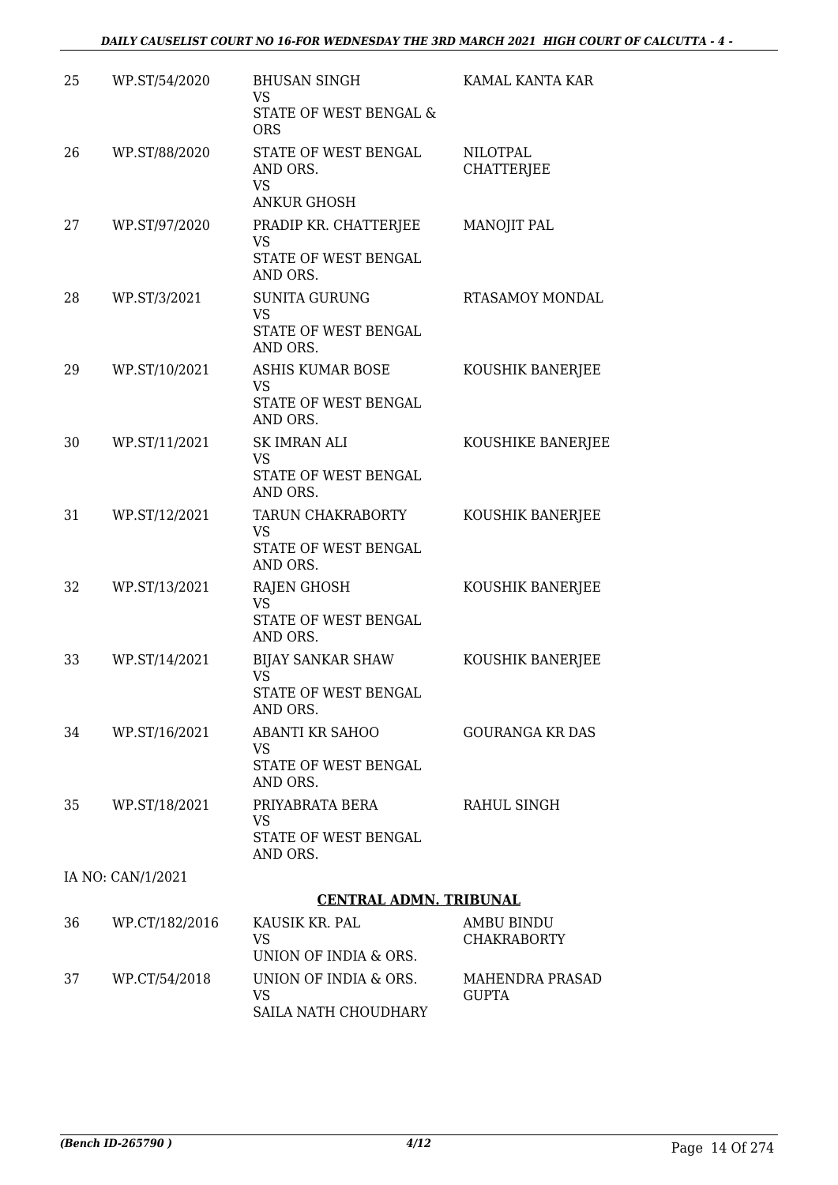| 25 | WP.ST/54/2020 | BHUSAN SINGH<br>VS<br>STATE OF WEST BENGAL & ORS | KAMAL KANTA KAR |
|---|---|---|---|
| 26 | WP.ST/88/2020 | STATE OF WEST BENGAL AND ORS.<br>VS<br>ANKUR GHOSH | NILOTPAL CHATTERJEE |
| 27 | WP.ST/97/2020 | PRADIP KR. CHATTERJEE<br>VS<br>STATE OF WEST BENGAL AND ORS. | MANOJIT PAL |
| 28 | WP.ST/3/2021 | SUNITA GURUNG<br>VS<br>STATE OF WEST BENGAL AND ORS. | RTASAMOY MONDAL |
| 29 | WP.ST/10/2021 | ASHIS KUMAR BOSE<br>VS<br>STATE OF WEST BENGAL AND ORS. | KOUSHIK BANERJEE |
| 30 | WP.ST/11/2021 | SK IMRAN ALI<br>VS<br>STATE OF WEST BENGAL AND ORS. | KOUSHIKE BANERJEE |
| 31 | WP.ST/12/2021 | TARUN CHAKRABORTY<br>VS<br>STATE OF WEST BENGAL AND ORS. | KOUSHIK BANERJEE |
| 32 | WP.ST/13/2021 | RAJEN GHOSH<br>VS<br>STATE OF WEST BENGAL AND ORS. | KOUSHIK BANERJEE |
| 33 | WP.ST/14/2021 | BIJAY SANKAR SHAW<br>VS<br>STATE OF WEST BENGAL AND ORS. | KOUSHIK BANERJEE |
| 34 | WP.ST/16/2021 | ABANTI KR SAHOO<br>VS<br>STATE OF WEST BENGAL AND ORS. | GOURANGA KR DAS |
| 35 | WP.ST/18/2021 | PRIYABRATA BERA<br>VS<br>STATE OF WEST BENGAL AND ORS. | RAHUL SINGH |

IA NO: CAN/1/2021

## CENTRAL ADMN. TRIBUNAL

| 36 | WP.CT/182/2016 | KAUSIK KR. PAL<br>VS<br>UNION OF INDIA & ORS. | AMBU BINDU CHAKRABORTY |
|---|---|---|---|
| 37 | WP.CT/54/2018 | UNION OF INDIA & ORS.<br>VS<br>SAILA NATH CHOUDHARY | MAHENDRA PRASAD GUPTA |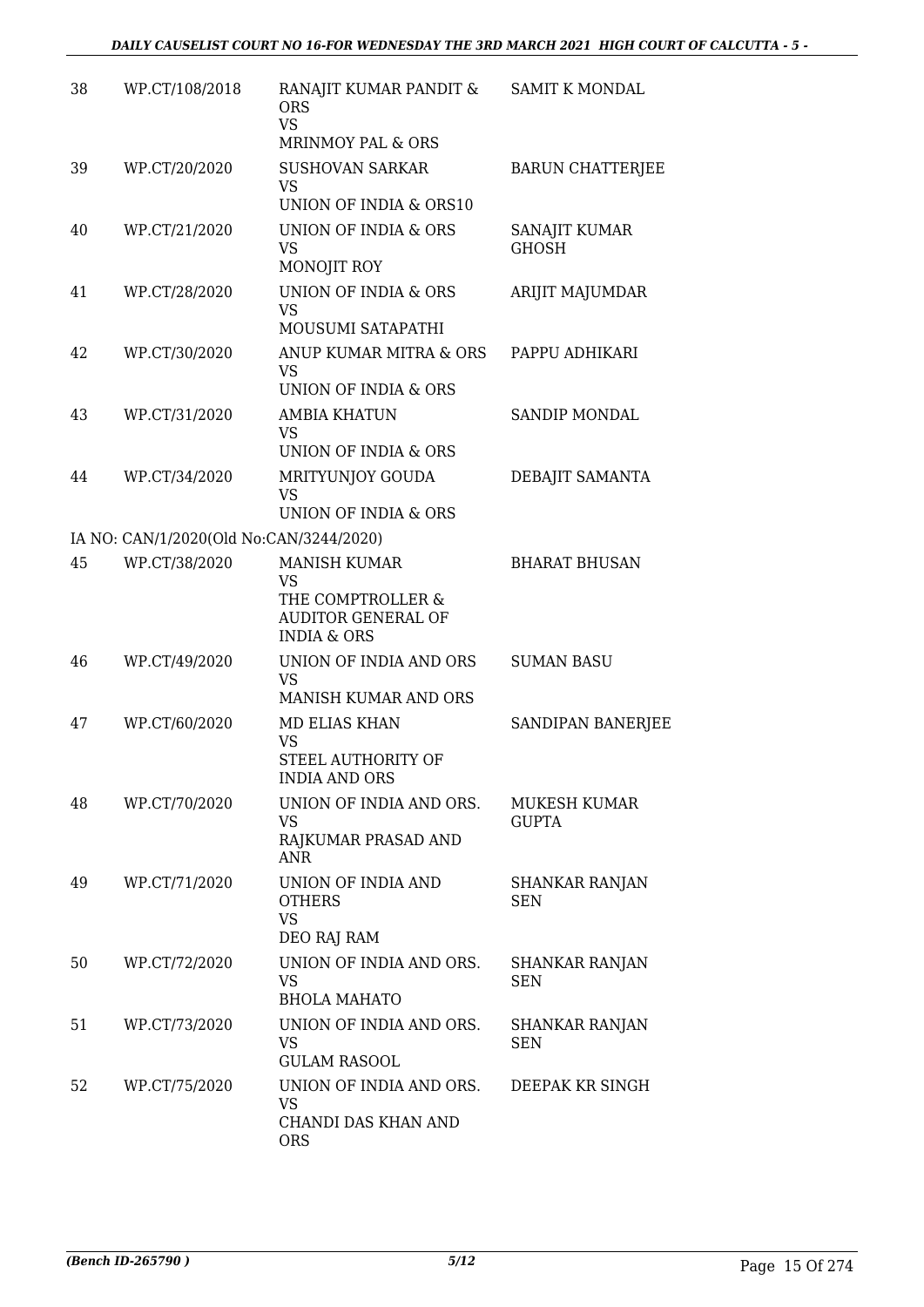| 38 | WP.CT/108/2018 | RANAJIT KUMAR PANDIT & ORS<br>VS<br>MRINMOY PAL & ORS | SAMIT K MONDAL |
|---|---|---|---|
| 39 | WP.CT/20/2020 | SUSHOVAN SARKAR<br>VS<br>UNION OF INDIA & ORS10 | BARUN CHATTERJEE |
| 40 | WP.CT/21/2020 | UNION OF INDIA & ORS<br>VS<br>MONOJIT ROY | SANAJIT KUMAR GHOSH |
| 41 | WP.CT/28/2020 | UNION OF INDIA & ORS<br>VS<br>MOUSUMI SATAPATHI | ARIJIT MAJUMDAR |
| 42 | WP.CT/30/2020 | ANUP KUMAR MITRA & ORS<br>VS<br>UNION OF INDIA & ORS | PAPPU ADHIKARI |
| 43 | WP.CT/31/2020 | AMBIA KHATUN<br>VS<br>UNION OF INDIA & ORS | SANDIP MONDAL |
| 44 | WP.CT/34/2020 | MRITYUNJOY GOUDA<br>VS<br>UNION OF INDIA & ORS | DEBAJIT SAMANTA |
| | IA NO: CAN/1/2020(Old No:CAN/3244/2020) | | |
| 45 | WP.CT/38/2020 | MANISH KUMAR<br>VS<br>THE COMPTROLLER & AUDITOR GENERAL OF INDIA & ORS | BHARAT BHUSAN |
| 46 | WP.CT/49/2020 | UNION OF INDIA AND ORS<br>VS<br>MANISH KUMAR AND ORS | SUMAN BASU |
| 47 | WP.CT/60/2020 | MD ELIAS KHAN<br>VS<br>STEEL AUTHORITY OF INDIA AND ORS | SANDIPAN BANERJEE |
| 48 | WP.CT/70/2020 | UNION OF INDIA AND ORS.<br>VS<br>RAJKUMAR PRASAD AND ANR | MUKESH KUMAR GUPTA |
| 49 | WP.CT/71/2020 | UNION OF INDIA AND OTHERS<br>VS<br>DEO RAJ RAM | SHANKAR RANJAN SEN |
| 50 | WP.CT/72/2020 | UNION OF INDIA AND ORS.<br>VS<br>BHOLA MAHATO | SHANKAR RANJAN SEN |
| 51 | WP.CT/73/2020 | UNION OF INDIA AND ORS.<br>VS<br>GULAM RASOOL | SHANKAR RANJAN SEN |
| 52 | WP.CT/75/2020 | UNION OF INDIA AND ORS.<br>VS<br>CHANDI DAS KHAN AND ORS | DEEPAK KR SINGH |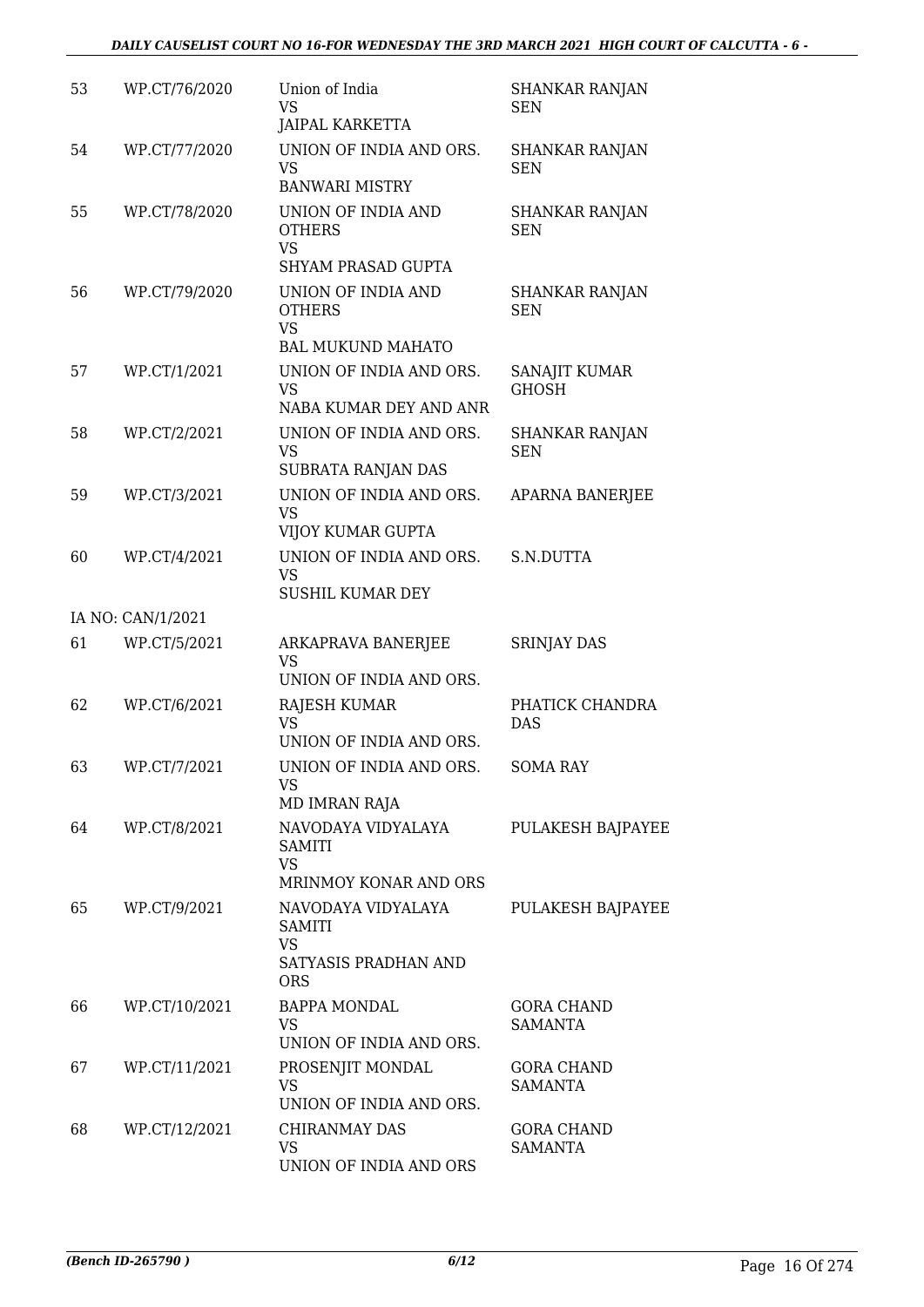| | | | |
|---|---|---|---|
| 53 | WP.CT/76/2020 | Union of India<br>VS<br>JAIPAL KARKETTA | SHANKAR RANJAN SEN |
| 54 | WP.CT/77/2020 | UNION OF INDIA AND ORS.<br>VS<br>BANWARI MISTRY | SHANKAR RANJAN SEN |
| 55 | WP.CT/78/2020 | UNION OF INDIA AND OTHERS<br>VS<br>SHYAM PRASAD GUPTA | SHANKAR RANJAN SEN |
| 56 | WP.CT/79/2020 | UNION OF INDIA AND OTHERS<br>VS<br>BAL MUKUND MAHATO | SHANKAR RANJAN SEN |
| 57 | WP.CT/1/2021 | UNION OF INDIA AND ORS.<br>VS<br>NABA KUMAR DEY AND ANR | SANAJIT KUMAR GHOSH |
| 58 | WP.CT/2/2021 | UNION OF INDIA AND ORS.<br>VS<br>SUBRATA RANJAN DAS | SHANKAR RANJAN SEN |
| 59 | WP.CT/3/2021 | UNION OF INDIA AND ORS.<br>VS<br>VIJOY KUMAR GUPTA | APARNA BANERJEE |
| 60 | WP.CT/4/2021 | UNION OF INDIA AND ORS.<br>VS<br>SUSHIL KUMAR DEY | S.N.DUTTA |
| IA NO: CAN/1/2021 | | | |
| 61 | WP.CT/5/2021 | ARKAPRAVA BANERJEE<br>VS<br>UNION OF INDIA AND ORS. | SRINJAY DAS |
| 62 | WP.CT/6/2021 | RAJESH KUMAR<br>VS<br>UNION OF INDIA AND ORS. | PHATICK CHANDRA DAS |
| 63 | WP.CT/7/2021 | UNION OF INDIA AND ORS.<br>VS<br>MD IMRAN RAJA | SOMA RAY |
| 64 | WP.CT/8/2021 | NAVODAYA VIDYALAYA SAMITI<br>VS<br>MRINMOY KONAR AND ORS | PULAKESH BAJPAYEE |
| 65 | WP.CT/9/2021 | NAVODAYA VIDYALAYA SAMITI<br>VS<br>SATYASIS PRADHAN AND ORS | PULAKESH BAJPAYEE |
| 66 | WP.CT/10/2021 | BAPPA MONDAL<br>VS<br>UNION OF INDIA AND ORS. | GORA CHAND SAMANTA |
| 67 | WP.CT/11/2021 | PROSENJIT MONDAL<br>VS<br>UNION OF INDIA AND ORS. | GORA CHAND SAMANTA |
| 68 | WP.CT/12/2021 | CHIRANMAY DAS<br>VS<br>UNION OF INDIA AND ORS | GORA CHAND SAMANTA |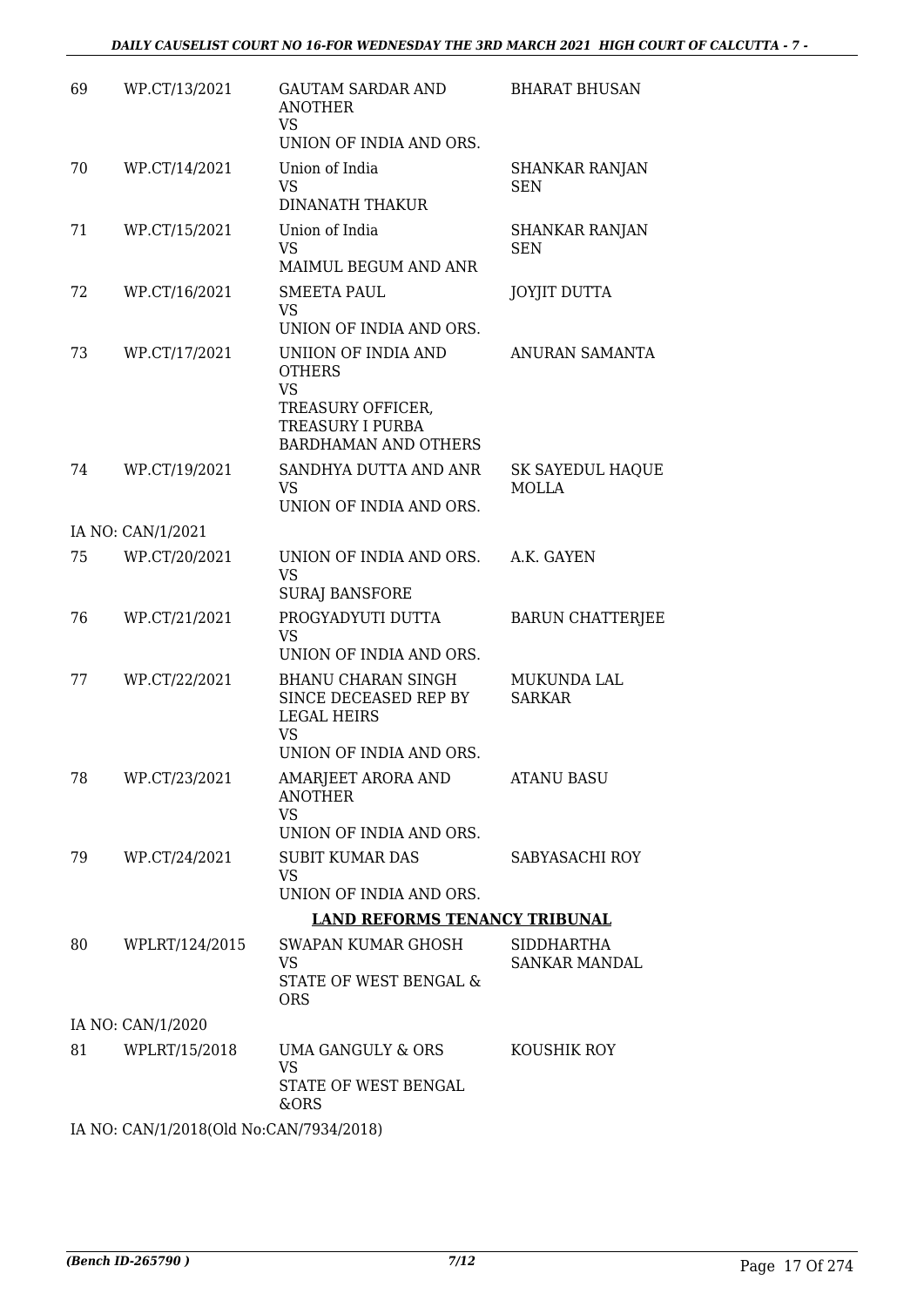| | | | |
|---|---|---|---|
| 69 | WP.CT/13/2021 | GAUTAM SARDAR AND ANOTHER<br>VS<br>UNION OF INDIA AND ORS. | BHARAT BHUSAN |
| 70 | WP.CT/14/2021 | Union of India<br>VS<br>DINANATH THAKUR | SHANKAR RANJAN SEN |
| 71 | WP.CT/15/2021 | Union of India<br>VS<br>MAIMUL BEGUM AND ANR | SHANKAR RANJAN SEN |
| 72 | WP.CT/16/2021 | SMEETA PAUL<br>VS<br>UNION OF INDIA AND ORS. | JOYJIT DUTTA |
| 73 | WP.CT/17/2021 | UNIION OF INDIA AND OTHERS<br>VS<br>TREASURY OFFICER, TREASURY I PURBA BARDHAMAN AND OTHERS | ANURAN SAMANTA |
| 74 | WP.CT/19/2021 | SANDHYA DUTTA AND ANR<br>VS<br>UNION OF INDIA AND ORS. | SK SAYEDUL HAQUE MOLLA |
| IA NO: CAN/1/2021 | | | |
| 75 | WP.CT/20/2021 | UNION OF INDIA AND ORS.<br>VS<br>SURAJ BANSFORE | A.K. GAYEN |
| 76 | WP.CT/21/2021 | PROGYADYUTI DUTTA<br>VS<br>UNION OF INDIA AND ORS. | BARUN CHATTERJEE |
| 77 | WP.CT/22/2021 | BHANU CHARAN SINGH SINCE DECEASED REP BY LEGAL HEIRS<br>VS<br>UNION OF INDIA AND ORS. | MUKUNDA LAL SARKAR |
| 78 | WP.CT/23/2021 | AMARJEET ARORA AND ANOTHER<br>VS<br>UNION OF INDIA AND ORS. | ATANU BASU |
| 79 | WP.CT/24/2021 | SUBIT KUMAR DAS<br>VS<br>UNION OF INDIA AND ORS. | SABYASACHI ROY |

**LAND REFORMS TENANCY TRIBUNAL**

| | | | |
|---|---|---|---|
| 80 | WPLRT/124/2015 | SWAPAN KUMAR GHOSH<br>VS<br>STATE OF WEST BENGAL & ORS | SIDDHARTHA SANKAR MANDAL |
| IA NO: CAN/1/2020 | | | |
| 81 | WPLRT/15/2018 | UMA GANGULY & ORS<br>VS<br>STATE OF WEST BENGAL &ORS | KOUSHIK ROY |
| IA NO: CAN/1/2018(Old No:CAN/7934/2018) | | | |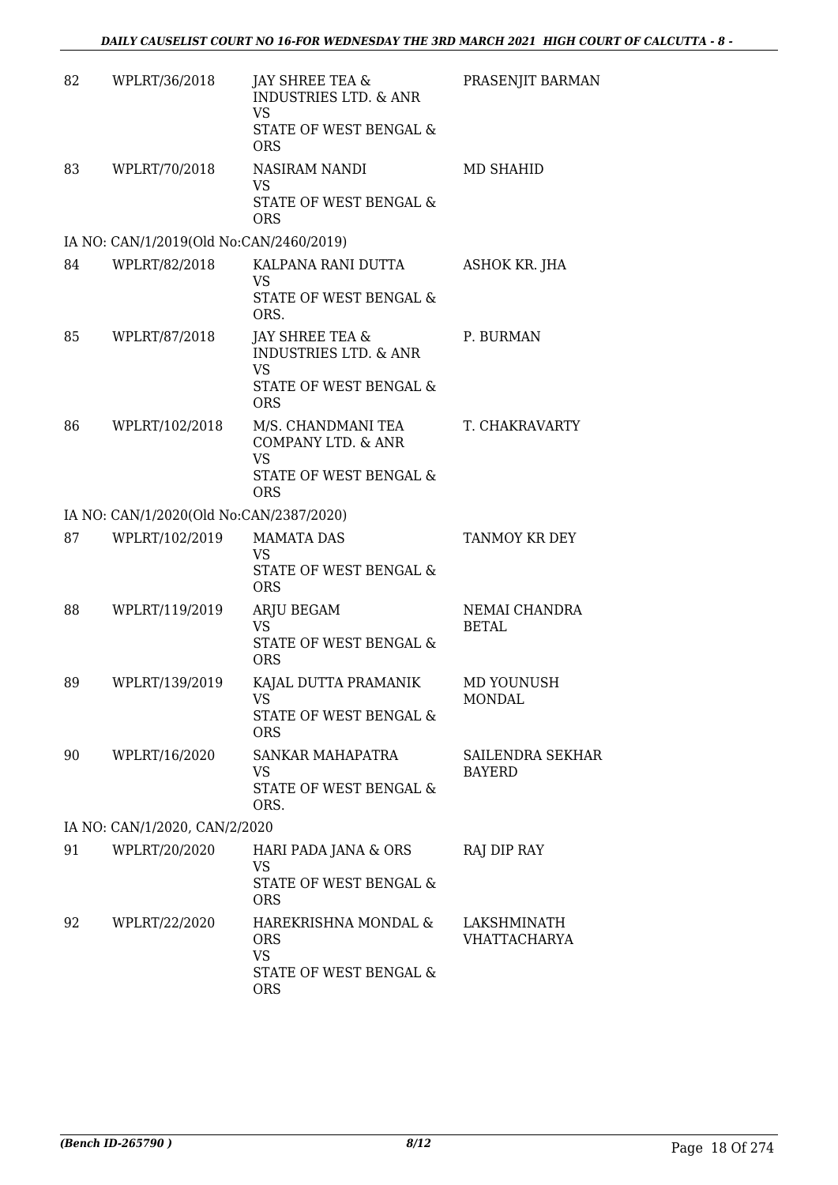| | | | |
|---|---|---|---|
| 82 | WPLRT/36/2018 | JAY SHREE TEA & INDUSTRIES LTD. & ANR<br>VS<br>STATE OF WEST BENGAL & ORS | PRASENJIT BARMAN |
| 83 | WPLRT/70/2018 | NASIRAM NANDI<br>VS<br>STATE OF WEST BENGAL & ORS | MD SHAHID |
| IA NO: CAN/1/2019(Old No:CAN/2460/2019) | | | |
| 84 | WPLRT/82/2018 | KALPANA RANI DUTTA<br>VS<br>STATE OF WEST BENGAL & ORS. | ASHOK KR. JHA |
| 85 | WPLRT/87/2018 | JAY SHREE TEA & INDUSTRIES LTD. & ANR<br>VS<br>STATE OF WEST BENGAL & ORS | P. BURMAN |
| 86 | WPLRT/102/2018 | M/S. CHANDMANI TEA COMPANY LTD. & ANR<br>VS<br>STATE OF WEST BENGAL & ORS | T. CHAKRAVARTY |
| IA NO: CAN/1/2020(Old No:CAN/2387/2020) | | | |
| 87 | WPLRT/102/2019 | MAMATA DAS<br>VS<br>STATE OF WEST BENGAL & ORS | TANMOY KR DEY |
| 88 | WPLRT/119/2019 | ARJU BEGAM<br>VS<br>STATE OF WEST BENGAL & ORS | NEMAI CHANDRA BETAL |
| 89 | WPLRT/139/2019 | KAJAL DUTTA PRAMANIK<br>VS<br>STATE OF WEST BENGAL & ORS | MD YOUNUSH MONDAL |
| 90 | WPLRT/16/2020 | SANKAR MAHAPATRA<br>VS<br>STATE OF WEST BENGAL & ORS. | SAILENDRA SEKHAR BAYERD |
| IA NO: CAN/1/2020, CAN/2/2020 | | | |
| 91 | WPLRT/20/2020 | HARI PADA JANA & ORS<br>VS<br>STATE OF WEST BENGAL & ORS | RAJ DIP RAY |
| 92 | WPLRT/22/2020 | HAREKRISHNA MONDAL & ORS<br>VS<br>STATE OF WEST BENGAL & ORS | LAKSHMINATH VHATTACHARYA |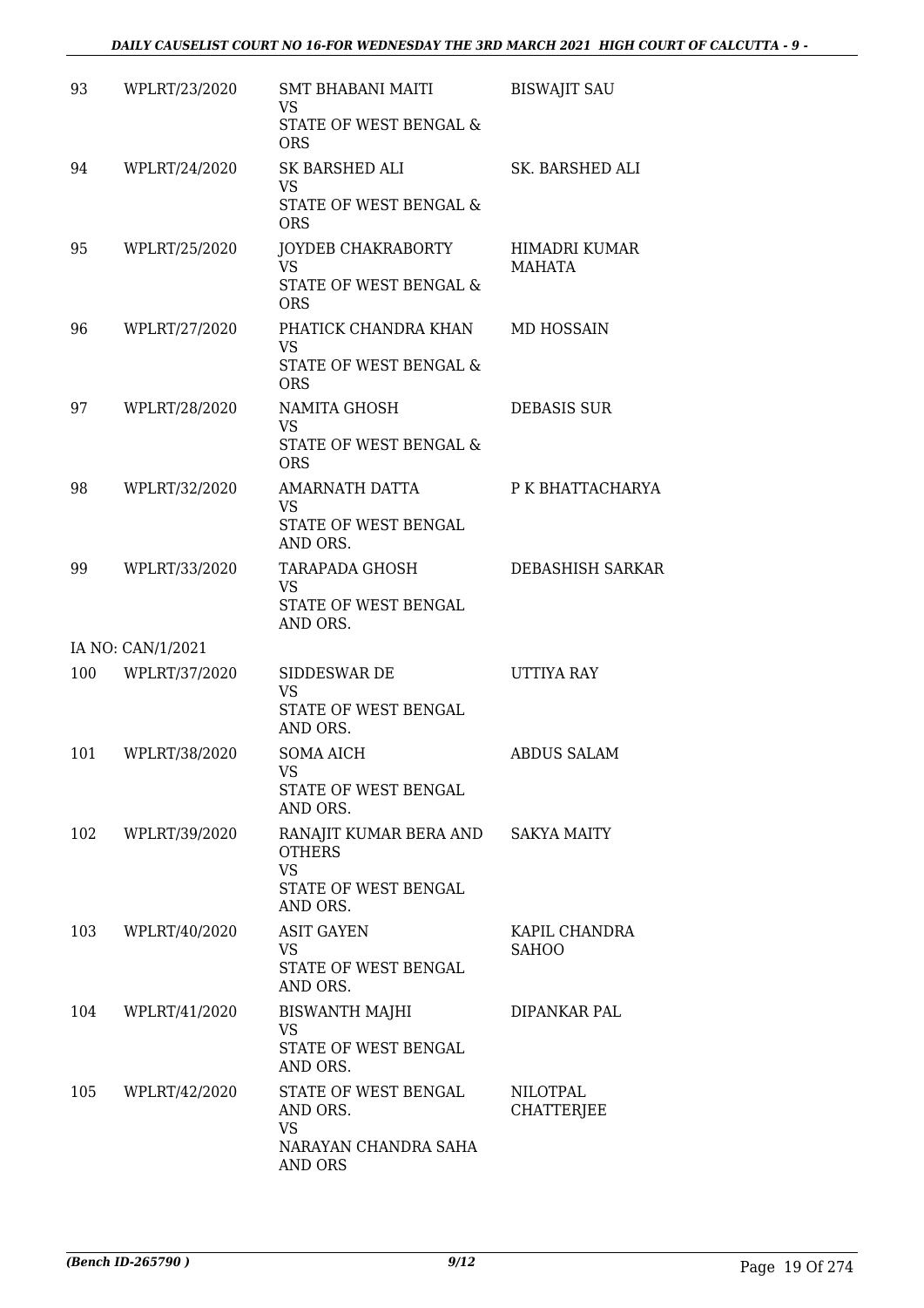| | | | |
|---|---|---|---|
| 93 | WPLRT/23/2020 | SMT BHABANI MAITI<br>VS<br>STATE OF WEST BENGAL & ORS | BISWAJIT SAU |
| 94 | WPLRT/24/2020 | SK BARSHED ALI<br>VS<br>STATE OF WEST BENGAL & ORS | SK. BARSHED ALI |
| 95 | WPLRT/25/2020 | JOYDEB CHAKRABORTY<br>VS<br>STATE OF WEST BENGAL & ORS | HIMADRI KUMAR MAHATA |
| 96 | WPLRT/27/2020 | PHATICK CHANDRA KHAN<br>VS<br>STATE OF WEST BENGAL & ORS | MD HOSSAIN |
| 97 | WPLRT/28/2020 | NAMITA GHOSH<br>VS<br>STATE OF WEST BENGAL & ORS | DEBASIS SUR |
| 98 | WPLRT/32/2020 | AMARNATH DATTA<br>VS<br>STATE OF WEST BENGAL AND ORS. | P K BHATTACHARYA |
| 99 | WPLRT/33/2020 | TARAPADA GHOSH<br>VS<br>STATE OF WEST BENGAL AND ORS. | DEBASHISH SARKAR |
| | IA NO: CAN/1/2021 | | |
| 100 | WPLRT/37/2020 | SIDDESWAR DE<br>VS<br>STATE OF WEST BENGAL AND ORS. | UTTIYA RAY |
| 101 | WPLRT/38/2020 | SOMA AICH<br>VS<br>STATE OF WEST BENGAL AND ORS. | ABDUS SALAM |
| 102 | WPLRT/39/2020 | RANAJIT KUMAR BERA AND OTHERS<br>VS<br>STATE OF WEST BENGAL AND ORS. | SAKYA MAITY |
| 103 | WPLRT/40/2020 | ASIT GAYEN<br>VS<br>STATE OF WEST BENGAL AND ORS. | KAPIL CHANDRA SAHOO |
| 104 | WPLRT/41/2020 | BISWANTH MAJHI<br>VS<br>STATE OF WEST BENGAL AND ORS. | DIPANKAR PAL |
| 105 | WPLRT/42/2020 | STATE OF WEST BENGAL AND ORS.<br>VS<br>NARAYAN CHANDRA SAHA AND ORS | NILOTPAL CHATTERJEE |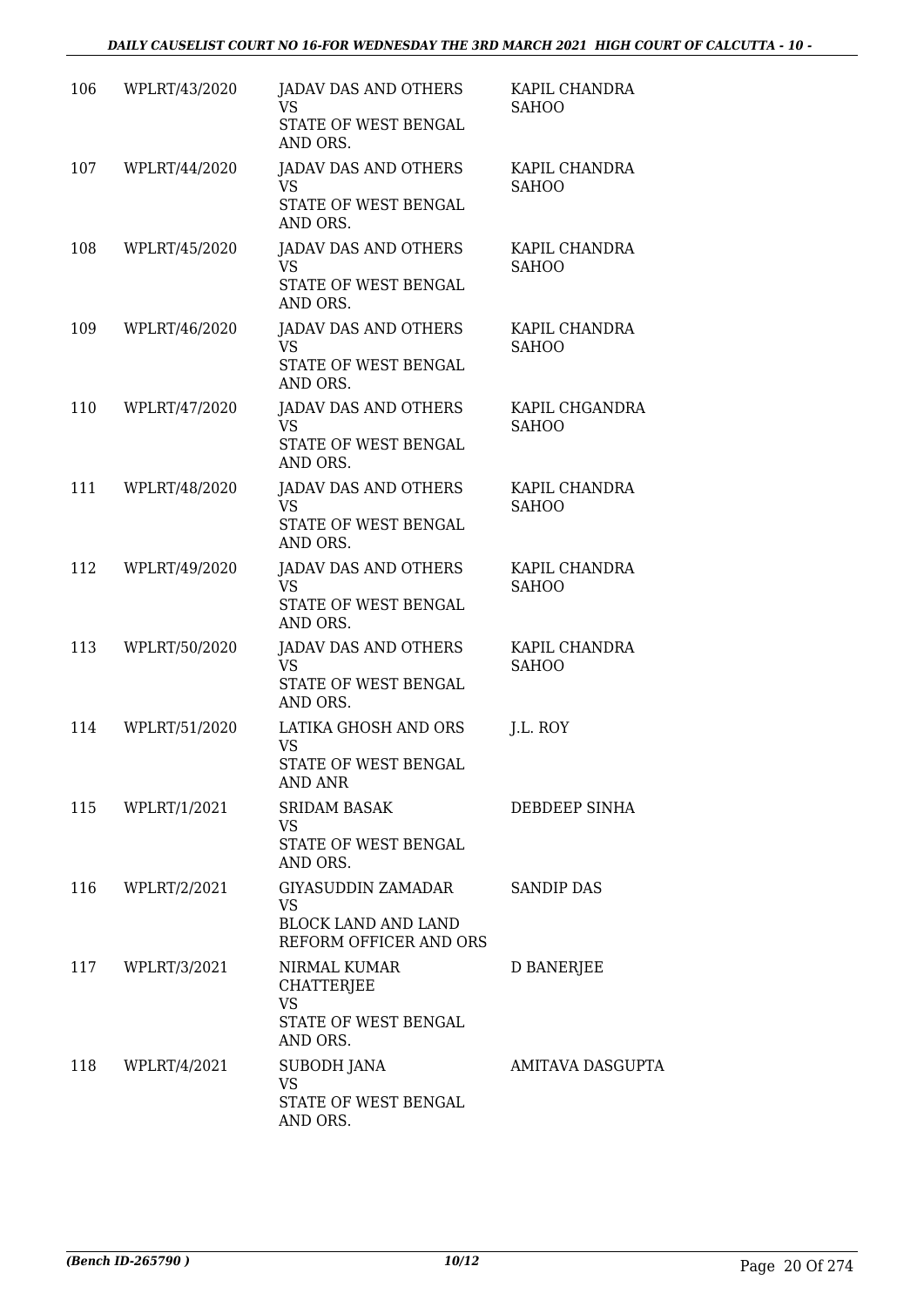| 106 | WPLRT/43/2020 | JADAV DAS AND OTHERS<br>VS<br>STATE OF WEST BENGAL AND ORS. | KAPIL CHANDRA SAHOO |
|---|---|---|---|
| 107 | WPLRT/44/2020 | JADAV DAS AND OTHERS<br>VS<br>STATE OF WEST BENGAL AND ORS. | KAPIL CHANDRA SAHOO |
| 108 | WPLRT/45/2020 | JADAV DAS AND OTHERS<br>VS<br>STATE OF WEST BENGAL AND ORS. | KAPIL CHANDRA SAHOO |
| 109 | WPLRT/46/2020 | JADAV DAS AND OTHERS<br>VS<br>STATE OF WEST BENGAL AND ORS. | KAPIL CHANDRA SAHOO |
| 110 | WPLRT/47/2020 | JADAV DAS AND OTHERS<br>VS<br>STATE OF WEST BENGAL AND ORS. | KAPIL CHGANDRA SAHOO |
| 111 | WPLRT/48/2020 | JADAV DAS AND OTHERS<br>VS<br>STATE OF WEST BENGAL AND ORS. | KAPIL CHANDRA SAHOO |
| 112 | WPLRT/49/2020 | JADAV DAS AND OTHERS<br>VS<br>STATE OF WEST BENGAL AND ORS. | KAPIL CHANDRA SAHOO |
| 113 | WPLRT/50/2020 | JADAV DAS AND OTHERS<br>VS<br>STATE OF WEST BENGAL AND ORS. | KAPIL CHANDRA SAHOO |
| 114 | WPLRT/51/2020 | LATIKA GHOSH AND ORS<br>VS<br>STATE OF WEST BENGAL AND ANR | J.L. ROY |
| 115 | WPLRT/1/2021 | SRIDAM BASAK<br>VS<br>STATE OF WEST BENGAL AND ORS. | DEBDEEP SINHA |
| 116 | WPLRT/2/2021 | GIYASUDDIN ZAMADAR<br>VS<br>BLOCK LAND AND LAND REFORM OFFICER AND ORS | SANDIP DAS |
| 117 | WPLRT/3/2021 | NIRMAL KUMAR CHATTERJEE<br>VS<br>STATE OF WEST BENGAL AND ORS. | D BANERJEE |
| 118 | WPLRT/4/2021 | SUBODH JANA<br>VS<br>STATE OF WEST BENGAL AND ORS. | AMITAVA DASGUPTA |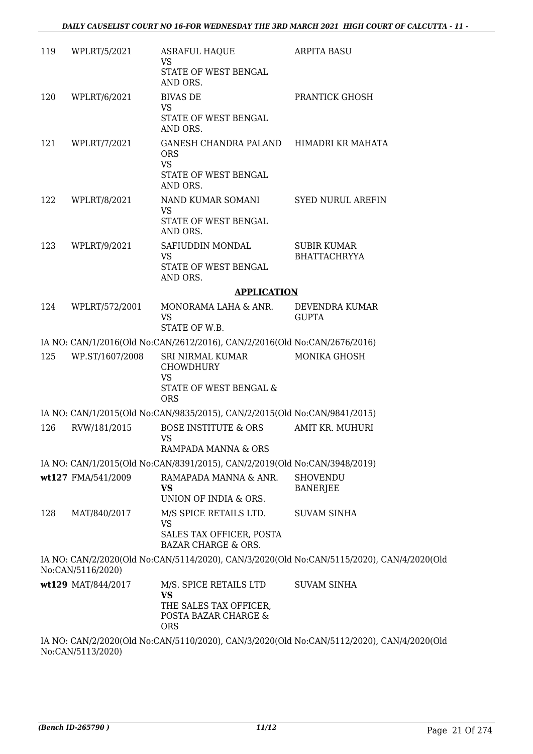| | | | |
|---|---|---|---|
| 119 | WPLRT/5/2021 | ASRAFUL HAQUE<br>VS<br>STATE OF WEST BENGAL AND ORS. | ARPITA BASU |
| 120 | WPLRT/6/2021 | BIVAS DE<br>VS<br>STATE OF WEST BENGAL AND ORS. | PRANTICK GHOSH |
| 121 | WPLRT/7/2021 | GANESH CHANDRA PALAND ORS<br>VS<br>STATE OF WEST BENGAL AND ORS. | HIMADRI KR MAHATA |
| 122 | WPLRT/8/2021 | NAND KUMAR SOMANI<br>VS<br>STATE OF WEST BENGAL AND ORS. | SYED NURUL AREFIN |
| 123 | WPLRT/9/2021 | SAFIUDDIN MONDAL<br>VS<br>STATE OF WEST BENGAL AND ORS. | SUBIR KUMAR BHATTACHRYYA |

## APPLICATION

| | | | |
|---|---|---|---|
| 124 | WPLRT/572/2001 | MONORAMA LAHA & ANR.<br>VS<br>STATE OF W.B. | DEVENDRA KUMAR GUPTA |

IA NO: CAN/1/2016(Old No:CAN/2612/2016), CAN/2/2016(Old No:CAN/2676/2016)

| | | | |
|---|---|---|---|
| 125 | WP.ST/1607/2008 | SRI NIRMAL KUMAR CHOWDHURY<br>VS<br>STATE OF WEST BENGAL & ORS | MONIKA GHOSH |

IA NO: CAN/1/2015(Old No:CAN/9835/2015), CAN/2/2015(Old No:CAN/9841/2015)

| | | | |
|---|---|---|---|
| 126 | RVW/181/2015 | BOSE INSTITUTE & ORS<br>VS<br>RAMPADA MANNA & ORS | AMIT KR. MUHURI |

IA NO: CAN/1/2015(Old No:CAN/8391/2015), CAN/2/2019(Old No:CAN/3948/2019)

| | | | |
|---|---|---|---|
| **wt127** | FMA/541/2009 | RAMAPADA MANNA & ANR.<br>**VS**<br>UNION OF INDIA & ORS. | SHOVENDU BANERJEE |
| 128 | MAT/840/2017 | M/S SPICE RETAILS LTD.<br>VS<br>SALES TAX OFFICER, POSTA BAZAR CHARGE & ORS. | SUVAM SINHA |

IA NO: CAN/2/2020(Old No:CAN/5114/2020), CAN/3/2020(Old No:CAN/5115/2020), CAN/4/2020(Old No:CAN/5116/2020)

| | | | |
|---|---|---|---|
| **wt129** | MAT/844/2017 | M/S. SPICE RETAILS LTD<br>**VS**<br>THE SALES TAX OFFICER, POSTA BAZAR CHARGE & ORS | SUVAM SINHA |

IA NO: CAN/2/2020(Old No:CAN/5110/2020), CAN/3/2020(Old No:CAN/5112/2020), CAN/4/2020(Old No:CAN/5113/2020)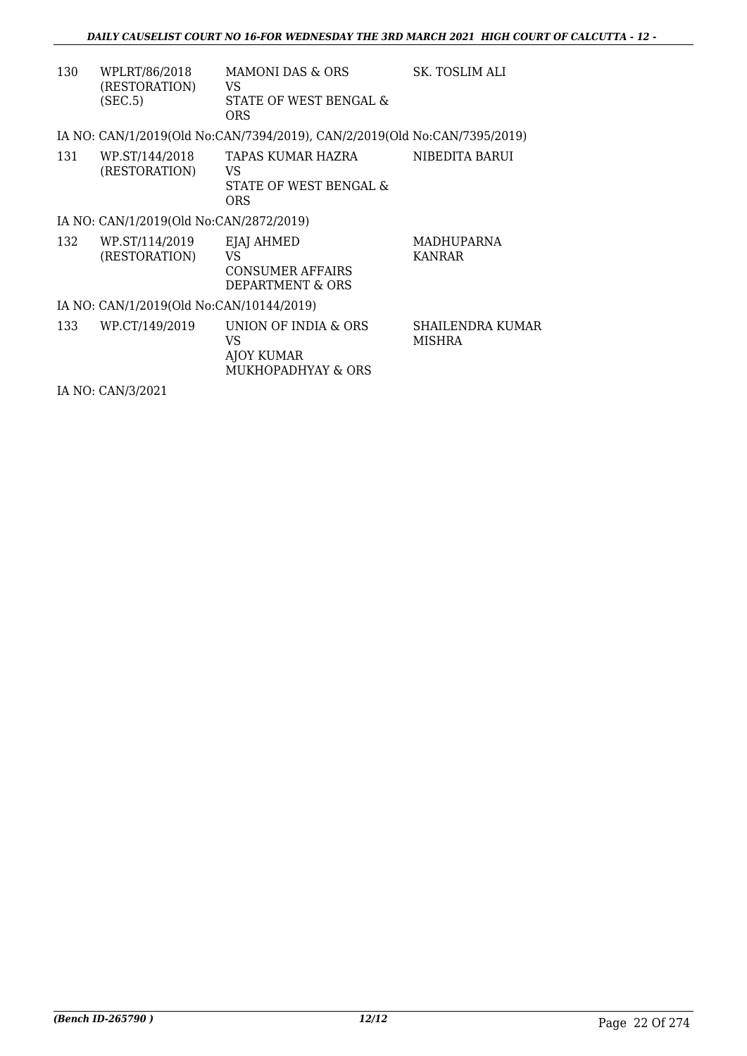| | | | |
|---|---|---|---|
| 130 | WPLRT/86/2018 (RESTORATION) (SEC.5) | MAMONI DAS & ORS VS STATE OF WEST BENGAL & ORS | SK. TOSLIM ALI |

IA NO: CAN/1/2019(Old No:CAN/7394/2019), CAN/2/2019(Old No:CAN/7395/2019)

| | | | |
|---|---|---|---|
| 131 | WP.ST/144/2018 (RESTORATION) | TAPAS KUMAR HAZRA VS STATE OF WEST BENGAL & ORS | NIBEDITA BARUI |

IA NO: CAN/1/2019(Old No:CAN/2872/2019)

| | | | |
|---|---|---|---|
| 132 | WP.ST/114/2019 (RESTORATION) | EJAJ AHMED VS CONSUMER AFFAIRS DEPARTMENT & ORS | MADHUPARNA KANRAR |

IA NO: CAN/1/2019(Old No:CAN/10144/2019)

| | | | |
|---|---|---|---|
| 133 | WP.CT/149/2019 | UNION OF INDIA & ORS VS AJOY KUMAR MUKHOPADHYAY & ORS | SHAILENDRA KUMAR MISHRA |

IA NO: CAN/3/2021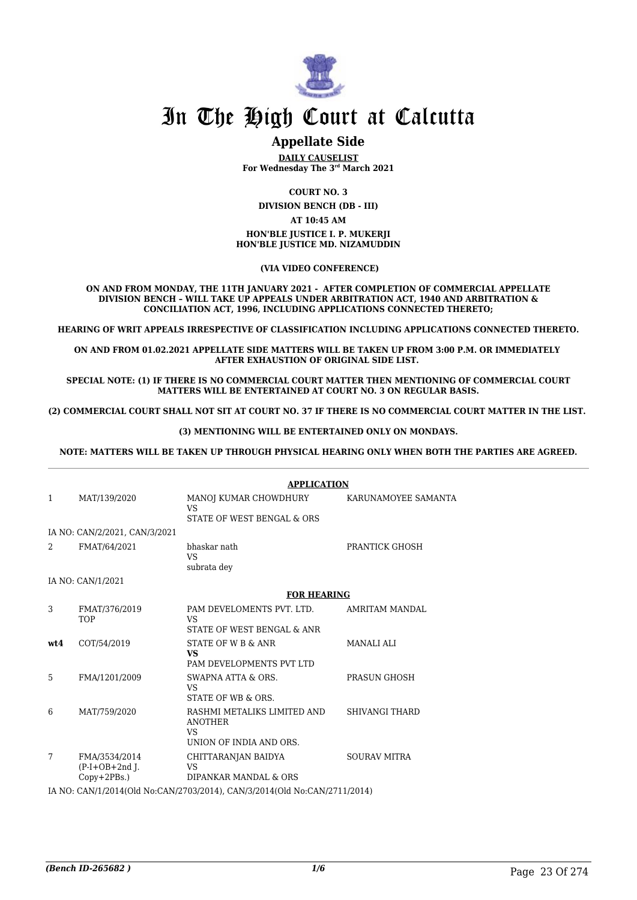# In The High Court at Calcutta

## Appellate Side

**DAILY CAUSELIST**
**For Wednesday The 3rd March 2021**

**COURT NO. 3**

**DIVISION BENCH (DB - III)**

**AT 10:45 AM**

**HON'BLE JUSTICE I. P. MUKERJI**
**HON'BLE JUSTICE MD. NIZAMUDDIN**

**(VIA VIDEO CONFERENCE)**

**ON AND FROM MONDAY, THE 11TH JANUARY 2021 - AFTER COMPLETION OF COMMERCIAL APPELLATE DIVISION BENCH – WILL TAKE UP APPEALS UNDER ARBITRATION ACT, 1940 AND ARBITRATION & CONCILIATION ACT, 1996, INCLUDING APPLICATIONS CONNECTED THERETO;**

**HEARING OF WRIT APPEALS IRRESPECTIVE OF CLASSIFICATION INCLUDING APPLICATIONS CONNECTED THERETO.**

**ON AND FROM 01.02.2021 APPELLATE SIDE MATTERS WILL BE TAKEN UP FROM 3:00 P.M. OR IMMEDIATELY AFTER EXHAUSTION OF ORIGINAL SIDE LIST.**

**SPECIAL NOTE: (1) IF THERE IS NO COMMERCIAL COURT MATTER THEN MENTIONING OF COMMERCIAL COURT MATTERS WILL BE ENTERTAINED AT COURT NO. 3 ON REGULAR BASIS.**

**(2) COMMERCIAL COURT SHALL NOT SIT AT COURT NO. 37 IF THERE IS NO COMMERCIAL COURT MATTER IN THE LIST.**

**(3) MENTIONING WILL BE ENTERTAINED ONLY ON MONDAYS.**

**NOTE: MATTERS WILL BE TAKEN UP THROUGH PHYSICAL HEARING ONLY WHEN BOTH THE PARTIES ARE AGREED.**

**APPLICATION**

| | | | |
|---|---|---|---|
| 1 | MAT/139/2020 | MANOJ KUMAR CHOWDHURY VS STATE OF WEST BENGAL & ORS | KARUNAMOYEE SAMANTA |
| | IA NO: CAN/2/2021, CAN/3/2021 | | |
| 2 | FMAT/64/2021 | bhaskar nath VS subrata dey | PRANTICK GHOSH |
| | IA NO: CAN/1/2021 | | |

**FOR HEARING**

| | | | |
|---|---|---|---|
| 3 | FMAT/376/2019 TOP | PAM DEVELOMENTS PVT. LTD. VS STATE OF WEST BENGAL & ANR | AMRITAM MANDAL |
| **wt4** | COT/54/2019 | STATE OF W B & ANR **VS** PAM DEVELOPMENTS PVT LTD | MANALI ALI |
| 5 | FMA/1201/2009 | SWAPNA ATTA & ORS. VS STATE OF WB & ORS. | PRASUN GHOSH |
| 6 | MAT/759/2020 | RASHMI METALIKS LIMITED AND ANOTHER VS UNION OF INDIA AND ORS. | SHIVANGI THARD |
| 7 | FMA/3534/2014 (P-I+OB+2nd J. Copy+2PBs.) | CHITTARANJAN BAIDYA VS DIPANKAR MANDAL & ORS | SOURAV MITRA |
| | IA NO: CAN/1/2014(Old No:CAN/2703/2014), CAN/3/2014(Old No:CAN/2711/2014) | | |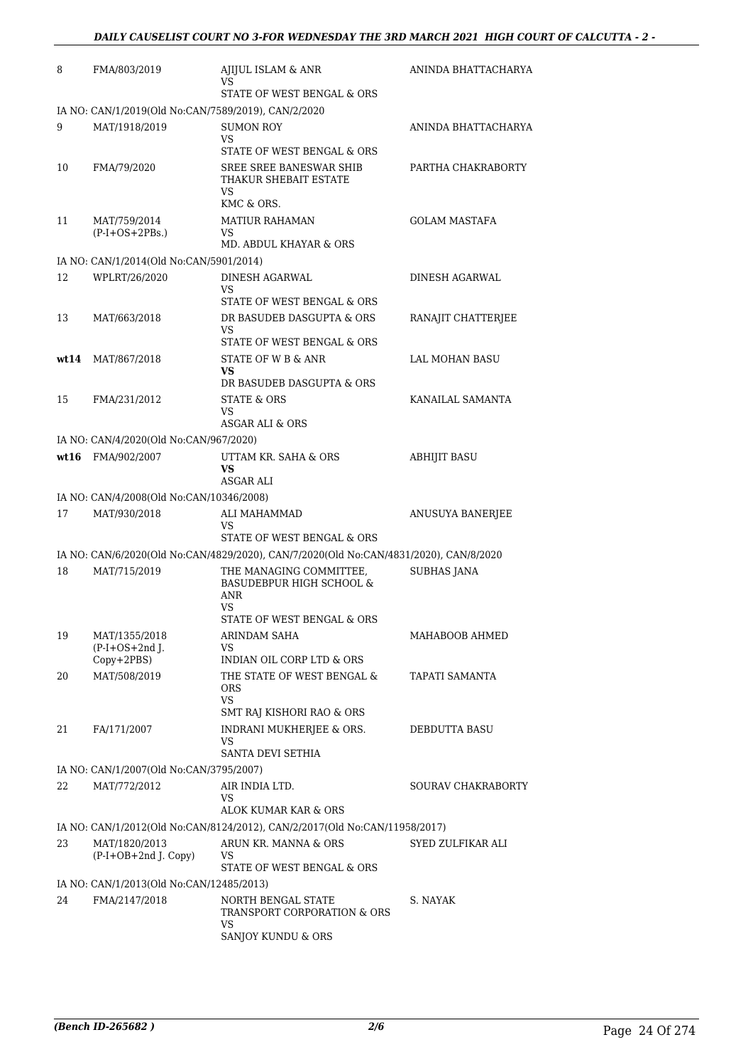| | | | |
|---|---|---|---|
| 8 | FMA/803/2019 | AJIJUL ISLAM & ANR<br>VS<br>STATE OF WEST BENGAL & ORS | ANINDA BHATTACHARYA |
| | IA NO: CAN/1/2019(Old No:CAN/7589/2019), CAN/2/2020 | | |
| 9 | MAT/1918/2019 | SUMON ROY<br>VS<br>STATE OF WEST BENGAL & ORS | ANINDA BHATTACHARYA |
| 10 | FMA/79/2020 | SREE SREE BANESWAR SHIB THAKUR SHEBAIT ESTATE<br>VS<br>KMC & ORS. | PARTHA CHAKRABORTY |
| 11 | MAT/759/2014<br>(P-I+OS+2PBs.) | MATIUR RAHAMAN<br>VS<br>MD. ABDUL KHAYAR & ORS | GOLAM MASTAFA |
| | IA NO: CAN/1/2014(Old No:CAN/5901/2014) | | |
| 12 | WPLRT/26/2020 | DINESH AGARWAL<br>VS<br>STATE OF WEST BENGAL & ORS | DINESH AGARWAL |
| 13 | MAT/663/2018 | DR BASUDEB DASGUPTA & ORS<br>VS<br>STATE OF WEST BENGAL & ORS | RANAJIT CHATTERJEE |
| **wt14** | MAT/867/2018 | STATE OF W B & ANR<br>**VS**<br>DR BASUDEB DASGUPTA & ORS | LAL MOHAN BASU |
| 15 | FMA/231/2012 | STATE & ORS<br>VS<br>ASGAR ALI & ORS | KANAILAL SAMANTA |
| | IA NO: CAN/4/2020(Old No:CAN/967/2020) | | |
| **wt16** | FMA/902/2007 | UTTAM KR. SAHA & ORS<br>**VS**<br>ASGAR ALI | ABHIJIT BASU |
| | IA NO: CAN/4/2008(Old No:CAN/10346/2008) | | |
| 17 | MAT/930/2018 | ALI MAHAMMAD<br>VS<br>STATE OF WEST BENGAL & ORS | ANUSUYA BANERJEE |
| | IA NO: CAN/6/2020(Old No:CAN/4829/2020), CAN/7/2020(Old No:CAN/4831/2020), CAN/8/2020 | | |
| 18 | MAT/715/2019 | THE MANAGING COMMITTEE, BASUDEBPUR HIGH SCHOOL & ANR<br>VS<br>STATE OF WEST BENGAL & ORS | SUBHAS JANA |
| 19 | MAT/1355/2018<br>(P-I+OS+2nd J. Copy+2PBS) | ARINDAM SAHA<br>VS<br>INDIAN OIL CORP LTD & ORS | MAHABOOB AHMED |
| 20 | MAT/508/2019 | THE STATE OF WEST BENGAL & ORS<br>VS<br>SMT RAJ KISHORI RAO & ORS | TAPATI SAMANTA |
| 21 | FA/171/2007 | INDRANI MUKHERJEE & ORS.<br>VS<br>SANTA DEVI SETHIA | DEBDUTTA BASU |
| | IA NO: CAN/1/2007(Old No:CAN/3795/2007) | | |
| 22 | MAT/772/2012 | AIR INDIA LTD.<br>VS<br>ALOK KUMAR KAR & ORS | SOURAV CHAKRABORTY |
| | IA NO: CAN/1/2012(Old No:CAN/8124/2012), CAN/2/2017(Old No:CAN/11958/2017) | | |
| 23 | MAT/1820/2013<br>(P-I+OB+2nd J. Copy) | ARUN KR. MANNA & ORS<br>VS<br>STATE OF WEST BENGAL & ORS | SYED ZULFIKAR ALI |
| | IA NO: CAN/1/2013(Old No:CAN/12485/2013) | | |
| 24 | FMA/2147/2018 | NORTH BENGAL STATE TRANSPORT CORPORATION & ORS<br>VS<br>SANJOY KUNDU & ORS | S. NAYAK |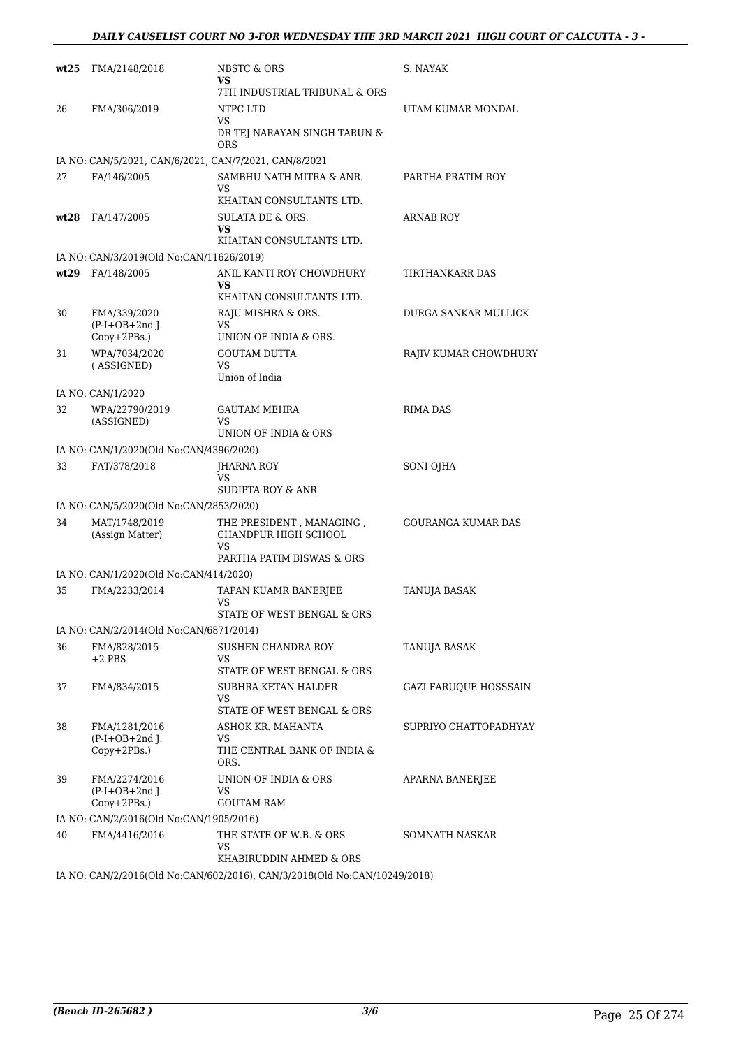| | | | |
|---|---|---|---|
| **wt25** | FMA/2148/2018 | NBSTC & ORS<br>**VS**<br>7TH INDUSTRIAL TRIBUNAL & ORS | S. NAYAK |
| 26 | FMA/306/2019 | NTPC LTD<br>VS<br>DR TEJ NARAYAN SINGH TARUN & ORS | UTAM KUMAR MONDAL |
| IA NO: CAN/5/2021, CAN/6/2021, CAN/7/2021, CAN/8/2021 | | | |
| 27 | FA/146/2005 | SAMBHU NATH MITRA & ANR.<br>VS<br>KHAITAN CONSULTANTS LTD. | PARTHA PRATIM ROY |
| **wt28** | FA/147/2005 | SULATA DE & ORS.<br>**VS**<br>KHAITAN CONSULTANTS LTD. | ARNAB ROY |
| IA NO: CAN/3/2019(Old No:CAN/11626/2019) | | | |
| **wt29** | FA/148/2005 | ANIL KANTI ROY CHOWDHURY<br>**VS**<br>KHAITAN CONSULTANTS LTD. | TIRTHANKARR DAS |
| 30 | FMA/339/2020<br>(P-I+OB+2nd J. Copy+2PBs.) | RAJU MISHRA & ORS.<br>VS<br>UNION OF INDIA & ORS. | DURGA SANKAR MULLICK |
| 31 | WPA/7034/2020<br>( ASSIGNED) | GOUTAM DUTTA<br>VS<br>Union of India | RAJIV KUMAR CHOWDHURY |
| IA NO: CAN/1/2020 | | | |
| 32 | WPA/22790/2019<br>(ASSIGNED) | GAUTAM MEHRA<br>VS<br>UNION OF INDIA & ORS | RIMA DAS |
| IA NO: CAN/1/2020(Old No:CAN/4396/2020) | | | |
| 33 | FAT/378/2018 | JHARNA ROY<br>VS<br>SUDIPTA ROY & ANR | SONI OJHA |
| IA NO: CAN/5/2020(Old No:CAN/2853/2020) | | | |
| 34 | MAT/1748/2019<br>(Assign Matter) | THE PRESIDENT , MANAGING , CHANDPUR HIGH SCHOOL<br>VS<br>PARTHA PATIM BISWAS & ORS | GOURANGA KUMAR DAS |
| IA NO: CAN/1/2020(Old No:CAN/414/2020) | | | |
| 35 | FMA/2233/2014 | TAPAN KUAMR BANERJEE<br>VS<br>STATE OF WEST BENGAL & ORS | TANUJA BASAK |
| IA NO: CAN/2/2014(Old No:CAN/6871/2014) | | | |
| 36 | FMA/828/2015<br>+2 PBS | SUSHEN CHANDRA ROY<br>VS<br>STATE OF WEST BENGAL & ORS | TANUJA BASAK |
| 37 | FMA/834/2015 | SUBHRA KETAN HALDER<br>VS<br>STATE OF WEST BENGAL & ORS | GAZI FARUQUE HOSSSAIN |
| 38 | FMA/1281/2016<br>(P-I+OB+2nd J. Copy+2PBs.) | ASHOK KR. MAHANTA<br>VS<br>THE CENTRAL BANK OF INDIA & ORS. | SUPRIYO CHATTOPADHYAY |
| 39 | FMA/2274/2016<br>(P-I+OB+2nd J. Copy+2PBs.) | UNION OF INDIA & ORS<br>VS<br>GOUTAM RAM | APARNA BANERJEE |
| IA NO: CAN/2/2016(Old No:CAN/1905/2016) | | | |
| 40 | FMA/4416/2016 | THE STATE OF W.B. & ORS<br>VS<br>KHABIRUDDIN AHMED & ORS | SOMNATH NASKAR |
| IA NO: CAN/2/2016(Old No:CAN/602/2016), CAN/3/2018(Old No:CAN/10249/2018) | | | |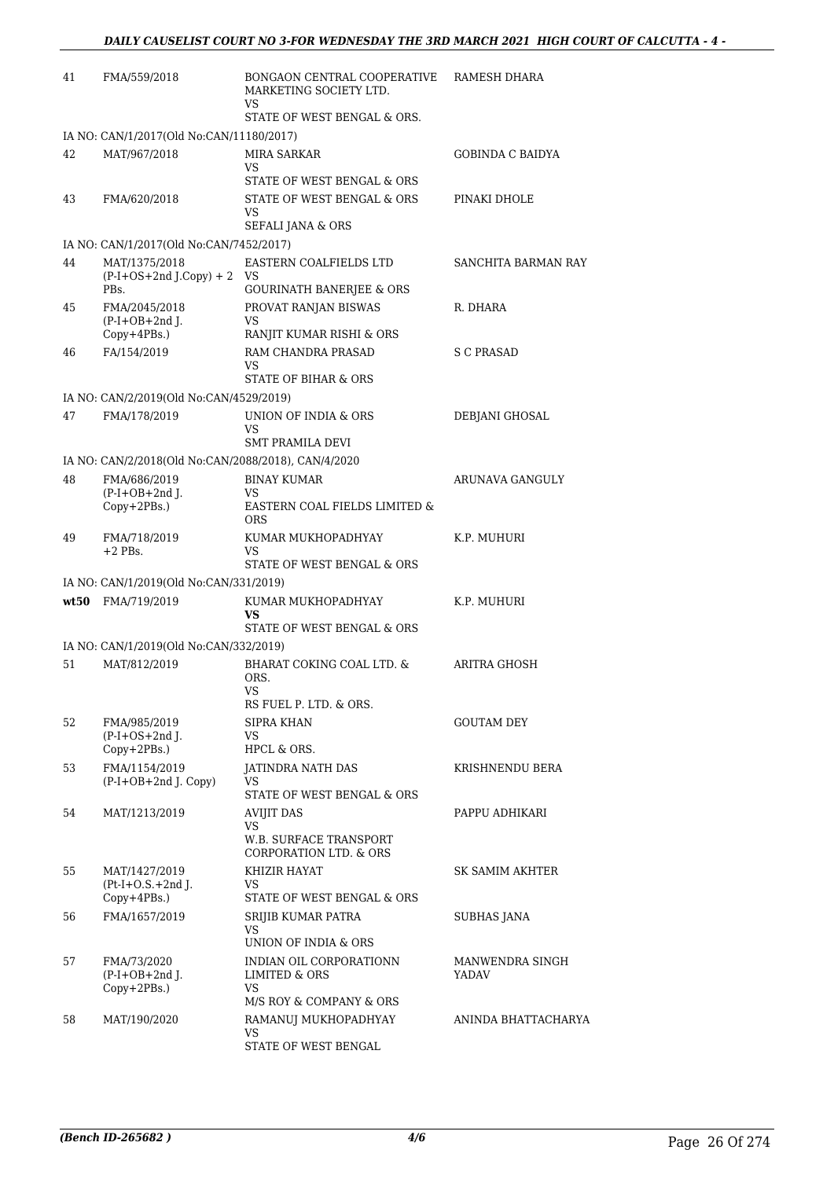| | | | |
|---|---|---|---|
| 41 | FMA/559/2018 | BONGAON CENTRAL COOPERATIVE MARKETING SOCIETY LTD.<br>VS<br>STATE OF WEST BENGAL & ORS. | RAMESH DHARA |
| | IA NO: CAN/1/2017(Old No:CAN/11180/2017) | | |
| 42 | MAT/967/2018 | MIRA SARKAR<br>VS<br>STATE OF WEST BENGAL & ORS | GOBINDA C BAIDYA |
| 43 | FMA/620/2018 | STATE OF WEST BENGAL & ORS<br>VS<br>SEFALI JANA & ORS | PINAKI DHOLE |
| | IA NO: CAN/1/2017(Old No:CAN/7452/2017) | | |
| 44 | MAT/1375/2018<br>(P-I+OS+2nd J.Copy) + 2 PBs. | EASTERN COALFIELDS LTD<br>VS<br>GOURINATH BANERJEE & ORS | SANCHITA BARMAN RAY |
| 45 | FMA/2045/2018<br>(P-I+OB+2nd J.<br>Copy+4PBs.) | PROVAT RANJAN BISWAS<br>VS<br>RANJIT KUMAR RISHI & ORS | R. DHARA |
| 46 | FA/154/2019 | RAM CHANDRA PRASAD<br>VS<br>STATE OF BIHAR & ORS | S C PRASAD |
| | IA NO: CAN/2/2019(Old No:CAN/4529/2019) | | |
| 47 | FMA/178/2019 | UNION OF INDIA & ORS<br>VS<br>SMT PRAMILA DEVI | DEBJANI GHOSAL |
| | IA NO: CAN/2/2018(Old No:CAN/2088/2018), CAN/4/2020 | | |
| 48 | FMA/686/2019<br>(P-I+OB+2nd J.<br>Copy+2PBs.) | BINAY KUMAR<br>VS<br>EASTERN COAL FIELDS LIMITED & ORS | ARUNAVA GANGULY |
| 49 | FMA/718/2019<br>+2 PBs. | KUMAR MUKHOPADHYAY<br>VS<br>STATE OF WEST BENGAL & ORS | K.P. MUHURI |
| | IA NO: CAN/1/2019(Old No:CAN/331/2019) | | |
| **wt50** | FMA/719/2019 | KUMAR MUKHOPADHYAY<br>**VS**<br>STATE OF WEST BENGAL & ORS | K.P. MUHURI |
| | IA NO: CAN/1/2019(Old No:CAN/332/2019) | | |
| 51 | MAT/812/2019 | BHARAT COKING COAL LTD. & ORS.<br>VS<br>RS FUEL P. LTD. & ORS. | ARITRA GHOSH |
| 52 | FMA/985/2019<br>(P-I+OS+2nd J.<br>Copy+2PBs.) | SIPRA KHAN<br>VS<br>HPCL & ORS. | GOUTAM DEY |
| 53 | FMA/1154/2019<br>(P-I+OB+2nd J. Copy) | JATINDRA NATH DAS<br>VS<br>STATE OF WEST BENGAL & ORS | KRISHNENDU BERA |
| 54 | MAT/1213/2019 | AVIJIT DAS<br>VS<br>W.B. SURFACE TRANSPORT CORPORATION LTD. & ORS | PAPPU ADHIKARI |
| 55 | MAT/1427/2019<br>(Pt-I+O.S.+2nd J.<br>Copy+4PBs.) | KHIZIR HAYAT<br>VS<br>STATE OF WEST BENGAL & ORS | SK SAMIM AKHTER |
| 56 | FMA/1657/2019 | SRIJIB KUMAR PATRA<br>VS<br>UNION OF INDIA & ORS | SUBHAS JANA |
| 57 | FMA/73/2020<br>(P-I+OB+2nd J.<br>Copy+2PBs.) | INDIAN OIL CORPORATIONN LIMITED & ORS<br>VS<br>M/S ROY & COMPANY & ORS | MANWENDRA SINGH YADAV |
| 58 | MAT/190/2020 | RAMANUJ MUKHOPADHYAY<br>VS<br>STATE OF WEST BENGAL | ANINDA BHATTACHARYA |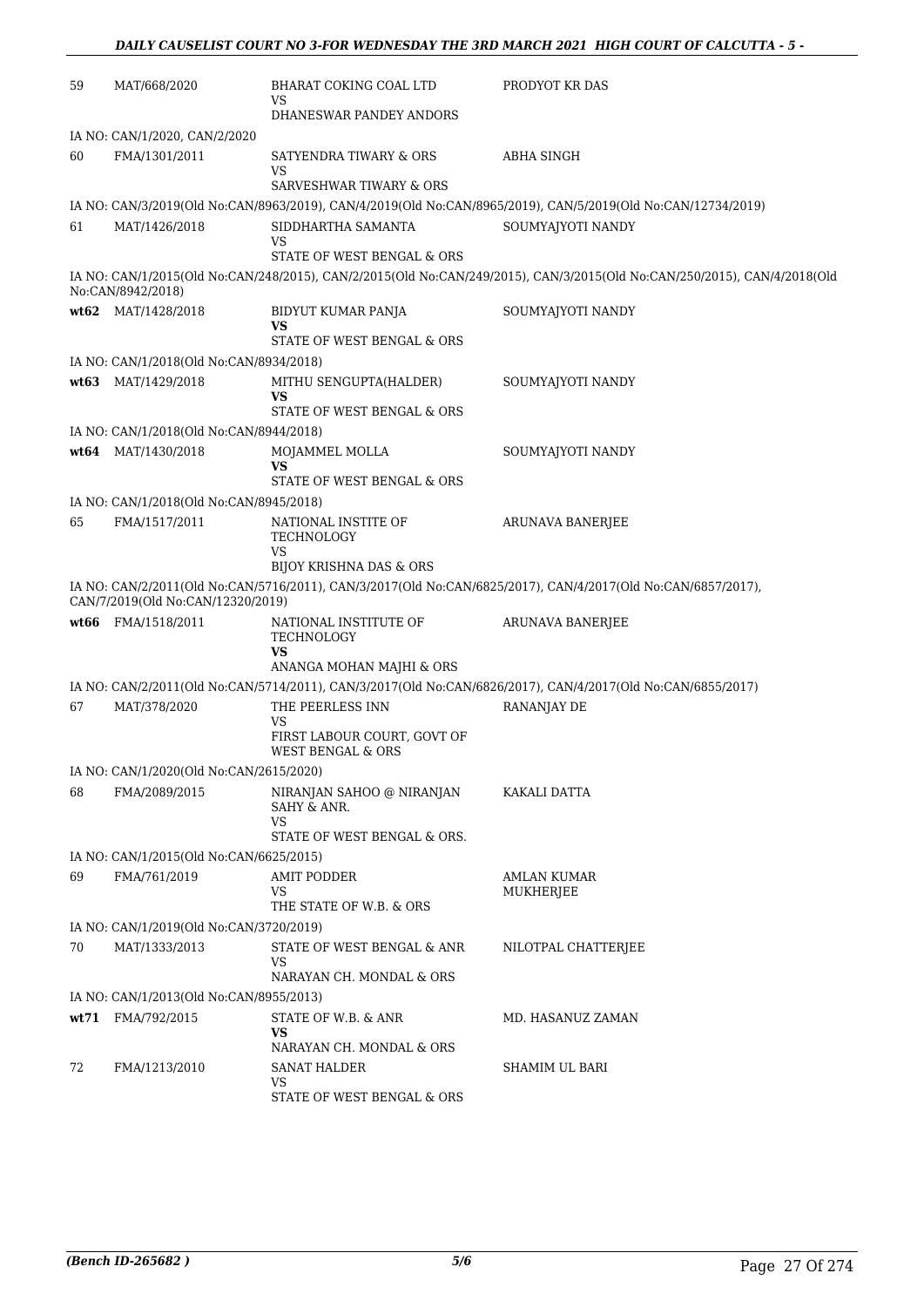| | | | |
|---|---|---|---|
| 59 | MAT/668/2020 | BHARAT COKING COAL LTD<br>VS<br>DHANESWAR PANDEY ANDORS | PRODYOT KR DAS |
| | IA NO: CAN/1/2020, CAN/2/2020 | | |
| 60 | FMA/1301/2011 | SATYENDRA TIWARY & ORS<br>VS<br>SARVESHWAR TIWARY & ORS | ABHA SINGH |
| | IA NO: CAN/3/2019(Old No:CAN/8963/2019), CAN/4/2019(Old No:CAN/8965/2019), CAN/5/2019(Old No:CAN/12734/2019) | | |
| 61 | MAT/1426/2018 | SIDDHARTHA SAMANTA<br>VS<br>STATE OF WEST BENGAL & ORS | SOUMYAJYOTI NANDY |
| | IA NO: CAN/1/2015(Old No:CAN/248/2015), CAN/2/2015(Old No:CAN/249/2015), CAN/3/2015(Old No:CAN/250/2015), CAN/4/2018(Old No:CAN/8942/2018) | | |
| **wt62** | MAT/1428/2018 | BIDYUT KUMAR PANJA<br>**VS**<br>STATE OF WEST BENGAL & ORS | SOUMYAJYOTI NANDY |
| | IA NO: CAN/1/2018(Old No:CAN/8934/2018) | | |
| **wt63** | MAT/1429/2018 | MITHU SENGUPTA(HALDER)<br>**VS**<br>STATE OF WEST BENGAL & ORS | SOUMYAJYOTI NANDY |
| | IA NO: CAN/1/2018(Old No:CAN/8944/2018) | | |
| **wt64** | MAT/1430/2018 | MOJAMMEL MOLLA<br>**VS**<br>STATE OF WEST BENGAL & ORS | SOUMYAJYOTI NANDY |
| | IA NO: CAN/1/2018(Old No:CAN/8945/2018) | | |
| 65 | FMA/1517/2011 | NATIONAL INSTITE OF TECHNOLOGY<br>VS<br>BIJOY KRISHNA DAS & ORS | ARUNAVA BANERJEE |
| | IA NO: CAN/2/2011(Old No:CAN/5716/2011), CAN/3/2017(Old No:CAN/6825/2017), CAN/4/2017(Old No:CAN/6857/2017), CAN/7/2019(Old No:CAN/12320/2019) | | |
| **wt66** | FMA/1518/2011 | NATIONAL INSTITUTE OF TECHNOLOGY<br>**VS**<br>ANANGA MOHAN MAJHI & ORS | ARUNAVA BANERJEE |
| | IA NO: CAN/2/2011(Old No:CAN/5714/2011), CAN/3/2017(Old No:CAN/6826/2017), CAN/4/2017(Old No:CAN/6855/2017) | | |
| 67 | MAT/378/2020 | THE PEERLESS INN<br>VS<br>FIRST LABOUR COURT, GOVT OF WEST BENGAL & ORS | RANANJAY DE |
| | IA NO: CAN/1/2020(Old No:CAN/2615/2020) | | |
| 68 | FMA/2089/2015 | NIRANJAN SAHOO @ NIRANJAN SAHY & ANR.<br>VS<br>STATE OF WEST BENGAL & ORS. | KAKALI DATTA |
| | IA NO: CAN/1/2015(Old No:CAN/6625/2015) | | |
| 69 | FMA/761/2019 | AMIT PODDER<br>VS<br>THE STATE OF W.B. & ORS | AMLAN KUMAR MUKHERJEE |
| | IA NO: CAN/1/2019(Old No:CAN/3720/2019) | | |
| 70 | MAT/1333/2013 | STATE OF WEST BENGAL & ANR<br>VS<br>NARAYAN CH. MONDAL & ORS | NILOTPAL CHATTERJEE |
| | IA NO: CAN/1/2013(Old No:CAN/8955/2013) | | |
| **wt71** | FMA/792/2015 | STATE OF W.B. & ANR<br>**VS**<br>NARAYAN CH. MONDAL & ORS | MD. HASANUZ ZAMAN |
| 72 | FMA/1213/2010 | SANAT HALDER<br>VS<br>STATE OF WEST BENGAL & ORS | SHAMIM UL BARI |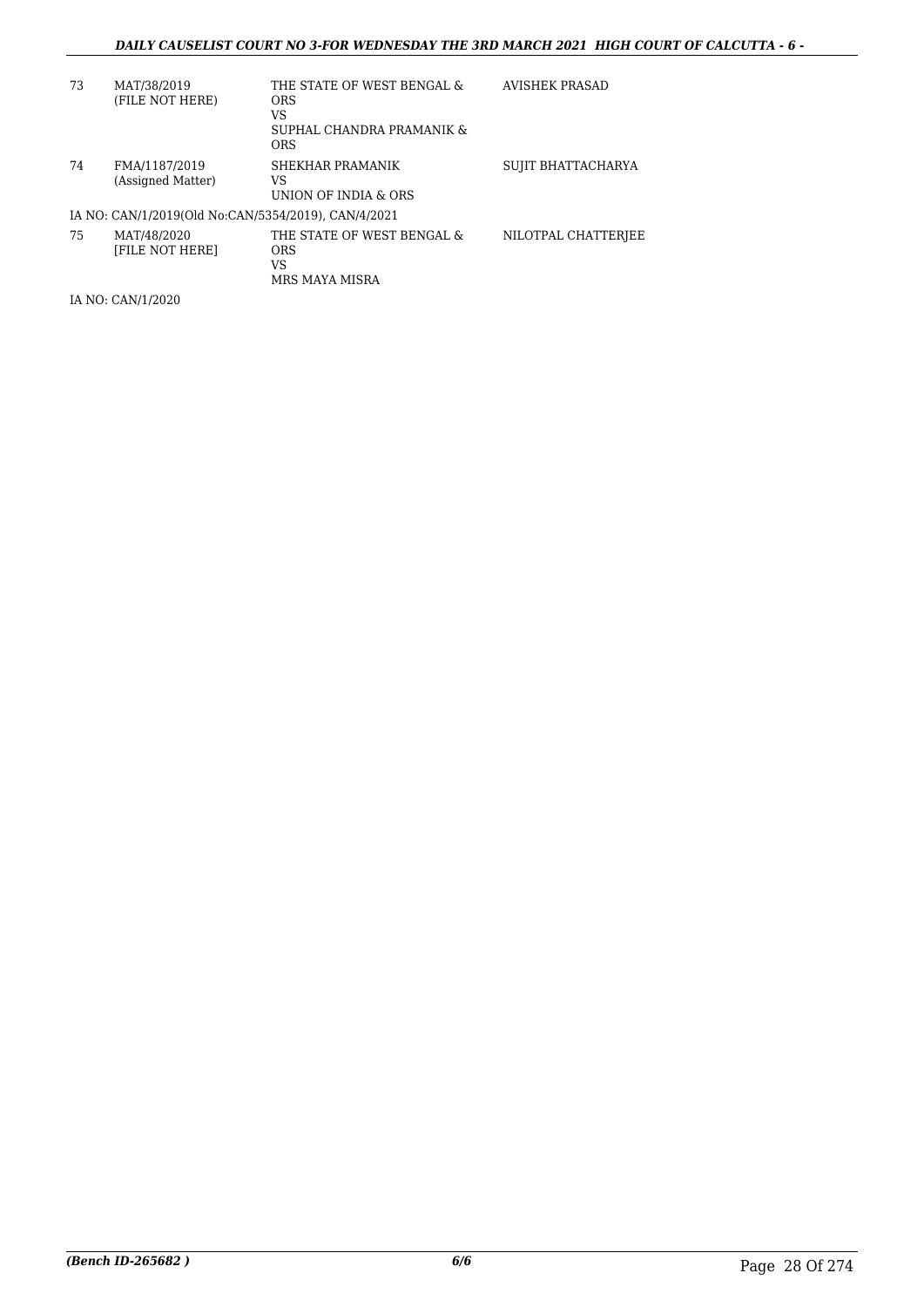| | | | |
|---|---|---|---|
| 73 | MAT/38/2019<br>(FILE NOT HERE) | THE STATE OF WEST BENGAL & ORS<br>VS<br>SUPHAL CHANDRA PRAMANIK & ORS | AVISHEK PRASAD |
| 74 | FMA/1187/2019<br>(Assigned Matter) | SHEKHAR PRAMANIK<br>VS<br>UNION OF INDIA & ORS | SUJIT BHATTACHARYA |

IA NO: CAN/1/2019(Old No:CAN/5354/2019), CAN/4/2021

| | | | |
|---|---|---|---|
| 75 | MAT/48/2020<br>[FILE NOT HERE] | THE STATE OF WEST BENGAL & ORS<br>VS<br>MRS MAYA MISRA | NILOTPAL CHATTERJEE |

IA NO: CAN/1/2020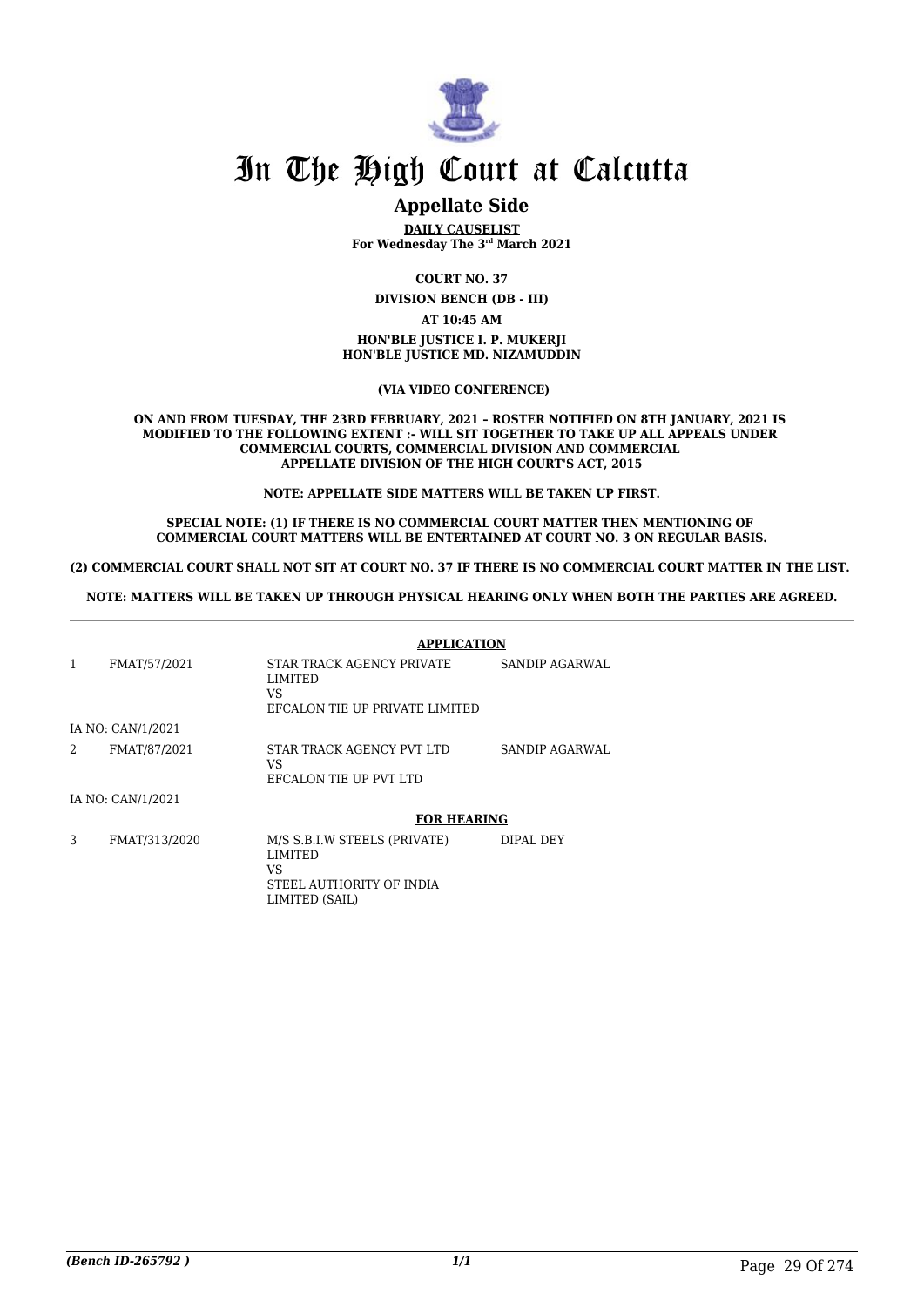# In The High Court at Calcutta

## Appellate Side

**DAILY CAUSELIST**
**For Wednesday The 3rd March 2021**

**COURT NO. 37**

**DIVISION BENCH (DB - III)**

**AT 10:45 AM**

**HON'BLE JUSTICE I. P. MUKERJI**
**HON'BLE JUSTICE MD. NIZAMUDDIN**

**(VIA VIDEO CONFERENCE)**

**ON AND FROM TUESDAY, THE 23RD FEBRUARY, 2021 – ROSTER NOTIFIED ON 8TH JANUARY, 2021 IS MODIFIED TO THE FOLLOWING EXTENT :- WILL SIT TOGETHER TO TAKE UP ALL APPEALS UNDER COMMERCIAL COURTS, COMMERCIAL DIVISION AND COMMERCIAL APPELLATE DIVISION OF THE HIGH COURT'S ACT, 2015**

**NOTE: APPELLATE SIDE MATTERS WILL BE TAKEN UP FIRST.**

**SPECIAL NOTE: (1) IF THERE IS NO COMMERCIAL COURT MATTER THEN MENTIONING OF COMMERCIAL COURT MATTERS WILL BE ENTERTAINED AT COURT NO. 3 ON REGULAR BASIS.**

**(2) COMMERCIAL COURT SHALL NOT SIT AT COURT NO. 37 IF THERE IS NO COMMERCIAL COURT MATTER IN THE LIST.**

**NOTE: MATTERS WILL BE TAKEN UP THROUGH PHYSICAL HEARING ONLY WHEN BOTH THE PARTIES ARE AGREED.**

**APPLICATION**

| | | | |
|---|---|---|---|
| 1 | FMAT/57/2021 | STAR TRACK AGENCY PRIVATE LIMITED VS EFCALON TIE UP PRIVATE LIMITED | SANDIP AGARWAL |
| | IA NO: CAN/1/2021 | | |
| 2 | FMAT/87/2021 | STAR TRACK AGENCY PVT LTD VS EFCALON TIE UP PVT LTD | SANDIP AGARWAL |
| | IA NO: CAN/1/2021 | | |

**FOR HEARING**

| | | | |
|---|---|---|---|
| 3 | FMAT/313/2020 | M/S S.B.I.W STEELS (PRIVATE) LIMITED VS STEEL AUTHORITY OF INDIA LIMITED (SAIL) | DIPAL DEY |

*(Bench ID-265792 )* 1/1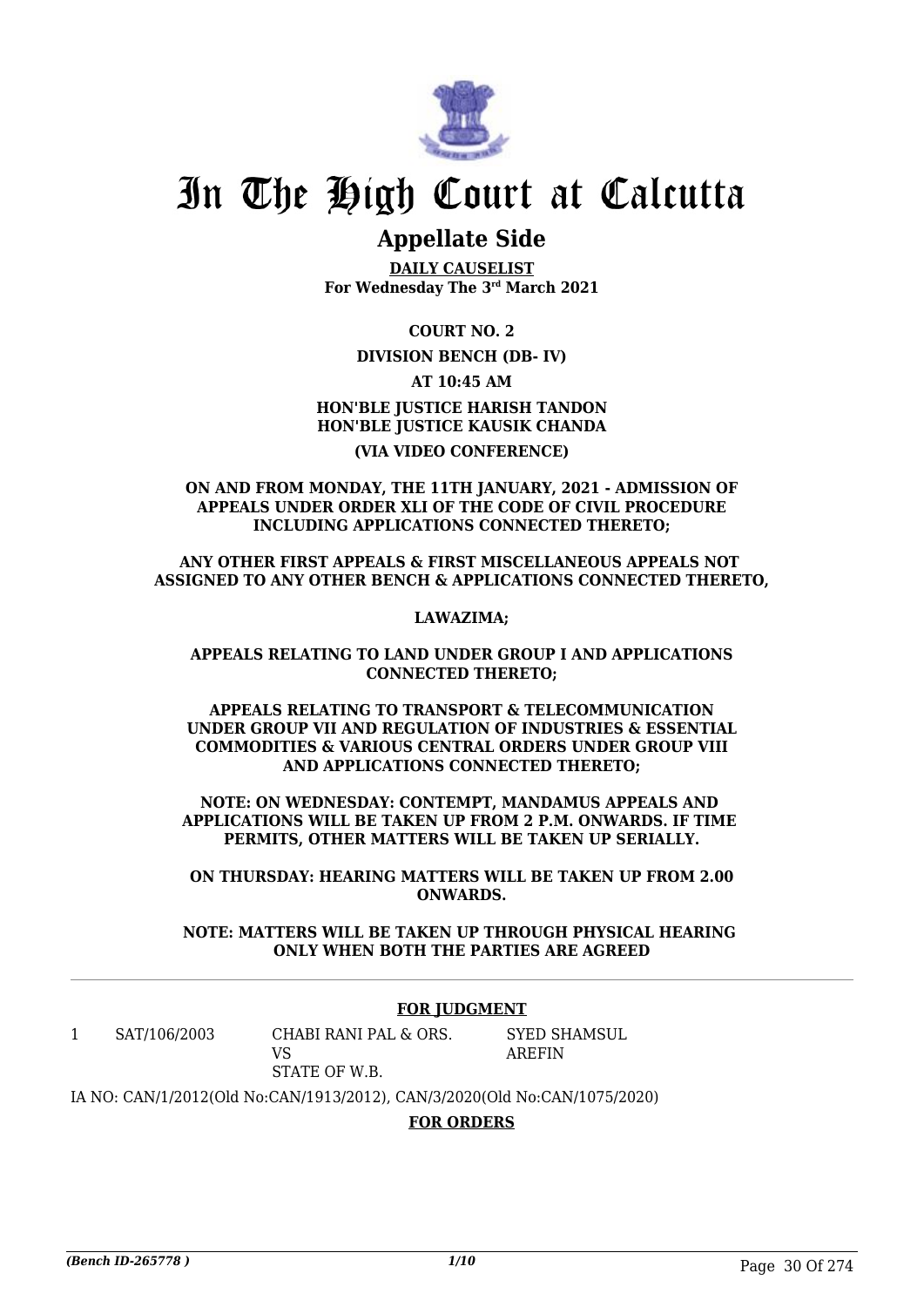# In The High Court at Calcutta

## Appellate Side

**DAILY CAUSELIST**
**For Wednesday The 3rd March 2021**

**COURT NO. 2**

**DIVISION BENCH (DB- IV)**

**AT 10:45 AM**

**HON'BLE JUSTICE HARISH TANDON**
**HON'BLE JUSTICE KAUSIK CHANDA**

**(VIA VIDEO CONFERENCE)**

**ON AND FROM MONDAY, THE 11TH JANUARY, 2021 - ADMISSION OF APPEALS UNDER ORDER XLI OF THE CODE OF CIVIL PROCEDURE INCLUDING APPLICATIONS CONNECTED THERETO;**

**ANY OTHER FIRST APPEALS & FIRST MISCELLANEOUS APPEALS NOT ASSIGNED TO ANY OTHER BENCH & APPLICATIONS CONNECTED THERETO,**

**LAWAZIMA;**

**APPEALS RELATING TO LAND UNDER GROUP I AND APPLICATIONS CONNECTED THERETO;**

**APPEALS RELATING TO TRANSPORT & TELECOMMUNICATION UNDER GROUP VII AND REGULATION OF INDUSTRIES & ESSENTIAL COMMODITIES & VARIOUS CENTRAL ORDERS UNDER GROUP VIII AND APPLICATIONS CONNECTED THERETO;**

**NOTE: ON WEDNESDAY: CONTEMPT, MANDAMUS APPEALS AND APPLICATIONS WILL BE TAKEN UP FROM 2 P.M. ONWARDS. IF TIME PERMITS, OTHER MATTERS WILL BE TAKEN UP SERIALLY.**

**ON THURSDAY: HEARING MATTERS WILL BE TAKEN UP FROM 2.00 ONWARDS.**

**NOTE: MATTERS WILL BE TAKEN UP THROUGH PHYSICAL HEARING ONLY WHEN BOTH THE PARTIES ARE AGREED**

**FOR JUDGMENT**

| | | | |
|---|---|---|---|
| 1 | SAT/106/2003 | CHABI RANI PAL & ORS.<br>VS<br>STATE OF W.B. | SYED SHAMSUL AREFIN |

IA NO: CAN/1/2012(Old No:CAN/1913/2012), CAN/3/2020(Old No:CAN/1075/2020)

**FOR ORDERS**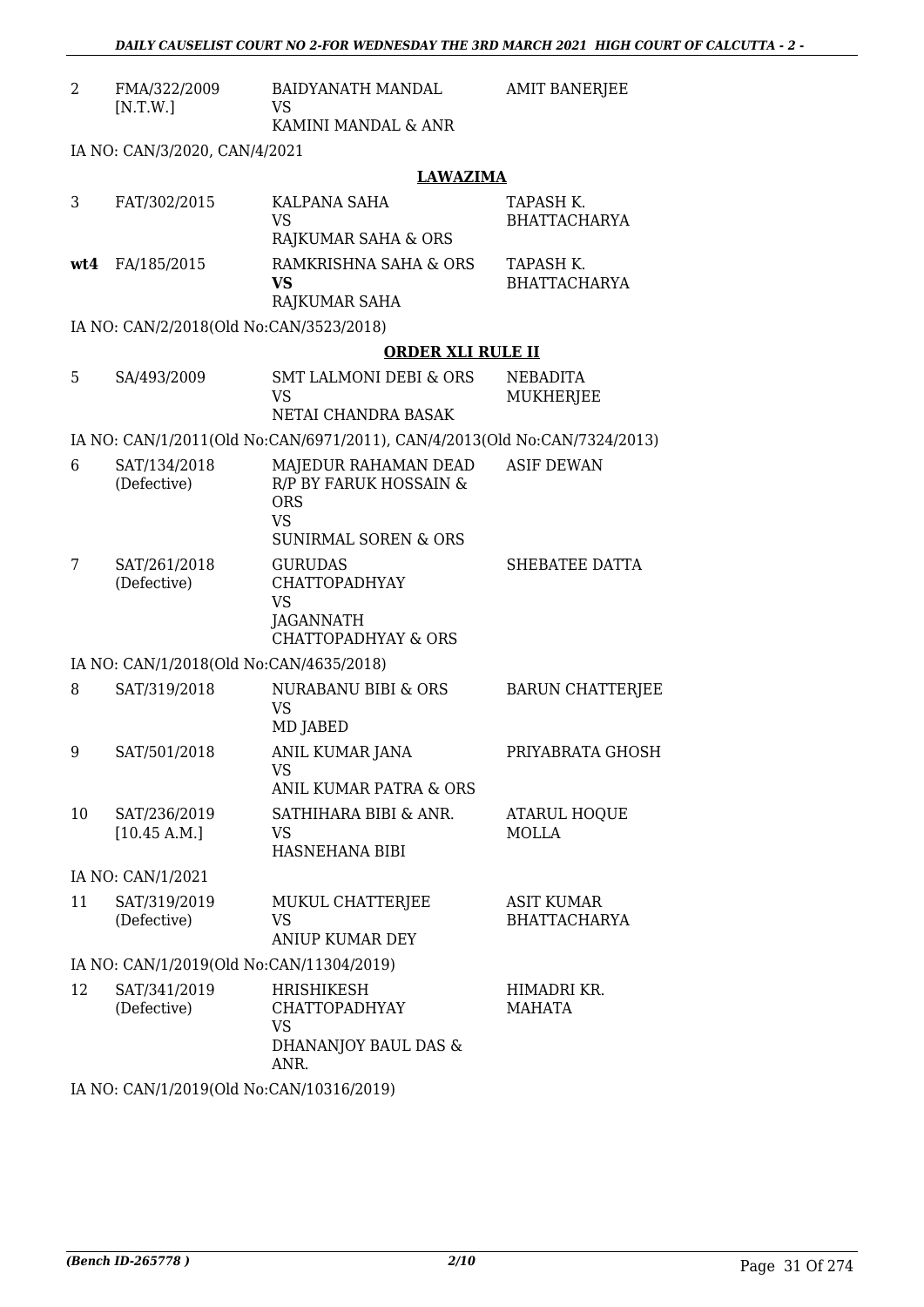| | | | |
|---|---|---|---|
| 2 | FMA/322/2009 [N.T.W.] | BAIDYANATH MANDAL VS KAMINI MANDAL & ANR | AMIT BANERJEE |

IA NO: CAN/3/2020, CAN/4/2021

**LAWAZIMA**

| | | | |
|---|---|---|---|
| 3 | FAT/302/2015 | KALPANA SAHA VS RAJKUMAR SAHA & ORS | TAPASH K. BHATTACHARYA |
| **wt4** | FA/185/2015 | RAMKRISHNA SAHA & ORS **VS** RAJKUMAR SAHA | TAPASH K. BHATTACHARYA |

IA NO: CAN/2/2018(Old No:CAN/3523/2018)

**ORDER XLI RULE II**

| | | | |
|---|---|---|---|
| 5 | SA/493/2009 | SMT LALMONI DEBI & ORS VS NETAI CHANDRA BASAK | NEBADITA MUKHERJEE |

IA NO: CAN/1/2011(Old No:CAN/6971/2011), CAN/4/2013(Old No:CAN/7324/2013)

| | | | |
|---|---|---|---|
| 6 | SAT/134/2018 (Defective) | MAJEDUR RAHAMAN DEAD R/P BY FARUK HOSSAIN & ORS VS SUNIRMAL SOREN & ORS | ASIF DEWAN |
| 7 | SAT/261/2018 (Defective) | GURUDAS CHATTOPADHYAY VS JAGANNATH CHATTOPADHYAY & ORS | SHEBATEE DATTA |

IA NO: CAN/1/2018(Old No:CAN/4635/2018)

| | | | |
|---|---|---|---|
| 8 | SAT/319/2018 | NURABANU BIBI & ORS VS MD JABED | BARUN CHATTERJEE |
| 9 | SAT/501/2018 | ANIL KUMAR JANA VS ANIL KUMAR PATRA & ORS | PRIYABRATA GHOSH |
| 10 | SAT/236/2019 [10.45 A.M.] | SATHIHARA BIBI & ANR. VS HASNEHANA BIBI | ATARUL HOQUE MOLLA |

IA NO: CAN/1/2021

| | | | |
|---|---|---|---|
| 11 | SAT/319/2019 (Defective) | MUKUL CHATTERJEE VS ANIUP KUMAR DEY | ASIT KUMAR BHATTACHARYA |

IA NO: CAN/1/2019(Old No:CAN/11304/2019)

| | | | |
|---|---|---|---|
| 12 | SAT/341/2019 (Defective) | HRISHIKESH CHATTOPADHYAY VS DHANANJOY BAUL DAS & ANR. | HIMADRI KR. MAHATA |

IA NO: CAN/1/2019(Old No:CAN/10316/2019)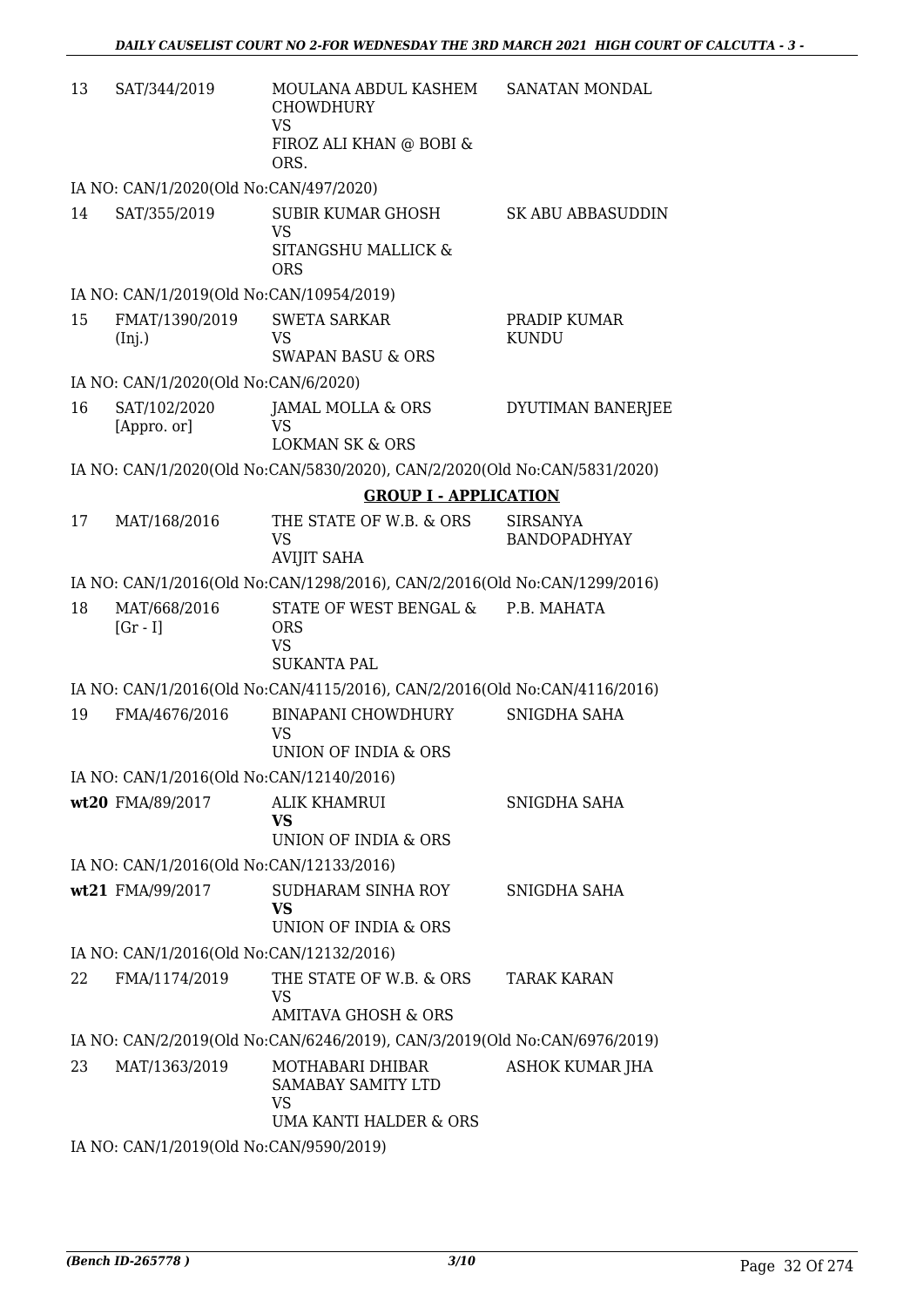| | | | |
|---|---|---|---|
| 13 | SAT/344/2019 | MOULANA ABDUL KASHEM CHOWDHURY<br>VS<br>FIROZ ALI KHAN @ BOBI & ORS. | SANATAN MONDAL |
| | IA NO: CAN/1/2020(Old No:CAN/497/2020) | | |
| 14 | SAT/355/2019 | SUBIR KUMAR GHOSH<br>VS<br>SITANGSHU MALLICK & ORS | SK ABU ABBASUDDIN |
| | IA NO: CAN/1/2019(Old No:CAN/10954/2019) | | |
| 15 | FMAT/1390/2019 (Inj.) | SWETA SARKAR<br>VS<br>SWAPAN BASU & ORS | PRADIP KUMAR KUNDU |
| | IA NO: CAN/1/2020(Old No:CAN/6/2020) | | |
| 16 | SAT/102/2020 [Appro. or] | JAMAL MOLLA & ORS<br>VS<br>LOKMAN SK & ORS | DYUTIMAN BANERJEE |
| | IA NO: CAN/1/2020(Old No:CAN/5830/2020), CAN/2/2020(Old No:CAN/5831/2020) | | |

**GROUP I - APPLICATION**

| | | | |
|---|---|---|---|
| 17 | MAT/168/2016 | THE STATE OF W.B. & ORS<br>VS<br>AVIJIT SAHA | SIRSANYA BANDOPADHYAY |
| | IA NO: CAN/1/2016(Old No:CAN/1298/2016), CAN/2/2016(Old No:CAN/1299/2016) | | |
| 18 | MAT/668/2016 [Gr - I] | STATE OF WEST BENGAL & ORS<br>VS<br>SUKANTA PAL | P.B. MAHATA |
| | IA NO: CAN/1/2016(Old No:CAN/4115/2016), CAN/2/2016(Old No:CAN/4116/2016) | | |
| 19 | FMA/4676/2016 | BINAPANI CHOWDHURY<br>VS<br>UNION OF INDIA & ORS | SNIGDHA SAHA |
| | IA NO: CAN/1/2016(Old No:CAN/12140/2016) | | |
| **wt20** | FMA/89/2017 | ALIK KHAMRUI<br>**VS**<br>UNION OF INDIA & ORS | SNIGDHA SAHA |
| | IA NO: CAN/1/2016(Old No:CAN/12133/2016) | | |
| **wt21** | FMA/99/2017 | SUDHARAM SINHA ROY<br>**VS**<br>UNION OF INDIA & ORS | SNIGDHA SAHA |
| | IA NO: CAN/1/2016(Old No:CAN/12132/2016) | | |
| 22 | FMA/1174/2019 | THE STATE OF W.B. & ORS<br>VS<br>AMITAVA GHOSH & ORS | TARAK KARAN |
| | IA NO: CAN/2/2019(Old No:CAN/6246/2019), CAN/3/2019(Old No:CAN/6976/2019) | | |
| 23 | MAT/1363/2019 | MOTHABARI DHIBAR SAMABAY SAMITY LTD<br>VS<br>UMA KANTI HALDER & ORS | ASHOK KUMAR JHA |
| | IA NO: CAN/1/2019(Old No:CAN/9590/2019) | | |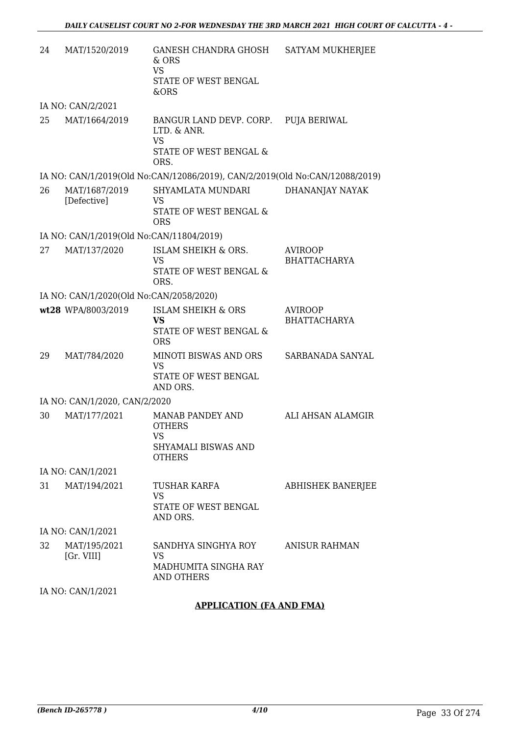| | | | |
|---|---|---|---|
| 24 | MAT/1520/2019 | GANESH CHANDRA GHOSH & ORS<br>VS<br>STATE OF WEST BENGAL &ORS | SATYAM MUKHERJEE |
| | IA NO: CAN/2/2021 | | |
| 25 | MAT/1664/2019 | BANGUR LAND DEVP. CORP. LTD. & ANR.<br>VS<br>STATE OF WEST BENGAL & ORS. | PUJA BERIWAL |
| | IA NO: CAN/1/2019(Old No:CAN/12086/2019), CAN/2/2019(Old No:CAN/12088/2019) | | |
| 26 | MAT/1687/2019 [Defective] | SHYAMLATA MUNDARI<br>VS<br>STATE OF WEST BENGAL & ORS | DHANANJAY NAYAK |
| | IA NO: CAN/1/2019(Old No:CAN/11804/2019) | | |
| 27 | MAT/137/2020 | ISLAM SHEIKH & ORS.<br>VS<br>STATE OF WEST BENGAL & ORS. | AVIROOP BHATTACHARYA |
| | IA NO: CAN/1/2020(Old No:CAN/2058/2020) | | |
| **wt28** | WPA/8003/2019 | ISLAM SHEIKH & ORS<br>**VS**<br>STATE OF WEST BENGAL & ORS | AVIROOP BHATTACHARYA |
| 29 | MAT/784/2020 | MINOTI BISWAS AND ORS<br>VS<br>STATE OF WEST BENGAL AND ORS. | SARBANADA SANYAL |
| | IA NO: CAN/1/2020, CAN/2/2020 | | |
| 30 | MAT/177/2021 | MANAB PANDEY AND OTHERS<br>VS<br>SHYAMALI BISWAS AND OTHERS | ALI AHSAN ALAMGIR |
| | IA NO: CAN/1/2021 | | |
| 31 | MAT/194/2021 | TUSHAR KARFA<br>VS<br>STATE OF WEST BENGAL AND ORS. | ABHISHEK BANERJEE |
| | IA NO: CAN/1/2021 | | |
| 32 | MAT/195/2021 [Gr. VIII] | SANDHYA SINGHYA ROY<br>VS<br>MADHUMITA SINGHA RAY AND OTHERS | ANISUR RAHMAN |
| | IA NO: CAN/1/2021 | | |

## APPLICATION (FA AND FMA)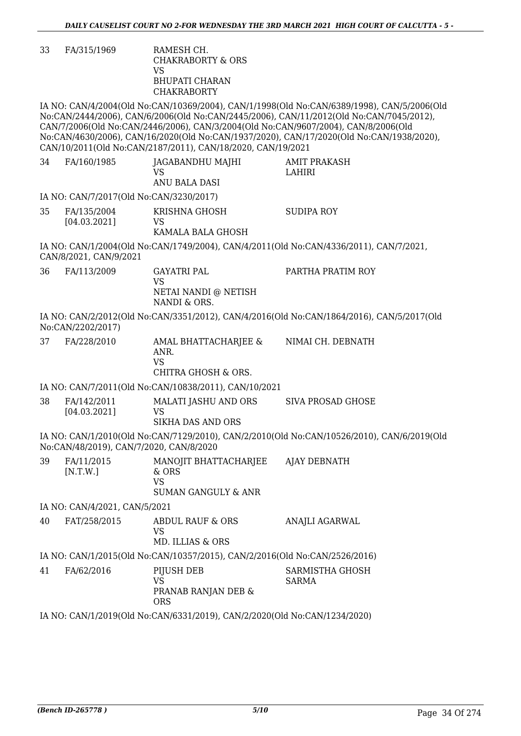| | | | |
|---|---|---|---|
| 33 | FA/315/1969 | RAMESH CH. CHAKRABORTY & ORS<br>VS<br>BHUPATI CHARAN CHAKRABORTY | |

IA NO: CAN/4/2004(Old No:CAN/10369/2004), CAN/1/1998(Old No:CAN/6389/1998), CAN/5/2006(Old No:CAN/2444/2006), CAN/6/2006(Old No:CAN/2445/2006), CAN/11/2012(Old No:CAN/7045/2012), CAN/7/2006(Old No:CAN/2446/2006), CAN/3/2004(Old No:CAN/9607/2004), CAN/8/2006(Old No:CAN/4630/2006), CAN/16/2020(Old No:CAN/1937/2020), CAN/17/2020(Old No:CAN/1938/2020), CAN/10/2011(Old No:CAN/2187/2011), CAN/18/2020, CAN/19/2021

| | | | |
|---|---|---|---|
| 34 | FA/160/1985 | JAGABANDHU MAJHI<br>VS<br>ANU BALA DASI | AMIT PRAKASH LAHIRI |

IA NO: CAN/7/2017(Old No:CAN/3230/2017)

| | | | |
|---|---|---|---|
| 35 | FA/135/2004<br>[04.03.2021] | KRISHNA GHOSH<br>VS<br>KAMALA BALA GHOSH | SUDIPA ROY |

IA NO: CAN/1/2004(Old No:CAN/1749/2004), CAN/4/2011(Old No:CAN/4336/2011), CAN/7/2021, CAN/8/2021, CAN/9/2021

| | | | |
|---|---|---|---|
| 36 | FA/113/2009 | GAYATRI PAL<br>VS<br>NETAI NANDI @ NETISH NANDI & ORS. | PARTHA PRATIM ROY |

IA NO: CAN/2/2012(Old No:CAN/3351/2012), CAN/4/2016(Old No:CAN/1864/2016), CAN/5/2017(Old No:CAN/2202/2017)

| | | | |
|---|---|---|---|
| 37 | FA/228/2010 | AMAL BHATTACHARJEE & ANR.<br>VS<br>CHITRA GHOSH & ORS. | NIMAI CH. DEBNATH |

IA NO: CAN/7/2011(Old No:CAN/10838/2011), CAN/10/2021

| | | | |
|---|---|---|---|
| 38 | FA/142/2011<br>[04.03.2021] | MALATI JASHU AND ORS<br>VS<br>SIKHA DAS AND ORS | SIVA PROSAD GHOSE |

IA NO: CAN/1/2010(Old No:CAN/7129/2010), CAN/2/2010(Old No:CAN/10526/2010), CAN/6/2019(Old No:CAN/48/2019), CAN/7/2020, CAN/8/2020

| | | | |
|---|---|---|---|
| 39 | FA/11/2015<br>[N.T.W.] | MANOJIT BHATTACHARJEE & ORS<br>VS<br>SUMAN GANGULY & ANR | AJAY DEBNATH |

IA NO: CAN/4/2021, CAN/5/2021

| | | | |
|---|---|---|---|
| 40 | FAT/258/2015 | ABDUL RAUF & ORS<br>VS<br>MD. ILLIAS & ORS | ANAJLI AGARWAL |

IA NO: CAN/1/2015(Old No:CAN/10357/2015), CAN/2/2016(Old No:CAN/2526/2016)

| | | | |
|---|---|---|---|
| 41 | FA/62/2016 | PIJUSH DEB<br>VS<br>PRANAB RANJAN DEB & ORS | SARMISTHA GHOSH SARMA |

IA NO: CAN/1/2019(Old No:CAN/6331/2019), CAN/2/2020(Old No:CAN/1234/2020)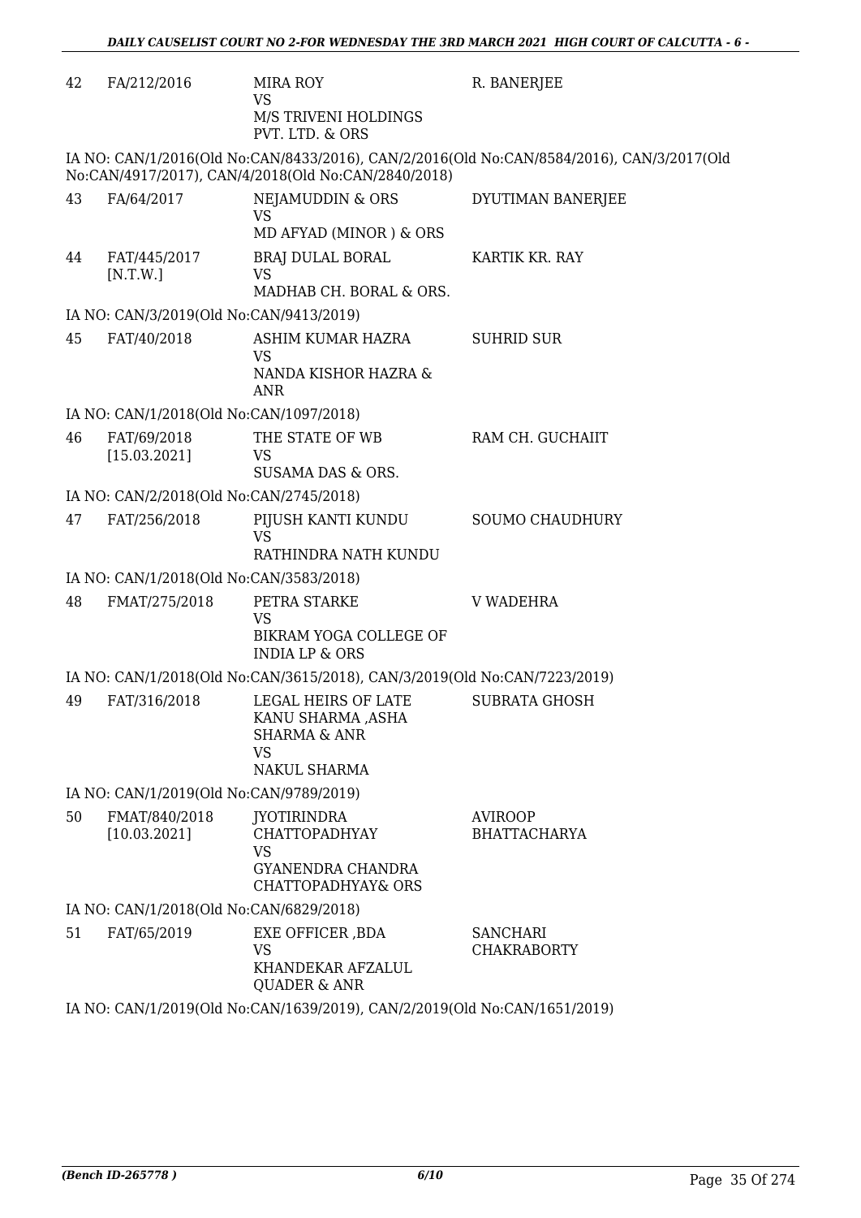| | | | |
|---|---|---|---|
| 42 | FA/212/2016 | MIRA ROY<br>VS<br>M/S TRIVENI HOLDINGS PVT. LTD. & ORS | R. BANERJEE |

IA NO: CAN/1/2016(Old No:CAN/8433/2016), CAN/2/2016(Old No:CAN/8584/2016), CAN/3/2017(Old No:CAN/4917/2017), CAN/4/2018(Old No:CAN/2840/2018)

| | | | |
|---|---|---|---|
| 43 | FA/64/2017 | NEJAMUDDIN & ORS<br>VS<br>MD AFYAD (MINOR ) & ORS | DYUTIMAN BANERJEE |
| 44 | FAT/445/2017<br>[N.T.W.] | BRAJ DULAL BORAL<br>VS<br>MADHAB CH. BORAL & ORS. | KARTIK KR. RAY |

IA NO: CAN/3/2019(Old No:CAN/9413/2019)

| | | | |
|---|---|---|---|
| 45 | FAT/40/2018 | ASHIM KUMAR HAZRA<br>VS<br>NANDA KISHOR HAZRA & ANR | SUHRID SUR |

IA NO: CAN/1/2018(Old No:CAN/1097/2018)

| | | | |
|---|---|---|---|
| 46 | FAT/69/2018<br>[15.03.2021] | THE STATE OF WB<br>VS<br>SUSAMA DAS & ORS. | RAM CH. GUCHAIIT |

IA NO: CAN/2/2018(Old No:CAN/2745/2018)

| | | | |
|---|---|---|---|
| 47 | FAT/256/2018 | PIJUSH KANTI KUNDU<br>VS<br>RATHINDRA NATH KUNDU | SOUMO CHAUDHURY |

IA NO: CAN/1/2018(Old No:CAN/3583/2018)

| | | | |
|---|---|---|---|
| 48 | FMAT/275/2018 | PETRA STARKE<br>VS<br>BIKRAM YOGA COLLEGE OF INDIA LP & ORS | V WADEHRA |

IA NO: CAN/1/2018(Old No:CAN/3615/2018), CAN/3/2019(Old No:CAN/7223/2019)

| | | | |
|---|---|---|---|
| 49 | FAT/316/2018 | LEGAL HEIRS OF LATE KANU SHARMA ,ASHA SHARMA & ANR<br>VS<br>NAKUL SHARMA | SUBRATA GHOSH |

IA NO: CAN/1/2019(Old No:CAN/9789/2019)

| | | | |
|---|---|---|---|
| 50 | FMAT/840/2018<br>[10.03.2021] | JYOTIRINDRA CHATTOPADHYAY<br>VS<br>GYANENDRA CHANDRA CHATTOPADHYAY& ORS | AVIROOP BHATTACHARYA |

IA NO: CAN/1/2018(Old No:CAN/6829/2018)

| | | | |
|---|---|---|---|
| 51 | FAT/65/2019 | EXE OFFICER ,BDA<br>VS<br>KHANDEKAR AFZALUL QUADER & ANR | SANCHARI CHAKRABORTY |

IA NO: CAN/1/2019(Old No:CAN/1639/2019), CAN/2/2019(Old No:CAN/1651/2019)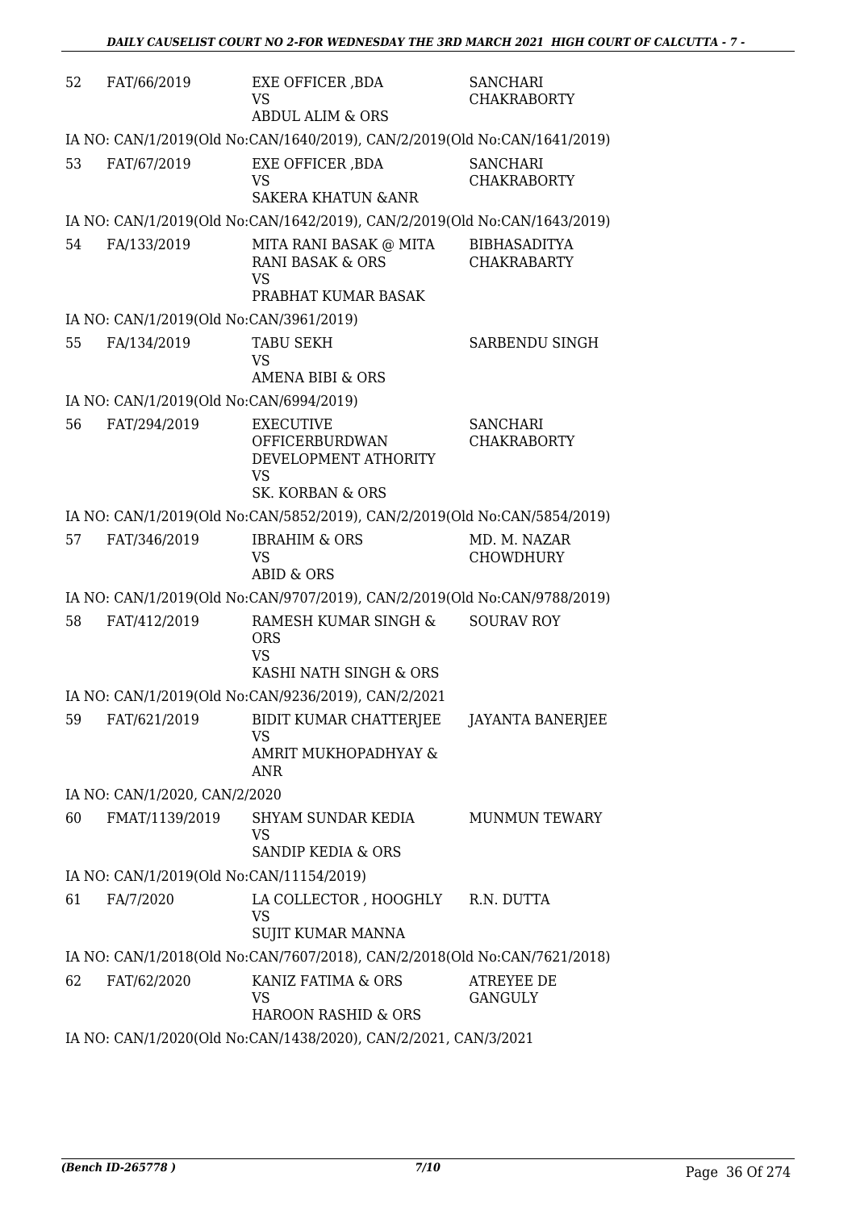| 52 | FAT/66/2019 | EXE OFFICER ,BDA<br>VS<br>ABDUL ALIM & ORS | SANCHARI CHAKRABORTY |
|---|---|---|---|

IA NO: CAN/1/2019(Old No:CAN/1640/2019), CAN/2/2019(Old No:CAN/1641/2019)

| 53 | FAT/67/2019 | EXE OFFICER ,BDA<br>VS<br>SAKERA KHATUN &ANR | SANCHARI CHAKRABORTY |
|---|---|---|---|

IA NO: CAN/1/2019(Old No:CAN/1642/2019), CAN/2/2019(Old No:CAN/1643/2019)

| 54 | FA/133/2019 | MITA RANI BASAK @ MITA RANI BASAK & ORS<br>VS<br>PRABHAT KUMAR BASAK | BIBHASADITYA CHAKRABARTY |
|---|---|---|---|

IA NO: CAN/1/2019(Old No:CAN/3961/2019)

| 55 | FA/134/2019 | TABU SEKH<br>VS<br>AMENA BIBI & ORS | SARBENDU SINGH |
|---|---|---|---|

IA NO: CAN/1/2019(Old No:CAN/6994/2019)

| 56 | FAT/294/2019 | EXECUTIVE OFFICERBURDWAN DEVELOPMENT ATHORITY<br>VS<br>SK. KORBAN & ORS | SANCHARI CHAKRABORTY |
|---|---|---|---|

IA NO: CAN/1/2019(Old No:CAN/5852/2019), CAN/2/2019(Old No:CAN/5854/2019)

| 57 | FAT/346/2019 | IBRAHIM & ORS<br>VS<br>ABID & ORS | MD. M. NAZAR CHOWDHURY |
|---|---|---|---|

IA NO: CAN/1/2019(Old No:CAN/9707/2019), CAN/2/2019(Old No:CAN/9788/2019)

| 58 | FAT/412/2019 | RAMESH KUMAR SINGH & ORS<br>VS<br>KASHI NATH SINGH & ORS | SOURAV ROY |
|---|---|---|---|

IA NO: CAN/1/2019(Old No:CAN/9236/2019), CAN/2/2021

| 59 | FAT/621/2019 | BIDIT KUMAR CHATTERJEE<br>VS<br>AMRIT MUKHOPADHYAY & ANR | JAYANTA BANERJEE |
|---|---|---|---|

IA NO: CAN/1/2020, CAN/2/2020

| 60 | FMAT/1139/2019 | SHYAM SUNDAR KEDIA<br>VS<br>SANDIP KEDIA & ORS | MUNMUN TEWARY |
|---|---|---|---|

IA NO: CAN/1/2019(Old No:CAN/11154/2019)

| 61 | FA/7/2020 | LA COLLECTOR , HOOGHLY<br>VS<br>SUJIT KUMAR MANNA | R.N. DUTTA |
|---|---|---|---|

IA NO: CAN/1/2018(Old No:CAN/7607/2018), CAN/2/2018(Old No:CAN/7621/2018)

| 62 | FAT/62/2020 | KANIZ FATIMA & ORS<br>VS<br>HAROON RASHID & ORS | ATREYEE DE GANGULY |
|---|---|---|---|

IA NO: CAN/1/2020(Old No:CAN/1438/2020), CAN/2/2021, CAN/3/2021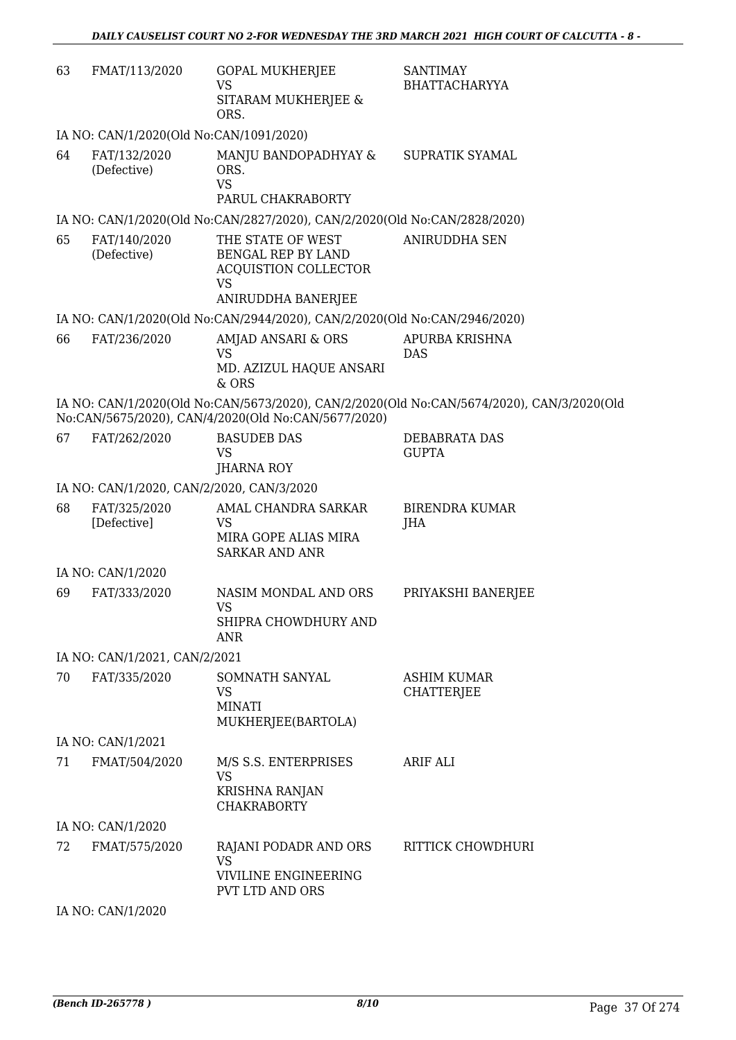| | | | |
|---|---|---|---|
| 63 | FMAT/113/2020 | GOPAL MUKHERJEE<br>VS<br>SITARAM MUKHERJEE & ORS. | SANTIMAY BHATTACHARYYA |
| | IA NO: CAN/1/2020(Old No:CAN/1091/2020) | | |
| 64 | FAT/132/2020 (Defective) | MANJU BANDOPADHYAY & ORS.<br>VS<br>PARUL CHAKRABORTY | SUPRATIK SYAMAL |
| | IA NO: CAN/1/2020(Old No:CAN/2827/2020), CAN/2/2020(Old No:CAN/2828/2020) | | |
| 65 | FAT/140/2020 (Defective) | THE STATE OF WEST BENGAL REP BY LAND ACQUISTION COLLECTOR<br>VS<br>ANIRUDDHA BANERJEE | ANIRUDDHA SEN |
| | IA NO: CAN/1/2020(Old No:CAN/2944/2020), CAN/2/2020(Old No:CAN/2946/2020) | | |
| 66 | FAT/236/2020 | AMJAD ANSARI & ORS<br>VS<br>MD. AZIZUL HAQUE ANSARI & ORS | APURBA KRISHNA DAS |
| | IA NO: CAN/1/2020(Old No:CAN/5673/2020), CAN/2/2020(Old No:CAN/5674/2020), CAN/3/2020(Old No:CAN/5675/2020), CAN/4/2020(Old No:CAN/5677/2020) | | |
| 67 | FAT/262/2020 | BASUDEB DAS<br>VS<br>JHARNA ROY | DEBABRATA DAS GUPTA |
| | IA NO: CAN/1/2020, CAN/2/2020, CAN/3/2020 | | |
| 68 | FAT/325/2020 [Defective] | AMAL CHANDRA SARKAR<br>VS<br>MIRA GOPE ALIAS MIRA SARKAR AND ANR | BIRENDRA KUMAR JHA |
| | IA NO: CAN/1/2020 | | |
| 69 | FAT/333/2020 | NASIM MONDAL AND ORS<br>VS<br>SHIPRA CHOWDHURY AND ANR | PRIYAKSHI BANERJEE |
| | IA NO: CAN/1/2021, CAN/2/2021 | | |
| 70 | FAT/335/2020 | SOMNATH SANYAL<br>VS<br>MINATI MUKHERJEE(BARTOLA) | ASHIM KUMAR CHATTERJEE |
| | IA NO: CAN/1/2021 | | |
| 71 | FMAT/504/2020 | M/S S.S. ENTERPRISES<br>VS<br>KRISHNA RANJAN CHAKRABORTY | ARIF ALI |
| | IA NO: CAN/1/2020 | | |
| 72 | FMAT/575/2020 | RAJANI PODADR AND ORS<br>VS<br>VIVILINE ENGINEERING PVT LTD AND ORS | RITTICK CHOWDHURI |
| | IA NO: CAN/1/2020 | | |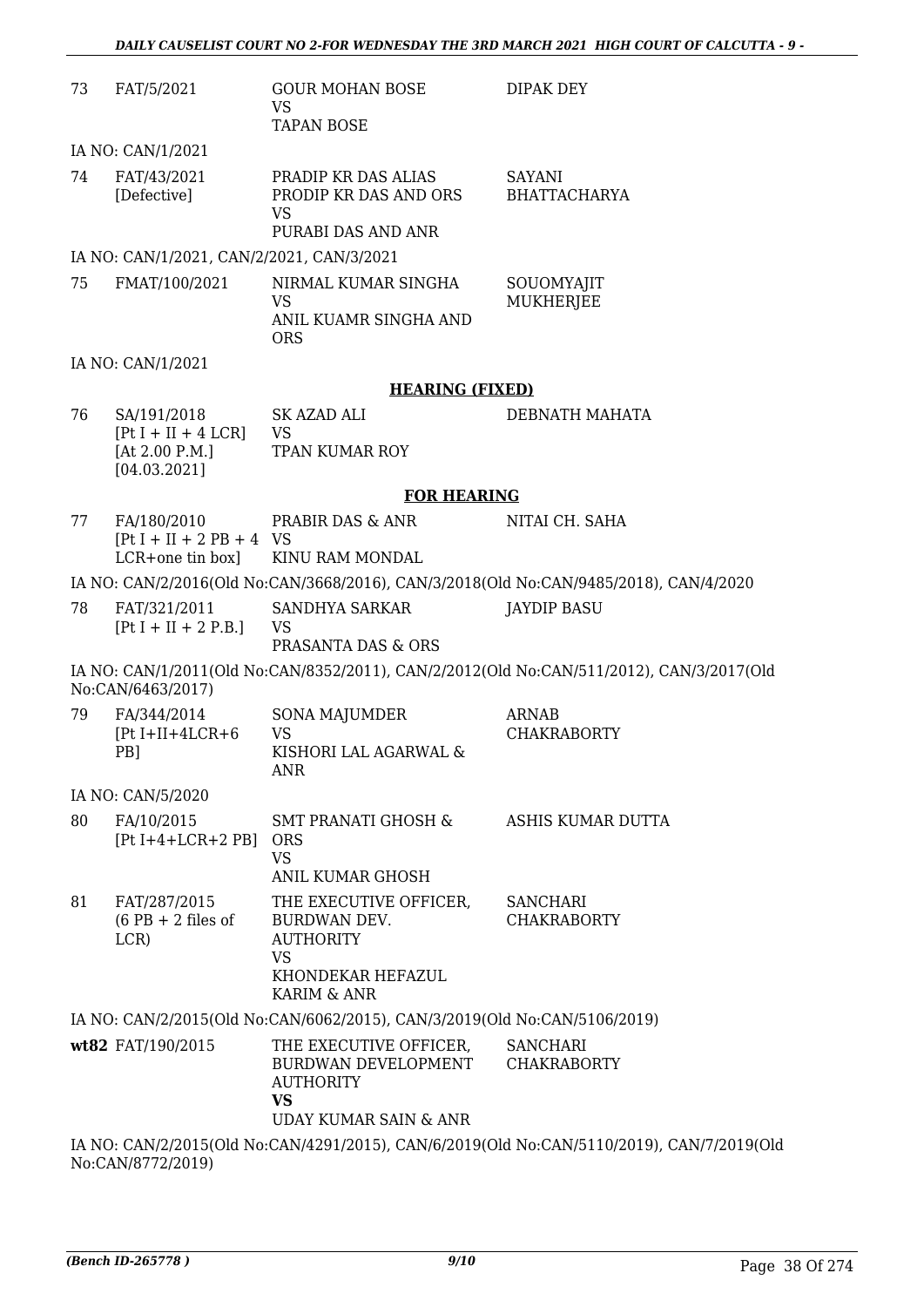| | | | |
|---|---|---|---|
| 73 | FAT/5/2021 | GOUR MOHAN BOSE<br>VS<br>TAPAN BOSE | DIPAK DEY |

IA NO: CAN/1/2021

| | | | |
|---|---|---|---|
| 74 | FAT/43/2021<br>[Defective] | PRADIP KR DAS ALIAS<br>PRODIP KR DAS AND ORS<br>VS<br>PURABI DAS AND ANR | SAYANI<br>BHATTACHARYA |

IA NO: CAN/1/2021, CAN/2/2021, CAN/3/2021

| | | | |
|---|---|---|---|
| 75 | FMAT/100/2021 | NIRMAL KUMAR SINGHA<br>VS<br>ANIL KUAMR SINGHA AND<br>ORS | SOUOMYAJIT<br>MUKHERJEE |

IA NO: CAN/1/2021

**HEARING (FIXED)**

| | | | |
|---|---|---|---|
| 76 | SA/191/2018<br>[Pt I + II + 4 LCR]<br>[At 2.00 P.M.]<br>[04.03.2021] | SK AZAD ALI<br>VS<br>TPAN KUMAR ROY | DEBNATH MAHATA |

**FOR HEARING**

| | | | |
|---|---|---|---|
| 77 | FA/180/2010<br>[Pt I + II + 2 PB + 4<br>LCR+one tin box] | PRABIR DAS & ANR<br>VS<br>KINU RAM MONDAL | NITAI CH. SAHA |

IA NO: CAN/2/2016(Old No:CAN/3668/2016), CAN/3/2018(Old No:CAN/9485/2018), CAN/4/2020

| | | | |
|---|---|---|---|
| 78 | FAT/321/2011<br>[Pt I + II + 2 P.B.] | SANDHYA SARKAR<br>VS<br>PRASANTA DAS & ORS | JAYDIP BASU |

IA NO: CAN/1/2011(Old No:CAN/8352/2011), CAN/2/2012(Old No:CAN/511/2012), CAN/3/2017(Old No:CAN/6463/2017)

| | | | |
|---|---|---|---|
| 79 | FA/344/2014<br>[Pt I+II+4LCR+6<br>PB] | SONA MAJUMDER<br>VS<br>KISHORI LAL AGARWAL &<br>ANR | ARNAB<br>CHAKRABORTY |

IA NO: CAN/5/2020

| | | | |
|---|---|---|---|
| 80 | FA/10/2015<br>[Pt I+4+LCR+2 PB] | SMT PRANATI GHOSH &<br>ORS<br>VS<br>ANIL KUMAR GHOSH | ASHIS KUMAR DUTTA |
| 81 | FAT/287/2015<br>(6 PB + 2 files of<br>LCR) | THE EXECUTIVE OFFICER,<br>BURDWAN DEV.<br>AUTHORITY<br>VS<br>KHONDEKAR HEFAZUL<br>KARIM & ANR | SANCHARI<br>CHAKRABORTY |

IA NO: CAN/2/2015(Old No:CAN/6062/2015), CAN/3/2019(Old No:CAN/5106/2019)

| | | | |
|---|---|---|---|
| **wt82** | FAT/190/2015 | THE EXECUTIVE OFFICER,<br>BURDWAN DEVELOPMENT<br>AUTHORITY<br>**VS**<br>UDAY KUMAR SAIN & ANR | SANCHARI<br>CHAKRABORTY |

IA NO: CAN/2/2015(Old No:CAN/4291/2015), CAN/6/2019(Old No:CAN/5110/2019), CAN/7/2019(Old No:CAN/8772/2019)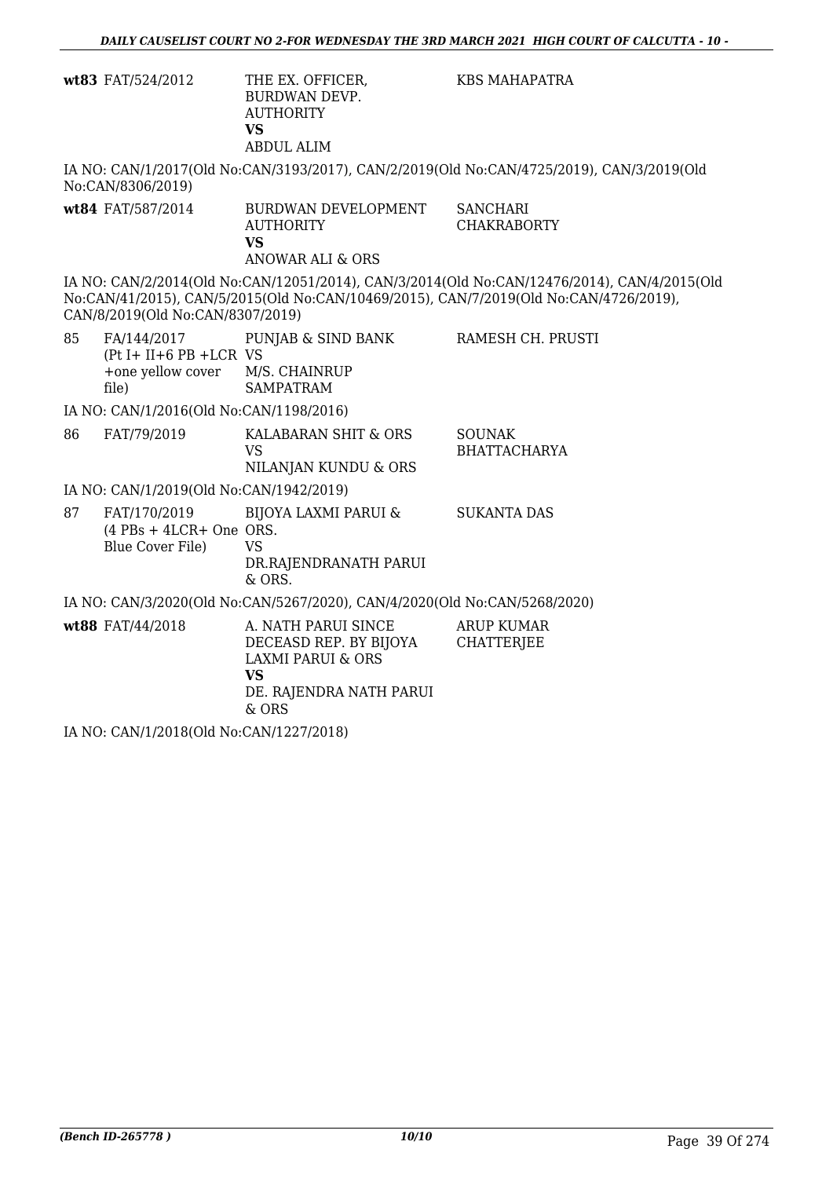| | | | |
|---|---|---|---|
| **wt83** | FAT/524/2012 | THE EX. OFFICER, BURDWAN DEVP. AUTHORITY **VS** ABDUL ALIM | KBS MAHAPATRA |

IA NO: CAN/1/2017(Old No:CAN/3193/2017), CAN/2/2019(Old No:CAN/4725/2019), CAN/3/2019(Old No:CAN/8306/2019)

| | | | |
|---|---|---|---|
| **wt84** | FAT/587/2014 | BURDWAN DEVELOPMENT AUTHORITY **VS** ANOWAR ALI & ORS | SANCHARI CHAKRABORTY |

IA NO: CAN/2/2014(Old No:CAN/12051/2014), CAN/3/2014(Old No:CAN/12476/2014), CAN/4/2015(Old No:CAN/41/2015), CAN/5/2015(Old No:CAN/10469/2015), CAN/7/2019(Old No:CAN/4726/2019), CAN/8/2019(Old No:CAN/8307/2019)

| | | | |
|---|---|---|---|
| 85 | FA/144/2017 (Pt I+ II+6 PB +LCR +one yellow cover file) | PUNJAB & SIND BANK VS M/S. CHAINRUP SAMPATRAM | RAMESH CH. PRUSTI |

IA NO: CAN/1/2016(Old No:CAN/1198/2016)

| | | | |
|---|---|---|---|
| 86 | FAT/79/2019 | KALABARAN SHIT & ORS VS NILANJAN KUNDU & ORS | SOUNAK BHATTACHARYA |

IA NO: CAN/1/2019(Old No:CAN/1942/2019)

| | | | |
|---|---|---|---|
| 87 | FAT/170/2019 (4 PBs + 4LCR+ One Blue Cover File) | BIJOYA LAXMI PARUI & ORS. VS DR.RAJENDRANATH PARUI & ORS. | SUKANTA DAS |

IA NO: CAN/3/2020(Old No:CAN/5267/2020), CAN/4/2020(Old No:CAN/5268/2020)

| | | | |
|---|---|---|---|
| **wt88** | FAT/44/2018 | A. NATH PARUI SINCE DECEASD REP. BY BIJOYA LAXMI PARUI & ORS **VS** DE. RAJENDRA NATH PARUI & ORS | ARUP KUMAR CHATTERJEE |

IA NO: CAN/1/2018(Old No:CAN/1227/2018)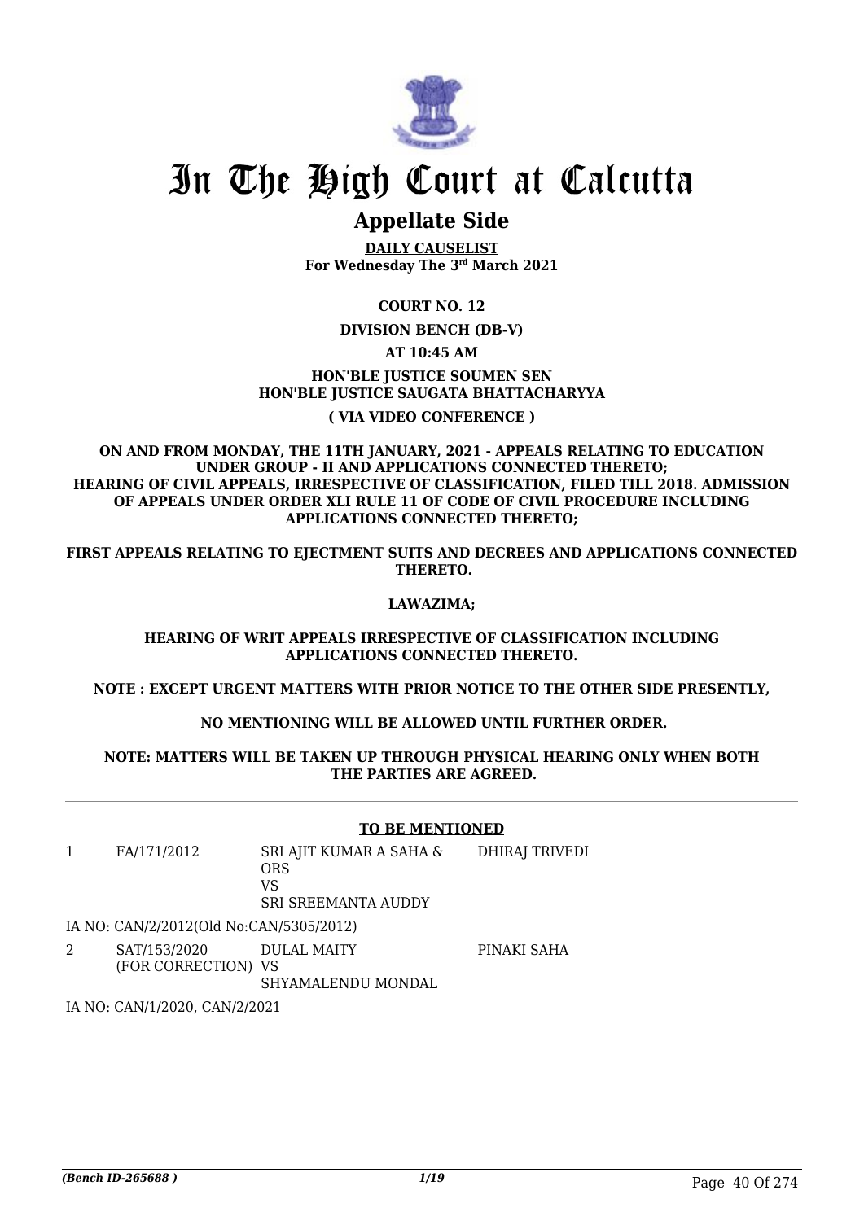# In The High Court at Calcutta

## Appellate Side

**DAILY CAUSELIST**
**For Wednesday The 3rd March 2021**

**COURT NO. 12**

**DIVISION BENCH (DB-V)**

**AT 10:45 AM**

**HON'BLE JUSTICE SOUMEN SEN**
**HON'BLE JUSTICE SAUGATA BHATTACHARYYA**

**( VIA VIDEO CONFERENCE )**

**ON AND FROM MONDAY, THE 11TH JANUARY, 2021 - APPEALS RELATING TO EDUCATION UNDER GROUP - II AND APPLICATIONS CONNECTED THERETO; HEARING OF CIVIL APPEALS, IRRESPECTIVE OF CLASSIFICATION, FILED TILL 2018. ADMISSION OF APPEALS UNDER ORDER XLI RULE 11 OF CODE OF CIVIL PROCEDURE INCLUDING APPLICATIONS CONNECTED THERETO;**

**FIRST APPEALS RELATING TO EJECTMENT SUITS AND DECREES AND APPLICATIONS CONNECTED THERETO.**

**LAWAZIMA;**

**HEARING OF WRIT APPEALS IRRESPECTIVE OF CLASSIFICATION INCLUDING APPLICATIONS CONNECTED THERETO.**

**NOTE : EXCEPT URGENT MATTERS WITH PRIOR NOTICE TO THE OTHER SIDE PRESENTLY,**

**NO MENTIONING WILL BE ALLOWED UNTIL FURTHER ORDER.**

**NOTE: MATTERS WILL BE TAKEN UP THROUGH PHYSICAL HEARING ONLY WHEN BOTH THE PARTIES ARE AGREED.**

**TO BE MENTIONED**

| | | | |
|---|---|---|---|
| 1 | FA/171/2012 | SRI AJIT KUMAR A SAHA & ORS<br>VS<br>SRI SREEMANTA AUDDY | DHIRAJ TRIVEDI |

IA NO: CAN/2/2012(Old No:CAN/5305/2012)

| | | | |
|---|---|---|---|
| 2 | SAT/153/2020<br>(FOR CORRECTION) | DULAL MAITY<br>VS<br>SHYAMALENDU MONDAL | PINAKI SAHA |

IA NO: CAN/1/2020, CAN/2/2021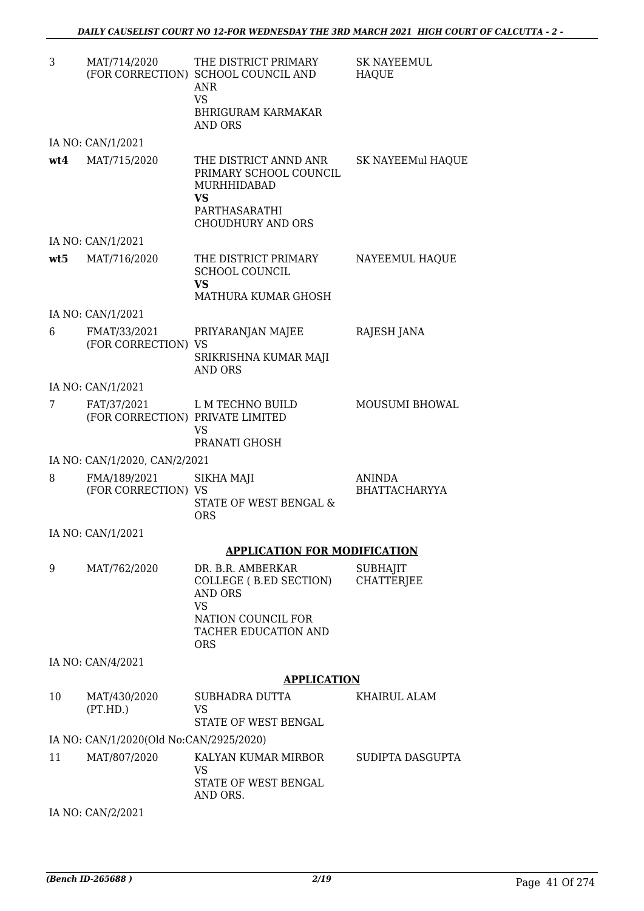| | | | |
|---|---|---|---|
| 3 | MAT/714/2020 (FOR CORRECTION) | THE DISTRICT PRIMARY SCHOOL COUNCIL AND ANR VS BHRIGURAM KARMAKAR AND ORS | SK NAYEEMUL HAQUE |
| | IA NO: CAN/1/2021 | | |
| **wt4** | MAT/715/2020 | THE DISTRICT ANND ANR PRIMARY SCHOOL COUNCIL MURHHIDABAD **VS** PARTHASARATHI CHOUDHURY AND ORS | SK NAYEEMul HAQUE |
| | IA NO: CAN/1/2021 | | |
| **wt5** | MAT/716/2020 | THE DISTRICT PRIMARY SCHOOL COUNCIL **VS** MATHURA KUMAR GHOSH | NAYEEMUL HAQUE |
| | IA NO: CAN/1/2021 | | |
| 6 | FMAT/33/2021 (FOR CORRECTION) | PRIYARANJAN MAJEE VS SRIKRISHNA KUMAR MAJI AND ORS | RAJESH JANA |
| | IA NO: CAN/1/2021 | | |
| 7 | FAT/37/2021 (FOR CORRECTION) | L M TECHNO BUILD PRIVATE LIMITED VS PRANATI GHOSH | MOUSUMI BHOWAL |
| | IA NO: CAN/1/2020, CAN/2/2021 | | |
| 8 | FMA/189/2021 (FOR CORRECTION) | SIKHA MAJI VS STATE OF WEST BENGAL & ORS | ANINDA BHATTACHARYYA |
| | IA NO: CAN/1/2021 | | |

**APPLICATION FOR MODIFICATION**

| | | | |
|---|---|---|---|
| 9 | MAT/762/2020 | DR. B.R. AMBERKAR COLLEGE ( B.ED SECTION) AND ORS VS NATION COUNCIL FOR TACHER EDUCATION AND ORS | SUBHAJIT CHATTERJEE |
| | IA NO: CAN/4/2021 | | |

**APPLICATION**

| | | | |
|---|---|---|---|
| 10 | MAT/430/2020 (PT.HD.) | SUBHADRA DUTTA VS STATE OF WEST BENGAL | KHAIRUL ALAM |
| | IA NO: CAN/1/2020(Old No:CAN/2925/2020) | | |
| 11 | MAT/807/2020 | KALYAN KUMAR MIRBOR VS STATE OF WEST BENGAL AND ORS. | SUDIPTA DASGUPTA |
| | IA NO: CAN/2/2021 | | |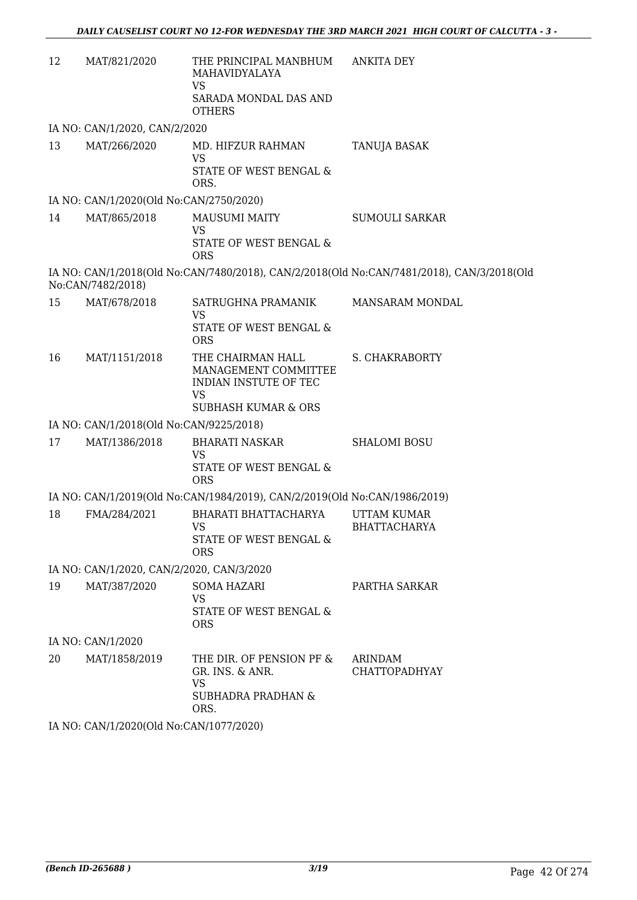| | | | |
|---|---|---|---|
| 12 | MAT/821/2020 | THE PRINCIPAL MANBHUM MAHAVIDYALAYA<br>VS<br>SARADA MONDAL DAS AND OTHERS | ANKITA DEY |

IA NO: CAN/1/2020, CAN/2/2020

| | | | |
|---|---|---|---|
| 13 | MAT/266/2020 | MD. HIFZUR RAHMAN<br>VS<br>STATE OF WEST BENGAL & ORS. | TANUJA BASAK |

IA NO: CAN/1/2020(Old No:CAN/2750/2020)

| | | | |
|---|---|---|---|
| 14 | MAT/865/2018 | MAUSUMI MAITY<br>VS<br>STATE OF WEST BENGAL & ORS | SUMOULI SARKAR |

IA NO: CAN/1/2018(Old No:CAN/7480/2018), CAN/2/2018(Old No:CAN/7481/2018), CAN/3/2018(Old No:CAN/7482/2018)

| | | | |
|---|---|---|---|
| 15 | MAT/678/2018 | SATRUGHNA PRAMANIK<br>VS<br>STATE OF WEST BENGAL & ORS | MANSARAM MONDAL |
| 16 | MAT/1151/2018 | THE CHAIRMAN HALL MANAGEMENT COMMITTEE INDIAN INSTUTE OF TEC<br>VS<br>SUBHASH KUMAR & ORS | S. CHAKRABORTY |

IA NO: CAN/1/2018(Old No:CAN/9225/2018)

| | | | |
|---|---|---|---|
| 17 | MAT/1386/2018 | BHARATI NASKAR<br>VS<br>STATE OF WEST BENGAL & ORS | SHALOMI BOSU |

IA NO: CAN/1/2019(Old No:CAN/1984/2019), CAN/2/2019(Old No:CAN/1986/2019)

| | | | |
|---|---|---|---|
| 18 | FMA/284/2021 | BHARATI BHATTACHARYA<br>VS<br>STATE OF WEST BENGAL & ORS | UTTAM KUMAR BHATTACHARYA |

IA NO: CAN/1/2020, CAN/2/2020, CAN/3/2020

| | | | |
|---|---|---|---|
| 19 | MAT/387/2020 | SOMA HAZARI<br>VS<br>STATE OF WEST BENGAL & ORS | PARTHA SARKAR |

IA NO: CAN/1/2020

| | | | |
|---|---|---|---|
| 20 | MAT/1858/2019 | THE DIR. OF PENSION PF & GR. INS. & ANR.<br>VS<br>SUBHADRA PRADHAN & ORS. | ARINDAM CHATTOPADHYAY |

IA NO: CAN/1/2020(Old No:CAN/1077/2020)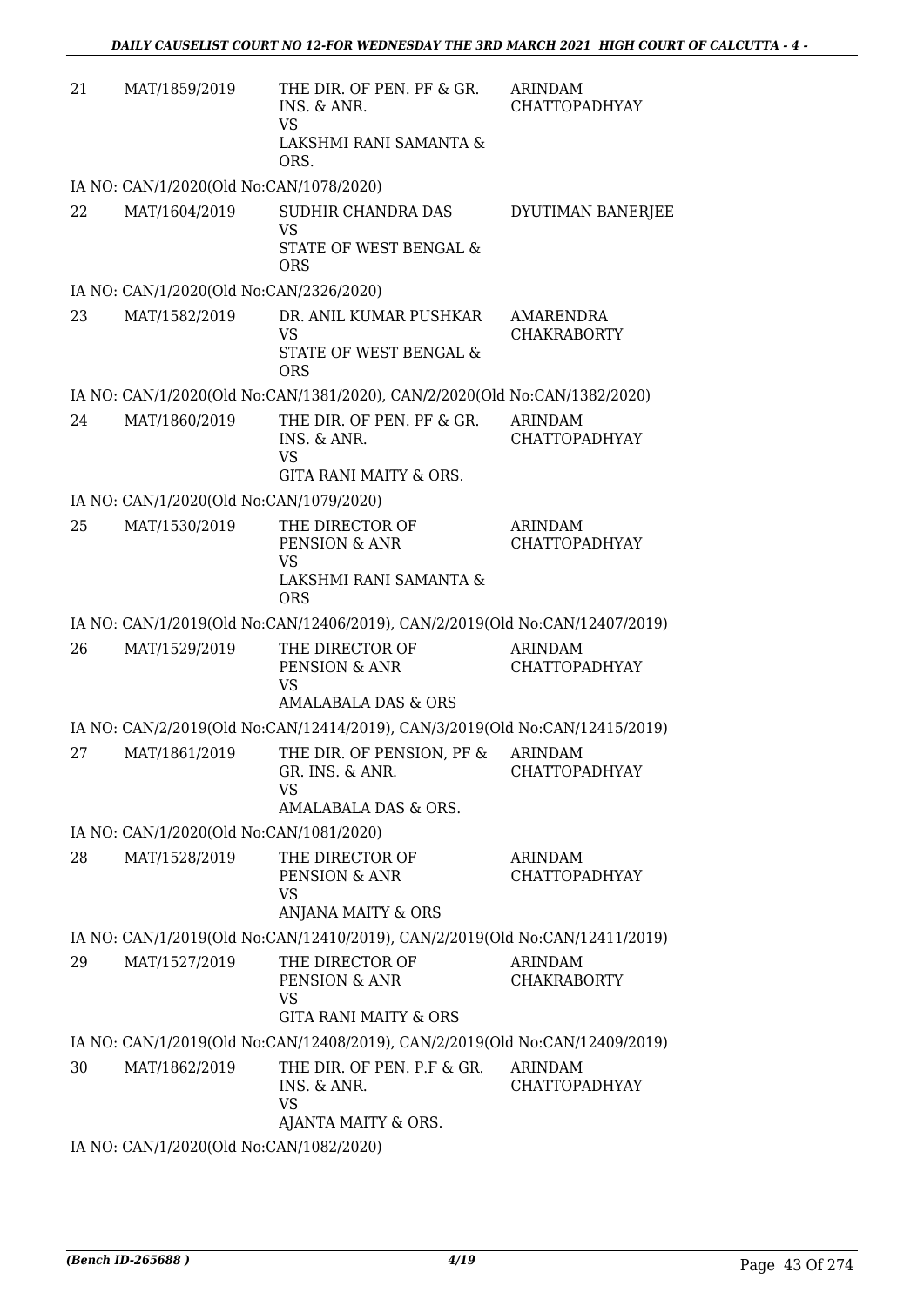| | | | |
|---|---|---|---|
| 21 | MAT/1859/2019 | THE DIR. OF PEN. PF & GR. INS. & ANR.<br>VS<br>LAKSHMI RANI SAMANTA & ORS. | ARINDAM CHATTOPADHYAY |
| | IA NO: CAN/1/2020(Old No:CAN/1078/2020) | | |
| 22 | MAT/1604/2019 | SUDHIR CHANDRA DAS<br>VS<br>STATE OF WEST BENGAL & ORS | DYUTIMAN BANERJEE |
| | IA NO: CAN/1/2020(Old No:CAN/2326/2020) | | |
| 23 | MAT/1582/2019 | DR. ANIL KUMAR PUSHKAR<br>VS<br>STATE OF WEST BENGAL & ORS | AMARENDRA CHAKRABORTY |
| | IA NO: CAN/1/2020(Old No:CAN/1381/2020), CAN/2/2020(Old No:CAN/1382/2020) | | |
| 24 | MAT/1860/2019 | THE DIR. OF PEN. PF & GR. INS. & ANR.<br>VS<br>GITA RANI MAITY & ORS. | ARINDAM CHATTOPADHYAY |
| | IA NO: CAN/1/2020(Old No:CAN/1079/2020) | | |
| 25 | MAT/1530/2019 | THE DIRECTOR OF PENSION & ANR<br>VS<br>LAKSHMI RANI SAMANTA & ORS | ARINDAM CHATTOPADHYAY |
| | IA NO: CAN/1/2019(Old No:CAN/12406/2019), CAN/2/2019(Old No:CAN/12407/2019) | | |
| 26 | MAT/1529/2019 | THE DIRECTOR OF PENSION & ANR<br>VS<br>AMALABALA DAS & ORS | ARINDAM CHATTOPADHYAY |
| | IA NO: CAN/2/2019(Old No:CAN/12414/2019), CAN/3/2019(Old No:CAN/12415/2019) | | |
| 27 | MAT/1861/2019 | THE DIR. OF PENSION, PF & GR. INS. & ANR.<br>VS<br>AMALABALA DAS & ORS. | ARINDAM CHATTOPADHYAY |
| | IA NO: CAN/1/2020(Old No:CAN/1081/2020) | | |
| 28 | MAT/1528/2019 | THE DIRECTOR OF PENSION & ANR<br>VS<br>ANJANA MAITY & ORS | ARINDAM CHATTOPADHYAY |
| | IA NO: CAN/1/2019(Old No:CAN/12410/2019), CAN/2/2019(Old No:CAN/12411/2019) | | |
| 29 | MAT/1527/2019 | THE DIRECTOR OF PENSION & ANR<br>VS<br>GITA RANI MAITY & ORS | ARINDAM CHAKRABORTY |
| | IA NO: CAN/1/2019(Old No:CAN/12408/2019), CAN/2/2019(Old No:CAN/12409/2019) | | |
| 30 | MAT/1862/2019 | THE DIR. OF PEN. P.F & GR. INS. & ANR.<br>VS<br>AJANTA MAITY & ORS. | ARINDAM CHATTOPADHYAY |
| | IA NO: CAN/1/2020(Old No:CAN/1082/2020) | | |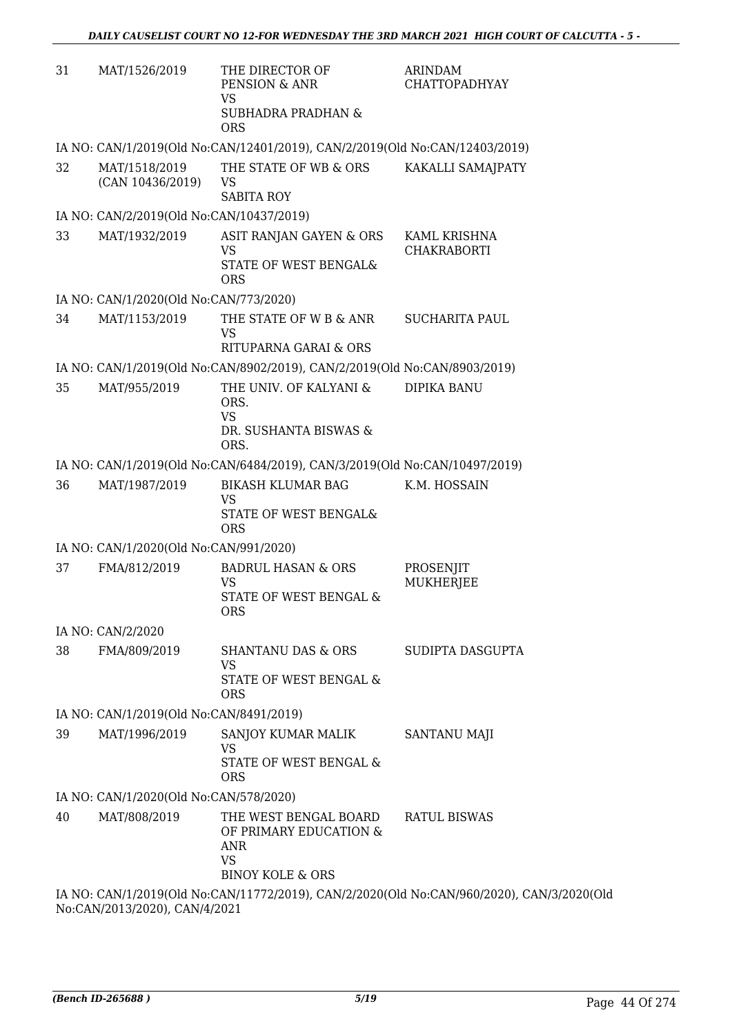| 31 | MAT/1526/2019 | THE DIRECTOR OF PENSION & ANR<br>VS<br>SUBHADRA PRADHAN & ORS | ARINDAM CHATTOPADHYAY |
|---|---|---|---|
| | IA NO: CAN/1/2019(Old No:CAN/12401/2019), CAN/2/2019(Old No:CAN/12403/2019) | | |
| 32 | MAT/1518/2019<br>(CAN 10436/2019) | THE STATE OF WB & ORS<br>VS<br>SABITA ROY | KAKALLI SAMAJPATY |
| | IA NO: CAN/2/2019(Old No:CAN/10437/2019) | | |
| 33 | MAT/1932/2019 | ASIT RANJAN GAYEN & ORS<br>VS<br>STATE OF WEST BENGAL& ORS | KAML KRISHNA CHAKRABORTI |
| | IA NO: CAN/1/2020(Old No:CAN/773/2020) | | |
| 34 | MAT/1153/2019 | THE STATE OF W B & ANR<br>VS<br>RITUPARNA GARAI & ORS | SUCHARITA PAUL |
| | IA NO: CAN/1/2019(Old No:CAN/8902/2019), CAN/2/2019(Old No:CAN/8903/2019) | | |
| 35 | MAT/955/2019 | THE UNIV. OF KALYANI & ORS.<br>VS<br>DR. SUSHANTA BISWAS & ORS. | DIPIKA BANU |
| | IA NO: CAN/1/2019(Old No:CAN/6484/2019), CAN/3/2019(Old No:CAN/10497/2019) | | |
| 36 | MAT/1987/2019 | BIKASH KLUMAR BAG<br>VS<br>STATE OF WEST BENGAL& ORS | K.M. HOSSAIN |
| | IA NO: CAN/1/2020(Old No:CAN/991/2020) | | |
| 37 | FMA/812/2019 | BADRUL HASAN & ORS<br>VS<br>STATE OF WEST BENGAL & ORS | PROSENJIT MUKHERJEE |
| | IA NO: CAN/2/2020 | | |
| 38 | FMA/809/2019 | SHANTANU DAS & ORS<br>VS<br>STATE OF WEST BENGAL & ORS | SUDIPTA DASGUPTA |
| | IA NO: CAN/1/2019(Old No:CAN/8491/2019) | | |
| 39 | MAT/1996/2019 | SANJOY KUMAR MALIK<br>VS<br>STATE OF WEST BENGAL & ORS | SANTANU MAJI |
| | IA NO: CAN/1/2020(Old No:CAN/578/2020) | | |
| 40 | MAT/808/2019 | THE WEST BENGAL BOARD OF PRIMARY EDUCATION & ANR<br>VS<br>BINOY KOLE & ORS | RATUL BISWAS |
| | IA NO: CAN/1/2019(Old No:CAN/11772/2019), CAN/2/2020(Old No:CAN/960/2020), CAN/3/2020(Old No:CAN/2013/2020), CAN/4/2021 | | |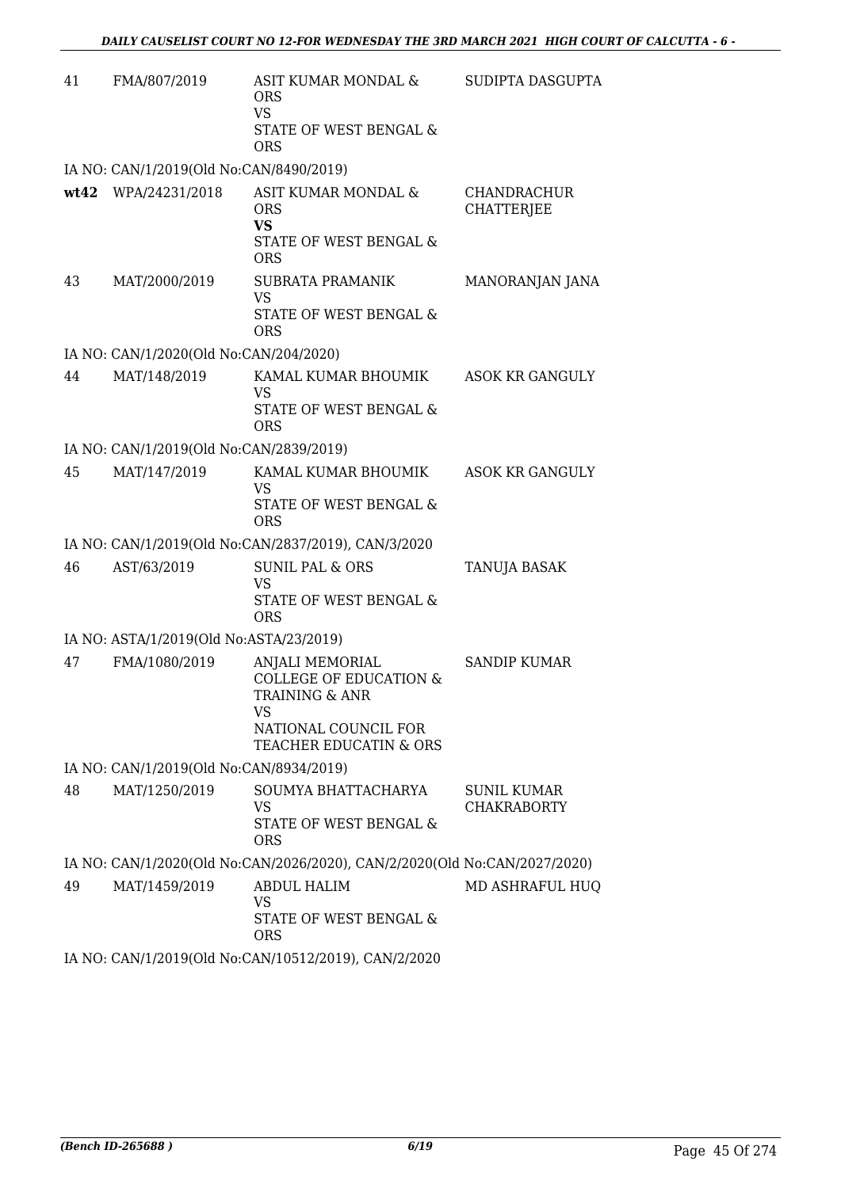| | | | |
|---|---|---|---|
| 41 | FMA/807/2019 | ASIT KUMAR MONDAL & ORS<br>VS<br>STATE OF WEST BENGAL & ORS | SUDIPTA DASGUPTA |
| IA NO: CAN/1/2019(Old No:CAN/8490/2019) | | | |
| **wt42** | WPA/24231/2018 | ASIT KUMAR MONDAL & ORS<br>**VS**<br>STATE OF WEST BENGAL & ORS | CHANDRACHUR CHATTERJEE |
| 43 | MAT/2000/2019 | SUBRATA PRAMANIK<br>VS<br>STATE OF WEST BENGAL & ORS | MANORANJAN JANA |
| IA NO: CAN/1/2020(Old No:CAN/204/2020) | | | |
| 44 | MAT/148/2019 | KAMAL KUMAR BHOUMIK<br>VS<br>STATE OF WEST BENGAL & ORS | ASOK KR GANGULY |
| IA NO: CAN/1/2019(Old No:CAN/2839/2019) | | | |
| 45 | MAT/147/2019 | KAMAL KUMAR BHOUMIK<br>VS<br>STATE OF WEST BENGAL & ORS | ASOK KR GANGULY |
| IA NO: CAN/1/2019(Old No:CAN/2837/2019), CAN/3/2020 | | | |
| 46 | AST/63/2019 | SUNIL PAL & ORS<br>VS<br>STATE OF WEST BENGAL & ORS | TANUJA BASAK |
| IA NO: ASTA/1/2019(Old No:ASTA/23/2019) | | | |
| 47 | FMA/1080/2019 | ANJALI MEMORIAL COLLEGE OF EDUCATION & TRAINING & ANR<br>VS<br>NATIONAL COUNCIL FOR TEACHER EDUCATIN & ORS | SANDIP KUMAR |
| IA NO: CAN/1/2019(Old No:CAN/8934/2019) | | | |
| 48 | MAT/1250/2019 | SOUMYA BHATTACHARYA<br>VS<br>STATE OF WEST BENGAL & ORS | SUNIL KUMAR CHAKRABORTY |
| IA NO: CAN/1/2020(Old No:CAN/2026/2020), CAN/2/2020(Old No:CAN/2027/2020) | | | |
| 49 | MAT/1459/2019 | ABDUL HALIM<br>VS<br>STATE OF WEST BENGAL & ORS | MD ASHRAFUL HUQ |
| IA NO: CAN/1/2019(Old No:CAN/10512/2019), CAN/2/2020 | | | |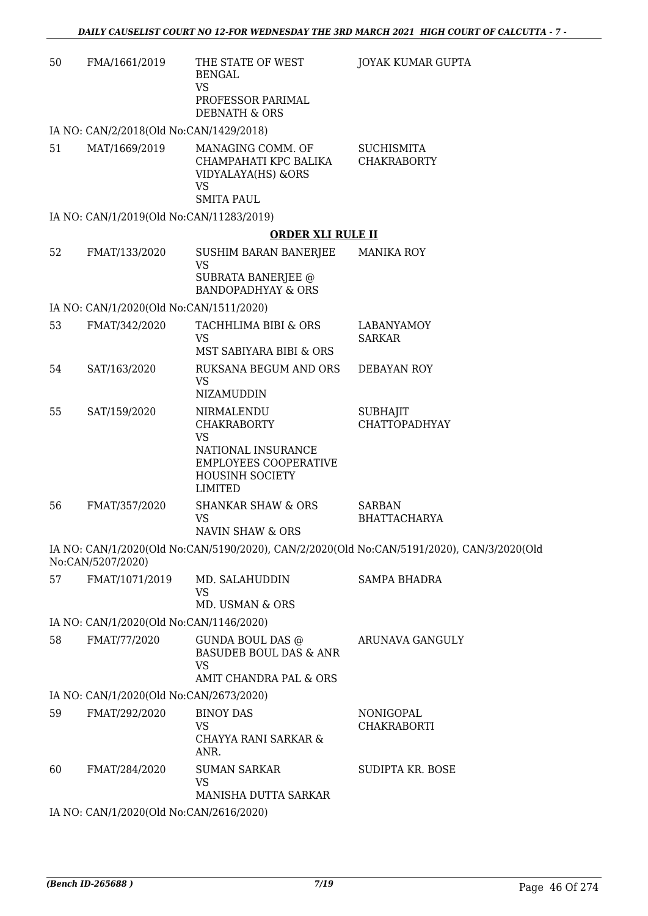| | | | |
|---|---|---|---|
| 50 | FMA/1661/2019 | THE STATE OF WEST BENGAL<br>VS<br>PROFESSOR PARIMAL DEBNATH & ORS | JOYAK KUMAR GUPTA |

IA NO: CAN/2/2018(Old No:CAN/1429/2018)

| | | | |
|---|---|---|---|
| 51 | MAT/1669/2019 | MANAGING COMM. OF CHAMPAHATI KPC BALIKA VIDYALAYA(HS) &ORS<br>VS<br>SMITA PAUL | SUCHISMITA CHAKRABORTY |

IA NO: CAN/1/2019(Old No:CAN/11283/2019)

## ORDER XLI RULE II

| | | | |
|---|---|---|---|
| 52 | FMAT/133/2020 | SUSHIM BARAN BANERJEE<br>VS<br>SUBRATA BANERJEE @ BANDOPADHYAY & ORS | MANIKA ROY |

IA NO: CAN/1/2020(Old No:CAN/1511/2020)

| | | | |
|---|---|---|---|
| 53 | FMAT/342/2020 | TACHHLIMA BIBI & ORS<br>VS<br>MST SABIYARA BIBI & ORS | LABANYAMOY SARKAR |
| 54 | SAT/163/2020 | RUKSANA BEGUM AND ORS<br>VS<br>NIZAMUDDIN | DEBAYAN ROY |
| 55 | SAT/159/2020 | NIRMALENDU CHAKRABORTY<br>VS<br>NATIONAL INSURANCE EMPLOYEES COOPERATIVE HOUSINH SOCIETY LIMITED | SUBHAJIT CHATTOPADHYAY |
| 56 | FMAT/357/2020 | SHANKAR SHAW & ORS<br>VS<br>NAVIN SHAW & ORS | SARBAN BHATTACHARYA |

IA NO: CAN/1/2020(Old No:CAN/5190/2020), CAN/2/2020(Old No:CAN/5191/2020), CAN/3/2020(Old No:CAN/5207/2020)

| | | | |
|---|---|---|---|
| 57 | FMAT/1071/2019 | MD. SALAHUDDIN<br>VS<br>MD. USMAN & ORS | SAMPA BHADRA |

IA NO: CAN/1/2020(Old No:CAN/1146/2020)

| | | | |
|---|---|---|---|
| 58 | FMAT/77/2020 | GUNDA BOUL DAS @ BASUDEB BOUL DAS & ANR<br>VS<br>AMIT CHANDRA PAL & ORS | ARUNAVA GANGULY |

IA NO: CAN/1/2020(Old No:CAN/2673/2020)

| | | | |
|---|---|---|---|
| 59 | FMAT/292/2020 | BINOY DAS<br>VS<br>CHAYYA RANI SARKAR & ANR. | NONIGOPAL CHAKRABORTI |
| 60 | FMAT/284/2020 | SUMAN SARKAR<br>VS<br>MANISHA DUTTA SARKAR | SUDIPTA KR. BOSE |

IA NO: CAN/1/2020(Old No:CAN/2616/2020)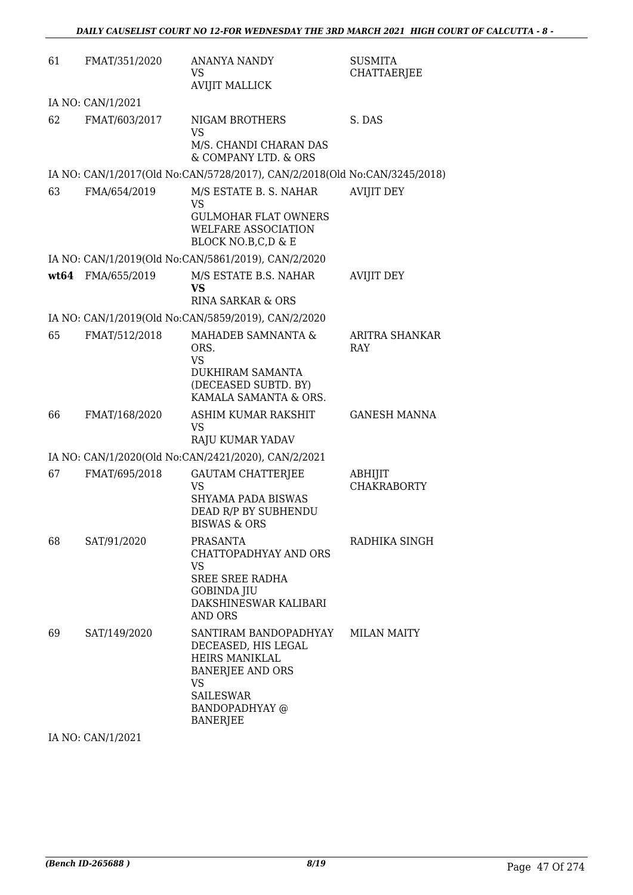| | | | |
|---|---|---|---|
| 61 | FMAT/351/2020 | ANANYA NANDY<br>VS<br>AVIJIT MALLICK | SUSMITA CHATTAERJEE |
| IA NO: CAN/1/2021 | | | |
| 62 | FMAT/603/2017 | NIGAM BROTHERS<br>VS<br>M/S. CHANDI CHARAN DAS & COMPANY LTD. & ORS | S. DAS |
| IA NO: CAN/1/2017(Old No:CAN/5728/2017), CAN/2/2018(Old No:CAN/3245/2018) | | | |
| 63 | FMA/654/2019 | M/S ESTATE B. S. NAHAR<br>VS<br>GULMOHAR FLAT OWNERS WELFARE ASSOCIATION BLOCK NO.B,C,D & E | AVIJIT DEY |
| IA NO: CAN/1/2019(Old No:CAN/5861/2019), CAN/2/2020 | | | |
| **wt64** | FMA/655/2019 | M/S ESTATE B.S. NAHAR<br>**VS**<br>RINA SARKAR & ORS | AVIJIT DEY |
| IA NO: CAN/1/2019(Old No:CAN/5859/2019), CAN/2/2020 | | | |
| 65 | FMAT/512/2018 | MAHADEB SAMNANTA & ORS.<br>VS<br>DUKHIRAM SAMANTA (DECEASED SUBTD. BY) KAMALA SAMANTA & ORS. | ARITRA SHANKAR RAY |
| 66 | FMAT/168/2020 | ASHIM KUMAR RAKSHIT<br>VS<br>RAJU KUMAR YADAV | GANESH MANNA |
| IA NO: CAN/1/2020(Old No:CAN/2421/2020), CAN/2/2021 | | | |
| 67 | FMAT/695/2018 | GAUTAM CHATTERJEE<br>VS<br>SHYAMA PADA BISWAS DEAD R/P BY SUBHENDU BISWAS & ORS | ABHIJIT CHAKRABORTY |
| 68 | SAT/91/2020 | PRASANTA CHATTOPADHYAY AND ORS<br>VS<br>SREE SREE RADHA GOBINDA JIU DAKSHINESWAR KALIBARI AND ORS | RADHIKA SINGH |
| 69 | SAT/149/2020 | SANTIRAM BANDOPADHYAY DECEASED, HIS LEGAL HEIRS MANIKLAL BANERJEE AND ORS<br>VS<br>SAILESWAR BANDOPADHYAY @ BANERJEE | MILAN MAITY |
| IA NO: CAN/1/2021 | | | |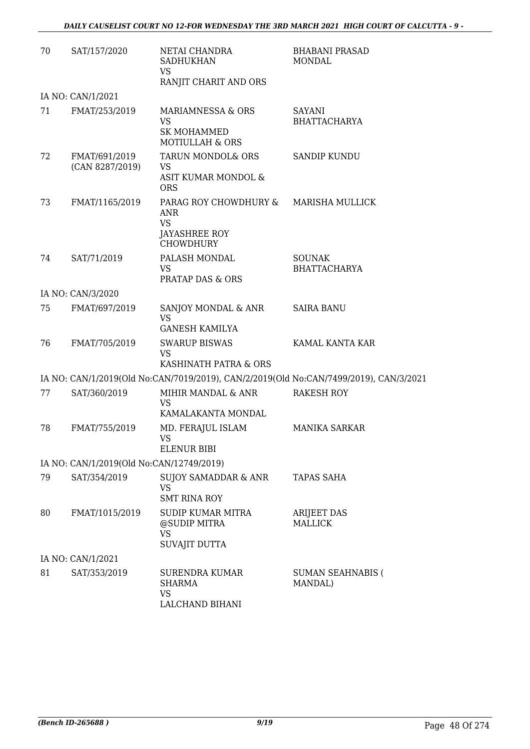| | | | |
|---|---|---|---|
| 70 | SAT/157/2020 | NETAI CHANDRA SADHUKHAN<br>VS<br>RANJIT CHARIT AND ORS | BHABANI PRASAD MONDAL |
| IA NO: CAN/1/2021 | | | |
| 71 | FMAT/253/2019 | MARIAMNESSA & ORS<br>VS<br>SK MOHAMMED MOTIULLAH & ORS | SAYANI BHATTACHARYA |
| 72 | FMAT/691/2019<br>(CAN 8287/2019) | TARUN MONDOL& ORS<br>VS<br>ASIT KUMAR MONDOL & ORS | SANDIP KUNDU |
| 73 | FMAT/1165/2019 | PARAG ROY CHOWDHURY & ANR<br>VS<br>JAYASHREE ROY CHOWDHURY | MARISHA MULLICK |
| 74 | SAT/71/2019 | PALASH MONDAL<br>VS<br>PRATAP DAS & ORS | SOUNAK BHATTACHARYA |
| IA NO: CAN/3/2020 | | | |
| 75 | FMAT/697/2019 | SANJOY MONDAL & ANR<br>VS<br>GANESH KAMILYA | SAIRA BANU |
| 76 | FMAT/705/2019 | SWARUP BISWAS<br>VS<br>KASHINATH PATRA & ORS | KAMAL KANTA KAR |
| IA NO: CAN/1/2019(Old No:CAN/7019/2019), CAN/2/2019(Old No:CAN/7499/2019), CAN/3/2021 | | | |
| 77 | SAT/360/2019 | MIHIR MANDAL & ANR<br>VS<br>KAMALAKANTA MONDAL | RAKESH ROY |
| 78 | FMAT/755/2019 | MD. FERAJUL ISLAM<br>VS<br>ELENUR BIBI | MANIKA SARKAR |
| IA NO: CAN/1/2019(Old No:CAN/12749/2019) | | | |
| 79 | SAT/354/2019 | SUJOY SAMADDAR & ANR<br>VS<br>SMT RINA ROY | TAPAS SAHA |
| 80 | FMAT/1015/2019 | SUDIP KUMAR MITRA @SUDIP MITRA<br>VS<br>SUVAJIT DUTTA | ARIJEET DAS MALLICK |
| IA NO: CAN/1/2021 | | | |
| 81 | SAT/353/2019 | SURENDRA KUMAR SHARMA<br>VS<br>LALCHAND BIHANI | SUMAN SEAHNABIS ( MANDAL) |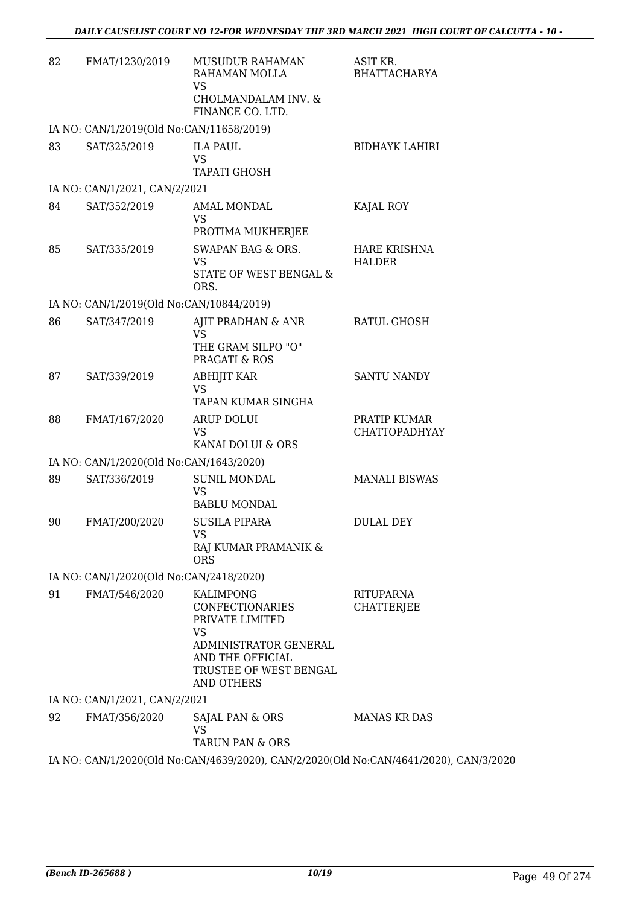| | | | |
|---|---|---|---|
| 82 | FMAT/1230/2019 | MUSUDUR RAHAMAN RAHAMAN MOLLA<br>VS<br>CHOLMANDALAM INV. & FINANCE CO. LTD. | ASIT KR. BHATTACHARYA |
| IA NO: CAN/1/2019(Old No:CAN/11658/2019) | | | |
| 83 | SAT/325/2019 | ILA PAUL<br>VS<br>TAPATI GHOSH | BIDHAYK LAHIRI |
| IA NO: CAN/1/2021, CAN/2/2021 | | | |
| 84 | SAT/352/2019 | AMAL MONDAL<br>VS<br>PROTIMA MUKHERJEE | KAJAL ROY |
| 85 | SAT/335/2019 | SWAPAN BAG & ORS.<br>VS<br>STATE OF WEST BENGAL & ORS. | HARE KRISHNA HALDER |
| IA NO: CAN/1/2019(Old No:CAN/10844/2019) | | | |
| 86 | SAT/347/2019 | AJIT PRADHAN & ANR<br>VS<br>THE GRAM SILPO "O" PRAGATI & ROS | RATUL GHOSH |
| 87 | SAT/339/2019 | ABHIJIT KAR<br>VS<br>TAPAN KUMAR SINGHA | SANTU NANDY |
| 88 | FMAT/167/2020 | ARUP DOLUI<br>VS<br>KANAI DOLUI & ORS | PRATIP KUMAR CHATTOPADHYAY |
| IA NO: CAN/1/2020(Old No:CAN/1643/2020) | | | |
| 89 | SAT/336/2019 | SUNIL MONDAL<br>VS<br>BABLU MONDAL | MANALI BISWAS |
| 90 | FMAT/200/2020 | SUSILA PIPARA<br>VS<br>RAJ KUMAR PRAMANIK & ORS | DULAL DEY |
| IA NO: CAN/1/2020(Old No:CAN/2418/2020) | | | |
| 91 | FMAT/546/2020 | KALIMPONG CONFECTIONARIES PRIVATE LIMITED<br>VS<br>ADMINISTRATOR GENERAL AND THE OFFICIAL TRUSTEE OF WEST BENGAL AND OTHERS | RITUPARNA CHATTERJEE |
| IA NO: CAN/1/2021, CAN/2/2021 | | | |
| 92 | FMAT/356/2020 | SAJAL PAN & ORS<br>VS<br>TARUN PAN & ORS | MANAS KR DAS |
| IA NO: CAN/1/2020(Old No:CAN/4639/2020), CAN/2/2020(Old No:CAN/4641/2020), CAN/3/2020 | | | |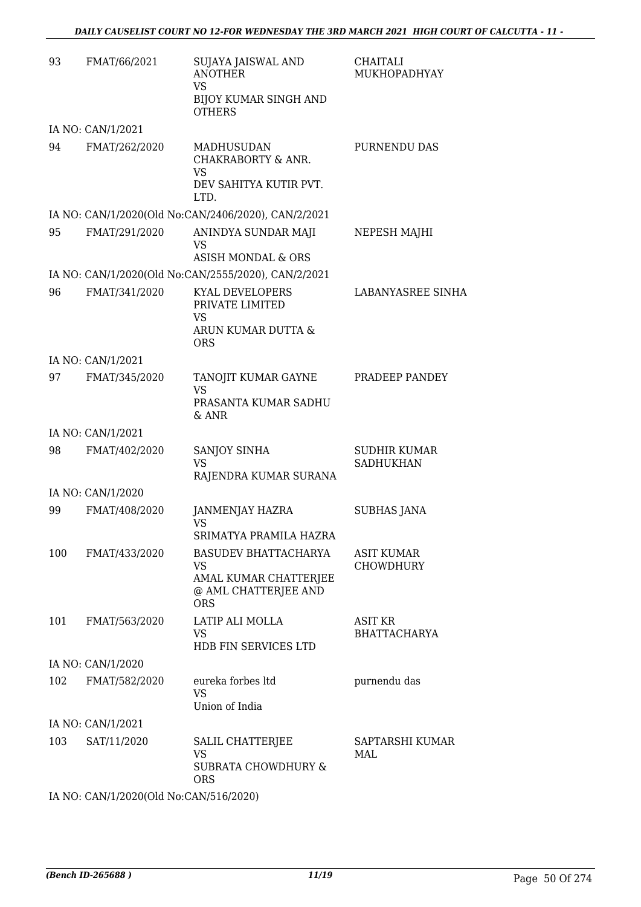| 93 | FMAT/66/2021 | SUJAYA JAISWAL AND ANOTHER<br>VS<br>BIJOY KUMAR SINGH AND OTHERS | CHAITALI MUKHOPADHYAY |
|---|---|---|---|
| | IA NO: CAN/1/2021 | | |
| 94 | FMAT/262/2020 | MADHUSUDAN CHAKRABORTY & ANR.<br>VS<br>DEV SAHITYA KUTIR PVT. LTD. | PURNENDU DAS |
| | IA NO: CAN/1/2020(Old No:CAN/2406/2020), CAN/2/2021 | | |
| 95 | FMAT/291/2020 | ANINDYA SUNDAR MAJI<br>VS<br>ASISH MONDAL & ORS | NEPESH MAJHI |
| | IA NO: CAN/1/2020(Old No:CAN/2555/2020), CAN/2/2021 | | |
| 96 | FMAT/341/2020 | KYAL DEVELOPERS PRIVATE LIMITED<br>VS<br>ARUN KUMAR DUTTA & ORS | LABANYASREE SINHA |
| | IA NO: CAN/1/2021 | | |
| 97 | FMAT/345/2020 | TANOJIT KUMAR GAYNE<br>VS<br>PRASANTA KUMAR SADHU & ANR | PRADEEP PANDEY |
| | IA NO: CAN/1/2021 | | |
| 98 | FMAT/402/2020 | SANJOY SINHA<br>VS<br>RAJENDRA KUMAR SURANA | SUDHIR KUMAR SADHUKHAN |
| | IA NO: CAN/1/2020 | | |
| 99 | FMAT/408/2020 | JANMENJAY HAZRA<br>VS<br>SRIMATYA PRAMILA HAZRA | SUBHAS JANA |
| 100 | FMAT/433/2020 | BASUDEV BHATTACHARYA<br>VS<br>AMAL KUMAR CHATTERJEE @ AML CHATTERJEE AND ORS | ASIT KUMAR CHOWDHURY |
| 101 | FMAT/563/2020 | LATIP ALI MOLLA<br>VS<br>HDB FIN SERVICES LTD | ASIT KR BHATTACHARYA |
| | IA NO: CAN/1/2020 | | |
| 102 | FMAT/582/2020 | eureka forbes ltd<br>VS<br>Union of India | purnendu das |
| | IA NO: CAN/1/2021 | | |
| 103 | SAT/11/2020 | SALIL CHATTERJEE<br>VS<br>SUBRATA CHOWDHURY & ORS | SAPTARSHI KUMAR MAL |
| | IA NO: CAN/1/2020(Old No:CAN/516/2020) | | |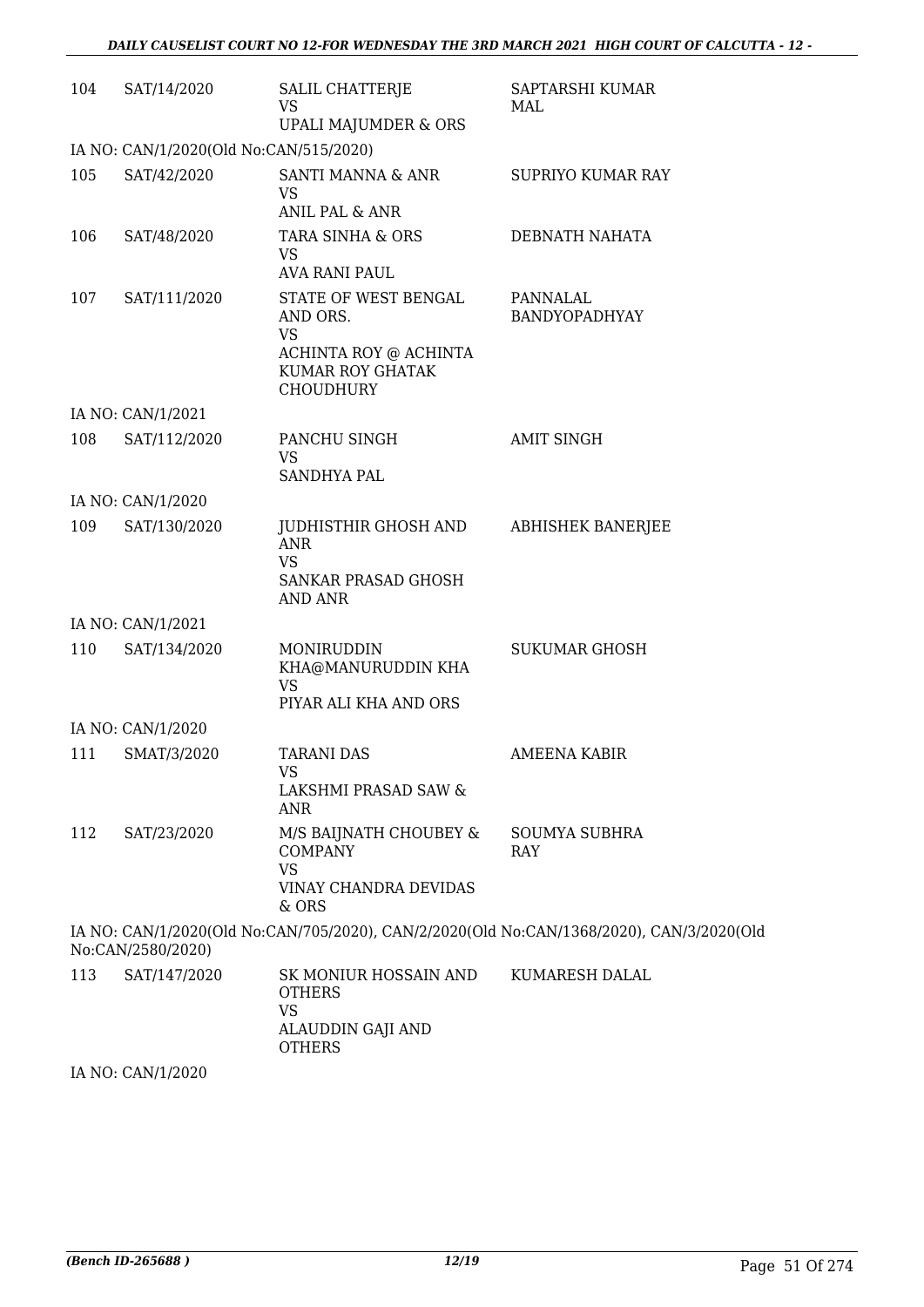| | | | |
|---|---|---|---|
| 104 | SAT/14/2020 | SALIL CHATTERJE<br>VS<br>UPALI MAJUMDER & ORS | SAPTARSHI KUMAR MAL |
| IA NO: CAN/1/2020(Old No:CAN/515/2020) | | | |
| 105 | SAT/42/2020 | SANTI MANNA & ANR<br>VS<br>ANIL PAL & ANR | SUPRIYO KUMAR RAY |
| 106 | SAT/48/2020 | TARA SINHA & ORS<br>VS<br>AVA RANI PAUL | DEBNATH NAHATA |
| 107 | SAT/111/2020 | STATE OF WEST BENGAL AND ORS.<br>VS<br>ACHINTA ROY @ ACHINTA KUMAR ROY GHATAK CHOUDHURY | PANNALAL BANDYOPADHYAY |
| IA NO: CAN/1/2021 | | | |
| 108 | SAT/112/2020 | PANCHU SINGH<br>VS<br>SANDHYA PAL | AMIT SINGH |
| IA NO: CAN/1/2020 | | | |
| 109 | SAT/130/2020 | JUDHISTHIR GHOSH AND ANR<br>VS<br>SANKAR PRASAD GHOSH AND ANR | ABHISHEK BANERJEE |
| IA NO: CAN/1/2021 | | | |
| 110 | SAT/134/2020 | MONIRUDDIN KHA@MANURUDDIN KHA<br>VS<br>PIYAR ALI KHA AND ORS | SUKUMAR GHOSH |
| IA NO: CAN/1/2020 | | | |
| 111 | SMAT/3/2020 | TARANI DAS<br>VS<br>LAKSHMI PRASAD SAW & ANR | AMEENA KABIR |
| 112 | SAT/23/2020 | M/S BAIJNATH CHOUBEY & COMPANY<br>VS<br>VINAY CHANDRA DEVIDAS & ORS | SOUMYA SUBHRA RAY |
| IA NO: CAN/1/2020(Old No:CAN/705/2020), CAN/2/2020(Old No:CAN/1368/2020), CAN/3/2020(Old No:CAN/2580/2020) | | | |
| 113 | SAT/147/2020 | SK MONIUR HOSSAIN AND OTHERS<br>VS<br>ALAUDDIN GAJI AND OTHERS | KUMARESH DALAL |
| IA NO: CAN/1/2020 | | | |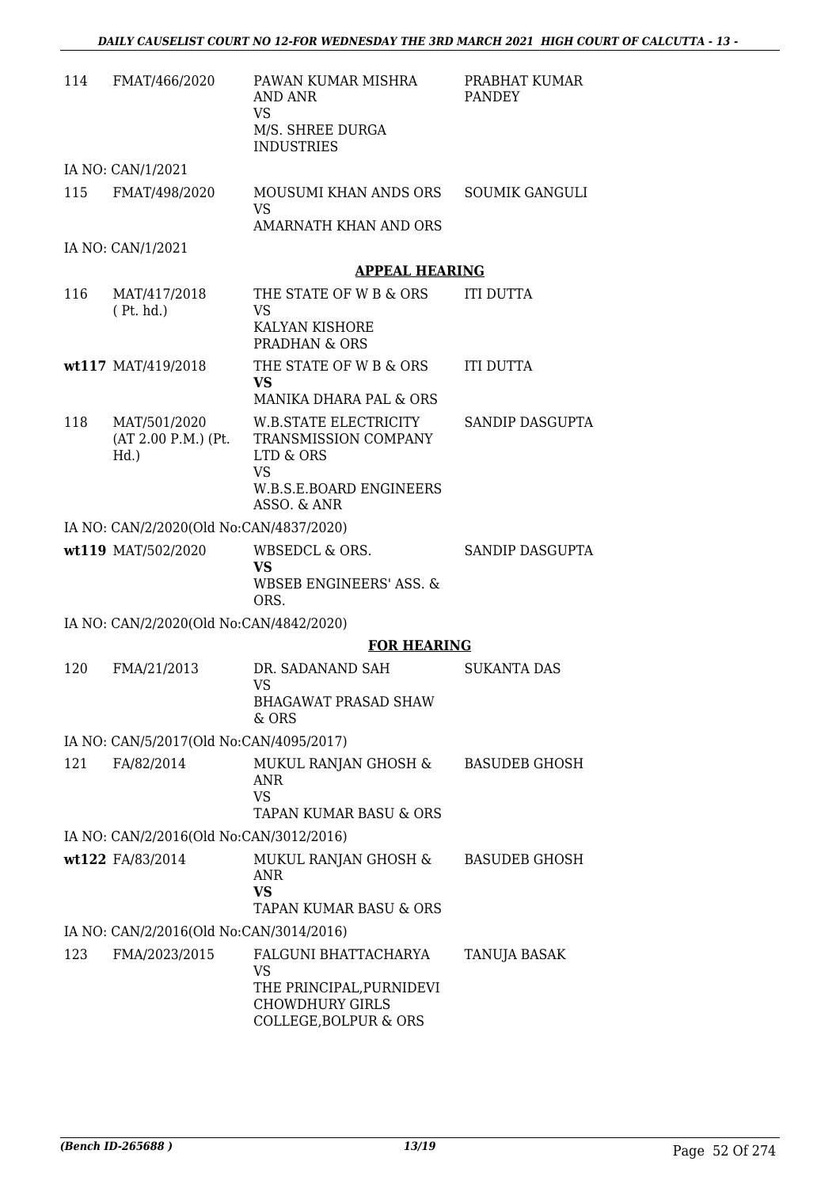| | | | |
|---|---|---|---|
| 114 | FMAT/466/2020 | PAWAN KUMAR MISHRA AND ANR<br>VS<br>M/S. SHREE DURGA INDUSTRIES | PRABHAT KUMAR PANDEY |
| | IA NO: CAN/1/2021 | | |
| 115 | FMAT/498/2020 | MOUSUMI KHAN ANDS ORS<br>VS<br>AMARNATH KHAN AND ORS | SOUMIK GANGULI |
| | IA NO: CAN/1/2021 | | |

**APPEAL HEARING**

| | | | |
|---|---|---|---|
| 116 | MAT/417/2018 ( Pt. hd.) | THE STATE OF W B & ORS<br>VS<br>KALYAN KISHORE PRADHAN & ORS | ITI DUTTA |
| wt117 | MAT/419/2018 | THE STATE OF W B & ORS<br>**VS**<br>MANIKA DHARA PAL & ORS | ITI DUTTA |
| 118 | MAT/501/2020 (AT 2.00 P.M.) (Pt. Hd.) | W.B.STATE ELECTRICITY TRANSMISSION COMPANY LTD & ORS<br>VS<br>W.B.S.E.BOARD ENGINEERS ASSO. & ANR | SANDIP DASGUPTA |
| | IA NO: CAN/2/2020(Old No:CAN/4837/2020) | | |
| wt119 | MAT/502/2020 | WBSEDCL & ORS.<br>**VS**<br>WBSEB ENGINEERS' ASS. & ORS. | SANDIP DASGUPTA |
| | IA NO: CAN/2/2020(Old No:CAN/4842/2020) | | |

**FOR HEARING**

| | | | |
|---|---|---|---|
| 120 | FMA/21/2013 | DR. SADANAND SAH<br>VS<br>BHAGAWAT PRASAD SHAW & ORS | SUKANTA DAS |
| | IA NO: CAN/5/2017(Old No:CAN/4095/2017) | | |
| 121 | FA/82/2014 | MUKUL RANJAN GHOSH & ANR<br>VS<br>TAPAN KUMAR BASU & ORS | BASUDEB GHOSH |
| | IA NO: CAN/2/2016(Old No:CAN/3012/2016) | | |
| wt122 | FA/83/2014 | MUKUL RANJAN GHOSH & ANR<br>**VS**<br>TAPAN KUMAR BASU & ORS | BASUDEB GHOSH |
| | IA NO: CAN/2/2016(Old No:CAN/3014/2016) | | |
| 123 | FMA/2023/2015 | FALGUNI BHATTACHARYA<br>VS<br>THE PRINCIPAL,PURNIDEVI CHOWDHURY GIRLS COLLEGE,BOLPUR & ORS | TANUJA BASAK |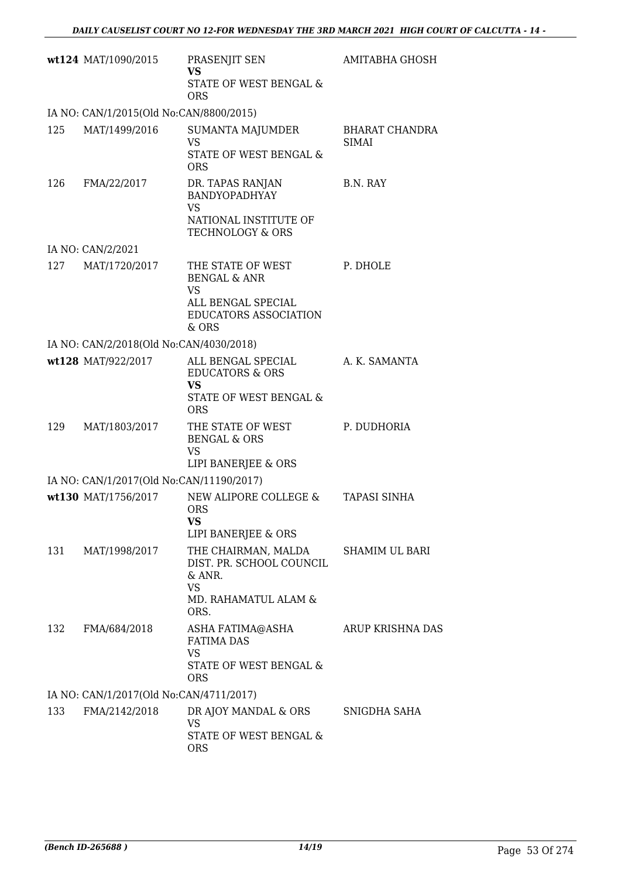| | | | |
|---|---|---|---|
| wt124 | MAT/1090/2015 | PRASENJIT SEN<br>**VS**<br>STATE OF WEST BENGAL & ORS | AMITABHA GHOSH |
| IA NO: CAN/1/2015(Old No:CAN/8800/2015) | | | |
| 125 | MAT/1499/2016 | SUMANTA MAJUMDER<br>VS<br>STATE OF WEST BENGAL & ORS | BHARAT CHANDRA SIMAI |
| 126 | FMA/22/2017 | DR. TAPAS RANJAN BANDYOPADHYAY<br>VS<br>NATIONAL INSTITUTE OF TECHNOLOGY & ORS | B.N. RAY |
| IA NO: CAN/2/2021 | | | |
| 127 | MAT/1720/2017 | THE STATE OF WEST BENGAL & ANR<br>VS<br>ALL BENGAL SPECIAL EDUCATORS ASSOCIATION & ORS | P. DHOLE |
| IA NO: CAN/2/2018(Old No:CAN/4030/2018) | | | |
| wt128 | MAT/922/2017 | ALL BENGAL SPECIAL EDUCATORS & ORS<br>**VS**<br>STATE OF WEST BENGAL & ORS | A. K. SAMANTA |
| 129 | MAT/1803/2017 | THE STATE OF WEST BENGAL & ORS<br>VS<br>LIPI BANERJEE & ORS | P. DUDHORIA |
| IA NO: CAN/1/2017(Old No:CAN/11190/2017) | | | |
| wt130 | MAT/1756/2017 | NEW ALIPORE COLLEGE & ORS<br>**VS**<br>LIPI BANERJEE & ORS | TAPASI SINHA |
| 131 | MAT/1998/2017 | THE CHAIRMAN, MALDA DIST. PR. SCHOOL COUNCIL & ANR.<br>VS<br>MD. RAHAMATUL ALAM & ORS. | SHAMIM UL BARI |
| 132 | FMA/684/2018 | ASHA FATIMA@ASHA FATIMA DAS<br>VS<br>STATE OF WEST BENGAL & ORS | ARUP KRISHNA DAS |
| IA NO: CAN/1/2017(Old No:CAN/4711/2017) | | | |
| 133 | FMA/2142/2018 | DR AJOY MANDAL & ORS<br>VS<br>STATE OF WEST BENGAL & ORS | SNIGDHA SAHA |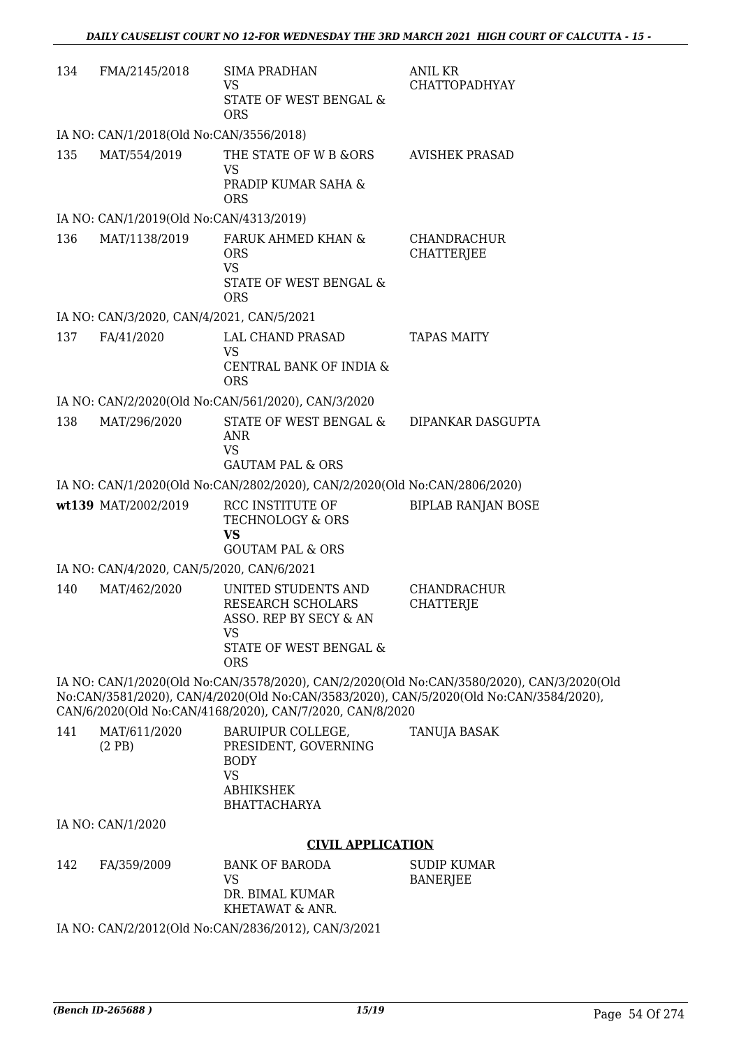| | | | |
|---|---|---|---|
| 134 | FMA/2145/2018 | SIMA PRADHAN<br>VS<br>STATE OF WEST BENGAL & ORS | ANIL KR CHATTOPADHYAY |

IA NO: CAN/1/2018(Old No:CAN/3556/2018)

| | | | |
|---|---|---|---|
| 135 | MAT/554/2019 | THE STATE OF W B &ORS<br>VS<br>PRADIP KUMAR SAHA & ORS | AVISHEK PRASAD |

IA NO: CAN/1/2019(Old No:CAN/4313/2019)

| | | | |
|---|---|---|---|
| 136 | MAT/1138/2019 | FARUK AHMED KHAN & ORS<br>VS<br>STATE OF WEST BENGAL & ORS | CHANDRACHUR CHATTERJEE |

IA NO: CAN/3/2020, CAN/4/2021, CAN/5/2021

| | | | |
|---|---|---|---|
| 137 | FA/41/2020 | LAL CHAND PRASAD<br>VS<br>CENTRAL BANK OF INDIA & ORS | TAPAS MAITY |

IA NO: CAN/2/2020(Old No:CAN/561/2020), CAN/3/2020

| | | | |
|---|---|---|---|
| 138 | MAT/296/2020 | STATE OF WEST BENGAL & ANR<br>VS<br>GAUTAM PAL & ORS | DIPANKAR DASGUPTA |

IA NO: CAN/1/2020(Old No:CAN/2802/2020), CAN/2/2020(Old No:CAN/2806/2020)

| | | | |
|---|---|---|---|
| **wt139** | MAT/2002/2019 | RCC INSTITUTE OF TECHNOLOGY & ORS<br>**VS**<br>GOUTAM PAL & ORS | BIPLAB RANJAN BOSE |

IA NO: CAN/4/2020, CAN/5/2020, CAN/6/2021

| | | | |
|---|---|---|---|
| 140 | MAT/462/2020 | UNITED STUDENTS AND RESEARCH SCHOLARS ASSO. REP BY SECY & AN<br>VS<br>STATE OF WEST BENGAL & ORS | CHANDRACHUR CHATTERJE |

IA NO: CAN/1/2020(Old No:CAN/3578/2020), CAN/2/2020(Old No:CAN/3580/2020), CAN/3/2020(Old No:CAN/3581/2020), CAN/4/2020(Old No:CAN/3583/2020), CAN/5/2020(Old No:CAN/3584/2020), CAN/6/2020(Old No:CAN/4168/2020), CAN/7/2020, CAN/8/2020

| | | | |
|---|---|---|---|
| 141 | MAT/611/2020 (2 PB) | BARUIPUR COLLEGE, PRESIDENT, GOVERNING BODY<br>VS<br>ABHIKSHEK BHATTACHARYA | TANUJA BASAK |

IA NO: CAN/1/2020

## CIVIL APPLICATION

| | | | |
|---|---|---|---|
| 142 | FA/359/2009 | BANK OF BARODA<br>VS<br>DR. BIMAL KUMAR KHETAWAT & ANR. | SUDIP KUMAR BANERJEE |

IA NO: CAN/2/2012(Old No:CAN/2836/2012), CAN/3/2021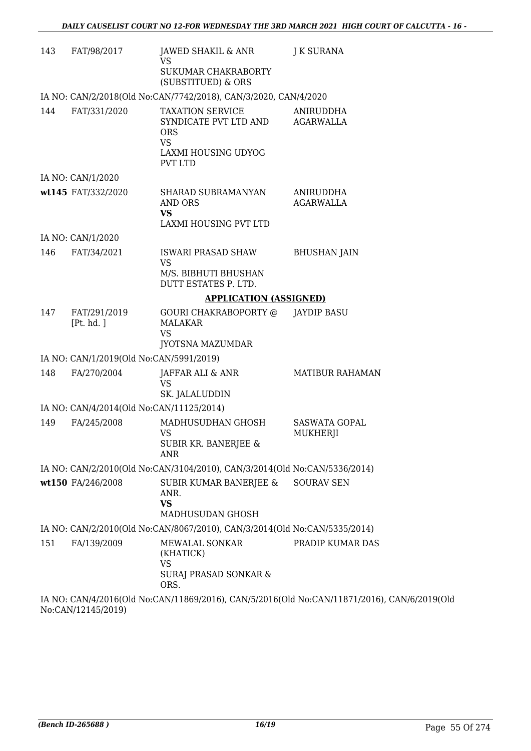| | | | |
|---|---|---|---|
| 143 | FAT/98/2017 | JAWED SHAKIL & ANR<br>VS<br>SUKUMAR CHAKRABORTY (SUBSTITUED) & ORS | J K SURANA |
| IA NO: CAN/2/2018(Old No:CAN/7742/2018), CAN/3/2020, CAN/4/2020 | | | |
| 144 | FAT/331/2020 | TAXATION SERVICE SYNDICATE PVT LTD AND ORS<br>VS<br>LAXMI HOUSING UDYOG PVT LTD | ANIRUDDHA AGARWALLA |
| IA NO: CAN/1/2020 | | | |
| **wt145** | FAT/332/2020 | SHARAD SUBRAMANYAN AND ORS<br>**VS**<br>LAXMI HOUSING PVT LTD | ANIRUDDHA AGARWALLA |
| IA NO: CAN/1/2020 | | | |
| 146 | FAT/34/2021 | ISWARI PRASAD SHAW<br>VS<br>M/S. BIBHUTI BHUSHAN DUTT ESTATES P. LTD. | BHUSHAN JAIN |

**APPLICATION (ASSIGNED)**

| | | | |
|---|---|---|---|
| 147 | FAT/291/2019 [Pt. hd. ] | GOURI CHAKRABOPORTY @ MALAKAR<br>VS<br>JYOTSNA MAZUMDAR | JAYDIP BASU |
| IA NO: CAN/1/2019(Old No:CAN/5991/2019) | | | |
| 148 | FA/270/2004 | JAFFAR ALI & ANR<br>VS<br>SK. JALALUDDIN | MATIBUR RAHAMAN |
| IA NO: CAN/4/2014(Old No:CAN/11125/2014) | | | |
| 149 | FA/245/2008 | MADHUSUDHAN GHOSH<br>VS<br>SUBIR KR. BANERJEE & ANR | SASWATA GOPAL MUKHERJI |
| IA NO: CAN/2/2010(Old No:CAN/3104/2010), CAN/3/2014(Old No:CAN/5336/2014) | | | |
| **wt150** | FA/246/2008 | SUBIR KUMAR BANERJEE & ANR.<br>**VS**<br>MADHUSUDAN GHOSH | SOURAV SEN |
| IA NO: CAN/2/2010(Old No:CAN/8067/2010), CAN/3/2014(Old No:CAN/5335/2014) | | | |
| 151 | FA/139/2009 | MEWALAL SONKAR (KHATICK)<br>VS<br>SURAJ PRASAD SONKAR & ORS. | PRADIP KUMAR DAS |

IA NO: CAN/4/2016(Old No:CAN/11869/2016), CAN/5/2016(Old No:CAN/11871/2016), CAN/6/2019(Old No:CAN/12145/2019)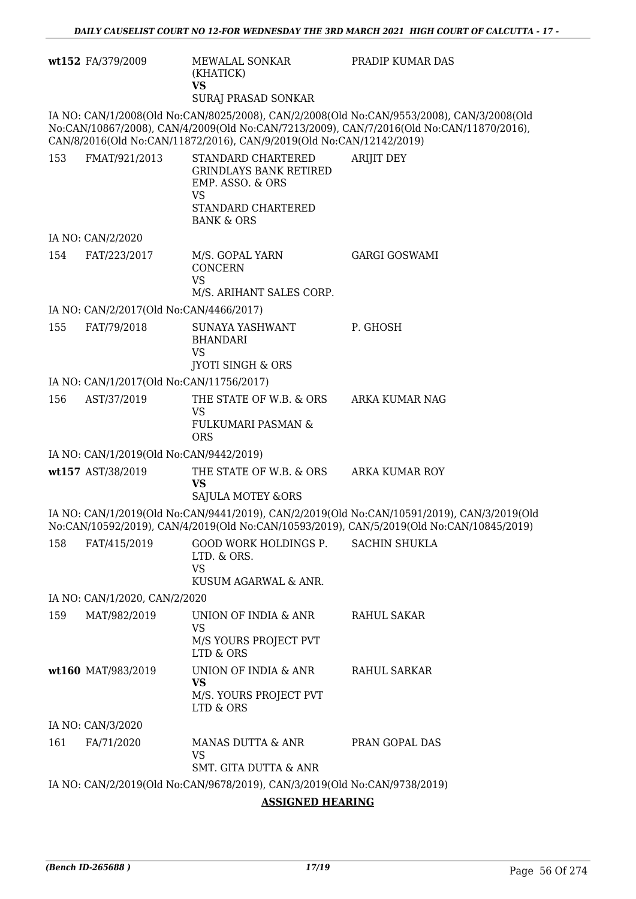| | | | |
|---|---|---|---|
| wt152 | FA/379/2009 | MEWALAL SONKAR (KHATICK)<br>**VS**<br>SURAJ PRASAD SONKAR | PRADIP KUMAR DAS |

IA NO: CAN/1/2008(Old No:CAN/8025/2008), CAN/2/2008(Old No:CAN/9553/2008), CAN/3/2008(Old No:CAN/10867/2008), CAN/4/2009(Old No:CAN/7213/2009), CAN/7/2016(Old No:CAN/11870/2016), CAN/8/2016(Old No:CAN/11872/2016), CAN/9/2019(Old No:CAN/12142/2019)

| | | | |
|---|---|---|---|
| 153 | FMAT/921/2013 | STANDARD CHARTERED GRINDLAYS BANK RETIRED EMP. ASSO. & ORS<br>VS<br>STANDARD CHARTERED BANK & ORS | ARIJIT DEY |

IA NO: CAN/2/2020

| | | | |
|---|---|---|---|
| 154 | FAT/223/2017 | M/S. GOPAL YARN CONCERN<br>VS<br>M/S. ARIHANT SALES CORP. | GARGI GOSWAMI |

IA NO: CAN/2/2017(Old No:CAN/4466/2017)

| | | | |
|---|---|---|---|
| 155 | FAT/79/2018 | SUNAYA YASHWANT BHANDARI<br>VS<br>JYOTI SINGH & ORS | P. GHOSH |

IA NO: CAN/1/2017(Old No:CAN/11756/2017)

| | | | |
|---|---|---|---|
| 156 | AST/37/2019 | THE STATE OF W.B. & ORS<br>VS<br>FULKUMARI PASMAN & ORS | ARKA KUMAR NAG |

IA NO: CAN/1/2019(Old No:CAN/9442/2019)

| | | | |
|---|---|---|---|
| wt157 | AST/38/2019 | THE STATE OF W.B. & ORS<br>**VS**<br>SAJULA MOTEY &ORS | ARKA KUMAR ROY |

IA NO: CAN/1/2019(Old No:CAN/9441/2019), CAN/2/2019(Old No:CAN/10591/2019), CAN/3/2019(Old No:CAN/10592/2019), CAN/4/2019(Old No:CAN/10593/2019), CAN/5/2019(Old No:CAN/10845/2019)

| | | | |
|---|---|---|---|
| 158 | FAT/415/2019 | GOOD WORK HOLDINGS P. LTD. & ORS.<br>VS<br>KUSUM AGARWAL & ANR. | SACHIN SHUKLA |

IA NO: CAN/1/2020, CAN/2/2020

| | | | |
|---|---|---|---|
| 159 | MAT/982/2019 | UNION OF INDIA & ANR<br>VS<br>M/S YOURS PROJECT PVT LTD & ORS | RAHUL SAKAR |
| wt160 | MAT/983/2019 | UNION OF INDIA & ANR<br>**VS**<br>M/S. YOURS PROJECT PVT LTD & ORS | RAHUL SARKAR |

IA NO: CAN/3/2020

| | | | |
|---|---|---|---|
| 161 | FA/71/2020 | MANAS DUTTA & ANR<br>VS<br>SMT. GITA DUTTA & ANR | PRAN GOPAL DAS |

IA NO: CAN/2/2019(Old No:CAN/9678/2019), CAN/3/2019(Old No:CAN/9738/2019)

**ASSIGNED HEARING**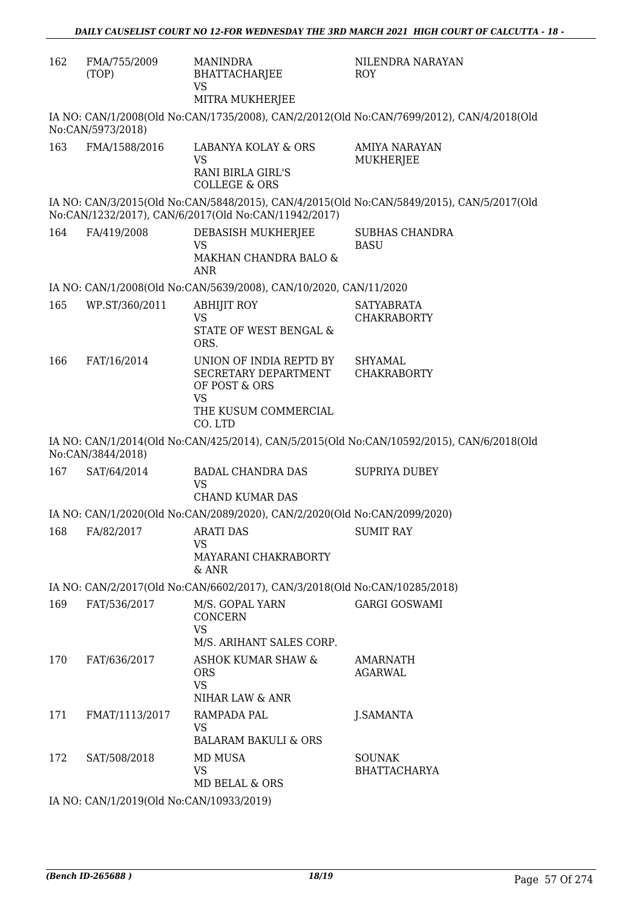| 162 | FMA/755/2009 (TOP) | MANINDRA BHATTACHARJEE VS MITRA MUKHERJEE | NILENDRA NARAYAN ROY |
|---|---|---|---|

IA NO: CAN/1/2008(Old No:CAN/1735/2008), CAN/2/2012(Old No:CAN/7699/2012), CAN/4/2018(Old No:CAN/5973/2018)

| 163 | FMA/1588/2016 | LABANYA KOLAY & ORS VS RANI BIRLA GIRL'S COLLEGE & ORS | AMIYA NARAYAN MUKHERJEE |
|---|---|---|---|

IA NO: CAN/3/2015(Old No:CAN/5848/2015), CAN/4/2015(Old No:CAN/5849/2015), CAN/5/2017(Old No:CAN/1232/2017), CAN/6/2017(Old No:CAN/11942/2017)

| 164 | FA/419/2008 | DEBASISH MUKHERJEE VS MAKHAN CHANDRA BALO & ANR | SUBHAS CHANDRA BASU |
|---|---|---|---|

IA NO: CAN/1/2008(Old No:CAN/5639/2008), CAN/10/2020, CAN/11/2020

| 165 | WP.ST/360/2011 | ABHIJIT ROY VS STATE OF WEST BENGAL & ORS. | SATYABRATA CHAKRABORTY |
|---|---|---|---|
| 166 | FAT/16/2014 | UNION OF INDIA REPTD BY SECRETARY DEPARTMENT OF POST & ORS VS THE KUSUM COMMERCIAL CO. LTD | SHYAMAL CHAKRABORTY |

IA NO: CAN/1/2014(Old No:CAN/425/2014), CAN/5/2015(Old No:CAN/10592/2015), CAN/6/2018(Old No:CAN/3844/2018)

| 167 | SAT/64/2014 | BADAL CHANDRA DAS VS CHAND KUMAR DAS | SUPRIYA DUBEY |
|---|---|---|---|

IA NO: CAN/1/2020(Old No:CAN/2089/2020), CAN/2/2020(Old No:CAN/2099/2020)

| 168 | FA/82/2017 | ARATI DAS VS MAYARANI CHAKRABORTY & ANR | SUMIT RAY |
|---|---|---|---|

IA NO: CAN/2/2017(Old No:CAN/6602/2017), CAN/3/2018(Old No:CAN/10285/2018)

| 169 | FAT/536/2017 | M/S. GOPAL YARN CONCERN VS M/S. ARIHANT SALES CORP. | GARGI GOSWAMI |
|---|---|---|---|
| 170 | FAT/636/2017 | ASHOK KUMAR SHAW & ORS VS NIHAR LAW & ANR | AMARNATH AGARWAL |
| 171 | FMAT/1113/2017 | RAMPADA PAL VS BALARAM BAKULI & ORS | J.SAMANTA |
| 172 | SAT/508/2018 | MD MUSA VS MD BELAL & ORS | SOUNAK BHATTACHARYA |

IA NO: CAN/1/2019(Old No:CAN/10933/2019)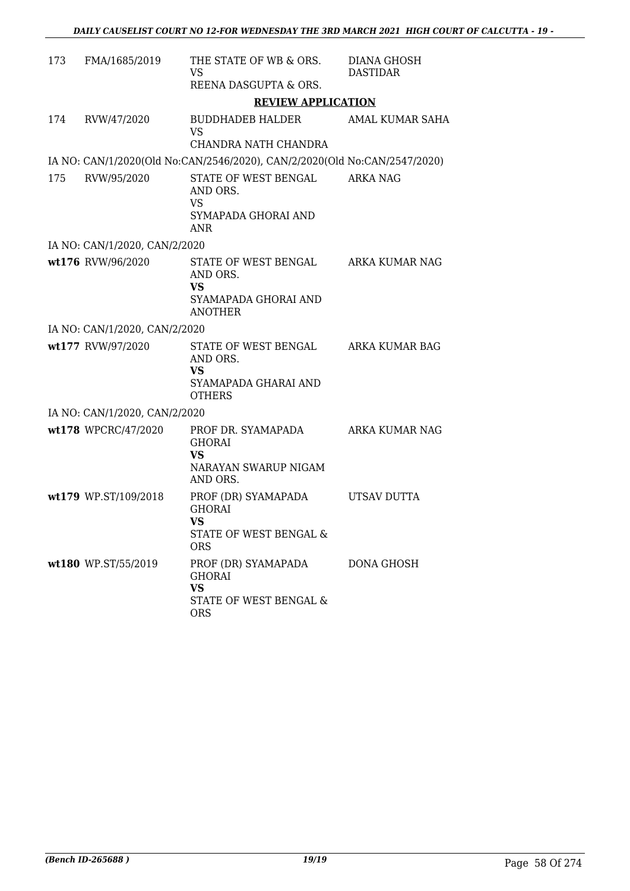| | | | |
|---|---|---|---|
| 173 | FMA/1685/2019 | THE STATE OF WB & ORS.<br>VS<br>REENA DASGUPTA & ORS. | DIANA GHOSH DASTIDAR |

**REVIEW APPLICATION**

| | | | |
|---|---|---|---|
| 174 | RVW/47/2020 | BUDDHADEB HALDER<br>VS<br>CHANDRA NATH CHANDRA | AMAL KUMAR SAHA |

IA NO: CAN/1/2020(Old No:CAN/2546/2020), CAN/2/2020(Old No:CAN/2547/2020)

| | | | |
|---|---|---|---|
| 175 | RVW/95/2020 | STATE OF WEST BENGAL AND ORS.<br>VS<br>SYMAPADA GHORAI AND ANR | ARKA NAG |

IA NO: CAN/1/2020, CAN/2/2020

| | | | |
|---|---|---|---|
| **wt176** | RVW/96/2020 | STATE OF WEST BENGAL AND ORS.<br>**VS**<br>SYAMAPADA GHORAI AND ANOTHER | ARKA KUMAR NAG |

IA NO: CAN/1/2020, CAN/2/2020

| | | | |
|---|---|---|---|
| **wt177** | RVW/97/2020 | STATE OF WEST BENGAL AND ORS.<br>**VS**<br>SYAMAPADA GHARAI AND OTHERS | ARKA KUMAR BAG |

IA NO: CAN/1/2020, CAN/2/2020

| | | | |
|---|---|---|---|
| **wt178** | WPCRC/47/2020 | PROF DR. SYAMAPADA GHORAI<br>**VS**<br>NARAYAN SWARUP NIGAM AND ORS. | ARKA KUMAR NAG |
| **wt179** | WP.ST/109/2018 | PROF (DR) SYAMAPADA GHORAI<br>**VS**<br>STATE OF WEST BENGAL & ORS | UTSAV DUTTA |
| **wt180** | WP.ST/55/2019 | PROF (DR) SYAMAPADA GHORAI<br>**VS**<br>STATE OF WEST BENGAL & ORS | DONA GHOSH |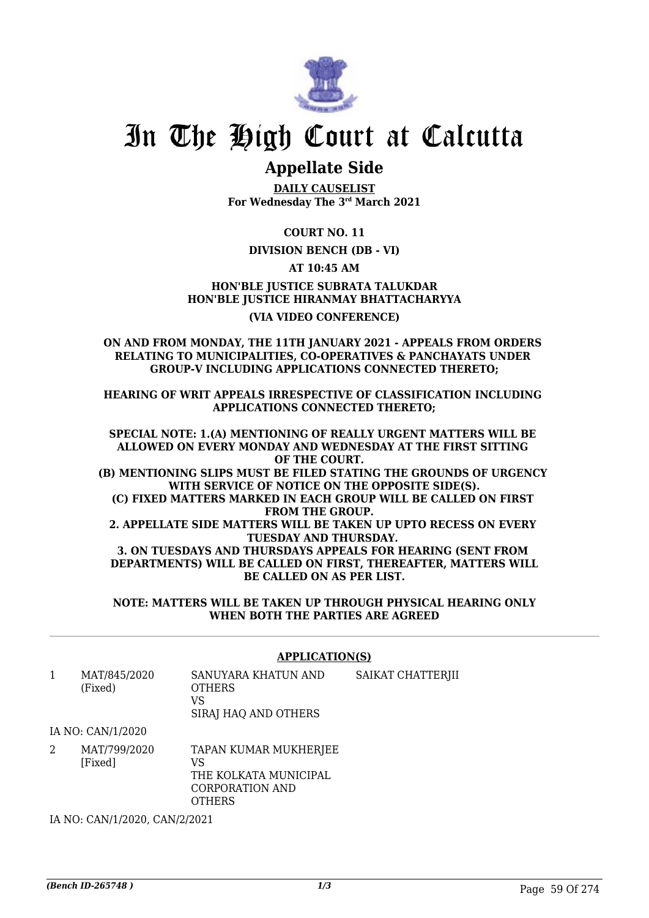# In The High Court at Calcutta

## Appellate Side

**DAILY CAUSELIST**
**For Wednesday The 3rd March 2021**

**COURT NO. 11**

**DIVISION BENCH (DB - VI)**

**AT 10:45 AM**

**HON'BLE JUSTICE SUBRATA TALUKDAR**
**HON'BLE JUSTICE HIRANMAY BHATTACHARYYA**

**(VIA VIDEO CONFERENCE)**

**ON AND FROM MONDAY, THE 11TH JANUARY 2021 - APPEALS FROM ORDERS RELATING TO MUNICIPALITIES, CO-OPERATIVES & PANCHAYATS UNDER GROUP-V INCLUDING APPLICATIONS CONNECTED THERETO;**

**HEARING OF WRIT APPEALS IRRESPECTIVE OF CLASSIFICATION INCLUDING APPLICATIONS CONNECTED THERETO;**

**SPECIAL NOTE: 1.(A) MENTIONING OF REALLY URGENT MATTERS WILL BE ALLOWED ON EVERY MONDAY AND WEDNESDAY AT THE FIRST SITTING OF THE COURT.**
**(B) MENTIONING SLIPS MUST BE FILED STATING THE GROUNDS OF URGENCY WITH SERVICE OF NOTICE ON THE OPPOSITE SIDE(S).**
**(C) FIXED MATTERS MARKED IN EACH GROUP WILL BE CALLED ON FIRST FROM THE GROUP.**
**2. APPELLATE SIDE MATTERS WILL BE TAKEN UP UPTO RECESS ON EVERY TUESDAY AND THURSDAY.**
**3. ON TUESDAYS AND THURSDAYS APPEALS FOR HEARING (SENT FROM DEPARTMENTS) WILL BE CALLED ON FIRST, THEREAFTER, MATTERS WILL BE CALLED ON AS PER LIST.**

**NOTE: MATTERS WILL BE TAKEN UP THROUGH PHYSICAL HEARING ONLY WHEN BOTH THE PARTIES ARE AGREED**

**APPLICATION(S)**

| | | | |
|---|---|---|---|
| 1 | MAT/845/2020 (Fixed) | SANUYARA KHATUN AND OTHERS VS SIRAJ HAQ AND OTHERS | SAIKAT CHATTERJII |

IA NO: CAN/1/2020

| | | | |
|---|---|---|---|
| 2 | MAT/799/2020 [Fixed] | TAPAN KUMAR MUKHERJEE VS THE KOLKATA MUNICIPAL CORPORATION AND OTHERS | |

IA NO: CAN/1/2020, CAN/2/2021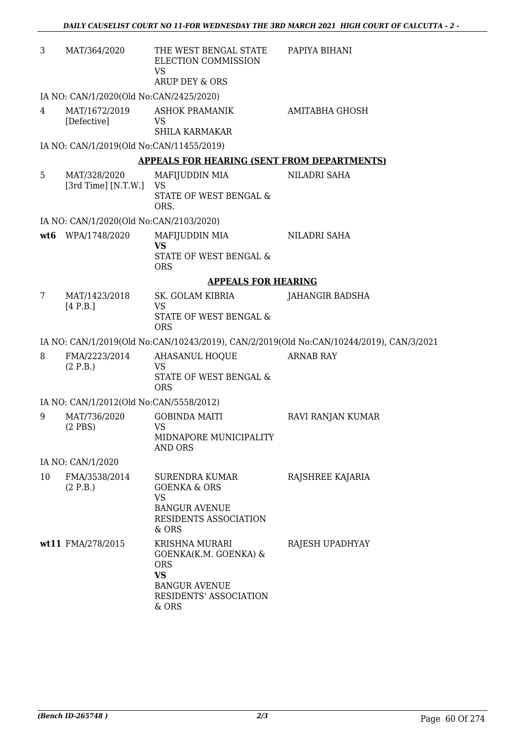| | | | |
|---|---|---|---|
| 3 | MAT/364/2020 | THE WEST BENGAL STATE ELECTION COMMISSION<br>VS<br>ARUP DEY & ORS | PAPIYA BIHANI |

IA NO: CAN/1/2020(Old No:CAN/2425/2020)

| | | | |
|---|---|---|---|
| 4 | MAT/1672/2019 [Defective] | ASHOK PRAMANIK<br>VS<br>SHILA KARMAKAR | AMITABHA GHOSH |

IA NO: CAN/1/2019(Old No:CAN/11455/2019)

**APPEALS FOR HEARING (SENT FROM DEPARTMENTS)**

| | | | |
|---|---|---|---|
| 5 | MAT/328/2020 [3rd Time] [N.T.W.] | MAFIJUDDIN MIA<br>VS<br>STATE OF WEST BENGAL & ORS. | NILADRI SAHA |

IA NO: CAN/1/2020(Old No:CAN/2103/2020)

| | | | |
|---|---|---|---|
| **wt6** | WPA/1748/2020 | MAFIJUDDIN MIA<br>**VS**<br>STATE OF WEST BENGAL & ORS | NILADRI SAHA |

**APPEALS FOR HEARING**

| | | | |
|---|---|---|---|
| 7 | MAT/1423/2018 [4 P.B.] | SK. GOLAM KIBRIA<br>VS<br>STATE OF WEST BENGAL & ORS | JAHANGIR BADSHA |

IA NO: CAN/1/2019(Old No:CAN/10243/2019), CAN/2/2019(Old No:CAN/10244/2019), CAN/3/2021

| | | | |
|---|---|---|---|
| 8 | FMA/2223/2014 (2 P.B.) | AHASANUL HOQUE<br>VS<br>STATE OF WEST BENGAL & ORS | ARNAB RAY |

IA NO: CAN/1/2012(Old No:CAN/5558/2012)

| | | | |
|---|---|---|---|
| 9 | MAT/736/2020 (2 PBS) | GOBINDA MAITI<br>VS<br>MIDNAPORE MUNICIPALITY AND ORS | RAVI RANJAN KUMAR |

IA NO: CAN/1/2020

| | | | |
|---|---|---|---|
| 10 | FMA/3538/2014 (2 P.B.) | SURENDRA KUMAR GOENKA & ORS<br>VS<br>BANGUR AVENUE RESIDENTS ASSOCIATION & ORS | RAJSHREE KAJARIA |
| **wt11** | FMA/278/2015 | KRISHNA MURARI GOENKA(K.M. GOENKA) & ORS<br>**VS**<br>BANGUR AVENUE RESIDENTS' ASSOCIATION & ORS | RAJESH UPADHYAY |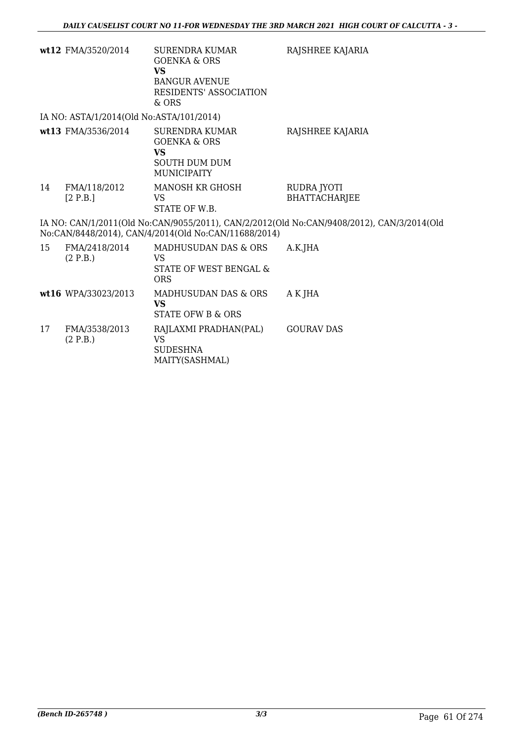| | | | |
|---|---|---|---|
| **wt12** | FMA/3520/2014 | SURENDRA KUMAR GOENKA & ORS<br>**VS**<br>BANGUR AVENUE RESIDENTS' ASSOCIATION & ORS | RAJSHREE KAJARIA |

IA NO: ASTA/1/2014(Old No:ASTA/101/2014)

| | | | |
|---|---|---|---|
| **wt13** | FMA/3536/2014 | SURENDRA KUMAR GOENKA & ORS<br>**VS**<br>SOUTH DUM DUM MUNICIPAITY | RAJSHREE KAJARIA |
| 14 | FMA/118/2012<br>[2 P.B.] | MANOSH KR GHOSH<br>VS<br>STATE OF W.B. | RUDRA JYOTI BHATTACHARJEE |

IA NO: CAN/1/2011(Old No:CAN/9055/2011), CAN/2/2012(Old No:CAN/9408/2012), CAN/3/2014(Old No:CAN/8448/2014), CAN/4/2014(Old No:CAN/11688/2014)

| | | | |
|---|---|---|---|
| 15 | FMA/2418/2014<br>(2 P.B.) | MADHUSUDAN DAS & ORS<br>VS<br>STATE OF WEST BENGAL & ORS | A.K.JHA |
| **wt16** | WPA/33023/2013 | MADHUSUDAN DAS & ORS<br>**VS**<br>STATE OFW B & ORS | A K JHA |
| 17 | FMA/3538/2013<br>(2 P.B.) | RAJLAXMI PRADHAN(PAL)<br>VS<br>SUDESHNA MAITY(SASHMAL) | GOURAV DAS |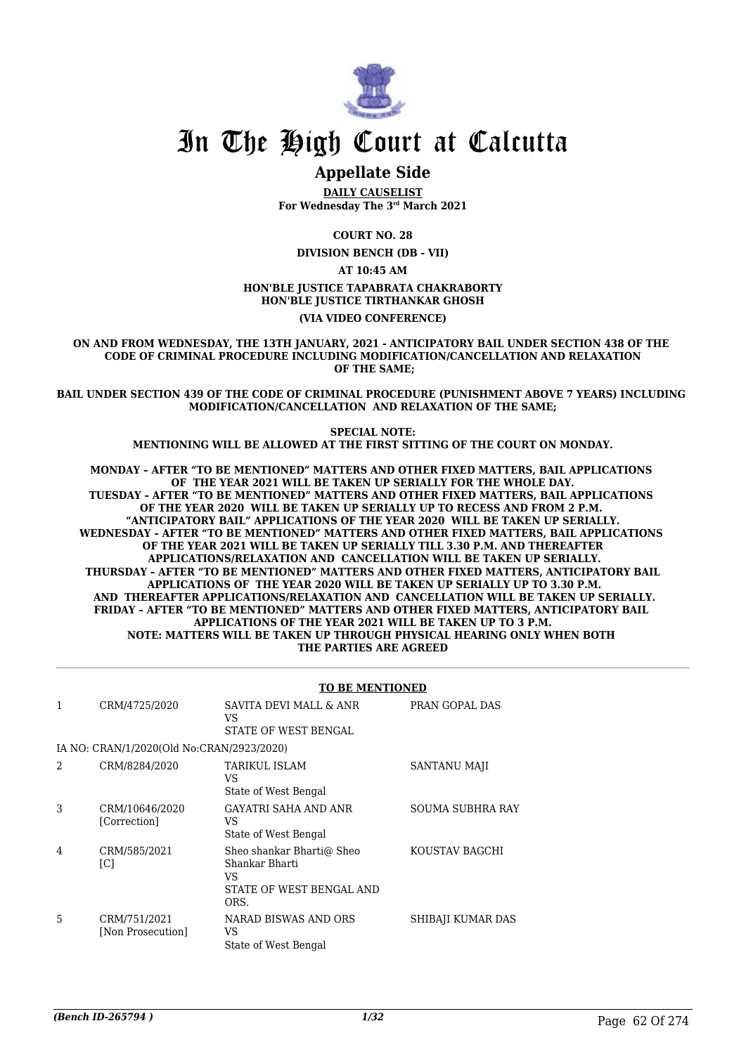# In The High Court at Calcutta

## Appellate Side

**DAILY CAUSELIST**
**For Wednesday The 3rd March 2021**

**COURT NO. 28**

**DIVISION BENCH (DB - VII)**

**AT 10:45 AM**

**HON'BLE JUSTICE TAPABRATA CHAKRABORTY**
**HON'BLE JUSTICE TIRTHANKAR GHOSH**

**(VIA VIDEO CONFERENCE)**

**ON AND FROM WEDNESDAY, THE 13TH JANUARY, 2021 - ANTICIPATORY BAIL UNDER SECTION 438 OF THE CODE OF CRIMINAL PROCEDURE INCLUDING MODIFICATION/CANCELLATION AND RELAXATION OF THE SAME;**

**BAIL UNDER SECTION 439 OF THE CODE OF CRIMINAL PROCEDURE (PUNISHMENT ABOVE 7 YEARS) INCLUDING MODIFICATION/CANCELLATION AND RELAXATION OF THE SAME;**

**SPECIAL NOTE:**
**MENTIONING WILL BE ALLOWED AT THE FIRST SITTING OF THE COURT ON MONDAY.**

**MONDAY – AFTER "TO BE MENTIONED" MATTERS AND OTHER FIXED MATTERS, BAIL APPLICATIONS OF THE YEAR 2021 WILL BE TAKEN UP SERIALLY FOR THE WHOLE DAY.**
**TUESDAY – AFTER "TO BE MENTIONED" MATTERS AND OTHER FIXED MATTERS, BAIL APPLICATIONS OF THE YEAR 2020 WILL BE TAKEN UP SERIALLY UP TO RECESS AND FROM 2 P.M. "ANTICIPATORY BAIL" APPLICATIONS OF THE YEAR 2020 WILL BE TAKEN UP SERIALLY.**
**WEDNESDAY – AFTER "TO BE MENTIONED" MATTERS AND OTHER FIXED MATTERS, BAIL APPLICATIONS OF THE YEAR 2021 WILL BE TAKEN UP SERIALLY TILL 3.30 P.M. AND THEREAFTER APPLICATIONS/RELAXATION AND CANCELLATION WILL BE TAKEN UP SERIALLY.**
**THURSDAY – AFTER "TO BE MENTIONED" MATTERS AND OTHER FIXED MATTERS, ANTICIPATORY BAIL APPLICATIONS OF THE YEAR 2020 WILL BE TAKEN UP SERIALLY UP TO 3.30 P.M. AND THEREAFTER APPLICATIONS/RELAXATION AND CANCELLATION WILL BE TAKEN UP SERIALLY.**
**FRIDAY – AFTER "TO BE MENTIONED" MATTERS AND OTHER FIXED MATTERS, ANTICIPATORY BAIL APPLICATIONS OF THE YEAR 2021 WILL BE TAKEN UP TO 3 P.M.**
**NOTE: MATTERS WILL BE TAKEN UP THROUGH PHYSICAL HEARING ONLY WHEN BOTH THE PARTIES ARE AGREED**

### TO BE MENTIONED

| | | | |
|---|---|---|---|
| 1 | CRM/4725/2020 | SAVITA DEVI MALL & ANR<br>VS<br>STATE OF WEST BENGAL | PRAN GOPAL DAS |
| | IA NO: CRAN/1/2020(Old No:CRAN/2923/2020) | | |
| 2 | CRM/8284/2020 | TARIKUL ISLAM<br>VS<br>State of West Bengal | SANTANU MAJI |
| 3 | CRM/10646/2020<br>[Correction] | GAYATRI SAHA AND ANR<br>VS<br>State of West Bengal | SOUMA SUBHRA RAY |
| 4 | CRM/585/2021<br>[C] | Sheo shankar Bharti@ Sheo Shankar Bharti<br>VS<br>STATE OF WEST BENGAL AND ORS. | KOUSTAV BAGCHI |
| 5 | CRM/751/2021<br>[Non Prosecution] | NARAD BISWAS AND ORS<br>VS<br>State of West Bengal | SHIBAJI KUMAR DAS |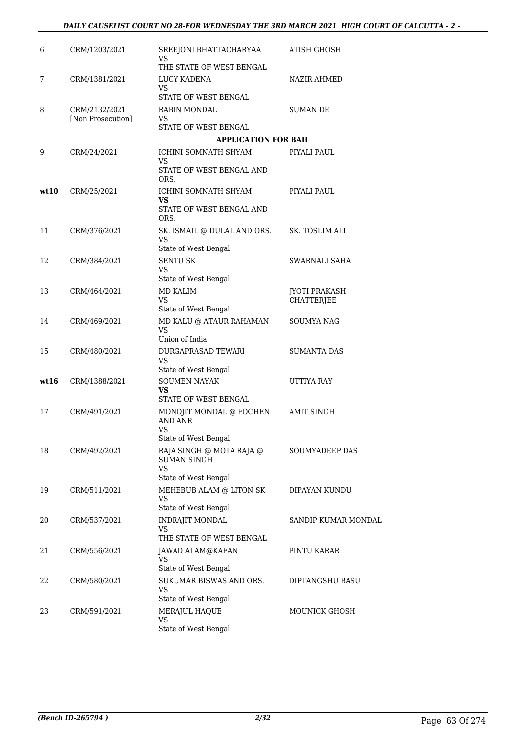| | | | |
|---|---|---|---|
| 6 | CRM/1203/2021 | SREEJONI BHATTACHARYAA<br>VS<br>THE STATE OF WEST BENGAL | ATISH GHOSH |
| 7 | CRM/1381/2021 | LUCY KADENA<br>VS<br>STATE OF WEST BENGAL | NAZIR AHMED |
| 8 | CRM/2132/2021<br>[Non Prosecution] | RABIN MONDAL<br>VS<br>STATE OF WEST BENGAL | SUMAN DE |
| | | **APPLICATION FOR BAIL** | |
| 9 | CRM/24/2021 | ICHINI SOMNATH SHYAM<br>VS<br>STATE OF WEST BENGAL AND ORS. | PIYALI PAUL |
| **wt10** | CRM/25/2021 | ICHINI SOMNATH SHYAM<br>**VS**<br>STATE OF WEST BENGAL AND ORS. | PIYALI PAUL |
| 11 | CRM/376/2021 | SK. ISMAIL @ DULAL AND ORS.<br>VS<br>State of West Bengal | SK. TOSLIM ALI |
| 12 | CRM/384/2021 | SENTU SK<br>VS<br>State of West Bengal | SWARNALI SAHA |
| 13 | CRM/464/2021 | MD KALIM<br>VS<br>State of West Bengal | JYOTI PRAKASH CHATTERJEE |
| 14 | CRM/469/2021 | MD KALU @ ATAUR RAHAMAN<br>VS<br>Union of India | SOUMYA NAG |
| 15 | CRM/480/2021 | DURGAPRASAD TEWARI<br>VS<br>State of West Bengal | SUMANTA DAS |
| **wt16** | CRM/1388/2021 | SOUMEN NAYAK<br>**VS**<br>STATE OF WEST BENGAL | UTTIYA RAY |
| 17 | CRM/491/2021 | MONOJIT MONDAL @ FOCHEN AND ANR<br>VS<br>State of West Bengal | AMIT SINGH |
| 18 | CRM/492/2021 | RAJA SINGH @ MOTA RAJA @ SUMAN SINGH<br>VS<br>State of West Bengal | SOUMYADEEP DAS |
| 19 | CRM/511/2021 | MEHEBUB ALAM @ LITON SK<br>VS<br>State of West Bengal | DIPAYAN KUNDU |
| 20 | CRM/537/2021 | INDRAJIT MONDAL<br>VS<br>THE STATE OF WEST BENGAL | SANDIP KUMAR MONDAL |
| 21 | CRM/556/2021 | JAWAD ALAM@KAFAN<br>VS<br>State of West Bengal | PINTU KARAR |
| 22 | CRM/580/2021 | SUKUMAR BISWAS AND ORS.<br>VS<br>State of West Bengal | DIPTANGSHU BASU |
| 23 | CRM/591/2021 | MERAJUL HAQUE<br>VS<br>State of West Bengal | MOUNICK GHOSH |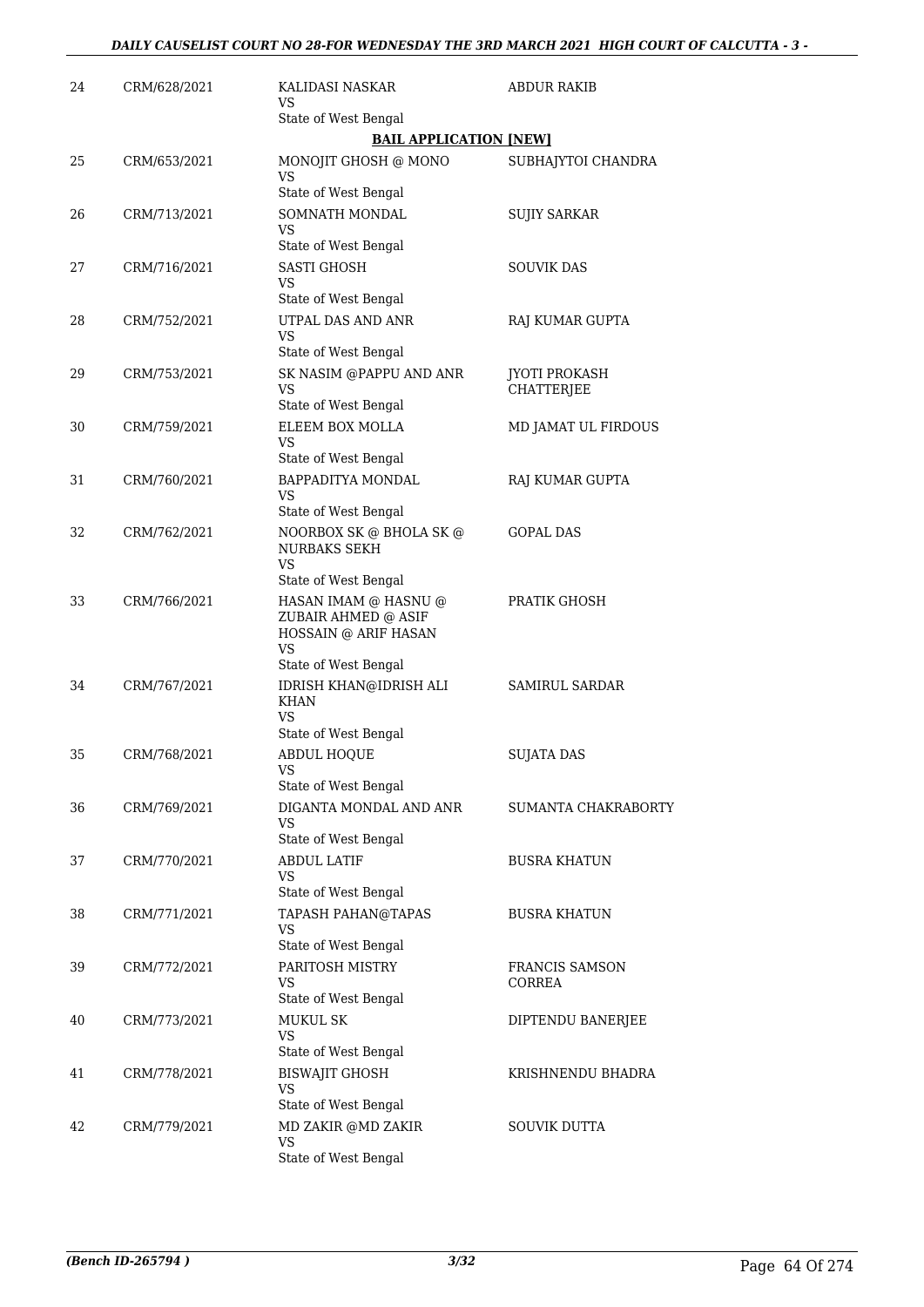| | | | |
|---|---|---|---|
| 24 | CRM/628/2021 | KALIDASI NASKAR<br>VS<br>State of West Bengal | ABDUR RAKIB |

**BAIL APPLICATION [NEW]**

| | | | |
|---|---|---|---|
| 25 | CRM/653/2021 | MONOJIT GHOSH @ MONO<br>VS<br>State of West Bengal | SUBHAJYTOI CHANDRA |
| 26 | CRM/713/2021 | SOMNATH MONDAL<br>VS<br>State of West Bengal | SUJIY SARKAR |
| 27 | CRM/716/2021 | SASTI GHOSH<br>VS<br>State of West Bengal | SOUVIK DAS |
| 28 | CRM/752/2021 | UTPAL DAS AND ANR<br>VS<br>State of West Bengal | RAJ KUMAR GUPTA |
| 29 | CRM/753/2021 | SK NASIM @PAPPU AND ANR<br>VS<br>State of West Bengal | JYOTI PROKASH CHATTERJEE |
| 30 | CRM/759/2021 | ELEEM BOX MOLLA<br>VS<br>State of West Bengal | MD JAMAT UL FIRDOUS |
| 31 | CRM/760/2021 | BAPPADITYA MONDAL<br>VS<br>State of West Bengal | RAJ KUMAR GUPTA |
| 32 | CRM/762/2021 | NOORBOX SK @ BHOLA SK @ NURBAKS SEKH<br>VS<br>State of West Bengal | GOPAL DAS |
| 33 | CRM/766/2021 | HASAN IMAM @ HASNU @ ZUBAIR AHMED @ ASIF HOSSAIN @ ARIF HASAN<br>VS<br>State of West Bengal | PRATIK GHOSH |
| 34 | CRM/767/2021 | IDRISH KHAN@IDRISH ALI KHAN<br>VS<br>State of West Bengal | SAMIRUL SARDAR |
| 35 | CRM/768/2021 | ABDUL HOQUE<br>VS<br>State of West Bengal | SUJATA DAS |
| 36 | CRM/769/2021 | DIGANTA MONDAL AND ANR<br>VS<br>State of West Bengal | SUMANTA CHAKRABORTY |
| 37 | CRM/770/2021 | ABDUL LATIF<br>VS<br>State of West Bengal | BUSRA KHATUN |
| 38 | CRM/771/2021 | TAPASH PAHAN@TAPAS<br>VS<br>State of West Bengal | BUSRA KHATUN |
| 39 | CRM/772/2021 | PARITOSH MISTRY<br>VS<br>State of West Bengal | FRANCIS SAMSON CORREA |
| 40 | CRM/773/2021 | MUKUL SK<br>VS<br>State of West Bengal | DIPTENDU BANERJEE |
| 41 | CRM/778/2021 | BISWAJIT GHOSH<br>VS<br>State of West Bengal | KRISHNENDU BHADRA |
| 42 | CRM/779/2021 | MD ZAKIR @MD ZAKIR<br>VS<br>State of West Bengal | SOUVIK DUTTA |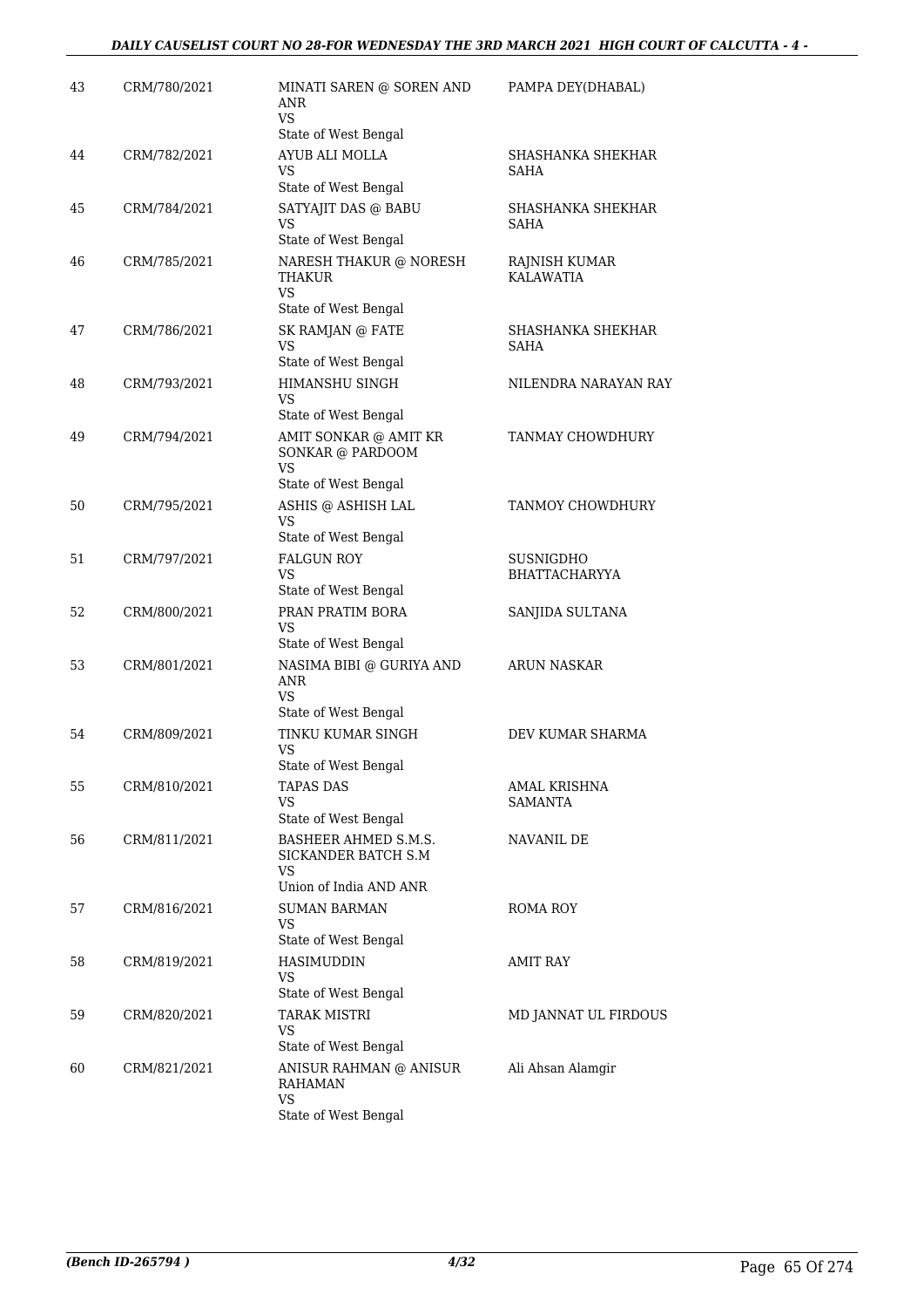| 43 | CRM/780/2021 | MINATI SAREN @ SOREN AND ANR<br>VS<br>State of West Bengal | PAMPA DEY(DHABAL) |
|---|---|---|---|
| 44 | CRM/782/2021 | AYUB ALI MOLLA<br>VS<br>State of West Bengal | SHASHANKA SHEKHAR SAHA |
| 45 | CRM/784/2021 | SATYAJIT DAS @ BABU<br>VS<br>State of West Bengal | SHASHANKA SHEKHAR SAHA |
| 46 | CRM/785/2021 | NARESH THAKUR @ NORESH THAKUR<br>VS<br>State of West Bengal | RAJNISH KUMAR KALAWATIA |
| 47 | CRM/786/2021 | SK RAMJAN @ FATE<br>VS<br>State of West Bengal | SHASHANKA SHEKHAR SAHA |
| 48 | CRM/793/2021 | HIMANSHU SINGH<br>VS<br>State of West Bengal | NILENDRA NARAYAN RAY |
| 49 | CRM/794/2021 | AMIT SONKAR @ AMIT KR SONKAR @ PARDOOM<br>VS<br>State of West Bengal | TANMAY CHOWDHURY |
| 50 | CRM/795/2021 | ASHIS @ ASHISH LAL<br>VS<br>State of West Bengal | TANMOY CHOWDHURY |
| 51 | CRM/797/2021 | FALGUN ROY<br>VS<br>State of West Bengal | SUSNIGDHO BHATTACHARYYA |
| 52 | CRM/800/2021 | PRAN PRATIM BORA<br>VS<br>State of West Bengal | SANJIDA SULTANA |
| 53 | CRM/801/2021 | NASIMA BIBI @ GURIYA AND ANR<br>VS<br>State of West Bengal | ARUN NASKAR |
| 54 | CRM/809/2021 | TINKU KUMAR SINGH<br>VS<br>State of West Bengal | DEV KUMAR SHARMA |
| 55 | CRM/810/2021 | TAPAS DAS<br>VS<br>State of West Bengal | AMAL KRISHNA SAMANTA |
| 56 | CRM/811/2021 | BASHEER AHMED S.M.S. SICKANDER BATCH S.M<br>VS<br>Union of India AND ANR | NAVANIL DE |
| 57 | CRM/816/2021 | SUMAN BARMAN<br>VS<br>State of West Bengal | ROMA ROY |
| 58 | CRM/819/2021 | HASIMUDDIN<br>VS<br>State of West Bengal | AMIT RAY |
| 59 | CRM/820/2021 | TARAK MISTRI<br>VS<br>State of West Bengal | MD JANNAT UL FIRDOUS |
| 60 | CRM/821/2021 | ANISUR RAHMAN @ ANISUR RAHAMAN<br>VS<br>State of West Bengal | Ali Ahsan Alamgir |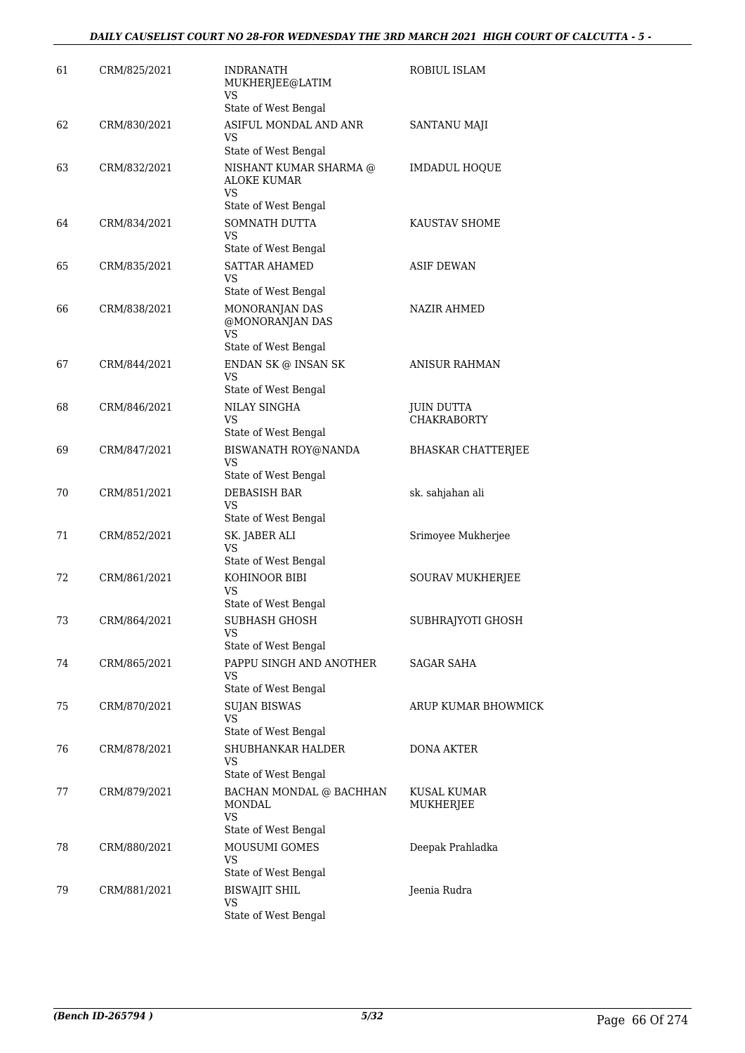| 61 | CRM/825/2021 | INDRANATH MUKHERJEE@LATIM<br>VS<br>State of West Bengal | ROBIUL ISLAM |
|---|---|---|---|
| 62 | CRM/830/2021 | ASIFUL MONDAL AND ANR<br>VS<br>State of West Bengal | SANTANU MAJI |
| 63 | CRM/832/2021 | NISHANT KUMAR SHARMA @ ALOKE KUMAR<br>VS<br>State of West Bengal | IMDADUL HOQUE |
| 64 | CRM/834/2021 | SOMNATH DUTTA<br>VS<br>State of West Bengal | KAUSTAV SHOME |
| 65 | CRM/835/2021 | SATTAR AHAMED<br>VS<br>State of West Bengal | ASIF DEWAN |
| 66 | CRM/838/2021 | MONORANJAN DAS @MONORANJAN DAS<br>VS<br>State of West Bengal | NAZIR AHMED |
| 67 | CRM/844/2021 | ENDAN SK @ INSAN SK<br>VS<br>State of West Bengal | ANISUR RAHMAN |
| 68 | CRM/846/2021 | NILAY SINGHA<br>VS<br>State of West Bengal | JUIN DUTTA CHAKRABORTY |
| 69 | CRM/847/2021 | BISWANATH ROY@NANDA<br>VS<br>State of West Bengal | BHASKAR CHATTERJEE |
| 70 | CRM/851/2021 | DEBASISH BAR<br>VS<br>State of West Bengal | sk. sahjahan ali |
| 71 | CRM/852/2021 | SK. JABER ALI<br>VS<br>State of West Bengal | Srimoyee Mukherjee |
| 72 | CRM/861/2021 | KOHINOOR BIBI<br>VS<br>State of West Bengal | SOURAV MUKHERJEE |
| 73 | CRM/864/2021 | SUBHASH GHOSH<br>VS<br>State of West Bengal | SUBHRAJYOTI GHOSH |
| 74 | CRM/865/2021 | PAPPU SINGH AND ANOTHER<br>VS<br>State of West Bengal | SAGAR SAHA |
| 75 | CRM/870/2021 | SUJAN BISWAS<br>VS<br>State of West Bengal | ARUP KUMAR BHOWMICK |
| 76 | CRM/878/2021 | SHUBHANKAR HALDER<br>VS<br>State of West Bengal | DONA AKTER |
| 77 | CRM/879/2021 | BACHAN MONDAL @ BACHHAN MONDAL<br>VS<br>State of West Bengal | KUSAL KUMAR MUKHERJEE |
| 78 | CRM/880/2021 | MOUSUMI GOMES<br>VS<br>State of West Bengal | Deepak Prahladka |
| 79 | CRM/881/2021 | BISWAJIT SHIL<br>VS<br>State of West Bengal | Jeenia Rudra |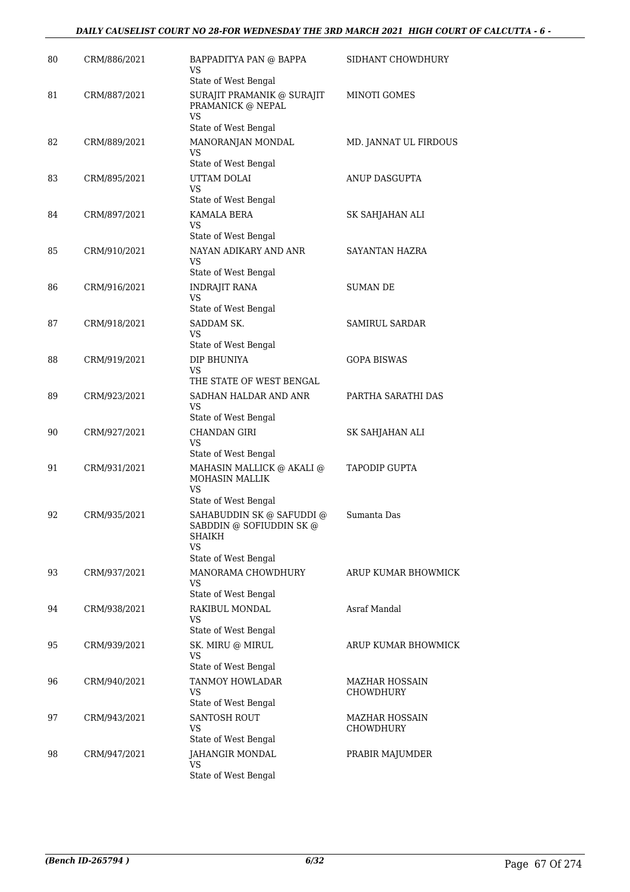| | | | |
|---|---|---|---|
| 80 | CRM/886/2021 | BAPPADITYA PAN @ BAPPA<br>VS<br>State of West Bengal | SIDHANT CHOWDHURY |
| 81 | CRM/887/2021 | SURAJIT PRAMANIK @ SURAJIT PRAMANICK @ NEPAL<br>VS<br>State of West Bengal | MINOTI GOMES |
| 82 | CRM/889/2021 | MANORANJAN MONDAL<br>VS<br>State of West Bengal | MD. JANNAT UL FIRDOUS |
| 83 | CRM/895/2021 | UTTAM DOLAI<br>VS<br>State of West Bengal | ANUP DASGUPTA |
| 84 | CRM/897/2021 | KAMALA BERA<br>VS<br>State of West Bengal | SK SAHJAHAN ALI |
| 85 | CRM/910/2021 | NAYAN ADIKARY AND ANR<br>VS<br>State of West Bengal | SAYANTAN HAZRA |
| 86 | CRM/916/2021 | INDRAJIT RANA<br>VS<br>State of West Bengal | SUMAN DE |
| 87 | CRM/918/2021 | SADDAM SK.<br>VS<br>State of West Bengal | SAMIRUL SARDAR |
| 88 | CRM/919/2021 | DIP BHUNIYA<br>VS<br>THE STATE OF WEST BENGAL | GOPA BISWAS |
| 89 | CRM/923/2021 | SADHAN HALDAR AND ANR<br>VS<br>State of West Bengal | PARTHA SARATHI DAS |
| 90 | CRM/927/2021 | CHANDAN GIRI<br>VS<br>State of West Bengal | SK SAHJAHAN ALI |
| 91 | CRM/931/2021 | MAHASIN MALLICK @ AKALI @ MOHASIN MALLIK<br>VS<br>State of West Bengal | TAPODIP GUPTA |
| 92 | CRM/935/2021 | SAHABUDDIN SK @ SAFUDDI @ SABDDIN @ SOFIUDDIN SK @ SHAIKH<br>VS<br>State of West Bengal | Sumanta Das |
| 93 | CRM/937/2021 | MANORAMA CHOWDHURY<br>VS<br>State of West Bengal | ARUP KUMAR BHOWMICK |
| 94 | CRM/938/2021 | RAKIBUL MONDAL<br>VS<br>State of West Bengal | Asraf Mandal |
| 95 | CRM/939/2021 | SK. MIRU @ MIRUL<br>VS<br>State of West Bengal | ARUP KUMAR BHOWMICK |
| 96 | CRM/940/2021 | TANMOY HOWLADAR<br>VS<br>State of West Bengal | MAZHAR HOSSAIN CHOWDHURY |
| 97 | CRM/943/2021 | SANTOSH ROUT<br>VS<br>State of West Bengal | MAZHAR HOSSAIN CHOWDHURY |
| 98 | CRM/947/2021 | JAHANGIR MONDAL<br>VS<br>State of West Bengal | PRABIR MAJUMDER |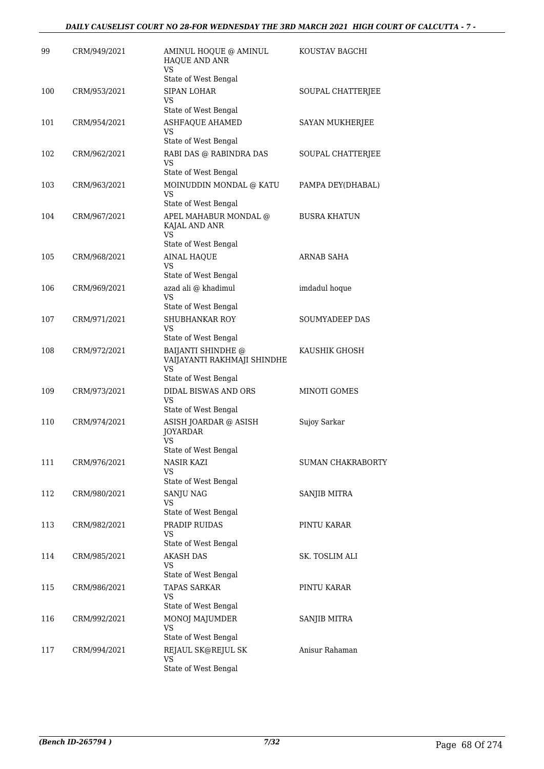| 99 | CRM/949/2021 | AMINUL HOQUE @ AMINUL HAQUE AND ANR<br>VS<br>State of West Bengal | KOUSTAV BAGCHI |
|---|---|---|---|
| 100 | CRM/953/2021 | SIPAN LOHAR<br>VS<br>State of West Bengal | SOUPAL CHATTERJEE |
| 101 | CRM/954/2021 | ASHFAQUE AHAMED<br>VS<br>State of West Bengal | SAYAN MUKHERJEE |
| 102 | CRM/962/2021 | RABI DAS @ RABINDRA DAS<br>VS<br>State of West Bengal | SOUPAL CHATTERJEE |
| 103 | CRM/963/2021 | MOINUDDIN MONDAL @ KATU<br>VS<br>State of West Bengal | PAMPA DEY(DHABAL) |
| 104 | CRM/967/2021 | APEL MAHABUR MONDAL @ KAJAL AND ANR<br>VS<br>State of West Bengal | BUSRA KHATUN |
| 105 | CRM/968/2021 | AINAL HAQUE<br>VS<br>State of West Bengal | ARNAB SAHA |
| 106 | CRM/969/2021 | azad ali @ khadimul<br>VS<br>State of West Bengal | imdadul hoque |
| 107 | CRM/971/2021 | SHUBHANKAR ROY<br>VS<br>State of West Bengal | SOUMYADEEP DAS |
| 108 | CRM/972/2021 | BAIJANTI SHINDHE @ VAIJAYANTI RAKHMAJI SHINDHE<br>VS<br>State of West Bengal | KAUSHIK GHOSH |
| 109 | CRM/973/2021 | DIDAL BISWAS AND ORS<br>VS<br>State of West Bengal | MINOTI GOMES |
| 110 | CRM/974/2021 | ASISH JOARDAR @ ASISH JOYARDAR<br>VS<br>State of West Bengal | Sujoy Sarkar |
| 111 | CRM/976/2021 | NASIR KAZI<br>VS<br>State of West Bengal | SUMAN CHAKRABORTY |
| 112 | CRM/980/2021 | SANJU NAG<br>VS<br>State of West Bengal | SANJIB MITRA |
| 113 | CRM/982/2021 | PRADIP RUIDAS<br>VS<br>State of West Bengal | PINTU KARAR |
| 114 | CRM/985/2021 | AKASH DAS<br>VS<br>State of West Bengal | SK. TOSLIM ALI |
| 115 | CRM/986/2021 | TAPAS SARKAR<br>VS<br>State of West Bengal | PINTU KARAR |
| 116 | CRM/992/2021 | MONOJ MAJUMDER<br>VS<br>State of West Bengal | SANJIB MITRA |
| 117 | CRM/994/2021 | REJAUL SK@REJUL SK<br>VS<br>State of West Bengal | Anisur Rahaman |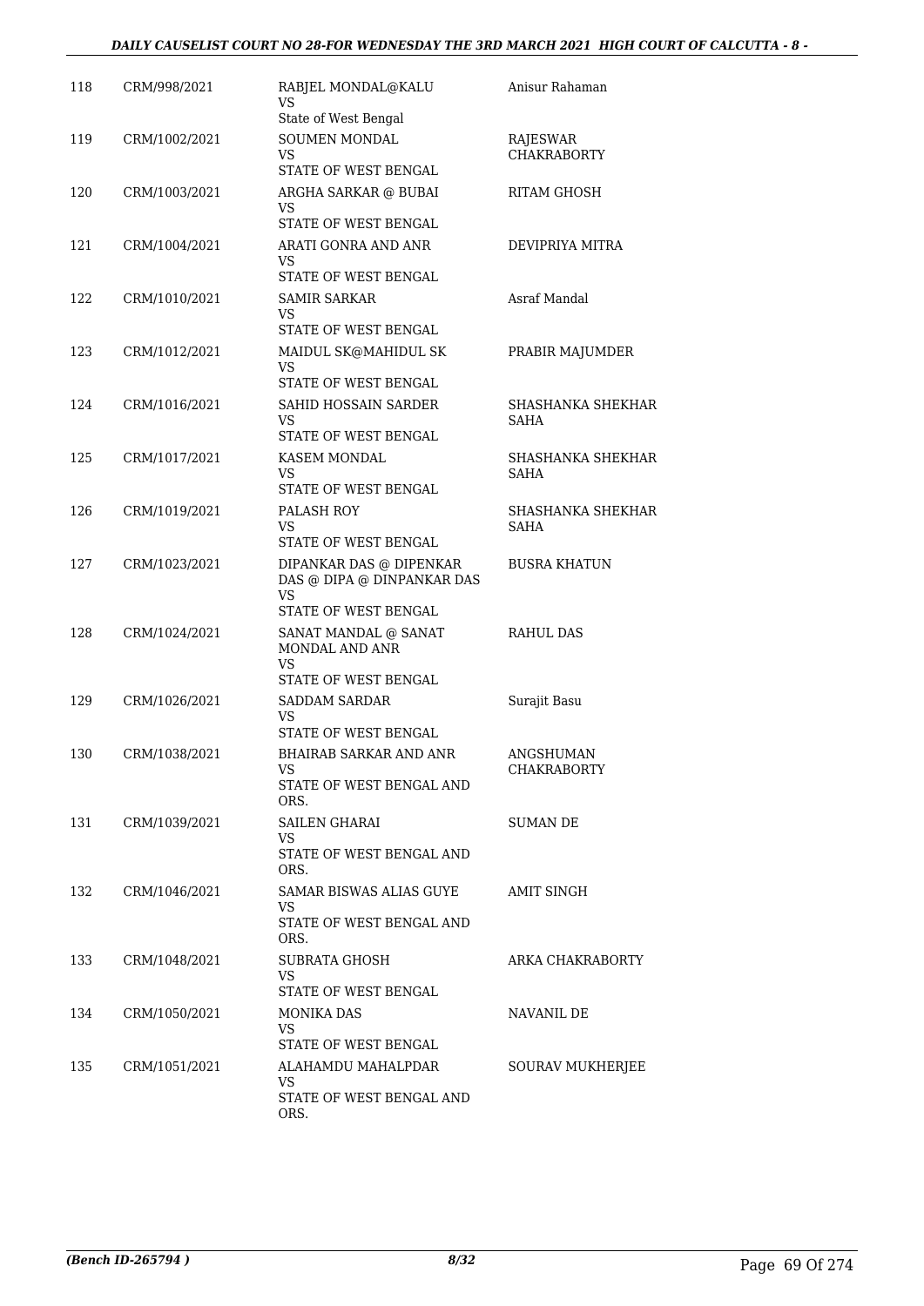| 118 | CRM/998/2021 | RABJEL MONDAL@KALU<br>VS<br>State of West Bengal | Anisur Rahaman |
|---|---|---|---|
| 119 | CRM/1002/2021 | SOUMEN MONDAL<br>VS<br>STATE OF WEST BENGAL | RAJESWAR CHAKRABORTY |
| 120 | CRM/1003/2021 | ARGHA SARKAR @ BUBAI<br>VS<br>STATE OF WEST BENGAL | RITAM GHOSH |
| 121 | CRM/1004/2021 | ARATI GONRA AND ANR<br>VS<br>STATE OF WEST BENGAL | DEVIPRIYA MITRA |
| 122 | CRM/1010/2021 | SAMIR SARKAR<br>VS<br>STATE OF WEST BENGAL | Asraf Mandal |
| 123 | CRM/1012/2021 | MAIDUL SK@MAHIDUL SK<br>VS<br>STATE OF WEST BENGAL | PRABIR MAJUMDER |
| 124 | CRM/1016/2021 | SAHID HOSSAIN SARDER<br>VS<br>STATE OF WEST BENGAL | SHASHANKA SHEKHAR SAHA |
| 125 | CRM/1017/2021 | KASEM MONDAL<br>VS<br>STATE OF WEST BENGAL | SHASHANKA SHEKHAR SAHA |
| 126 | CRM/1019/2021 | PALASH ROY<br>VS<br>STATE OF WEST BENGAL | SHASHANKA SHEKHAR SAHA |
| 127 | CRM/1023/2021 | DIPANKAR DAS @ DIPENKAR DAS @ DIPA @ DINPANKAR DAS<br>VS<br>STATE OF WEST BENGAL | BUSRA KHATUN |
| 128 | CRM/1024/2021 | SANAT MANDAL @ SANAT MONDAL AND ANR<br>VS<br>STATE OF WEST BENGAL | RAHUL DAS |
| 129 | CRM/1026/2021 | SADDAM SARDAR<br>VS<br>STATE OF WEST BENGAL | Surajit Basu |
| 130 | CRM/1038/2021 | BHAIRAB SARKAR AND ANR<br>VS<br>STATE OF WEST BENGAL AND ORS. | ANGSHUMAN CHAKRABORTY |
| 131 | CRM/1039/2021 | SAILEN GHARAI<br>VS<br>STATE OF WEST BENGAL AND ORS. | SUMAN DE |
| 132 | CRM/1046/2021 | SAMAR BISWAS ALIAS GUYE<br>VS<br>STATE OF WEST BENGAL AND ORS. | AMIT SINGH |
| 133 | CRM/1048/2021 | SUBRATA GHOSH<br>VS<br>STATE OF WEST BENGAL | ARKA CHAKRABORTY |
| 134 | CRM/1050/2021 | MONIKA DAS<br>VS<br>STATE OF WEST BENGAL | NAVANIL DE |
| 135 | CRM/1051/2021 | ALAHAMDU MAHALPDAR<br>VS<br>STATE OF WEST BENGAL AND ORS. | SOURAV MUKHERJEE |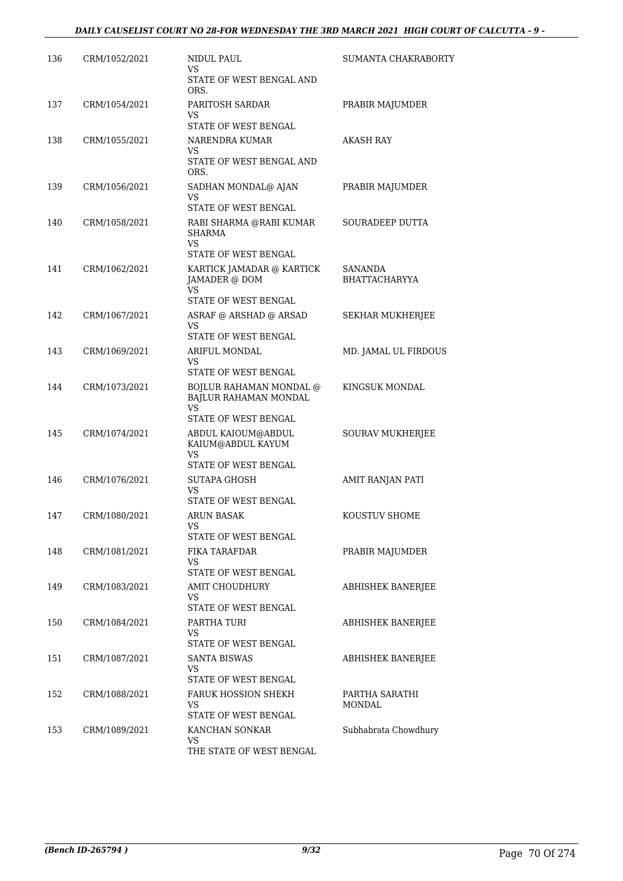| | | | |
|---|---|---|---|
| 136 | CRM/1052/2021 | NIDUL PAUL<br>VS<br>STATE OF WEST BENGAL AND ORS. | SUMANTA CHAKRABORTY |
| 137 | CRM/1054/2021 | PARITOSH SARDAR<br>VS<br>STATE OF WEST BENGAL | PRABIR MAJUMDER |
| 138 | CRM/1055/2021 | NARENDRA KUMAR<br>VS<br>STATE OF WEST BENGAL AND ORS. | AKASH RAY |
| 139 | CRM/1056/2021 | SADHAN MONDAL@ AJAN<br>VS<br>STATE OF WEST BENGAL | PRABIR MAJUMDER |
| 140 | CRM/1058/2021 | RABI SHARMA @RABI KUMAR SHARMA<br>VS<br>STATE OF WEST BENGAL | SOURADEEP DUTTA |
| 141 | CRM/1062/2021 | KARTICK JAMADAR @ KARTICK JAMADER @ DOM<br>VS<br>STATE OF WEST BENGAL | SANANDA BHATTACHARYYA |
| 142 | CRM/1067/2021 | ASRAF @ ARSHAD @ ARSAD<br>VS<br>STATE OF WEST BENGAL | SEKHAR MUKHERJEE |
| 143 | CRM/1069/2021 | ARIFUL MONDAL<br>VS<br>STATE OF WEST BENGAL | MD. JAMAL UL FIRDOUS |
| 144 | CRM/1073/2021 | BOJLUR RAHAMAN MONDAL @ BAJLUR RAHAMAN MONDAL<br>VS<br>STATE OF WEST BENGAL | KINGSUK MONDAL |
| 145 | CRM/1074/2021 | ABDUL KAIOUM@ABDUL KAIUM@ABDUL KAYUM<br>VS<br>STATE OF WEST BENGAL | SOURAV MUKHERJEE |
| 146 | CRM/1076/2021 | SUTAPA GHOSH<br>VS<br>STATE OF WEST BENGAL | AMIT RANJAN PATI |
| 147 | CRM/1080/2021 | ARUN BASAK<br>VS<br>STATE OF WEST BENGAL | KOUSTUV SHOME |
| 148 | CRM/1081/2021 | FIKA TARAFDAR<br>VS<br>STATE OF WEST BENGAL | PRABIR MAJUMDER |
| 149 | CRM/1083/2021 | AMIT CHOUDHURY<br>VS<br>STATE OF WEST BENGAL | ABHISHEK BANERJEE |
| 150 | CRM/1084/2021 | PARTHA TURI<br>VS<br>STATE OF WEST BENGAL | ABHISHEK BANERJEE |
| 151 | CRM/1087/2021 | SANTA BISWAS<br>VS<br>STATE OF WEST BENGAL | ABHISHEK BANERJEE |
| 152 | CRM/1088/2021 | FARUK HOSSION SHEKH<br>VS<br>STATE OF WEST BENGAL | PARTHA SARATHI MONDAL |
| 153 | CRM/1089/2021 | KANCHAN SONKAR<br>VS<br>THE STATE OF WEST BENGAL | Subhabrata Chowdhury |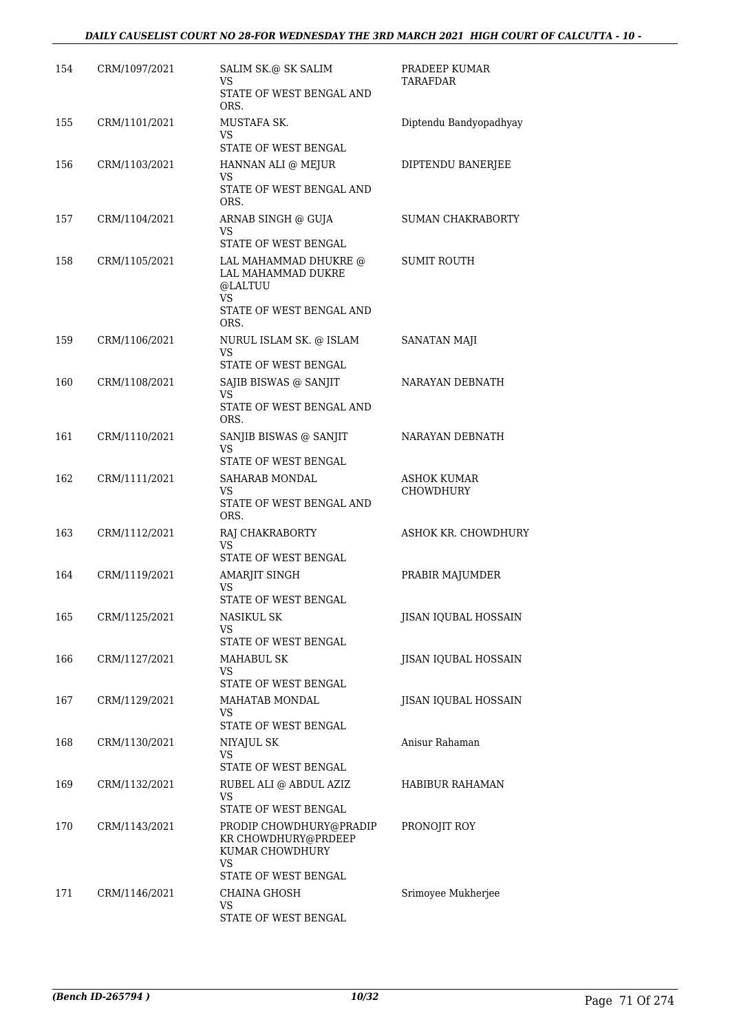| 154 | CRM/1097/2021 | SALIM SK.@ SK SALIM<br>VS<br>STATE OF WEST BENGAL AND ORS. | PRADEEP KUMAR TARAFDAR |
|---|---|---|---|
| 155 | CRM/1101/2021 | MUSTAFA SK.<br>VS<br>STATE OF WEST BENGAL | Diptendu Bandyopadhyay |
| 156 | CRM/1103/2021 | HANNAN ALI @ MEJUR<br>VS<br>STATE OF WEST BENGAL AND ORS. | DIPTENDU BANERJEE |
| 157 | CRM/1104/2021 | ARNAB SINGH @ GUJA<br>VS<br>STATE OF WEST BENGAL | SUMAN CHAKRABORTY |
| 158 | CRM/1105/2021 | LAL MAHAMMAD DHUKRE @ LAL MAHAMMAD DUKRE @LALTUU<br>VS<br>STATE OF WEST BENGAL AND ORS. | SUMIT ROUTH |
| 159 | CRM/1106/2021 | NURUL ISLAM SK. @ ISLAM<br>VS<br>STATE OF WEST BENGAL | SANATAN MAJI |
| 160 | CRM/1108/2021 | SAJIB BISWAS @ SANJIT<br>VS<br>STATE OF WEST BENGAL AND ORS. | NARAYAN DEBNATH |
| 161 | CRM/1110/2021 | SANJIB BISWAS @ SANJIT<br>VS<br>STATE OF WEST BENGAL | NARAYAN DEBNATH |
| 162 | CRM/1111/2021 | SAHARAB MONDAL<br>VS<br>STATE OF WEST BENGAL AND ORS. | ASHOK KUMAR CHOWDHURY |
| 163 | CRM/1112/2021 | RAJ CHAKRABORTY<br>VS<br>STATE OF WEST BENGAL | ASHOK KR. CHOWDHURY |
| 164 | CRM/1119/2021 | AMARJIT SINGH<br>VS<br>STATE OF WEST BENGAL | PRABIR MAJUMDER |
| 165 | CRM/1125/2021 | NASIKUL SK<br>VS<br>STATE OF WEST BENGAL | JISAN IQUBAL HOSSAIN |
| 166 | CRM/1127/2021 | MAHABUL SK<br>VS<br>STATE OF WEST BENGAL | JISAN IQUBAL HOSSAIN |
| 167 | CRM/1129/2021 | MAHATAB MONDAL<br>VS<br>STATE OF WEST BENGAL | JISAN IQUBAL HOSSAIN |
| 168 | CRM/1130/2021 | NIYAJUL SK<br>VS<br>STATE OF WEST BENGAL | Anisur Rahaman |
| 169 | CRM/1132/2021 | RUBEL ALI @ ABDUL AZIZ<br>VS<br>STATE OF WEST BENGAL | HABIBUR RAHAMAN |
| 170 | CRM/1143/2021 | PRODIP CHOWDHURY@PRADIP KR CHOWDHURY@PRDEEP KUMAR CHOWDHURY<br>VS<br>STATE OF WEST BENGAL | PRONOJIT ROY |
| 171 | CRM/1146/2021 | CHAINA GHOSH<br>VS<br>STATE OF WEST BENGAL | Srimoyee Mukherjee |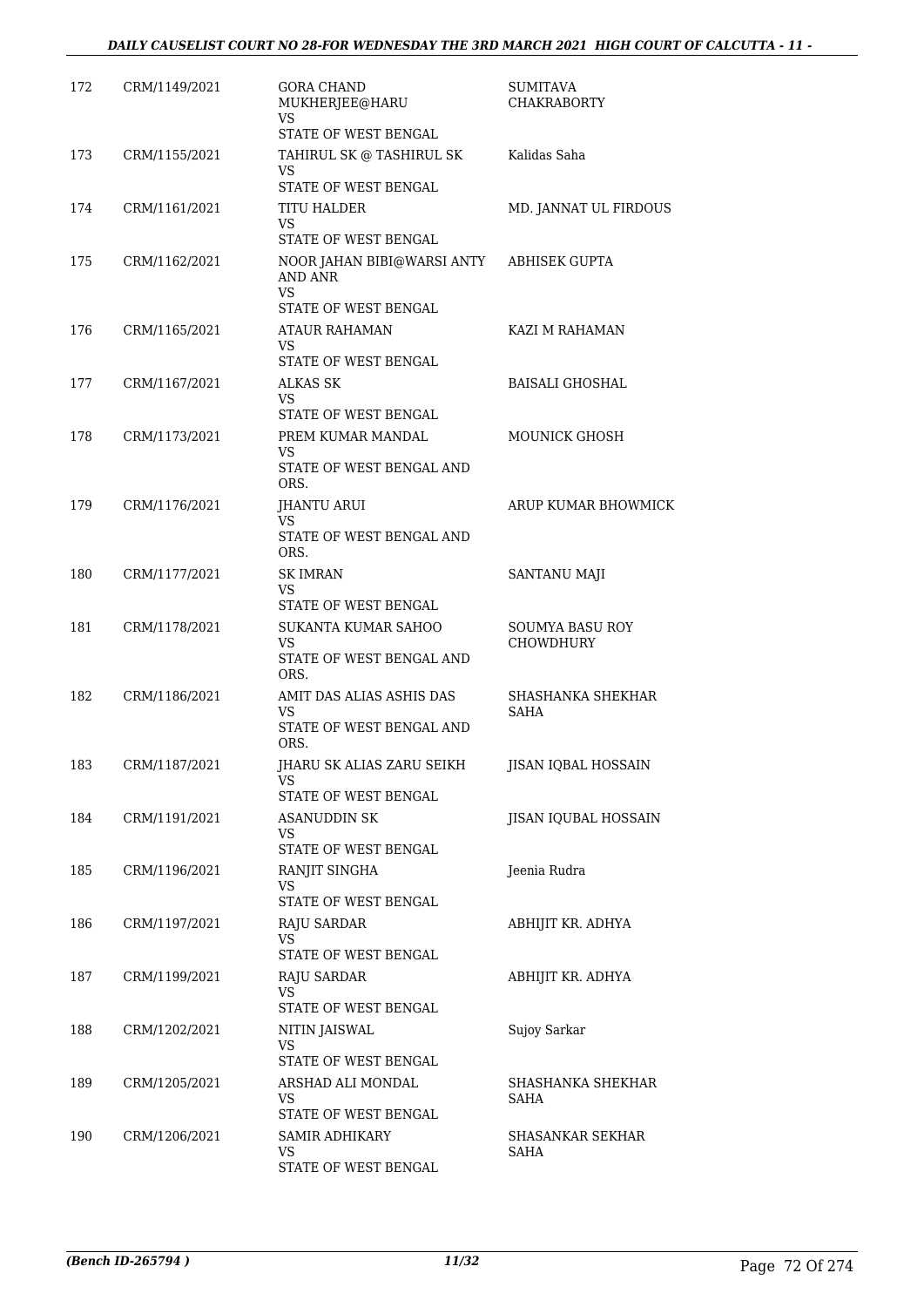| | | | |
|---|---|---|---|
| 172 | CRM/1149/2021 | GORA CHAND MUKHERJEE@HARU<br>VS<br>STATE OF WEST BENGAL | SUMITAVA CHAKRABORTY |
| 173 | CRM/1155/2021 | TAHIRUL SK @ TASHIRUL SK<br>VS<br>STATE OF WEST BENGAL | Kalidas Saha |
| 174 | CRM/1161/2021 | TITU HALDER<br>VS<br>STATE OF WEST BENGAL | MD. JANNAT UL FIRDOUS |
| 175 | CRM/1162/2021 | NOOR JAHAN BIBI@WARSI ANTY AND ANR<br>VS<br>STATE OF WEST BENGAL | ABHISEK GUPTA |
| 176 | CRM/1165/2021 | ATAUR RAHAMAN<br>VS<br>STATE OF WEST BENGAL | KAZI M RAHAMAN |
| 177 | CRM/1167/2021 | ALKAS SK<br>VS<br>STATE OF WEST BENGAL | BAISALI GHOSHAL |
| 178 | CRM/1173/2021 | PREM KUMAR MANDAL<br>VS<br>STATE OF WEST BENGAL AND ORS. | MOUNICK GHOSH |
| 179 | CRM/1176/2021 | JHANTU ARUI<br>VS<br>STATE OF WEST BENGAL AND ORS. | ARUP KUMAR BHOWMICK |
| 180 | CRM/1177/2021 | SK IMRAN<br>VS<br>STATE OF WEST BENGAL | SANTANU MAJI |
| 181 | CRM/1178/2021 | SUKANTA KUMAR SAHOO<br>VS<br>STATE OF WEST BENGAL AND ORS. | SOUMYA BASU ROY CHOWDHURY |
| 182 | CRM/1186/2021 | AMIT DAS ALIAS ASHIS DAS<br>VS<br>STATE OF WEST BENGAL AND ORS. | SHASHANKA SHEKHAR SAHA |
| 183 | CRM/1187/2021 | JHARU SK ALIAS ZARU SEIKH<br>VS<br>STATE OF WEST BENGAL | JISAN IQBAL HOSSAIN |
| 184 | CRM/1191/2021 | ASANUDDIN SK<br>VS<br>STATE OF WEST BENGAL | JISAN IQUBAL HOSSAIN |
| 185 | CRM/1196/2021 | RANJIT SINGHA<br>VS<br>STATE OF WEST BENGAL | Jeenia Rudra |
| 186 | CRM/1197/2021 | RAJU SARDAR<br>VS<br>STATE OF WEST BENGAL | ABHIJIT KR. ADHYA |
| 187 | CRM/1199/2021 | RAJU SARDAR<br>VS<br>STATE OF WEST BENGAL | ABHIJIT KR. ADHYA |
| 188 | CRM/1202/2021 | NITIN JAISWAL<br>VS<br>STATE OF WEST BENGAL | Sujoy Sarkar |
| 189 | CRM/1205/2021 | ARSHAD ALI MONDAL<br>VS<br>STATE OF WEST BENGAL | SHASHANKA SHEKHAR SAHA |
| 190 | CRM/1206/2021 | SAMIR ADHIKARY<br>VS<br>STATE OF WEST BENGAL | SHASANKAR SEKHAR SAHA |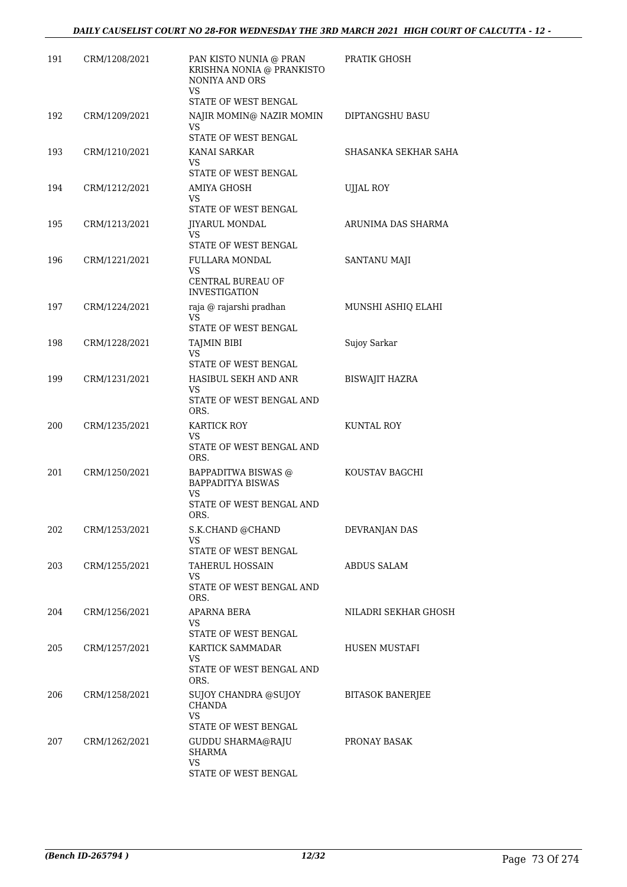| 191 | CRM/1208/2021 | PAN KISTO NUNIA @ PRAN KRISHNA NONIA @ PRANKISTO NONIYA AND ORS<br>VS<br>STATE OF WEST BENGAL | PRATIK GHOSH |
|---|---|---|---|
| 192 | CRM/1209/2021 | NAJIR MOMIN@ NAZIR MOMIN<br>VS<br>STATE OF WEST BENGAL | DIPTANGSHU BASU |
| 193 | CRM/1210/2021 | KANAI SARKAR<br>VS<br>STATE OF WEST BENGAL | SHASANKA SEKHAR SAHA |
| 194 | CRM/1212/2021 | AMIYA GHOSH<br>VS<br>STATE OF WEST BENGAL | UJJAL ROY |
| 195 | CRM/1213/2021 | JIYARUL MONDAL<br>VS<br>STATE OF WEST BENGAL | ARUNIMA DAS SHARMA |
| 196 | CRM/1221/2021 | FULLARA MONDAL<br>VS<br>CENTRAL BUREAU OF INVESTIGATION | SANTANU MAJI |
| 197 | CRM/1224/2021 | raja @ rajarshi pradhan<br>VS<br>STATE OF WEST BENGAL | MUNSHI ASHIQ ELAHI |
| 198 | CRM/1228/2021 | TAJMIN BIBI<br>VS<br>STATE OF WEST BENGAL | Sujoy Sarkar |
| 199 | CRM/1231/2021 | HASIBUL SEKH AND ANR<br>VS<br>STATE OF WEST BENGAL AND ORS. | BISWAJIT HAZRA |
| 200 | CRM/1235/2021 | KARTICK ROY<br>VS<br>STATE OF WEST BENGAL AND ORS. | KUNTAL ROY |
| 201 | CRM/1250/2021 | BAPPADITWA BISWAS @ BAPPADITYA BISWAS<br>VS<br>STATE OF WEST BENGAL AND ORS. | KOUSTAV BAGCHI |
| 202 | CRM/1253/2021 | S.K.CHAND @CHAND<br>VS<br>STATE OF WEST BENGAL | DEVRANJAN DAS |
| 203 | CRM/1255/2021 | TAHERUL HOSSAIN<br>VS<br>STATE OF WEST BENGAL AND ORS. | ABDUS SALAM |
| 204 | CRM/1256/2021 | APARNA BERA<br>VS<br>STATE OF WEST BENGAL | NILADRI SEKHAR GHOSH |
| 205 | CRM/1257/2021 | KARTICK SAMMADAR<br>VS<br>STATE OF WEST BENGAL AND ORS. | HUSEN MUSTAFI |
| 206 | CRM/1258/2021 | SUJOY CHANDRA @SUJOY CHANDA<br>VS<br>STATE OF WEST BENGAL | BITASOK BANERJEE |
| 207 | CRM/1262/2021 | GUDDU SHARMA@RAJU SHARMA<br>VS<br>STATE OF WEST BENGAL | PRONAY BASAK |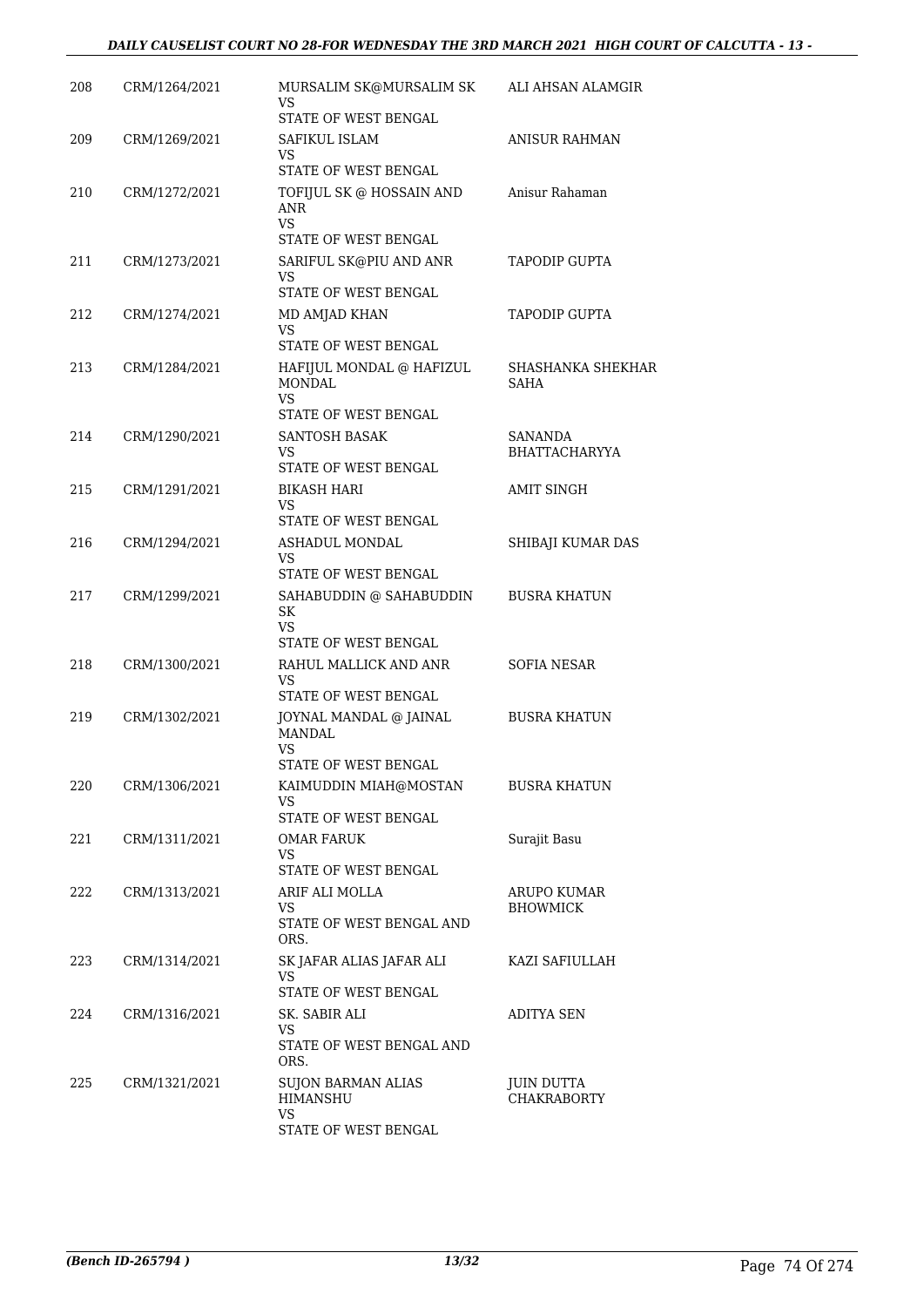| 208 | CRM/1264/2021 | MURSALIM SK@MURSALIM SK<br>VS<br>STATE OF WEST BENGAL | ALI AHSAN ALAMGIR |
|---|---|---|---|
| 209 | CRM/1269/2021 | SAFIKUL ISLAM<br>VS<br>STATE OF WEST BENGAL | ANISUR RAHMAN |
| 210 | CRM/1272/2021 | TOFIJUL SK @ HOSSAIN AND ANR<br>VS<br>STATE OF WEST BENGAL | Anisur Rahaman |
| 211 | CRM/1273/2021 | SARIFUL SK@PIU AND ANR<br>VS<br>STATE OF WEST BENGAL | TAPODIP GUPTA |
| 212 | CRM/1274/2021 | MD AMJAD KHAN<br>VS<br>STATE OF WEST BENGAL | TAPODIP GUPTA |
| 213 | CRM/1284/2021 | HAFIJUL MONDAL @ HAFIZUL MONDAL<br>VS<br>STATE OF WEST BENGAL | SHASHANKA SHEKHAR SAHA |
| 214 | CRM/1290/2021 | SANTOSH BASAK<br>VS<br>STATE OF WEST BENGAL | SANANDA BHATTACHARYYA |
| 215 | CRM/1291/2021 | BIKASH HARI<br>VS<br>STATE OF WEST BENGAL | AMIT SINGH |
| 216 | CRM/1294/2021 | ASHADUL MONDAL<br>VS<br>STATE OF WEST BENGAL | SHIBAJI KUMAR DAS |
| 217 | CRM/1299/2021 | SAHABUDDIN @ SAHABUDDIN SK<br>VS<br>STATE OF WEST BENGAL | BUSRA KHATUN |
| 218 | CRM/1300/2021 | RAHUL MALLICK AND ANR<br>VS<br>STATE OF WEST BENGAL | SOFIA NESAR |
| 219 | CRM/1302/2021 | JOYNAL MANDAL @ JAINAL MANDAL<br>VS<br>STATE OF WEST BENGAL | BUSRA KHATUN |
| 220 | CRM/1306/2021 | KAIMUDDIN MIAH@MOSTAN<br>VS<br>STATE OF WEST BENGAL | BUSRA KHATUN |
| 221 | CRM/1311/2021 | OMAR FARUK<br>VS<br>STATE OF WEST BENGAL | Surajit Basu |
| 222 | CRM/1313/2021 | ARIF ALI MOLLA<br>VS<br>STATE OF WEST BENGAL AND ORS. | ARUPO KUMAR BHOWMICK |
| 223 | CRM/1314/2021 | SK JAFAR ALIAS JAFAR ALI<br>VS<br>STATE OF WEST BENGAL | KAZI SAFIULLAH |
| 224 | CRM/1316/2021 | SK. SABIR ALI<br>VS<br>STATE OF WEST BENGAL AND ORS. | ADITYA SEN |
| 225 | CRM/1321/2021 | SUJON BARMAN ALIAS HIMANSHU<br>VS<br>STATE OF WEST BENGAL | JUIN DUTTA CHAKRABORTY |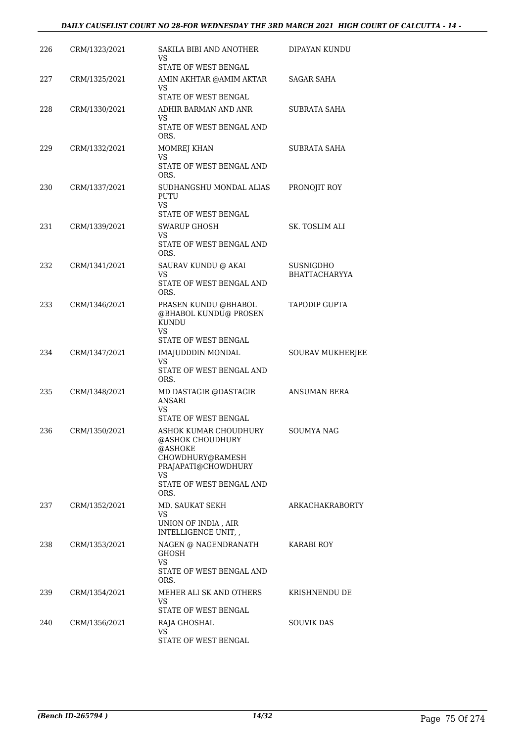| 226 | CRM/1323/2021 | SAKILA BIBI AND ANOTHER<br>VS<br>STATE OF WEST BENGAL | DIPAYAN KUNDU |
|---|---|---|---|
| 227 | CRM/1325/2021 | AMIN AKHTAR @AMIM AKTAR<br>VS<br>STATE OF WEST BENGAL | SAGAR SAHA |
| 228 | CRM/1330/2021 | ADHIR BARMAN AND ANR<br>VS<br>STATE OF WEST BENGAL AND ORS. | SUBRATA SAHA |
| 229 | CRM/1332/2021 | MOMREJ KHAN<br>VS<br>STATE OF WEST BENGAL AND ORS. | SUBRATA SAHA |
| 230 | CRM/1337/2021 | SUDHANGSHU MONDAL ALIAS PUTU<br>VS<br>STATE OF WEST BENGAL | PRONOJIT ROY |
| 231 | CRM/1339/2021 | SWARUP GHOSH<br>VS<br>STATE OF WEST BENGAL AND ORS. | SK. TOSLIM ALI |
| 232 | CRM/1341/2021 | SAURAV KUNDU @ AKAI<br>VS<br>STATE OF WEST BENGAL AND ORS. | SUSNIGDHO BHATTACHARYYA |
| 233 | CRM/1346/2021 | PRASEN KUNDU @BHABOL @BHABOL KUNDU@ PROSEN KUNDU<br>VS<br>STATE OF WEST BENGAL | TAPODIP GUPTA |
| 234 | CRM/1347/2021 | IMAJUDDDIN MONDAL<br>VS<br>STATE OF WEST BENGAL AND ORS. | SOURAV MUKHERJEE |
| 235 | CRM/1348/2021 | MD DASTAGIR @DASTAGIR ANSARI<br>VS<br>STATE OF WEST BENGAL | ANSUMAN BERA |
| 236 | CRM/1350/2021 | ASHOK KUMAR CHOUDHURY @ASHOK CHOUDHURY @ASHOKE CHOWDHURY@RAMESH PRAJAPATI@CHOWDHURY<br>VS<br>STATE OF WEST BENGAL AND ORS. | SOUMYA NAG |
| 237 | CRM/1352/2021 | MD. SAUKAT SEKH<br>VS<br>UNION OF INDIA , AIR INTELLIGENCE UNIT, , | ARKACHAKRABORTY |
| 238 | CRM/1353/2021 | NAGEN @ NAGENDRANATH GHOSH<br>VS<br>STATE OF WEST BENGAL AND ORS. | KARABI ROY |
| 239 | CRM/1354/2021 | MEHER ALI SK AND OTHERS<br>VS<br>STATE OF WEST BENGAL | KRISHNENDU DE |
| 240 | CRM/1356/2021 | RAJA GHOSHAL<br>VS<br>STATE OF WEST BENGAL | SOUVIK DAS |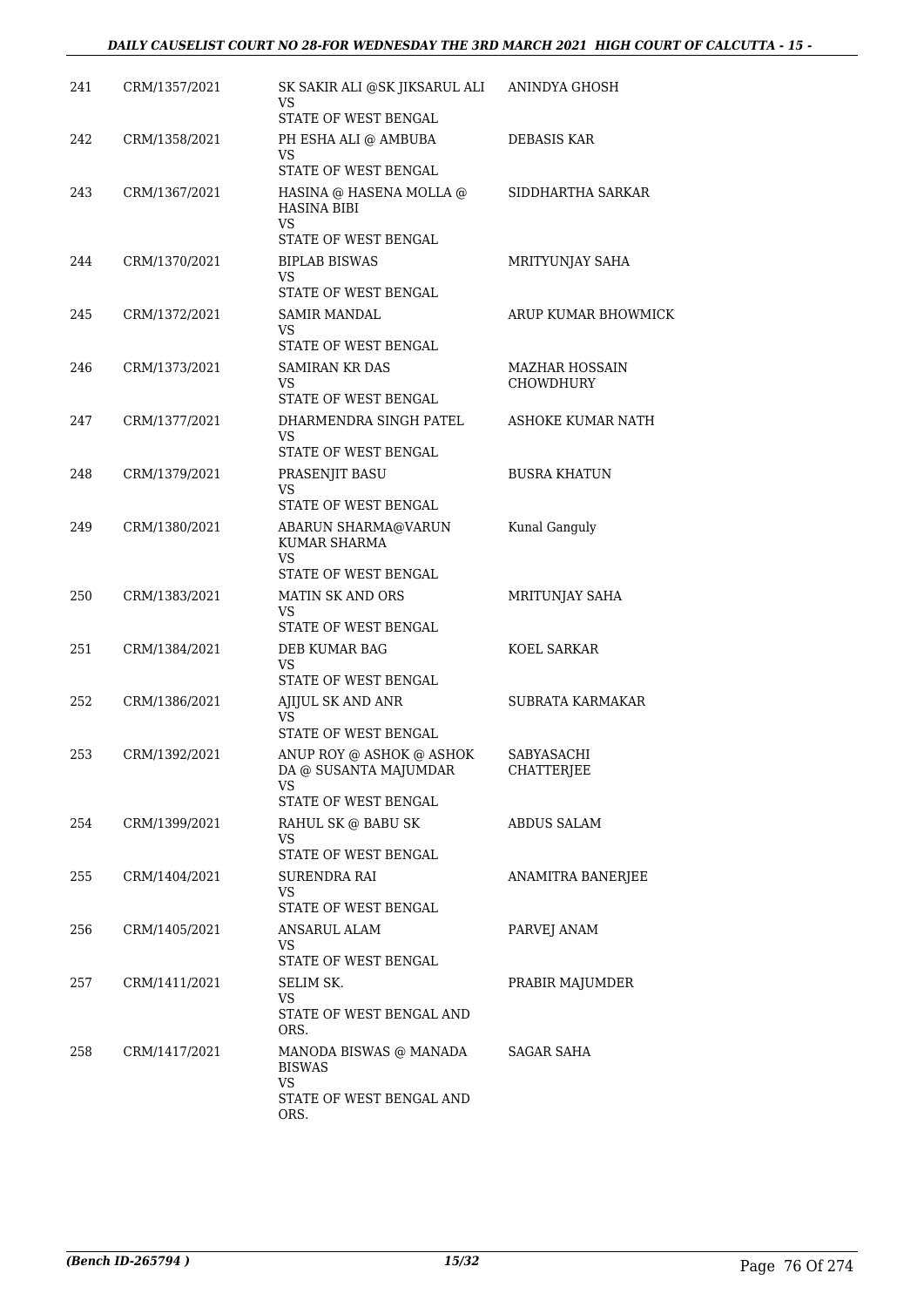| | | | |
|---|---|---|---|
| 241 | CRM/1357/2021 | SK SAKIR ALI @SK JIKSARUL ALI<br>VS<br>STATE OF WEST BENGAL | ANINDYA GHOSH |
| 242 | CRM/1358/2021 | PH ESHA ALI @ AMBUBA<br>VS<br>STATE OF WEST BENGAL | DEBASIS KAR |
| 243 | CRM/1367/2021 | HASINA @ HASENA MOLLA @ HASINA BIBI<br>VS<br>STATE OF WEST BENGAL | SIDDHARTHA SARKAR |
| 244 | CRM/1370/2021 | BIPLAB BISWAS<br>VS<br>STATE OF WEST BENGAL | MRITYUNJAY SAHA |
| 245 | CRM/1372/2021 | SAMIR MANDAL<br>VS<br>STATE OF WEST BENGAL | ARUP KUMAR BHOWMICK |
| 246 | CRM/1373/2021 | SAMIRAN KR DAS<br>VS<br>STATE OF WEST BENGAL | MAZHAR HOSSAIN CHOWDHURY |
| 247 | CRM/1377/2021 | DHARMENDRA SINGH PATEL<br>VS<br>STATE OF WEST BENGAL | ASHOKE KUMAR NATH |
| 248 | CRM/1379/2021 | PRASENJIT BASU<br>VS<br>STATE OF WEST BENGAL | BUSRA KHATUN |
| 249 | CRM/1380/2021 | ABARUN SHARMA@VARUN KUMAR SHARMA<br>VS<br>STATE OF WEST BENGAL | Kunal Ganguly |
| 250 | CRM/1383/2021 | MATIN SK AND ORS<br>VS<br>STATE OF WEST BENGAL | MRITUNJAY SAHA |
| 251 | CRM/1384/2021 | DEB KUMAR BAG<br>VS<br>STATE OF WEST BENGAL | KOEL SARKAR |
| 252 | CRM/1386/2021 | AJIJUL SK AND ANR<br>VS<br>STATE OF WEST BENGAL | SUBRATA KARMAKAR |
| 253 | CRM/1392/2021 | ANUP ROY @ ASHOK @ ASHOK DA @ SUSANTA MAJUMDAR<br>VS<br>STATE OF WEST BENGAL | SABYASACHI CHATTERJEE |
| 254 | CRM/1399/2021 | RAHUL SK @ BABU SK<br>VS<br>STATE OF WEST BENGAL | ABDUS SALAM |
| 255 | CRM/1404/2021 | SURENDRA RAI<br>VS<br>STATE OF WEST BENGAL | ANAMITRA BANERJEE |
| 256 | CRM/1405/2021 | ANSARUL ALAM<br>VS<br>STATE OF WEST BENGAL | PARVEJ ANAM |
| 257 | CRM/1411/2021 | SELIM SK.<br>VS<br>STATE OF WEST BENGAL AND ORS. | PRABIR MAJUMDER |
| 258 | CRM/1417/2021 | MANODA BISWAS @ MANADA BISWAS<br>VS<br>STATE OF WEST BENGAL AND ORS. | SAGAR SAHA |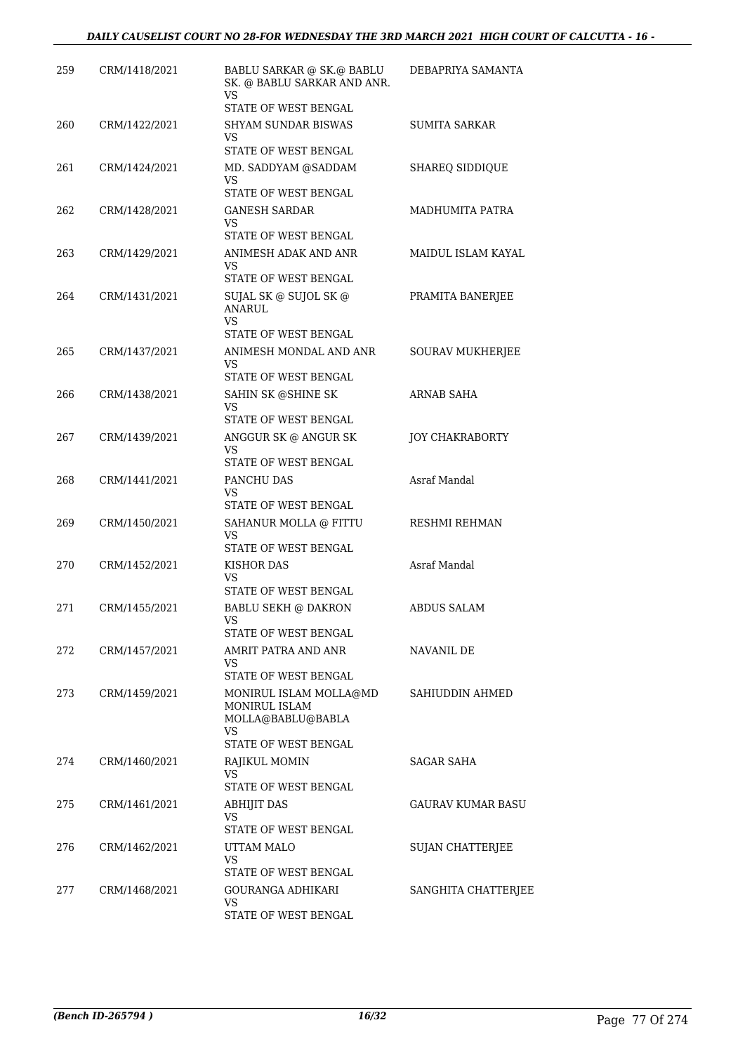| 259 | CRM/1418/2021 | BABLU SARKAR @ SK.@ BABLU SK. @ BABLU SARKAR AND ANR. VS STATE OF WEST BENGAL | DEBAPRIYA SAMANTA |
|---|---|---|---|
| 260 | CRM/1422/2021 | SHYAM SUNDAR BISWAS VS STATE OF WEST BENGAL | SUMITA SARKAR |
| 261 | CRM/1424/2021 | MD. SADDYAM @SADDAM VS STATE OF WEST BENGAL | SHAREQ SIDDIQUE |
| 262 | CRM/1428/2021 | GANESH SARDAR VS STATE OF WEST BENGAL | MADHUMITA PATRA |
| 263 | CRM/1429/2021 | ANIMESH ADAK AND ANR VS STATE OF WEST BENGAL | MAIDUL ISLAM KAYAL |
| 264 | CRM/1431/2021 | SUJAL SK @ SUJOL SK @ ANARUL VS STATE OF WEST BENGAL | PRAMITA BANERJEE |
| 265 | CRM/1437/2021 | ANIMESH MONDAL AND ANR VS STATE OF WEST BENGAL | SOURAV MUKHERJEE |
| 266 | CRM/1438/2021 | SAHIN SK @SHINE SK VS STATE OF WEST BENGAL | ARNAB SAHA |
| 267 | CRM/1439/2021 | ANGGUR SK @ ANGUR SK VS STATE OF WEST BENGAL | JOY CHAKRABORTY |
| 268 | CRM/1441/2021 | PANCHU DAS VS STATE OF WEST BENGAL | Asraf Mandal |
| 269 | CRM/1450/2021 | SAHANUR MOLLA @ FITTU VS STATE OF WEST BENGAL | RESHMI REHMAN |
| 270 | CRM/1452/2021 | KISHOR DAS VS STATE OF WEST BENGAL | Asraf Mandal |
| 271 | CRM/1455/2021 | BABLU SEKH @ DAKRON VS STATE OF WEST BENGAL | ABDUS SALAM |
| 272 | CRM/1457/2021 | AMRIT PATRA AND ANR VS STATE OF WEST BENGAL | NAVANIL DE |
| 273 | CRM/1459/2021 | MONIRUL ISLAM MOLLA@MD MONIRUL ISLAM MOLLA@BABLU@BABLA VS STATE OF WEST BENGAL | SAHIUDDIN AHMED |
| 274 | CRM/1460/2021 | RAJIKUL MOMIN VS STATE OF WEST BENGAL | SAGAR SAHA |
| 275 | CRM/1461/2021 | ABHIJIT DAS VS STATE OF WEST BENGAL | GAURAV KUMAR BASU |
| 276 | CRM/1462/2021 | UTTAM MALO VS STATE OF WEST BENGAL | SUJAN CHATTERJEE |
| 277 | CRM/1468/2021 | GOURANGA ADHIKARI VS STATE OF WEST BENGAL | SANGHITA CHATTERJEE |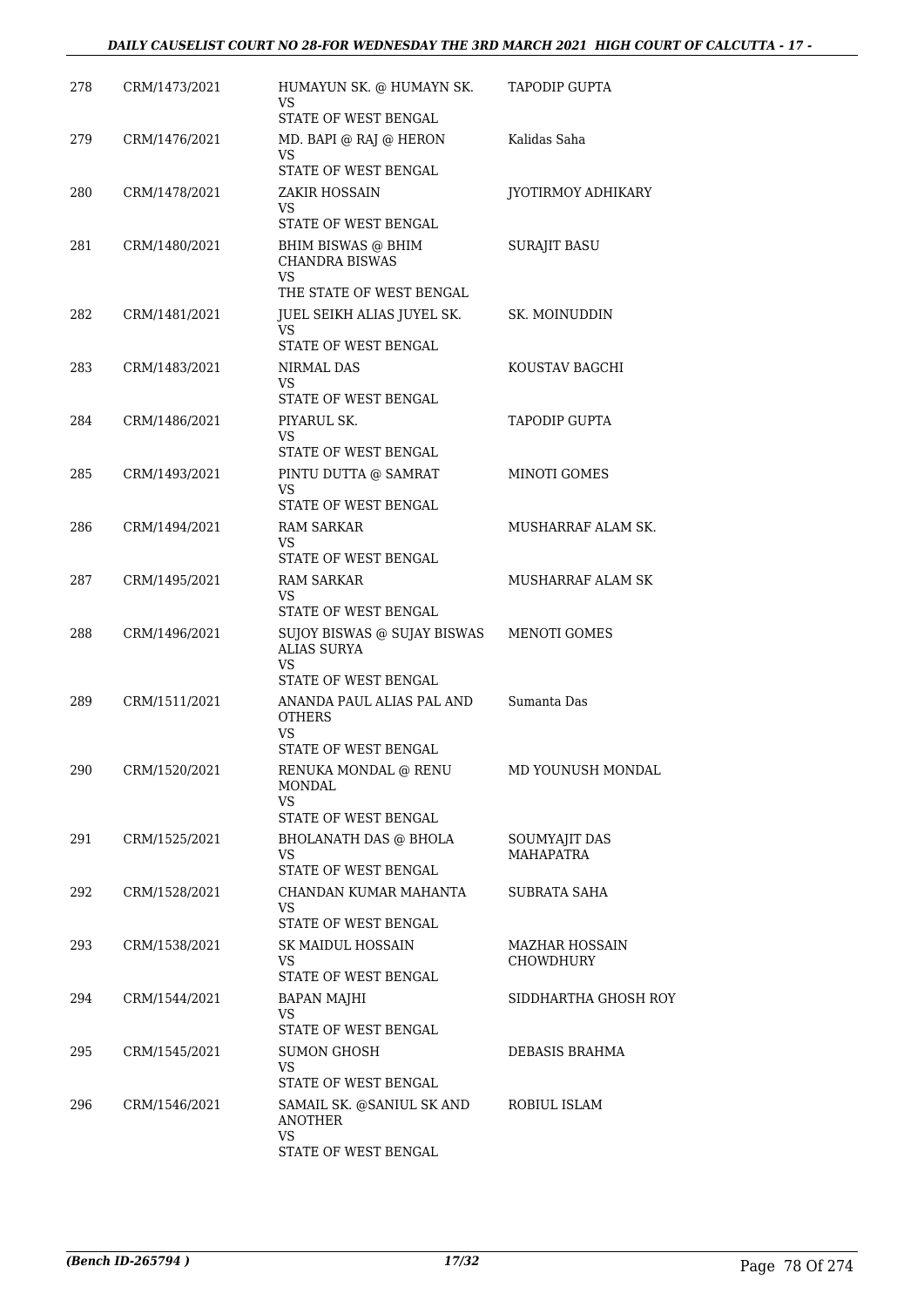| 278 | CRM/1473/2021 | HUMAYUN SK. @ HUMAYN SK.<br>VS<br>STATE OF WEST BENGAL | TAPODIP GUPTA |
|---|---|---|---|
| 279 | CRM/1476/2021 | MD. BAPI @ RAJ @ HERON<br>VS<br>STATE OF WEST BENGAL | Kalidas Saha |
| 280 | CRM/1478/2021 | ZAKIR HOSSAIN<br>VS<br>STATE OF WEST BENGAL | JYOTIRMOY ADHIKARY |
| 281 | CRM/1480/2021 | BHIM BISWAS @ BHIM CHANDRA BISWAS<br>VS<br>THE STATE OF WEST BENGAL | SURAJIT BASU |
| 282 | CRM/1481/2021 | JUEL SEIKH ALIAS JUYEL SK.<br>VS<br>STATE OF WEST BENGAL | SK. MOINUDDIN |
| 283 | CRM/1483/2021 | NIRMAL DAS<br>VS<br>STATE OF WEST BENGAL | KOUSTAV BAGCHI |
| 284 | CRM/1486/2021 | PIYARUL SK.<br>VS<br>STATE OF WEST BENGAL | TAPODIP GUPTA |
| 285 | CRM/1493/2021 | PINTU DUTTA @ SAMRAT<br>VS<br>STATE OF WEST BENGAL | MINOTI GOMES |
| 286 | CRM/1494/2021 | RAM SARKAR<br>VS<br>STATE OF WEST BENGAL | MUSHARRAF ALAM SK. |
| 287 | CRM/1495/2021 | RAM SARKAR<br>VS<br>STATE OF WEST BENGAL | MUSHARRAF ALAM SK |
| 288 | CRM/1496/2021 | SUJOY BISWAS @ SUJAY BISWAS ALIAS SURYA<br>VS<br>STATE OF WEST BENGAL | MENOTI GOMES |
| 289 | CRM/1511/2021 | ANANDA PAUL ALIAS PAL AND OTHERS<br>VS<br>STATE OF WEST BENGAL | Sumanta Das |
| 290 | CRM/1520/2021 | RENUKA MONDAL @ RENU MONDAL<br>VS<br>STATE OF WEST BENGAL | MD YOUNUSH MONDAL |
| 291 | CRM/1525/2021 | BHOLANATH DAS @ BHOLA<br>VS<br>STATE OF WEST BENGAL | SOUMYAJIT DAS MAHAPATRA |
| 292 | CRM/1528/2021 | CHANDAN KUMAR MAHANTA<br>VS<br>STATE OF WEST BENGAL | SUBRATA SAHA |
| 293 | CRM/1538/2021 | SK MAIDUL HOSSAIN<br>VS<br>STATE OF WEST BENGAL | MAZHAR HOSSAIN CHOWDHURY |
| 294 | CRM/1544/2021 | BAPAN MAJHI<br>VS<br>STATE OF WEST BENGAL | SIDDHARTHA GHOSH ROY |
| 295 | CRM/1545/2021 | SUMON GHOSH<br>VS<br>STATE OF WEST BENGAL | DEBASIS BRAHMA |
| 296 | CRM/1546/2021 | SAMAIL SK. @SANIUL SK AND ANOTHER<br>VS<br>STATE OF WEST BENGAL | ROBIUL ISLAM |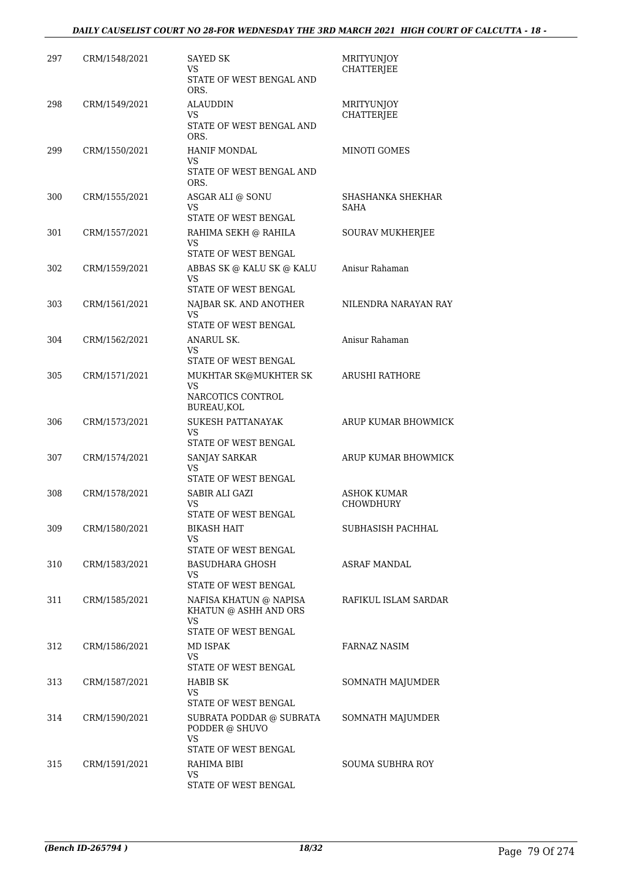| 297 | CRM/1548/2021 | SAYED SK<br>VS<br>STATE OF WEST BENGAL AND ORS. | MRITYUNJOY CHATTERJEE |
|---|---|---|---|
| 298 | CRM/1549/2021 | ALAUDDIN<br>VS<br>STATE OF WEST BENGAL AND ORS. | MRITYUNJOY CHATTERJEE |
| 299 | CRM/1550/2021 | HANIF MONDAL<br>VS<br>STATE OF WEST BENGAL AND ORS. | MINOTI GOMES |
| 300 | CRM/1555/2021 | ASGAR ALI @ SONU<br>VS<br>STATE OF WEST BENGAL | SHASHANKA SHEKHAR SAHA |
| 301 | CRM/1557/2021 | RAHIMA SEKH @ RAHILA<br>VS<br>STATE OF WEST BENGAL | SOURAV MUKHERJEE |
| 302 | CRM/1559/2021 | ABBAS SK @ KALU SK @ KALU<br>VS<br>STATE OF WEST BENGAL | Anisur Rahaman |
| 303 | CRM/1561/2021 | NAJBAR SK. AND ANOTHER<br>VS<br>STATE OF WEST BENGAL | NILENDRA NARAYAN RAY |
| 304 | CRM/1562/2021 | ANARUL SK.<br>VS<br>STATE OF WEST BENGAL | Anisur Rahaman |
| 305 | CRM/1571/2021 | MUKHTAR SK@MUKHTER SK<br>VS<br>NARCOTICS CONTROL BUREAU,KOL | ARUSHI RATHORE |
| 306 | CRM/1573/2021 | SUKESH PATTANAYAK<br>VS<br>STATE OF WEST BENGAL | ARUP KUMAR BHOWMICK |
| 307 | CRM/1574/2021 | SANJAY SARKAR<br>VS<br>STATE OF WEST BENGAL | ARUP KUMAR BHOWMICK |
| 308 | CRM/1578/2021 | SABIR ALI GAZI<br>VS<br>STATE OF WEST BENGAL | ASHOK KUMAR CHOWDHURY |
| 309 | CRM/1580/2021 | BIKASH HAIT<br>VS<br>STATE OF WEST BENGAL | SUBHASISH PACHHAL |
| 310 | CRM/1583/2021 | BASUDHARA GHOSH<br>VS<br>STATE OF WEST BENGAL | ASRAF MANDAL |
| 311 | CRM/1585/2021 | NAFISA KHATUN @ NAPISA KHATUN @ ASHH AND ORS<br>VS<br>STATE OF WEST BENGAL | RAFIKUL ISLAM SARDAR |
| 312 | CRM/1586/2021 | MD ISPAK<br>VS<br>STATE OF WEST BENGAL | FARNAZ NASIM |
| 313 | CRM/1587/2021 | HABIB SK<br>VS<br>STATE OF WEST BENGAL | SOMNATH MAJUMDER |
| 314 | CRM/1590/2021 | SUBRATA PODDAR @ SUBRATA PODDER @ SHUVO<br>VS<br>STATE OF WEST BENGAL | SOMNATH MAJUMDER |
| 315 | CRM/1591/2021 | RAHIMA BIBI<br>VS<br>STATE OF WEST BENGAL | SOUMA SUBHRA ROY |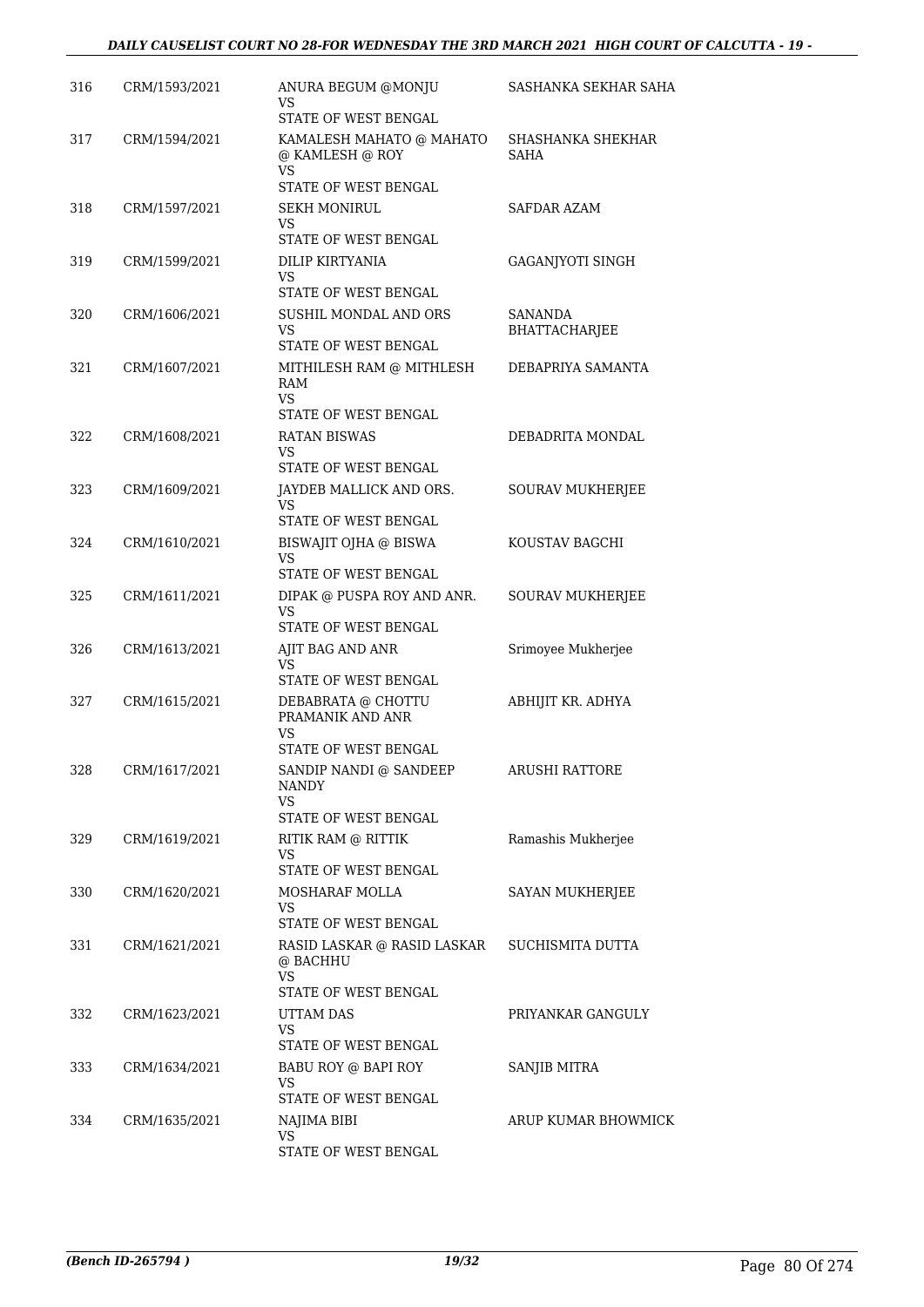| 316 | CRM/1593/2021 | ANURA BEGUM @MONJU<br>VS<br>STATE OF WEST BENGAL | SASHANKA SEKHAR SAHA |
|---|---|---|---|
| 317 | CRM/1594/2021 | KAMALESH MAHATO @ MAHATO @ KAMLESH @ ROY<br>VS<br>STATE OF WEST BENGAL | SHASHANKA SHEKHAR SAHA |
| 318 | CRM/1597/2021 | SEKH MONIRUL<br>VS<br>STATE OF WEST BENGAL | SAFDAR AZAM |
| 319 | CRM/1599/2021 | DILIP KIRTYANIA<br>VS<br>STATE OF WEST BENGAL | GAGANJYOTI SINGH |
| 320 | CRM/1606/2021 | SUSHIL MONDAL AND ORS<br>VS<br>STATE OF WEST BENGAL | SANANDA BHATTACHARJEE |
| 321 | CRM/1607/2021 | MITHILESH RAM @ MITHLESH RAM<br>VS<br>STATE OF WEST BENGAL | DEBAPRIYA SAMANTA |
| 322 | CRM/1608/2021 | RATAN BISWAS<br>VS<br>STATE OF WEST BENGAL | DEBADRITA MONDAL |
| 323 | CRM/1609/2021 | JAYDEB MALLICK AND ORS.<br>VS<br>STATE OF WEST BENGAL | SOURAV MUKHERJEE |
| 324 | CRM/1610/2021 | BISWAJIT OJHA @ BISWA<br>VS<br>STATE OF WEST BENGAL | KOUSTAV BAGCHI |
| 325 | CRM/1611/2021 | DIPAK @ PUSPA ROY AND ANR.<br>VS<br>STATE OF WEST BENGAL | SOURAV MUKHERJEE |
| 326 | CRM/1613/2021 | AJIT BAG AND ANR<br>VS<br>STATE OF WEST BENGAL | Srimoyee Mukherjee |
| 327 | CRM/1615/2021 | DEBABRATA @ CHOTTU PRAMANIK AND ANR<br>VS<br>STATE OF WEST BENGAL | ABHIJIT KR. ADHYA |
| 328 | CRM/1617/2021 | SANDIP NANDI @ SANDEEP NANDY<br>VS<br>STATE OF WEST BENGAL | ARUSHI RATTORE |
| 329 | CRM/1619/2021 | RITIK RAM @ RITTIK<br>VS<br>STATE OF WEST BENGAL | Ramashis Mukherjee |
| 330 | CRM/1620/2021 | MOSHARAF MOLLA<br>VS<br>STATE OF WEST BENGAL | SAYAN MUKHERJEE |
| 331 | CRM/1621/2021 | RASID LASKAR @ RASID LASKAR @ BACHHU<br>VS<br>STATE OF WEST BENGAL | SUCHISMITA DUTTA |
| 332 | CRM/1623/2021 | UTTAM DAS<br>VS<br>STATE OF WEST BENGAL | PRIYANKAR GANGULY |
| 333 | CRM/1634/2021 | BABU ROY @ BAPI ROY<br>VS<br>STATE OF WEST BENGAL | SANJIB MITRA |
| 334 | CRM/1635/2021 | NAJIMA BIBI<br>VS<br>STATE OF WEST BENGAL | ARUP KUMAR BHOWMICK |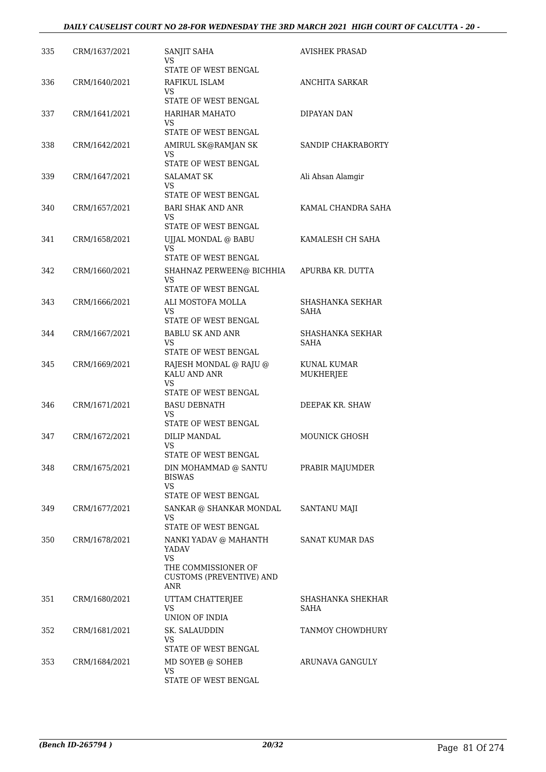| 335 | CRM/1637/2021 | SANJIT SAHA<br>VS<br>STATE OF WEST BENGAL | AVISHEK PRASAD |
|---|---|---|---|
| 336 | CRM/1640/2021 | RAFIKUL ISLAM<br>VS<br>STATE OF WEST BENGAL | ANCHITA SARKAR |
| 337 | CRM/1641/2021 | HARIHAR MAHATO<br>VS<br>STATE OF WEST BENGAL | DIPAYAN DAN |
| 338 | CRM/1642/2021 | AMIRUL SK@RAMJAN SK<br>VS<br>STATE OF WEST BENGAL | SANDIP CHAKRABORTY |
| 339 | CRM/1647/2021 | SALAMAT SK<br>VS<br>STATE OF WEST BENGAL | Ali Ahsan Alamgir |
| 340 | CRM/1657/2021 | BARI SHAK AND ANR<br>VS<br>STATE OF WEST BENGAL | KAMAL CHANDRA SAHA |
| 341 | CRM/1658/2021 | UJJAL MONDAL @ BABU<br>VS<br>STATE OF WEST BENGAL | KAMALESH CH SAHA |
| 342 | CRM/1660/2021 | SHAHNAZ PERWEEN@ BICHHIA<br>VS<br>STATE OF WEST BENGAL | APURBA KR. DUTTA |
| 343 | CRM/1666/2021 | ALI MOSTOFA MOLLA<br>VS<br>STATE OF WEST BENGAL | SHASHANKA SEKHAR SAHA |
| 344 | CRM/1667/2021 | BABLU SK AND ANR<br>VS<br>STATE OF WEST BENGAL | SHASHANKA SEKHAR SAHA |
| 345 | CRM/1669/2021 | RAJESH MONDAL @ RAJU @ KALU AND ANR<br>VS<br>STATE OF WEST BENGAL | KUNAL KUMAR MUKHERJEE |
| 346 | CRM/1671/2021 | BASU DEBNATH<br>VS<br>STATE OF WEST BENGAL | DEEPAK KR. SHAW |
| 347 | CRM/1672/2021 | DILIP MANDAL<br>VS<br>STATE OF WEST BENGAL | MOUNICK GHOSH |
| 348 | CRM/1675/2021 | DIN MOHAMMAD @ SANTU BISWAS<br>VS<br>STATE OF WEST BENGAL | PRABIR MAJUMDER |
| 349 | CRM/1677/2021 | SANKAR @ SHANKAR MONDAL<br>VS<br>STATE OF WEST BENGAL | SANTANU MAJI |
| 350 | CRM/1678/2021 | NANKI YADAV @ MAHANTH YADAV<br>VS<br>THE COMMISSIONER OF CUSTOMS (PREVENTIVE) AND ANR | SANAT KUMAR DAS |
| 351 | CRM/1680/2021 | UTTAM CHATTERJEE<br>VS<br>UNION OF INDIA | SHASHANKA SHEKHAR SAHA |
| 352 | CRM/1681/2021 | SK. SALAUDDIN<br>VS<br>STATE OF WEST BENGAL | TANMOY CHOWDHURY |
| 353 | CRM/1684/2021 | MD SOYEB @ SOHEB<br>VS<br>STATE OF WEST BENGAL | ARUNAVA GANGULY |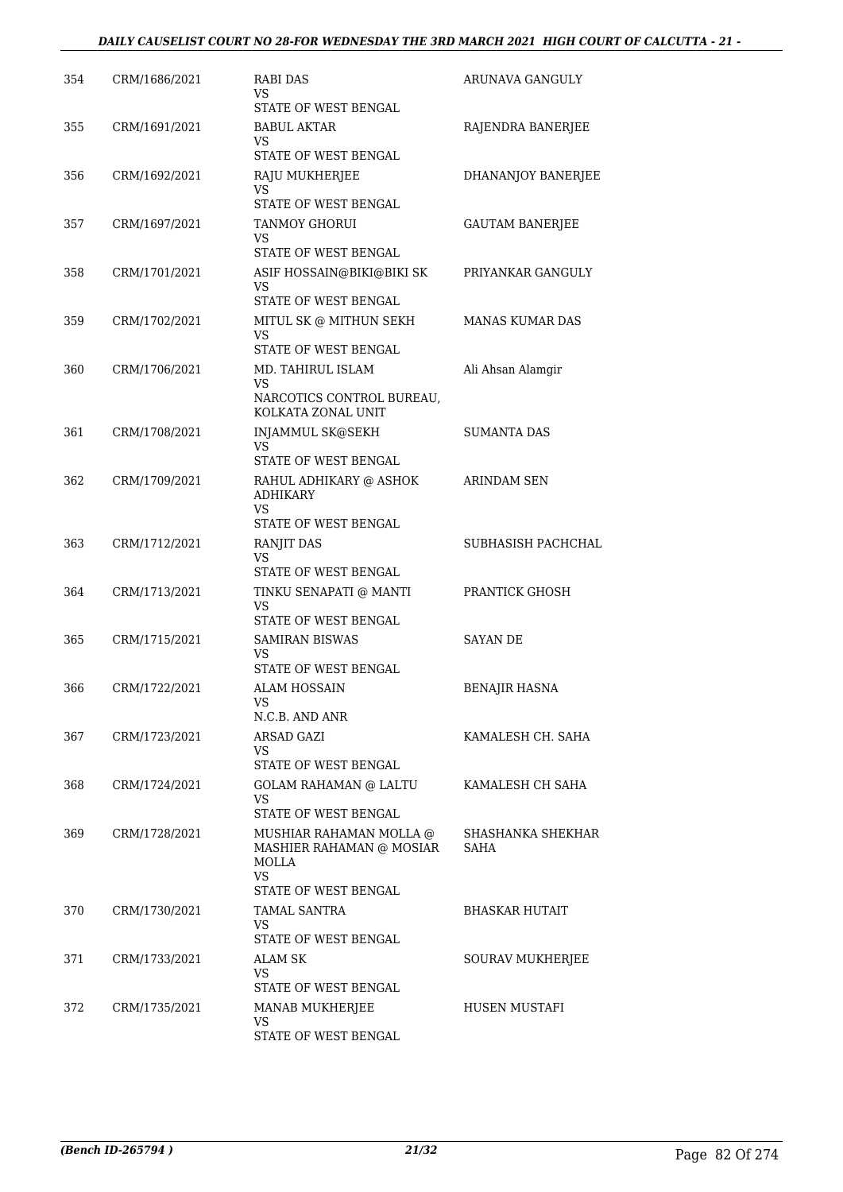| 354 | CRM/1686/2021 | RABI DAS<br>VS<br>STATE OF WEST BENGAL | ARUNAVA GANGULY |
|---|---|---|---|
| 355 | CRM/1691/2021 | BABUL AKTAR<br>VS<br>STATE OF WEST BENGAL | RAJENDRA BANERJEE |
| 356 | CRM/1692/2021 | RAJU MUKHERJEE<br>VS<br>STATE OF WEST BENGAL | DHANANJOY BANERJEE |
| 357 | CRM/1697/2021 | TANMOY GHORUI<br>VS<br>STATE OF WEST BENGAL | GAUTAM BANERJEE |
| 358 | CRM/1701/2021 | ASIF HOSSAIN@BIKI@BIKI SK<br>VS<br>STATE OF WEST BENGAL | PRIYANKAR GANGULY |
| 359 | CRM/1702/2021 | MITUL SK @ MITHUN SEKH<br>VS<br>STATE OF WEST BENGAL | MANAS KUMAR DAS |
| 360 | CRM/1706/2021 | MD. TAHIRUL ISLAM<br>VS<br>NARCOTICS CONTROL BUREAU, KOLKATA ZONAL UNIT | Ali Ahsan Alamgir |
| 361 | CRM/1708/2021 | INJAMMUL SK@SEKH<br>VS<br>STATE OF WEST BENGAL | SUMANTA DAS |
| 362 | CRM/1709/2021 | RAHUL ADHIKARY @ ASHOK ADHIKARY<br>VS<br>STATE OF WEST BENGAL | ARINDAM SEN |
| 363 | CRM/1712/2021 | RANJIT DAS<br>VS<br>STATE OF WEST BENGAL | SUBHASISH PACHCHAL |
| 364 | CRM/1713/2021 | TINKU SENAPATI @ MANTI<br>VS<br>STATE OF WEST BENGAL | PRANTICK GHOSH |
| 365 | CRM/1715/2021 | SAMIRAN BISWAS<br>VS<br>STATE OF WEST BENGAL | SAYAN DE |
| 366 | CRM/1722/2021 | ALAM HOSSAIN<br>VS<br>N.C.B. AND ANR | BENAJIR HASNA |
| 367 | CRM/1723/2021 | ARSAD GAZI<br>VS<br>STATE OF WEST BENGAL | KAMALESH CH. SAHA |
| 368 | CRM/1724/2021 | GOLAM RAHAMAN @ LALTU<br>VS<br>STATE OF WEST BENGAL | KAMALESH CH SAHA |
| 369 | CRM/1728/2021 | MUSHIAR RAHAMAN MOLLA @ MASHIER RAHAMAN @ MOSIAR MOLLA<br>VS<br>STATE OF WEST BENGAL | SHASHANKA SHEKHAR SAHA |
| 370 | CRM/1730/2021 | TAMAL SANTRA<br>VS<br>STATE OF WEST BENGAL | BHASKAR HUTAIT |
| 371 | CRM/1733/2021 | ALAM SK<br>VS<br>STATE OF WEST BENGAL | SOURAV MUKHERJEE |
| 372 | CRM/1735/2021 | MANAB MUKHERJEE<br>VS<br>STATE OF WEST BENGAL | HUSEN MUSTAFI |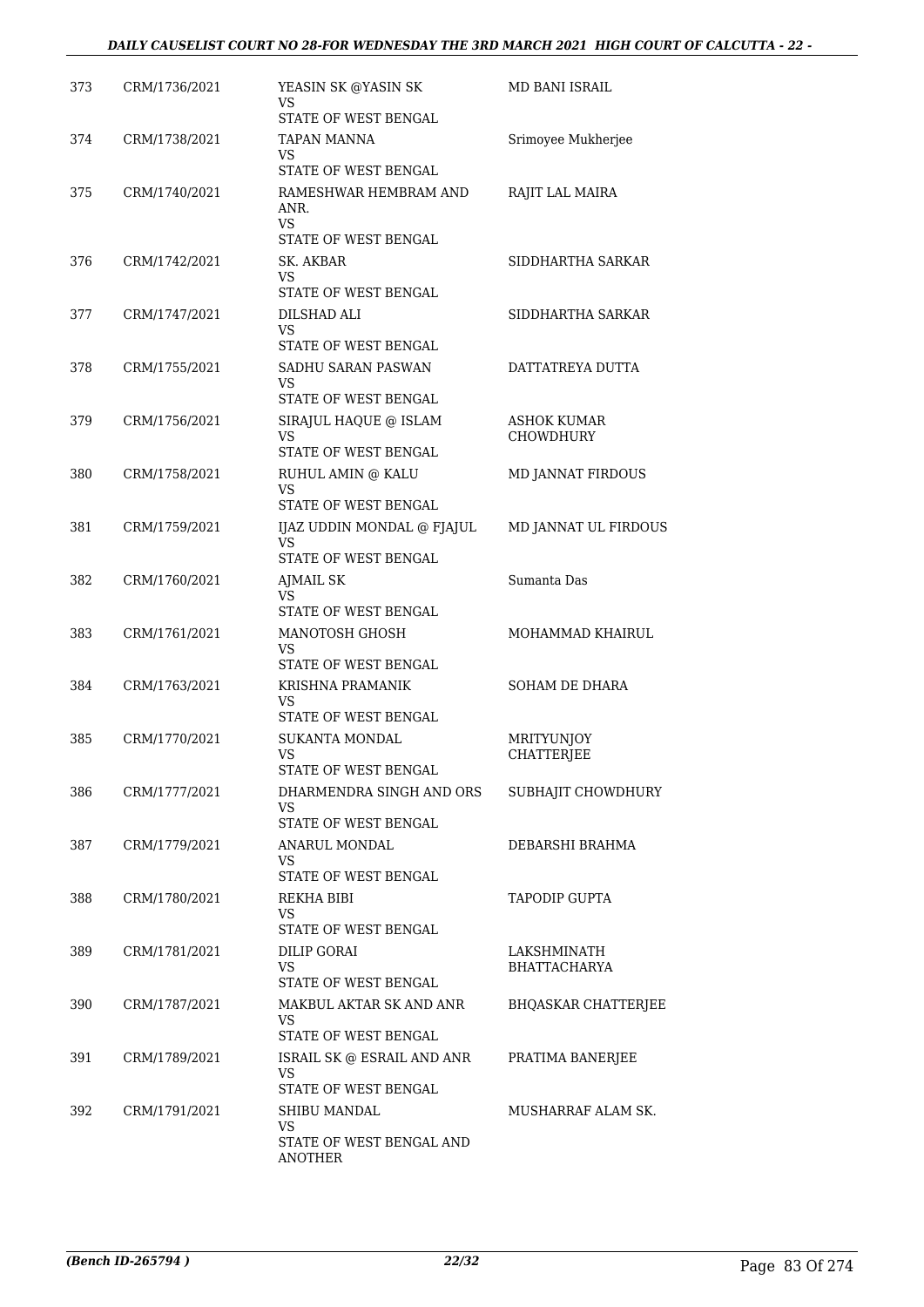| 373 | CRM/1736/2021 | YEASIN SK @YASIN SK<br>VS<br>STATE OF WEST BENGAL | MD BANI ISRAIL |
|---|---|---|---|
| 374 | CRM/1738/2021 | TAPAN MANNA<br>VS<br>STATE OF WEST BENGAL | Srimoyee Mukherjee |
| 375 | CRM/1740/2021 | RAMESHWAR HEMBRAM AND ANR.<br>VS<br>STATE OF WEST BENGAL | RAJIT LAL MAIRA |
| 376 | CRM/1742/2021 | SK. AKBAR<br>VS<br>STATE OF WEST BENGAL | SIDDHARTHA SARKAR |
| 377 | CRM/1747/2021 | DILSHAD ALI<br>VS<br>STATE OF WEST BENGAL | SIDDHARTHA SARKAR |
| 378 | CRM/1755/2021 | SADHU SARAN PASWAN<br>VS<br>STATE OF WEST BENGAL | DATTATREYA DUTTA |
| 379 | CRM/1756/2021 | SIRAJUL HAQUE @ ISLAM<br>VS<br>STATE OF WEST BENGAL | ASHOK KUMAR CHOWDHURY |
| 380 | CRM/1758/2021 | RUHUL AMIN @ KALU<br>VS<br>STATE OF WEST BENGAL | MD JANNAT FIRDOUS |
| 381 | CRM/1759/2021 | IJAZ UDDIN MONDAL @ FJAJUL<br>VS<br>STATE OF WEST BENGAL | MD JANNAT UL FIRDOUS |
| 382 | CRM/1760/2021 | AJMAIL SK<br>VS<br>STATE OF WEST BENGAL | Sumanta Das |
| 383 | CRM/1761/2021 | MANOTOSH GHOSH<br>VS<br>STATE OF WEST BENGAL | MOHAMMAD KHAIRUL |
| 384 | CRM/1763/2021 | KRISHNA PRAMANIK<br>VS<br>STATE OF WEST BENGAL | SOHAM DE DHARA |
| 385 | CRM/1770/2021 | SUKANTA MONDAL<br>VS<br>STATE OF WEST BENGAL | MRITYUNJOY CHATTERJEE |
| 386 | CRM/1777/2021 | DHARMENDRA SINGH AND ORS<br>VS<br>STATE OF WEST BENGAL | SUBHAJIT CHOWDHURY |
| 387 | CRM/1779/2021 | ANARUL MONDAL<br>VS<br>STATE OF WEST BENGAL | DEBARSHI BRAHMA |
| 388 | CRM/1780/2021 | REKHA BIBI<br>VS<br>STATE OF WEST BENGAL | TAPODIP GUPTA |
| 389 | CRM/1781/2021 | DILIP GORAI<br>VS<br>STATE OF WEST BENGAL | LAKSHMINATH BHATTACHARYA |
| 390 | CRM/1787/2021 | MAKBUL AKTAR SK AND ANR<br>VS<br>STATE OF WEST BENGAL | BHQASKAR CHATTERJEE |
| 391 | CRM/1789/2021 | ISRAIL SK @ ESRAIL AND ANR<br>VS<br>STATE OF WEST BENGAL | PRATIMA BANERJEE |
| 392 | CRM/1791/2021 | SHIBU MANDAL<br>VS<br>STATE OF WEST BENGAL AND ANOTHER | MUSHARRAF ALAM SK. |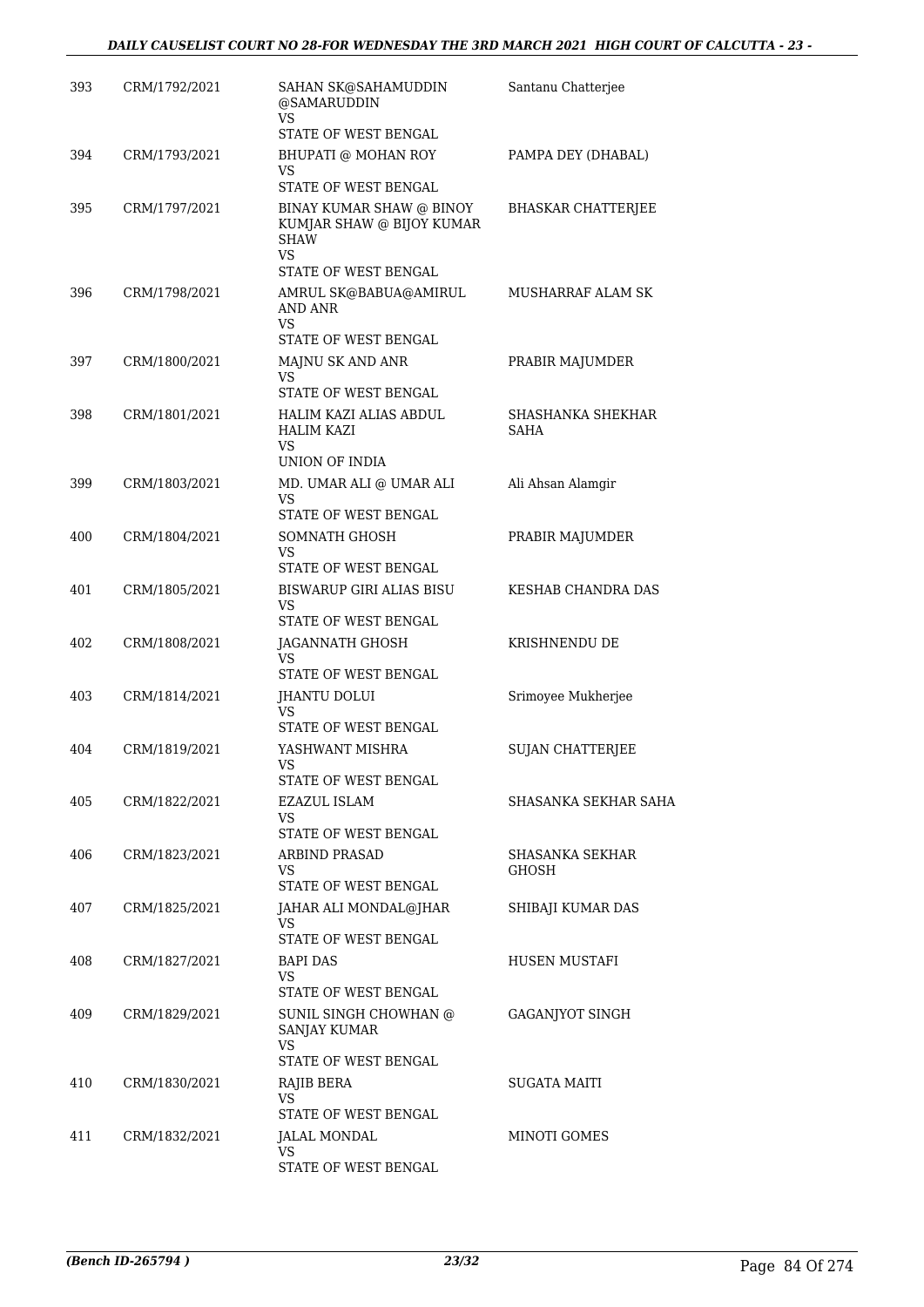| 393 | CRM/1792/2021 | SAHAN SK@SAHAMUDDIN @SAMARUDDIN<br>VS<br>STATE OF WEST BENGAL | Santanu Chatterjee |
|---|---|---|---|
| 394 | CRM/1793/2021 | BHUPATI @ MOHAN ROY<br>VS<br>STATE OF WEST BENGAL | PAMPA DEY (DHABAL) |
| 395 | CRM/1797/2021 | BINAY KUMAR SHAW @ BINOY KUMJAR SHAW @ BIJOY KUMAR SHAW<br>VS<br>STATE OF WEST BENGAL | BHASKAR CHATTERJEE |
| 396 | CRM/1798/2021 | AMRUL SK@BABUA@AMIRUL AND ANR<br>VS<br>STATE OF WEST BENGAL | MUSHARRAF ALAM SK |
| 397 | CRM/1800/2021 | MAJNU SK AND ANR<br>VS<br>STATE OF WEST BENGAL | PRABIR MAJUMDER |
| 398 | CRM/1801/2021 | HALIM KAZI ALIAS ABDUL HALIM KAZI<br>VS<br>UNION OF INDIA | SHASHANKA SHEKHAR SAHA |
| 399 | CRM/1803/2021 | MD. UMAR ALI @ UMAR ALI<br>VS<br>STATE OF WEST BENGAL | Ali Ahsan Alamgir |
| 400 | CRM/1804/2021 | SOMNATH GHOSH<br>VS<br>STATE OF WEST BENGAL | PRABIR MAJUMDER |
| 401 | CRM/1805/2021 | BISWARUP GIRI ALIAS BISU<br>VS<br>STATE OF WEST BENGAL | KESHAB CHANDRA DAS |
| 402 | CRM/1808/2021 | JAGANNATH GHOSH<br>VS<br>STATE OF WEST BENGAL | KRISHNENDU DE |
| 403 | CRM/1814/2021 | JHANTU DOLUI<br>VS<br>STATE OF WEST BENGAL | Srimoyee Mukherjee |
| 404 | CRM/1819/2021 | YASHWANT MISHRA<br>VS<br>STATE OF WEST BENGAL | SUJAN CHATTERJEE |
| 405 | CRM/1822/2021 | EZAZUL ISLAM<br>VS<br>STATE OF WEST BENGAL | SHASANKA SEKHAR SAHA |
| 406 | CRM/1823/2021 | ARBIND PRASAD<br>VS<br>STATE OF WEST BENGAL | SHASANKA SEKHAR GHOSH |
| 407 | CRM/1825/2021 | JAHAR ALI MONDAL@JHAR<br>VS<br>STATE OF WEST BENGAL | SHIBAJI KUMAR DAS |
| 408 | CRM/1827/2021 | BAPI DAS<br>VS<br>STATE OF WEST BENGAL | HUSEN MUSTAFI |
| 409 | CRM/1829/2021 | SUNIL SINGH CHOWHAN @ SANJAY KUMAR<br>VS<br>STATE OF WEST BENGAL | GAGANJYOT SINGH |
| 410 | CRM/1830/2021 | RAJIB BERA<br>VS<br>STATE OF WEST BENGAL | SUGATA MAITI |
| 411 | CRM/1832/2021 | JALAL MONDAL<br>VS<br>STATE OF WEST BENGAL | MINOTI GOMES |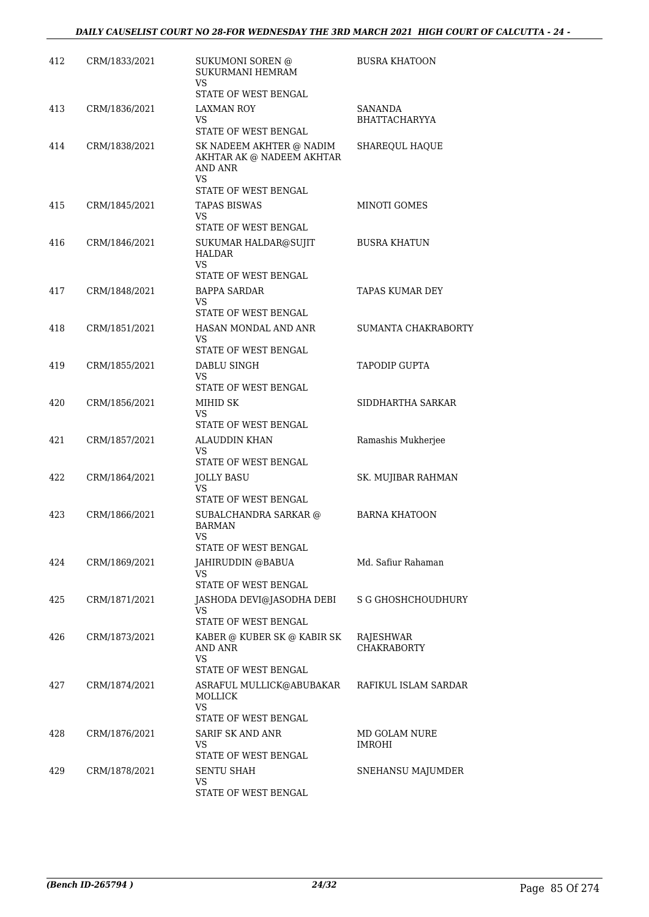| 412 | CRM/1833/2021 | SUKUMONI SOREN @ SUKURMANI HEMRAM VS STATE OF WEST BENGAL | BUSRA KHATOON |
|---|---|---|---|
| 413 | CRM/1836/2021 | LAXMAN ROY VS STATE OF WEST BENGAL | SANANDA BHATTACHARYYA |
| 414 | CRM/1838/2021 | SK NADEEM AKHTER @ NADIM AKHTAR AK @ NADEEM AKHTAR AND ANR VS STATE OF WEST BENGAL | SHAREQUL HAQUE |
| 415 | CRM/1845/2021 | TAPAS BISWAS VS STATE OF WEST BENGAL | MINOTI GOMES |
| 416 | CRM/1846/2021 | SUKUMAR HALDAR@SUJIT HALDAR VS STATE OF WEST BENGAL | BUSRA KHATUN |
| 417 | CRM/1848/2021 | BAPPA SARDAR VS STATE OF WEST BENGAL | TAPAS KUMAR DEY |
| 418 | CRM/1851/2021 | HASAN MONDAL AND ANR VS STATE OF WEST BENGAL | SUMANTA CHAKRABORTY |
| 419 | CRM/1855/2021 | DABLU SINGH VS STATE OF WEST BENGAL | TAPODIP GUPTA |
| 420 | CRM/1856/2021 | MIHID SK VS STATE OF WEST BENGAL | SIDDHARTHA SARKAR |
| 421 | CRM/1857/2021 | ALAUDDIN KHAN VS STATE OF WEST BENGAL | Ramashis Mukherjee |
| 422 | CRM/1864/2021 | JOLLY BASU VS STATE OF WEST BENGAL | SK. MUJIBAR RAHMAN |
| 423 | CRM/1866/2021 | SUBALCHANDRA SARKAR @ BARMAN VS STATE OF WEST BENGAL | BARNA KHATOON |
| 424 | CRM/1869/2021 | JAHIRUDDIN @BABUA VS STATE OF WEST BENGAL | Md. Safiur Rahaman |
| 425 | CRM/1871/2021 | JASHODA DEVI@JASODHA DEBI VS STATE OF WEST BENGAL | S G GHOSHCHOUDHURY |
| 426 | CRM/1873/2021 | KABER @ KUBER SK @ KABIR SK AND ANR VS STATE OF WEST BENGAL | RAJESHWAR CHAKRABORTY |
| 427 | CRM/1874/2021 | ASRAFUL MULLICK@ABUBAKAR MOLLICK VS STATE OF WEST BENGAL | RAFIKUL ISLAM SARDAR |
| 428 | CRM/1876/2021 | SARIF SK AND ANR VS STATE OF WEST BENGAL | MD GOLAM NURE IMROHI |
| 429 | CRM/1878/2021 | SENTU SHAH VS STATE OF WEST BENGAL | SNEHANSU MAJUMDER |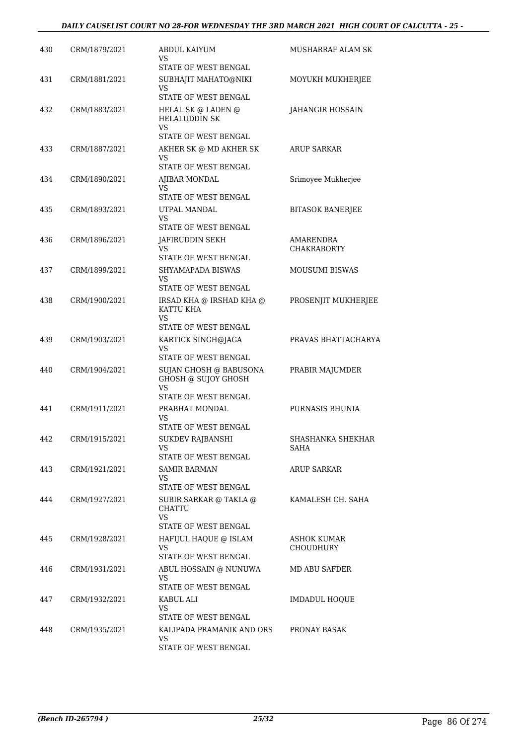| 430 | CRM/1879/2021 | ABDUL KAIYUM<br>VS<br>STATE OF WEST BENGAL | MUSHARRAF ALAM SK |
|---|---|---|---|
| 431 | CRM/1881/2021 | SUBHAJIT MAHATO@NIKI<br>VS<br>STATE OF WEST BENGAL | MOYUKH MUKHERJEE |
| 432 | CRM/1883/2021 | HELAL SK @ LADEN @ HELALUDDIN SK<br>VS<br>STATE OF WEST BENGAL | JAHANGIR HOSSAIN |
| 433 | CRM/1887/2021 | AKHER SK @ MD AKHER SK<br>VS<br>STATE OF WEST BENGAL | ARUP SARKAR |
| 434 | CRM/1890/2021 | AJIBAR MONDAL<br>VS<br>STATE OF WEST BENGAL | Srimoyee Mukherjee |
| 435 | CRM/1893/2021 | UTPAL MANDAL<br>VS<br>STATE OF WEST BENGAL | BITASOK BANERJEE |
| 436 | CRM/1896/2021 | JAFIRUDDIN SEKH<br>VS<br>STATE OF WEST BENGAL | AMARENDRA CHAKRABORTY |
| 437 | CRM/1899/2021 | SHYAMAPADA BISWAS<br>VS<br>STATE OF WEST BENGAL | MOUSUMI BISWAS |
| 438 | CRM/1900/2021 | IRSAD KHA @ IRSHAD KHA @ KATTU KHA<br>VS<br>STATE OF WEST BENGAL | PROSENJIT MUKHERJEE |
| 439 | CRM/1903/2021 | KARTICK SINGH@JAGA<br>VS<br>STATE OF WEST BENGAL | PRAVAS BHATTACHARYA |
| 440 | CRM/1904/2021 | SUJAN GHOSH @ BABUSONA GHOSH @ SUJOY GHOSH<br>VS<br>STATE OF WEST BENGAL | PRABIR MAJUMDER |
| 441 | CRM/1911/2021 | PRABHAT MONDAL<br>VS<br>STATE OF WEST BENGAL | PURNASIS BHUNIA |
| 442 | CRM/1915/2021 | SUKDEV RAJBANSHI<br>VS<br>STATE OF WEST BENGAL | SHASHANKA SHEKHAR SAHA |
| 443 | CRM/1921/2021 | SAMIR BARMAN<br>VS<br>STATE OF WEST BENGAL | ARUP SARKAR |
| 444 | CRM/1927/2021 | SUBIR SARKAR @ TAKLA @ CHATTU<br>VS<br>STATE OF WEST BENGAL | KAMALESH CH. SAHA |
| 445 | CRM/1928/2021 | HAFIJUL HAQUE @ ISLAM<br>VS<br>STATE OF WEST BENGAL | ASHOK KUMAR CHOUDHURY |
| 446 | CRM/1931/2021 | ABUL HOSSAIN @ NUNUWA<br>VS<br>STATE OF WEST BENGAL | MD ABU SAFDER |
| 447 | CRM/1932/2021 | KABUL ALI<br>VS<br>STATE OF WEST BENGAL | IMDADUL HOQUE |
| 448 | CRM/1935/2021 | KALIPADA PRAMANIK AND ORS<br>VS<br>STATE OF WEST BENGAL | PRONAY BASAK |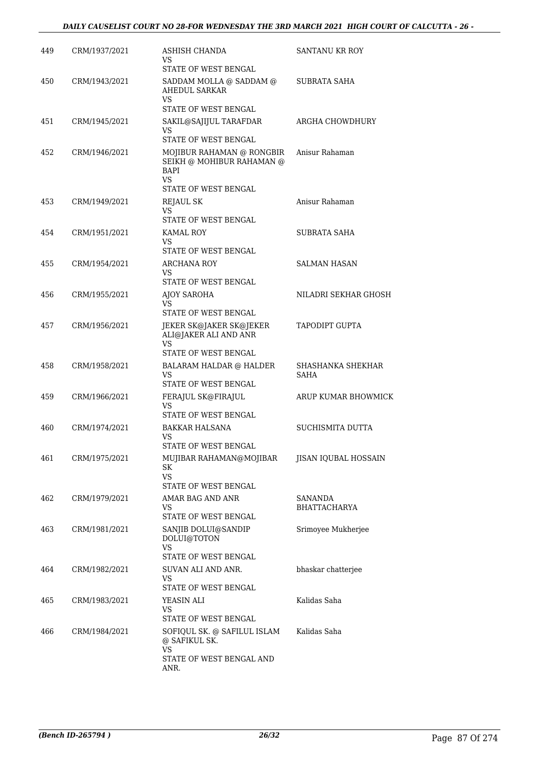| | | | |
|---|---|---|---|
| 449 | CRM/1937/2021 | ASHISH CHANDA<br>VS<br>STATE OF WEST BENGAL | SANTANU KR ROY |
| 450 | CRM/1943/2021 | SADDAM MOLLA @ SADDAM @ AHEDUL SARKAR<br>VS<br>STATE OF WEST BENGAL | SUBRATA SAHA |
| 451 | CRM/1945/2021 | SAKIL@SAJIJUL TARAFDAR<br>VS<br>STATE OF WEST BENGAL | ARGHA CHOWDHURY |
| 452 | CRM/1946/2021 | MOJIBUR RAHAMAN @ RONGBIR SEIKH @ MOHIBUR RAHAMAN @ BAPI<br>VS<br>STATE OF WEST BENGAL | Anisur Rahaman |
| 453 | CRM/1949/2021 | REJAUL SK<br>VS<br>STATE OF WEST BENGAL | Anisur Rahaman |
| 454 | CRM/1951/2021 | KAMAL ROY<br>VS<br>STATE OF WEST BENGAL | SUBRATA SAHA |
| 455 | CRM/1954/2021 | ARCHANA ROY<br>VS<br>STATE OF WEST BENGAL | SALMAN HASAN |
| 456 | CRM/1955/2021 | AJOY SAROHA<br>VS<br>STATE OF WEST BENGAL | NILADRI SEKHAR GHOSH |
| 457 | CRM/1956/2021 | JEKER SK@JAKER SK@JEKER ALI@JAKER ALI AND ANR<br>VS<br>STATE OF WEST BENGAL | TAPODIPT GUPTA |
| 458 | CRM/1958/2021 | BALARAM HALDAR @ HALDER<br>VS<br>STATE OF WEST BENGAL | SHASHANKA SHEKHAR SAHA |
| 459 | CRM/1966/2021 | FERAJUL SK@FIRAJUL<br>VS<br>STATE OF WEST BENGAL | ARUP KUMAR BHOWMICK |
| 460 | CRM/1974/2021 | BAKKAR HALSANA<br>VS<br>STATE OF WEST BENGAL | SUCHISMITA DUTTA |
| 461 | CRM/1975/2021 | MUJIBAR RAHAMAN@MOJIBAR SK<br>VS<br>STATE OF WEST BENGAL | JISAN IQUBAL HOSSAIN |
| 462 | CRM/1979/2021 | AMAR BAG AND ANR<br>VS<br>STATE OF WEST BENGAL | SANANDA BHATTACHARYA |
| 463 | CRM/1981/2021 | SANJIB DOLUI@SANDIP DOLUI@TOTON<br>VS<br>STATE OF WEST BENGAL | Srimoyee Mukherjee |
| 464 | CRM/1982/2021 | SUVAN ALI AND ANR.<br>VS<br>STATE OF WEST BENGAL | bhaskar chatterjee |
| 465 | CRM/1983/2021 | YEASIN ALI<br>VS<br>STATE OF WEST BENGAL | Kalidas Saha |
| 466 | CRM/1984/2021 | SOFIQUL SK. @ SAFILUL ISLAM @ SAFIKUL SK.<br>VS<br>STATE OF WEST BENGAL AND ANR. | Kalidas Saha |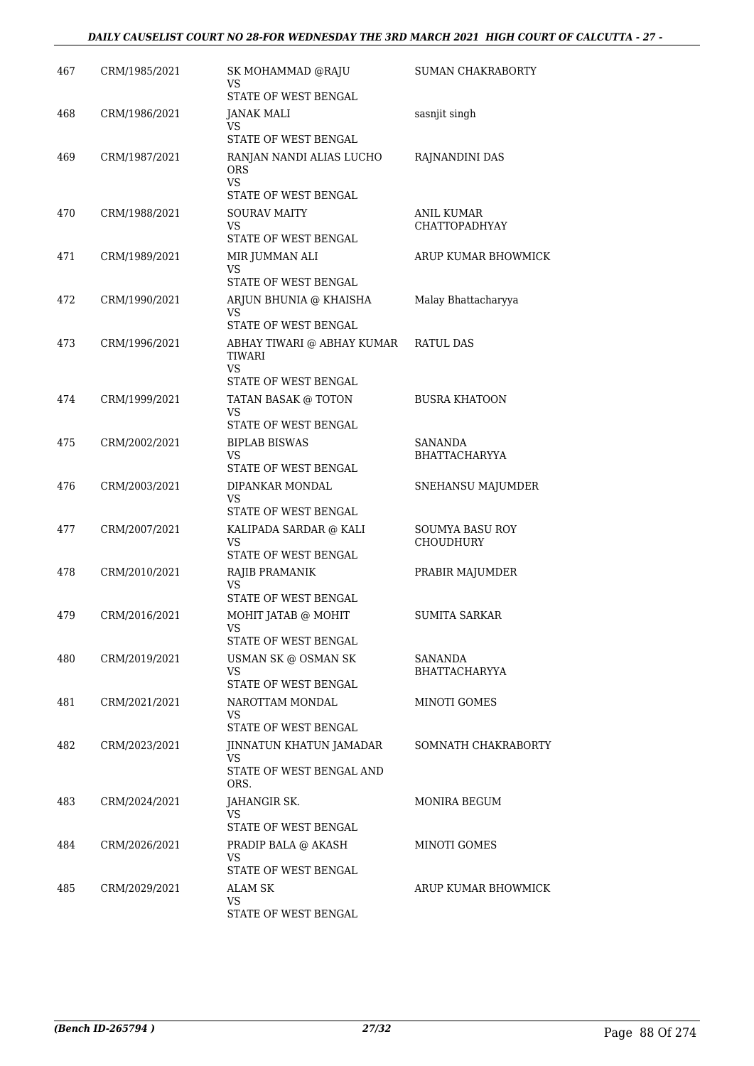| 467 | CRM/1985/2021 | SK MOHAMMAD @RAJU<br>VS<br>STATE OF WEST BENGAL | SUMAN CHAKRABORTY |
|---|---|---|---|
| 468 | CRM/1986/2021 | JANAK MALI<br>VS<br>STATE OF WEST BENGAL | sasnjit singh |
| 469 | CRM/1987/2021 | RANJAN NANDI ALIAS LUCHO ORS<br>VS<br>STATE OF WEST BENGAL | RAJNANDINI DAS |
| 470 | CRM/1988/2021 | SOURAV MAITY<br>VS<br>STATE OF WEST BENGAL | ANIL KUMAR CHATTOPADHYAY |
| 471 | CRM/1989/2021 | MIR JUMMAN ALI<br>VS<br>STATE OF WEST BENGAL | ARUP KUMAR BHOWMICK |
| 472 | CRM/1990/2021 | ARJUN BHUNIA @ KHAISHA<br>VS<br>STATE OF WEST BENGAL | Malay Bhattacharyya |
| 473 | CRM/1996/2021 | ABHAY TIWARI @ ABHAY KUMAR TIWARI<br>VS<br>STATE OF WEST BENGAL | RATUL DAS |
| 474 | CRM/1999/2021 | TATAN BASAK @ TOTON<br>VS<br>STATE OF WEST BENGAL | BUSRA KHATOON |
| 475 | CRM/2002/2021 | BIPLAB BISWAS<br>VS<br>STATE OF WEST BENGAL | SANANDA BHATTACHARYYA |
| 476 | CRM/2003/2021 | DIPANKAR MONDAL<br>VS<br>STATE OF WEST BENGAL | SNEHANSU MAJUMDER |
| 477 | CRM/2007/2021 | KALIPADA SARDAR @ KALI<br>VS<br>STATE OF WEST BENGAL | SOUMYA BASU ROY CHOUDHURY |
| 478 | CRM/2010/2021 | RAJIB PRAMANIK<br>VS<br>STATE OF WEST BENGAL | PRABIR MAJUMDER |
| 479 | CRM/2016/2021 | MOHIT JATAB @ MOHIT<br>VS<br>STATE OF WEST BENGAL | SUMITA SARKAR |
| 480 | CRM/2019/2021 | USMAN SK @ OSMAN SK<br>VS<br>STATE OF WEST BENGAL | SANANDA BHATTACHARYYA |
| 481 | CRM/2021/2021 | NAROTTAM MONDAL<br>VS<br>STATE OF WEST BENGAL | MINOTI GOMES |
| 482 | CRM/2023/2021 | JINNATUN KHATUN JAMADAR<br>VS<br>STATE OF WEST BENGAL AND ORS. | SOMNATH CHAKRABORTY |
| 483 | CRM/2024/2021 | JAHANGIR SK.<br>VS<br>STATE OF WEST BENGAL | MONIRA BEGUM |
| 484 | CRM/2026/2021 | PRADIP BALA @ AKASH<br>VS<br>STATE OF WEST BENGAL | MINOTI GOMES |
| 485 | CRM/2029/2021 | ALAM SK<br>VS<br>STATE OF WEST BENGAL | ARUP KUMAR BHOWMICK |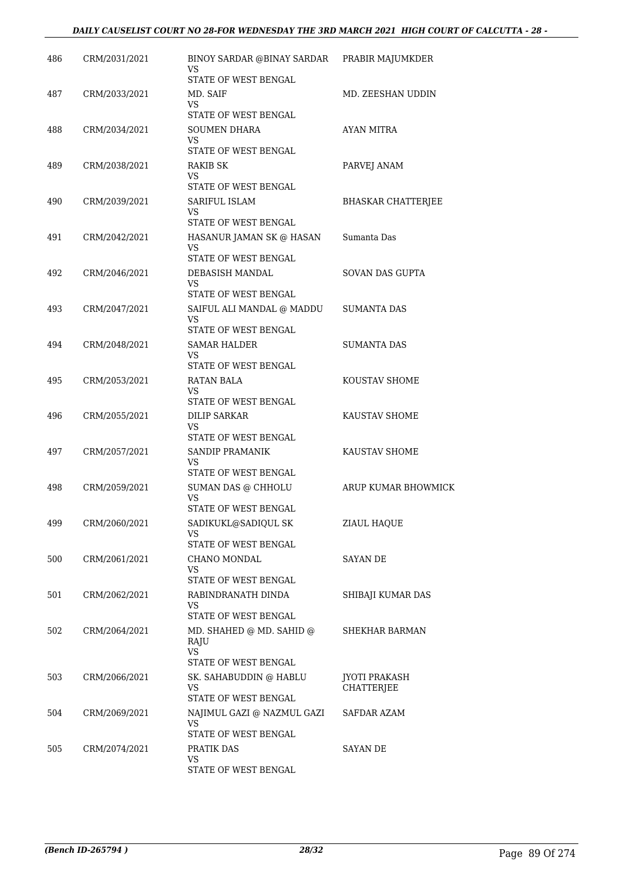| | | | |
|---|---|---|---|
| 486 | CRM/2031/2021 | BINOY SARDAR @BINAY SARDAR<br>VS<br>STATE OF WEST BENGAL | PRABIR MAJUMKDER |
| 487 | CRM/2033/2021 | MD. SAIF<br>VS<br>STATE OF WEST BENGAL | MD. ZEESHAN UDDIN |
| 488 | CRM/2034/2021 | SOUMEN DHARA<br>VS<br>STATE OF WEST BENGAL | AYAN MITRA |
| 489 | CRM/2038/2021 | RAKIB SK<br>VS<br>STATE OF WEST BENGAL | PARVEJ ANAM |
| 490 | CRM/2039/2021 | SARIFUL ISLAM<br>VS<br>STATE OF WEST BENGAL | BHASKAR CHATTERJEE |
| 491 | CRM/2042/2021 | HASANUR JAMAN SK @ HASAN<br>VS<br>STATE OF WEST BENGAL | Sumanta Das |
| 492 | CRM/2046/2021 | DEBASISH MANDAL<br>VS<br>STATE OF WEST BENGAL | SOVAN DAS GUPTA |
| 493 | CRM/2047/2021 | SAIFUL ALI MANDAL @ MADDU<br>VS<br>STATE OF WEST BENGAL | SUMANTA DAS |
| 494 | CRM/2048/2021 | SAMAR HALDER<br>VS<br>STATE OF WEST BENGAL | SUMANTA DAS |
| 495 | CRM/2053/2021 | RATAN BALA<br>VS<br>STATE OF WEST BENGAL | KOUSTAV SHOME |
| 496 | CRM/2055/2021 | DILIP SARKAR<br>VS<br>STATE OF WEST BENGAL | KAUSTAV SHOME |
| 497 | CRM/2057/2021 | SANDIP PRAMANIK<br>VS<br>STATE OF WEST BENGAL | KAUSTAV SHOME |
| 498 | CRM/2059/2021 | SUMAN DAS @ CHHOLU<br>VS<br>STATE OF WEST BENGAL | ARUP KUMAR BHOWMICK |
| 499 | CRM/2060/2021 | SADIKUKL@SADIQUL SK<br>VS<br>STATE OF WEST BENGAL | ZIAUL HAQUE |
| 500 | CRM/2061/2021 | CHANO MONDAL<br>VS<br>STATE OF WEST BENGAL | SAYAN DE |
| 501 | CRM/2062/2021 | RABINDRANATH DINDA<br>VS<br>STATE OF WEST BENGAL | SHIBAJI KUMAR DAS |
| 502 | CRM/2064/2021 | MD. SHAHED @ MD. SAHID @ RAJU<br>VS<br>STATE OF WEST BENGAL | SHEKHAR BARMAN |
| 503 | CRM/2066/2021 | SK. SAHABUDDIN @ HABLU<br>VS<br>STATE OF WEST BENGAL | JYOTI PRAKASH CHATTERJEE |
| 504 | CRM/2069/2021 | NAJIMUL GAZI @ NAZMUL GAZI<br>VS<br>STATE OF WEST BENGAL | SAFDAR AZAM |
| 505 | CRM/2074/2021 | PRATIK DAS<br>VS<br>STATE OF WEST BENGAL | SAYAN DE |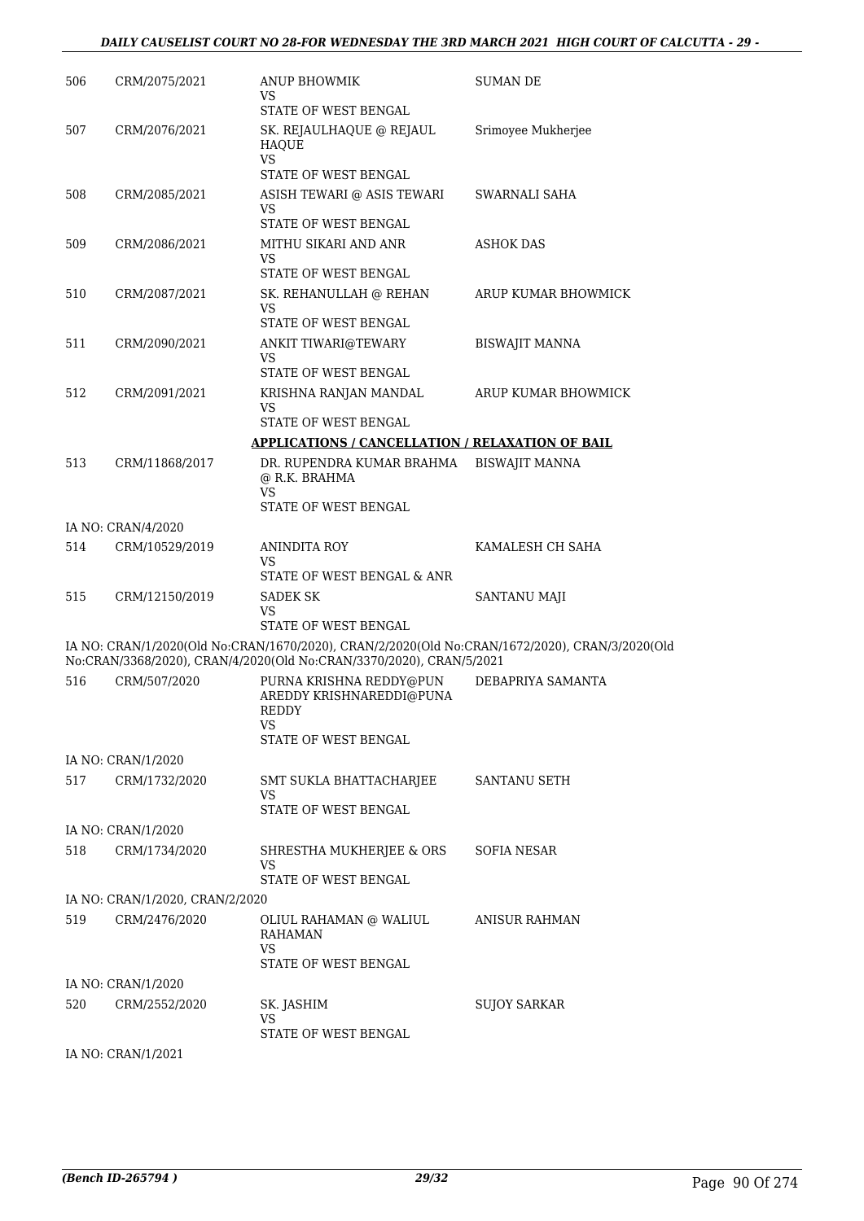| 506 | CRM/2075/2021 | ANUP BHOWMIK<br>VS<br>STATE OF WEST BENGAL | SUMAN DE |
|---|---|---|---|
| 507 | CRM/2076/2021 | SK. REJAULHAQUE @ REJAUL HAQUE<br>VS<br>STATE OF WEST BENGAL | Srimoyee Mukherjee |
| 508 | CRM/2085/2021 | ASISH TEWARI @ ASIS TEWARI<br>VS<br>STATE OF WEST BENGAL | SWARNALI SAHA |
| 509 | CRM/2086/2021 | MITHU SIKARI AND ANR<br>VS<br>STATE OF WEST BENGAL | ASHOK DAS |
| 510 | CRM/2087/2021 | SK. REHANULLAH @ REHAN<br>VS<br>STATE OF WEST BENGAL | ARUP KUMAR BHOWMICK |
| 511 | CRM/2090/2021 | ANKIT TIWARI@TEWARY<br>VS<br>STATE OF WEST BENGAL | BISWAJIT MANNA |
| 512 | CRM/2091/2021 | KRISHNA RANJAN MANDAL<br>VS<br>STATE OF WEST BENGAL | ARUP KUMAR BHOWMICK |

**APPLICATIONS / CANCELLATION / RELAXATION OF BAIL**

| 513 | CRM/11868/2017 | DR. RUPENDRA KUMAR BRAHMA @ R.K. BRAHMA<br>VS<br>STATE OF WEST BENGAL | BISWAJIT MANNA |
|---|---|---|---|

IA NO: CRAN/4/2020

| 514 | CRM/10529/2019 | ANINDITA ROY<br>VS<br>STATE OF WEST BENGAL & ANR | KAMALESH CH SAHA |
|---|---|---|---|
| 515 | CRM/12150/2019 | SADEK SK<br>VS<br>STATE OF WEST BENGAL | SANTANU MAJI |

IA NO: CRAN/1/2020(Old No:CRAN/1670/2020), CRAN/2/2020(Old No:CRAN/1672/2020), CRAN/3/2020(Old No:CRAN/3368/2020), CRAN/4/2020(Old No:CRAN/3370/2020), CRAN/5/2021

| 516 | CRM/507/2020 | PURNA KRISHNA REDDY@PUN AREDDY KRISHNAREDDI@PUNA REDDY<br>VS<br>STATE OF WEST BENGAL | DEBAPRIYA SAMANTA |
|---|---|---|---|

IA NO: CRAN/1/2020

| 517 | CRM/1732/2020 | SMT SUKLA BHATTACHARJEE<br>VS<br>STATE OF WEST BENGAL | SANTANU SETH |
|---|---|---|---|

IA NO: CRAN/1/2020

| 518 | CRM/1734/2020 | SHRESTHA MUKHERJEE & ORS<br>VS<br>STATE OF WEST BENGAL | SOFIA NESAR |
|---|---|---|---|

IA NO: CRAN/1/2020, CRAN/2/2020

| 519 | CRM/2476/2020 | OLIUL RAHAMAN @ WALIUL RAHAMAN<br>VS<br>STATE OF WEST BENGAL | ANISUR RAHMAN |
|---|---|---|---|

IA NO: CRAN/1/2020

| 520 | CRM/2552/2020 | SK. JASHIM<br>VS<br>STATE OF WEST BENGAL | SUJOY SARKAR |
|---|---|---|---|

IA NO: CRAN/1/2021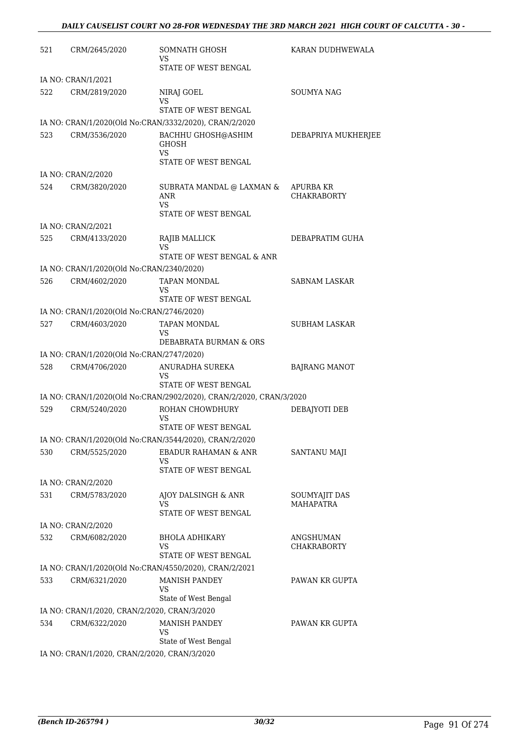| | | | |
|---|---|---|---|
| 521 | CRM/2645/2020 | SOMNATH GHOSH<br>VS<br>STATE OF WEST BENGAL | KARAN DUDHWEWALA |
| | IA NO: CRAN/1/2021 | | |
| 522 | CRM/2819/2020 | NIRAJ GOEL<br>VS<br>STATE OF WEST BENGAL | SOUMYA NAG |
| | IA NO: CRAN/1/2020(Old No:CRAN/3332/2020), CRAN/2/2020 | | |
| 523 | CRM/3536/2020 | BACHHU GHOSH@ASHIM GHOSH<br>VS<br>STATE OF WEST BENGAL | DEBAPRIYA MUKHERJEE |
| | IA NO: CRAN/2/2020 | | |
| 524 | CRM/3820/2020 | SUBRATA MANDAL @ LAXMAN & ANR<br>VS<br>STATE OF WEST BENGAL | APURBA KR CHAKRABORTY |
| | IA NO: CRAN/2/2021 | | |
| 525 | CRM/4133/2020 | RAJIB MALLICK<br>VS<br>STATE OF WEST BENGAL & ANR | DEBAPRATIM GUHA |
| | IA NO: CRAN/1/2020(Old No:CRAN/2340/2020) | | |
| 526 | CRM/4602/2020 | TAPAN MONDAL<br>VS<br>STATE OF WEST BENGAL | SABNAM LASKAR |
| | IA NO: CRAN/1/2020(Old No:CRAN/2746/2020) | | |
| 527 | CRM/4603/2020 | TAPAN MONDAL<br>VS<br>DEBABRATA BURMAN & ORS | SUBHAM LASKAR |
| | IA NO: CRAN/1/2020(Old No:CRAN/2747/2020) | | |
| 528 | CRM/4706/2020 | ANURADHA SUREKA<br>VS<br>STATE OF WEST BENGAL | BAJRANG MANOT |
| | IA NO: CRAN/1/2020(Old No:CRAN/2902/2020), CRAN/2/2020, CRAN/3/2020 | | |
| 529 | CRM/5240/2020 | ROHAN CHOWDHURY<br>VS<br>STATE OF WEST BENGAL | DEBAJYOTI DEB |
| | IA NO: CRAN/1/2020(Old No:CRAN/3544/2020), CRAN/2/2020 | | |
| 530 | CRM/5525/2020 | EBADUR RAHAMAN & ANR<br>VS<br>STATE OF WEST BENGAL | SANTANU MAJI |
| | IA NO: CRAN/2/2020 | | |
| 531 | CRM/5783/2020 | AJOY DALSINGH & ANR<br>VS<br>STATE OF WEST BENGAL | SOUMYAJIT DAS MAHAPATRA |
| | IA NO: CRAN/2/2020 | | |
| 532 | CRM/6082/2020 | BHOLA ADHIKARY<br>VS<br>STATE OF WEST BENGAL | ANGSHUMAN CHAKRABORTY |
| | IA NO: CRAN/1/2020(Old No:CRAN/4550/2020), CRAN/2/2021 | | |
| 533 | CRM/6321/2020 | MANISH PANDEY<br>VS<br>State of West Bengal | PAWAN KR GUPTA |
| | IA NO: CRAN/1/2020, CRAN/2/2020, CRAN/3/2020 | | |
| 534 | CRM/6322/2020 | MANISH PANDEY<br>VS<br>State of West Bengal | PAWAN KR GUPTA |
| | IA NO: CRAN/1/2020, CRAN/2/2020, CRAN/3/2020 | | |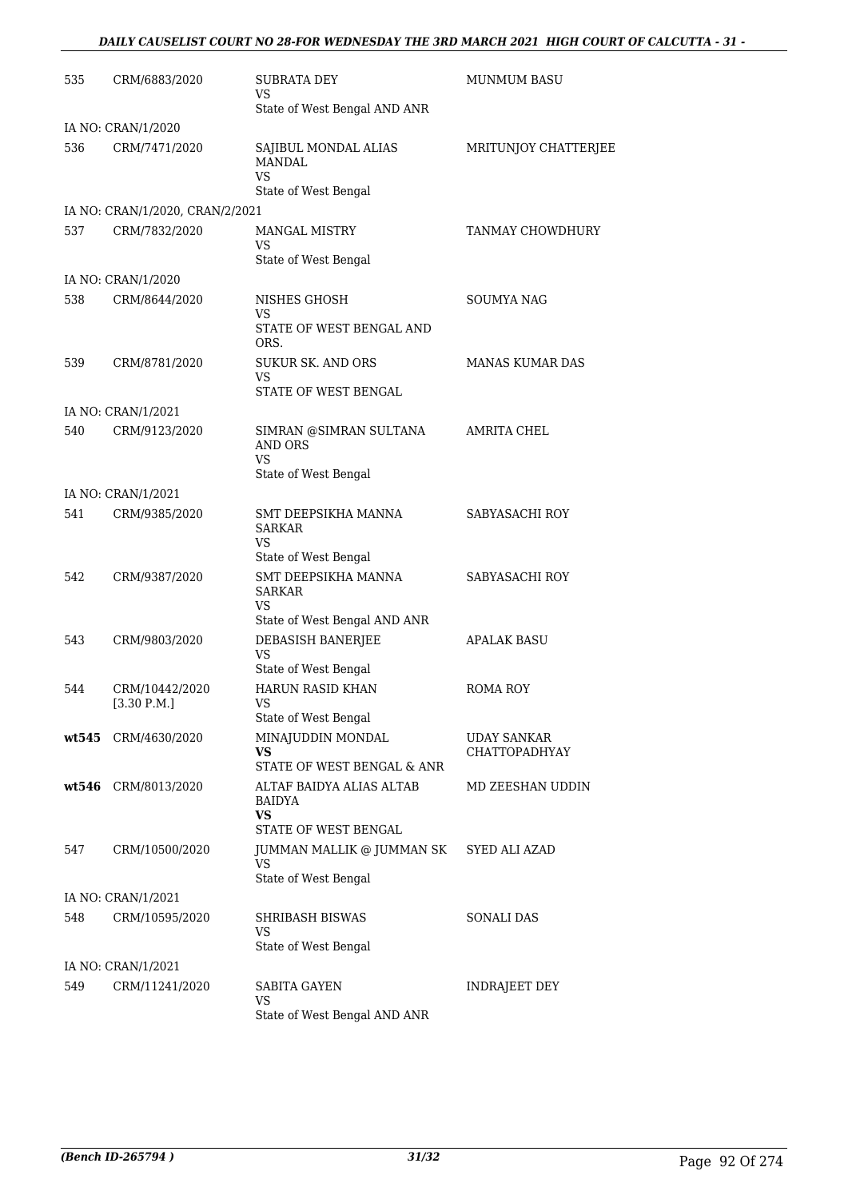| | | | |
|---|---|---|---|
| 535 | CRM/6883/2020 | SUBRATA DEY<br>VS<br>State of West Bengal AND ANR | MUNMUM BASU |
| | IA NO: CRAN/1/2020 | | |
| 536 | CRM/7471/2020 | SAJIBUL MONDAL ALIAS MANDAL<br>VS<br>State of West Bengal | MRITUNJOY CHATTERJEE |
| | IA NO: CRAN/1/2020, CRAN/2/2021 | | |
| 537 | CRM/7832/2020 | MANGAL MISTRY<br>VS<br>State of West Bengal | TANMAY CHOWDHURY |
| | IA NO: CRAN/1/2020 | | |
| 538 | CRM/8644/2020 | NISHES GHOSH<br>VS<br>STATE OF WEST BENGAL AND ORS. | SOUMYA NAG |
| 539 | CRM/8781/2020 | SUKUR SK. AND ORS<br>VS<br>STATE OF WEST BENGAL | MANAS KUMAR DAS |
| | IA NO: CRAN/1/2021 | | |
| 540 | CRM/9123/2020 | SIMRAN @SIMRAN SULTANA AND ORS<br>VS<br>State of West Bengal | AMRITA CHEL |
| | IA NO: CRAN/1/2021 | | |
| 541 | CRM/9385/2020 | SMT DEEPSIKHA MANNA SARKAR<br>VS<br>State of West Bengal | SABYASACHI ROY |
| 542 | CRM/9387/2020 | SMT DEEPSIKHA MANNA SARKAR<br>VS<br>State of West Bengal AND ANR | SABYASACHI ROY |
| 543 | CRM/9803/2020 | DEBASISH BANERJEE<br>VS<br>State of West Bengal | APALAK BASU |
| 544 | CRM/10442/2020<br>[3.30 P.M.] | HARUN RASID KHAN<br>VS<br>State of West Bengal | ROMA ROY |
| **wt545** | CRM/4630/2020 | MINAJUDDIN MONDAL<br>**VS**<br>STATE OF WEST BENGAL & ANR | UDAY SANKAR CHATTOPADHYAY |
| **wt546** | CRM/8013/2020 | ALTAF BAIDYA ALIAS ALTAB BAIDYA<br>**VS**<br>STATE OF WEST BENGAL | MD ZEESHAN UDDIN |
| 547 | CRM/10500/2020 | JUMMAN MALLIK @ JUMMAN SK<br>VS<br>State of West Bengal | SYED ALI AZAD |
| | IA NO: CRAN/1/2021 | | |
| 548 | CRM/10595/2020 | SHRIBASH BISWAS<br>VS<br>State of West Bengal | SONALI DAS |
| | IA NO: CRAN/1/2021 | | |
| 549 | CRM/11241/2020 | SABITA GAYEN<br>VS<br>State of West Bengal AND ANR | INDRAJEET DEY |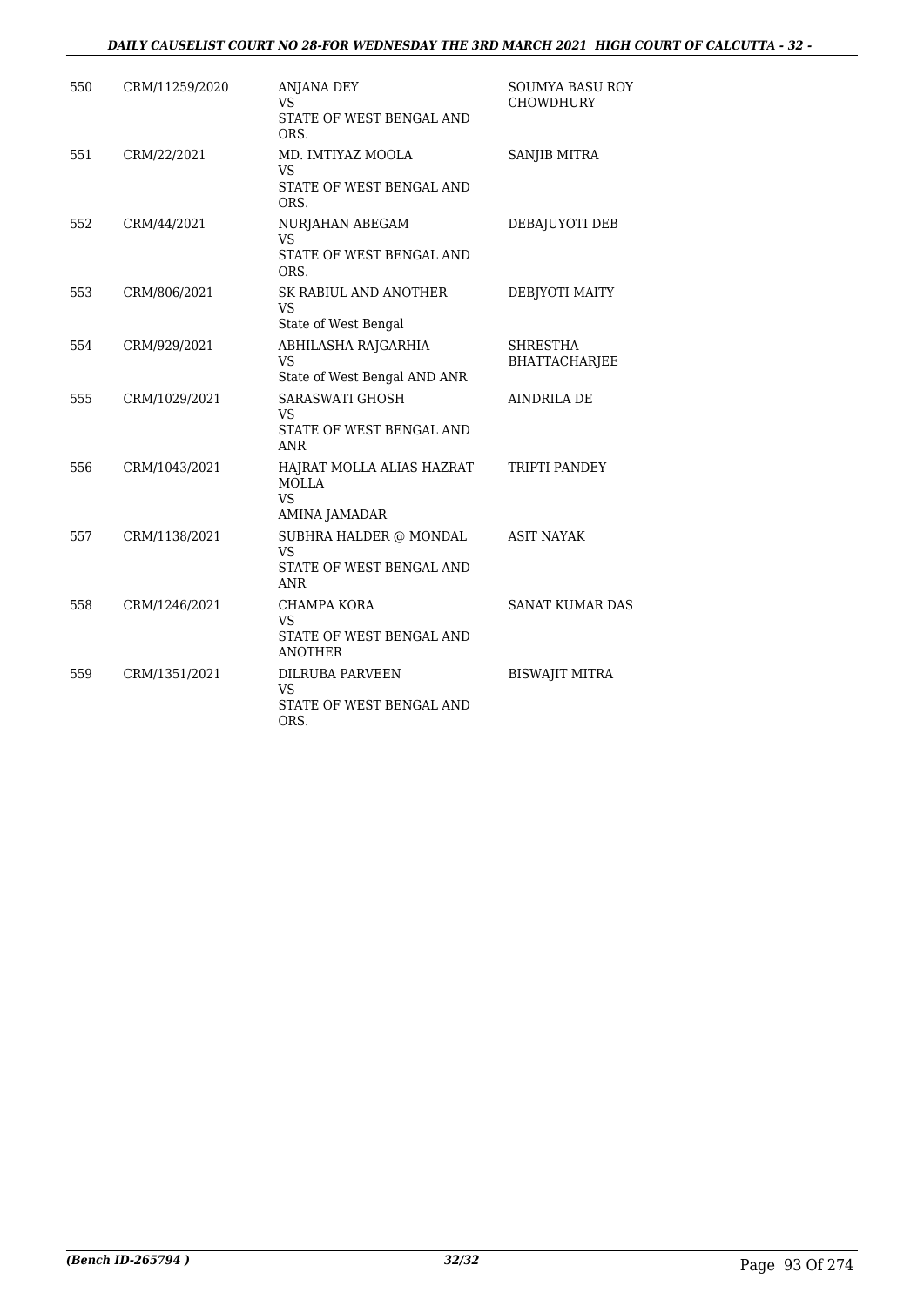| | | | |
|---|---|---|---|
| 550 | CRM/11259/2020 | ANJANA DEY<br>VS<br>STATE OF WEST BENGAL AND ORS. | SOUMYA BASU ROY CHOWDHURY |
| 551 | CRM/22/2021 | MD. IMTIYAZ MOOLA<br>VS<br>STATE OF WEST BENGAL AND ORS. | SANJIB MITRA |
| 552 | CRM/44/2021 | NURJAHAN ABEGAM<br>VS<br>STATE OF WEST BENGAL AND ORS. | DEBAJUYOTI DEB |
| 553 | CRM/806/2021 | SK RABIUL AND ANOTHER<br>VS<br>State of West Bengal | DEBJYOTI MAITY |
| 554 | CRM/929/2021 | ABHILASHA RAJGARHIA<br>VS<br>State of West Bengal AND ANR | SHRESTHA BHATTACHARJEE |
| 555 | CRM/1029/2021 | SARASWATI GHOSH<br>VS<br>STATE OF WEST BENGAL AND ANR | AINDRILA DE |
| 556 | CRM/1043/2021 | HAJRAT MOLLA ALIAS HAZRAT MOLLA<br>VS<br>AMINA JAMADAR | TRIPTI PANDEY |
| 557 | CRM/1138/2021 | SUBHRA HALDER @ MONDAL<br>VS<br>STATE OF WEST BENGAL AND ANR | ASIT NAYAK |
| 558 | CRM/1246/2021 | CHAMPA KORA<br>VS<br>STATE OF WEST BENGAL AND ANOTHER | SANAT KUMAR DAS |
| 559 | CRM/1351/2021 | DILRUBA PARVEEN<br>VS<br>STATE OF WEST BENGAL AND ORS. | BISWAJIT MITRA |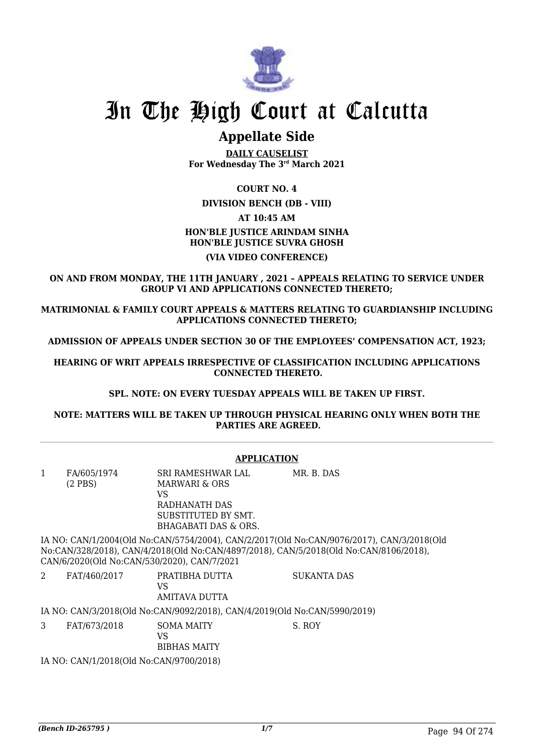# In The High Court at Calcutta

## Appellate Side

**DAILY CAUSELIST**
**For Wednesday The 3rd March 2021**

**COURT NO. 4**

**DIVISION BENCH (DB - VIII)**

**AT 10:45 AM**

**HON'BLE JUSTICE ARINDAM SINHA**
**HON'BLE JUSTICE SUVRA GHOSH**

**(VIA VIDEO CONFERENCE)**

**ON AND FROM MONDAY, THE 11TH JANUARY , 2021 – APPEALS RELATING TO SERVICE UNDER GROUP VI AND APPLICATIONS CONNECTED THERETO;**

**MATRIMONIAL & FAMILY COURT APPEALS & MATTERS RELATING TO GUARDIANSHIP INCLUDING APPLICATIONS CONNECTED THERETO;**

**ADMISSION OF APPEALS UNDER SECTION 30 OF THE EMPLOYEES' COMPENSATION ACT, 1923;**

**HEARING OF WRIT APPEALS IRRESPECTIVE OF CLASSIFICATION INCLUDING APPLICATIONS CONNECTED THERETO.**

**SPL. NOTE: ON EVERY TUESDAY APPEALS WILL BE TAKEN UP FIRST.**

**NOTE: MATTERS WILL BE TAKEN UP THROUGH PHYSICAL HEARING ONLY WHEN BOTH THE PARTIES ARE AGREED.**

---

**APPLICATION**

| | | | |
|---|---|---|---|
| 1 | FA/605/1974 (2 PBS) | SRI RAMESHWAR LAL MARWARI & ORS VS RADHANATH DAS SUBSTITUTED BY SMT. BHAGABATI DAS & ORS. | MR. B. DAS |

IA NO: CAN/1/2004(Old No:CAN/5754/2004), CAN/2/2017(Old No:CAN/9076/2017), CAN/3/2018(Old No:CAN/328/2018), CAN/4/2018(Old No:CAN/4897/2018), CAN/5/2018(Old No:CAN/8106/2018), CAN/6/2020(Old No:CAN/530/2020), CAN/7/2021

| | | | |
|---|---|---|---|
| 2 | FAT/460/2017 | PRATIBHA DUTTA VS AMITAVA DUTTA | SUKANTA DAS |

IA NO: CAN/3/2018(Old No:CAN/9092/2018), CAN/4/2019(Old No:CAN/5990/2019)

| | | | |
|---|---|---|---|
| 3 | FAT/673/2018 | SOMA MAITY VS BIBHAS MAITY | S. ROY |

IA NO: CAN/1/2018(Old No:CAN/9700/2018)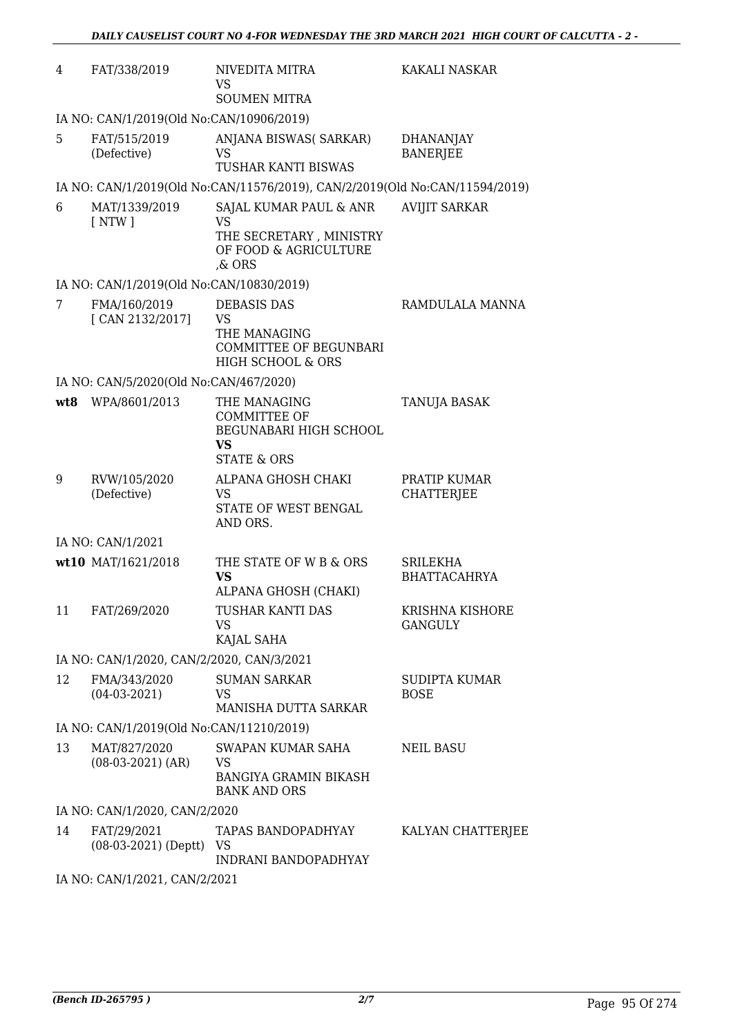| | | | |
|---|---|---|---|
| 4 | FAT/338/2019 | NIVEDITA MITRA<br>VS<br>SOUMEN MITRA | KAKALI NASKAR |
| | IA NO: CAN/1/2019(Old No:CAN/10906/2019) | | |
| 5 | FAT/515/2019<br>(Defective) | ANJANA BISWAS( SARKAR)<br>VS<br>TUSHAR KANTI BISWAS | DHANANJAY BANERJEE |
| | IA NO: CAN/1/2019(Old No:CAN/11576/2019), CAN/2/2019(Old No:CAN/11594/2019) | | |
| 6 | MAT/1339/2019<br>[ NTW ] | SAJAL KUMAR PAUL & ANR<br>VS<br>THE SECRETARY , MINISTRY OF FOOD & AGRICULTURE ,& ORS | AVIJIT SARKAR |
| | IA NO: CAN/1/2019(Old No:CAN/10830/2019) | | |
| 7 | FMA/160/2019<br>[ CAN 2132/2017] | DEBASIS DAS<br>VS<br>THE MANAGING COMMITTEE OF BEGUNBARI HIGH SCHOOL & ORS | RAMDULALA MANNA |
| | IA NO: CAN/5/2020(Old No:CAN/467/2020) | | |
| **wt8** | WPA/8601/2013 | THE MANAGING COMMITTEE OF BEGUNABARI HIGH SCHOOL<br>**VS**<br>STATE & ORS | TANUJA BASAK |
| 9 | RVW/105/2020<br>(Defective) | ALPANA GHOSH CHAKI<br>VS<br>STATE OF WEST BENGAL AND ORS. | PRATIP KUMAR CHATTERJEE |
| | IA NO: CAN/1/2021 | | |
| **wt10** | MAT/1621/2018 | THE STATE OF W B & ORS<br>**VS**<br>ALPANA GHOSH (CHAKI) | SRILEKHA BHATTACAHRYA |
| 11 | FAT/269/2020 | TUSHAR KANTI DAS<br>VS<br>KAJAL SAHA | KRISHNA KISHORE GANGULY |
| | IA NO: CAN/1/2020, CAN/2/2020, CAN/3/2021 | | |
| 12 | FMA/343/2020<br>(04-03-2021) | SUMAN SARKAR<br>VS<br>MANISHA DUTTA SARKAR | SUDIPTA KUMAR BOSE |
| | IA NO: CAN/1/2019(Old No:CAN/11210/2019) | | |
| 13 | MAT/827/2020<br>(08-03-2021) (AR) | SWAPAN KUMAR SAHA<br>VS<br>BANGIYA GRAMIN BIKASH BANK AND ORS | NEIL BASU |
| | IA NO: CAN/1/2020, CAN/2/2020 | | |
| 14 | FAT/29/2021<br>(08-03-2021) (Deptt) | TAPAS BANDOPADHYAY<br>VS<br>INDRANI BANDOPADHYAY | KALYAN CHATTERJEE |
| | IA NO: CAN/1/2021, CAN/2/2021 | | |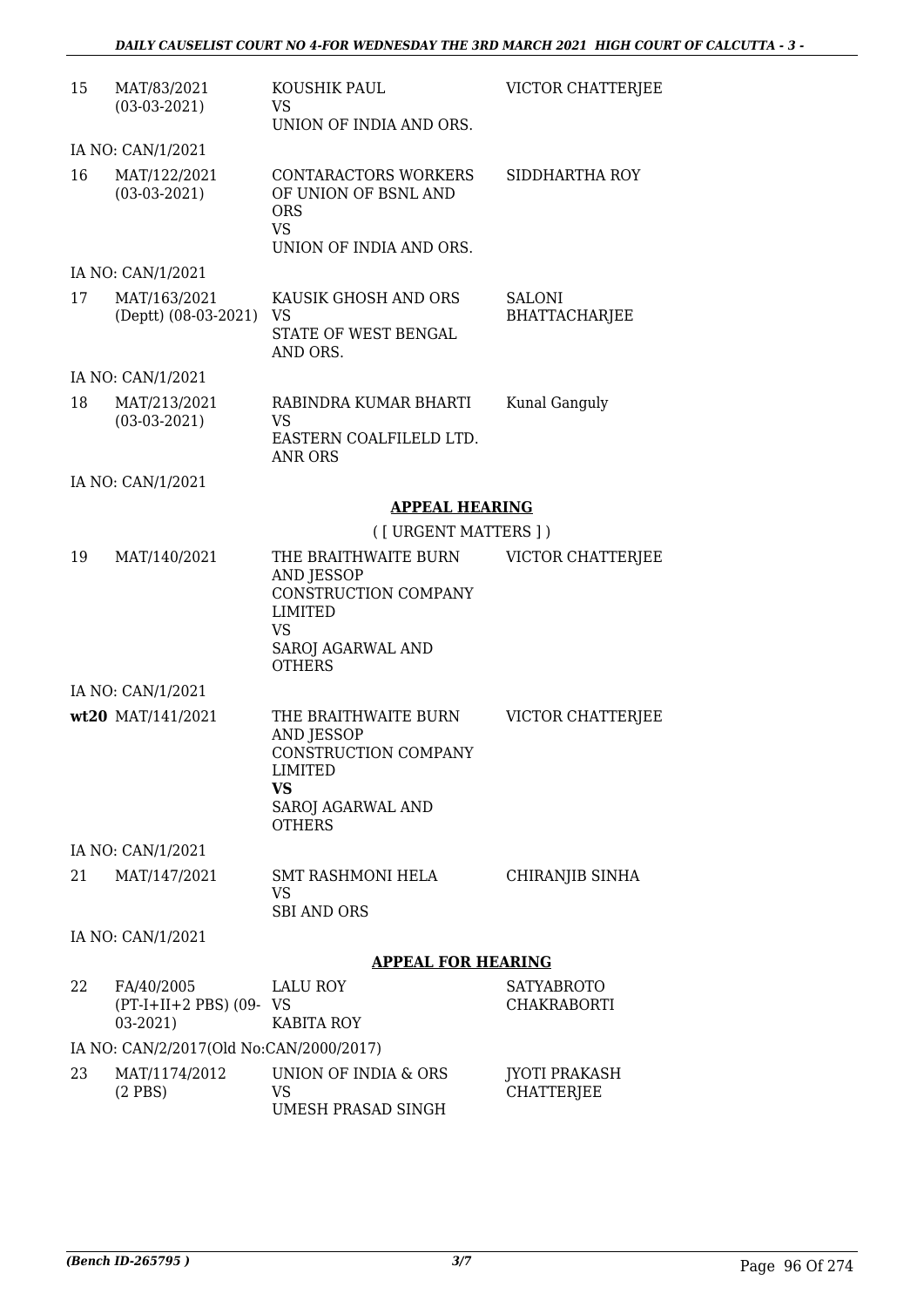| | | | |
|---|---|---|---|
| 15 | MAT/83/2021 (03-03-2021) | KOUSHIK PAUL VS UNION OF INDIA AND ORS. | VICTOR CHATTERJEE |
| | IA NO: CAN/1/2021 | | |
| 16 | MAT/122/2021 (03-03-2021) | CONTARACTORS WORKERS OF UNION OF BSNL AND ORS VS UNION OF INDIA AND ORS. | SIDDHARTHA ROY |
| | IA NO: CAN/1/2021 | | |
| 17 | MAT/163/2021 (Deptt) (08-03-2021) | KAUSIK GHOSH AND ORS VS STATE OF WEST BENGAL AND ORS. | SALONI BHATTACHARJEE |
| | IA NO: CAN/1/2021 | | |
| 18 | MAT/213/2021 (03-03-2021) | RABINDRA KUMAR BHARTI VS EASTERN COALFILELD LTD. ANR ORS | Kunal Ganguly |
| | IA NO: CAN/1/2021 | | |

## APPEAL HEARING

( [ URGENT MATTERS ] )

| | | | |
|---|---|---|---|
| 19 | MAT/140/2021 | THE BRAITHWAITE BURN AND JESSOP CONSTRUCTION COMPANY LIMITED VS SAROJ AGARWAL AND OTHERS | VICTOR CHATTERJEE |
| | IA NO: CAN/1/2021 | | |
| **wt20** | MAT/141/2021 | THE BRAITHWAITE BURN AND JESSOP CONSTRUCTION COMPANY LIMITED **VS** SAROJ AGARWAL AND OTHERS | VICTOR CHATTERJEE |
| | IA NO: CAN/1/2021 | | |
| 21 | MAT/147/2021 | SMT RASHMONI HELA VS SBI AND ORS | CHIRANJIB SINHA |
| | IA NO: CAN/1/2021 | | |

## APPEAL FOR HEARING

| | | | |
|---|---|---|---|
| 22 | FA/40/2005 (PT-I+II+2 PBS) (09-03-2021) | LALU ROY VS KABITA ROY | SATYABROTO CHAKRABORTI |
| | IA NO: CAN/2/2017(Old No:CAN/2000/2017) | | |
| 23 | MAT/1174/2012 (2 PBS) | UNION OF INDIA & ORS VS UMESH PRASAD SINGH | JYOTI PRAKASH CHATTERJEE |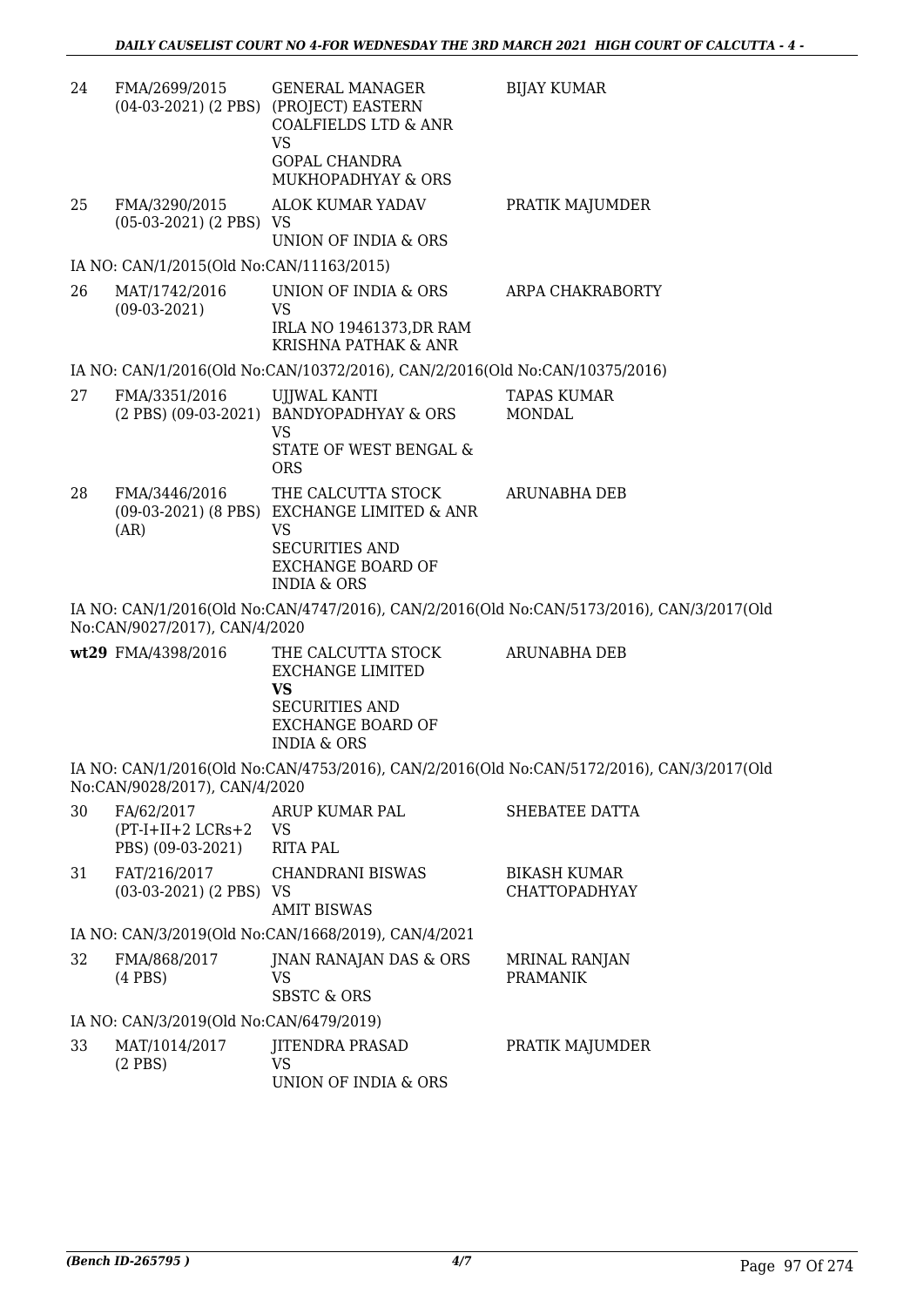| | | | |
|---|---|---|---|
| 24 | FMA/2699/2015 (04-03-2021) (2 PBS) | GENERAL MANAGER (PROJECT) EASTERN COALFIELDS LTD & ANR VS GOPAL CHANDRA MUKHOPADHYAY & ORS | BIJAY KUMAR |
| 25 | FMA/3290/2015 (05-03-2021) (2 PBS) | ALOK KUMAR YADAV VS UNION OF INDIA & ORS | PRATIK MAJUMDER |

IA NO: CAN/1/2015(Old No:CAN/11163/2015)

| | | | |
|---|---|---|---|
| 26 | MAT/1742/2016 (09-03-2021) | UNION OF INDIA & ORS VS IRLA NO 19461373,DR RAM KRISHNA PATHAK & ANR | ARPA CHAKRABORTY |

IA NO: CAN/1/2016(Old No:CAN/10372/2016), CAN/2/2016(Old No:CAN/10375/2016)

| | | | |
|---|---|---|---|
| 27 | FMA/3351/2016 (2 PBS) (09-03-2021) | UJJWAL KANTI BANDYOPADHYAY & ORS VS STATE OF WEST BENGAL & ORS | TAPAS KUMAR MONDAL |
| 28 | FMA/3446/2016 (09-03-2021) (8 PBS) (AR) | THE CALCUTTA STOCK EXCHANGE LIMITED & ANR VS SECURITIES AND EXCHANGE BOARD OF INDIA & ORS | ARUNABHA DEB |

IA NO: CAN/1/2016(Old No:CAN/4747/2016), CAN/2/2016(Old No:CAN/5173/2016), CAN/3/2017(Old No:CAN/9027/2017), CAN/4/2020

| | | | |
|---|---|---|---|
| **wt29** | FMA/4398/2016 | THE CALCUTTA STOCK EXCHANGE LIMITED **VS** SECURITIES AND EXCHANGE BOARD OF INDIA & ORS | ARUNABHA DEB |

IA NO: CAN/1/2016(Old No:CAN/4753/2016), CAN/2/2016(Old No:CAN/5172/2016), CAN/3/2017(Old No:CAN/9028/2017), CAN/4/2020

| | | | |
|---|---|---|---|
| 30 | FA/62/2017 (PT-I+II+2 LCRs+2 PBS) (09-03-2021) | ARUP KUMAR PAL VS RITA PAL | SHEBATEE DATTA |
| 31 | FAT/216/2017 (03-03-2021) (2 PBS) | CHANDRANI BISWAS VS AMIT BISWAS | BIKASH KUMAR CHATTOPADHYAY |

IA NO: CAN/3/2019(Old No:CAN/1668/2019), CAN/4/2021

| | | | |
|---|---|---|---|
| 32 | FMA/868/2017 (4 PBS) | JNAN RANAJAN DAS & ORS VS SBSTC & ORS | MRINAL RANJAN PRAMANIK |

IA NO: CAN/3/2019(Old No:CAN/6479/2019)

| | | | |
|---|---|---|---|
| 33 | MAT/1014/2017 (2 PBS) | JITENDRA PRASAD VS UNION OF INDIA & ORS | PRATIK MAJUMDER |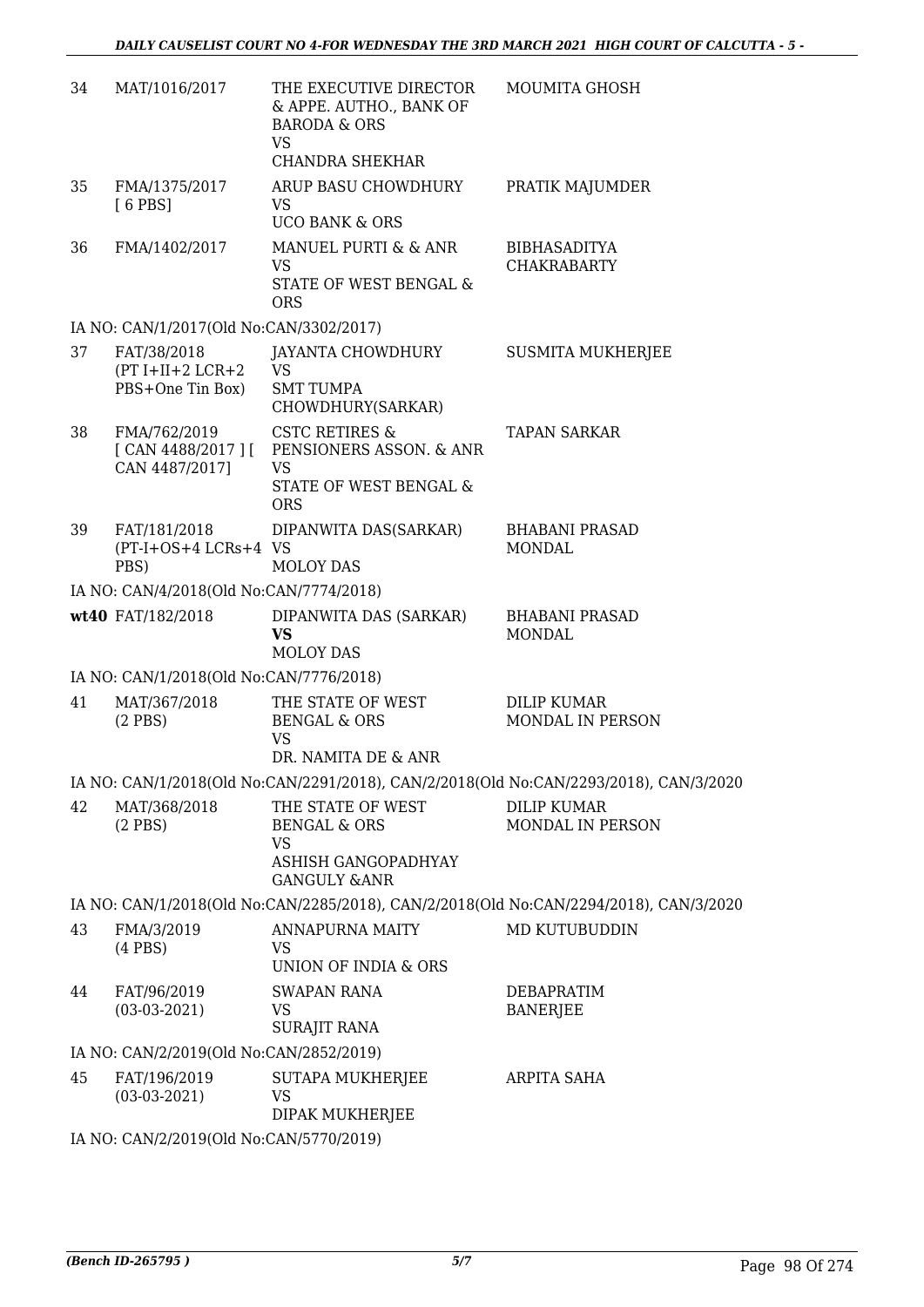| | | | |
|---|---|---|---|
| 34 | MAT/1016/2017 | THE EXECUTIVE DIRECTOR & APPE. AUTHO., BANK OF BARODA & ORS<br>VS<br>CHANDRA SHEKHAR | MOUMITA GHOSH |
| 35 | FMA/1375/2017<br>[ 6 PBS] | ARUP BASU CHOWDHURY<br>VS<br>UCO BANK & ORS | PRATIK MAJUMDER |
| 36 | FMA/1402/2017 | MANUEL PURTI & & ANR<br>VS<br>STATE OF WEST BENGAL & ORS | BIBHASADITYA CHAKRABARTY |
| | IA NO: CAN/1/2017(Old No:CAN/3302/2017) | | |
| 37 | FAT/38/2018<br>(PT I+II+2 LCR+2 PBS+One Tin Box) | JAYANTA CHOWDHURY<br>VS<br>SMT TUMPA CHOWDHURY(SARKAR) | SUSMITA MUKHERJEE |
| 38 | FMA/762/2019<br>[ CAN 4488/2017 ] [ CAN 4487/2017] | CSTC RETIRES & PENSIONERS ASSON. & ANR<br>VS<br>STATE OF WEST BENGAL & ORS | TAPAN SARKAR |
| 39 | FAT/181/2018<br>(PT-I+OS+4 LCRs+4 PBS) | DIPANWITA DAS(SARKAR)<br>VS<br>MOLOY DAS | BHABANI PRASAD MONDAL |
| | IA NO: CAN/4/2018(Old No:CAN/7774/2018) | | |
| wt40 | FAT/182/2018 | DIPANWITA DAS (SARKAR)<br>**VS**<br>MOLOY DAS | BHABANI PRASAD MONDAL |
| | IA NO: CAN/1/2018(Old No:CAN/7776/2018) | | |
| 41 | MAT/367/2018<br>(2 PBS) | THE STATE OF WEST BENGAL & ORS<br>VS<br>DR. NAMITA DE & ANR | DILIP KUMAR MONDAL IN PERSON |
| | IA NO: CAN/1/2018(Old No:CAN/2291/2018), CAN/2/2018(Old No:CAN/2293/2018), CAN/3/2020 | | |
| 42 | MAT/368/2018<br>(2 PBS) | THE STATE OF WEST BENGAL & ORS<br>VS<br>ASHISH GANGOPADHYAY GANGULY &ANR | DILIP KUMAR MONDAL IN PERSON |
| | IA NO: CAN/1/2018(Old No:CAN/2285/2018), CAN/2/2018(Old No:CAN/2294/2018), CAN/3/2020 | | |
| 43 | FMA/3/2019<br>(4 PBS) | ANNAPURNA MAITY<br>VS<br>UNION OF INDIA & ORS | MD KUTUBUDDIN |
| 44 | FAT/96/2019<br>(03-03-2021) | SWAPAN RANA<br>VS<br>SURAJIT RANA | DEBAPRATIM BANERJEE |
| | IA NO: CAN/2/2019(Old No:CAN/2852/2019) | | |
| 45 | FAT/196/2019<br>(03-03-2021) | SUTAPA MUKHERJEE<br>VS<br>DIPAK MUKHERJEE | ARPITA SAHA |
| | IA NO: CAN/2/2019(Old No:CAN/5770/2019) | | |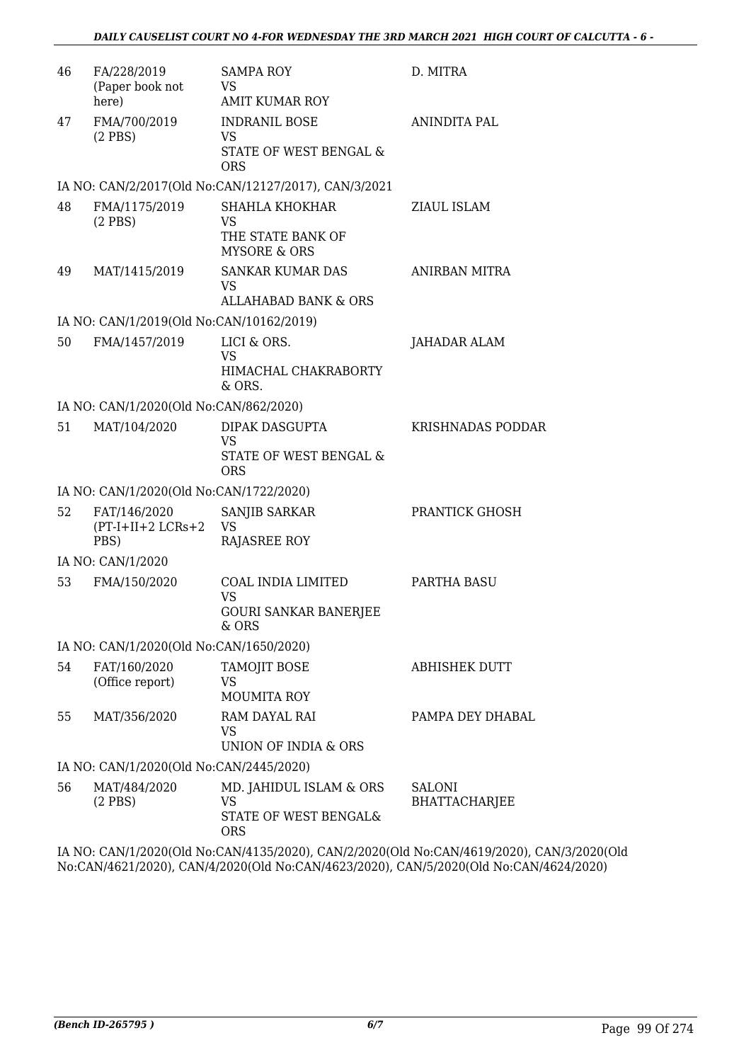| | | | |
|---|---|---|---|
| 46 | FA/228/2019 (Paper book not here) | SAMPA ROY VS AMIT KUMAR ROY | D. MITRA |
| 47 | FMA/700/2019 (2 PBS) | INDRANIL BOSE VS STATE OF WEST BENGAL & ORS | ANINDITA PAL |
| | IA NO: CAN/2/2017(Old No:CAN/12127/2017), CAN/3/2021 | | |
| 48 | FMA/1175/2019 (2 PBS) | SHAHLA KHOKHAR VS THE STATE BANK OF MYSORE & ORS | ZIAUL ISLAM |
| 49 | MAT/1415/2019 | SANKAR KUMAR DAS VS ALLAHABAD BANK & ORS | ANIRBAN MITRA |
| | IA NO: CAN/1/2019(Old No:CAN/10162/2019) | | |
| 50 | FMA/1457/2019 | LICI & ORS. VS HIMACHAL CHAKRABORTY & ORS. | JAHADAR ALAM |
| | IA NO: CAN/1/2020(Old No:CAN/862/2020) | | |
| 51 | MAT/104/2020 | DIPAK DASGUPTA VS STATE OF WEST BENGAL & ORS | KRISHNADAS PODDAR |
| | IA NO: CAN/1/2020(Old No:CAN/1722/2020) | | |
| 52 | FAT/146/2020 (PT-I+II+2 LCRs+2 PBS) | SANJIB SARKAR VS RAJASREE ROY | PRANTICK GHOSH |
| | IA NO: CAN/1/2020 | | |
| 53 | FMA/150/2020 | COAL INDIA LIMITED VS GOURI SANKAR BANERJEE & ORS | PARTHA BASU |
| | IA NO: CAN/1/2020(Old No:CAN/1650/2020) | | |
| 54 | FAT/160/2020 (Office report) | TAMOJIT BOSE VS MOUMITA ROY | ABHISHEK DUTT |
| 55 | MAT/356/2020 | RAM DAYAL RAI VS UNION OF INDIA & ORS | PAMPA DEY DHABAL |
| | IA NO: CAN/1/2020(Old No:CAN/2445/2020) | | |
| 56 | MAT/484/2020 (2 PBS) | MD. JAHIDUL ISLAM & ORS VS STATE OF WEST BENGAL& ORS | SALONI BHATTACHARJEE |

IA NO: CAN/1/2020(Old No:CAN/4135/2020), CAN/2/2020(Old No:CAN/4619/2020), CAN/3/2020(Old No:CAN/4621/2020), CAN/4/2020(Old No:CAN/4623/2020), CAN/5/2020(Old No:CAN/4624/2020)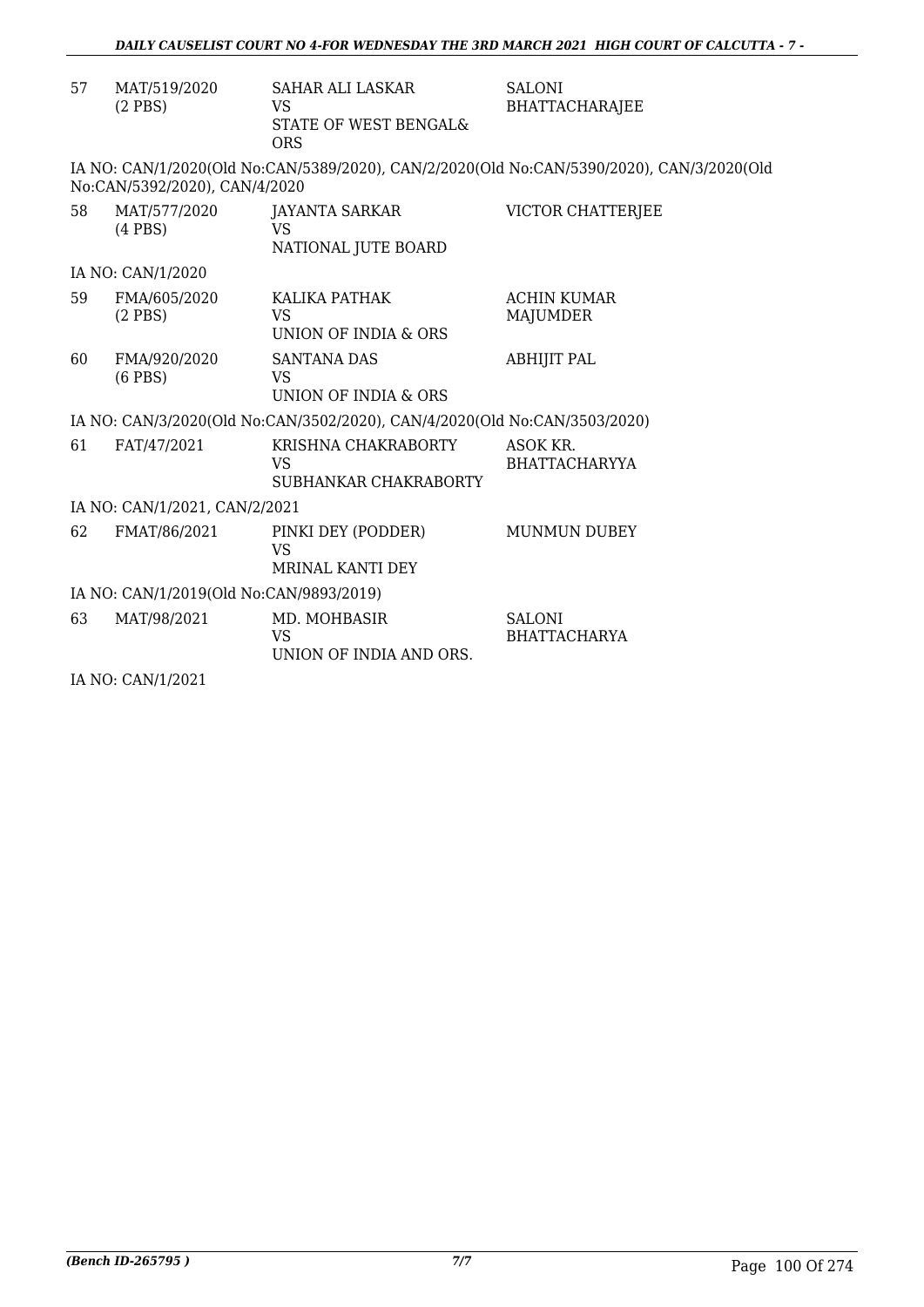| | | | |
|---|---|---|---|
| 57 | MAT/519/2020<br>(2 PBS) | SAHAR ALI LASKAR<br>VS<br>STATE OF WEST BENGAL&<br>ORS | SALONI<br>BHATTACHARAJEE |

IA NO: CAN/1/2020(Old No:CAN/5389/2020), CAN/2/2020(Old No:CAN/5390/2020), CAN/3/2020(Old No:CAN/5392/2020), CAN/4/2020

| | | | |
|---|---|---|---|
| 58 | MAT/577/2020<br>(4 PBS) | JAYANTA SARKAR<br>VS<br>NATIONAL JUTE BOARD | VICTOR CHATTERJEE |

IA NO: CAN/1/2020

| | | | |
|---|---|---|---|
| 59 | FMA/605/2020<br>(2 PBS) | KALIKA PATHAK<br>VS<br>UNION OF INDIA & ORS | ACHIN KUMAR<br>MAJUMDER |
| 60 | FMA/920/2020<br>(6 PBS) | SANTANA DAS<br>VS<br>UNION OF INDIA & ORS | ABHIJIT PAL |

IA NO: CAN/3/2020(Old No:CAN/3502/2020), CAN/4/2020(Old No:CAN/3503/2020)

| | | | |
|---|---|---|---|
| 61 | FAT/47/2021 | KRISHNA CHAKRABORTY<br>VS<br>SUBHANKAR CHAKRABORTY | ASOK KR.<br>BHATTACHARYYA |

IA NO: CAN/1/2021, CAN/2/2021

| | | | |
|---|---|---|---|
| 62 | FMAT/86/2021 | PINKI DEY (PODDER)<br>VS<br>MRINAL KANTI DEY | MUNMUN DUBEY |

IA NO: CAN/1/2019(Old No:CAN/9893/2019)

| | | | |
|---|---|---|---|
| 63 | MAT/98/2021 | MD. MOHBASIR<br>VS<br>UNION OF INDIA AND ORS. | SALONI<br>BHATTACHARYA |

IA NO: CAN/1/2021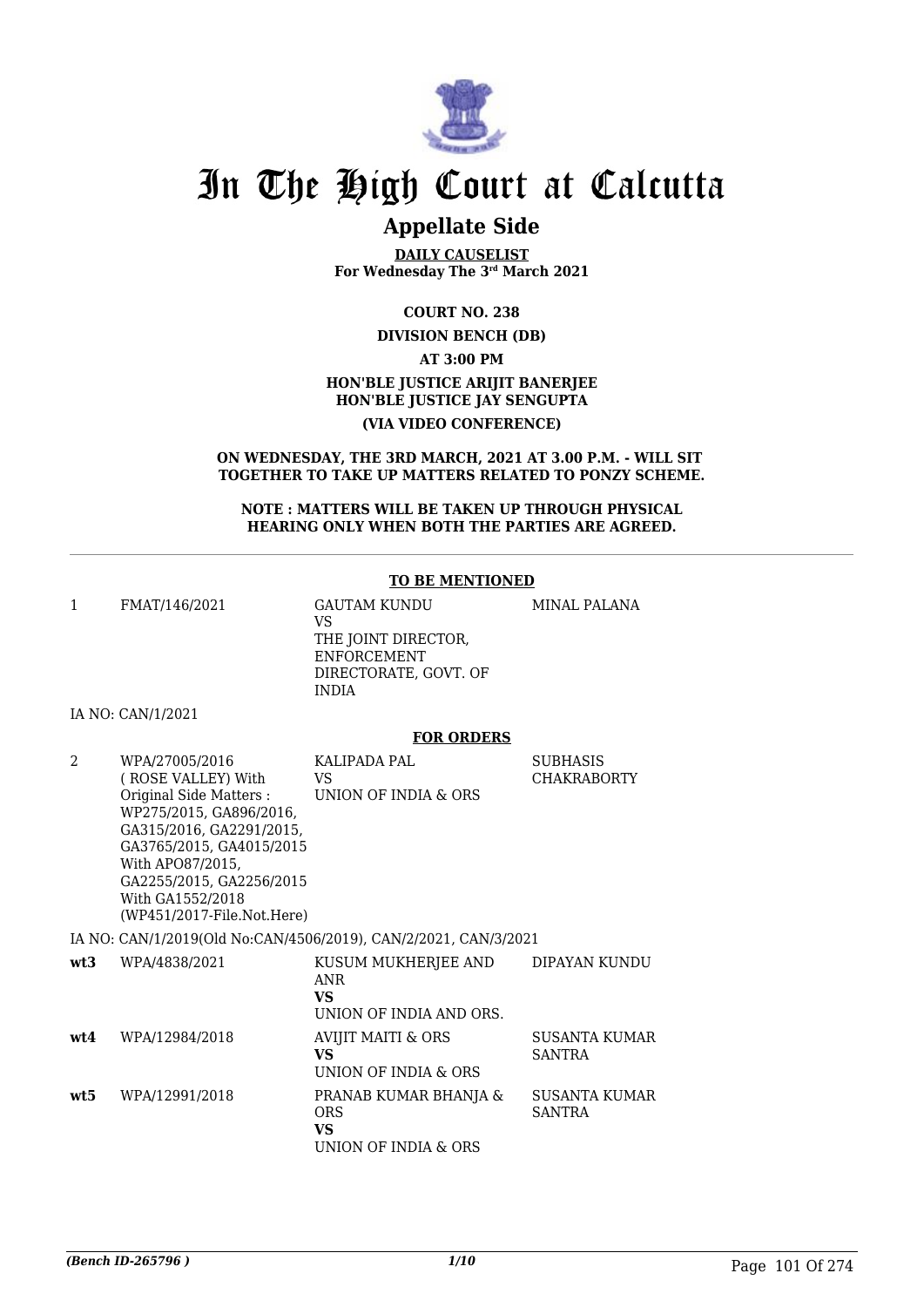# In The High Court at Calcutta

## Appellate Side

**DAILY CAUSELIST**
**For Wednesday The 3rd March 2021**

**COURT NO. 238**

**DIVISION BENCH (DB)**

**AT 3:00 PM**

**HON'BLE JUSTICE ARIJIT BANERJEE**
**HON'BLE JUSTICE JAY SENGUPTA**

**(VIA VIDEO CONFERENCE)**

**ON WEDNESDAY, THE 3RD MARCH, 2021 AT 3.00 P.M. - WILL SIT TOGETHER TO TAKE UP MATTERS RELATED TO PONZY SCHEME.**

**NOTE : MATTERS WILL BE TAKEN UP THROUGH PHYSICAL HEARING ONLY WHEN BOTH THE PARTIES ARE AGREED.**

**TO BE MENTIONED**

| | | | |
|---|---|---|---|
| 1 | FMAT/146/2021 | GAUTAM KUNDU<br>VS<br>THE JOINT DIRECTOR, ENFORCEMENT DIRECTORATE, GOVT. OF INDIA | MINAL PALANA |

IA NO: CAN/1/2021

**FOR ORDERS**

| | | | |
|---|---|---|---|
| 2 | WPA/27005/2016 ( ROSE VALLEY) With Original Side Matters : WP275/2015, GA896/2016, GA315/2016, GA2291/2015, GA3765/2015, GA4015/2015 With APO87/2015, GA2255/2015, GA2256/2015 With GA1552/2018 (WP451/2017-File.Not.Here) | KALIPADA PAL<br>VS<br>UNION OF INDIA & ORS | SUBHASIS CHAKRABORTY |

IA NO: CAN/1/2019(Old No:CAN/4506/2019), CAN/2/2021, CAN/3/2021

| | | | |
|---|---|---|---|
| **wt3** | WPA/4838/2021 | KUSUM MUKHERJEE AND ANR<br>**VS**<br>UNION OF INDIA AND ORS. | DIPAYAN KUNDU |
| **wt4** | WPA/12984/2018 | AVIJIT MAITI & ORS<br>**VS**<br>UNION OF INDIA & ORS | SUSANTA KUMAR SANTRA |
| **wt5** | WPA/12991/2018 | PRANAB KUMAR BHANJA & ORS<br>**VS**<br>UNION OF INDIA & ORS | SUSANTA KUMAR SANTRA |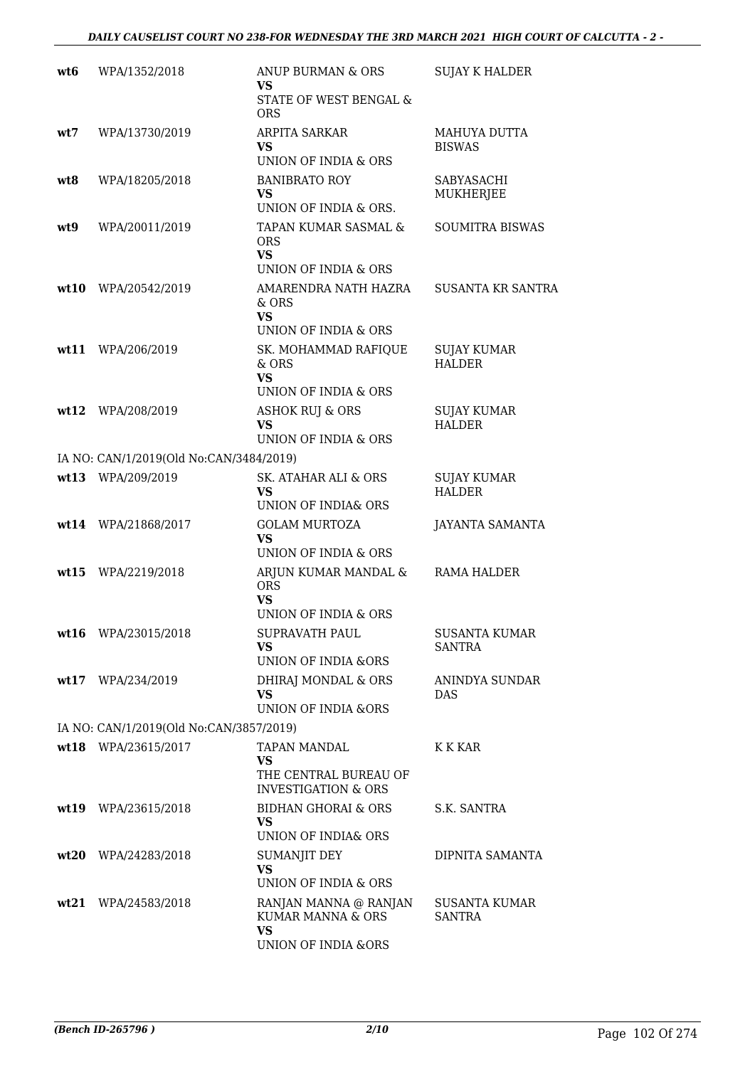| | | | |
|---|---|---|---|
| wt6 | WPA/1352/2018 | ANUP BURMAN & ORS<br>**VS**<br>STATE OF WEST BENGAL & ORS | SUJAY K HALDER |
| wt7 | WPA/13730/2019 | ARPITA SARKAR<br>**VS**<br>UNION OF INDIA & ORS | MAHUYA DUTTA BISWAS |
| wt8 | WPA/18205/2018 | BANIBRATO ROY<br>**VS**<br>UNION OF INDIA & ORS. | SABYASACHI MUKHERJEE |
| wt9 | WPA/20011/2019 | TAPAN KUMAR SASMAL & ORS<br>**VS**<br>UNION OF INDIA & ORS | SOUMITRA BISWAS |
| wt10 | WPA/20542/2019 | AMARENDRA NATH HAZRA & ORS<br>**VS**<br>UNION OF INDIA & ORS | SUSANTA KR SANTRA |
| wt11 | WPA/206/2019 | SK. MOHAMMAD RAFIQUE & ORS<br>**VS**<br>UNION OF INDIA & ORS | SUJAY KUMAR HALDER |
| wt12 | WPA/208/2019 | ASHOK RUJ & ORS<br>**VS**<br>UNION OF INDIA & ORS | SUJAY KUMAR HALDER |
| | IA NO: CAN/1/2019(Old No:CAN/3484/2019) | | |
| wt13 | WPA/209/2019 | SK. ATAHAR ALI & ORS<br>**VS**<br>UNION OF INDIA& ORS | SUJAY KUMAR HALDER |
| wt14 | WPA/21868/2017 | GOLAM MURTOZA<br>**VS**<br>UNION OF INDIA & ORS | JAYANTA SAMANTA |
| wt15 | WPA/2219/2018 | ARJUN KUMAR MANDAL & ORS<br>**VS**<br>UNION OF INDIA & ORS | RAMA HALDER |
| wt16 | WPA/23015/2018 | SUPRAVATH PAUL<br>**VS**<br>UNION OF INDIA &ORS | SUSANTA KUMAR SANTRA |
| wt17 | WPA/234/2019 | DHIRAJ MONDAL & ORS<br>**VS**<br>UNION OF INDIA &ORS | ANINDYA SUNDAR DAS |
| | IA NO: CAN/1/2019(Old No:CAN/3857/2019) | | |
| wt18 | WPA/23615/2017 | TAPAN MANDAL<br>**VS**<br>THE CENTRAL BUREAU OF INVESTIGATION & ORS | K K KAR |
| wt19 | WPA/23615/2018 | BIDHAN GHORAI & ORS<br>**VS**<br>UNION OF INDIA& ORS | S.K. SANTRA |
| wt20 | WPA/24283/2018 | SUMANJIT DEY<br>**VS**<br>UNION OF INDIA & ORS | DIPNITA SAMANTA |
| wt21 | WPA/24583/2018 | RANJAN MANNA @ RANJAN KUMAR MANNA & ORS<br>**VS**<br>UNION OF INDIA &ORS | SUSANTA KUMAR SANTRA |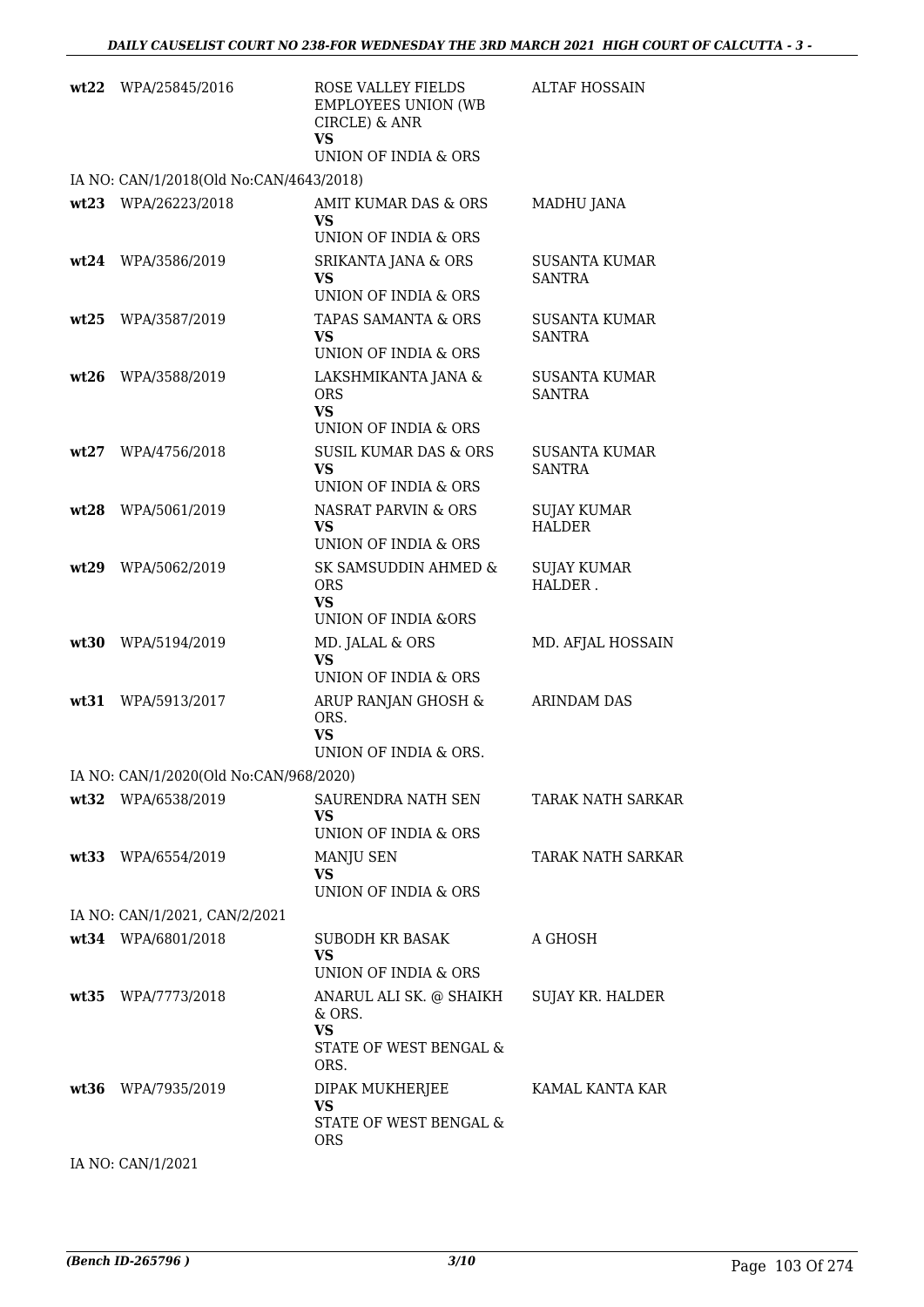| | | | |
|---|---|---|---|
| **wt22** | WPA/25845/2016 | ROSE VALLEY FIELDS EMPLOYEES UNION (WB CIRCLE) & ANR **VS** UNION OF INDIA & ORS | ALTAF HOSSAIN |
| | IA NO: CAN/1/2018(Old No:CAN/4643/2018) | | |
| **wt23** | WPA/26223/2018 | AMIT KUMAR DAS & ORS **VS** UNION OF INDIA & ORS | MADHU JANA |
| **wt24** | WPA/3586/2019 | SRIKANTA JANA & ORS **VS** UNION OF INDIA & ORS | SUSANTA KUMAR SANTRA |
| **wt25** | WPA/3587/2019 | TAPAS SAMANTA & ORS **VS** UNION OF INDIA & ORS | SUSANTA KUMAR SANTRA |
| **wt26** | WPA/3588/2019 | LAKSHMIKANTA JANA & ORS **VS** UNION OF INDIA & ORS | SUSANTA KUMAR SANTRA |
| **wt27** | WPA/4756/2018 | SUSIL KUMAR DAS & ORS **VS** UNION OF INDIA & ORS | SUSANTA KUMAR SANTRA |
| **wt28** | WPA/5061/2019 | NASRAT PARVIN & ORS **VS** UNION OF INDIA & ORS | SUJAY KUMAR HALDER |
| **wt29** | WPA/5062/2019 | SK SAMSUDDIN AHMED & ORS **VS** UNION OF INDIA &ORS | SUJAY KUMAR HALDER . |
| **wt30** | WPA/5194/2019 | MD. JALAL & ORS **VS** UNION OF INDIA & ORS | MD. AFJAL HOSSAIN |
| **wt31** | WPA/5913/2017 | ARUP RANJAN GHOSH & ORS. **VS** UNION OF INDIA & ORS. | ARINDAM DAS |
| | IA NO: CAN/1/2020(Old No:CAN/968/2020) | | |
| **wt32** | WPA/6538/2019 | SAURENDRA NATH SEN **VS** UNION OF INDIA & ORS | TARAK NATH SARKAR |
| **wt33** | WPA/6554/2019 | MANJU SEN **VS** UNION OF INDIA & ORS | TARAK NATH SARKAR |
| | IA NO: CAN/1/2021, CAN/2/2021 | | |
| **wt34** | WPA/6801/2018 | SUBODH KR BASAK **VS** UNION OF INDIA & ORS | A GHOSH |
| **wt35** | WPA/7773/2018 | ANARUL ALI SK. @ SHAIKH & ORS. **VS** STATE OF WEST BENGAL & ORS. | SUJAY KR. HALDER |
| **wt36** | WPA/7935/2019 | DIPAK MUKHERJEE **VS** STATE OF WEST BENGAL & ORS | KAMAL KANTA KAR |
| | IA NO: CAN/1/2021 | | |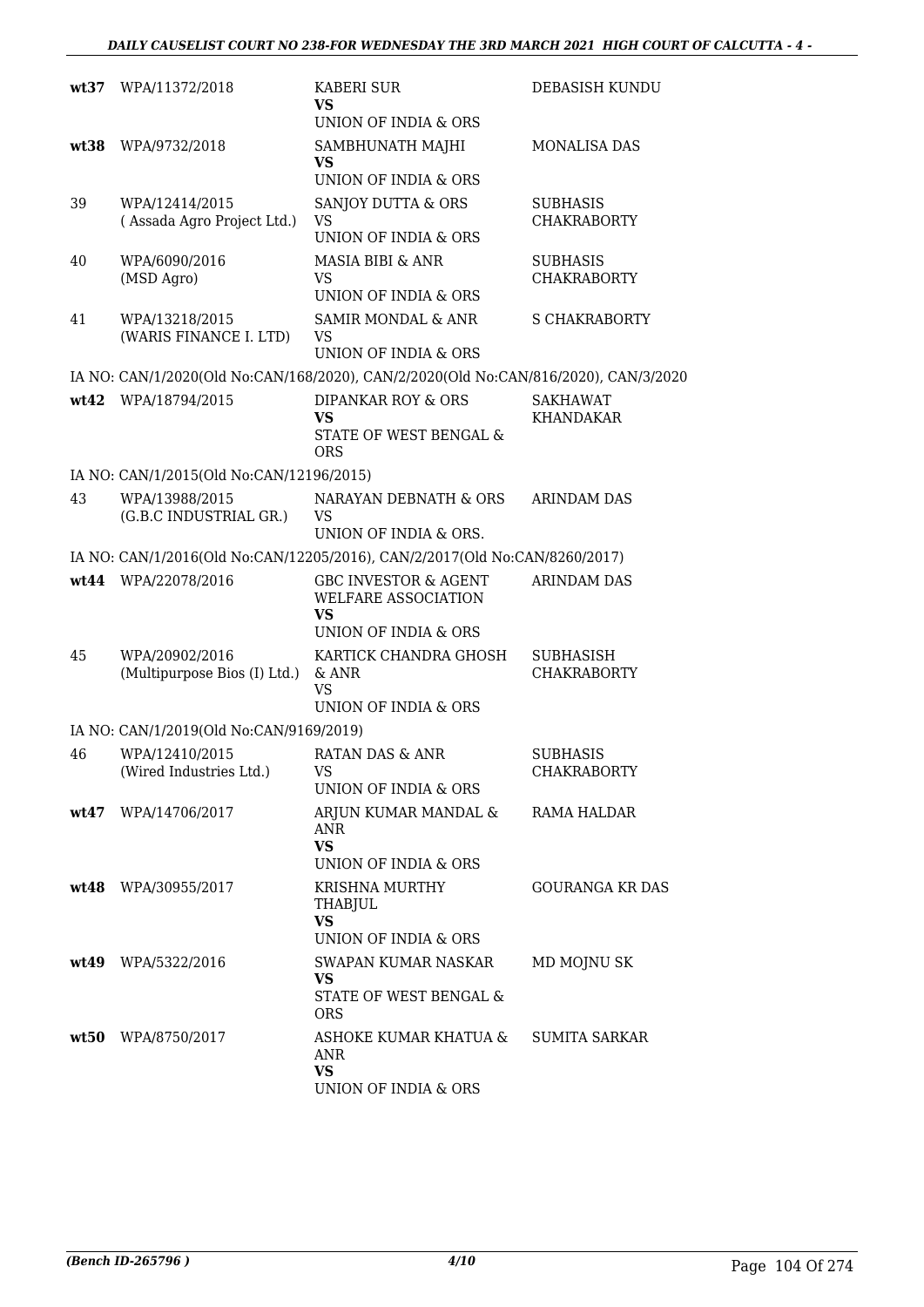| | | | |
|---|---|---|---|
| **wt37** | WPA/11372/2018 | KABERI SUR<br>**VS**<br>UNION OF INDIA & ORS | DEBASISH KUNDU |
| **wt38** | WPA/9732/2018 | SAMBHUNATH MAJHI<br>**VS**<br>UNION OF INDIA & ORS | MONALISA DAS |
| 39 | WPA/12414/2015<br>( Assada Agro Project Ltd.) | SANJOY DUTTA & ORS<br>VS<br>UNION OF INDIA & ORS | SUBHASIS CHAKRABORTY |
| 40 | WPA/6090/2016<br>(MSD Agro) | MASIA BIBI & ANR<br>VS<br>UNION OF INDIA & ORS | SUBHASIS CHAKRABORTY |
| 41 | WPA/13218/2015<br>(WARIS FINANCE I. LTD) | SAMIR MONDAL & ANR<br>VS<br>UNION OF INDIA & ORS | S CHAKRABORTY |
| | IA NO: CAN/1/2020(Old No:CAN/168/2020), CAN/2/2020(Old No:CAN/816/2020), CAN/3/2020 | | |
| **wt42** | WPA/18794/2015 | DIPANKAR ROY & ORS<br>**VS**<br>STATE OF WEST BENGAL & ORS | SAKHAWAT KHANDAKAR |
| | IA NO: CAN/1/2015(Old No:CAN/12196/2015) | | |
| 43 | WPA/13988/2015<br>(G.B.C INDUSTRIAL GR.) | NARAYAN DEBNATH & ORS<br>VS<br>UNION OF INDIA & ORS. | ARINDAM DAS |
| | IA NO: CAN/1/2016(Old No:CAN/12205/2016), CAN/2/2017(Old No:CAN/8260/2017) | | |
| **wt44** | WPA/22078/2016 | GBC INVESTOR & AGENT WELFARE ASSOCIATION<br>**VS**<br>UNION OF INDIA & ORS | ARINDAM DAS |
| 45 | WPA/20902/2016<br>(Multipurpose Bios (I) Ltd.) | KARTICK CHANDRA GHOSH & ANR<br>VS<br>UNION OF INDIA & ORS | SUBHASISH CHAKRABORTY |
| | IA NO: CAN/1/2019(Old No:CAN/9169/2019) | | |
| 46 | WPA/12410/2015<br>(Wired Industries Ltd.) | RATAN DAS & ANR<br>VS<br>UNION OF INDIA & ORS | SUBHASIS CHAKRABORTY |
| **wt47** | WPA/14706/2017 | ARJUN KUMAR MANDAL & ANR<br>**VS**<br>UNION OF INDIA & ORS | RAMA HALDAR |
| **wt48** | WPA/30955/2017 | KRISHNA MURTHY THABJUL<br>**VS**<br>UNION OF INDIA & ORS | GOURANGA KR DAS |
| **wt49** | WPA/5322/2016 | SWAPAN KUMAR NASKAR<br>**VS**<br>STATE OF WEST BENGAL & ORS | MD MOJNU SK |
| **wt50** | WPA/8750/2017 | ASHOKE KUMAR KHATUA & ANR<br>**VS**<br>UNION OF INDIA & ORS | SUMITA SARKAR |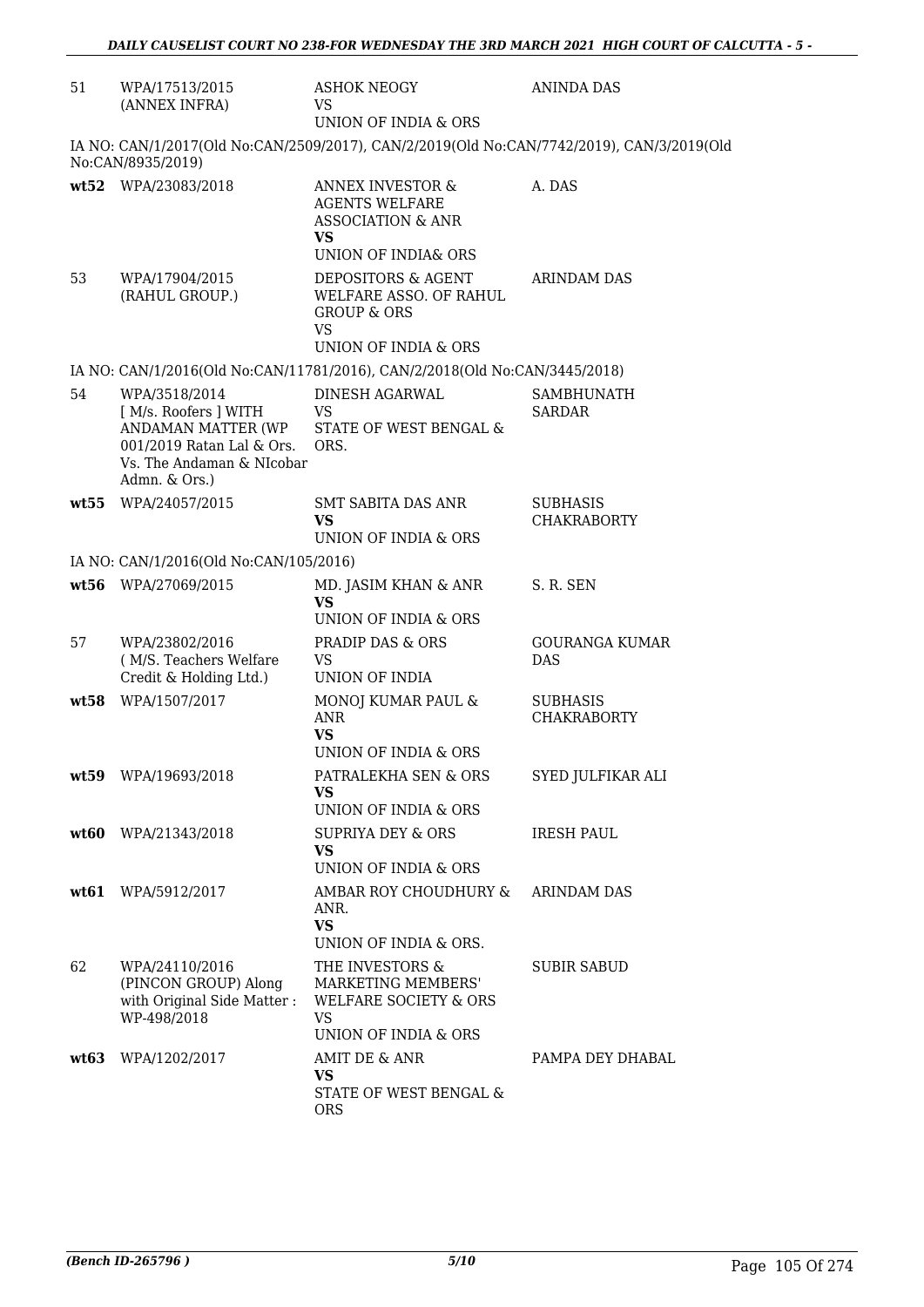| | | | |
|---|---|---|---|
| 51 | WPA/17513/2015 (ANNEX INFRA) | ASHOK NEOGY VS UNION OF INDIA & ORS | ANINDA DAS |

IA NO: CAN/1/2017(Old No:CAN/2509/2017), CAN/2/2019(Old No:CAN/7742/2019), CAN/3/2019(Old No:CAN/8935/2019)

| | | | |
|---|---|---|---|
| **wt52** | WPA/23083/2018 | ANNEX INVESTOR & AGENTS WELFARE ASSOCIATION & ANR **VS** UNION OF INDIA& ORS | A. DAS |
| 53 | WPA/17904/2015 (RAHUL GROUP.) | DEPOSITORS & AGENT WELFARE ASSO. OF RAHUL GROUP & ORS VS UNION OF INDIA & ORS | ARINDAM DAS |

IA NO: CAN/1/2016(Old No:CAN/11781/2016), CAN/2/2018(Old No:CAN/3445/2018)

| | | | |
|---|---|---|---|
| 54 | WPA/3518/2014 [ M/s. Roofers ] WITH ANDAMAN MATTER (WP 001/2019 Ratan Lal & Ors. Vs. The Andaman & NIcobar Admn. & Ors.) | DINESH AGARWAL VS STATE OF WEST BENGAL & ORS. | SAMBHUNATH SARDAR |
| **wt55** | WPA/24057/2015 | SMT SABITA DAS ANR **VS** UNION OF INDIA & ORS | SUBHASIS CHAKRABORTY |

IA NO: CAN/1/2016(Old No:CAN/105/2016)

| | | | |
|---|---|---|---|
| **wt56** | WPA/27069/2015 | MD. JASIM KHAN & ANR **VS** UNION OF INDIA & ORS | S. R. SEN |
| 57 | WPA/23802/2016 ( M/S. Teachers Welfare Credit & Holding Ltd.) | PRADIP DAS & ORS VS UNION OF INDIA | GOURANGA KUMAR DAS |
| **wt58** | WPA/1507/2017 | MONOJ KUMAR PAUL & ANR **VS** UNION OF INDIA & ORS | SUBHASIS CHAKRABORTY |
| **wt59** | WPA/19693/2018 | PATRALEKHA SEN & ORS **VS** UNION OF INDIA & ORS | SYED JULFIKAR ALI |
| **wt60** | WPA/21343/2018 | SUPRIYA DEY & ORS **VS** UNION OF INDIA & ORS | IRESH PAUL |
| **wt61** | WPA/5912/2017 | AMBAR ROY CHOUDHURY & ANR. **VS** UNION OF INDIA & ORS. | ARINDAM DAS |
| 62 | WPA/24110/2016 (PINCON GROUP) Along with Original Side Matter : WP-498/2018 | THE INVESTORS & MARKETING MEMBERS' WELFARE SOCIETY & ORS VS UNION OF INDIA & ORS | SUBIR SABUD |
| **wt63** | WPA/1202/2017 | AMIT DE & ANR **VS** STATE OF WEST BENGAL & ORS | PAMPA DEY DHABAL |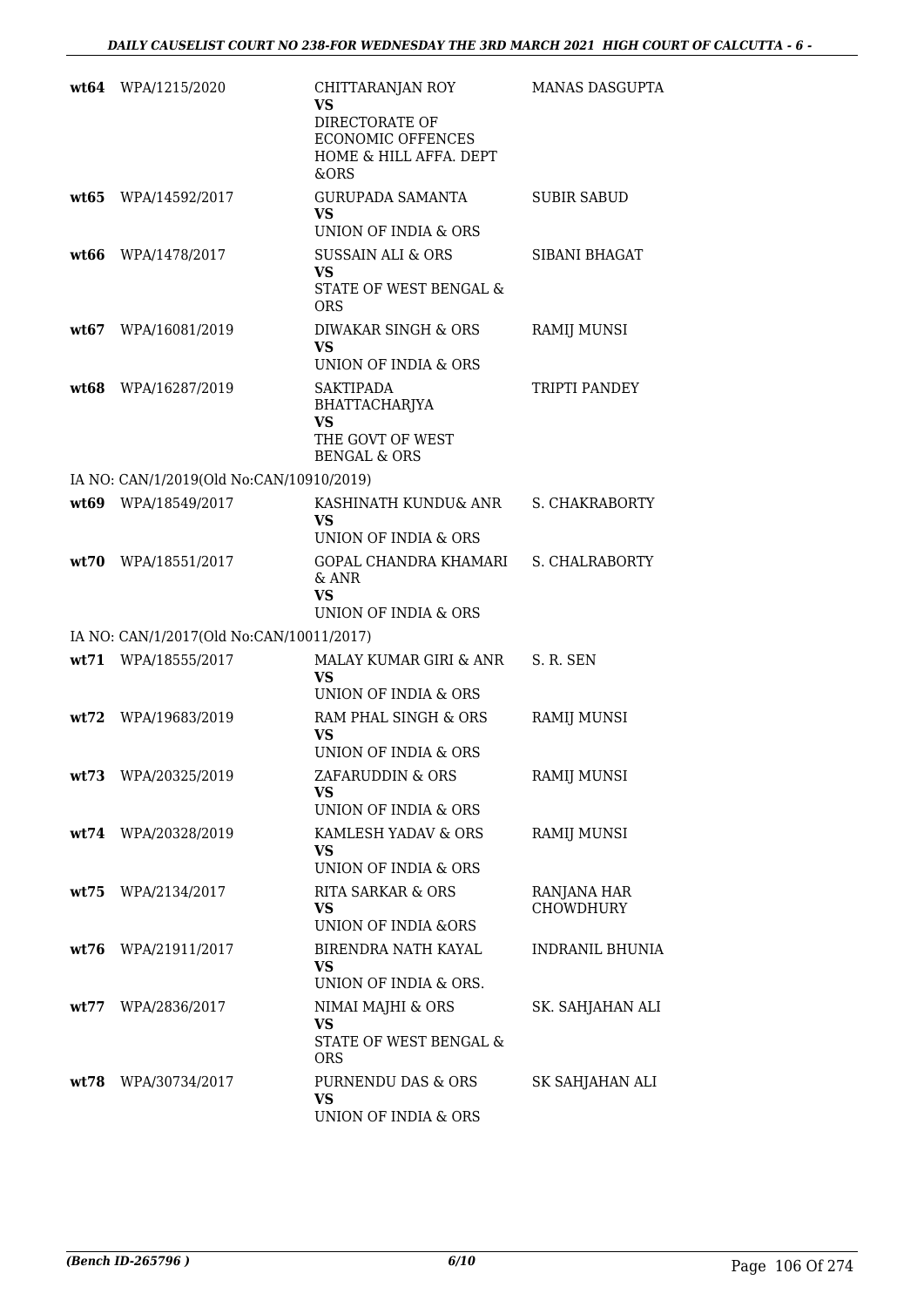| | | | |
|---|---|---|---|
| **wt64** | WPA/1215/2020 | CHITTARANJAN ROY<br>**VS**<br>DIRECTORATE OF ECONOMIC OFFENCES HOME & HILL AFFA. DEPT &ORS | MANAS DASGUPTA |
| **wt65** | WPA/14592/2017 | GURUPADA SAMANTA<br>**VS**<br>UNION OF INDIA & ORS | SUBIR SABUD |
| **wt66** | WPA/1478/2017 | SUSSAIN ALI & ORS<br>**VS**<br>STATE OF WEST BENGAL & ORS | SIBANI BHAGAT |
| **wt67** | WPA/16081/2019 | DIWAKAR SINGH & ORS<br>**VS**<br>UNION OF INDIA & ORS | RAMIJ MUNSI |
| **wt68** | WPA/16287/2019 | SAKTIPADA BHATTACHARJYA<br>**VS**<br>THE GOVT OF WEST BENGAL & ORS | TRIPTI PANDEY |
| | IA NO: CAN/1/2019(Old No:CAN/10910/2019) | | |
| **wt69** | WPA/18549/2017 | KASHINATH KUNDU& ANR<br>**VS**<br>UNION OF INDIA & ORS | S. CHAKRABORTY |
| **wt70** | WPA/18551/2017 | GOPAL CHANDRA KHAMARI & ANR<br>**VS**<br>UNION OF INDIA & ORS | S. CHALRABORTY |
| | IA NO: CAN/1/2017(Old No:CAN/10011/2017) | | |
| **wt71** | WPA/18555/2017 | MALAY KUMAR GIRI & ANR<br>**VS**<br>UNION OF INDIA & ORS | S. R. SEN |
| **wt72** | WPA/19683/2019 | RAM PHAL SINGH & ORS<br>**VS**<br>UNION OF INDIA & ORS | RAMIJ MUNSI |
| **wt73** | WPA/20325/2019 | ZAFARUDDIN & ORS<br>**VS**<br>UNION OF INDIA & ORS | RAMIJ MUNSI |
| **wt74** | WPA/20328/2019 | KAMLESH YADAV & ORS<br>**VS**<br>UNION OF INDIA & ORS | RAMIJ MUNSI |
| **wt75** | WPA/2134/2017 | RITA SARKAR & ORS<br>**VS**<br>UNION OF INDIA &ORS | RANJANA HAR CHOWDHURY |
| **wt76** | WPA/21911/2017 | BIRENDRA NATH KAYAL<br>**VS**<br>UNION OF INDIA & ORS. | INDRANIL BHUNIA |
| **wt77** | WPA/2836/2017 | NIMAI MAJHI & ORS<br>**VS**<br>STATE OF WEST BENGAL & ORS | SK. SAHJAHAN ALI |
| **wt78** | WPA/30734/2017 | PURNENDU DAS & ORS<br>**VS**<br>UNION OF INDIA & ORS | SK SAHJAHAN ALI |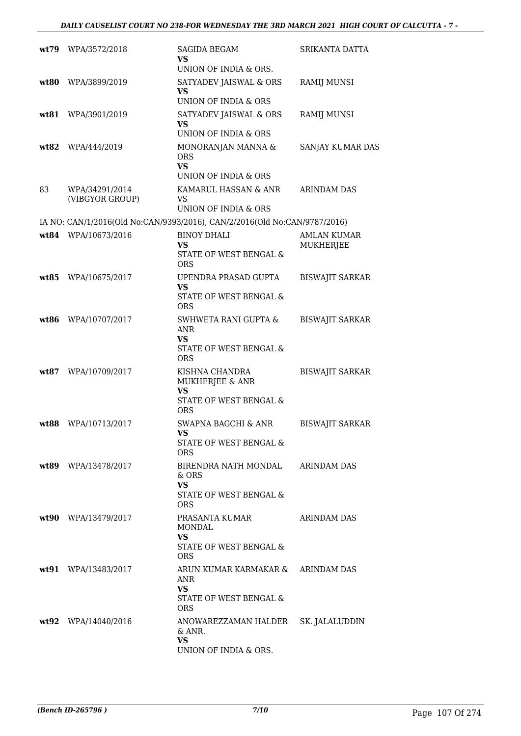| | | | |
|---|---|---|---|
| **wt79** | WPA/3572/2018 | SAGIDA BEGAM<br>**VS**<br>UNION OF INDIA & ORS. | SRIKANTA DATTA |
| **wt80** | WPA/3899/2019 | SATYADEV JAISWAL & ORS<br>**VS**<br>UNION OF INDIA & ORS | RAMIJ MUNSI |
| **wt81** | WPA/3901/2019 | SATYADEV JAISWAL & ORS<br>**VS**<br>UNION OF INDIA & ORS | RAMIJ MUNSI |
| **wt82** | WPA/444/2019 | MONORANJAN MANNA & ORS<br>**VS**<br>UNION OF INDIA & ORS | SANJAY KUMAR DAS |
| 83 | WPA/34291/2014<br>(VIBGYOR GROUP) | KAMARUL HASSAN & ANR<br>VS<br>UNION OF INDIA & ORS | ARINDAM DAS |
| | IA NO: CAN/1/2016(Old No:CAN/9393/2016), CAN/2/2016(Old No:CAN/9787/2016) | | |
| **wt84** | WPA/10673/2016 | BINOY DHALI<br>**VS**<br>STATE OF WEST BENGAL & ORS | AMLAN KUMAR MUKHERJEE |
| **wt85** | WPA/10675/2017 | UPENDRA PRASAD GUPTA<br>**VS**<br>STATE OF WEST BENGAL & ORS | BISWAJIT SARKAR |
| **wt86** | WPA/10707/2017 | SWHWETA RANI GUPTA & ANR<br>**VS**<br>STATE OF WEST BENGAL & ORS | BISWAJIT SARKAR |
| **wt87** | WPA/10709/2017 | KISHNA CHANDRA MUKHERJEE & ANR<br>**VS**<br>STATE OF WEST BENGAL & ORS | BISWAJIT SARKAR |
| **wt88** | WPA/10713/2017 | SWAPNA BAGCHI & ANR<br>**VS**<br>STATE OF WEST BENGAL & ORS | BISWAJIT SARKAR |
| **wt89** | WPA/13478/2017 | BIRENDRA NATH MONDAL & ORS<br>**VS**<br>STATE OF WEST BENGAL & ORS | ARINDAM DAS |
| **wt90** | WPA/13479/2017 | PRASANTA KUMAR MONDAL<br>**VS**<br>STATE OF WEST BENGAL & ORS | ARINDAM DAS |
| **wt91** | WPA/13483/2017 | ARUN KUMAR KARMAKAR & ANR<br>**VS**<br>STATE OF WEST BENGAL & ORS | ARINDAM DAS |
| **wt92** | WPA/14040/2016 | ANOWAREZZAMAN HALDER & ANR.<br>**VS**<br>UNION OF INDIA & ORS. | SK. JALALUDDIN |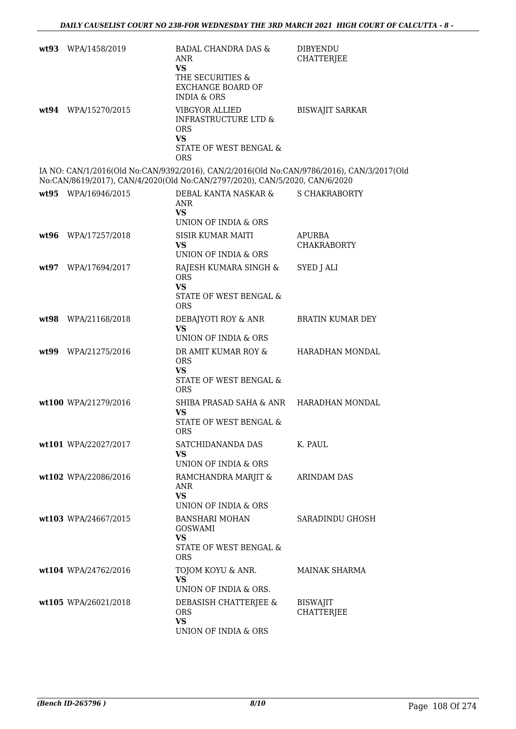| | | | |
|---|---|---|---|
| wt93 | WPA/1458/2019 | BADAL CHANDRA DAS & ANR<br>VS<br>THE SECURITIES & EXCHANGE BOARD OF INDIA & ORS | DIBYENDU CHATTERJEE |
| wt94 | WPA/15270/2015 | VIBGYOR ALLIED INFRASTRUCTURE LTD & ORS<br>VS<br>STATE OF WEST BENGAL & ORS | BISWAJIT SARKAR |

IA NO: CAN/1/2016(Old No:CAN/9392/2016), CAN/2/2016(Old No:CAN/9786/2016), CAN/3/2017(Old No:CAN/8619/2017), CAN/4/2020(Old No:CAN/2797/2020), CAN/5/2020, CAN/6/2020

| | | | |
|---|---|---|---|
| wt95 | WPA/16946/2015 | DEBAL KANTA NASKAR & ANR<br>VS<br>UNION OF INDIA & ORS | S CHAKRABORTY |
| wt96 | WPA/17257/2018 | SISIR KUMAR MAITI<br>VS<br>UNION OF INDIA & ORS | APURBA CHAKRABORTY |
| wt97 | WPA/17694/2017 | RAJESH KUMARA SINGH & ORS<br>VS<br>STATE OF WEST BENGAL & ORS | SYED J ALI |
| wt98 | WPA/21168/2018 | DEBAJYOTI ROY & ANR<br>VS<br>UNION OF INDIA & ORS | BRATIN KUMAR DEY |
| wt99 | WPA/21275/2016 | DR AMIT KUMAR ROY & ORS<br>VS<br>STATE OF WEST BENGAL & ORS | HARADHAN MONDAL |
| wt100 | WPA/21279/2016 | SHIBA PRASAD SAHA & ANR<br>VS<br>STATE OF WEST BENGAL & ORS | HARADHAN MONDAL |
| wt101 | WPA/22027/2017 | SATCHIDANANDA DAS<br>VS<br>UNION OF INDIA & ORS | K. PAUL |
| wt102 | WPA/22086/2016 | RAMCHANDRA MARJIT & ANR<br>VS<br>UNION OF INDIA & ORS | ARINDAM DAS |
| wt103 | WPA/24667/2015 | BANSHARI MOHAN GOSWAMI<br>VS<br>STATE OF WEST BENGAL & ORS | SARADINDU GHOSH |
| wt104 | WPA/24762/2016 | TOJOM KOYU & ANR.<br>VS<br>UNION OF INDIA & ORS. | MAINAK SHARMA |
| wt105 | WPA/26021/2018 | DEBASISH CHATTERJEE & ORS<br>VS<br>UNION OF INDIA & ORS | BISWAJIT CHATTERJEE |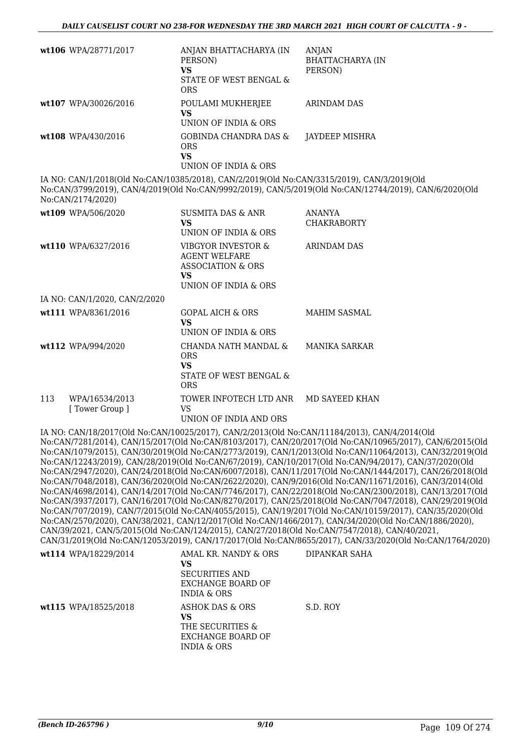| | Case No. | Parties | Advocate |
|---|---|---|---|
| wt106 | WPA/28771/2017 | ANJAN BHATTACHARYA (IN PERSON)<br>VS<br>STATE OF WEST BENGAL & ORS | ANJAN BHATTACHARYA (IN PERSON) |
| wt107 | WPA/30026/2016 | POULAMI MUKHERJEE<br>VS<br>UNION OF INDIA & ORS | ARINDAM DAS |
| wt108 | WPA/430/2016 | GOBINDA CHANDRA DAS & ORS<br>VS<br>UNION OF INDIA & ORS | JAYDEEP MISHRA |

IA NO: CAN/1/2018(Old No:CAN/10385/2018), CAN/2/2019(Old No:CAN/3315/2019), CAN/3/2019(Old No:CAN/3799/2019), CAN/4/2019(Old No:CAN/9992/2019), CAN/5/2019(Old No:CAN/12744/2019), CAN/6/2020(Old No:CAN/2174/2020)

| | Case No. | Parties | Advocate |
|---|---|---|---|
| wt109 | WPA/506/2020 | SUSMITA DAS & ANR<br>VS<br>UNION OF INDIA & ORS | ANANYA CHAKRABORTY |
| wt110 | WPA/6327/2016 | VIBGYOR INVESTOR & AGENT WELFARE ASSOCIATION & ORS<br>VS<br>UNION OF INDIA & ORS | ARINDAM DAS |

IA NO: CAN/1/2020, CAN/2/2020

| | Case No. | Parties | Advocate |
|---|---|---|---|
| wt111 | WPA/8361/2016 | GOPAL AICH & ORS<br>VS<br>UNION OF INDIA & ORS | MAHIM SASMAL |
| wt112 | WPA/994/2020 | CHANDA NATH MANDAL & ORS<br>VS<br>STATE OF WEST BENGAL & ORS | MANIKA SARKAR |
| 113 | WPA/16534/2013<br>[ Tower Group ] | TOWER INFOTECH LTD ANR<br>VS<br>UNION OF INDIA AND ORS | MD SAYEED KHAN |

IA NO: CAN/18/2017(Old No:CAN/10025/2017), CAN/2/2013(Old No:CAN/11184/2013), CAN/4/2014(Old No:CAN/7281/2014), CAN/15/2017(Old No:CAN/8103/2017), CAN/20/2017(Old No:CAN/10965/2017), CAN/6/2015(Old No:CAN/1079/2015), CAN/30/2019(Old No:CAN/2773/2019), CAN/1/2013(Old No:CAN/11064/2013), CAN/32/2019(Old No:CAN/12243/2019), CAN/28/2019(Old No:CAN/67/2019), CAN/10/2017(Old No:CAN/94/2017), CAN/37/2020(Old No:CAN/2947/2020), CAN/24/2018(Old No:CAN/6007/2018), CAN/11/2017(Old No:CAN/1444/2017), CAN/26/2018(Old No:CAN/7048/2018), CAN/36/2020(Old No:CAN/2622/2020), CAN/9/2016(Old No:CAN/11671/2016), CAN/3/2014(Old No:CAN/4698/2014), CAN/14/2017(Old No:CAN/7746/2017), CAN/22/2018(Old No:CAN/2300/2018), CAN/13/2017(Old No:CAN/3937/2017), CAN/16/2017(Old No:CAN/8270/2017), CAN/25/2018(Old No:CAN/7047/2018), CAN/29/2019(Old No:CAN/707/2019), CAN/7/2015(Old No:CAN/4055/2015), CAN/19/2017(Old No:CAN/10159/2017), CAN/35/2020(Old No:CAN/2570/2020), CAN/38/2021, CAN/12/2017(Old No:CAN/1466/2017), CAN/34/2020(Old No:CAN/1886/2020), CAN/39/2021, CAN/5/2015(Old No:CAN/124/2015), CAN/27/2018(Old No:CAN/7547/2018), CAN/40/2021, CAN/31/2019(Old No:CAN/12053/2019), CAN/17/2017(Old No:CAN/8655/2017), CAN/33/2020(Old No:CAN/1764/2020)

| | Case No. | Parties | Advocate |
|---|---|---|---|
| wt114 | WPA/18229/2014 | AMAL KR. NANDY & ORS<br>VS<br>SECURITIES AND EXCHANGE BOARD OF INDIA & ORS | DIPANKAR SAHA |
| wt115 | WPA/18525/2018 | ASHOK DAS & ORS<br>VS<br>THE SECURITIES & EXCHANGE BOARD OF INDIA & ORS | S.D. ROY |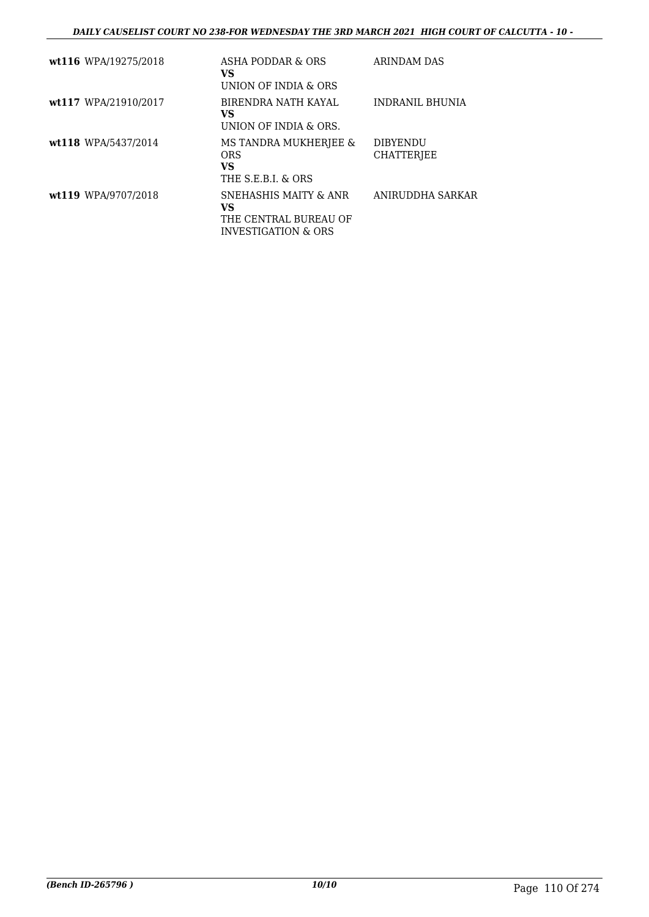| | | |
|---|---|---|
| **wt116** WPA/19275/2018 | ASHA PODDAR & ORS<br>**VS**<br>UNION OF INDIA & ORS | ARINDAM DAS |
| **wt117** WPA/21910/2017 | BIRENDRA NATH KAYAL<br>**VS**<br>UNION OF INDIA & ORS. | INDRANIL BHUNIA |
| **wt118** WPA/5437/2014 | MS TANDRA MUKHERJEE & ORS<br>**VS**<br>THE S.E.B.I. & ORS | DIBYENDU CHATTERJEE |
| **wt119** WPA/9707/2018 | SNEHASHIS MAITY & ANR<br>**VS**<br>THE CENTRAL BUREAU OF INVESTIGATION & ORS | ANIRUDDHA SARKAR |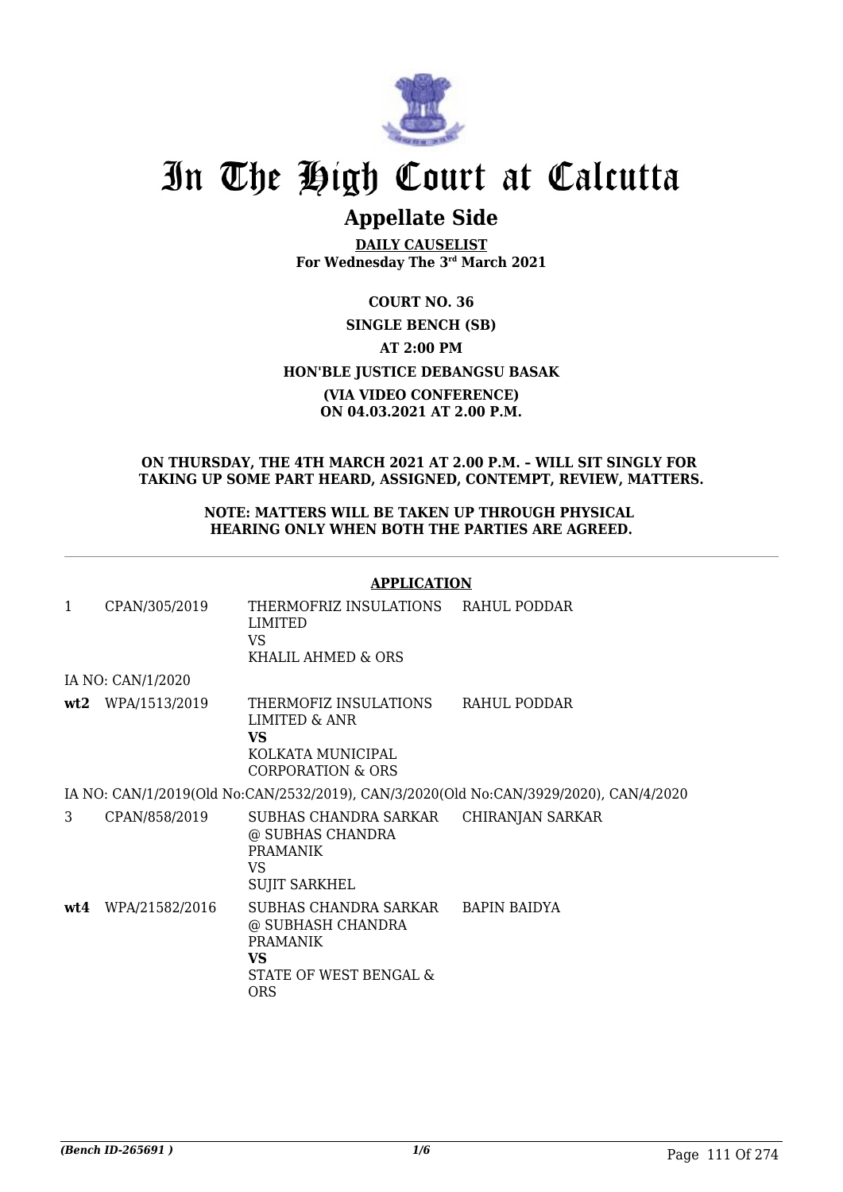# In The High Court at Calcutta

## Appellate Side

**DAILY CAUSELIST**
**For Wednesday The 3rd March 2021**

**COURT NO. 36**

**SINGLE BENCH (SB)**

**AT 2:00 PM**

**HON'BLE JUSTICE DEBANGSU BASAK**

**(VIA VIDEO CONFERENCE)**
**ON 04.03.2021 AT 2.00 P.M.**

**ON THURSDAY, THE 4TH MARCH 2021 AT 2.00 P.M. – WILL SIT SINGLY FOR TAKING UP SOME PART HEARD, ASSIGNED, CONTEMPT, REVIEW, MATTERS.**

**NOTE: MATTERS WILL BE TAKEN UP THROUGH PHYSICAL HEARING ONLY WHEN BOTH THE PARTIES ARE AGREED.**

**APPLICATION**

| | | | |
|---|---|---|---|
| 1 | CPAN/305/2019 | THERMOFRIZ INSULATIONS LIMITED<br>VS<br>KHALIL AHMED & ORS | RAHUL PODDAR |
| | IA NO: CAN/1/2020 | | |
| **wt2** | WPA/1513/2019 | THERMOFIZ INSULATIONS LIMITED & ANR<br>**VS**<br>KOLKATA MUNICIPAL CORPORATION & ORS | RAHUL PODDAR |
| | IA NO: CAN/1/2019(Old No:CAN/2532/2019), CAN/3/2020(Old No:CAN/3929/2020), CAN/4/2020 | | |
| 3 | CPAN/858/2019 | SUBHAS CHANDRA SARKAR @ SUBHAS CHANDRA PRAMANIK<br>VS<br>SUJIT SARKHEL | CHIRANJAN SARKAR |
| **wt4** | WPA/21582/2016 | SUBHAS CHANDRA SARKAR @ SUBHASH CHANDRA PRAMANIK<br>**VS**<br>STATE OF WEST BENGAL & ORS | BAPIN BAIDYA |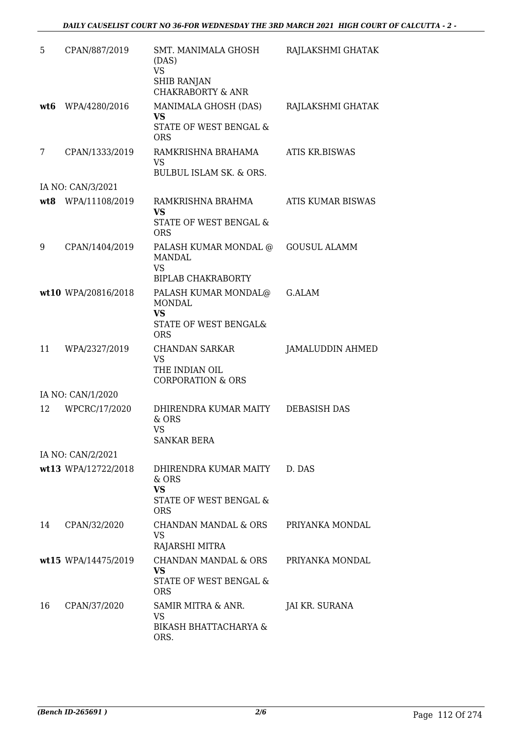| | | | |
|---|---|---|---|
| 5 | CPAN/887/2019 | SMT. MANIMALA GHOSH (DAS)<br>VS<br>SHIB RANJAN CHAKRABORTY & ANR | RAJLAKSHMI GHATAK |
| **wt6** | WPA/4280/2016 | MANIMALA GHOSH (DAS)<br>**VS**<br>STATE OF WEST BENGAL & ORS | RAJLAKSHMI GHATAK |
| 7 | CPAN/1333/2019 | RAMKRISHNA BRAHAMA<br>VS<br>BULBUL ISLAM SK. & ORS. | ATIS KR.BISWAS |
| | IA NO: CAN/3/2021 | | |
| **wt8** | WPA/11108/2019 | RAMKRISHNA BRAHMA<br>**VS**<br>STATE OF WEST BENGAL & ORS | ATIS KUMAR BISWAS |
| 9 | CPAN/1404/2019 | PALASH KUMAR MONDAL @ MANDAL<br>VS<br>BIPLAB CHAKRABORTY | GOUSUL ALAMM |
| **wt10** | WPA/20816/2018 | PALASH KUMAR MONDAL@ MONDAL<br>**VS**<br>STATE OF WEST BENGAL& ORS | G.ALAM |
| 11 | WPA/2327/2019 | CHANDAN SARKAR<br>VS<br>THE INDIAN OIL CORPORATION & ORS | JAMALUDDIN AHMED |
| | IA NO: CAN/1/2020 | | |
| 12 | WPCRC/17/2020 | DHIRENDRA KUMAR MAITY & ORS<br>VS<br>SANKAR BERA | DEBASISH DAS |
| | IA NO: CAN/2/2021 | | |
| **wt13** | WPA/12722/2018 | DHIRENDRA KUMAR MAITY & ORS<br>**VS**<br>STATE OF WEST BENGAL & ORS | D. DAS |
| 14 | CPAN/32/2020 | CHANDAN MANDAL & ORS<br>VS<br>RAJARSHI MITRA | PRIYANKA MONDAL |
| **wt15** | WPA/14475/2019 | CHANDAN MANDAL & ORS<br>**VS**<br>STATE OF WEST BENGAL & ORS | PRIYANKA MONDAL |
| 16 | CPAN/37/2020 | SAMIR MITRA & ANR.<br>VS<br>BIKASH BHATTACHARYA & ORS. | JAI KR. SURANA |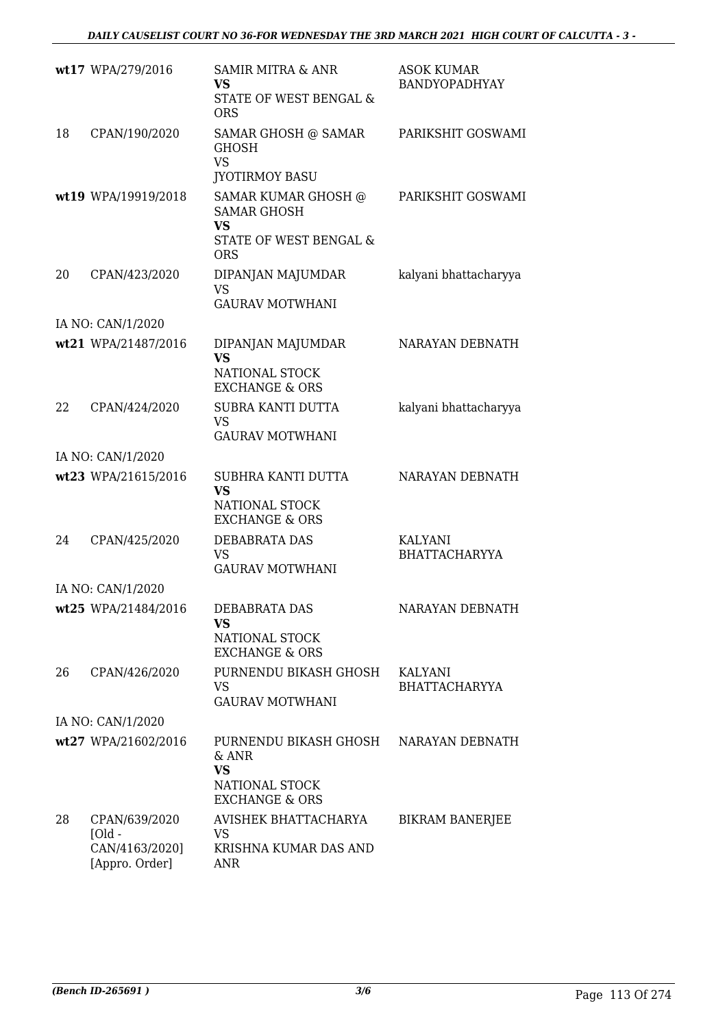| | | | |
|---|---|---|---|
| **wt17** | WPA/279/2016 | SAMIR MITRA & ANR **VS** STATE OF WEST BENGAL & ORS | ASOK KUMAR BANDYOPADHYAY |
| 18 | CPAN/190/2020 | SAMAR GHOSH @ SAMAR GHOSH VS JYOTIRMOY BASU | PARIKSHIT GOSWAMI |
| **wt19** | WPA/19919/2018 | SAMAR KUMAR GHOSH @ SAMAR GHOSH **VS** STATE OF WEST BENGAL & ORS | PARIKSHIT GOSWAMI |
| 20 | CPAN/423/2020 | DIPANJAN MAJUMDAR VS GAURAV MOTWHANI | kalyani bhattacharyya |
| | IA NO: CAN/1/2020 | | |
| **wt21** | WPA/21487/2016 | DIPANJAN MAJUMDAR **VS** NATIONAL STOCK EXCHANGE & ORS | NARAYAN DEBNATH |
| 22 | CPAN/424/2020 | SUBRA KANTI DUTTA VS GAURAV MOTWHANI | kalyani bhattacharyya |
| | IA NO: CAN/1/2020 | | |
| **wt23** | WPA/21615/2016 | SUBHRA KANTI DUTTA **VS** NATIONAL STOCK EXCHANGE & ORS | NARAYAN DEBNATH |
| 24 | CPAN/425/2020 | DEBABRATA DAS VS GAURAV MOTWHANI | KALYANI BHATTACHARYYA |
| | IA NO: CAN/1/2020 | | |
| **wt25** | WPA/21484/2016 | DEBABRATA DAS **VS** NATIONAL STOCK EXCHANGE & ORS | NARAYAN DEBNATH |
| 26 | CPAN/426/2020 | PURNENDU BIKASH GHOSH VS GAURAV MOTWHANI | KALYANI BHATTACHARYYA |
| | IA NO: CAN/1/2020 | | |
| **wt27** | WPA/21602/2016 | PURNENDU BIKASH GHOSH & ANR **VS** NATIONAL STOCK EXCHANGE & ORS | NARAYAN DEBNATH |
| 28 | CPAN/639/2020 [Old - CAN/4163/2020] [Appro. Order] | AVISHEK BHATTACHARYA VS KRISHNA KUMAR DAS AND ANR | BIKRAM BANERJEE |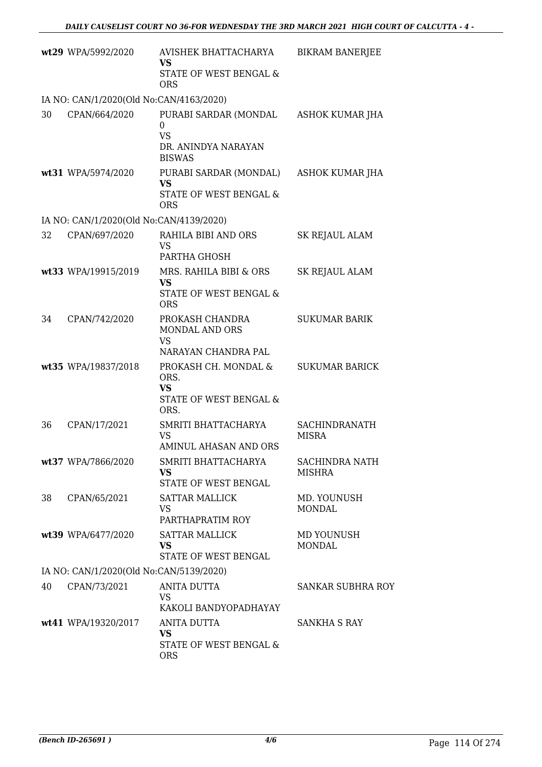| | | | |
|---|---|---|---|
| wt29 | WPA/5992/2020 | AVISHEK BHATTACHARYA **VS** STATE OF WEST BENGAL & ORS | BIKRAM BANERJEE |
| IA NO: CAN/1/2020(Old No:CAN/4163/2020) | | | |
| 30 | CPAN/664/2020 | PURABI SARDAR (MONDAL 0 VS DR. ANINDYA NARAYAN BISWAS | ASHOK KUMAR JHA |
| wt31 | WPA/5974/2020 | PURABI SARDAR (MONDAL) **VS** STATE OF WEST BENGAL & ORS | ASHOK KUMAR JHA |
| IA NO: CAN/1/2020(Old No:CAN/4139/2020) | | | |
| 32 | CPAN/697/2020 | RAHILA BIBI AND ORS VS PARTHA GHOSH | SK REJAUL ALAM |
| wt33 | WPA/19915/2019 | MRS. RAHILA BIBI & ORS **VS** STATE OF WEST BENGAL & ORS | SK REJAUL ALAM |
| 34 | CPAN/742/2020 | PROKASH CHANDRA MONDAL AND ORS VS NARAYAN CHANDRA PAL | SUKUMAR BARIK |
| wt35 | WPA/19837/2018 | PROKASH CH. MONDAL & ORS. **VS** STATE OF WEST BENGAL & ORS. | SUKUMAR BARICK |
| 36 | CPAN/17/2021 | SMRITI BHATTACHARYA VS AMINUL AHASAN AND ORS | SACHINDRANATH MISRA |
| wt37 | WPA/7866/2020 | SMRITI BHATTACHARYA **VS** STATE OF WEST BENGAL | SACHINDRA NATH MISHRA |
| 38 | CPAN/65/2021 | SATTAR MALLICK VS PARTHAPRATIM ROY | MD. YOUNUSH MONDAL |
| wt39 | WPA/6477/2020 | SATTAR MALLICK **VS** STATE OF WEST BENGAL | MD YOUNUSH MONDAL |
| IA NO: CAN/1/2020(Old No:CAN/5139/2020) | | | |
| 40 | CPAN/73/2021 | ANITA DUTTA VS KAKOLI BANDYOPADHAYAY | SANKAR SUBHRA ROY |
| wt41 | WPA/19320/2017 | ANITA DUTTA **VS** STATE OF WEST BENGAL & ORS | SANKHA S RAY |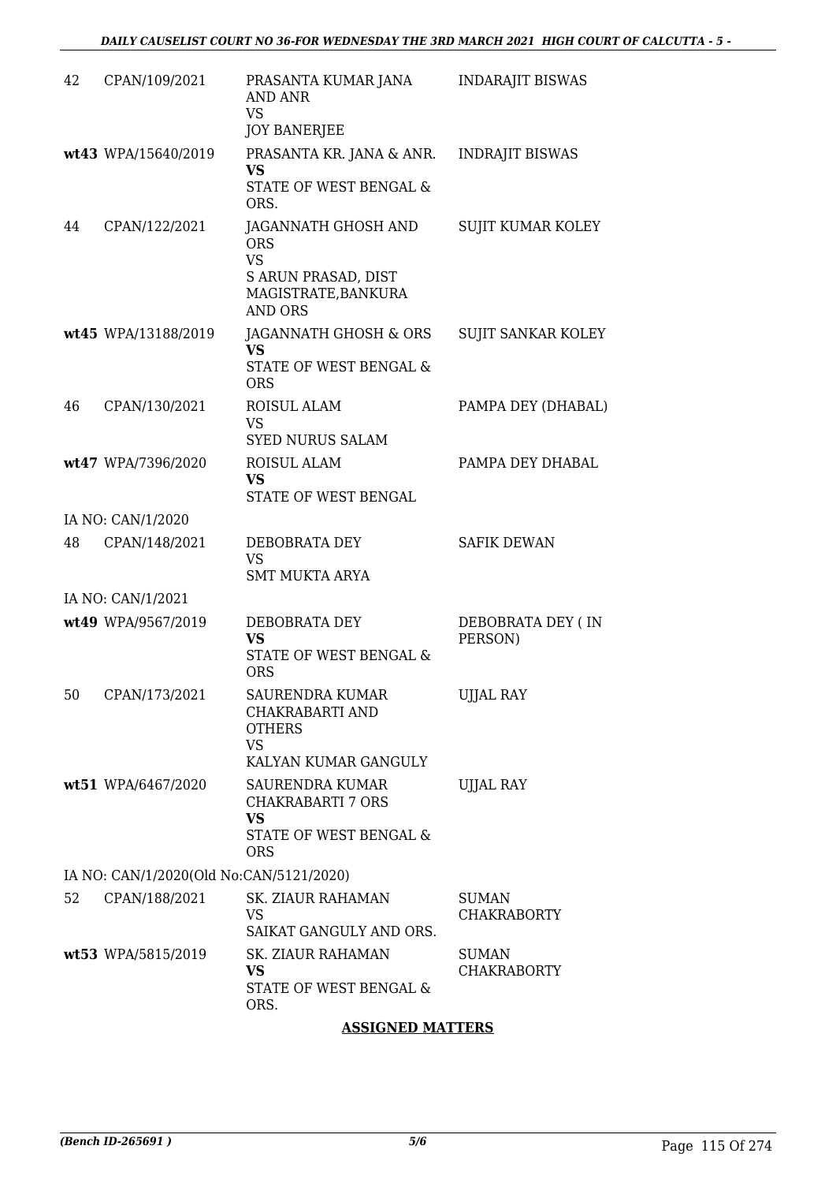| 42 | CPAN/109/2021 | PRASANTA KUMAR JANA AND ANR<br>VS<br>JOY BANERJEE | INDARAJIT BISWAS |
|---|---|---|---|
| wt43 | WPA/15640/2019 | PRASANTA KR. JANA & ANR.<br>**VS**<br>STATE OF WEST BENGAL & ORS. | INDRAJIT BISWAS |
| 44 | CPAN/122/2021 | JAGANNATH GHOSH AND ORS<br>VS<br>S ARUN PRASAD, DIST MAGISTRATE,BANKURA AND ORS | SUJIT KUMAR KOLEY |
| wt45 | WPA/13188/2019 | JAGANNATH GHOSH & ORS<br>**VS**<br>STATE OF WEST BENGAL & ORS | SUJIT SANKAR KOLEY |
| 46 | CPAN/130/2021 | ROISUL ALAM<br>VS<br>SYED NURUS SALAM | PAMPA DEY (DHABAL) |
| wt47 | WPA/7396/2020 | ROISUL ALAM<br>**VS**<br>STATE OF WEST BENGAL | PAMPA DEY DHABAL |
| | IA NO: CAN/1/2020 | | |
| 48 | CPAN/148/2021 | DEBOBRATA DEY<br>VS<br>SMT MUKTA ARYA | SAFIK DEWAN |
| | IA NO: CAN/1/2021 | | |
| wt49 | WPA/9567/2019 | DEBOBRATA DEY<br>**VS**<br>STATE OF WEST BENGAL & ORS | DEBOBRATA DEY ( IN PERSON) |
| 50 | CPAN/173/2021 | SAURENDRA KUMAR CHAKRABARTI AND OTHERS<br>VS<br>KALYAN KUMAR GANGULY | UJJAL RAY |
| wt51 | WPA/6467/2020 | SAURENDRA KUMAR CHAKRABARTI 7 ORS<br>**VS**<br>STATE OF WEST BENGAL & ORS | UJJAL RAY |
| | IA NO: CAN/1/2020(Old No:CAN/5121/2020) | | |
| 52 | CPAN/188/2021 | SK. ZIAUR RAHAMAN<br>VS<br>SAIKAT GANGULY AND ORS. | SUMAN CHAKRABORTY |
| wt53 | WPA/5815/2019 | SK. ZIAUR RAHAMAN<br>**VS**<br>STATE OF WEST BENGAL & ORS. | SUMAN CHAKRABORTY |

**ASSIGNED MATTERS**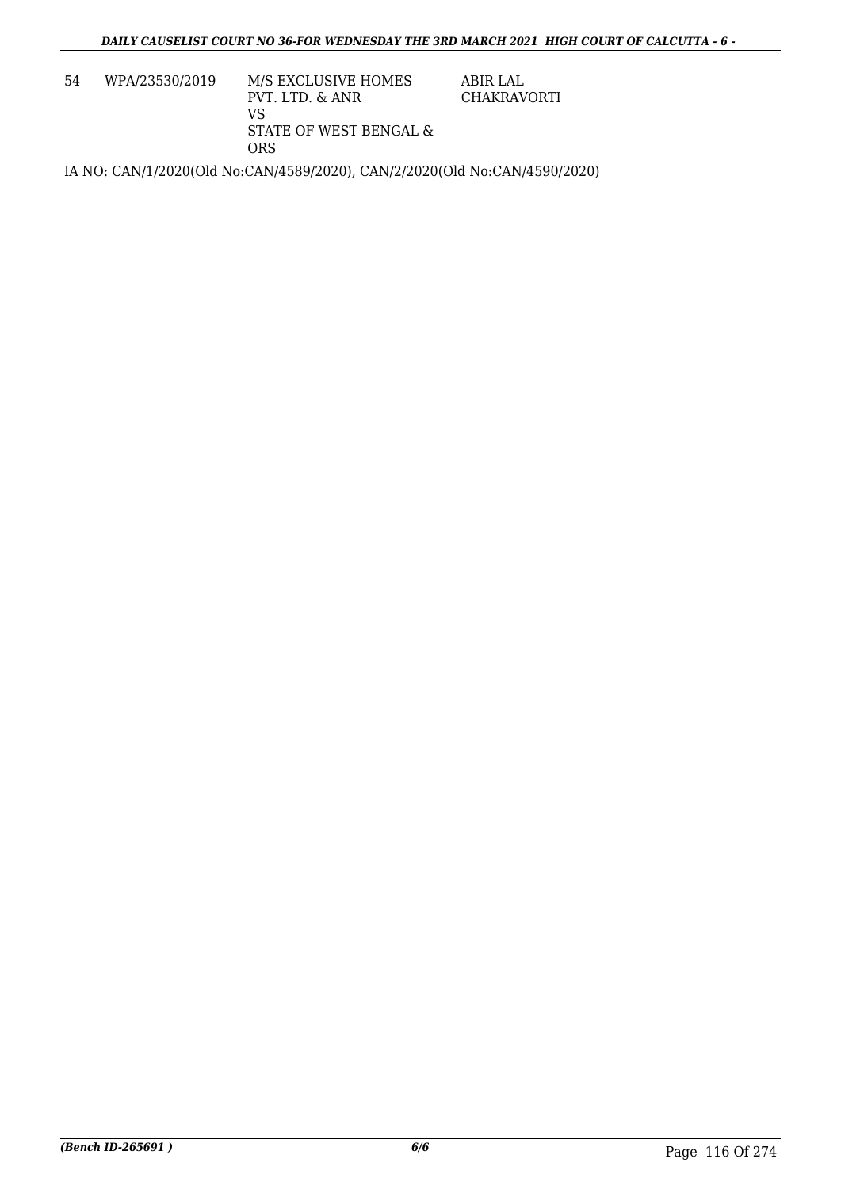| 54 | WPA/23530/2019 | M/S EXCLUSIVE HOMES PVT. LTD. & ANR<br>VS<br>STATE OF WEST BENGAL & ORS | ABIR LAL CHAKRAVORTI |
|---|---|---|---|

IA NO: CAN/1/2020(Old No:CAN/4589/2020), CAN/2/2020(Old No:CAN/4590/2020)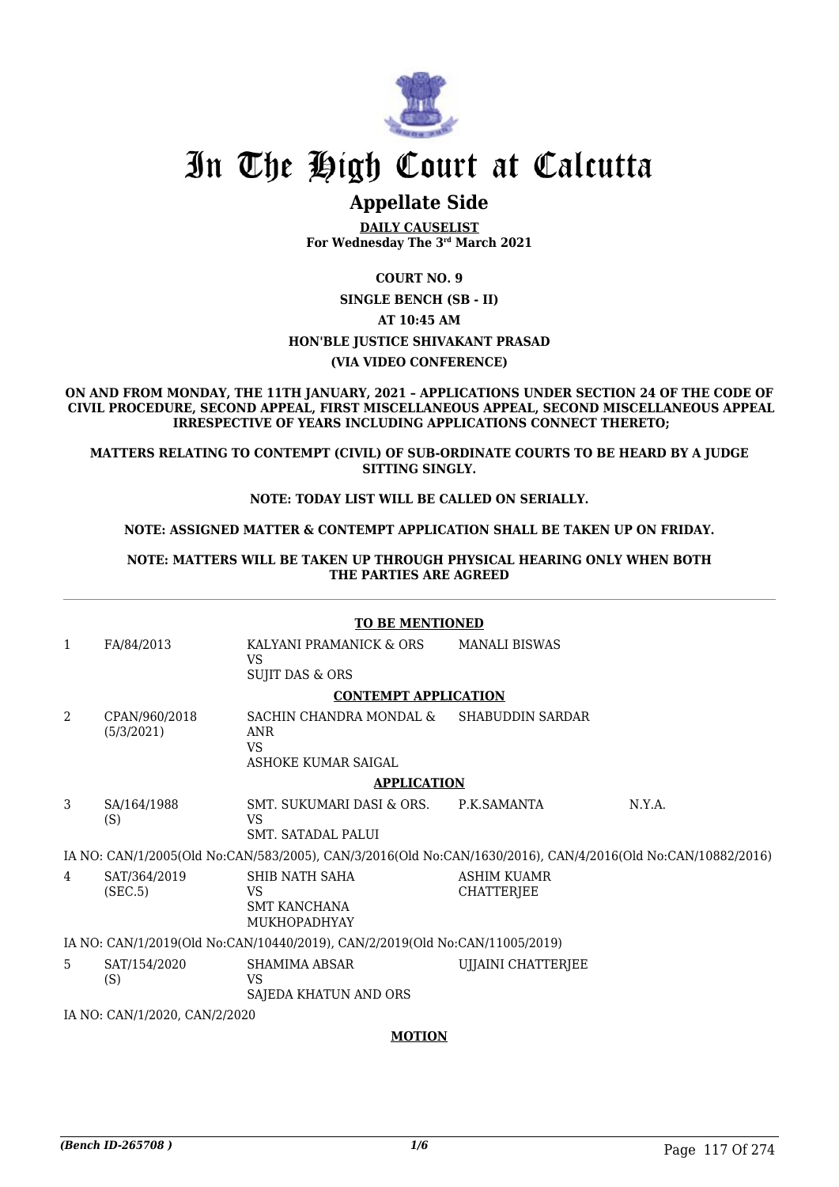# In The High Court at Calcutta

## Appellate Side

**DAILY CAUSELIST**
**For Wednesday The 3rd March 2021**

**COURT NO. 9**

**SINGLE BENCH (SB - II)**

**AT 10:45 AM**

**HON'BLE JUSTICE SHIVAKANT PRASAD**

**(VIA VIDEO CONFERENCE)**

**ON AND FROM MONDAY, THE 11TH JANUARY, 2021 – APPLICATIONS UNDER SECTION 24 OF THE CODE OF CIVIL PROCEDURE, SECOND APPEAL, FIRST MISCELLANEOUS APPEAL, SECOND MISCELLANEOUS APPEAL IRRESPECTIVE OF YEARS INCLUDING APPLICATIONS CONNECT THERETO;**

**MATTERS RELATING TO CONTEMPT (CIVIL) OF SUB-ORDINATE COURTS TO BE HEARD BY A JUDGE SITTING SINGLY.**

**NOTE: TODAY LIST WILL BE CALLED ON SERIALLY.**

**NOTE: ASSIGNED MATTER & CONTEMPT APPLICATION SHALL BE TAKEN UP ON FRIDAY.**

**NOTE: MATTERS WILL BE TAKEN UP THROUGH PHYSICAL HEARING ONLY WHEN BOTH THE PARTIES ARE AGREED**

**TO BE MENTIONED**

| | | | | |
|---|---|---|---|---|
| 1 | FA/84/2013 | KALYANI PRAMANICK & ORS<br>VS<br>SUJIT DAS & ORS | MANALI BISWAS | |

**CONTEMPT APPLICATION**

| | | | | |
|---|---|---|---|---|
| 2 | CPAN/960/2018<br>(5/3/2021) | SACHIN CHANDRA MONDAL & ANR<br>VS<br>ASHOKE KUMAR SAIGAL | SHABUDDIN SARDAR | |

**APPLICATION**

| | | | | |
|---|---|---|---|---|
| 3 | SA/164/1988<br>(S) | SMT. SUKUMARI DASI & ORS.<br>VS<br>SMT. SATADAL PALUI | P.K.SAMANTA | N.Y.A. |

IA NO: CAN/1/2005(Old No:CAN/583/2005), CAN/3/2016(Old No:CAN/1630/2016), CAN/4/2016(Old No:CAN/10882/2016)

| | | | | |
|---|---|---|---|---|
| 4 | SAT/364/2019<br>(SEC.5) | SHIB NATH SAHA<br>VS<br>SMT KANCHANA MUKHOPADHYAY | ASHIM KUAMR CHATTERJEE | |

IA NO: CAN/1/2019(Old No:CAN/10440/2019), CAN/2/2019(Old No:CAN/11005/2019)

| | | | | |
|---|---|---|---|---|
| 5 | SAT/154/2020<br>(S) | SHAMIMA ABSAR<br>VS<br>SAJEDA KHATUN AND ORS | UJJAINI CHATTERJEE | |

IA NO: CAN/1/2020, CAN/2/2020

**MOTION**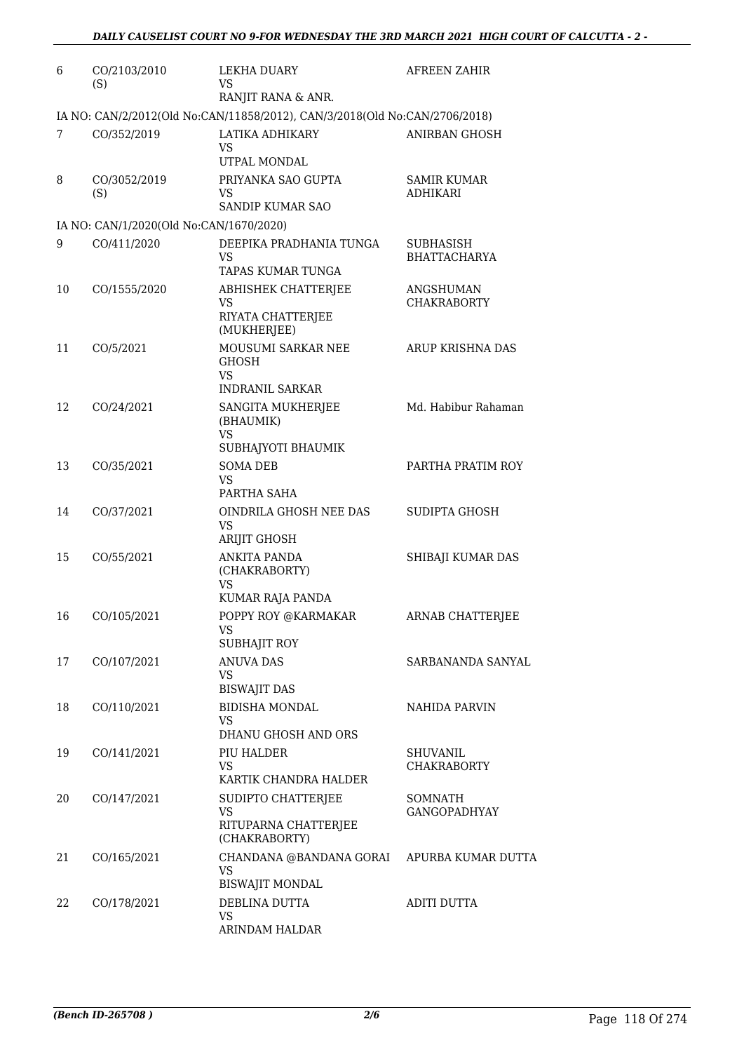| | | | |
|---|---|---|---|
| 6 | CO/2103/2010 (S) | LEKHA DUARY<br>VS<br>RANJIT RANA & ANR. | AFREEN ZAHIR |
| | IA NO: CAN/2/2012(Old No:CAN/11858/2012), CAN/3/2018(Old No:CAN/2706/2018) | | |
| 7 | CO/352/2019 | LATIKA ADHIKARY<br>VS<br>UTPAL MONDAL | ANIRBAN GHOSH |
| 8 | CO/3052/2019 (S) | PRIYANKA SAO GUPTA<br>VS<br>SANDIP KUMAR SAO | SAMIR KUMAR ADHIKARI |
| | IA NO: CAN/1/2020(Old No:CAN/1670/2020) | | |
| 9 | CO/411/2020 | DEEPIKA PRADHANIA TUNGA<br>VS<br>TAPAS KUMAR TUNGA | SUBHASISH BHATTACHARYA |
| 10 | CO/1555/2020 | ABHISHEK CHATTERJEE<br>VS<br>RIYATA CHATTERJEE (MUKHERJEE) | ANGSHUMAN CHAKRABORTY |
| 11 | CO/5/2021 | MOUSUMI SARKAR NEE GHOSH<br>VS<br>INDRANIL SARKAR | ARUP KRISHNA DAS |
| 12 | CO/24/2021 | SANGITA MUKHERJEE (BHAUMIK)<br>VS<br>SUBHAJYOTI BHAUMIK | Md. Habibur Rahaman |
| 13 | CO/35/2021 | SOMA DEB<br>VS<br>PARTHA SAHA | PARTHA PRATIM ROY |
| 14 | CO/37/2021 | OINDRILA GHOSH NEE DAS<br>VS<br>ARIJIT GHOSH | SUDIPTA GHOSH |
| 15 | CO/55/2021 | ANKITA PANDA (CHAKRABORTY)<br>VS<br>KUMAR RAJA PANDA | SHIBAJI KUMAR DAS |
| 16 | CO/105/2021 | POPPY ROY @KARMAKAR<br>VS<br>SUBHAJIT ROY | ARNAB CHATTERJEE |
| 17 | CO/107/2021 | ANUVA DAS<br>VS<br>BISWAJIT DAS | SARBANANDA SANYAL |
| 18 | CO/110/2021 | BIDISHA MONDAL<br>VS<br>DHANU GHOSH AND ORS | NAHIDA PARVIN |
| 19 | CO/141/2021 | PIU HALDER<br>VS<br>KARTIK CHANDRA HALDER | SHUVANIL CHAKRABORTY |
| 20 | CO/147/2021 | SUDIPTO CHATTERJEE<br>VS<br>RITUPARNA CHATTERJEE (CHAKRABORTY) | SOMNATH GANGOPADHYAY |
| 21 | CO/165/2021 | CHANDANA @BANDANA GORAI<br>VS<br>BISWAJIT MONDAL | APURBA KUMAR DUTTA |
| 22 | CO/178/2021 | DEBLINA DUTTA<br>VS<br>ARINDAM HALDAR | ADITI DUTTA |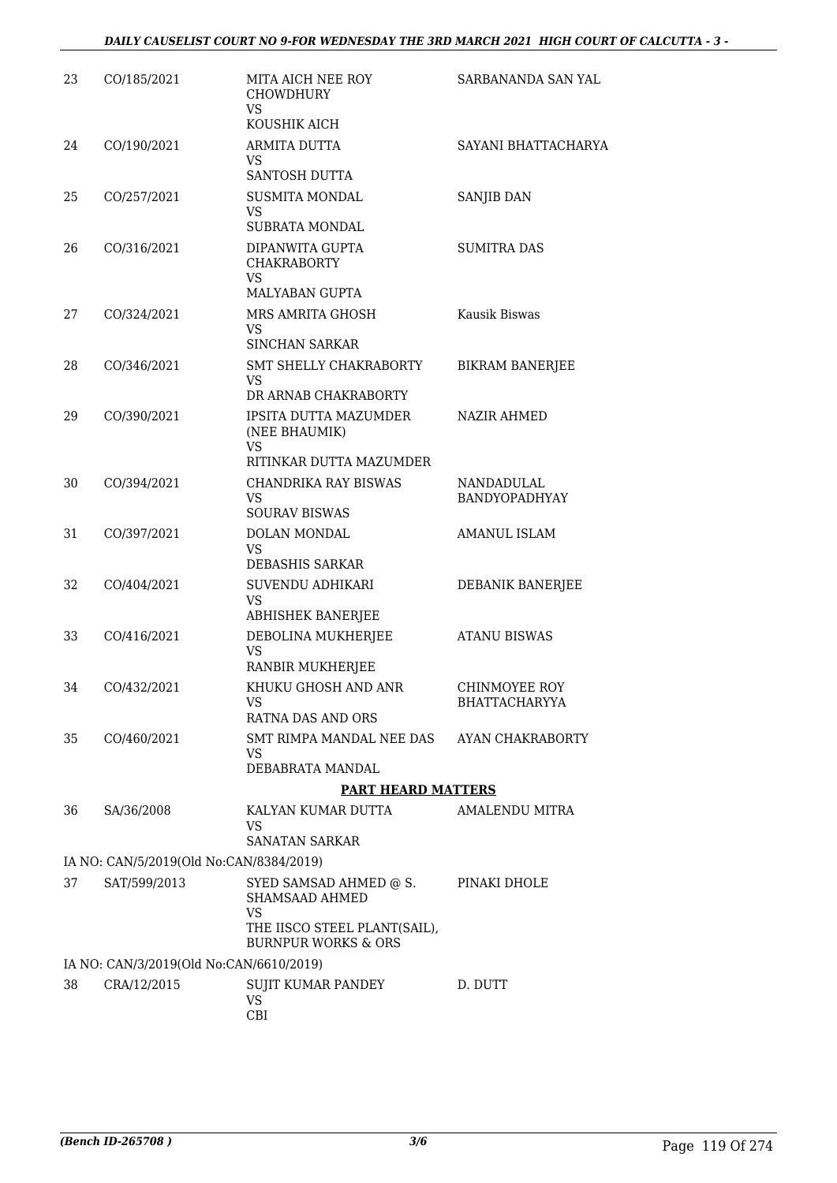| | | | |
|---|---|---|---|
| 23 | CO/185/2021 | MITA AICH NEE ROY CHOWDHURY<br>VS<br>KOUSHIK AICH | SARBANANDA SAN YAL |
| 24 | CO/190/2021 | ARMITA DUTTA<br>VS<br>SANTOSH DUTTA | SAYANI BHATTACHARYA |
| 25 | CO/257/2021 | SUSMITA MONDAL<br>VS<br>SUBRATA MONDAL | SANJIB DAN |
| 26 | CO/316/2021 | DIPANWITA GUPTA CHAKRABORTY<br>VS<br>MALYABAN GUPTA | SUMITRA DAS |
| 27 | CO/324/2021 | MRS AMRITA GHOSH<br>VS<br>SINCHAN SARKAR | Kausik Biswas |
| 28 | CO/346/2021 | SMT SHELLY CHAKRABORTY<br>VS<br>DR ARNAB CHAKRABORTY | BIKRAM BANERJEE |
| 29 | CO/390/2021 | IPSITA DUTTA MAZUMDER (NEE BHAUMIK)<br>VS<br>RITINKAR DUTTA MAZUMDER | NAZIR AHMED |
| 30 | CO/394/2021 | CHANDRIKA RAY BISWAS<br>VS<br>SOURAV BISWAS | NANDADULAL BANDYOPADHYAY |
| 31 | CO/397/2021 | DOLAN MONDAL<br>VS<br>DEBASHIS SARKAR | AMANUL ISLAM |
| 32 | CO/404/2021 | SUVENDU ADHIKARI<br>VS<br>ABHISHEK BANERJEE | DEBANIK BANERJEE |
| 33 | CO/416/2021 | DEBOLINA MUKHERJEE<br>VS<br>RANBIR MUKHERJEE | ATANU BISWAS |
| 34 | CO/432/2021 | KHUKU GHOSH AND ANR<br>VS<br>RATNA DAS AND ORS | CHINMOYEE ROY BHATTACHARYYA |
| 35 | CO/460/2021 | SMT RIMPA MANDAL NEE DAS<br>VS<br>DEBABRATA MANDAL | AYAN CHAKRABORTY |

**PART HEARD MATTERS**

| | | | |
|---|---|---|---|
| 36 | SA/36/2008 | KALYAN KUMAR DUTTA<br>VS<br>SANATAN SARKAR | AMALENDU MITRA |
| | IA NO: CAN/5/2019(Old No:CAN/8384/2019) | | |
| 37 | SAT/599/2013 | SYED SAMSAD AHMED @ S. SHAMSAAD AHMED<br>VS<br>THE IISCO STEEL PLANT(SAIL), BURNPUR WORKS & ORS | PINAKI DHOLE |
| | IA NO: CAN/3/2019(Old No:CAN/6610/2019) | | |
| 38 | CRA/12/2015 | SUJIT KUMAR PANDEY<br>VS<br>CBI | D. DUTT |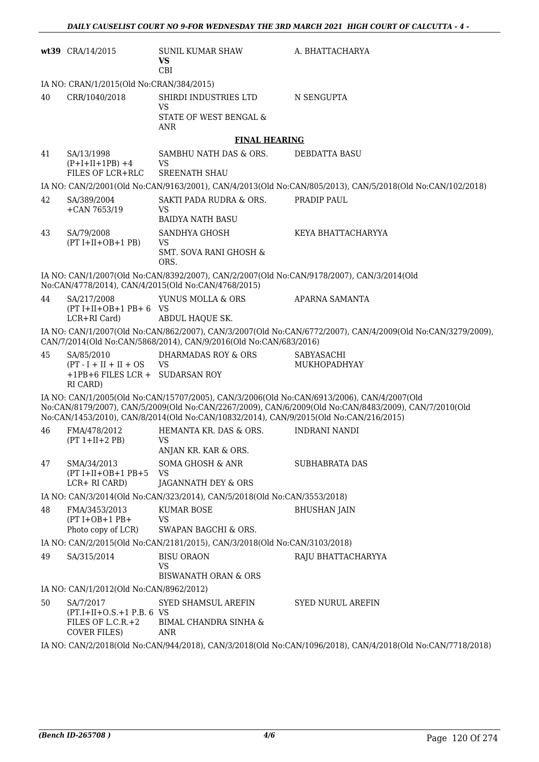| | | | |
|---|---|---|---|
| wt39 | CRA/14/2015 | SUNIL KUMAR SHAW **VS** CBI | A. BHATTACHARYA |

IA NO: CRAN/1/2015(Old No:CRAN/384/2015)

| | | | |
|---|---|---|---|
| 40 | CRR/1040/2018 | SHIRDI INDUSTRIES LTD VS STATE OF WEST BENGAL & ANR | N SENGUPTA |

## FINAL HEARING

| | | | |
|---|---|---|---|
| 41 | SA/13/1998 (P+I+II+1PB) +4 FILES OF LCR+RLC | SAMBHU NATH DAS & ORS. VS SREENATH SHAU | DEBDATTA BASU |

IA NO: CAN/2/2001(Old No:CAN/9163/2001), CAN/4/2013(Old No:CAN/805/2013), CAN/5/2018(Old No:CAN/102/2018)

| | | | |
|---|---|---|---|
| 42 | SA/389/2004 +CAN 7653/19 | SAKTI PADA RUDRA & ORS. VS BAIDYA NATH BASU | PRADIP PAUL |
| 43 | SA/79/2008 (PT I+II+OB+1 PB) | SANDHYA GHOSH VS SMT. SOVA RANI GHOSH & ORS. | KEYA BHATTACHARYYA |

IA NO: CAN/1/2007(Old No:CAN/8392/2007), CAN/2/2007(Old No:CAN/9178/2007), CAN/3/2014(Old No:CAN/4778/2014), CAN/4/2015(Old No:CAN/4768/2015)

| | | | |
|---|---|---|---|
| 44 | SA/217/2008 (PT I+II+OB+1 PB+ 6 LCR+RI Card) | YUNUS MOLLA & ORS VS ABDUL HAQUE SK. | APARNA SAMANTA |

IA NO: CAN/1/2007(Old No:CAN/862/2007), CAN/3/2007(Old No:CAN/6772/2007), CAN/4/2009(Old No:CAN/3279/2009), CAN/7/2014(Old No:CAN/5868/2014), CAN/9/2016(Old No:CAN/683/2016)

| | | | |
|---|---|---|---|
| 45 | SA/85/2010 (PT - I + II + II + OS +1PB+6 FILES LCR + RI CARD) | DHARMADAS ROY & ORS VS SUDARSAN ROY | SABYASACHI MUKHOPADHYAY |

IA NO: CAN/1/2005(Old No:CAN/15707/2005), CAN/3/2006(Old No:CAN/6913/2006), CAN/4/2007(Old No:CAN/8179/2007), CAN/5/2009(Old No:CAN/2267/2009), CAN/6/2009(Old No:CAN/8483/2009), CAN/7/2010(Old No:CAN/1453/2010), CAN/8/2014(Old No:CAN/10832/2014), CAN/9/2015(Old No:CAN/216/2015)

| | | | |
|---|---|---|---|
| 46 | FMA/478/2012 (PT 1+II+2 PB) | HEMANTA KR. DAS & ORS. VS ANJAN KR. KAR & ORS. | INDRANI NANDI |
| 47 | SMA/34/2013 (PT I+II+OB+1 PB+5 LCR+ RI CARD) | SOMA GHOSH & ANR VS JAGANNATH DEY & ORS | SUBHABRATA DAS |

IA NO: CAN/3/2014(Old No:CAN/323/2014), CAN/5/2018(Old No:CAN/3553/2018)

| | | | |
|---|---|---|---|
| 48 | FMA/3453/2013 (PT I+OB+1 PB+ Photo copy of LCR) | KUMAR BOSE VS SWAPAN BAGCHI & ORS. | BHUSHAN JAIN |

IA NO: CAN/2/2015(Old No:CAN/2181/2015), CAN/3/2018(Old No:CAN/3103/2018)

| | | | |
|---|---|---|---|
| 49 | SA/315/2014 | BISU ORAON VS BISWANATH ORAN & ORS | RAJU BHATTACHARYYA |

IA NO: CAN/1/2012(Old No:CAN/8962/2012)

| | | | |
|---|---|---|---|
| 50 | SA/7/2017 (PT.I+II+O.S.+1 P.B. 6 FILES OF L.C.R.+2 COVER FILES) | SYED SHAMSUL AREFIN VS BIMAL CHANDRA SINHA & ANR | SYED NURUL AREFIN |

IA NO: CAN/2/2018(Old No:CAN/944/2018), CAN/3/2018(Old No:CAN/1096/2018), CAN/4/2018(Old No:CAN/7718/2018)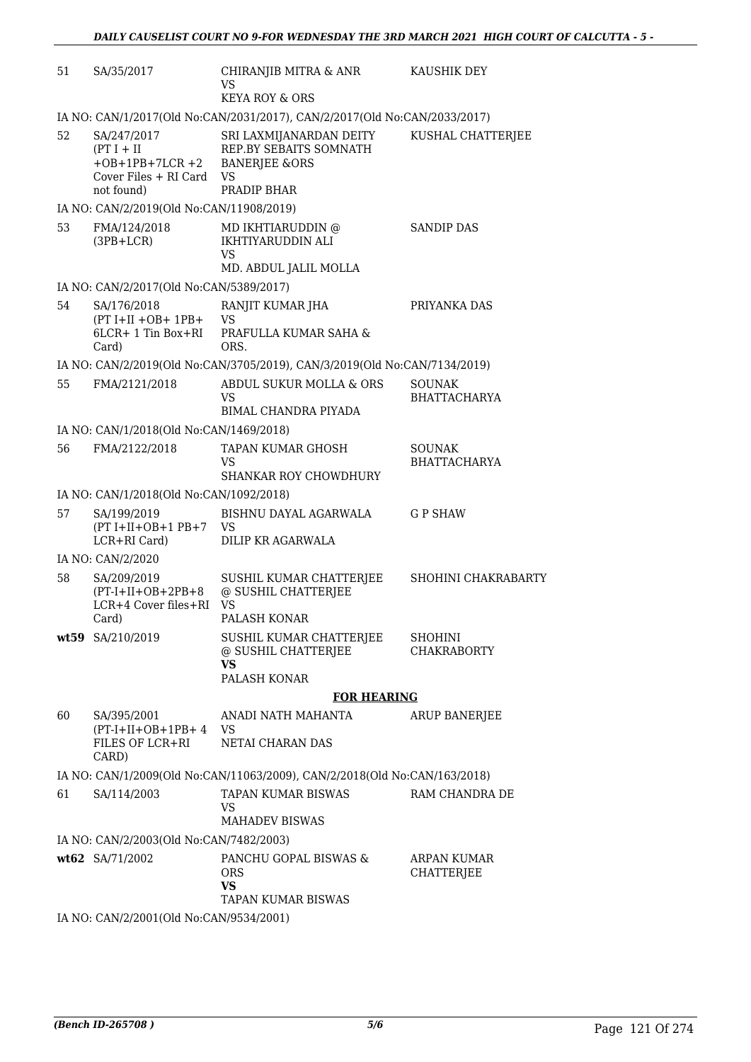| | | | |
|---|---|---|---|
| 51 | SA/35/2017 | CHIRANJIB MITRA & ANR<br>VS<br>KEYA ROY & ORS | KAUSHIK DEY |

IA NO: CAN/1/2017(Old No:CAN/2031/2017), CAN/2/2017(Old No:CAN/2033/2017)

| | | | |
|---|---|---|---|
| 52 | SA/247/2017<br>(PT I + II<br>+OB+1PB+7LCR +2<br>Cover Files + RI Card<br>not found) | SRI LAXMIJANARDAN DEITY<br>REP.BY SEBAITS SOMNATH<br>BANERJEE &ORS<br>VS<br>PRADIP BHAR | KUSHAL CHATTERJEE |

IA NO: CAN/2/2019(Old No:CAN/11908/2019)

| | | | |
|---|---|---|---|
| 53 | FMA/124/2018<br>(3PB+LCR) | MD IKHTIARUDDIN @<br>IKHTIYARUDDIN ALI<br>VS<br>MD. ABDUL JALIL MOLLA | SANDIP DAS |

IA NO: CAN/2/2017(Old No:CAN/5389/2017)

| | | | |
|---|---|---|---|
| 54 | SA/176/2018<br>(PT I+II +OB+ 1PB+<br>6LCR+ 1 Tin Box+RI<br>Card) | RANJIT KUMAR JHA<br>VS<br>PRAFULLA KUMAR SAHA &<br>ORS. | PRIYANKA DAS |

IA NO: CAN/2/2019(Old No:CAN/3705/2019), CAN/3/2019(Old No:CAN/7134/2019)

| | | | |
|---|---|---|---|
| 55 | FMA/2121/2018 | ABDUL SUKUR MOLLA & ORS<br>VS<br>BIMAL CHANDRA PIYADA | SOUNAK<br>BHATTACHARYA |

IA NO: CAN/1/2018(Old No:CAN/1469/2018)

| | | | |
|---|---|---|---|
| 56 | FMA/2122/2018 | TAPAN KUMAR GHOSH<br>VS<br>SHANKAR ROY CHOWDHURY | SOUNAK<br>BHATTACHARYA |

IA NO: CAN/1/2018(Old No:CAN/1092/2018)

| | | | |
|---|---|---|---|
| 57 | SA/199/2019<br>(PT I+II+OB+1 PB+7<br>LCR+RI Card) | BISHNU DAYAL AGARWALA<br>VS<br>DILIP KR AGARWALA | G P SHAW |

IA NO: CAN/2/2020

| | | | |
|---|---|---|---|
| 58 | SA/209/2019<br>(PT-I+II+OB+2PB+8<br>LCR+4 Cover files+RI<br>Card) | SUSHIL KUMAR CHATTERJEE<br>@ SUSHIL CHATTERJEE<br>VS<br>PALASH KONAR | SHOHINI CHAKRABARTY |
| **wt59** | SA/210/2019 | SUSHIL KUMAR CHATTERJEE<br>@ SUSHIL CHATTERJEE<br>**VS**<br>PALASH KONAR | SHOHINI<br>CHAKRABORTY |

**FOR HEARING**

| | | | |
|---|---|---|---|
| 60 | SA/395/2001<br>(PT-I+II+OB+1PB+ 4<br>FILES OF LCR+RI<br>CARD) | ANADI NATH MAHANTA<br>VS<br>NETAI CHARAN DAS | ARUP BANERJEE |

IA NO: CAN/1/2009(Old No:CAN/11063/2009), CAN/2/2018(Old No:CAN/163/2018)

| | | | |
|---|---|---|---|
| 61 | SA/114/2003 | TAPAN KUMAR BISWAS<br>VS<br>MAHADEV BISWAS | RAM CHANDRA DE |

IA NO: CAN/2/2003(Old No:CAN/7482/2003)

| | | | |
|---|---|---|---|
| **wt62** | SA/71/2002 | PANCHU GOPAL BISWAS &<br>ORS<br>**VS**<br>TAPAN KUMAR BISWAS | ARPAN KUMAR<br>CHATTERJEE |

IA NO: CAN/2/2001(Old No:CAN/9534/2001)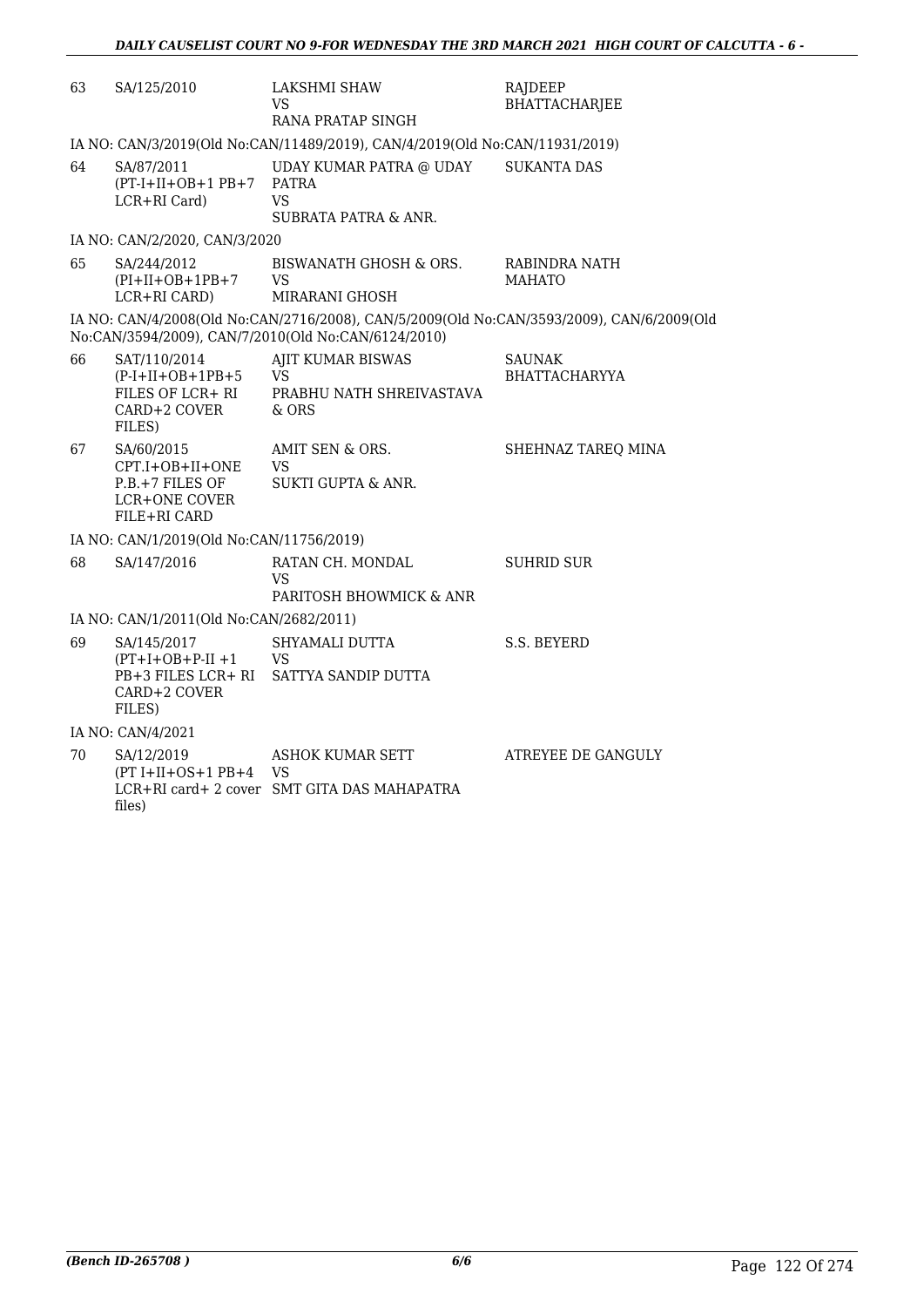| | | | |
|---|---|---|---|
| 63 | SA/125/2010 | LAKSHMI SHAW<br>VS<br>RANA PRATAP SINGH | RAJDEEP BHATTACHARJEE |

IA NO: CAN/3/2019(Old No:CAN/11489/2019), CAN/4/2019(Old No:CAN/11931/2019)

| | | | |
|---|---|---|---|
| 64 | SA/87/2011<br>(PT-I+II+OB+1 PB+7 LCR+RI Card) | UDAY KUMAR PATRA @ UDAY PATRA<br>VS<br>SUBRATA PATRA & ANR. | SUKANTA DAS |

IA NO: CAN/2/2020, CAN/3/2020

| | | | |
|---|---|---|---|
| 65 | SA/244/2012<br>(PI+II+OB+1PB+7 LCR+RI CARD) | BISWANATH GHOSH & ORS.<br>VS<br>MIRARANI GHOSH | RABINDRA NATH MAHATO |

IA NO: CAN/4/2008(Old No:CAN/2716/2008), CAN/5/2009(Old No:CAN/3593/2009), CAN/6/2009(Old No:CAN/3594/2009), CAN/7/2010(Old No:CAN/6124/2010)

| | | | |
|---|---|---|---|
| 66 | SAT/110/2014<br>(P-I+II+OB+1PB+5 FILES OF LCR+ RI CARD+2 COVER FILES) | AJIT KUMAR BISWAS<br>VS<br>PRABHU NATH SHREIVASTAVA & ORS | SAUNAK BHATTACHARYYA |
| 67 | SA/60/2015<br>CPT.I+OB+II+ONE P.B.+7 FILES OF LCR+ONE COVER FILE+RI CARD | AMIT SEN & ORS.<br>VS<br>SUKTI GUPTA & ANR. | SHEHNAZ TAREQ MINA |

IA NO: CAN/1/2019(Old No:CAN/11756/2019)

| | | | |
|---|---|---|---|
| 68 | SA/147/2016 | RATAN CH. MONDAL<br>VS<br>PARITOSH BHOWMICK & ANR | SUHRID SUR |

IA NO: CAN/1/2011(Old No:CAN/2682/2011)

| | | | |
|---|---|---|---|
| 69 | SA/145/2017<br>(PT+I+OB+P-II +1 PB+3 FILES LCR+ RI CARD+2 COVER FILES) | SHYAMALI DUTTA<br>VS<br>SATTYA SANDIP DUTTA | S.S. BEYERD |

IA NO: CAN/4/2021

| | | | |
|---|---|---|---|
| 70 | SA/12/2019<br>(PT I+II+OS+1 PB+4 LCR+RI card+ 2 cover files) | ASHOK KUMAR SETT<br>VS<br>SMT GITA DAS MAHAPATRA | ATREYEE DE GANGULY |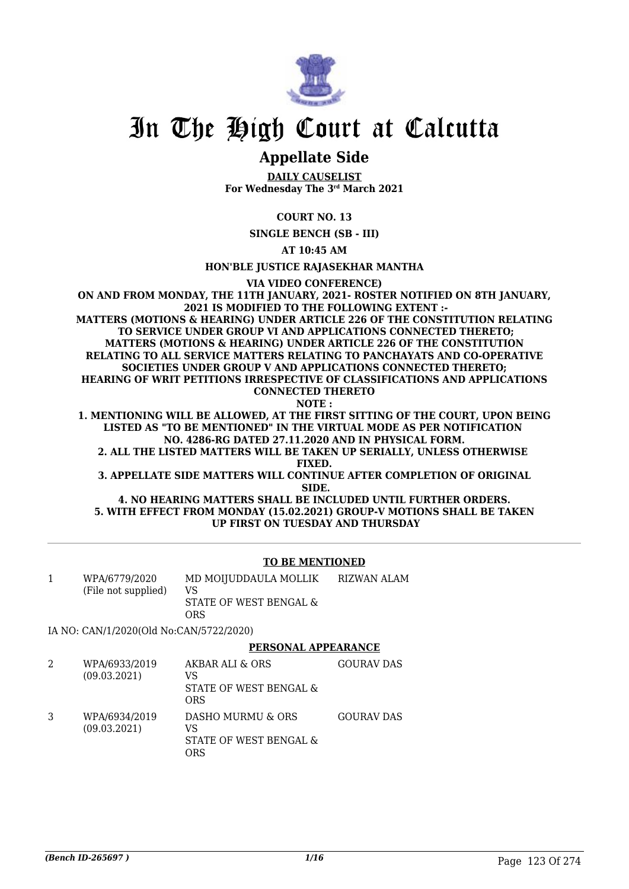# In The High Court at Calcutta

## Appellate Side

**DAILY CAUSELIST**
**For Wednesday The 3rd March 2021**

**COURT NO. 13**

**SINGLE BENCH (SB - III)**

**AT 10:45 AM**

**HON'BLE JUSTICE RAJASEKHAR MANTHA**

**VIA VIDEO CONFERENCE)**

**ON AND FROM MONDAY, THE 11TH JANUARY, 2021- ROSTER NOTIFIED ON 8TH JANUARY, 2021 IS MODIFIED TO THE FOLLOWING EXTENT :-**
**MATTERS (MOTIONS & HEARING) UNDER ARTICLE 226 OF THE CONSTITUTION RELATING TO SERVICE UNDER GROUP VI AND APPLICATIONS CONNECTED THERETO;**
**MATTERS (MOTIONS & HEARING) UNDER ARTICLE 226 OF THE CONSTITUTION RELATING TO ALL SERVICE MATTERS RELATING TO PANCHAYATS AND CO-OPERATIVE SOCIETIES UNDER GROUP V AND APPLICATIONS CONNECTED THERETO;**
**HEARING OF WRIT PETITIONS IRRESPECTIVE OF CLASSIFICATIONS AND APPLICATIONS CONNECTED THERETO**

**NOTE :**

**1. MENTIONING WILL BE ALLOWED, AT THE FIRST SITTING OF THE COURT, UPON BEING LISTED AS "TO BE MENTIONED" IN THE VIRTUAL MODE AS PER NOTIFICATION NO. 4286-RG DATED 27.11.2020 AND IN PHYSICAL FORM.**
**2. ALL THE LISTED MATTERS WILL BE TAKEN UP SERIALLY, UNLESS OTHERWISE FIXED.**
**3. APPELLATE SIDE MATTERS WILL CONTINUE AFTER COMPLETION OF ORIGINAL SIDE.**
**4. NO HEARING MATTERS SHALL BE INCLUDED UNTIL FURTHER ORDERS.**
**5. WITH EFFECT FROM MONDAY (15.02.2021) GROUP-V MOTIONS SHALL BE TAKEN UP FIRST ON TUESDAY AND THURSDAY**

### TO BE MENTIONED

| | | | |
|---|---|---|---|
| 1 | WPA/6779/2020<br>(File not supplied) | MD MOIJUDDAULA MOLLIK<br>VS<br>STATE OF WEST BENGAL & ORS | RIZWAN ALAM |

IA NO: CAN/1/2020(Old No:CAN/5722/2020)

### PERSONAL APPEARANCE

| | | | |
|---|---|---|---|
| 2 | WPA/6933/2019<br>(09.03.2021) | AKBAR ALI & ORS<br>VS<br>STATE OF WEST BENGAL & ORS | GOURAV DAS |
| 3 | WPA/6934/2019<br>(09.03.2021) | DASHO MURMU & ORS<br>VS<br>STATE OF WEST BENGAL & ORS | GOURAV DAS |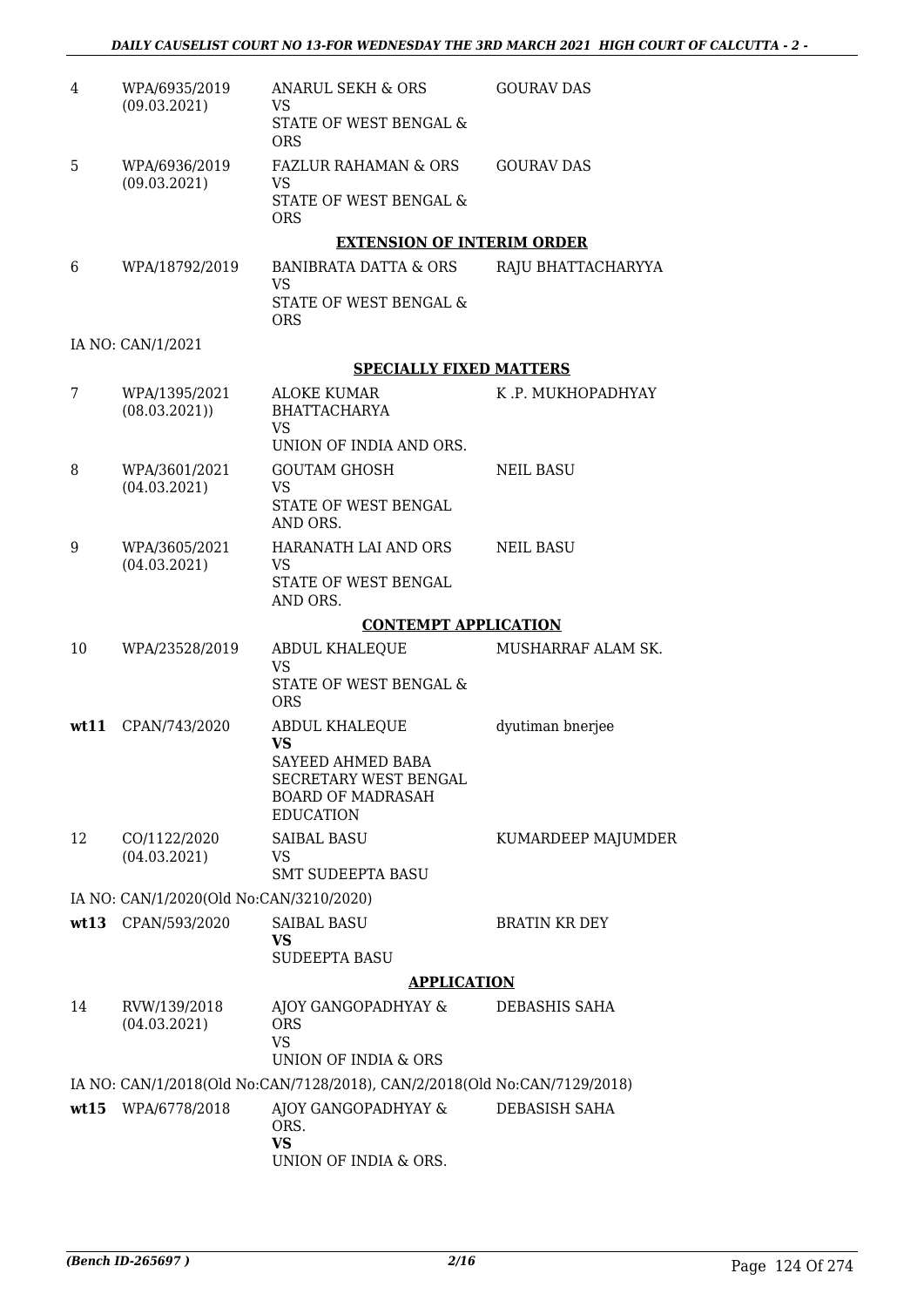| | | | |
|---|---|---|---|
| 4 | WPA/6935/2019 (09.03.2021) | ANARUL SEKH & ORS VS STATE OF WEST BENGAL & ORS | GOURAV DAS |
| 5 | WPA/6936/2019 (09.03.2021) | FAZLUR RAHAMAN & ORS VS STATE OF WEST BENGAL & ORS | GOURAV DAS |

**EXTENSION OF INTERIM ORDER**

| | | | |
|---|---|---|---|
| 6 | WPA/18792/2019 | BANIBRATA DATTA & ORS VS STATE OF WEST BENGAL & ORS | RAJU BHATTACHARYYA |

IA NO: CAN/1/2021

**SPECIALLY FIXED MATTERS**

| | | | |
|---|---|---|---|
| 7 | WPA/1395/2021 (08.03.2021)) | ALOKE KUMAR BHATTACHARYA VS UNION OF INDIA AND ORS. | K .P. MUKHOPADHYAY |
| 8 | WPA/3601/2021 (04.03.2021) | GOUTAM GHOSH VS STATE OF WEST BENGAL AND ORS. | NEIL BASU |
| 9 | WPA/3605/2021 (04.03.2021) | HARANATH LAI AND ORS VS STATE OF WEST BENGAL AND ORS. | NEIL BASU |

**CONTEMPT APPLICATION**

| | | | |
|---|---|---|---|
| 10 | WPA/23528/2019 | ABDUL KHALEQUE VS STATE OF WEST BENGAL & ORS | MUSHARRAF ALAM SK. |
| **wt11** | CPAN/743/2020 | ABDUL KHALEQUE **VS** SAYEED AHMED BABA SECRETARY WEST BENGAL BOARD OF MADRASAH EDUCATION | dyutiman bnerjee |
| 12 | CO/1122/2020 (04.03.2021) | SAIBAL BASU VS SMT SUDEEPTA BASU | KUMARDEEP MAJUMDER |

IA NO: CAN/1/2020(Old No:CAN/3210/2020)

| | | | |
|---|---|---|---|
| **wt13** | CPAN/593/2020 | SAIBAL BASU **VS** SUDEEPTA BASU | BRATIN KR DEY |

**APPLICATION**

| | | | |
|---|---|---|---|
| 14 | RVW/139/2018 (04.03.2021) | AJOY GANGOPADHYAY & ORS VS UNION OF INDIA & ORS | DEBASHIS SAHA |

IA NO: CAN/1/2018(Old No:CAN/7128/2018), CAN/2/2018(Old No:CAN/7129/2018)

| | | | |
|---|---|---|---|
| **wt15** | WPA/6778/2018 | AJOY GANGOPADHYAY & ORS. **VS** UNION OF INDIA & ORS. | DEBASISH SAHA |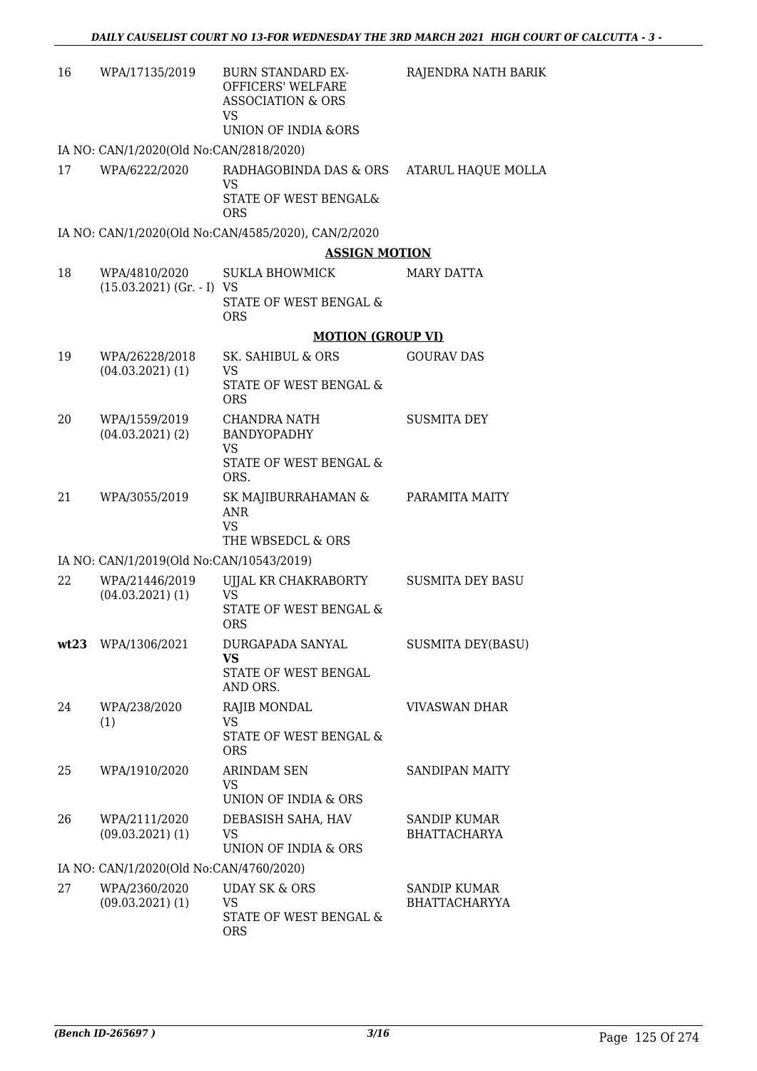| | | | |
|---|---|---|---|
| 16 | WPA/17135/2019 | BURN STANDARD EX-OFFICERS' WELFARE ASSOCIATION & ORS<br>VS<br>UNION OF INDIA &ORS | RAJENDRA NATH BARIK |

IA NO: CAN/1/2020(Old No:CAN/2818/2020)

| | | | |
|---|---|---|---|
| 17 | WPA/6222/2020 | RADHAGOBINDA DAS & ORS<br>VS<br>STATE OF WEST BENGAL& ORS | ATARUL HAQUE MOLLA |

IA NO: CAN/1/2020(Old No:CAN/4585/2020), CAN/2/2020

**ASSIGN MOTION**

| | | | |
|---|---|---|---|
| 18 | WPA/4810/2020<br>(15.03.2021) (Gr. - I) | SUKLA BHOWMICK<br>VS<br>STATE OF WEST BENGAL & ORS | MARY DATTA |

**MOTION (GROUP VI)**

| | | | |
|---|---|---|---|
| 19 | WPA/26228/2018<br>(04.03.2021) (1) | SK. SAHIBUL & ORS<br>VS<br>STATE OF WEST BENGAL & ORS | GOURAV DAS |
| 20 | WPA/1559/2019<br>(04.03.2021) (2) | CHANDRA NATH BANDYOPADHY<br>VS<br>STATE OF WEST BENGAL & ORS. | SUSMITA DEY |
| 21 | WPA/3055/2019 | SK MAJIBURRAHAMAN & ANR<br>VS<br>THE WBSEDCL & ORS | PARAMITA MAITY |

IA NO: CAN/1/2019(Old No:CAN/10543/2019)

| | | | |
|---|---|---|---|
| 22 | WPA/21446/2019<br>(04.03.2021) (1) | UJJAL KR CHAKRABORTY<br>VS<br>STATE OF WEST BENGAL & ORS | SUSMITA DEY BASU |
| **wt23** | WPA/1306/2021 | DURGAPADA SANYAL<br>**VS**<br>STATE OF WEST BENGAL AND ORS. | SUSMITA DEY(BASU) |
| 24 | WPA/238/2020<br>(1) | RAJIB MONDAL<br>VS<br>STATE OF WEST BENGAL & ORS | VIVASWAN DHAR |
| 25 | WPA/1910/2020 | ARINDAM SEN<br>VS<br>UNION OF INDIA & ORS | SANDIPAN MAITY |
| 26 | WPA/2111/2020<br>(09.03.2021) (1) | DEBASISH SAHA, HAV<br>VS<br>UNION OF INDIA & ORS | SANDIP KUMAR BHATTACHARYA |

IA NO: CAN/1/2020(Old No:CAN/4760/2020)

| | | | |
|---|---|---|---|
| 27 | WPA/2360/2020<br>(09.03.2021) (1) | UDAY SK & ORS<br>VS<br>STATE OF WEST BENGAL & ORS | SANDIP KUMAR BHATTACHARYYA |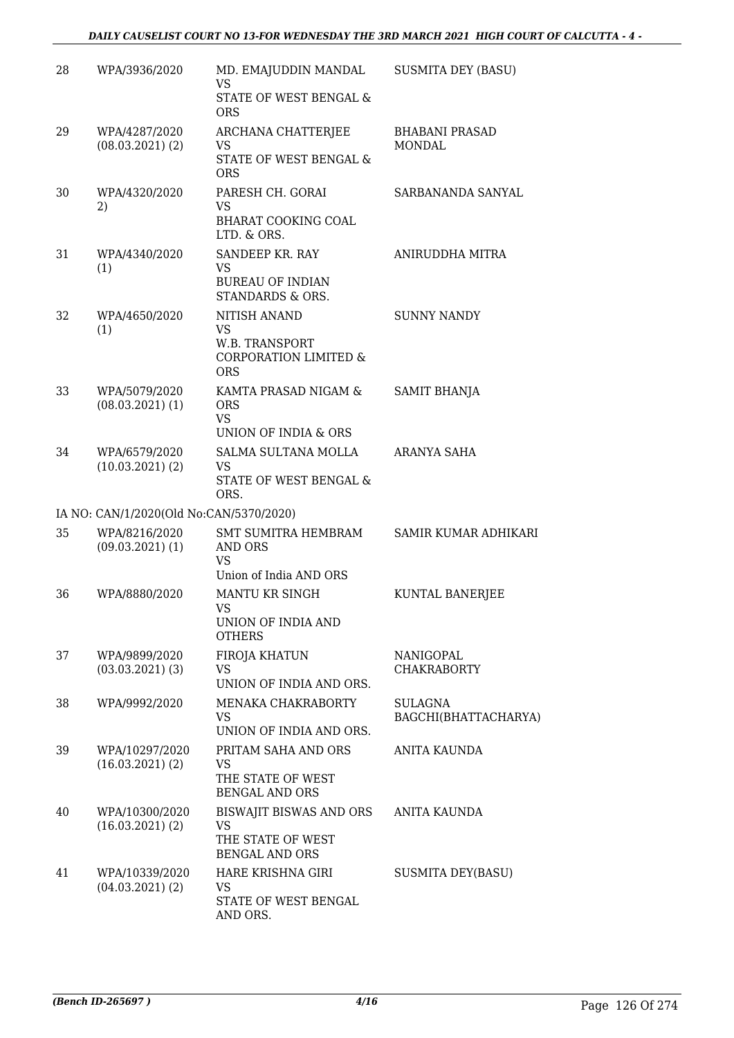| 28 | WPA/3936/2020 | MD. EMAJUDDIN MANDAL<br>VS<br>STATE OF WEST BENGAL & ORS | SUSMITA DEY (BASU) |
|---|---|---|---|
| 29 | WPA/4287/2020<br>(08.03.2021) (2) | ARCHANA CHATTERJEE<br>VS<br>STATE OF WEST BENGAL & ORS | BHABANI PRASAD MONDAL |
| 30 | WPA/4320/2020<br>2) | PARESH CH. GORAI<br>VS<br>BHARAT COOKING COAL LTD. & ORS. | SARBANANDA SANYAL |
| 31 | WPA/4340/2020<br>(1) | SANDEEP KR. RAY<br>VS<br>BUREAU OF INDIAN STANDARDS & ORS. | ANIRUDDHA MITRA |
| 32 | WPA/4650/2020<br>(1) | NITISH ANAND<br>VS<br>W.B. TRANSPORT CORPORATION LIMITED & ORS | SUNNY NANDY |
| 33 | WPA/5079/2020<br>(08.03.2021) (1) | KAMTA PRASAD NIGAM & ORS<br>VS<br>UNION OF INDIA & ORS | SAMIT BHANJA |
| 34 | WPA/6579/2020<br>(10.03.2021) (2) | SALMA SULTANA MOLLA<br>VS<br>STATE OF WEST BENGAL & ORS. | ARANYA SAHA |
| | IA NO: CAN/1/2020(Old No:CAN/5370/2020) | | |
| 35 | WPA/8216/2020<br>(09.03.2021) (1) | SMT SUMITRA HEMBRAM AND ORS<br>VS<br>Union of India AND ORS | SAMIR KUMAR ADHIKARI |
| 36 | WPA/8880/2020 | MANTU KR SINGH<br>VS<br>UNION OF INDIA AND OTHERS | KUNTAL BANERJEE |
| 37 | WPA/9899/2020<br>(03.03.2021) (3) | FIROJA KHATUN<br>VS<br>UNION OF INDIA AND ORS. | NANIGOPAL CHAKRABORTY |
| 38 | WPA/9992/2020 | MENAKA CHAKRABORTY<br>VS<br>UNION OF INDIA AND ORS. | SULAGNA BAGCHI(BHATTACHARYA) |
| 39 | WPA/10297/2020<br>(16.03.2021) (2) | PRITAM SAHA AND ORS<br>VS<br>THE STATE OF WEST BENGAL AND ORS | ANITA KAUNDA |
| 40 | WPA/10300/2020<br>(16.03.2021) (2) | BISWAJIT BISWAS AND ORS<br>VS<br>THE STATE OF WEST BENGAL AND ORS | ANITA KAUNDA |
| 41 | WPA/10339/2020<br>(04.03.2021) (2) | HARE KRISHNA GIRI<br>VS<br>STATE OF WEST BENGAL AND ORS. | SUSMITA DEY(BASU) |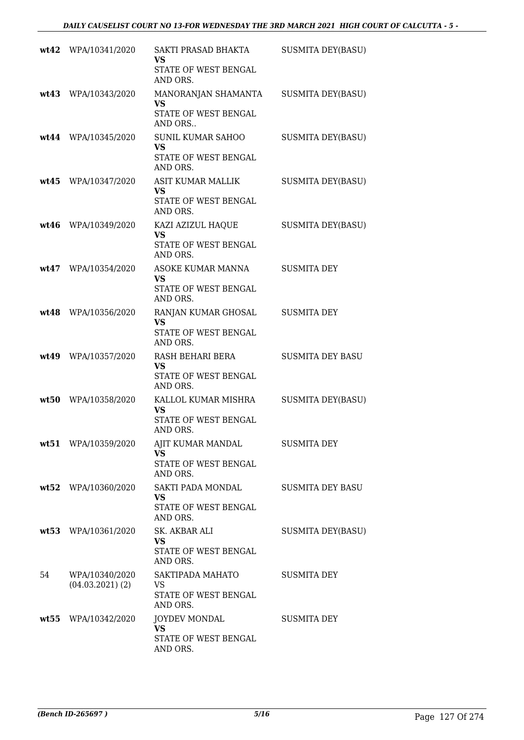| | | | |
|---|---|---|---|
| **wt42** | WPA/10341/2020 | SAKTI PRASAD BHAKTA<br>**VS**<br>STATE OF WEST BENGAL AND ORS. | SUSMITA DEY(BASU) |
| **wt43** | WPA/10343/2020 | MANORANJAN SHAMANTA<br>**VS**<br>STATE OF WEST BENGAL AND ORS.. | SUSMITA DEY(BASU) |
| **wt44** | WPA/10345/2020 | SUNIL KUMAR SAHOO<br>**VS**<br>STATE OF WEST BENGAL AND ORS. | SUSMITA DEY(BASU) |
| **wt45** | WPA/10347/2020 | ASIT KUMAR MALLIK<br>**VS**<br>STATE OF WEST BENGAL AND ORS. | SUSMITA DEY(BASU) |
| **wt46** | WPA/10349/2020 | KAZI AZIZUL HAQUE<br>**VS**<br>STATE OF WEST BENGAL AND ORS. | SUSMITA DEY(BASU) |
| **wt47** | WPA/10354/2020 | ASOKE KUMAR MANNA<br>**VS**<br>STATE OF WEST BENGAL AND ORS. | SUSMITA DEY |
| **wt48** | WPA/10356/2020 | RANJAN KUMAR GHOSAL<br>**VS**<br>STATE OF WEST BENGAL AND ORS. | SUSMITA DEY |
| **wt49** | WPA/10357/2020 | RASH BEHARI BERA<br>**VS**<br>STATE OF WEST BENGAL AND ORS. | SUSMITA DEY BASU |
| **wt50** | WPA/10358/2020 | KALLOL KUMAR MISHRA<br>**VS**<br>STATE OF WEST BENGAL AND ORS. | SUSMITA DEY(BASU) |
| **wt51** | WPA/10359/2020 | AJIT KUMAR MANDAL<br>**VS**<br>STATE OF WEST BENGAL AND ORS. | SUSMITA DEY |
| **wt52** | WPA/10360/2020 | SAKTI PADA MONDAL<br>**VS**<br>STATE OF WEST BENGAL AND ORS. | SUSMITA DEY BASU |
| **wt53** | WPA/10361/2020 | SK. AKBAR ALI<br>**VS**<br>STATE OF WEST BENGAL AND ORS. | SUSMITA DEY(BASU) |
| 54 | WPA/10340/2020<br>(04.03.2021) (2) | SAKTIPADA MAHATO<br>VS<br>STATE OF WEST BENGAL AND ORS. | SUSMITA DEY |
| **wt55** | WPA/10342/2020 | JOYDEV MONDAL<br>**VS**<br>STATE OF WEST BENGAL AND ORS. | SUSMITA DEY |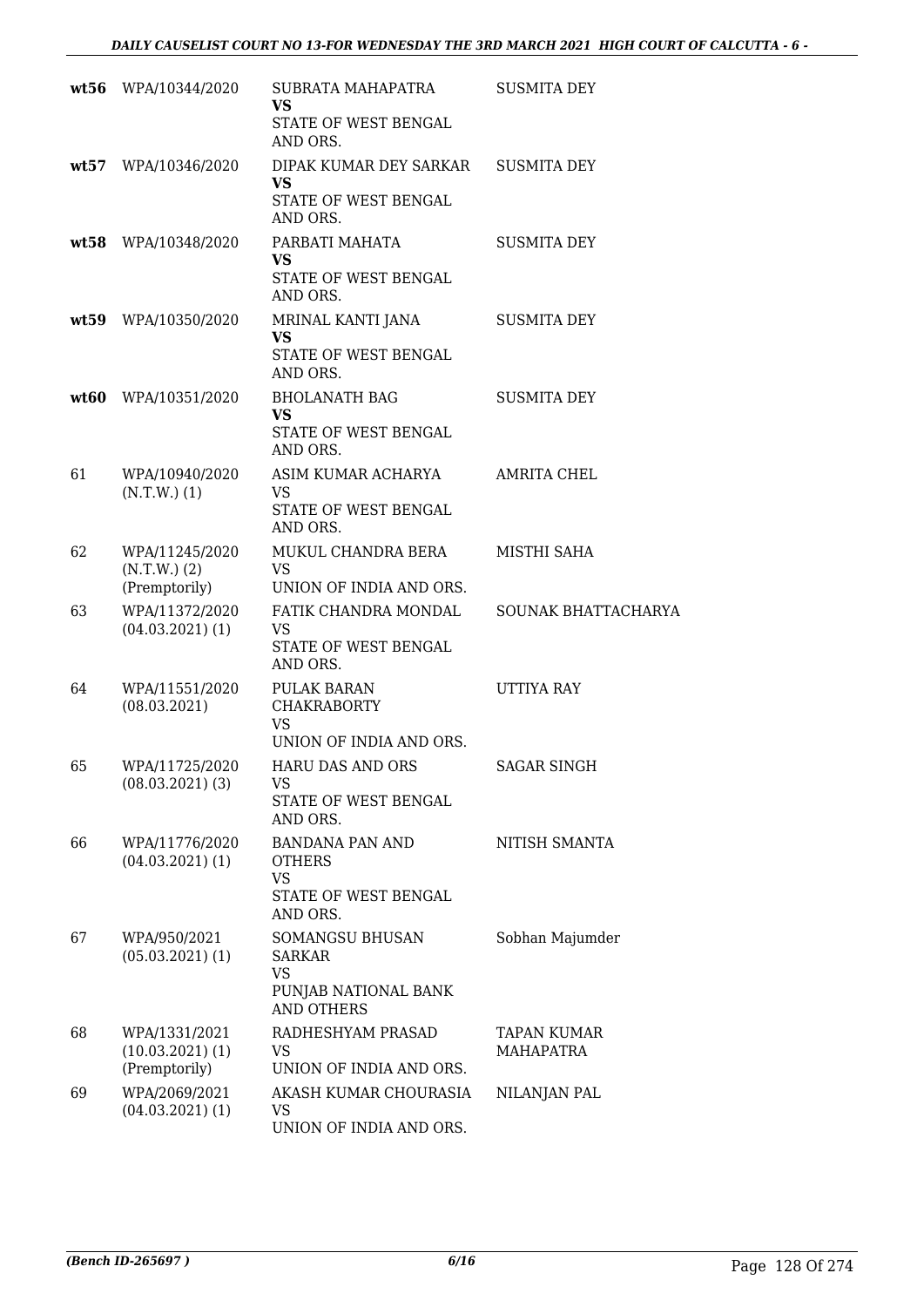| | | | |
|---|---|---|---|
| **wt56** | WPA/10344/2020 | SUBRATA MAHAPATRA<br>**VS**<br>STATE OF WEST BENGAL AND ORS. | SUSMITA DEY |
| **wt57** | WPA/10346/2020 | DIPAK KUMAR DEY SARKAR<br>**VS**<br>STATE OF WEST BENGAL AND ORS. | SUSMITA DEY |
| **wt58** | WPA/10348/2020 | PARBATI MAHATA<br>**VS**<br>STATE OF WEST BENGAL AND ORS. | SUSMITA DEY |
| **wt59** | WPA/10350/2020 | MRINAL KANTI JANA<br>**VS**<br>STATE OF WEST BENGAL AND ORS. | SUSMITA DEY |
| **wt60** | WPA/10351/2020 | BHOLANATH BAG<br>**VS**<br>STATE OF WEST BENGAL AND ORS. | SUSMITA DEY |
| 61 | WPA/10940/2020 (N.T.W.) (1) | ASIM KUMAR ACHARYA<br>VS<br>STATE OF WEST BENGAL AND ORS. | AMRITA CHEL |
| 62 | WPA/11245/2020 (N.T.W.) (2) (Premptorily) | MUKUL CHANDRA BERA<br>VS<br>UNION OF INDIA AND ORS. | MISTHI SAHA |
| 63 | WPA/11372/2020 (04.03.2021) (1) | FATIK CHANDRA MONDAL<br>VS<br>STATE OF WEST BENGAL AND ORS. | SOUNAK BHATTACHARYA |
| 64 | WPA/11551/2020 (08.03.2021) | PULAK BARAN CHAKRABORTY<br>VS<br>UNION OF INDIA AND ORS. | UTTIYA RAY |
| 65 | WPA/11725/2020 (08.03.2021) (3) | HARU DAS AND ORS<br>VS<br>STATE OF WEST BENGAL AND ORS. | SAGAR SINGH |
| 66 | WPA/11776/2020 (04.03.2021) (1) | BANDANA PAN AND OTHERS<br>VS<br>STATE OF WEST BENGAL AND ORS. | NITISH SMANTA |
| 67 | WPA/950/2021 (05.03.2021) (1) | SOMANGSU BHUSAN SARKAR<br>VS<br>PUNJAB NATIONAL BANK AND OTHERS | Sobhan Majumder |
| 68 | WPA/1331/2021 (10.03.2021) (1) (Premptorily) | RADHESHYAM PRASAD<br>VS<br>UNION OF INDIA AND ORS. | TAPAN KUMAR MAHAPATRA |
| 69 | WPA/2069/2021 (04.03.2021) (1) | AKASH KUMAR CHOURASIA<br>VS<br>UNION OF INDIA AND ORS. | NILANJAN PAL |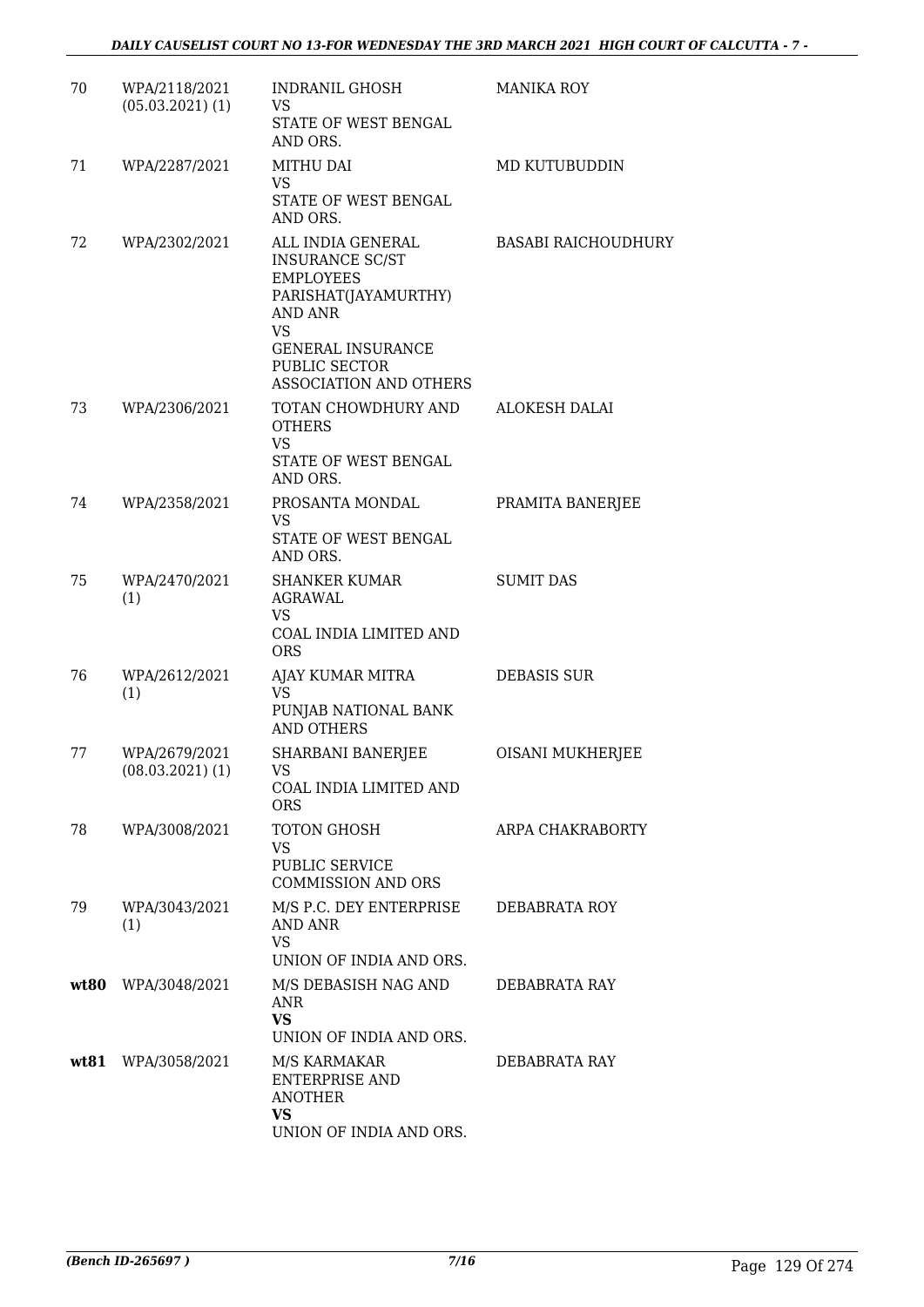| | | | |
|---|---|---|---|
| 70 | WPA/2118/2021 (05.03.2021) (1) | INDRANIL GHOSH<br>VS<br>STATE OF WEST BENGAL AND ORS. | MANIKA ROY |
| 71 | WPA/2287/2021 | MITHU DAI<br>VS<br>STATE OF WEST BENGAL AND ORS. | MD KUTUBUDDIN |
| 72 | WPA/2302/2021 | ALL INDIA GENERAL INSURANCE SC/ST EMPLOYEES PARISHAT(JAYAMURTHY) AND ANR<br>VS<br>GENERAL INSURANCE PUBLIC SECTOR ASSOCIATION AND OTHERS | BASABI RAICHOUDHURY |
| 73 | WPA/2306/2021 | TOTAN CHOWDHURY AND OTHERS<br>VS<br>STATE OF WEST BENGAL AND ORS. | ALOKESH DALAI |
| 74 | WPA/2358/2021 | PROSANTA MONDAL<br>VS<br>STATE OF WEST BENGAL AND ORS. | PRAMITA BANERJEE |
| 75 | WPA/2470/2021 (1) | SHANKER KUMAR AGRAWAL<br>VS<br>COAL INDIA LIMITED AND ORS | SUMIT DAS |
| 76 | WPA/2612/2021 (1) | AJAY KUMAR MITRA<br>VS<br>PUNJAB NATIONAL BANK AND OTHERS | DEBASIS SUR |
| 77 | WPA/2679/2021 (08.03.2021) (1) | SHARBANI BANERJEE<br>VS<br>COAL INDIA LIMITED AND ORS | OISANI MUKHERJEE |
| 78 | WPA/3008/2021 | TOTON GHOSH<br>VS<br>PUBLIC SERVICE COMMISSION AND ORS | ARPA CHAKRABORTY |
| 79 | WPA/3043/2021 (1) | M/S P.C. DEY ENTERPRISE AND ANR<br>VS<br>UNION OF INDIA AND ORS. | DEBABRATA ROY |
| **wt80** | WPA/3048/2021 | M/S DEBASISH NAG AND ANR<br>**VS**<br>UNION OF INDIA AND ORS. | DEBABRATA RAY |
| **wt81** | WPA/3058/2021 | M/S KARMAKAR ENTERPRISE AND ANOTHER<br>**VS**<br>UNION OF INDIA AND ORS. | DEBABRATA RAY |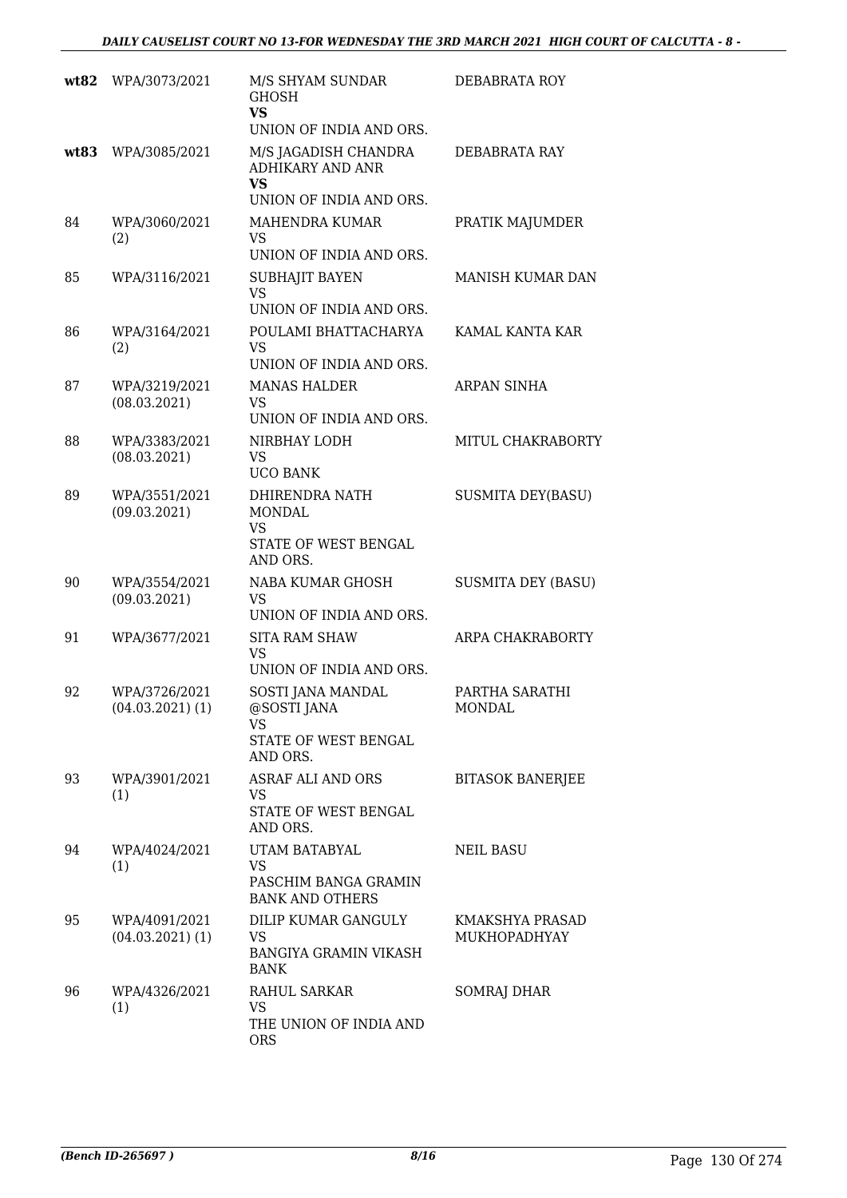| | | | |
|---|---|---|---|
| **wt82** | WPA/3073/2021 | M/S SHYAM SUNDAR GHOSH<br>**VS**<br>UNION OF INDIA AND ORS. | DEBABRATA ROY |
| **wt83** | WPA/3085/2021 | M/S JAGADISH CHANDRA ADHIKARY AND ANR<br>**VS**<br>UNION OF INDIA AND ORS. | DEBABRATA RAY |
| 84 | WPA/3060/2021<br>(2) | MAHENDRA KUMAR<br>VS<br>UNION OF INDIA AND ORS. | PRATIK MAJUMDER |
| 85 | WPA/3116/2021 | SUBHAJIT BAYEN<br>VS<br>UNION OF INDIA AND ORS. | MANISH KUMAR DAN |
| 86 | WPA/3164/2021<br>(2) | POULAMI BHATTACHARYA<br>VS<br>UNION OF INDIA AND ORS. | KAMAL KANTA KAR |
| 87 | WPA/3219/2021<br>(08.03.2021) | MANAS HALDER<br>VS<br>UNION OF INDIA AND ORS. | ARPAN SINHA |
| 88 | WPA/3383/2021<br>(08.03.2021) | NIRBHAY LODH<br>VS<br>UCO BANK | MITUL CHAKRABORTY |
| 89 | WPA/3551/2021<br>(09.03.2021) | DHIRENDRA NATH MONDAL<br>VS<br>STATE OF WEST BENGAL AND ORS. | SUSMITA DEY(BASU) |
| 90 | WPA/3554/2021<br>(09.03.2021) | NABA KUMAR GHOSH<br>VS<br>UNION OF INDIA AND ORS. | SUSMITA DEY (BASU) |
| 91 | WPA/3677/2021 | SITA RAM SHAW<br>VS<br>UNION OF INDIA AND ORS. | ARPA CHAKRABORTY |
| 92 | WPA/3726/2021<br>(04.03.2021) (1) | SOSTI JANA MANDAL @SOSTI JANA<br>VS<br>STATE OF WEST BENGAL AND ORS. | PARTHA SARATHI MONDAL |
| 93 | WPA/3901/2021<br>(1) | ASRAF ALI AND ORS<br>VS<br>STATE OF WEST BENGAL AND ORS. | BITASOK BANERJEE |
| 94 | WPA/4024/2021<br>(1) | UTAM BATABYAL<br>VS<br>PASCHIM BANGA GRAMIN BANK AND OTHERS | NEIL BASU |
| 95 | WPA/4091/2021<br>(04.03.2021) (1) | DILIP KUMAR GANGULY<br>VS<br>BANGIYA GRAMIN VIKASH BANK | KMAKSHYA PRASAD MUKHOPADHYAY |
| 96 | WPA/4326/2021<br>(1) | RAHUL SARKAR<br>VS<br>THE UNION OF INDIA AND ORS | SOMRAJ DHAR |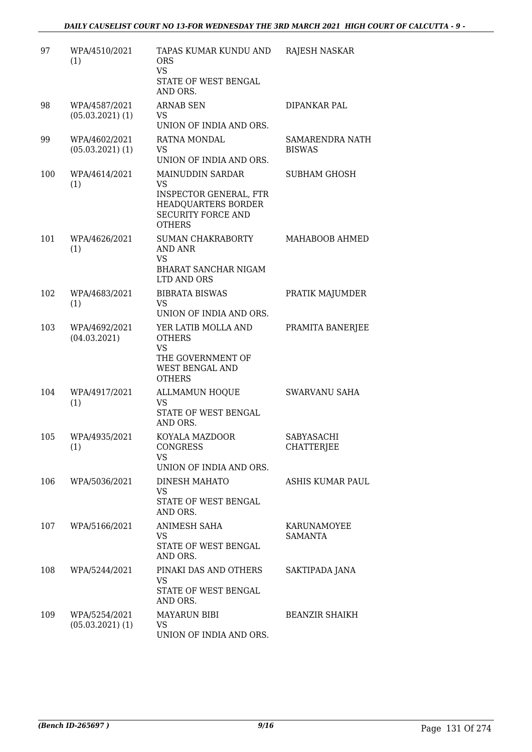| | | | |
|---|---|---|---|
| 97 | WPA/4510/2021 (1) | TAPAS KUMAR KUNDU AND ORS<br>VS<br>STATE OF WEST BENGAL AND ORS. | RAJESH NASKAR |
| 98 | WPA/4587/2021 (05.03.2021) (1) | ARNAB SEN<br>VS<br>UNION OF INDIA AND ORS. | DIPANKAR PAL |
| 99 | WPA/4602/2021 (05.03.2021) (1) | RATNA MONDAL<br>VS<br>UNION OF INDIA AND ORS. | SAMARENDRA NATH BISWAS |
| 100 | WPA/4614/2021 (1) | MAINUDDIN SARDAR<br>VS<br>INSPECTOR GENERAL, FTR HEADQUARTERS BORDER SECURITY FORCE AND OTHERS | SUBHAM GHOSH |
| 101 | WPA/4626/2021 (1) | SUMAN CHAKRABORTY AND ANR<br>VS<br>BHARAT SANCHAR NIGAM LTD AND ORS | MAHABOOB AHMED |
| 102 | WPA/4683/2021 (1) | BIBRATA BISWAS<br>VS<br>UNION OF INDIA AND ORS. | PRATIK MAJUMDER |
| 103 | WPA/4692/2021 (04.03.2021) | YER LATIB MOLLA AND OTHERS<br>VS<br>THE GOVERNMENT OF WEST BENGAL AND OTHERS | PRAMITA BANERJEE |
| 104 | WPA/4917/2021 (1) | ALLMAMUN HOQUE<br>VS<br>STATE OF WEST BENGAL AND ORS. | SWARVANU SAHA |
| 105 | WPA/4935/2021 (1) | KOYALA MAZDOOR CONGRESS<br>VS<br>UNION OF INDIA AND ORS. | SABYASACHI CHATTERJEE |
| 106 | WPA/5036/2021 | DINESH MAHATO<br>VS<br>STATE OF WEST BENGAL AND ORS. | ASHIS KUMAR PAUL |
| 107 | WPA/5166/2021 | ANIMESH SAHA<br>VS<br>STATE OF WEST BENGAL AND ORS. | KARUNAMOYEE SAMANTA |
| 108 | WPA/5244/2021 | PINAKI DAS AND OTHERS<br>VS<br>STATE OF WEST BENGAL AND ORS. | SAKTIPADA JANA |
| 109 | WPA/5254/2021 (05.03.2021) (1) | MAYARUN BIBI<br>VS<br>UNION OF INDIA AND ORS. | BEANZIR SHAIKH |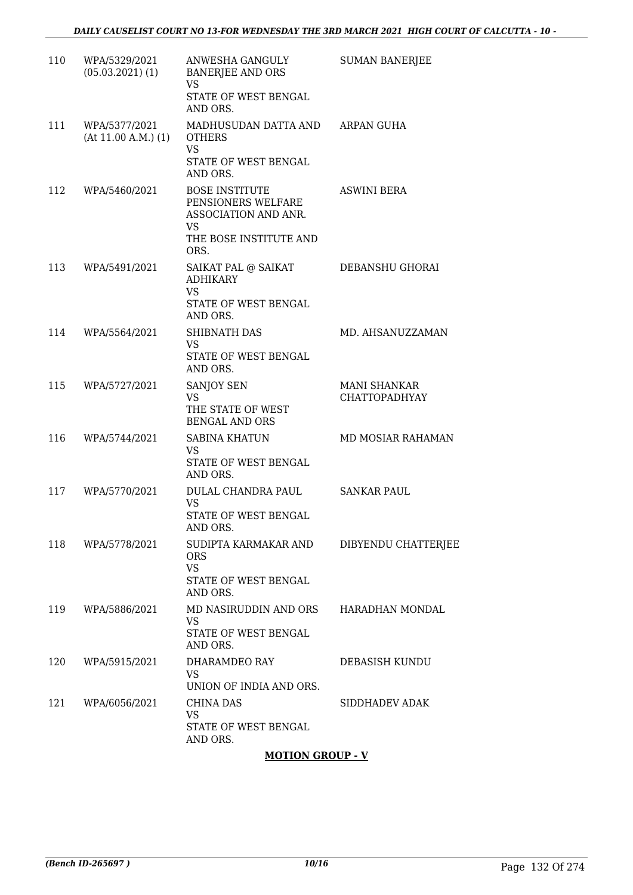| | | | |
|---|---|---|---|
| 110 | WPA/5329/2021 (05.03.2021) (1) | ANWESHA GANGULY BANERJEE AND ORS<br>VS<br>STATE OF WEST BENGAL AND ORS. | SUMAN BANERJEE |
| 111 | WPA/5377/2021 (At 11.00 A.M.) (1) | MADHUSUDAN DATTA AND OTHERS<br>VS<br>STATE OF WEST BENGAL AND ORS. | ARPAN GUHA |
| 112 | WPA/5460/2021 | BOSE INSTITUTE PENSIONERS WELFARE ASSOCIATION AND ANR.<br>VS<br>THE BOSE INSTITUTE AND ORS. | ASWINI BERA |
| 113 | WPA/5491/2021 | SAIKAT PAL @ SAIKAT ADHIKARY<br>VS<br>STATE OF WEST BENGAL AND ORS. | DEBANSHU GHORAI |
| 114 | WPA/5564/2021 | SHIBNATH DAS<br>VS<br>STATE OF WEST BENGAL AND ORS. | MD. AHSANUZZAMAN |
| 115 | WPA/5727/2021 | SANJOY SEN<br>VS<br>THE STATE OF WEST BENGAL AND ORS | MANI SHANKAR CHATTOPADHYAY |
| 116 | WPA/5744/2021 | SABINA KHATUN<br>VS<br>STATE OF WEST BENGAL AND ORS. | MD MOSIAR RAHAMAN |
| 117 | WPA/5770/2021 | DULAL CHANDRA PAUL<br>VS<br>STATE OF WEST BENGAL AND ORS. | SANKAR PAUL |
| 118 | WPA/5778/2021 | SUDIPTA KARMAKAR AND ORS<br>VS<br>STATE OF WEST BENGAL AND ORS. | DIBYENDU CHATTERJEE |
| 119 | WPA/5886/2021 | MD NASIRUDDIN AND ORS<br>VS<br>STATE OF WEST BENGAL AND ORS. | HARADHAN MONDAL |
| 120 | WPA/5915/2021 | DHARAMDEO RAY<br>VS<br>UNION OF INDIA AND ORS. | DEBASISH KUNDU |
| 121 | WPA/6056/2021 | CHINA DAS<br>VS<br>STATE OF WEST BENGAL AND ORS. | SIDDHADEV ADAK |

**MOTION GROUP - V**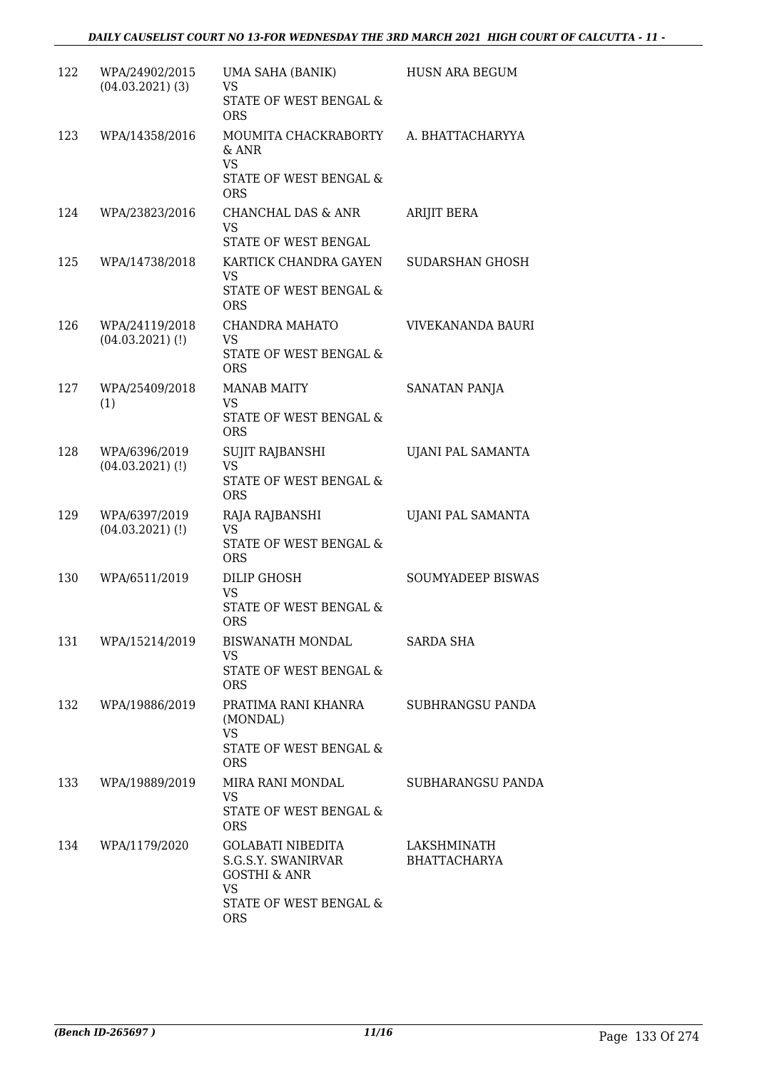| | | | |
|---|---|---|---|
| 122 | WPA/24902/2015 (04.03.2021) (3) | UMA SAHA (BANIK) VS STATE OF WEST BENGAL & ORS | HUSN ARA BEGUM |
| 123 | WPA/14358/2016 | MOUMITA CHACKRABORTY & ANR VS STATE OF WEST BENGAL & ORS | A. BHATTACHARYYA |
| 124 | WPA/23823/2016 | CHANCHAL DAS & ANR VS STATE OF WEST BENGAL | ARIJIT BERA |
| 125 | WPA/14738/2018 | KARTICK CHANDRA GAYEN VS STATE OF WEST BENGAL & ORS | SUDARSHAN GHOSH |
| 126 | WPA/24119/2018 (04.03.2021) (!) | CHANDRA MAHATO VS STATE OF WEST BENGAL & ORS | VIVEKANANDA BAURI |
| 127 | WPA/25409/2018 (1) | MANAB MAITY VS STATE OF WEST BENGAL & ORS | SANATAN PANJA |
| 128 | WPA/6396/2019 (04.03.2021) (!) | SUJIT RAJBANSHI VS STATE OF WEST BENGAL & ORS | UJANI PAL SAMANTA |
| 129 | WPA/6397/2019 (04.03.2021) (!) | RAJA RAJBANSHI VS STATE OF WEST BENGAL & ORS | UJANI PAL SAMANTA |
| 130 | WPA/6511/2019 | DILIP GHOSH VS STATE OF WEST BENGAL & ORS | SOUMYADEEP BISWAS |
| 131 | WPA/15214/2019 | BISWANATH MONDAL VS STATE OF WEST BENGAL & ORS | SARDA SHA |
| 132 | WPA/19886/2019 | PRATIMA RANI KHANRA (MONDAL) VS STATE OF WEST BENGAL & ORS | SUBHRANGSU PANDA |
| 133 | WPA/19889/2019 | MIRA RANI MONDAL VS STATE OF WEST BENGAL & ORS | SUBHARANGSU PANDA |
| 134 | WPA/1179/2020 | GOLABATI NIBEDITA S.G.S.Y. SWANIRVAR GOSTHI & ANR VS STATE OF WEST BENGAL & ORS | LAKSHMINATH BHATTACHARYA |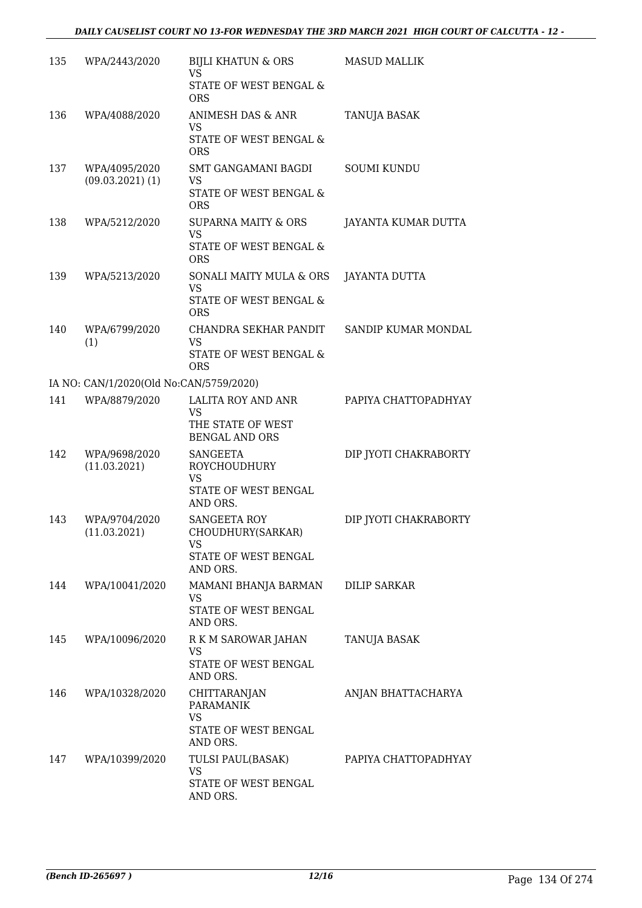| | | | |
|---|---|---|---|
| 135 | WPA/2443/2020 | BIJLI KHATUN & ORS<br>VS<br>STATE OF WEST BENGAL & ORS | MASUD MALLIK |
| 136 | WPA/4088/2020 | ANIMESH DAS & ANR<br>VS<br>STATE OF WEST BENGAL & ORS | TANUJA BASAK |
| 137 | WPA/4095/2020 (09.03.2021) (1) | SMT GANGAMANI BAGDI<br>VS<br>STATE OF WEST BENGAL & ORS | SOUMI KUNDU |
| 138 | WPA/5212/2020 | SUPARNA MAITY & ORS<br>VS<br>STATE OF WEST BENGAL & ORS | JAYANTA KUMAR DUTTA |
| 139 | WPA/5213/2020 | SONALI MAITY MULA & ORS<br>VS<br>STATE OF WEST BENGAL & ORS | JAYANTA DUTTA |
| 140 | WPA/6799/2020 (1) | CHANDRA SEKHAR PANDIT<br>VS<br>STATE OF WEST BENGAL & ORS | SANDIP KUMAR MONDAL |
| | IA NO: CAN/1/2020(Old No:CAN/5759/2020) | | |
| 141 | WPA/8879/2020 | LALITA ROY AND ANR<br>VS<br>THE STATE OF WEST BENGAL AND ORS | PAPIYA CHATTOPADHYAY |
| 142 | WPA/9698/2020 (11.03.2021) | SANGEETA ROYCHOUDHURY<br>VS<br>STATE OF WEST BENGAL AND ORS. | DIP JYOTI CHAKRABORTY |
| 143 | WPA/9704/2020 (11.03.2021) | SANGEETA ROY CHOUDHURY(SARKAR)<br>VS<br>STATE OF WEST BENGAL AND ORS. | DIP JYOTI CHAKRABORTY |
| 144 | WPA/10041/2020 | MAMANI BHANJA BARMAN<br>VS<br>STATE OF WEST BENGAL AND ORS. | DILIP SARKAR |
| 145 | WPA/10096/2020 | R K M SAROWAR JAHAN<br>VS<br>STATE OF WEST BENGAL AND ORS. | TANUJA BASAK |
| 146 | WPA/10328/2020 | CHITTARANJAN PARAMANIK<br>VS<br>STATE OF WEST BENGAL AND ORS. | ANJAN BHATTACHARYA |
| 147 | WPA/10399/2020 | TULSI PAUL(BASAK)<br>VS<br>STATE OF WEST BENGAL AND ORS. | PAPIYA CHATTOPADHYAY |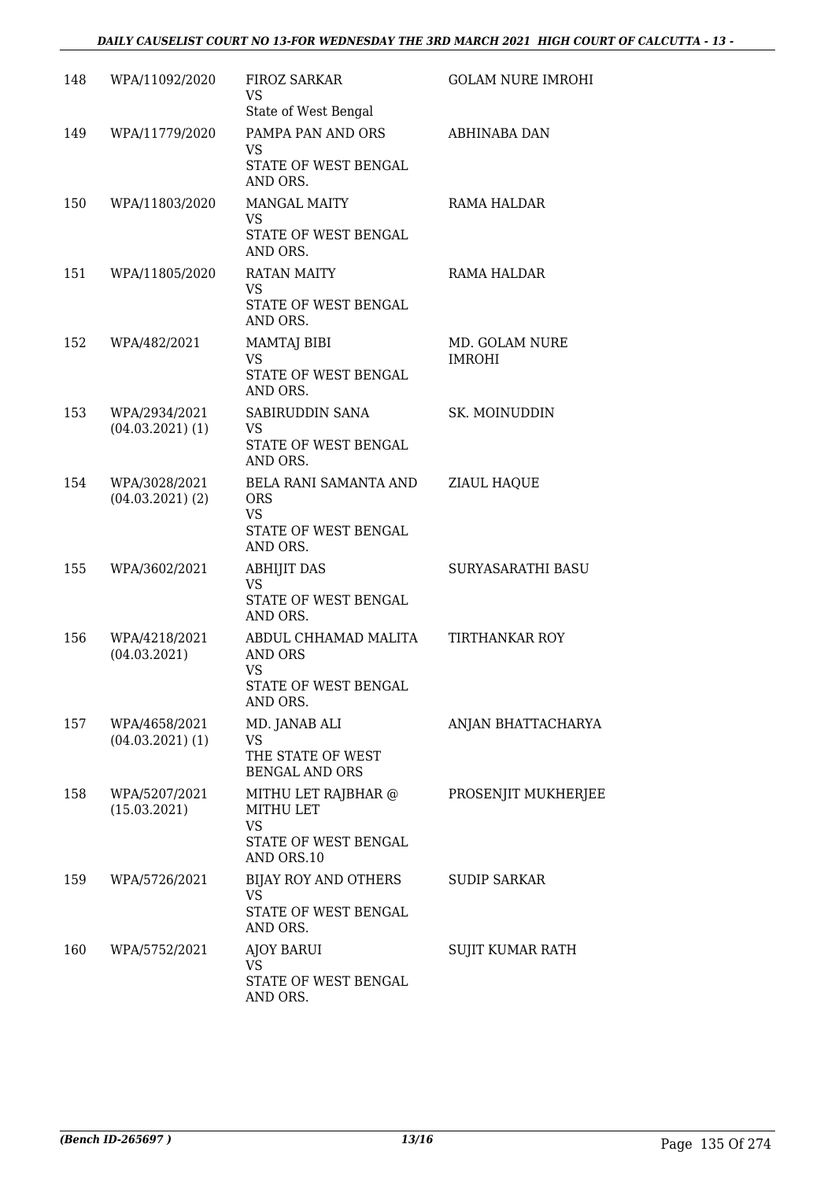| 148 | WPA/11092/2020 | FIROZ SARKAR<br>VS<br>State of West Bengal | GOLAM NURE IMROHI |
|---|---|---|---|
| 149 | WPA/11779/2020 | PAMPA PAN AND ORS<br>VS<br>STATE OF WEST BENGAL AND ORS. | ABHINABA DAN |
| 150 | WPA/11803/2020 | MANGAL MAITY<br>VS<br>STATE OF WEST BENGAL AND ORS. | RAMA HALDAR |
| 151 | WPA/11805/2020 | RATAN MAITY<br>VS<br>STATE OF WEST BENGAL AND ORS. | RAMA HALDAR |
| 152 | WPA/482/2021 | MAMTAJ BIBI<br>VS<br>STATE OF WEST BENGAL AND ORS. | MD. GOLAM NURE IMROHI |
| 153 | WPA/2934/2021<br>(04.03.2021) (1) | SABIRUDDIN SANA<br>VS<br>STATE OF WEST BENGAL AND ORS. | SK. MOINUDDIN |
| 154 | WPA/3028/2021<br>(04.03.2021) (2) | BELA RANI SAMANTA AND ORS<br>VS<br>STATE OF WEST BENGAL AND ORS. | ZIAUL HAQUE |
| 155 | WPA/3602/2021 | ABHIJIT DAS<br>VS<br>STATE OF WEST BENGAL AND ORS. | SURYASARATHI BASU |
| 156 | WPA/4218/2021<br>(04.03.2021) | ABDUL CHHAMAD MALITA AND ORS<br>VS<br>STATE OF WEST BENGAL AND ORS. | TIRTHANKAR ROY |
| 157 | WPA/4658/2021<br>(04.03.2021) (1) | MD. JANAB ALI<br>VS<br>THE STATE OF WEST BENGAL AND ORS | ANJAN BHATTACHARYA |
| 158 | WPA/5207/2021<br>(15.03.2021) | MITHU LET RAJBHAR @ MITHU LET<br>VS<br>STATE OF WEST BENGAL AND ORS.10 | PROSENJIT MUKHERJEE |
| 159 | WPA/5726/2021 | BIJAY ROY AND OTHERS<br>VS<br>STATE OF WEST BENGAL AND ORS. | SUDIP SARKAR |
| 160 | WPA/5752/2021 | AJOY BARUI<br>VS<br>STATE OF WEST BENGAL AND ORS. | SUJIT KUMAR RATH |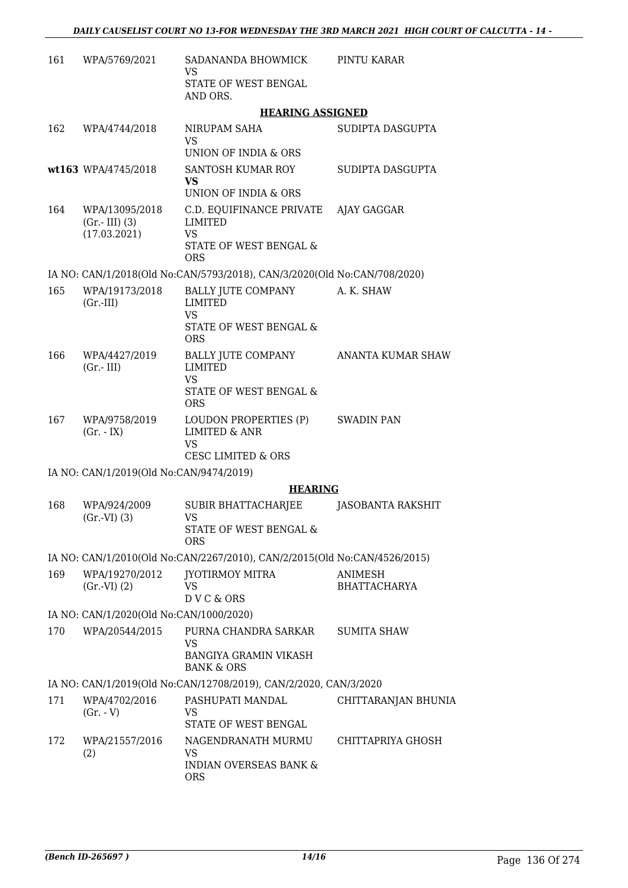| | | | |
|---|---|---|---|
| 161 | WPA/5769/2021 | SADANANDA BHOWMICK<br>VS<br>STATE OF WEST BENGAL AND ORS. | PINTU KARAR |

**HEARING ASSIGNED**

| | | | |
|---|---|---|---|
| 162 | WPA/4744/2018 | NIRUPAM SAHA<br>VS<br>UNION OF INDIA & ORS | SUDIPTA DASGUPTA |
| wt163 | WPA/4745/2018 | SANTOSH KUMAR ROY<br>**VS**<br>UNION OF INDIA & ORS | SUDIPTA DASGUPTA |
| 164 | WPA/13095/2018 (Gr.- III) (3) (17.03.2021) | C.D. EQUIFINANCE PRIVATE LIMITED<br>VS<br>STATE OF WEST BENGAL & ORS | AJAY GAGGAR |

IA NO: CAN/1/2018(Old No:CAN/5793/2018), CAN/3/2020(Old No:CAN/708/2020)

| | | | |
|---|---|---|---|
| 165 | WPA/19173/2018 (Gr.-III) | BALLY JUTE COMPANY LIMITED<br>VS<br>STATE OF WEST BENGAL & ORS | A. K. SHAW |
| 166 | WPA/4427/2019 (Gr.- III) | BALLY JUTE COMPANY LIMITED<br>VS<br>STATE OF WEST BENGAL & ORS | ANANTA KUMAR SHAW |
| 167 | WPA/9758/2019 (Gr. - IX) | LOUDON PROPERTIES (P) LIMITED & ANR<br>VS<br>CESC LIMITED & ORS | SWADIN PAN |

IA NO: CAN/1/2019(Old No:CAN/9474/2019)

**HEARING**

| | | | |
|---|---|---|---|
| 168 | WPA/924/2009 (Gr.-VI) (3) | SUBIR BHATTACHARJEE<br>VS<br>STATE OF WEST BENGAL & ORS | JASOBANTA RAKSHIT |

IA NO: CAN/1/2010(Old No:CAN/2267/2010), CAN/2/2015(Old No:CAN/4526/2015)

| | | | |
|---|---|---|---|
| 169 | WPA/19270/2012 (Gr.-VI) (2) | JYOTIRMOY MITRA<br>VS<br>D V C & ORS | ANIMESH BHATTACHARYA |

IA NO: CAN/1/2020(Old No:CAN/1000/2020)

| | | | |
|---|---|---|---|
| 170 | WPA/20544/2015 | PURNA CHANDRA SARKAR<br>VS<br>BANGIYA GRAMIN VIKASH BANK & ORS | SUMITA SHAW |

IA NO: CAN/1/2019(Old No:CAN/12708/2019), CAN/2/2020, CAN/3/2020

| | | | |
|---|---|---|---|
| 171 | WPA/4702/2016 (Gr. - V) | PASHUPATI MANDAL<br>VS<br>STATE OF WEST BENGAL | CHITTARANJAN BHUNIA |
| 172 | WPA/21557/2016 (2) | NAGENDRANATH MURMU<br>VS<br>INDIAN OVERSEAS BANK & ORS | CHITTAPRIYA GHOSH |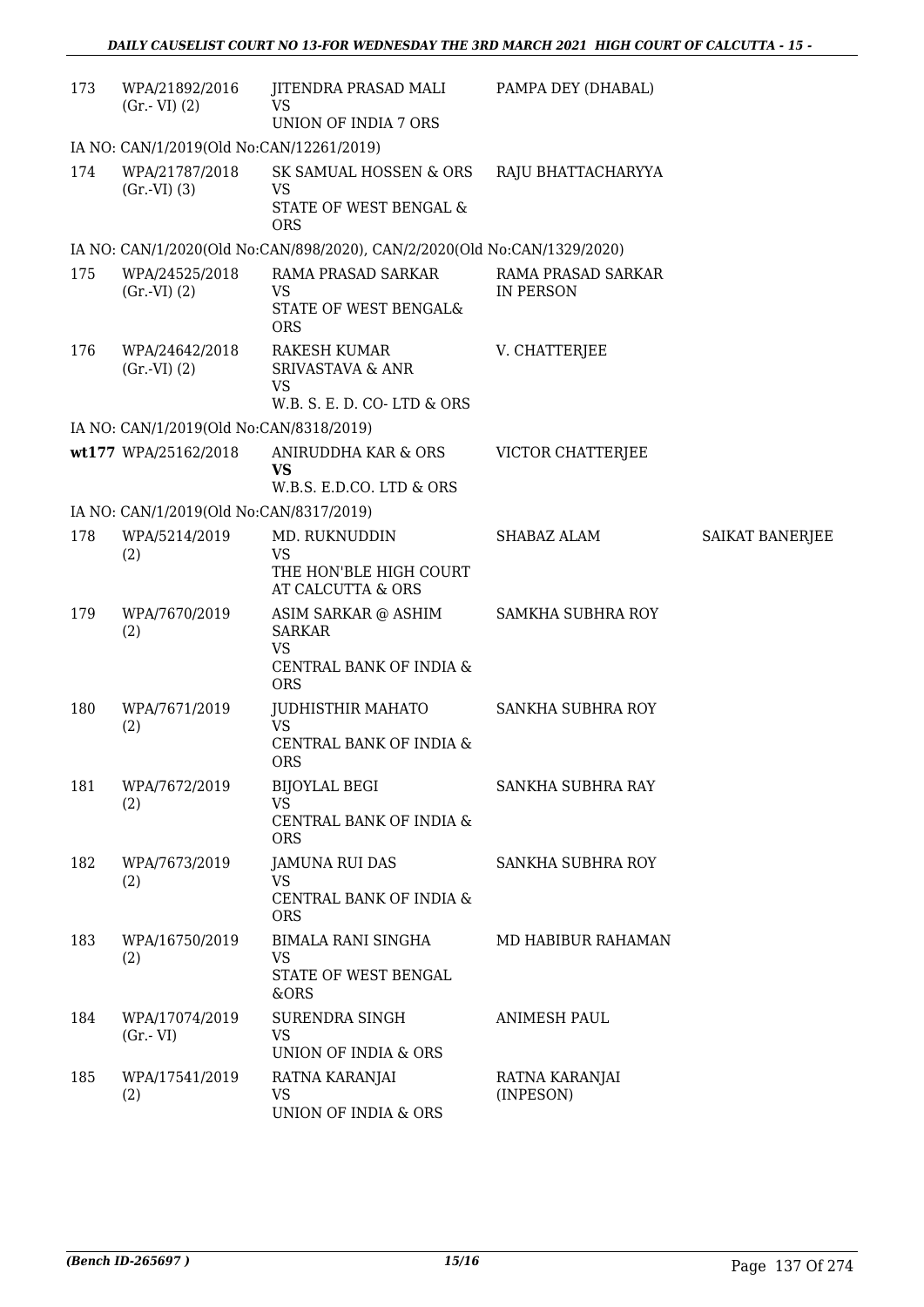| | | | | |
|---|---|---|---|---|
| 173 | WPA/21892/2016 (Gr.- VI) (2) | JITENDRA PRASAD MALI<br>VS<br>UNION OF INDIA 7 ORS | PAMPA DEY (DHABAL) | |
| | IA NO: CAN/1/2019(Old No:CAN/12261/2019) | | | |
| 174 | WPA/21787/2018 (Gr.-VI) (3) | SK SAMUAL HOSSEN & ORS<br>VS<br>STATE OF WEST BENGAL & ORS | RAJU BHATTACHARYYA | |
| | IA NO: CAN/1/2020(Old No:CAN/898/2020), CAN/2/2020(Old No:CAN/1329/2020) | | | |
| 175 | WPA/24525/2018 (Gr.-VI) (2) | RAMA PRASAD SARKAR<br>VS<br>STATE OF WEST BENGAL& ORS | RAMA PRASAD SARKAR IN PERSON | |
| 176 | WPA/24642/2018 (Gr.-VI) (2) | RAKESH KUMAR SRIVASTAVA & ANR<br>VS<br>W.B. S. E. D. CO- LTD & ORS | V. CHATTERJEE | |
| | IA NO: CAN/1/2019(Old No:CAN/8318/2019) | | | |
| wt177 | WPA/25162/2018 | ANIRUDDHA KAR & ORS<br>**VS**<br>W.B.S. E.D.CO. LTD & ORS | VICTOR CHATTERJEE | |
| | IA NO: CAN/1/2019(Old No:CAN/8317/2019) | | | |
| 178 | WPA/5214/2019 (2) | MD. RUKNUDDIN<br>VS<br>THE HON'BLE HIGH COURT AT CALCUTTA & ORS | SHABAZ ALAM | SAIKAT BANERJEE |
| 179 | WPA/7670/2019 (2) | ASIM SARKAR @ ASHIM SARKAR<br>VS<br>CENTRAL BANK OF INDIA & ORS | SAMKHA SUBHRA ROY | |
| 180 | WPA/7671/2019 (2) | JUDHISTHIR MAHATO<br>VS<br>CENTRAL BANK OF INDIA & ORS | SANKHA SUBHRA ROY | |
| 181 | WPA/7672/2019 (2) | BIJOYLAL BEGI<br>VS<br>CENTRAL BANK OF INDIA & ORS | SANKHA SUBHRA RAY | |
| 182 | WPA/7673/2019 (2) | JAMUNA RUI DAS<br>VS<br>CENTRAL BANK OF INDIA & ORS | SANKHA SUBHRA ROY | |
| 183 | WPA/16750/2019 (2) | BIMALA RANI SINGHA<br>VS<br>STATE OF WEST BENGAL &ORS | MD HABIBUR RAHAMAN | |
| 184 | WPA/17074/2019 (Gr.- VI) | SURENDRA SINGH<br>VS<br>UNION OF INDIA & ORS | ANIMESH PAUL | |
| 185 | WPA/17541/2019 (2) | RATNA KARANJAI<br>VS<br>UNION OF INDIA & ORS | RATNA KARANJAI (INPESON) | |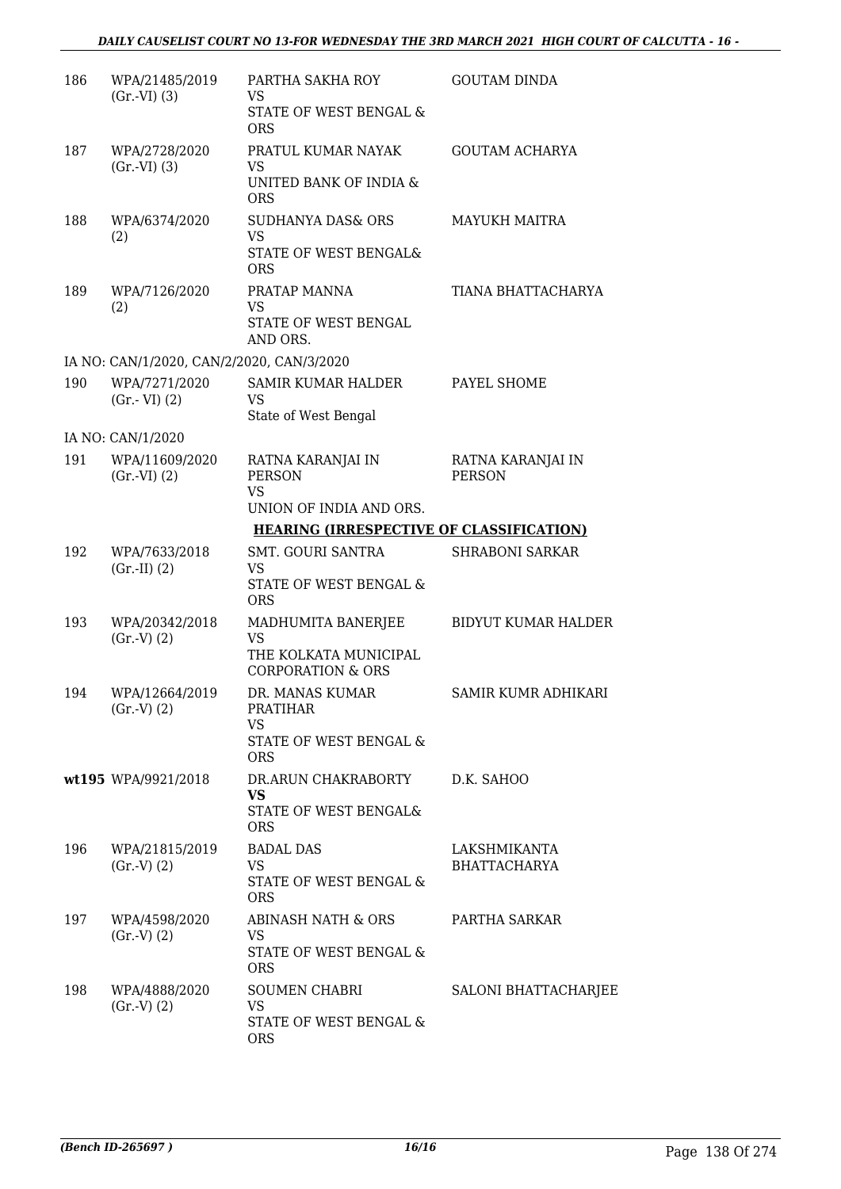| | | | |
|---|---|---|---|
| 186 | WPA/21485/2019 (Gr.-VI) (3) | PARTHA SAKHA ROY<br>VS<br>STATE OF WEST BENGAL & ORS | GOUTAM DINDA |
| 187 | WPA/2728/2020 (Gr.-VI) (3) | PRATUL KUMAR NAYAK<br>VS<br>UNITED BANK OF INDIA & ORS | GOUTAM ACHARYA |
| 188 | WPA/6374/2020 (2) | SUDHANYA DAS& ORS<br>VS<br>STATE OF WEST BENGAL& ORS | MAYUKH MAITRA |
| 189 | WPA/7126/2020 (2) | PRATAP MANNA<br>VS<br>STATE OF WEST BENGAL AND ORS. | TIANA BHATTACHARYA |
| | IA NO: CAN/1/2020, CAN/2/2020, CAN/3/2020 | | |
| 190 | WPA/7271/2020 (Gr.- VI) (2) | SAMIR KUMAR HALDER<br>VS<br>State of West Bengal | PAYEL SHOME |
| | IA NO: CAN/1/2020 | | |
| 191 | WPA/11609/2020 (Gr.-VI) (2) | RATNA KARANJAI IN PERSON<br>VS<br>UNION OF INDIA AND ORS. | RATNA KARANJAI IN PERSON |

**HEARING (IRRESPECTIVE OF CLASSIFICATION)**

| | | | |
|---|---|---|---|
| 192 | WPA/7633/2018 (Gr.-II) (2) | SMT. GOURI SANTRA<br>VS<br>STATE OF WEST BENGAL & ORS | SHRABONI SARKAR |
| 193 | WPA/20342/2018 (Gr.-V) (2) | MADHUMITA BANERJEE<br>VS<br>THE KOLKATA MUNICIPAL CORPORATION & ORS | BIDYUT KUMAR HALDER |
| 194 | WPA/12664/2019 (Gr.-V) (2) | DR. MANAS KUMAR PRATIHAR<br>VS<br>STATE OF WEST BENGAL & ORS | SAMIR KUMR ADHIKARI |
| wt195 | WPA/9921/2018 | DR.ARUN CHAKRABORTY<br>**VS**<br>STATE OF WEST BENGAL& ORS | D.K. SAHOO |
| 196 | WPA/21815/2019 (Gr.-V) (2) | BADAL DAS<br>VS<br>STATE OF WEST BENGAL & ORS | LAKSHMIKANTA BHATTACHARYA |
| 197 | WPA/4598/2020 (Gr.-V) (2) | ABINASH NATH & ORS<br>VS<br>STATE OF WEST BENGAL & ORS | PARTHA SARKAR |
| 198 | WPA/4888/2020 (Gr.-V) (2) | SOUMEN CHABRI<br>VS<br>STATE OF WEST BENGAL & ORS | SALONI BHATTACHARJEE |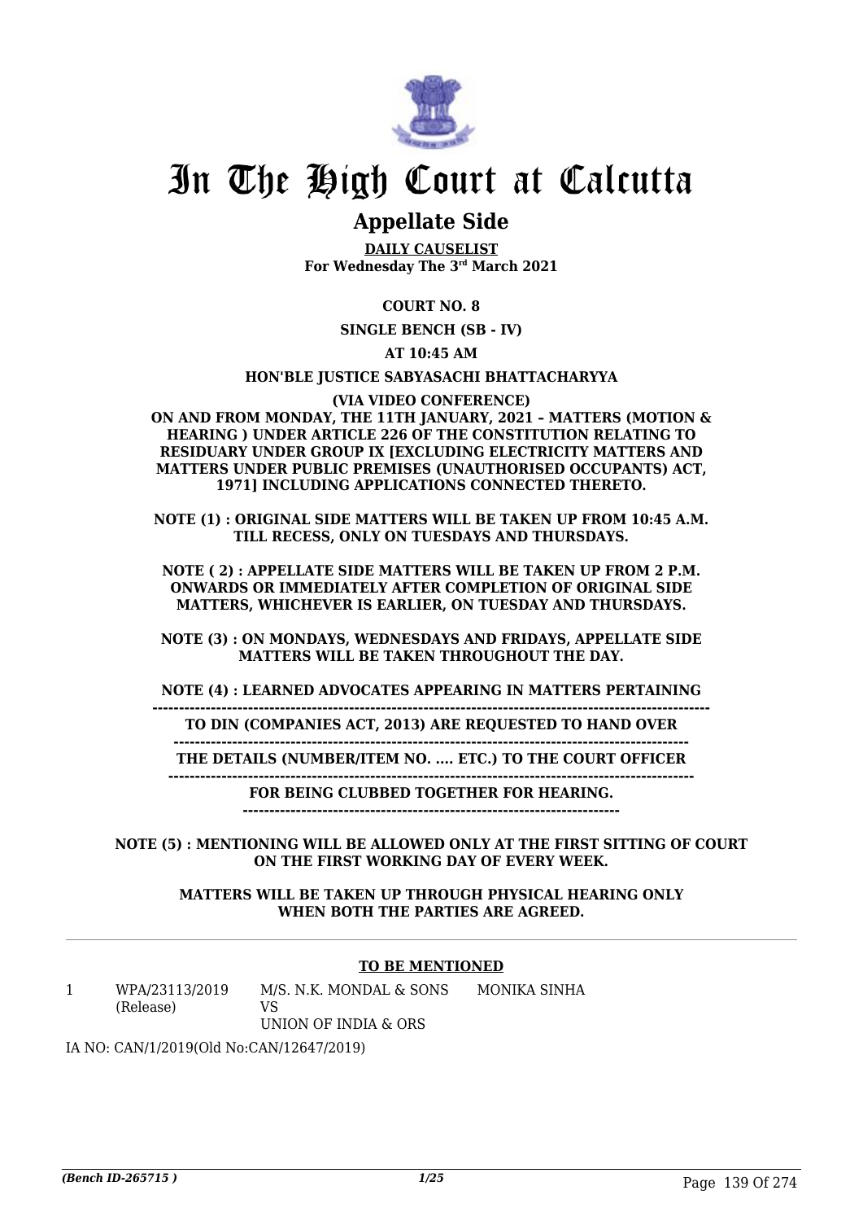# In The High Court at Calcutta

## Appellate Side

**DAILY CAUSELIST**
**For Wednesday The 3rd March 2021**

**COURT NO. 8**

**SINGLE BENCH (SB - IV)**

**AT 10:45 AM**

**HON'BLE JUSTICE SABYASACHI BHATTACHARYYA**

**(VIA VIDEO CONFERENCE)**

**ON AND FROM MONDAY, THE 11TH JANUARY, 2021 – MATTERS (MOTION & HEARING ) UNDER ARTICLE 226 OF THE CONSTITUTION RELATING TO RESIDUARY UNDER GROUP IX [EXCLUDING ELECTRICITY MATTERS AND MATTERS UNDER PUBLIC PREMISES (UNAUTHORISED OCCUPANTS) ACT, 1971] INCLUDING APPLICATIONS CONNECTED THERETO.**

**NOTE (1) : ORIGINAL SIDE MATTERS WILL BE TAKEN UP FROM 10:45 A.M. TILL RECESS, ONLY ON TUESDAYS AND THURSDAYS.**

**NOTE ( 2) : APPELLATE SIDE MATTERS WILL BE TAKEN UP FROM 2 P.M. ONWARDS OR IMMEDIATELY AFTER COMPLETION OF ORIGINAL SIDE MATTERS, WHICHEVER IS EARLIER, ON TUESDAY AND THURSDAYS.**

**NOTE (3) : ON MONDAYS, WEDNESDAYS AND FRIDAYS, APPELLATE SIDE MATTERS WILL BE TAKEN THROUGHOUT THE DAY.**

**NOTE (4) : LEARNED ADVOCATES APPEARING IN MATTERS PERTAINING TO DIN (COMPANIES ACT, 2013) ARE REQUESTED TO HAND OVER THE DETAILS (NUMBER/ITEM NO. .... ETC.) TO THE COURT OFFICER FOR BEING CLUBBED TOGETHER FOR HEARING.**

**NOTE (5) : MENTIONING WILL BE ALLOWED ONLY AT THE FIRST SITTING OF COURT ON THE FIRST WORKING DAY OF EVERY WEEK.**

**MATTERS WILL BE TAKEN UP THROUGH PHYSICAL HEARING ONLY WHEN BOTH THE PARTIES ARE AGREED.**

**TO BE MENTIONED**

| | | | |
|---|---|---|---|
| 1 | WPA/23113/2019 (Release) | M/S. N.K. MONDAL & SONS VS UNION OF INDIA & ORS | MONIKA SINHA |

IA NO: CAN/1/2019(Old No:CAN/12647/2019)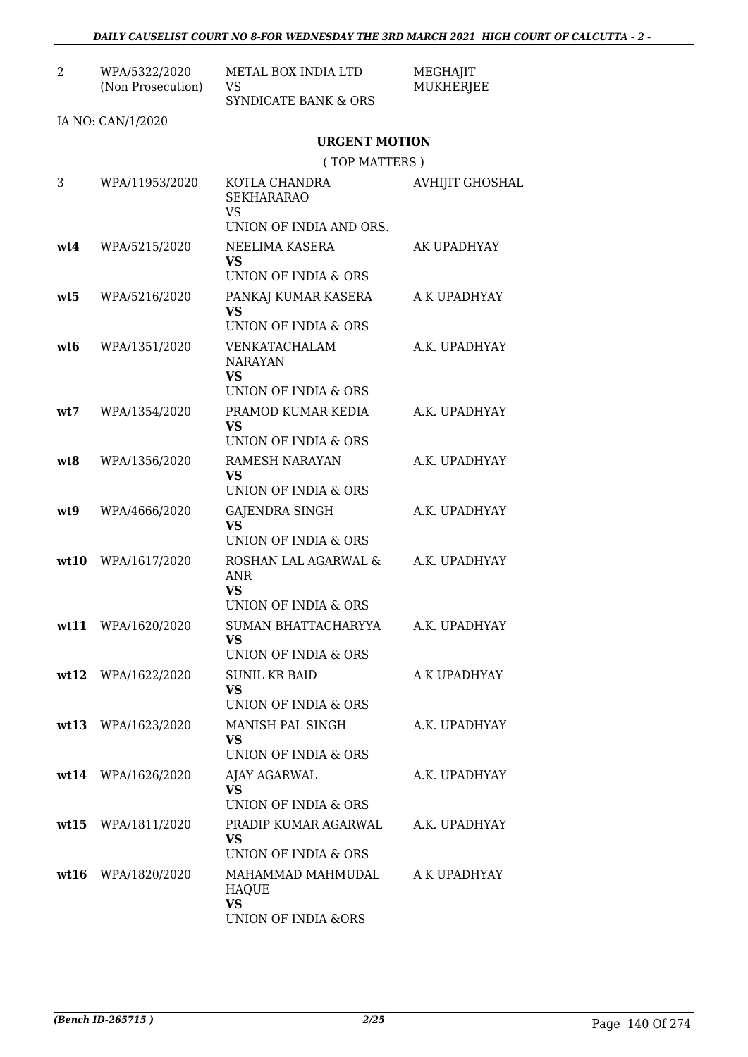| | | | |
|---|---|---|---|
| 2 | WPA/5322/2020 (Non Prosecution) | METAL BOX INDIA LTD VS SYNDICATE BANK & ORS | MEGHAJIT MUKHERJEE |

IA NO: CAN/1/2020

## URGENT MOTION

( TOP MATTERS )

| | | | |
|---|---|---|---|
| 3 | WPA/11953/2020 | KOTLA CHANDRA SEKHARARAO VS UNION OF INDIA AND ORS. | AVHIJIT GHOSHAL |
| **wt4** | WPA/5215/2020 | NEELIMA KASERA **VS** UNION OF INDIA & ORS | AK UPADHYAY |
| **wt5** | WPA/5216/2020 | PANKAJ KUMAR KASERA **VS** UNION OF INDIA & ORS | A K UPADHYAY |
| **wt6** | WPA/1351/2020 | VENKATACHALAM NARAYAN **VS** UNION OF INDIA & ORS | A.K. UPADHYAY |
| **wt7** | WPA/1354/2020 | PRAMOD KUMAR KEDIA **VS** UNION OF INDIA & ORS | A.K. UPADHYAY |
| **wt8** | WPA/1356/2020 | RAMESH NARAYAN **VS** UNION OF INDIA & ORS | A.K. UPADHYAY |
| **wt9** | WPA/4666/2020 | GAJENDRA SINGH **VS** UNION OF INDIA & ORS | A.K. UPADHYAY |
| **wt10** | WPA/1617/2020 | ROSHAN LAL AGARWAL & ANR **VS** UNION OF INDIA & ORS | A.K. UPADHYAY |
| **wt11** | WPA/1620/2020 | SUMAN BHATTACHARYYA **VS** UNION OF INDIA & ORS | A.K. UPADHYAY |
| **wt12** | WPA/1622/2020 | SUNIL KR BAID **VS** UNION OF INDIA & ORS | A K UPADHYAY |
| **wt13** | WPA/1623/2020 | MANISH PAL SINGH **VS** UNION OF INDIA & ORS | A.K. UPADHYAY |
| **wt14** | WPA/1626/2020 | AJAY AGARWAL **VS** UNION OF INDIA & ORS | A.K. UPADHYAY |
| **wt15** | WPA/1811/2020 | PRADIP KUMAR AGARWAL **VS** UNION OF INDIA & ORS | A.K. UPADHYAY |
| **wt16** | WPA/1820/2020 | MAHAMMAD MAHMUDAL HAQUE **VS** UNION OF INDIA &ORS | A K UPADHYAY |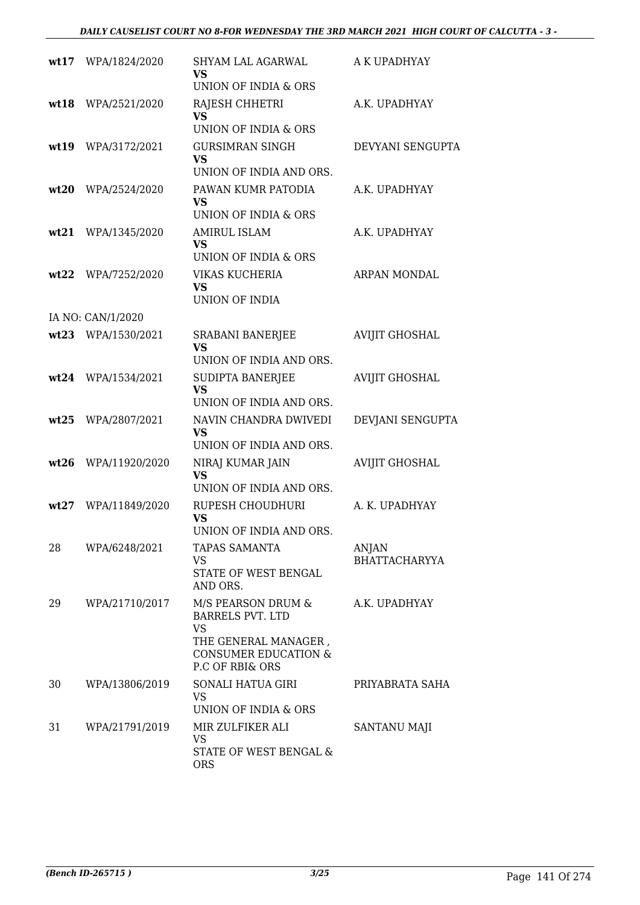| | | | |
|---|---|---|---|
| **wt17** | WPA/1824/2020 | SHYAM LAL AGARWAL<br>**VS**<br>UNION OF INDIA & ORS | A K UPADHYAY |
| **wt18** | WPA/2521/2020 | RAJESH CHHETRI<br>**VS**<br>UNION OF INDIA & ORS | A.K. UPADHYAY |
| **wt19** | WPA/3172/2021 | GURSIMRAN SINGH<br>**VS**<br>UNION OF INDIA AND ORS. | DEVYANI SENGUPTA |
| **wt20** | WPA/2524/2020 | PAWAN KUMR PATODIA<br>**VS**<br>UNION OF INDIA & ORS | A.K. UPADHYAY |
| **wt21** | WPA/1345/2020 | AMIRUL ISLAM<br>**VS**<br>UNION OF INDIA & ORS | A.K. UPADHYAY |
| **wt22** | WPA/7252/2020 | VIKAS KUCHERIA<br>**VS**<br>UNION OF INDIA | ARPAN MONDAL |
| IA NO: CAN/1/2020 | | | |
| **wt23** | WPA/1530/2021 | SRABANI BANERJEE<br>**VS**<br>UNION OF INDIA AND ORS. | AVIJIT GHOSHAL |
| **wt24** | WPA/1534/2021 | SUDIPTA BANERJEE<br>**VS**<br>UNION OF INDIA AND ORS. | AVIJIT GHOSHAL |
| **wt25** | WPA/2807/2021 | NAVIN CHANDRA DWIVEDI<br>**VS**<br>UNION OF INDIA AND ORS. | DEVJANI SENGUPTA |
| **wt26** | WPA/11920/2020 | NIRAJ KUMAR JAIN<br>**VS**<br>UNION OF INDIA AND ORS. | AVIJIT GHOSHAL |
| **wt27** | WPA/11849/2020 | RUPESH CHOUDHURI<br>**VS**<br>UNION OF INDIA AND ORS. | A. K. UPADHYAY |
| 28 | WPA/6248/2021 | TAPAS SAMANTA<br>VS<br>STATE OF WEST BENGAL AND ORS. | ANJAN BHATTACHARYYA |
| 29 | WPA/21710/2017 | M/S PEARSON DRUM & BARRELS PVT. LTD<br>VS<br>THE GENERAL MANAGER , CONSUMER EDUCATION & P.C OF RBI& ORS | A.K. UPADHYAY |
| 30 | WPA/13806/2019 | SONALI HATUA GIRI<br>VS<br>UNION OF INDIA & ORS | PRIYABRATA SAHA |
| 31 | WPA/21791/2019 | MIR ZULFIKER ALI<br>VS<br>STATE OF WEST BENGAL & ORS | SANTANU MAJI |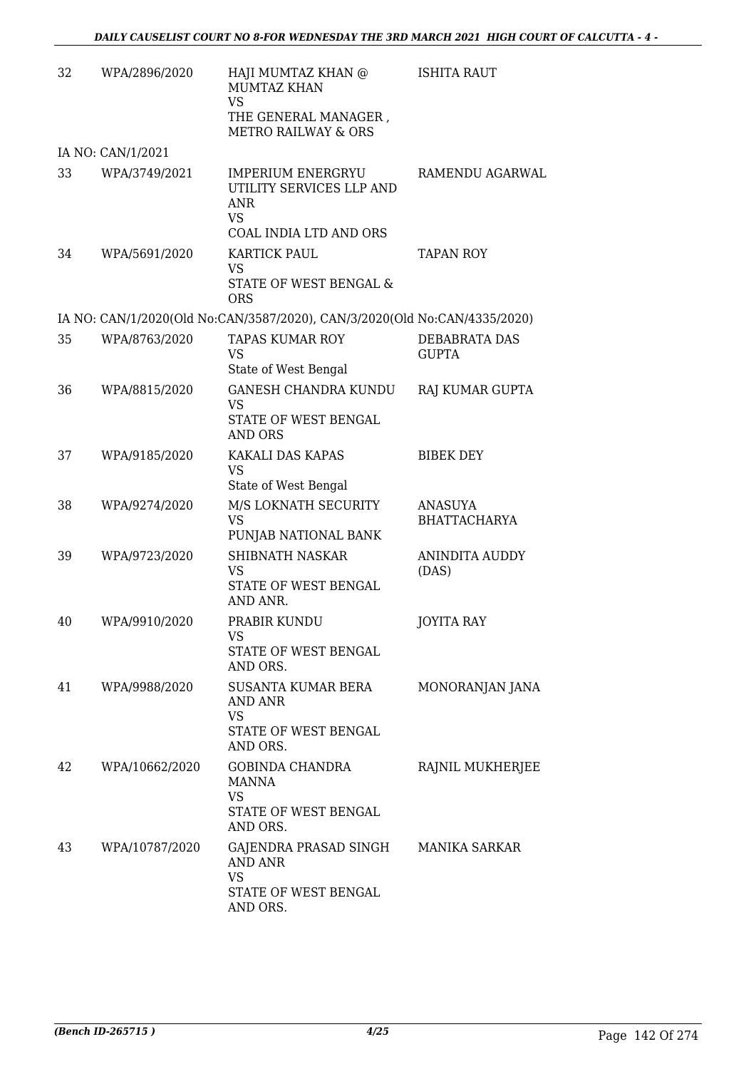| 32 | WPA/2896/2020 | HAJI MUMTAZ KHAN @ MUMTAZ KHAN<br>VS<br>THE GENERAL MANAGER , METRO RAILWAY & ORS | ISHITA RAUT |
|---|---|---|---|
| | IA NO: CAN/1/2021 | | |
| 33 | WPA/3749/2021 | IMPERIUM ENERGRYU UTILITY SERVICES LLP AND ANR<br>VS<br>COAL INDIA LTD AND ORS | RAMENDU AGARWAL |
| 34 | WPA/5691/2020 | KARTICK PAUL<br>VS<br>STATE OF WEST BENGAL & ORS | TAPAN ROY |
| | IA NO: CAN/1/2020(Old No:CAN/3587/2020), CAN/3/2020(Old No:CAN/4335/2020) | | |
| 35 | WPA/8763/2020 | TAPAS KUMAR ROY<br>VS<br>State of West Bengal | DEBABRATA DAS GUPTA |
| 36 | WPA/8815/2020 | GANESH CHANDRA KUNDU<br>VS<br>STATE OF WEST BENGAL AND ORS | RAJ KUMAR GUPTA |
| 37 | WPA/9185/2020 | KAKALI DAS KAPAS<br>VS<br>State of West Bengal | BIBEK DEY |
| 38 | WPA/9274/2020 | M/S LOKNATH SECURITY<br>VS<br>PUNJAB NATIONAL BANK | ANASUYA BHATTACHARYA |
| 39 | WPA/9723/2020 | SHIBNATH NASKAR<br>VS<br>STATE OF WEST BENGAL AND ANR. | ANINDITA AUDDY (DAS) |
| 40 | WPA/9910/2020 | PRABIR KUNDU<br>VS<br>STATE OF WEST BENGAL AND ORS. | JOYITA RAY |
| 41 | WPA/9988/2020 | SUSANTA KUMAR BERA AND ANR<br>VS<br>STATE OF WEST BENGAL AND ORS. | MONORANJAN JANA |
| 42 | WPA/10662/2020 | GOBINDA CHANDRA MANNA<br>VS<br>STATE OF WEST BENGAL AND ORS. | RAJNIL MUKHERJEE |
| 43 | WPA/10787/2020 | GAJENDRA PRASAD SINGH AND ANR<br>VS<br>STATE OF WEST BENGAL AND ORS. | MANIKA SARKAR |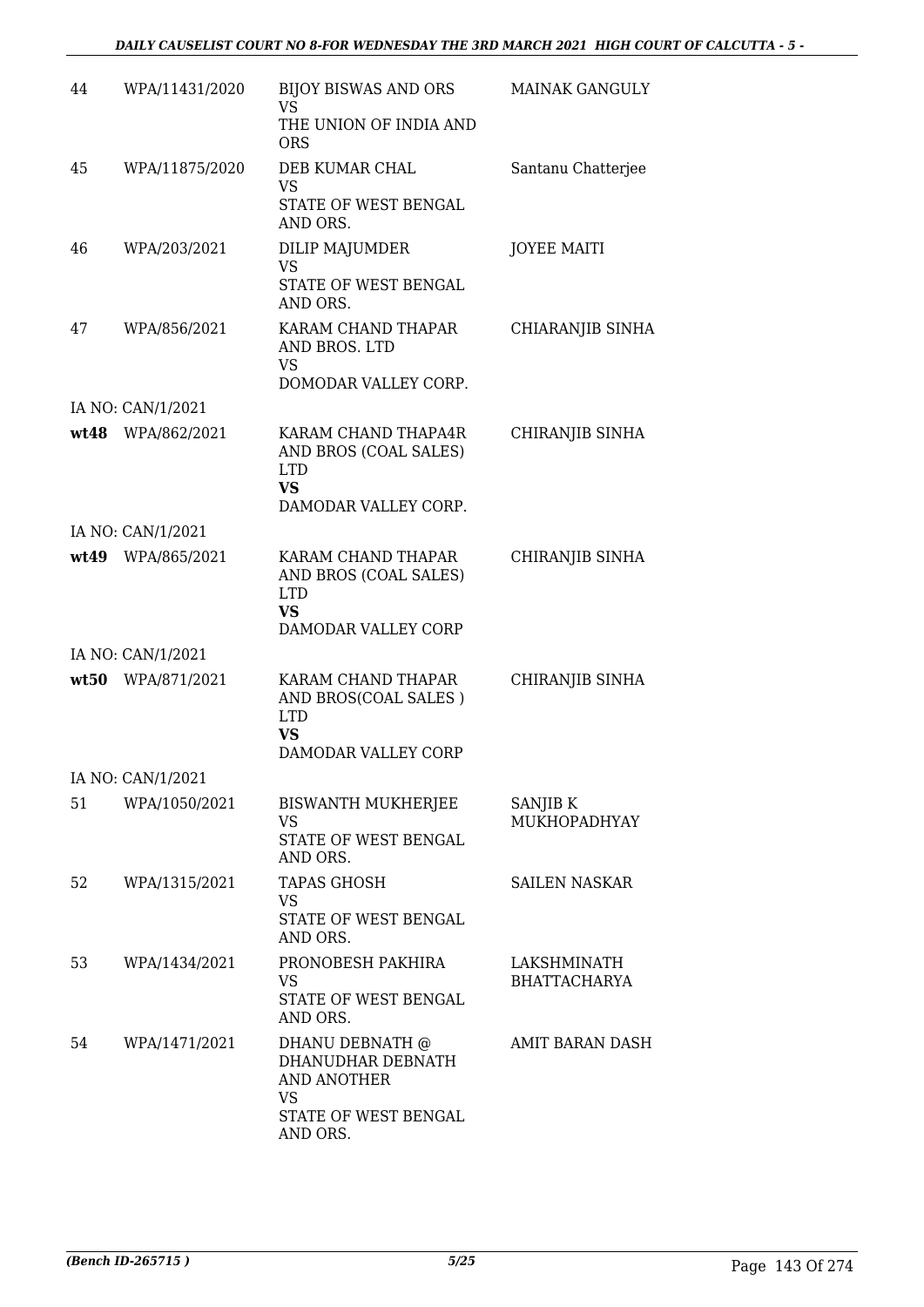| | | | |
|---|---|---|---|
| 44 | WPA/11431/2020 | BIJOY BISWAS AND ORS<br>VS<br>THE UNION OF INDIA AND ORS | MAINAK GANGULY |
| 45 | WPA/11875/2020 | DEB KUMAR CHAL<br>VS<br>STATE OF WEST BENGAL AND ORS. | Santanu Chatterjee |
| 46 | WPA/203/2021 | DILIP MAJUMDER<br>VS<br>STATE OF WEST BENGAL AND ORS. | JOYEE MAITI |
| 47 | WPA/856/2021 | KARAM CHAND THAPAR AND BROS. LTD<br>VS<br>DOMODAR VALLEY CORP. | CHIARANJIB SINHA |
| | IA NO: CAN/1/2021 | | |
| **wt48** | WPA/862/2021 | KARAM CHAND THAPA4R AND BROS (COAL SALES) LTD<br>**VS**<br>DAMODAR VALLEY CORP. | CHIRANJIB SINHA |
| | IA NO: CAN/1/2021 | | |
| **wt49** | WPA/865/2021 | KARAM CHAND THAPAR AND BROS (COAL SALES) LTD<br>**VS**<br>DAMODAR VALLEY CORP | CHIRANJIB SINHA |
| | IA NO: CAN/1/2021 | | |
| **wt50** | WPA/871/2021 | KARAM CHAND THAPAR AND BROS(COAL SALES ) LTD<br>**VS**<br>DAMODAR VALLEY CORP | CHIRANJIB SINHA |
| | IA NO: CAN/1/2021 | | |
| 51 | WPA/1050/2021 | BISWANTH MUKHERJEE<br>VS<br>STATE OF WEST BENGAL AND ORS. | SANJIB K MUKHOPADHYAY |
| 52 | WPA/1315/2021 | TAPAS GHOSH<br>VS<br>STATE OF WEST BENGAL AND ORS. | SAILEN NASKAR |
| 53 | WPA/1434/2021 | PRONOBESH PAKHIRA<br>VS<br>STATE OF WEST BENGAL AND ORS. | LAKSHMINATH BHATTACHARYA |
| 54 | WPA/1471/2021 | DHANU DEBNATH @ DHANUDHAR DEBNATH AND ANOTHER<br>VS<br>STATE OF WEST BENGAL AND ORS. | AMIT BARAN DASH |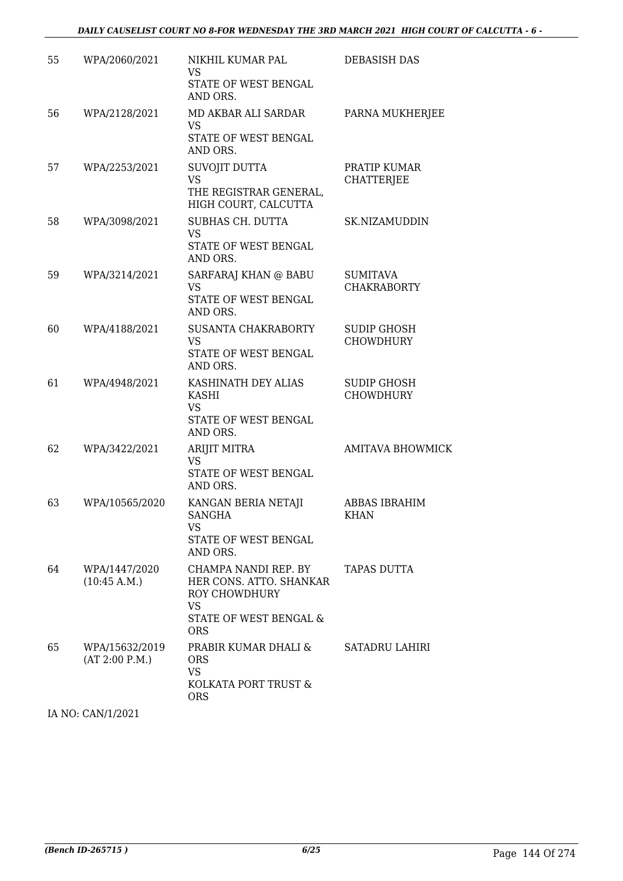| | | | |
|---|---|---|---|
| 55 | WPA/2060/2021 | NIKHIL KUMAR PAL<br>VS<br>STATE OF WEST BENGAL AND ORS. | DEBASISH DAS |
| 56 | WPA/2128/2021 | MD AKBAR ALI SARDAR<br>VS<br>STATE OF WEST BENGAL AND ORS. | PARNA MUKHERJEE |
| 57 | WPA/2253/2021 | SUVOJIT DUTTA<br>VS<br>THE REGISTRAR GENERAL, HIGH COURT, CALCUTTA | PRATIP KUMAR CHATTERJEE |
| 58 | WPA/3098/2021 | SUBHAS CH. DUTTA<br>VS<br>STATE OF WEST BENGAL AND ORS. | SK.NIZAMUDDIN |
| 59 | WPA/3214/2021 | SARFARAJ KHAN @ BABU<br>VS<br>STATE OF WEST BENGAL AND ORS. | SUMITAVA CHAKRABORTY |
| 60 | WPA/4188/2021 | SUSANTA CHAKRABORTY<br>VS<br>STATE OF WEST BENGAL AND ORS. | SUDIP GHOSH CHOWDHURY |
| 61 | WPA/4948/2021 | KASHINATH DEY ALIAS KASHI<br>VS<br>STATE OF WEST BENGAL AND ORS. | SUDIP GHOSH CHOWDHURY |
| 62 | WPA/3422/2021 | ARIJIT MITRA<br>VS<br>STATE OF WEST BENGAL AND ORS. | AMITAVA BHOWMICK |
| 63 | WPA/10565/2020 | KANGAN BERIA NETAJI SANGHA<br>VS<br>STATE OF WEST BENGAL AND ORS. | ABBAS IBRAHIM KHAN |
| 64 | WPA/1447/2020<br>(10:45 A.M.) | CHAMPA NANDI REP. BY HER CONS. ATTO. SHANKAR ROY CHOWDHURY<br>VS<br>STATE OF WEST BENGAL & ORS | TAPAS DUTTA |
| 65 | WPA/15632/2019<br>(AT 2:00 P.M.) | PRABIR KUMAR DHALI & ORS<br>VS<br>KOLKATA PORT TRUST & ORS | SATADRU LAHIRI |

IA NO: CAN/1/2021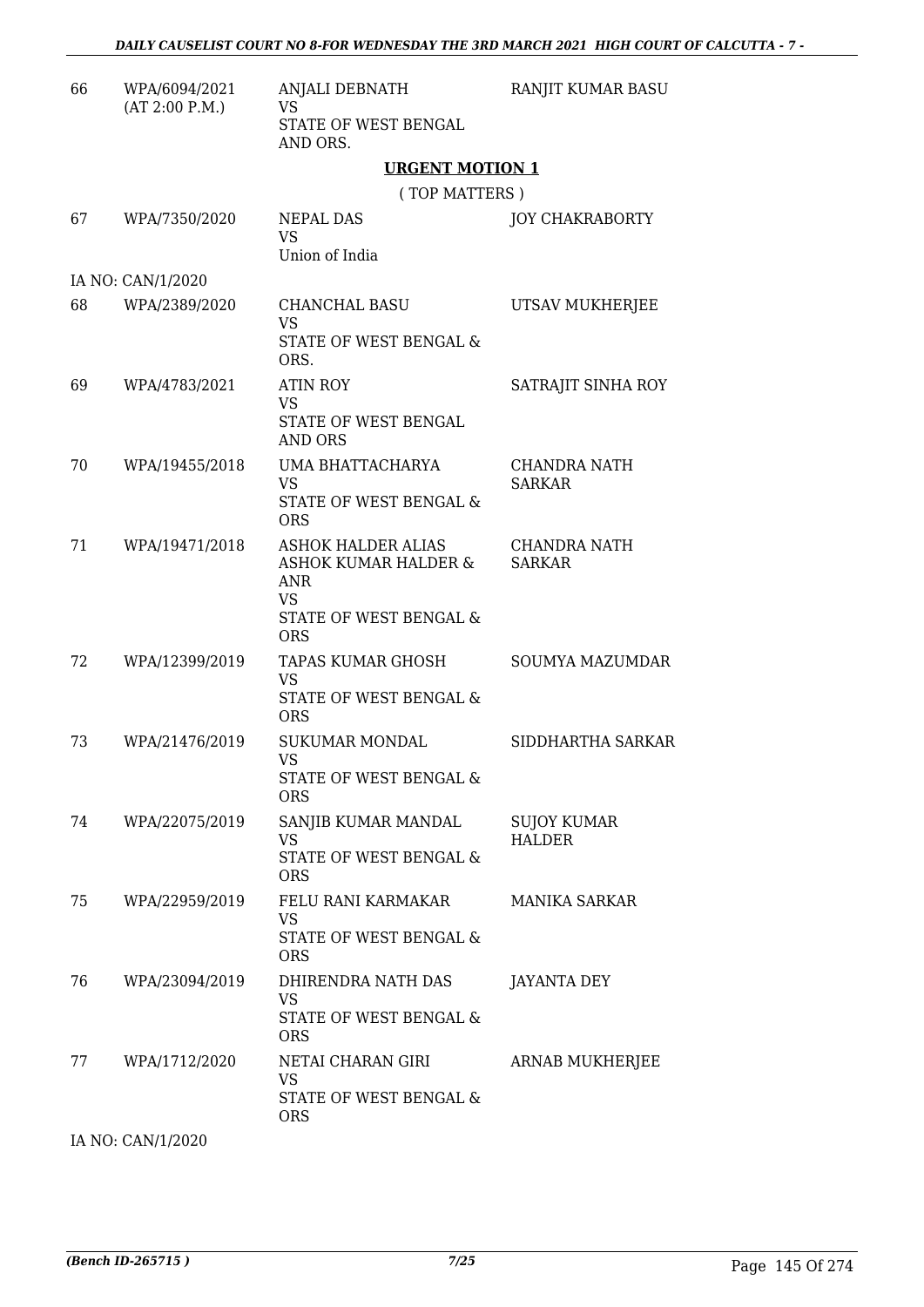| | | | |
|---|---|---|---|
| 66 | WPA/6094/2021 (AT 2:00 P.M.) | ANJALI DEBNATH VS STATE OF WEST BENGAL AND ORS. | RANJIT KUMAR BASU |

## URGENT MOTION 1

( TOP MATTERS )

| | | | |
|---|---|---|---|
| 67 | WPA/7350/2020 | NEPAL DAS VS Union of India | JOY CHAKRABORTY |
| | IA NO: CAN/1/2020 | | |
| 68 | WPA/2389/2020 | CHANCHAL BASU VS STATE OF WEST BENGAL & ORS. | UTSAV MUKHERJEE |
| 69 | WPA/4783/2021 | ATIN ROY VS STATE OF WEST BENGAL AND ORS | SATRAJIT SINHA ROY |
| 70 | WPA/19455/2018 | UMA BHATTACHARYA VS STATE OF WEST BENGAL & ORS | CHANDRA NATH SARKAR |
| 71 | WPA/19471/2018 | ASHOK HALDER ALIAS ASHOK KUMAR HALDER & ANR VS STATE OF WEST BENGAL & ORS | CHANDRA NATH SARKAR |
| 72 | WPA/12399/2019 | TAPAS KUMAR GHOSH VS STATE OF WEST BENGAL & ORS | SOUMYA MAZUMDAR |
| 73 | WPA/21476/2019 | SUKUMAR MONDAL VS STATE OF WEST BENGAL & ORS | SIDDHARTHA SARKAR |
| 74 | WPA/22075/2019 | SANJIB KUMAR MANDAL VS STATE OF WEST BENGAL & ORS | SUJOY KUMAR HALDER |
| 75 | WPA/22959/2019 | FELU RANI KARMAKAR VS STATE OF WEST BENGAL & ORS | MANIKA SARKAR |
| 76 | WPA/23094/2019 | DHIRENDRA NATH DAS VS STATE OF WEST BENGAL & ORS | JAYANTA DEY |
| 77 | WPA/1712/2020 | NETAI CHARAN GIRI VS STATE OF WEST BENGAL & ORS | ARNAB MUKHERJEE |
| | IA NO: CAN/1/2020 | | |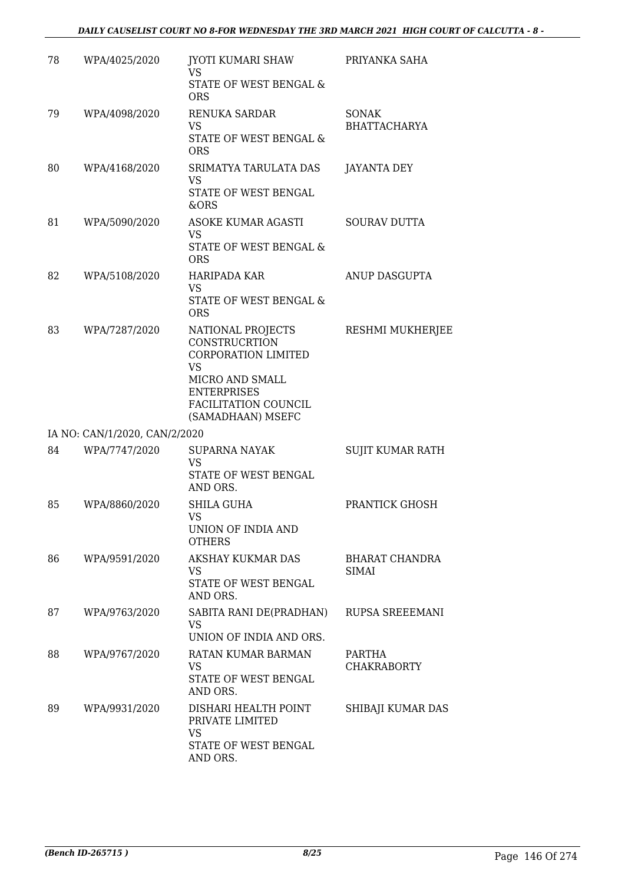| 78 | WPA/4025/2020 | JYOTI KUMARI SHAW<br>VS<br>STATE OF WEST BENGAL & ORS | PRIYANKA SAHA |
|---|---|---|---|
| 79 | WPA/4098/2020 | RENUKA SARDAR<br>VS<br>STATE OF WEST BENGAL & ORS | SONAK BHATTACHARYA |
| 80 | WPA/4168/2020 | SRIMATYA TARULATA DAS<br>VS<br>STATE OF WEST BENGAL &ORS | JAYANTA DEY |
| 81 | WPA/5090/2020 | ASOKE KUMAR AGASTI<br>VS<br>STATE OF WEST BENGAL & ORS | SOURAV DUTTA |
| 82 | WPA/5108/2020 | HARIPADA KAR<br>VS<br>STATE OF WEST BENGAL & ORS | ANUP DASGUPTA |
| 83 | WPA/7287/2020 | NATIONAL PROJECTS CONSTRUCRTION CORPORATION LIMITED<br>VS<br>MICRO AND SMALL ENTERPRISES FACILITATION COUNCIL (SAMADHAAN) MSEFC | RESHMI MUKHERJEE |
| | IA NO: CAN/1/2020, CAN/2/2020 | | |
| 84 | WPA/7747/2020 | SUPARNA NAYAK<br>VS<br>STATE OF WEST BENGAL AND ORS. | SUJIT KUMAR RATH |
| 85 | WPA/8860/2020 | SHILA GUHA<br>VS<br>UNION OF INDIA AND OTHERS | PRANTICK GHOSH |
| 86 | WPA/9591/2020 | AKSHAY KUKMAR DAS<br>VS<br>STATE OF WEST BENGAL AND ORS. | BHARAT CHANDRA SIMAI |
| 87 | WPA/9763/2020 | SABITA RANI DE(PRADHAN)<br>VS<br>UNION OF INDIA AND ORS. | RUPSA SREEEMANI |
| 88 | WPA/9767/2020 | RATAN KUMAR BARMAN<br>VS<br>STATE OF WEST BENGAL AND ORS. | PARTHA CHAKRABORTY |
| 89 | WPA/9931/2020 | DISHARI HEALTH POINT PRIVATE LIMITED<br>VS<br>STATE OF WEST BENGAL AND ORS. | SHIBAJI KUMAR DAS |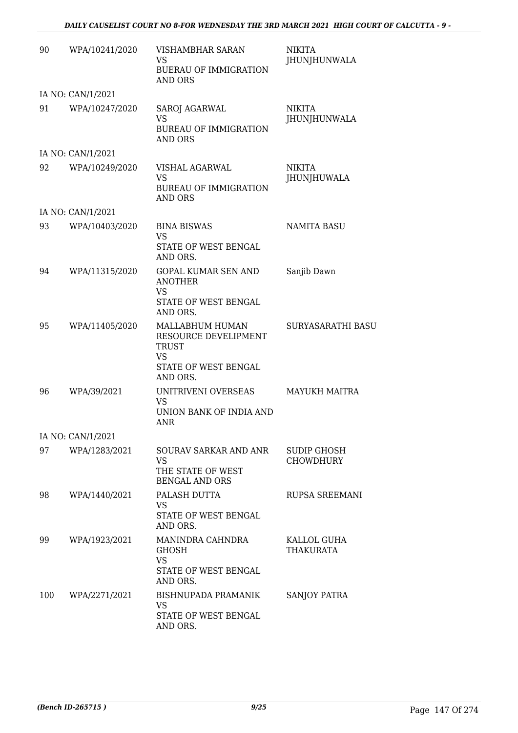| | | | |
|---|---|---|---|
| 90 | WPA/10241/2020 | VISHAMBHAR SARAN<br>VS<br>BUERAU OF IMMIGRATION AND ORS | NIKITA JHUNJHUNWALA |
| | IA NO: CAN/1/2021 | | |
| 91 | WPA/10247/2020 | SAROJ AGARWAL<br>VS<br>BUREAU OF IMMIGRATION AND ORS | NIKITA JHUNJHUNWALA |
| | IA NO: CAN/1/2021 | | |
| 92 | WPA/10249/2020 | VISHAL AGARWAL<br>VS<br>BUREAU OF IMMIGRATION AND ORS | NIKITA JHUNJHUWALA |
| | IA NO: CAN/1/2021 | | |
| 93 | WPA/10403/2020 | BINA BISWAS<br>VS<br>STATE OF WEST BENGAL AND ORS. | NAMITA BASU |
| 94 | WPA/11315/2020 | GOPAL KUMAR SEN AND ANOTHER<br>VS<br>STATE OF WEST BENGAL AND ORS. | Sanjib Dawn |
| 95 | WPA/11405/2020 | MALLABHUM HUMAN RESOURCE DEVELIPMENT TRUST<br>VS<br>STATE OF WEST BENGAL AND ORS. | SURYASARATHI BASU |
| 96 | WPA/39/2021 | UNITRIVENI OVERSEAS<br>VS<br>UNION BANK OF INDIA AND ANR | MAYUKH MAITRA |
| | IA NO: CAN/1/2021 | | |
| 97 | WPA/1283/2021 | SOURAV SARKAR AND ANR<br>VS<br>THE STATE OF WEST BENGAL AND ORS | SUDIP GHOSH CHOWDHURY |
| 98 | WPA/1440/2021 | PALASH DUTTA<br>VS<br>STATE OF WEST BENGAL AND ORS. | RUPSA SREEMANI |
| 99 | WPA/1923/2021 | MANINDRA CAHNDRA GHOSH<br>VS<br>STATE OF WEST BENGAL AND ORS. | KALLOL GUHA THAKURATA |
| 100 | WPA/2271/2021 | BISHNUPADA PRAMANIK<br>VS<br>STATE OF WEST BENGAL AND ORS. | SANJOY PATRA |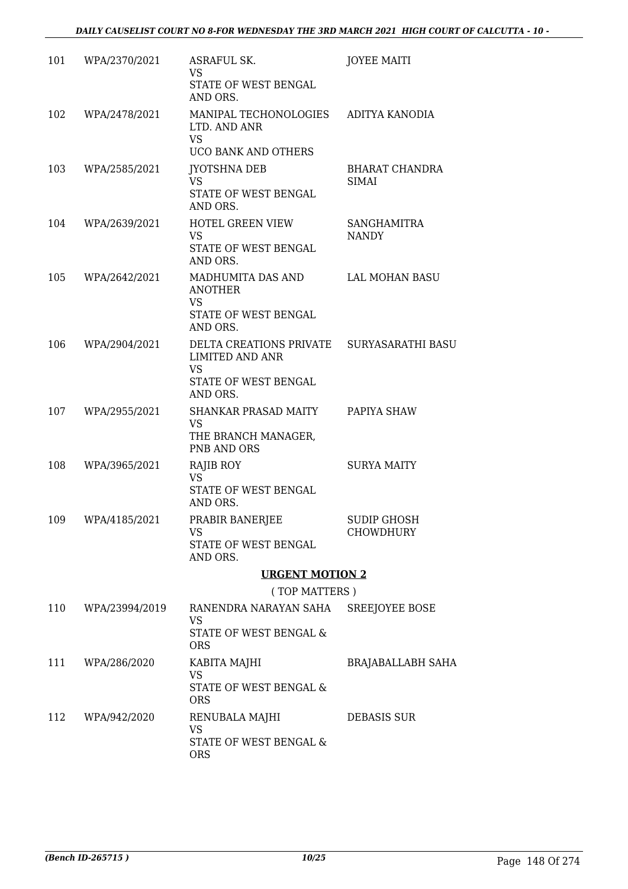| | | | |
|---|---|---|---|
| 101 | WPA/2370/2021 | ASRAFUL SK.<br>VS<br>STATE OF WEST BENGAL AND ORS. | JOYEE MAITI |
| 102 | WPA/2478/2021 | MANIPAL TECHONOLOGIES LTD. AND ANR<br>VS<br>UCO BANK AND OTHERS | ADITYA KANODIA |
| 103 | WPA/2585/2021 | JYOTSHNA DEB<br>VS<br>STATE OF WEST BENGAL AND ORS. | BHARAT CHANDRA SIMAI |
| 104 | WPA/2639/2021 | HOTEL GREEN VIEW<br>VS<br>STATE OF WEST BENGAL AND ORS. | SANGHAMITRA NANDY |
| 105 | WPA/2642/2021 | MADHUMITA DAS AND ANOTHER<br>VS<br>STATE OF WEST BENGAL AND ORS. | LAL MOHAN BASU |
| 106 | WPA/2904/2021 | DELTA CREATIONS PRIVATE LIMITED AND ANR<br>VS<br>STATE OF WEST BENGAL AND ORS. | SURYASARATHI BASU |
| 107 | WPA/2955/2021 | SHANKAR PRASAD MAITY<br>VS<br>THE BRANCH MANAGER, PNB AND ORS | PAPIYA SHAW |
| 108 | WPA/3965/2021 | RAJIB ROY<br>VS<br>STATE OF WEST BENGAL AND ORS. | SURYA MAITY |
| 109 | WPA/4185/2021 | PRABIR BANERJEE<br>VS<br>STATE OF WEST BENGAL AND ORS. | SUDIP GHOSH CHOWDHURY |

**URGENT MOTION 2**

( TOP MATTERS )

| | | | |
|---|---|---|---|
| 110 | WPA/23994/2019 | RANENDRA NARAYAN SAHA<br>VS<br>STATE OF WEST BENGAL & ORS | SREEJOYEE BOSE |
| 111 | WPA/286/2020 | KABITA MAJHI<br>VS<br>STATE OF WEST BENGAL & ORS | BRAJABALLABH SAHA |
| 112 | WPA/942/2020 | RENUBALA MAJHI<br>VS<br>STATE OF WEST BENGAL & ORS | DEBASIS SUR |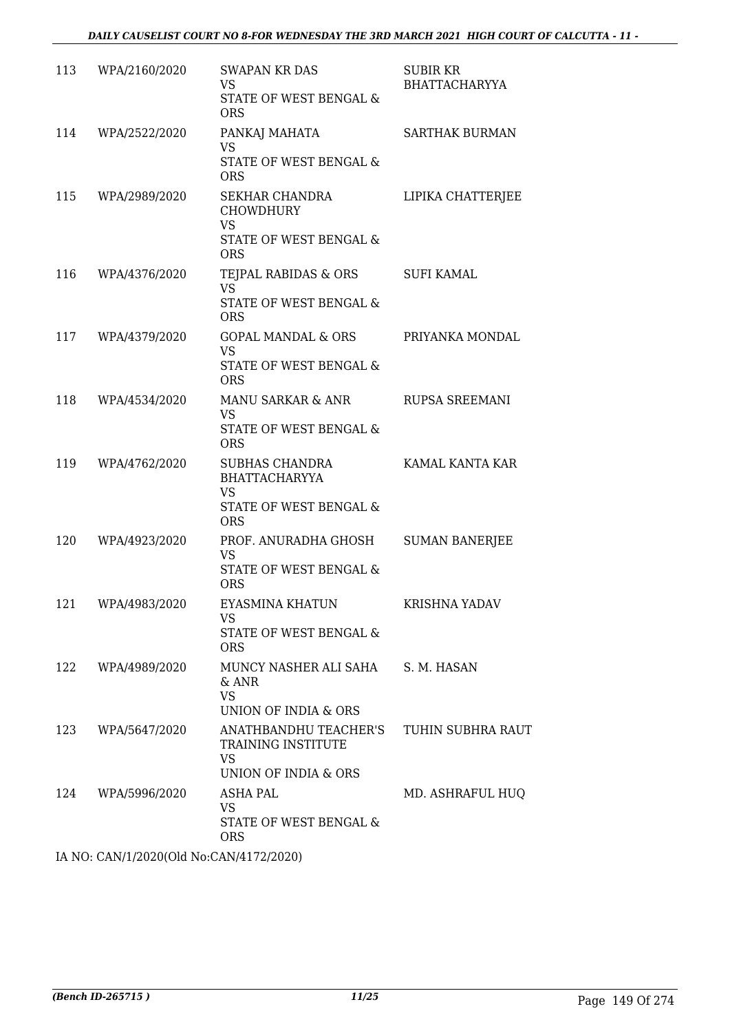| 113 | WPA/2160/2020 | SWAPAN KR DAS<br>VS<br>STATE OF WEST BENGAL & ORS | SUBIR KR BHATTACHARYYA |
|---|---|---|---|
| 114 | WPA/2522/2020 | PANKAJ MAHATA<br>VS<br>STATE OF WEST BENGAL & ORS | SARTHAK BURMAN |
| 115 | WPA/2989/2020 | SEKHAR CHANDRA CHOWDHURY<br>VS<br>STATE OF WEST BENGAL & ORS | LIPIKA CHATTERJEE |
| 116 | WPA/4376/2020 | TEJPAL RABIDAS & ORS<br>VS<br>STATE OF WEST BENGAL & ORS | SUFI KAMAL |
| 117 | WPA/4379/2020 | GOPAL MANDAL & ORS<br>VS<br>STATE OF WEST BENGAL & ORS | PRIYANKA MONDAL |
| 118 | WPA/4534/2020 | MANU SARKAR & ANR<br>VS<br>STATE OF WEST BENGAL & ORS | RUPSA SREEMANI |
| 119 | WPA/4762/2020 | SUBHAS CHANDRA BHATTACHARYYA<br>VS<br>STATE OF WEST BENGAL & ORS | KAMAL KANTA KAR |
| 120 | WPA/4923/2020 | PROF. ANURADHA GHOSH<br>VS<br>STATE OF WEST BENGAL & ORS | SUMAN BANERJEE |
| 121 | WPA/4983/2020 | EYASMINA KHATUN<br>VS<br>STATE OF WEST BENGAL & ORS | KRISHNA YADAV |
| 122 | WPA/4989/2020 | MUNCY NASHER ALI SAHA & ANR<br>VS<br>UNION OF INDIA & ORS | S. M. HASAN |
| 123 | WPA/5647/2020 | ANATHBANDHU TEACHER'S TRAINING INSTITUTE<br>VS<br>UNION OF INDIA & ORS | TUHIN SUBHRA RAUT |
| 124 | WPA/5996/2020 | ASHA PAL<br>VS<br>STATE OF WEST BENGAL & ORS | MD. ASHRAFUL HUQ |

IA NO: CAN/1/2020(Old No:CAN/4172/2020)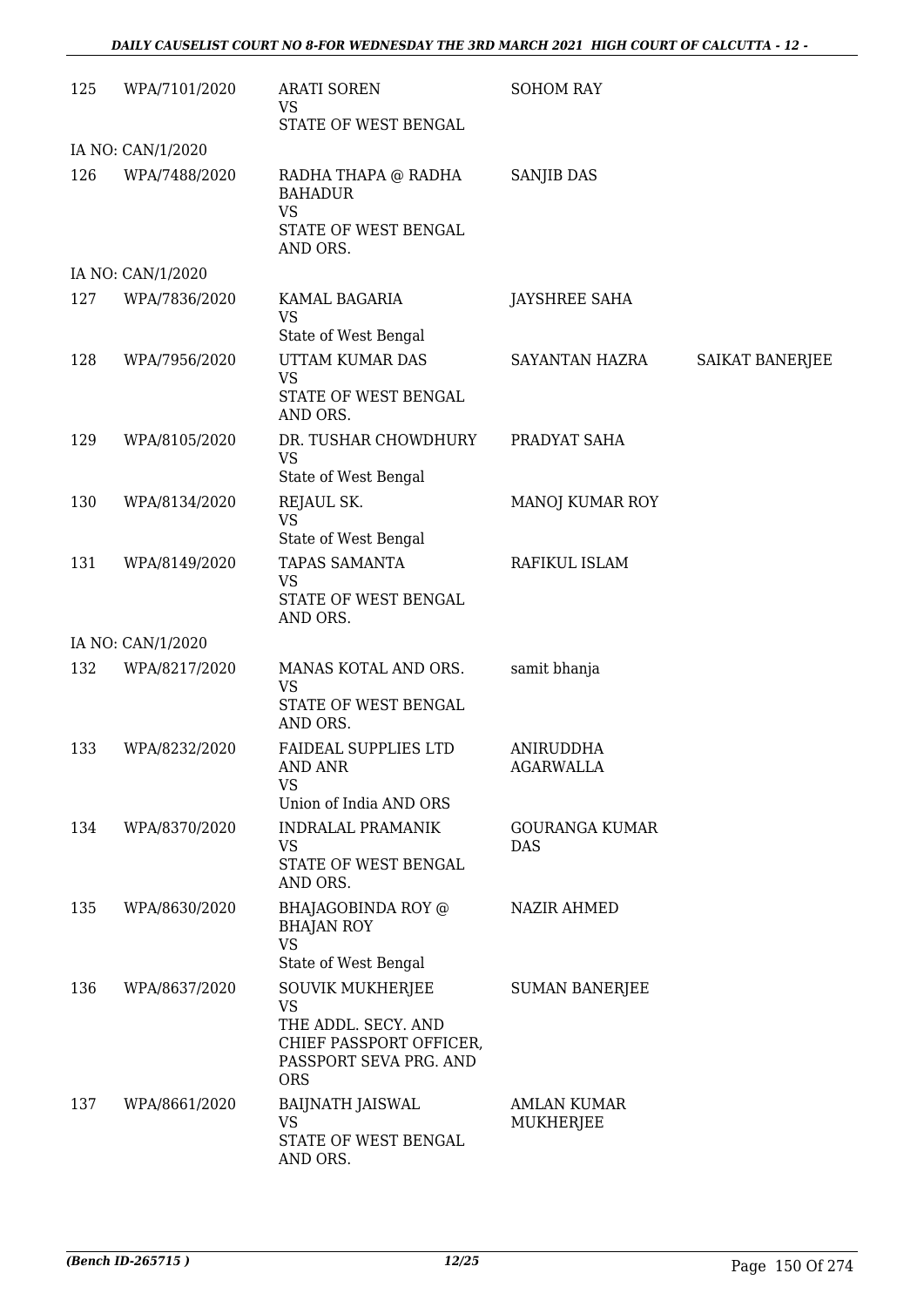| | | | | |
|---|---|---|---|---|
| 125 | WPA/7101/2020 | ARATI SOREN<br>VS<br>STATE OF WEST BENGAL | SOHOM RAY | |
| IA NO: CAN/1/2020 | | | | |
| 126 | WPA/7488/2020 | RADHA THAPA @ RADHA BAHADUR<br>VS<br>STATE OF WEST BENGAL AND ORS. | SANJIB DAS | |
| IA NO: CAN/1/2020 | | | | |
| 127 | WPA/7836/2020 | KAMAL BAGARIA<br>VS<br>State of West Bengal | JAYSHREE SAHA | |
| 128 | WPA/7956/2020 | UTTAM KUMAR DAS<br>VS<br>STATE OF WEST BENGAL AND ORS. | SAYANTAN HAZRA | SAIKAT BANERJEE |
| 129 | WPA/8105/2020 | DR. TUSHAR CHOWDHURY<br>VS<br>State of West Bengal | PRADYAT SAHA | |
| 130 | WPA/8134/2020 | REJAUL SK.<br>VS<br>State of West Bengal | MANOJ KUMAR ROY | |
| 131 | WPA/8149/2020 | TAPAS SAMANTA<br>VS<br>STATE OF WEST BENGAL AND ORS. | RAFIKUL ISLAM | |
| IA NO: CAN/1/2020 | | | | |
| 132 | WPA/8217/2020 | MANAS KOTAL AND ORS.<br>VS<br>STATE OF WEST BENGAL AND ORS. | samit bhanja | |
| 133 | WPA/8232/2020 | FAIDEAL SUPPLIES LTD AND ANR<br>VS<br>Union of India AND ORS | ANIRUDDHA AGARWALLA | |
| 134 | WPA/8370/2020 | INDRALAL PRAMANIK<br>VS<br>STATE OF WEST BENGAL AND ORS. | GOURANGA KUMAR DAS | |
| 135 | WPA/8630/2020 | BHAJAGOBINDA ROY @ BHAJAN ROY<br>VS<br>State of West Bengal | NAZIR AHMED | |
| 136 | WPA/8637/2020 | SOUVIK MUKHERJEE<br>VS<br>THE ADDL. SECY. AND CHIEF PASSPORT OFFICER, PASSPORT SEVA PRG. AND ORS | SUMAN BANERJEE | |
| 137 | WPA/8661/2020 | BAIJNATH JAISWAL<br>VS<br>STATE OF WEST BENGAL AND ORS. | AMLAN KUMAR MUKHERJEE | |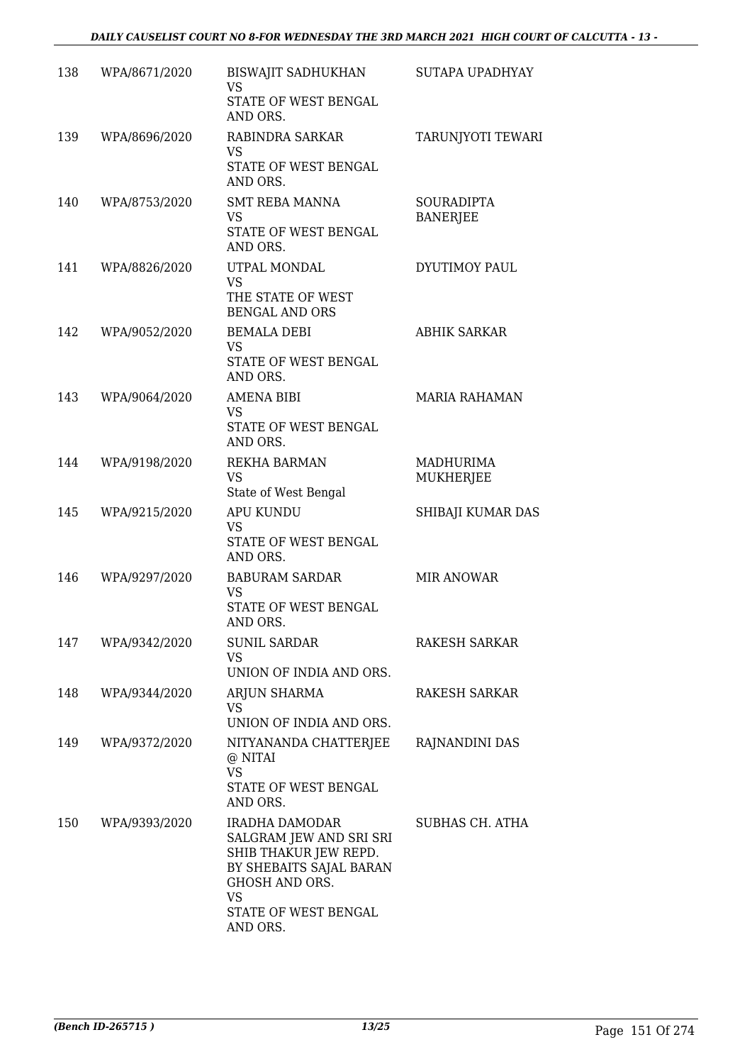| | | | |
|---|---|---|---|
| 138 | WPA/8671/2020 | BISWAJIT SADHUKHAN<br>VS<br>STATE OF WEST BENGAL AND ORS. | SUTAPA UPADHYAY |
| 139 | WPA/8696/2020 | RABINDRA SARKAR<br>VS<br>STATE OF WEST BENGAL AND ORS. | TARUNJYOTI TEWARI |
| 140 | WPA/8753/2020 | SMT REBA MANNA<br>VS<br>STATE OF WEST BENGAL AND ORS. | SOURADIPTA BANERJEE |
| 141 | WPA/8826/2020 | UTPAL MONDAL<br>VS<br>THE STATE OF WEST BENGAL AND ORS | DYUTIMOY PAUL |
| 142 | WPA/9052/2020 | BEMALA DEBI<br>VS<br>STATE OF WEST BENGAL AND ORS. | ABHIK SARKAR |
| 143 | WPA/9064/2020 | AMENA BIBI<br>VS<br>STATE OF WEST BENGAL AND ORS. | MARIA RAHAMAN |
| 144 | WPA/9198/2020 | REKHA BARMAN<br>VS<br>State of West Bengal | MADHURIMA MUKHERJEE |
| 145 | WPA/9215/2020 | APU KUNDU<br>VS<br>STATE OF WEST BENGAL AND ORS. | SHIBAJI KUMAR DAS |
| 146 | WPA/9297/2020 | BABURAM SARDAR<br>VS<br>STATE OF WEST BENGAL AND ORS. | MIR ANOWAR |
| 147 | WPA/9342/2020 | SUNIL SARDAR<br>VS<br>UNION OF INDIA AND ORS. | RAKESH SARKAR |
| 148 | WPA/9344/2020 | ARJUN SHARMA<br>VS<br>UNION OF INDIA AND ORS. | RAKESH SARKAR |
| 149 | WPA/9372/2020 | NITYANANDA CHATTERJEE @ NITAI<br>VS<br>STATE OF WEST BENGAL AND ORS. | RAJNANDINI DAS |
| 150 | WPA/9393/2020 | IRADHA DAMODAR SALGRAM JEW AND SRI SRI SHIB THAKUR JEW REPD. BY SHEBAITS SAJAL BARAN GHOSH AND ORS.<br>VS<br>STATE OF WEST BENGAL AND ORS. | SUBHAS CH. ATHA |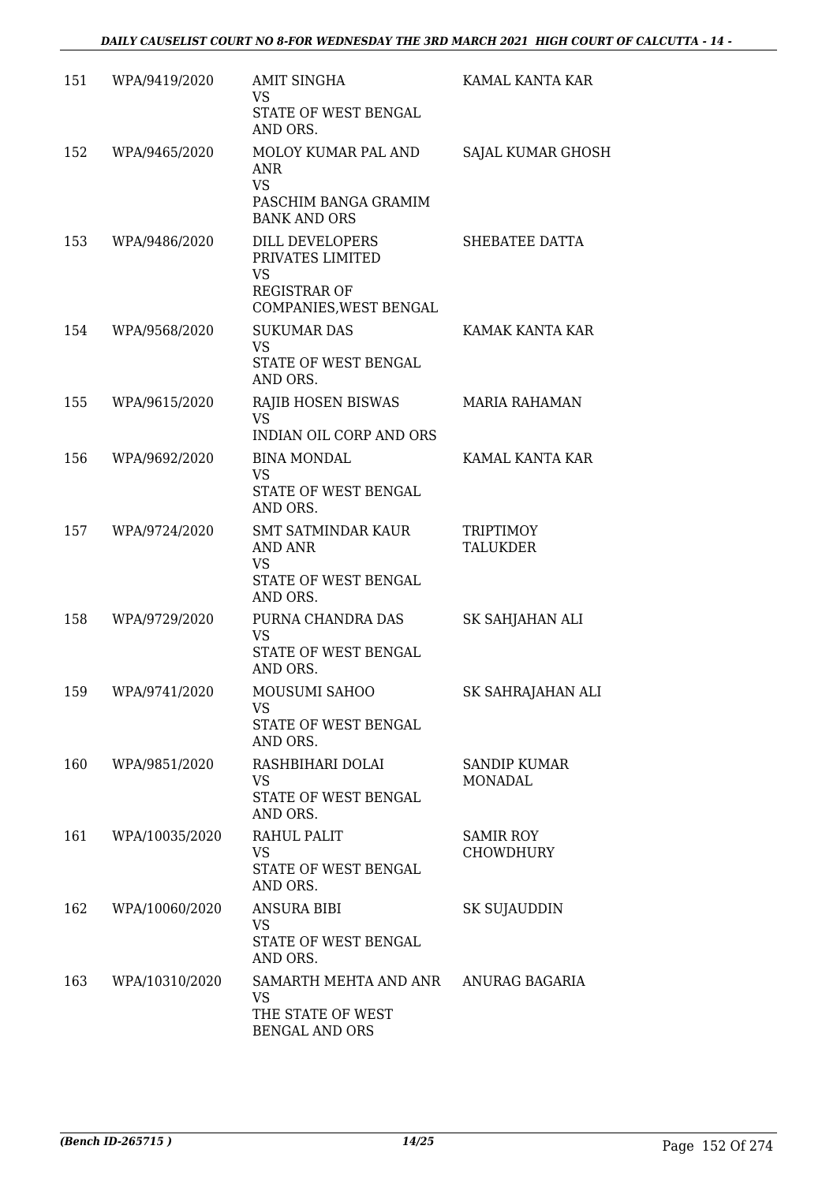| | | | |
|---|---|---|---|
| 151 | WPA/9419/2020 | AMIT SINGHA<br>VS<br>STATE OF WEST BENGAL AND ORS. | KAMAL KANTA KAR |
| 152 | WPA/9465/2020 | MOLOY KUMAR PAL AND ANR<br>VS<br>PASCHIM BANGA GRAMIM BANK AND ORS | SAJAL KUMAR GHOSH |
| 153 | WPA/9486/2020 | DILL DEVELOPERS PRIVATES LIMITED<br>VS<br>REGISTRAR OF COMPANIES,WEST BENGAL | SHEBATEE DATTA |
| 154 | WPA/9568/2020 | SUKUMAR DAS<br>VS<br>STATE OF WEST BENGAL AND ORS. | KAMAK KANTA KAR |
| 155 | WPA/9615/2020 | RAJIB HOSEN BISWAS<br>VS<br>INDIAN OIL CORP AND ORS | MARIA RAHAMAN |
| 156 | WPA/9692/2020 | BINA MONDAL<br>VS<br>STATE OF WEST BENGAL AND ORS. | KAMAL KANTA KAR |
| 157 | WPA/9724/2020 | SMT SATMINDAR KAUR AND ANR<br>VS<br>STATE OF WEST BENGAL AND ORS. | TRIPTIMOY TALUKDER |
| 158 | WPA/9729/2020 | PURNA CHANDRA DAS<br>VS<br>STATE OF WEST BENGAL AND ORS. | SK SAHJAHAN ALI |
| 159 | WPA/9741/2020 | MOUSUMI SAHOO<br>VS<br>STATE OF WEST BENGAL AND ORS. | SK SAHRAJAHAN ALI |
| 160 | WPA/9851/2020 | RASHBIHARI DOLAI<br>VS<br>STATE OF WEST BENGAL AND ORS. | SANDIP KUMAR MONADAL |
| 161 | WPA/10035/2020 | RAHUL PALIT<br>VS<br>STATE OF WEST BENGAL AND ORS. | SAMIR ROY CHOWDHURY |
| 162 | WPA/10060/2020 | ANSURA BIBI<br>VS<br>STATE OF WEST BENGAL AND ORS. | SK SUJAUDDIN |
| 163 | WPA/10310/2020 | SAMARTH MEHTA AND ANR<br>VS<br>THE STATE OF WEST BENGAL AND ORS | ANURAG BAGARIA |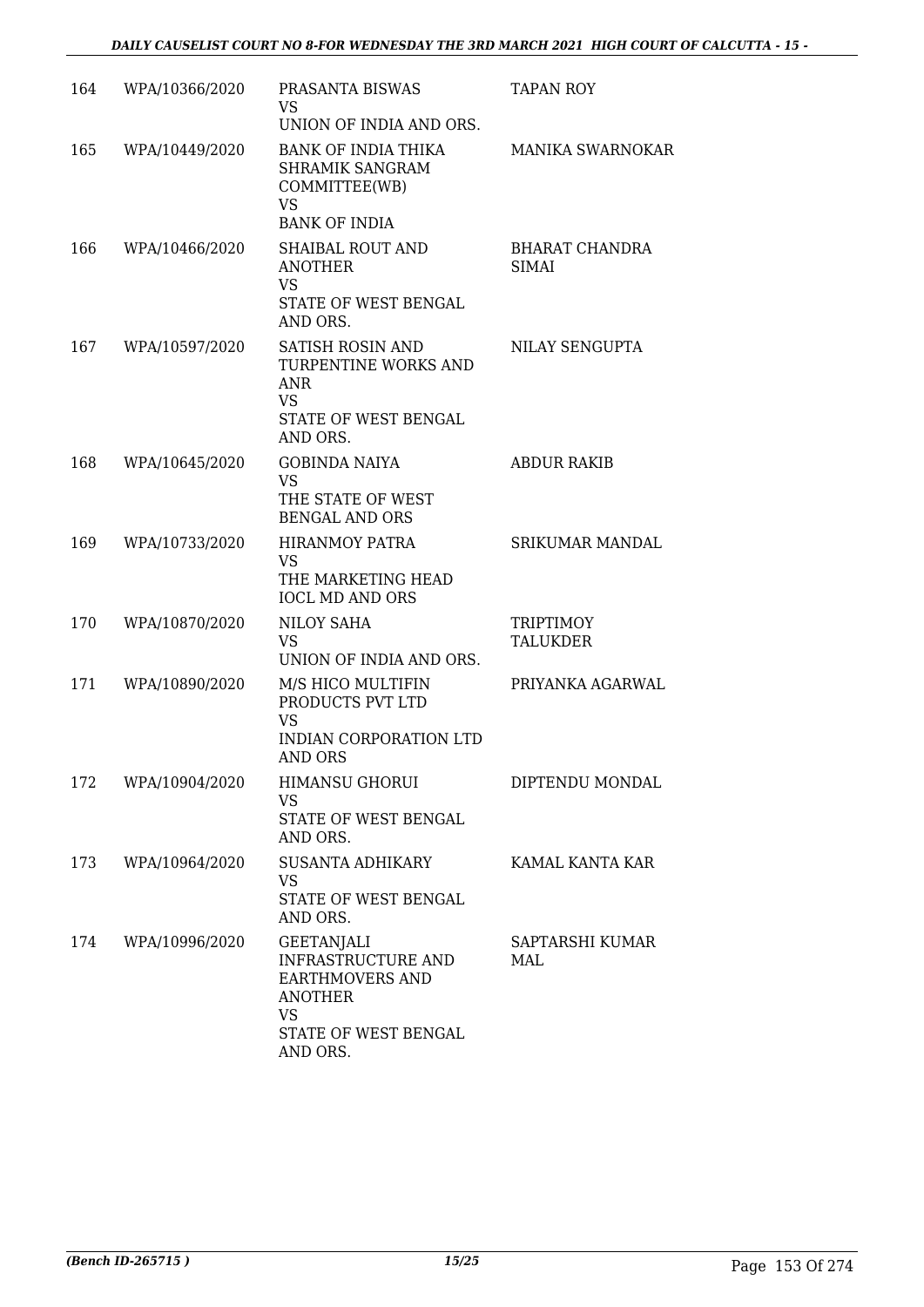| 164 | WPA/10366/2020 | PRASANTA BISWAS<br>VS<br>UNION OF INDIA AND ORS. | TAPAN ROY |
|---|---|---|---|
| 165 | WPA/10449/2020 | BANK OF INDIA THIKA SHRAMIK SANGRAM COMMITTEE(WB)<br>VS<br>BANK OF INDIA | MANIKA SWARNOKAR |
| 166 | WPA/10466/2020 | SHAIBAL ROUT AND ANOTHER<br>VS<br>STATE OF WEST BENGAL AND ORS. | BHARAT CHANDRA SIMAI |
| 167 | WPA/10597/2020 | SATISH ROSIN AND TURPENTINE WORKS AND ANR<br>VS<br>STATE OF WEST BENGAL AND ORS. | NILAY SENGUPTA |
| 168 | WPA/10645/2020 | GOBINDA NAIYA<br>VS<br>THE STATE OF WEST BENGAL AND ORS | ABDUR RAKIB |
| 169 | WPA/10733/2020 | HIRANMOY PATRA<br>VS<br>THE MARKETING HEAD IOCL MD AND ORS | SRIKUMAR MANDAL |
| 170 | WPA/10870/2020 | NILOY SAHA<br>VS<br>UNION OF INDIA AND ORS. | TRIPTIMOY TALUKDER |
| 171 | WPA/10890/2020 | M/S HICO MULTIFIN PRODUCTS PVT LTD<br>VS<br>INDIAN CORPORATION LTD AND ORS | PRIYANKA AGARWAL |
| 172 | WPA/10904/2020 | HIMANSU GHORUI<br>VS<br>STATE OF WEST BENGAL AND ORS. | DIPTENDU MONDAL |
| 173 | WPA/10964/2020 | SUSANTA ADHIKARY<br>VS<br>STATE OF WEST BENGAL AND ORS. | KAMAL KANTA KAR |
| 174 | WPA/10996/2020 | GEETANJALI INFRASTRUCTURE AND EARTHMOVERS AND ANOTHER<br>VS<br>STATE OF WEST BENGAL AND ORS. | SAPTARSHI KUMAR MAL |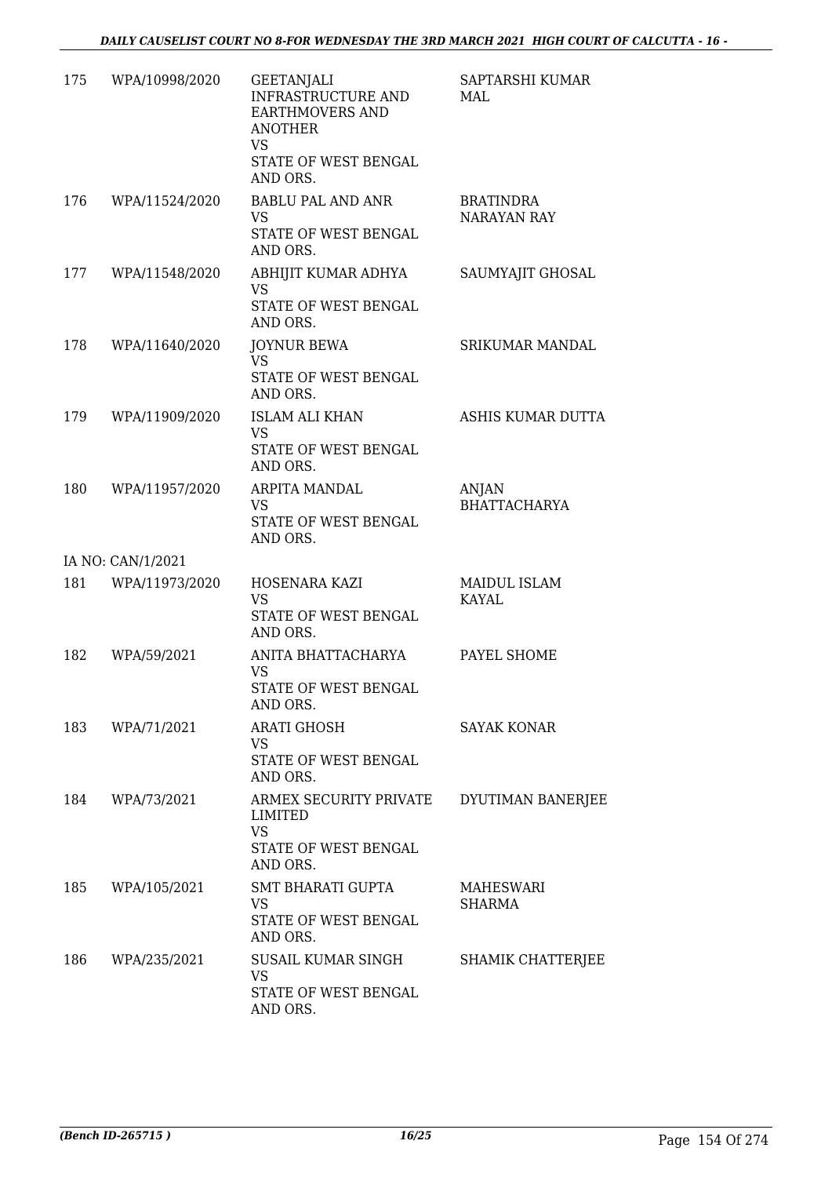| | | | |
|---|---|---|---|
| 175 | WPA/10998/2020 | GEETANJALI INFRASTRUCTURE AND EARTHMOVERS AND ANOTHER<br>VS<br>STATE OF WEST BENGAL AND ORS. | SAPTARSHI KUMAR MAL |
| 176 | WPA/11524/2020 | BABLU PAL AND ANR<br>VS<br>STATE OF WEST BENGAL AND ORS. | BRATINDRA NARAYAN RAY |
| 177 | WPA/11548/2020 | ABHIJIT KUMAR ADHYA<br>VS<br>STATE OF WEST BENGAL AND ORS. | SAUMYAJIT GHOSAL |
| 178 | WPA/11640/2020 | JOYNUR BEWA<br>VS<br>STATE OF WEST BENGAL AND ORS. | SRIKUMAR MANDAL |
| 179 | WPA/11909/2020 | ISLAM ALI KHAN<br>VS<br>STATE OF WEST BENGAL AND ORS. | ASHIS KUMAR DUTTA |
| 180 | WPA/11957/2020 | ARPITA MANDAL<br>VS<br>STATE OF WEST BENGAL AND ORS. | ANJAN BHATTACHARYA |
| IA NO: CAN/1/2021 | | | |
| 181 | WPA/11973/2020 | HOSENARA KAZI<br>VS<br>STATE OF WEST BENGAL AND ORS. | MAIDUL ISLAM KAYAL |
| 182 | WPA/59/2021 | ANITA BHATTACHARYA<br>VS<br>STATE OF WEST BENGAL AND ORS. | PAYEL SHOME |
| 183 | WPA/71/2021 | ARATI GHOSH<br>VS<br>STATE OF WEST BENGAL AND ORS. | SAYAK KONAR |
| 184 | WPA/73/2021 | ARMEX SECURITY PRIVATE LIMITED<br>VS<br>STATE OF WEST BENGAL AND ORS. | DYUTIMAN BANERJEE |
| 185 | WPA/105/2021 | SMT BHARATI GUPTA<br>VS<br>STATE OF WEST BENGAL AND ORS. | MAHESWARI SHARMA |
| 186 | WPA/235/2021 | SUSAIL KUMAR SINGH<br>VS<br>STATE OF WEST BENGAL AND ORS. | SHAMIK CHATTERJEE |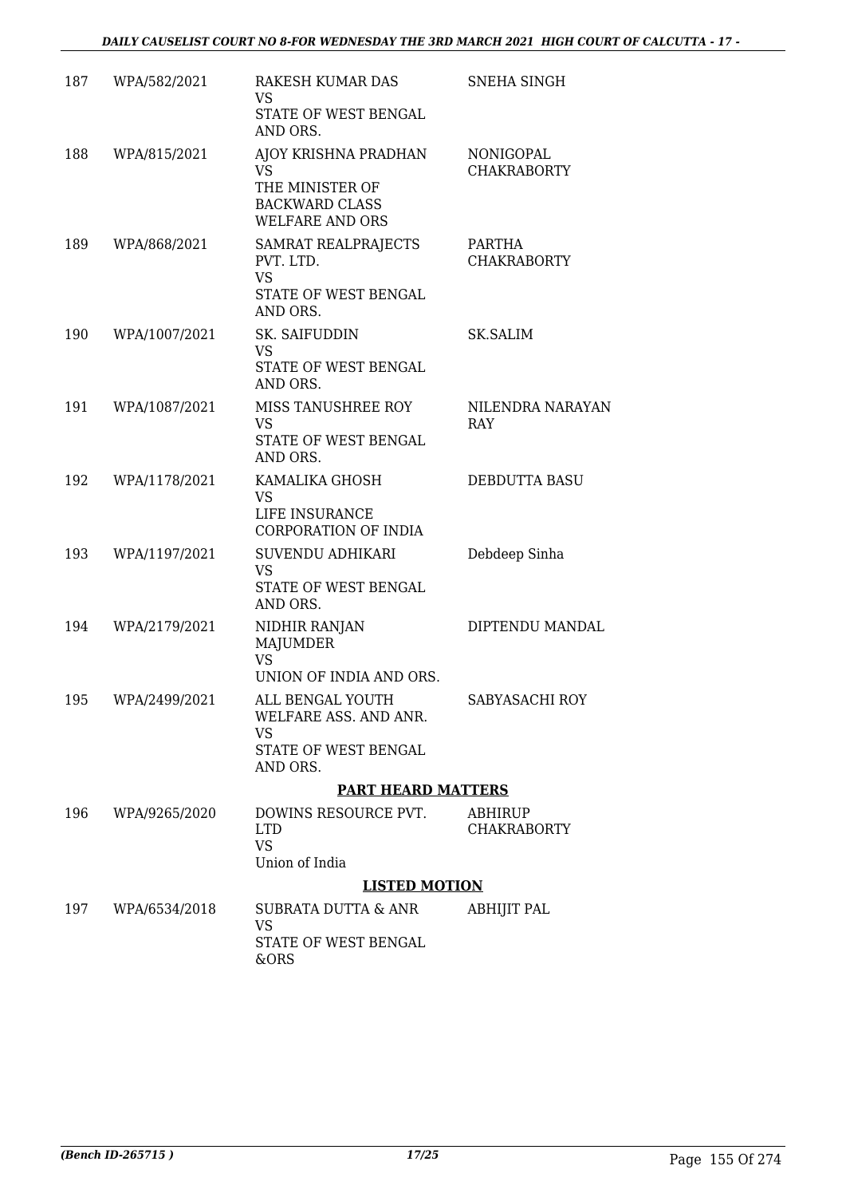| | | | |
|---|---|---|---|
| 187 | WPA/582/2021 | RAKESH KUMAR DAS<br>VS<br>STATE OF WEST BENGAL AND ORS. | SNEHA SINGH |
| 188 | WPA/815/2021 | AJOY KRISHNA PRADHAN<br>VS<br>THE MINISTER OF BACKWARD CLASS WELFARE AND ORS | NONIGOPAL CHAKRABORTY |
| 189 | WPA/868/2021 | SAMRAT REALPRAJECTS PVT. LTD.<br>VS<br>STATE OF WEST BENGAL AND ORS. | PARTHA CHAKRABORTY |
| 190 | WPA/1007/2021 | SK. SAIFUDDIN<br>VS<br>STATE OF WEST BENGAL AND ORS. | SK.SALIM |
| 191 | WPA/1087/2021 | MISS TANUSHREE ROY<br>VS<br>STATE OF WEST BENGAL AND ORS. | NILENDRA NARAYAN RAY |
| 192 | WPA/1178/2021 | KAMALIKA GHOSH<br>VS<br>LIFE INSURANCE CORPORATION OF INDIA | DEBDUTTA BASU |
| 193 | WPA/1197/2021 | SUVENDU ADHIKARI<br>VS<br>STATE OF WEST BENGAL AND ORS. | Debdeep Sinha |
| 194 | WPA/2179/2021 | NIDHIR RANJAN MAJUMDER<br>VS<br>UNION OF INDIA AND ORS. | DIPTENDU MANDAL |
| 195 | WPA/2499/2021 | ALL BENGAL YOUTH WELFARE ASS. AND ANR.<br>VS<br>STATE OF WEST BENGAL AND ORS. | SABYASACHI ROY |

**PART HEARD MATTERS**

| | | | |
|---|---|---|---|
| 196 | WPA/9265/2020 | DOWINS RESOURCE PVT. LTD<br>VS<br>Union of India | ABHIRUP CHAKRABORTY |

**LISTED MOTION**

| | | | |
|---|---|---|---|
| 197 | WPA/6534/2018 | SUBRATA DUTTA & ANR<br>VS<br>STATE OF WEST BENGAL &ORS | ABHIJIT PAL |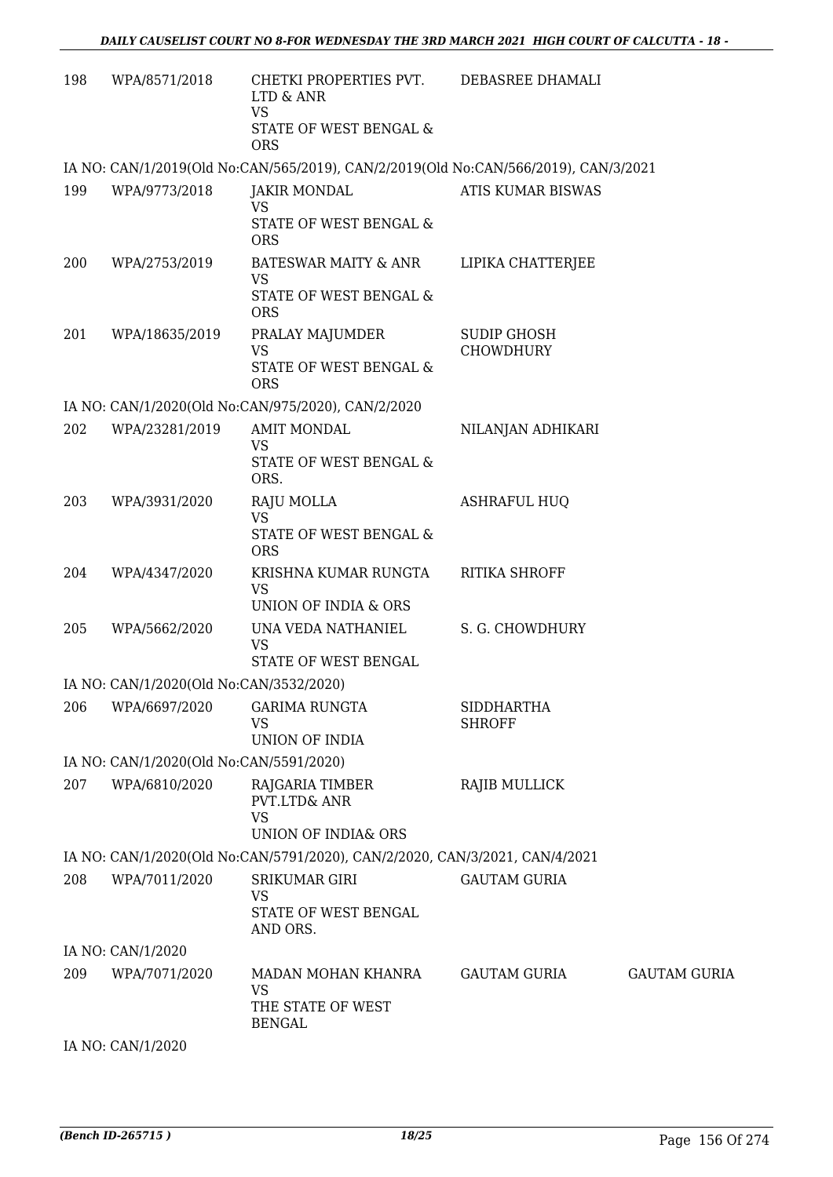| 198 | WPA/8571/2018 | CHETKI PROPERTIES PVT. LTD & ANR<br>VS<br>STATE OF WEST BENGAL & ORS | DEBASREE DHAMALI | |
|---|---|---|---|---|
| IA NO: CAN/1/2019(Old No:CAN/565/2019), CAN/2/2019(Old No:CAN/566/2019), CAN/3/2021 | | | | |
| 199 | WPA/9773/2018 | JAKIR MONDAL<br>VS<br>STATE OF WEST BENGAL & ORS | ATIS KUMAR BISWAS | |
| 200 | WPA/2753/2019 | BATESWAR MAITY & ANR<br>VS<br>STATE OF WEST BENGAL & ORS | LIPIKA CHATTERJEE | |
| 201 | WPA/18635/2019 | PRALAY MAJUMDER<br>VS<br>STATE OF WEST BENGAL & ORS | SUDIP GHOSH CHOWDHURY | |
| IA NO: CAN/1/2020(Old No:CAN/975/2020), CAN/2/2020 | | | | |
| 202 | WPA/23281/2019 | AMIT MONDAL<br>VS<br>STATE OF WEST BENGAL & ORS. | NILANJAN ADHIKARI | |
| 203 | WPA/3931/2020 | RAJU MOLLA<br>VS<br>STATE OF WEST BENGAL & ORS | ASHRAFUL HUQ | |
| 204 | WPA/4347/2020 | KRISHNA KUMAR RUNGTA<br>VS<br>UNION OF INDIA & ORS | RITIKA SHROFF | |
| 205 | WPA/5662/2020 | UNA VEDA NATHANIEL<br>VS<br>STATE OF WEST BENGAL | S. G. CHOWDHURY | |
| IA NO: CAN/1/2020(Old No:CAN/3532/2020) | | | | |
| 206 | WPA/6697/2020 | GARIMA RUNGTA<br>VS<br>UNION OF INDIA | SIDDHARTHA SHROFF | |
| IA NO: CAN/1/2020(Old No:CAN/5591/2020) | | | | |
| 207 | WPA/6810/2020 | RAJGARIA TIMBER PVT.LTD& ANR<br>VS<br>UNION OF INDIA& ORS | RAJIB MULLICK | |
| IA NO: CAN/1/2020(Old No:CAN/5791/2020), CAN/2/2020, CAN/3/2021, CAN/4/2021 | | | | |
| 208 | WPA/7011/2020 | SRIKUMAR GIRI<br>VS<br>STATE OF WEST BENGAL AND ORS. | GAUTAM GURIA | |
| IA NO: CAN/1/2020 | | | | |
| 209 | WPA/7071/2020 | MADAN MOHAN KHANRA<br>VS<br>THE STATE OF WEST BENGAL | GAUTAM GURIA | GAUTAM GURIA |
| IA NO: CAN/1/2020 | | | | |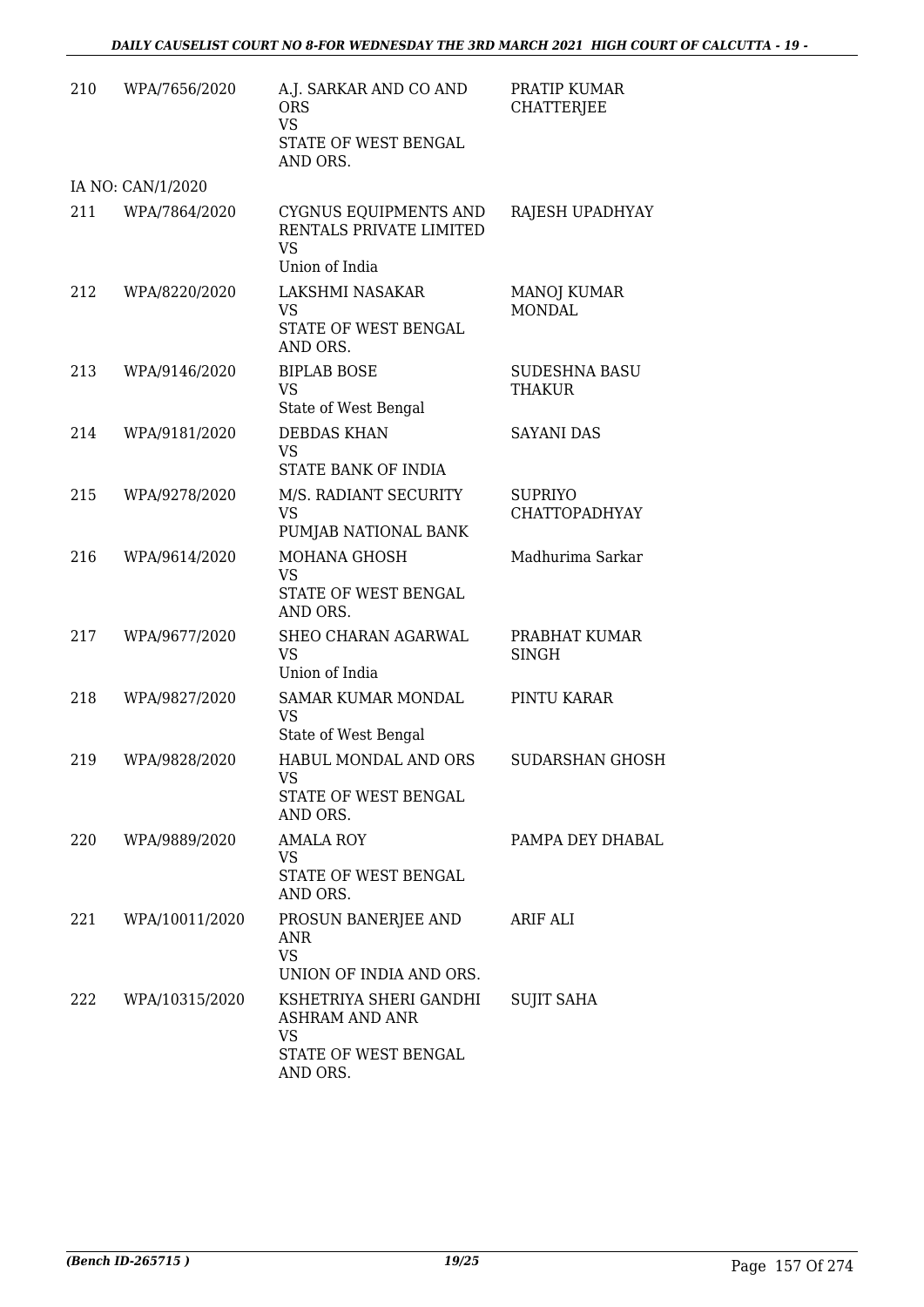| | | | |
|---|---|---|---|
| 210 | WPA/7656/2020 | A.J. SARKAR AND CO AND ORS<br>VS<br>STATE OF WEST BENGAL AND ORS. | PRATIP KUMAR CHATTERJEE |
| | IA NO: CAN/1/2020 | | |
| 211 | WPA/7864/2020 | CYGNUS EQUIPMENTS AND RENTALS PRIVATE LIMITED<br>VS<br>Union of India | RAJESH UPADHYAY |
| 212 | WPA/8220/2020 | LAKSHMI NASAKAR<br>VS<br>STATE OF WEST BENGAL AND ORS. | MANOJ KUMAR MONDAL |
| 213 | WPA/9146/2020 | BIPLAB BOSE<br>VS<br>State of West Bengal | SUDESHNA BASU THAKUR |
| 214 | WPA/9181/2020 | DEBDAS KHAN<br>VS<br>STATE BANK OF INDIA | SAYANI DAS |
| 215 | WPA/9278/2020 | M/S. RADIANT SECURITY<br>VS<br>PUMJAB NATIONAL BANK | SUPRIYO CHATTOPADHYAY |
| 216 | WPA/9614/2020 | MOHANA GHOSH<br>VS<br>STATE OF WEST BENGAL AND ORS. | Madhurima Sarkar |
| 217 | WPA/9677/2020 | SHEO CHARAN AGARWAL<br>VS<br>Union of India | PRABHAT KUMAR SINGH |
| 218 | WPA/9827/2020 | SAMAR KUMAR MONDAL<br>VS<br>State of West Bengal | PINTU KARAR |
| 219 | WPA/9828/2020 | HABUL MONDAL AND ORS<br>VS<br>STATE OF WEST BENGAL AND ORS. | SUDARSHAN GHOSH |
| 220 | WPA/9889/2020 | AMALA ROY<br>VS<br>STATE OF WEST BENGAL AND ORS. | PAMPA DEY DHABAL |
| 221 | WPA/10011/2020 | PROSUN BANERJEE AND ANR<br>VS<br>UNION OF INDIA AND ORS. | ARIF ALI |
| 222 | WPA/10315/2020 | KSHETRIYA SHERI GANDHI ASHRAM AND ANR<br>VS<br>STATE OF WEST BENGAL AND ORS. | SUJIT SAHA |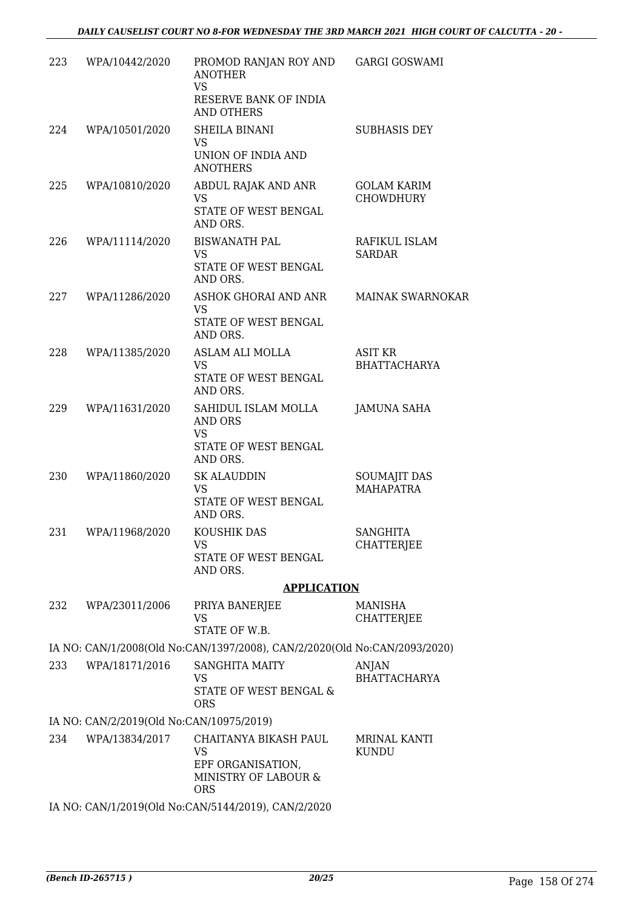| | | | |
|---|---|---|---|
| 223 | WPA/10442/2020 | PROMOD RANJAN ROY AND ANOTHER<br>VS<br>RESERVE BANK OF INDIA AND OTHERS | GARGI GOSWAMI |
| 224 | WPA/10501/2020 | SHEILA BINANI<br>VS<br>UNION OF INDIA AND ANOTHERS | SUBHASIS DEY |
| 225 | WPA/10810/2020 | ABDUL RAJAK AND ANR<br>VS<br>STATE OF WEST BENGAL AND ORS. | GOLAM KARIM CHOWDHURY |
| 226 | WPA/11114/2020 | BISWANATH PAL<br>VS<br>STATE OF WEST BENGAL AND ORS. | RAFIKUL ISLAM SARDAR |
| 227 | WPA/11286/2020 | ASHOK GHORAI AND ANR<br>VS<br>STATE OF WEST BENGAL AND ORS. | MAINAK SWARNOKAR |
| 228 | WPA/11385/2020 | ASLAM ALI MOLLA<br>VS<br>STATE OF WEST BENGAL AND ORS. | ASIT KR BHATTACHARYA |
| 229 | WPA/11631/2020 | SAHIDUL ISLAM MOLLA AND ORS<br>VS<br>STATE OF WEST BENGAL AND ORS. | JAMUNA SAHA |
| 230 | WPA/11860/2020 | SK ALAUDDIN<br>VS<br>STATE OF WEST BENGAL AND ORS. | SOUMAJIT DAS MAHAPATRA |
| 231 | WPA/11968/2020 | KOUSHIK DAS<br>VS<br>STATE OF WEST BENGAL AND ORS. | SANGHITA CHATTERJEE |

## APPLICATION

| | | | |
|---|---|---|---|
| 232 | WPA/23011/2006 | PRIYA BANERJEE<br>VS<br>STATE OF W.B. | MANISHA CHATTERJEE |

IA NO: CAN/1/2008(Old No:CAN/1397/2008), CAN/2/2020(Old No:CAN/2093/2020)

| | | | |
|---|---|---|---|
| 233 | WPA/18171/2016 | SANGHITA MAITY<br>VS<br>STATE OF WEST BENGAL & ORS | ANJAN BHATTACHARYA |

IA NO: CAN/2/2019(Old No:CAN/10975/2019)

| | | | |
|---|---|---|---|
| 234 | WPA/13834/2017 | CHAITANYA BIKASH PAUL<br>VS<br>EPF ORGANISATION, MINISTRY OF LABOUR & ORS | MRINAL KANTI KUNDU |

IA NO: CAN/1/2019(Old No:CAN/5144/2019), CAN/2/2020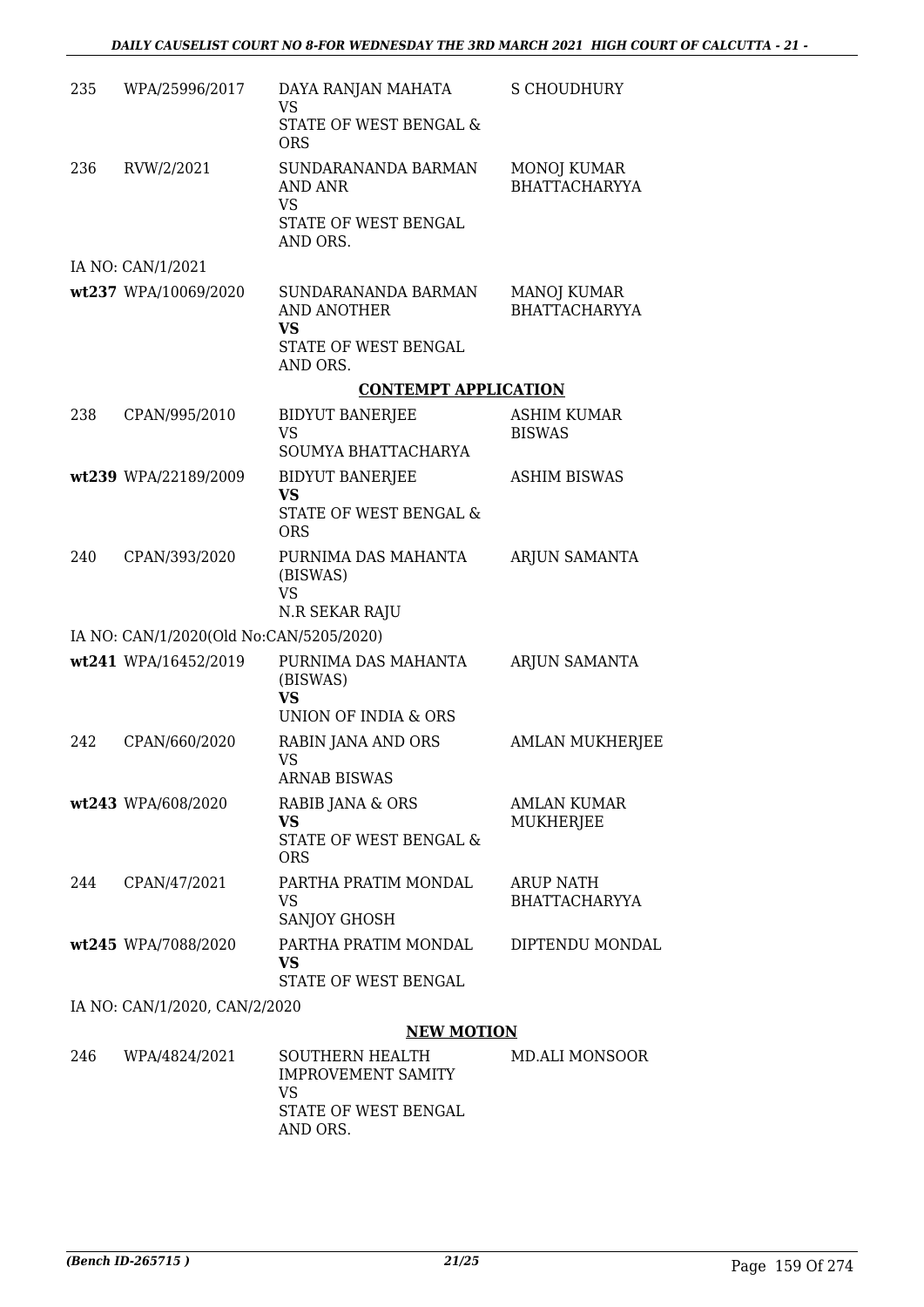| | | | |
|---|---|---|---|
| 235 | WPA/25996/2017 | DAYA RANJAN MAHATA<br>VS<br>STATE OF WEST BENGAL & ORS | S CHOUDHURY |
| 236 | RVW/2/2021 | SUNDARANANDA BARMAN AND ANR<br>VS<br>STATE OF WEST BENGAL AND ORS. | MONOJ KUMAR BHATTACHARYYA |
| | IA NO: CAN/1/2021 | | |
| wt237 | WPA/10069/2020 | SUNDARANANDA BARMAN AND ANOTHER<br>**VS**<br>STATE OF WEST BENGAL AND ORS. | MANOJ KUMAR BHATTACHARYYA |

**CONTEMPT APPLICATION**

| | | | |
|---|---|---|---|
| 238 | CPAN/995/2010 | BIDYUT BANERJEE<br>VS<br>SOUMYA BHATTACHARYA | ASHIM KUMAR BISWAS |
| wt239 | WPA/22189/2009 | BIDYUT BANERJEE<br>**VS**<br>STATE OF WEST BENGAL & ORS | ASHIM BISWAS |
| 240 | CPAN/393/2020 | PURNIMA DAS MAHANTA (BISWAS)<br>VS<br>N.R SEKAR RAJU | ARJUN SAMANTA |
| | IA NO: CAN/1/2020(Old No:CAN/5205/2020) | | |
| wt241 | WPA/16452/2019 | PURNIMA DAS MAHANTA (BISWAS)<br>**VS**<br>UNION OF INDIA & ORS | ARJUN SAMANTA |
| 242 | CPAN/660/2020 | RABIN JANA AND ORS<br>VS<br>ARNAB BISWAS | AMLAN MUKHERJEE |
| wt243 | WPA/608/2020 | RABIB JANA & ORS<br>**VS**<br>STATE OF WEST BENGAL & ORS | AMLAN KUMAR MUKHERJEE |
| 244 | CPAN/47/2021 | PARTHA PRATIM MONDAL<br>VS<br>SANJOY GHOSH | ARUP NATH BHATTACHARYYA |
| wt245 | WPA/7088/2020 | PARTHA PRATIM MONDAL<br>**VS**<br>STATE OF WEST BENGAL | DIPTENDU MONDAL |
| | IA NO: CAN/1/2020, CAN/2/2020 | | |

**NEW MOTION**

| | | | |
|---|---|---|---|
| 246 | WPA/4824/2021 | SOUTHERN HEALTH IMPROVEMENT SAMITY<br>VS<br>STATE OF WEST BENGAL AND ORS. | MD.ALI MONSOOR |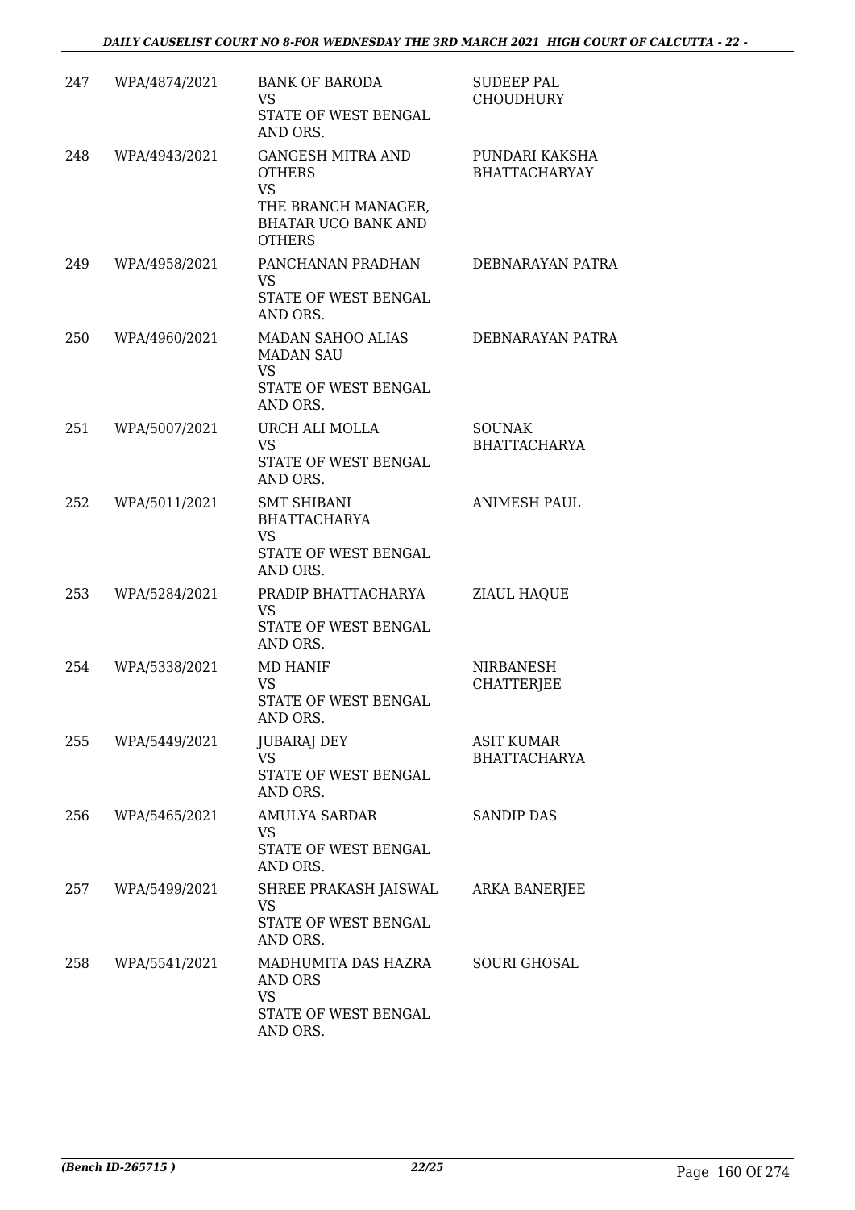| | | | |
|---|---|---|---|
| 247 | WPA/4874/2021 | BANK OF BARODA<br>VS<br>STATE OF WEST BENGAL AND ORS. | SUDEEP PAL CHOUDHURY |
| 248 | WPA/4943/2021 | GANGESH MITRA AND OTHERS<br>VS<br>THE BRANCH MANAGER, BHATAR UCO BANK AND OTHERS | PUNDARI KAKSHA BHATTACHARYAY |
| 249 | WPA/4958/2021 | PANCHANAN PRADHAN<br>VS<br>STATE OF WEST BENGAL AND ORS. | DEBNARAYAN PATRA |
| 250 | WPA/4960/2021 | MADAN SAHOO ALIAS MADAN SAU<br>VS<br>STATE OF WEST BENGAL AND ORS. | DEBNARAYAN PATRA |
| 251 | WPA/5007/2021 | URCH ALI MOLLA<br>VS<br>STATE OF WEST BENGAL AND ORS. | SOUNAK BHATTACHARYA |
| 252 | WPA/5011/2021 | SMT SHIBANI BHATTACHARYA<br>VS<br>STATE OF WEST BENGAL AND ORS. | ANIMESH PAUL |
| 253 | WPA/5284/2021 | PRADIP BHATTACHARYA<br>VS<br>STATE OF WEST BENGAL AND ORS. | ZIAUL HAQUE |
| 254 | WPA/5338/2021 | MD HANIF<br>VS<br>STATE OF WEST BENGAL AND ORS. | NIRBANESH CHATTERJEE |
| 255 | WPA/5449/2021 | JUBARAJ DEY<br>VS<br>STATE OF WEST BENGAL AND ORS. | ASIT KUMAR BHATTACHARYA |
| 256 | WPA/5465/2021 | AMULYA SARDAR<br>VS<br>STATE OF WEST BENGAL AND ORS. | SANDIP DAS |
| 257 | WPA/5499/2021 | SHREE PRAKASH JAISWAL<br>VS<br>STATE OF WEST BENGAL AND ORS. | ARKA BANERJEE |
| 258 | WPA/5541/2021 | MADHUMITA DAS HAZRA AND ORS<br>VS<br>STATE OF WEST BENGAL AND ORS. | SOURI GHOSAL |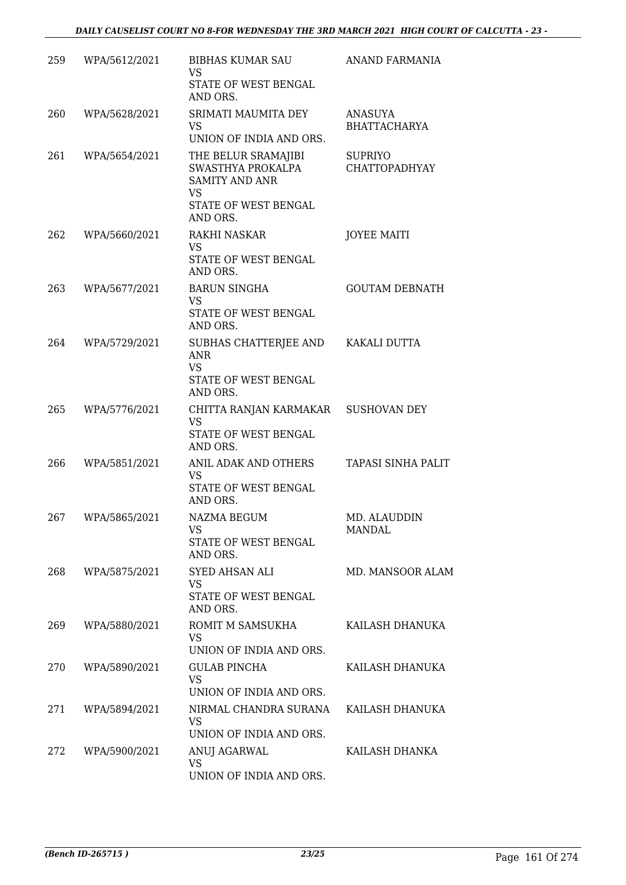| 259 | WPA/5612/2021 | BIBHAS KUMAR SAU<br>VS<br>STATE OF WEST BENGAL AND ORS. | ANAND FARMANIA |
|---|---|---|---|
| 260 | WPA/5628/2021 | SRIMATI MAUMITA DEY<br>VS<br>UNION OF INDIA AND ORS. | ANASUYA BHATTACHARYA |
| 261 | WPA/5654/2021 | THE BELUR SRAMAJIBI SWASTHYA PROKALPA SAMITY AND ANR<br>VS<br>STATE OF WEST BENGAL AND ORS. | SUPRIYO CHATTOPADHYAY |
| 262 | WPA/5660/2021 | RAKHI NASKAR<br>VS<br>STATE OF WEST BENGAL AND ORS. | JOYEE MAITI |
| 263 | WPA/5677/2021 | BARUN SINGHA<br>VS<br>STATE OF WEST BENGAL AND ORS. | GOUTAM DEBNATH |
| 264 | WPA/5729/2021 | SUBHAS CHATTERJEE AND ANR<br>VS<br>STATE OF WEST BENGAL AND ORS. | KAKALI DUTTA |
| 265 | WPA/5776/2021 | CHITTA RANJAN KARMAKAR<br>VS<br>STATE OF WEST BENGAL AND ORS. | SUSHOVAN DEY |
| 266 | WPA/5851/2021 | ANIL ADAK AND OTHERS<br>VS<br>STATE OF WEST BENGAL AND ORS. | TAPASI SINHA PALIT |
| 267 | WPA/5865/2021 | NAZMA BEGUM<br>VS<br>STATE OF WEST BENGAL AND ORS. | MD. ALAUDDIN MANDAL |
| 268 | WPA/5875/2021 | SYED AHSAN ALI<br>VS<br>STATE OF WEST BENGAL AND ORS. | MD. MANSOOR ALAM |
| 269 | WPA/5880/2021 | ROMIT M SAMSUKHA<br>VS<br>UNION OF INDIA AND ORS. | KAILASH DHANUKA |
| 270 | WPA/5890/2021 | GULAB PINCHA<br>VS<br>UNION OF INDIA AND ORS. | KAILASH DHANUKA |
| 271 | WPA/5894/2021 | NIRMAL CHANDRA SURANA<br>VS<br>UNION OF INDIA AND ORS. | KAILASH DHANUKA |
| 272 | WPA/5900/2021 | ANUJ AGARWAL<br>VS<br>UNION OF INDIA AND ORS. | KAILASH DHANKA |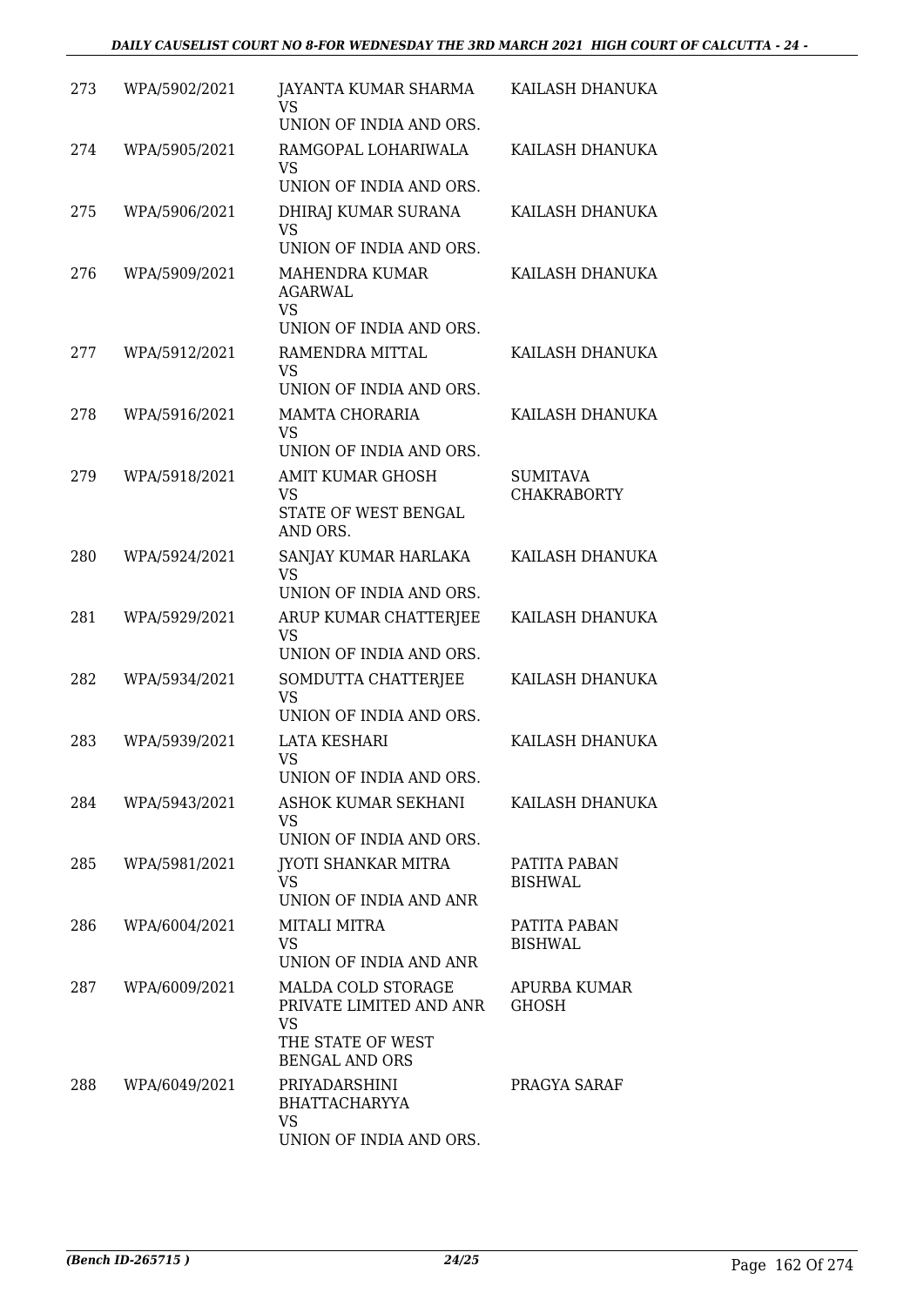| 273 | WPA/5902/2021 | JAYANTA KUMAR SHARMA VS UNION OF INDIA AND ORS. | KAILASH DHANUKA |
|---|---|---|---|
| 274 | WPA/5905/2021 | RAMGOPAL LOHARIWALA VS UNION OF INDIA AND ORS. | KAILASH DHANUKA |
| 275 | WPA/5906/2021 | DHIRAJ KUMAR SURANA VS UNION OF INDIA AND ORS. | KAILASH DHANUKA |
| 276 | WPA/5909/2021 | MAHENDRA KUMAR AGARWAL VS UNION OF INDIA AND ORS. | KAILASH DHANUKA |
| 277 | WPA/5912/2021 | RAMENDRA MITTAL VS UNION OF INDIA AND ORS. | KAILASH DHANUKA |
| 278 | WPA/5916/2021 | MAMTA CHORARIA VS UNION OF INDIA AND ORS. | KAILASH DHANUKA |
| 279 | WPA/5918/2021 | AMIT KUMAR GHOSH VS STATE OF WEST BENGAL AND ORS. | SUMITAVA CHAKRABORTY |
| 280 | WPA/5924/2021 | SANJAY KUMAR HARLAKA VS UNION OF INDIA AND ORS. | KAILASH DHANUKA |
| 281 | WPA/5929/2021 | ARUP KUMAR CHATTERJEE VS UNION OF INDIA AND ORS. | KAILASH DHANUKA |
| 282 | WPA/5934/2021 | SOMDUTTA CHATTERJEE VS UNION OF INDIA AND ORS. | KAILASH DHANUKA |
| 283 | WPA/5939/2021 | LATA KESHARI VS UNION OF INDIA AND ORS. | KAILASH DHANUKA |
| 284 | WPA/5943/2021 | ASHOK KUMAR SEKHANI VS UNION OF INDIA AND ORS. | KAILASH DHANUKA |
| 285 | WPA/5981/2021 | JYOTI SHANKAR MITRA VS UNION OF INDIA AND ANR | PATITA PABAN BISHWAL |
| 286 | WPA/6004/2021 | MITALI MITRA VS UNION OF INDIA AND ANR | PATITA PABAN BISHWAL |
| 287 | WPA/6009/2021 | MALDA COLD STORAGE PRIVATE LIMITED AND ANR VS THE STATE OF WEST BENGAL AND ORS | APURBA KUMAR GHOSH |
| 288 | WPA/6049/2021 | PRIYADARSHINI BHATTACHARYYA VS UNION OF INDIA AND ORS. | PRAGYA SARAF |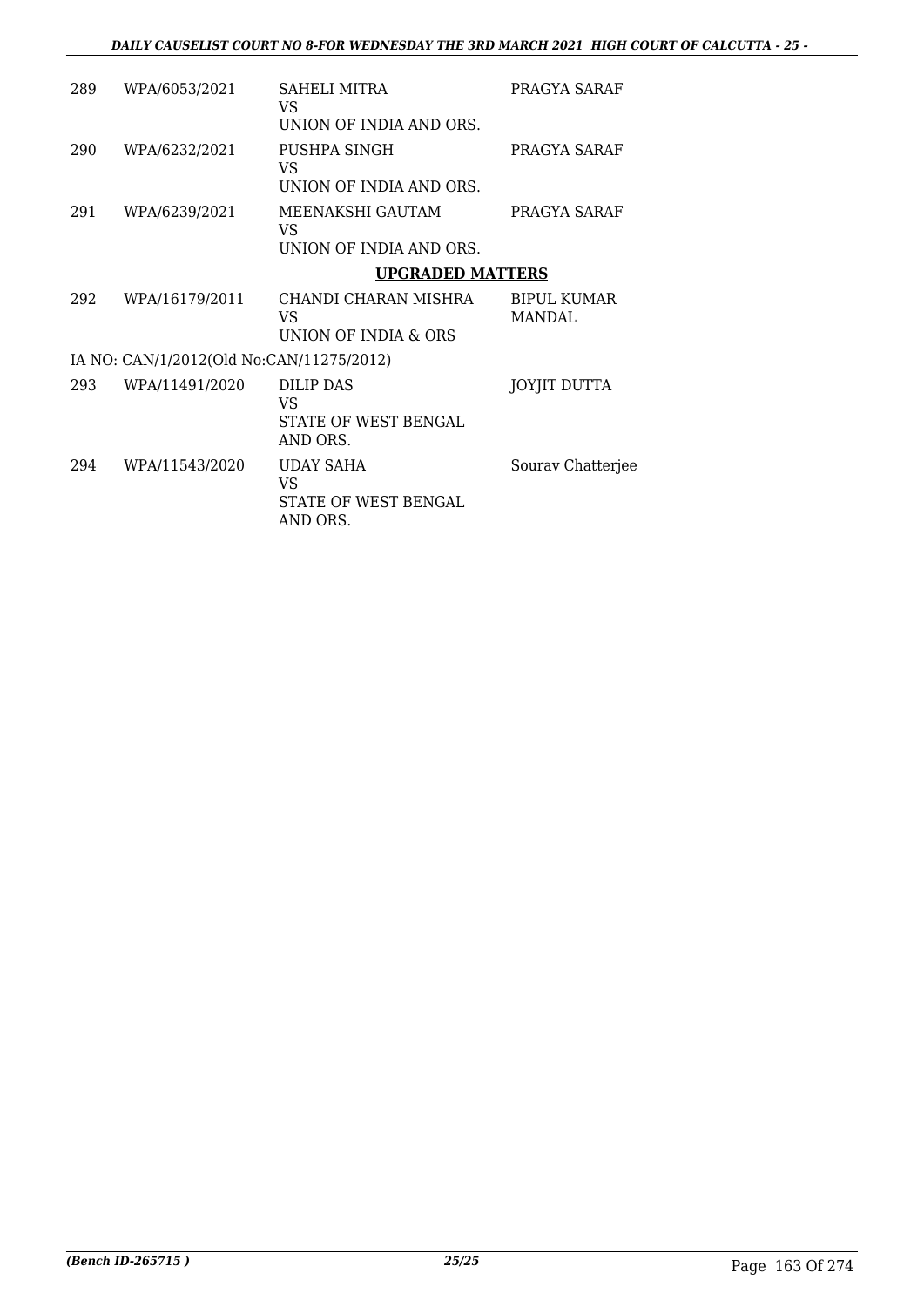| | | | |
|---|---|---|---|
| 289 | WPA/6053/2021 | SAHELI MITRA<br>VS<br>UNION OF INDIA AND ORS. | PRAGYA SARAF |
| 290 | WPA/6232/2021 | PUSHPA SINGH<br>VS<br>UNION OF INDIA AND ORS. | PRAGYA SARAF |
| 291 | WPA/6239/2021 | MEENAKSHI GAUTAM<br>VS<br>UNION OF INDIA AND ORS. | PRAGYA SARAF |

**UPGRADED MATTERS**

| | | | |
|---|---|---|---|
| 292 | WPA/16179/2011 | CHANDI CHARAN MISHRA<br>VS<br>UNION OF INDIA & ORS | BIPUL KUMAR MANDAL |
| IA NO: CAN/1/2012(Old No:CAN/11275/2012) | | | |
| 293 | WPA/11491/2020 | DILIP DAS<br>VS<br>STATE OF WEST BENGAL AND ORS. | JOYJIT DUTTA |
| 294 | WPA/11543/2020 | UDAY SAHA<br>VS<br>STATE OF WEST BENGAL AND ORS. | Sourav Chatterjee |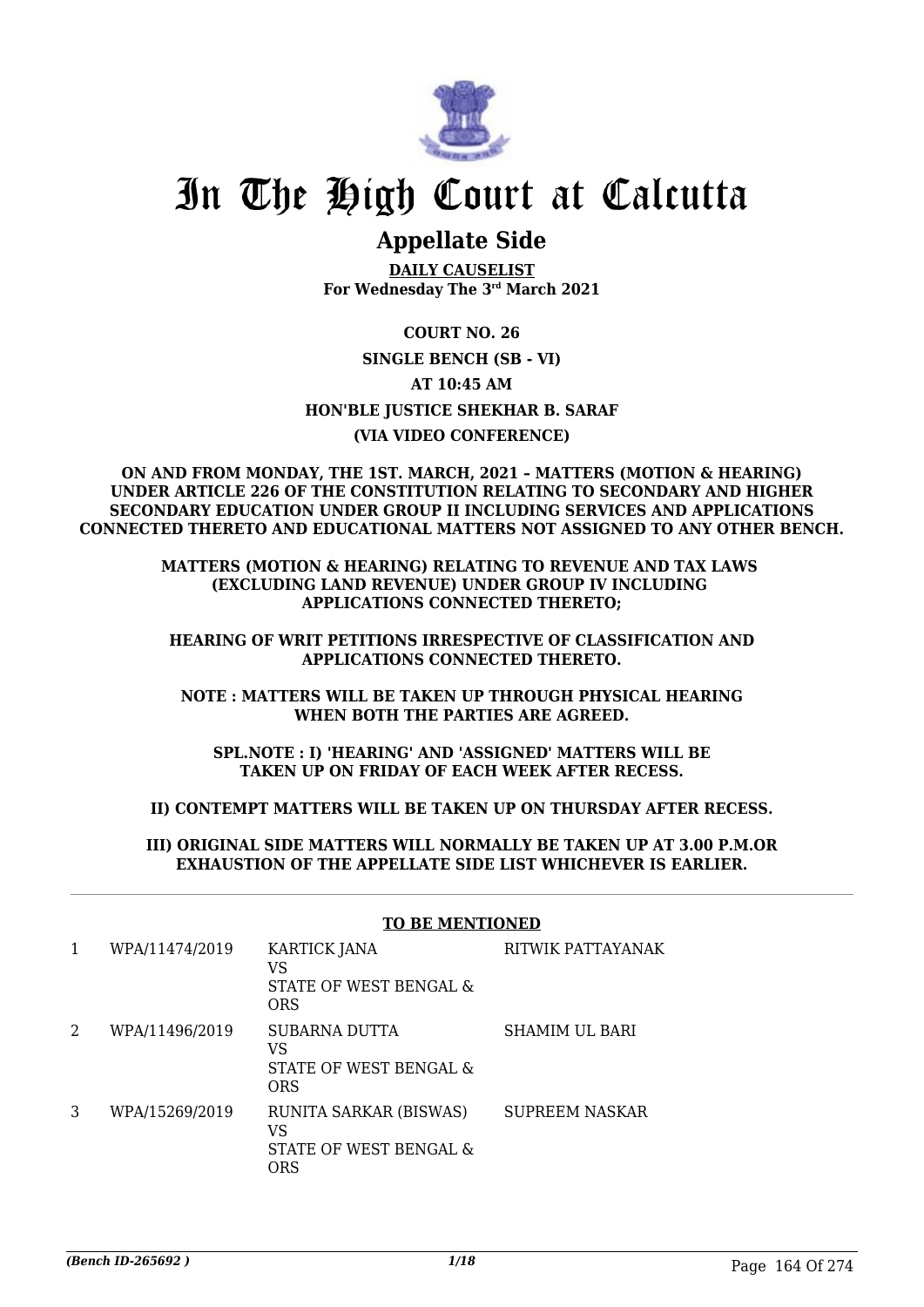# In The High Court at Calcutta

## Appellate Side

**DAILY CAUSELIST**
**For Wednesday The 3rd March 2021**

**COURT NO. 26**

**SINGLE BENCH (SB - VI)**

**AT 10:45 AM**

**HON'BLE JUSTICE SHEKHAR B. SARAF**

**(VIA VIDEO CONFERENCE)**

**ON AND FROM MONDAY, THE 1ST. MARCH, 2021 – MATTERS (MOTION & HEARING) UNDER ARTICLE 226 OF THE CONSTITUTION RELATING TO SECONDARY AND HIGHER SECONDARY EDUCATION UNDER GROUP II INCLUDING SERVICES AND APPLICATIONS CONNECTED THERETO AND EDUCATIONAL MATTERS NOT ASSIGNED TO ANY OTHER BENCH.**

**MATTERS (MOTION & HEARING) RELATING TO REVENUE AND TAX LAWS (EXCLUDING LAND REVENUE) UNDER GROUP IV INCLUDING APPLICATIONS CONNECTED THERETO;**

**HEARING OF WRIT PETITIONS IRRESPECTIVE OF CLASSIFICATION AND APPLICATIONS CONNECTED THERETO.**

**NOTE : MATTERS WILL BE TAKEN UP THROUGH PHYSICAL HEARING WHEN BOTH THE PARTIES ARE AGREED.**

**SPL.NOTE : I) 'HEARING' AND 'ASSIGNED' MATTERS WILL BE TAKEN UP ON FRIDAY OF EACH WEEK AFTER RECESS.**

**II) CONTEMPT MATTERS WILL BE TAKEN UP ON THURSDAY AFTER RECESS.**

**III) ORIGINAL SIDE MATTERS WILL NORMALLY BE TAKEN UP AT 3.00 P.M.OR EXHAUSTION OF THE APPELLATE SIDE LIST WHICHEVER IS EARLIER.**

**TO BE MENTIONED**

| | | | |
|---|---|---|---|
| 1 | WPA/11474/2019 | KARTICK JANA<br>VS<br>STATE OF WEST BENGAL & ORS | RITWIK PATTAYANAK |
| 2 | WPA/11496/2019 | SUBARNA DUTTA<br>VS<br>STATE OF WEST BENGAL & ORS | SHAMIM UL BARI |
| 3 | WPA/15269/2019 | RUNITA SARKAR (BISWAS)<br>VS<br>STATE OF WEST BENGAL & ORS | SUPREEM NASKAR |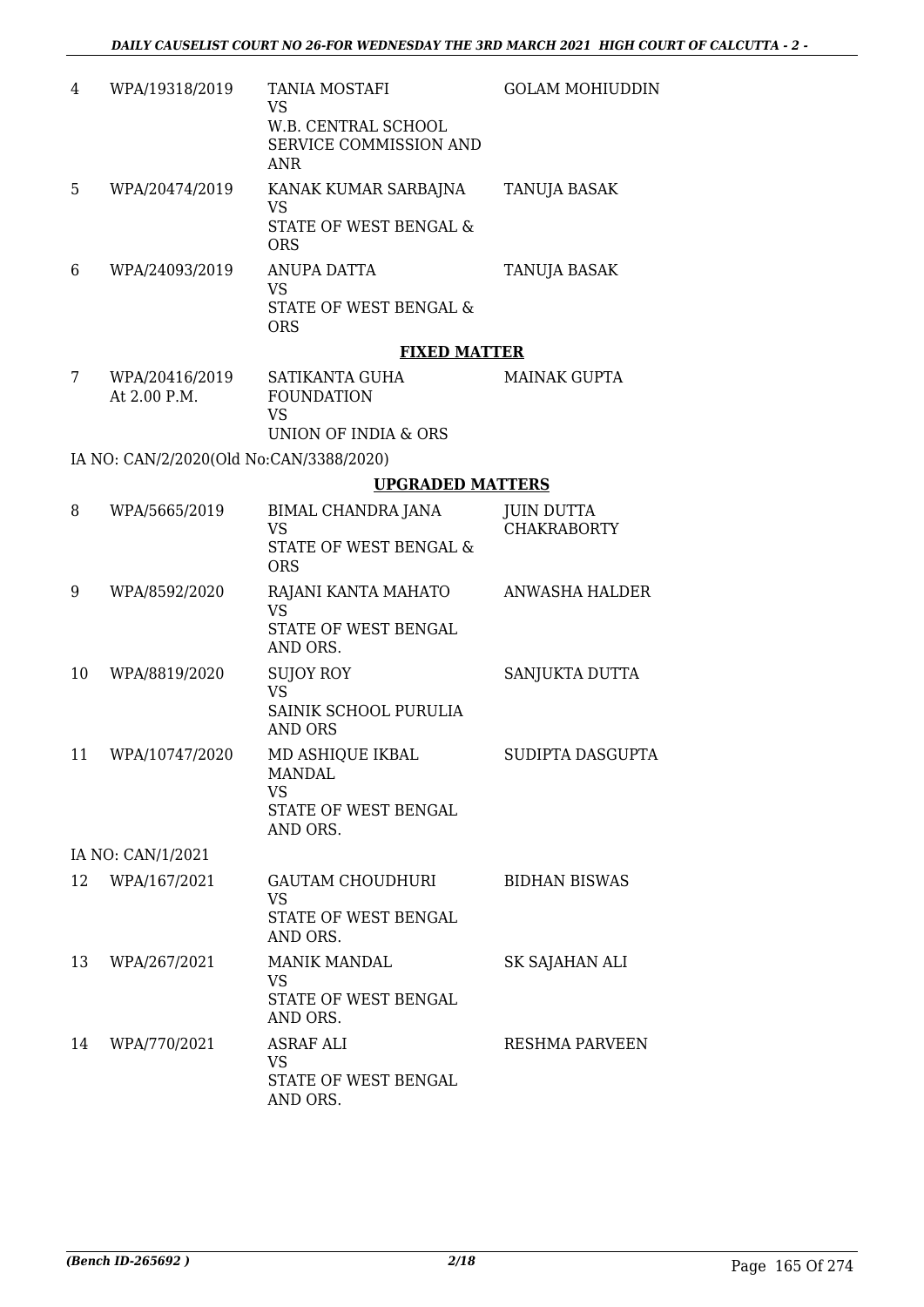| | | | |
|---|---|---|---|
| 4 | WPA/19318/2019 | TANIA MOSTAFI<br>VS<br>W.B. CENTRAL SCHOOL SERVICE COMMISSION AND ANR | GOLAM MOHIUDDIN |
| 5 | WPA/20474/2019 | KANAK KUMAR SARBAJNA<br>VS<br>STATE OF WEST BENGAL & ORS | TANUJA BASAK |
| 6 | WPA/24093/2019 | ANUPA DATTA<br>VS<br>STATE OF WEST BENGAL & ORS | TANUJA BASAK |

**FIXED MATTER**

| | | | |
|---|---|---|---|
| 7 | WPA/20416/2019<br>At 2.00 P.M. | SATIKANTA GUHA FOUNDATION<br>VS<br>UNION OF INDIA & ORS | MAINAK GUPTA |

IA NO: CAN/2/2020(Old No:CAN/3388/2020)

**UPGRADED MATTERS**

| | | | |
|---|---|---|---|
| 8 | WPA/5665/2019 | BIMAL CHANDRA JANA<br>VS<br>STATE OF WEST BENGAL & ORS | JUIN DUTTA CHAKRABORTY |
| 9 | WPA/8592/2020 | RAJANI KANTA MAHATO<br>VS<br>STATE OF WEST BENGAL AND ORS. | ANWASHA HALDER |
| 10 | WPA/8819/2020 | SUJOY ROY<br>VS<br>SAINIK SCHOOL PURULIA AND ORS | SANJUKTA DUTTA |
| 11 | WPA/10747/2020 | MD ASHIQUE IKBAL MANDAL<br>VS<br>STATE OF WEST BENGAL AND ORS. | SUDIPTA DASGUPTA |

IA NO: CAN/1/2021

| | | | |
|---|---|---|---|
| 12 | WPA/167/2021 | GAUTAM CHOUDHURI<br>VS<br>STATE OF WEST BENGAL AND ORS. | BIDHAN BISWAS |
| 13 | WPA/267/2021 | MANIK MANDAL<br>VS<br>STATE OF WEST BENGAL AND ORS. | SK SAJAHAN ALI |
| 14 | WPA/770/2021 | ASRAF ALI<br>VS<br>STATE OF WEST BENGAL AND ORS. | RESHMA PARVEEN |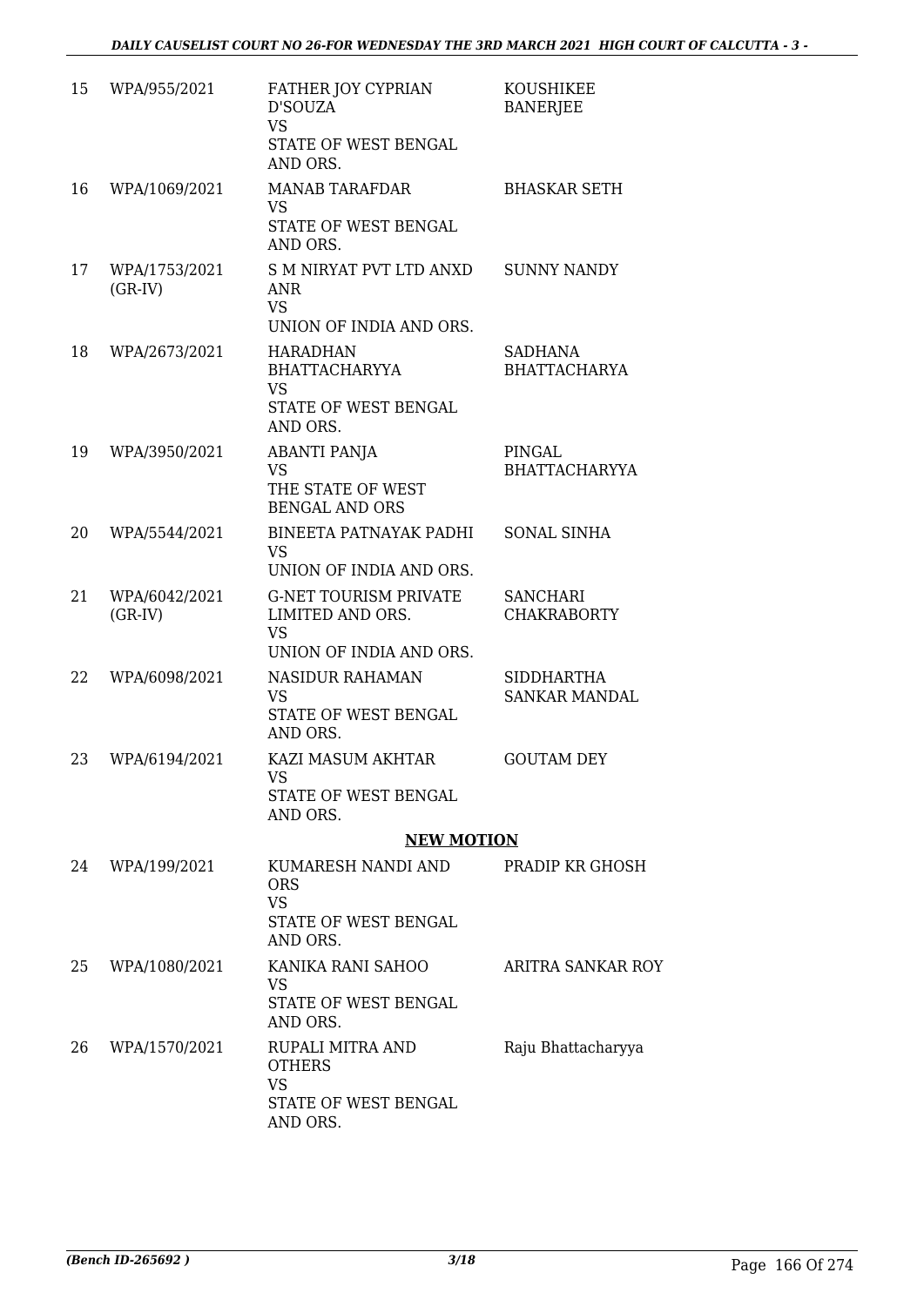| | | | |
|---|---|---|---|
| 15 | WPA/955/2021 | FATHER JOY CYPRIAN D'SOUZA<br>VS<br>STATE OF WEST BENGAL AND ORS. | KOUSHIKEE BANERJEE |
| 16 | WPA/1069/2021 | MANAB TARAFDAR<br>VS<br>STATE OF WEST BENGAL AND ORS. | BHASKAR SETH |
| 17 | WPA/1753/2021 (GR-IV) | S M NIRYAT PVT LTD ANXD ANR<br>VS<br>UNION OF INDIA AND ORS. | SUNNY NANDY |
| 18 | WPA/2673/2021 | HARADHAN BHATTACHARYYA<br>VS<br>STATE OF WEST BENGAL AND ORS. | SADHANA BHATTACHARYA |
| 19 | WPA/3950/2021 | ABANTI PANJA<br>VS<br>THE STATE OF WEST BENGAL AND ORS | PINGAL BHATTACHARYYA |
| 20 | WPA/5544/2021 | BINEETA PATNAYAK PADHI<br>VS<br>UNION OF INDIA AND ORS. | SONAL SINHA |
| 21 | WPA/6042/2021 (GR-IV) | G-NET TOURISM PRIVATE LIMITED AND ORS.<br>VS<br>UNION OF INDIA AND ORS. | SANCHARI CHAKRABORTY |
| 22 | WPA/6098/2021 | NASIDUR RAHAMAN<br>VS<br>STATE OF WEST BENGAL AND ORS. | SIDDHARTHA SANKAR MANDAL |
| 23 | WPA/6194/2021 | KAZI MASUM AKHTAR<br>VS<br>STATE OF WEST BENGAL AND ORS. | GOUTAM DEY |

## NEW MOTION

| | | | |
|---|---|---|---|
| 24 | WPA/199/2021 | KUMARESH NANDI AND ORS<br>VS<br>STATE OF WEST BENGAL AND ORS. | PRADIP KR GHOSH |
| 25 | WPA/1080/2021 | KANIKA RANI SAHOO<br>VS<br>STATE OF WEST BENGAL AND ORS. | ARITRA SANKAR ROY |
| 26 | WPA/1570/2021 | RUPALI MITRA AND OTHERS<br>VS<br>STATE OF WEST BENGAL AND ORS. | Raju Bhattacharyya |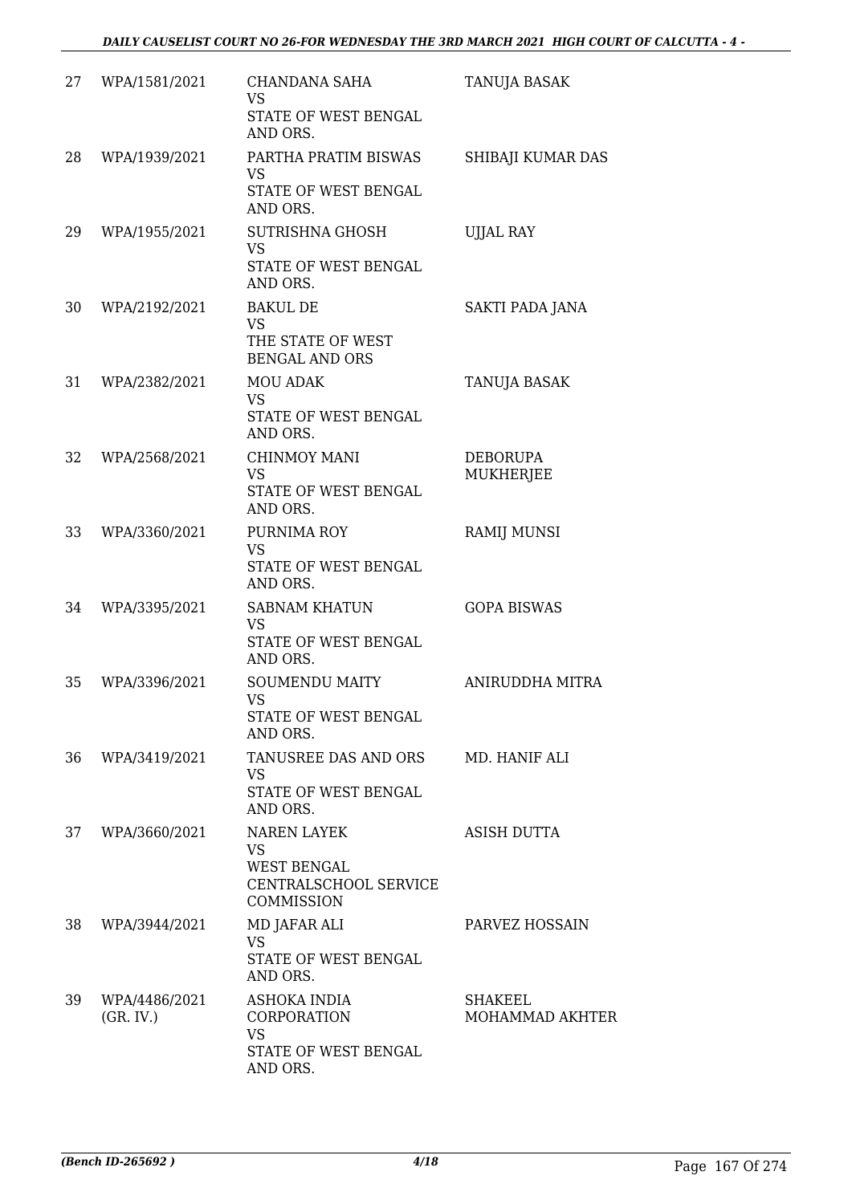| 27 | WPA/1581/2021 | CHANDANA SAHA<br>VS<br>STATE OF WEST BENGAL AND ORS. | TANUJA BASAK |
|---|---|---|---|
| 28 | WPA/1939/2021 | PARTHA PRATIM BISWAS<br>VS<br>STATE OF WEST BENGAL AND ORS. | SHIBAJI KUMAR DAS |
| 29 | WPA/1955/2021 | SUTRISHNA GHOSH<br>VS<br>STATE OF WEST BENGAL AND ORS. | UJJAL RAY |
| 30 | WPA/2192/2021 | BAKUL DE<br>VS<br>THE STATE OF WEST BENGAL AND ORS | SAKTI PADA JANA |
| 31 | WPA/2382/2021 | MOU ADAK<br>VS<br>STATE OF WEST BENGAL AND ORS. | TANUJA BASAK |
| 32 | WPA/2568/2021 | CHINMOY MANI<br>VS<br>STATE OF WEST BENGAL AND ORS. | DEBORUPA MUKHERJEE |
| 33 | WPA/3360/2021 | PURNIMA ROY<br>VS<br>STATE OF WEST BENGAL AND ORS. | RAMIJ MUNSI |
| 34 | WPA/3395/2021 | SABNAM KHATUN<br>VS<br>STATE OF WEST BENGAL AND ORS. | GOPA BISWAS |
| 35 | WPA/3396/2021 | SOUMENDU MAITY<br>VS<br>STATE OF WEST BENGAL AND ORS. | ANIRUDDHA MITRA |
| 36 | WPA/3419/2021 | TANUSREE DAS AND ORS<br>VS<br>STATE OF WEST BENGAL AND ORS. | MD. HANIF ALI |
| 37 | WPA/3660/2021 | NAREN LAYEK<br>VS<br>WEST BENGAL CENTRALSCHOOL SERVICE COMMISSION | ASISH DUTTA |
| 38 | WPA/3944/2021 | MD JAFAR ALI<br>VS<br>STATE OF WEST BENGAL AND ORS. | PARVEZ HOSSAIN |
| 39 | WPA/4486/2021 (GR. IV.) | ASHOKA INDIA CORPORATION<br>VS<br>STATE OF WEST BENGAL AND ORS. | SHAKEEL MOHAMMAD AKHTER |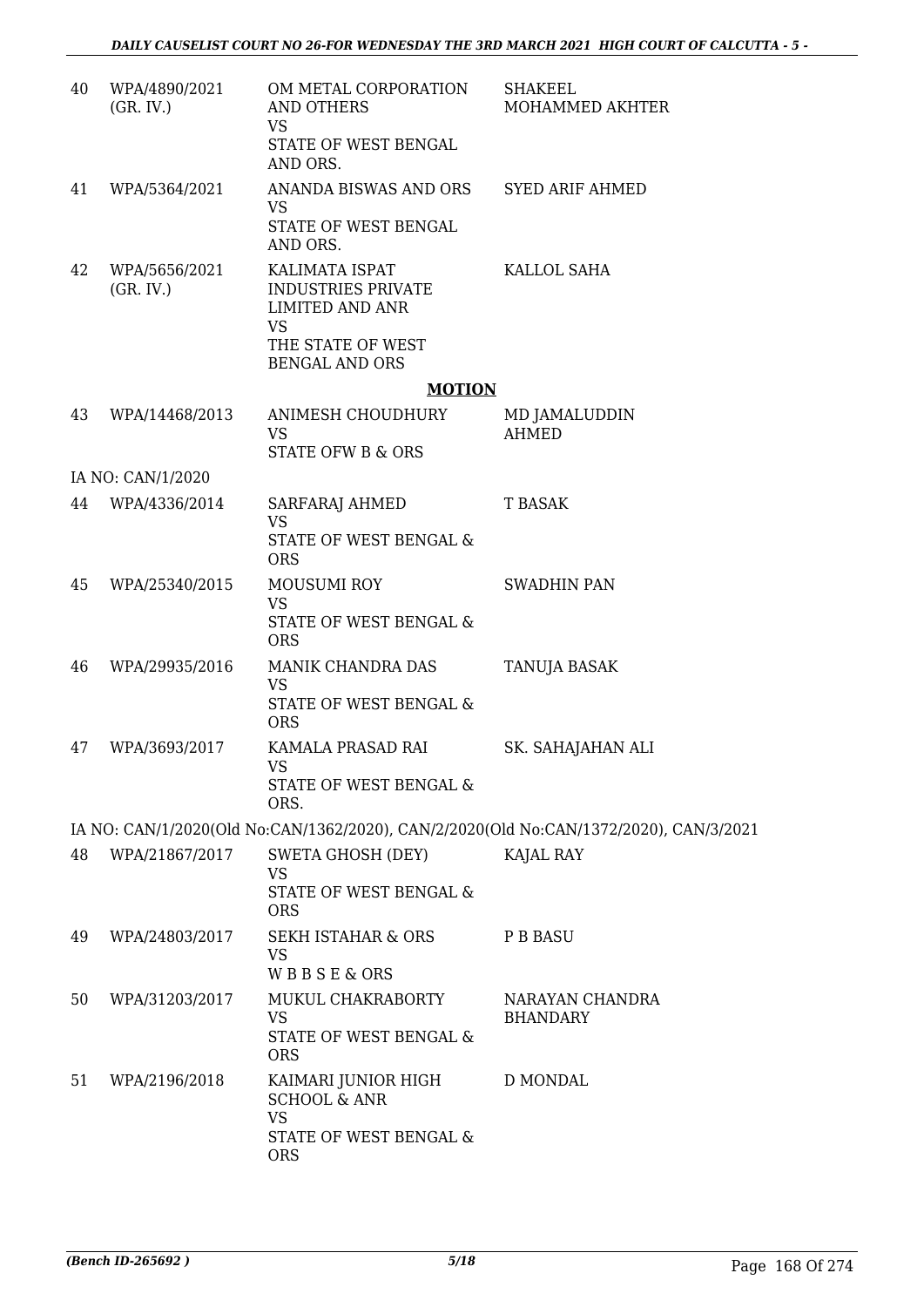| 40 | WPA/4890/2021 (GR. IV.) | OM METAL CORPORATION AND OTHERS VS STATE OF WEST BENGAL AND ORS. | SHAKEEL MOHAMMED AKHTER |
|---|---|---|---|
| 41 | WPA/5364/2021 | ANANDA BISWAS AND ORS VS STATE OF WEST BENGAL AND ORS. | SYED ARIF AHMED |
| 42 | WPA/5656/2021 (GR. IV.) | KALIMATA ISPAT INDUSTRIES PRIVATE LIMITED AND ANR VS THE STATE OF WEST BENGAL AND ORS | KALLOL SAHA |

**MOTION**

| 43 | WPA/14468/2013 | ANIMESH CHOUDHURY VS STATE OFW B & ORS | MD JAMALUDDIN AHMED |
|---|---|---|---|

IA NO: CAN/1/2020

| 44 | WPA/4336/2014 | SARFARAJ AHMED VS STATE OF WEST BENGAL & ORS | T BASAK |
|---|---|---|---|
| 45 | WPA/25340/2015 | MOUSUMI ROY VS STATE OF WEST BENGAL & ORS | SWADHIN PAN |
| 46 | WPA/29935/2016 | MANIK CHANDRA DAS VS STATE OF WEST BENGAL & ORS | TANUJA BASAK |
| 47 | WPA/3693/2017 | KAMALA PRASAD RAI VS STATE OF WEST BENGAL & ORS. | SK. SAHAJAHAN ALI |

IA NO: CAN/1/2020(Old No:CAN/1362/2020), CAN/2/2020(Old No:CAN/1372/2020), CAN/3/2021

| 48 | WPA/21867/2017 | SWETA GHOSH (DEY) VS STATE OF WEST BENGAL & ORS | KAJAL RAY |
|---|---|---|---|
| 49 | WPA/24803/2017 | SEKH ISTAHAR & ORS VS W B B S E & ORS | P B BASU |
| 50 | WPA/31203/2017 | MUKUL CHAKRABORTY VS STATE OF WEST BENGAL & ORS | NARAYAN CHANDRA BHANDARY |
| 51 | WPA/2196/2018 | KAIMARI JUNIOR HIGH SCHOOL & ANR VS STATE OF WEST BENGAL & ORS | D MONDAL |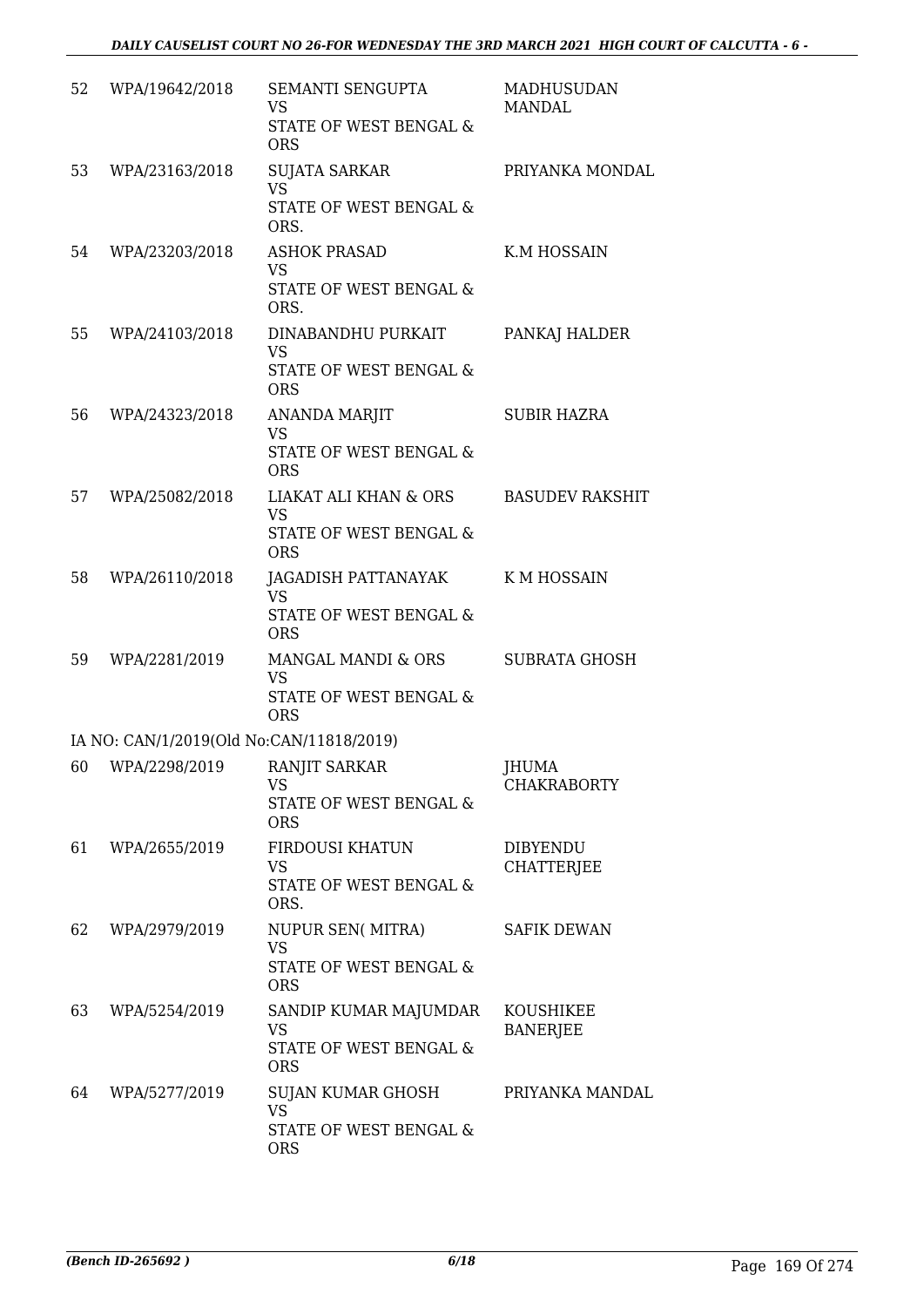| | | | |
|---|---|---|---|
| 52 | WPA/19642/2018 | SEMANTI SENGUPTA<br>VS<br>STATE OF WEST BENGAL & ORS | MADHUSUDAN MANDAL |
| 53 | WPA/23163/2018 | SUJATA SARKAR<br>VS<br>STATE OF WEST BENGAL & ORS. | PRIYANKA MONDAL |
| 54 | WPA/23203/2018 | ASHOK PRASAD<br>VS<br>STATE OF WEST BENGAL & ORS. | K.M HOSSAIN |
| 55 | WPA/24103/2018 | DINABANDHU PURKAIT<br>VS<br>STATE OF WEST BENGAL & ORS | PANKAJ HALDER |
| 56 | WPA/24323/2018 | ANANDA MARJIT<br>VS<br>STATE OF WEST BENGAL & ORS | SUBIR HAZRA |
| 57 | WPA/25082/2018 | LIAKAT ALI KHAN & ORS<br>VS<br>STATE OF WEST BENGAL & ORS | BASUDEV RAKSHIT |
| 58 | WPA/26110/2018 | JAGADISH PATTANAYAK<br>VS<br>STATE OF WEST BENGAL & ORS | K M HOSSAIN |
| 59 | WPA/2281/2019 | MANGAL MANDI & ORS<br>VS<br>STATE OF WEST BENGAL & ORS | SUBRATA GHOSH |
| | IA NO: CAN/1/2019(Old No:CAN/11818/2019) | | |
| 60 | WPA/2298/2019 | RANJIT SARKAR<br>VS<br>STATE OF WEST BENGAL & ORS | JHUMA CHAKRABORTY |
| 61 | WPA/2655/2019 | FIRDOUSI KHATUN<br>VS<br>STATE OF WEST BENGAL & ORS. | DIBYENDU CHATTERJEE |
| 62 | WPA/2979/2019 | NUPUR SEN( MITRA)<br>VS<br>STATE OF WEST BENGAL & ORS | SAFIK DEWAN |
| 63 | WPA/5254/2019 | SANDIP KUMAR MAJUMDAR<br>VS<br>STATE OF WEST BENGAL & ORS | KOUSHIKEE BANERJEE |
| 64 | WPA/5277/2019 | SUJAN KUMAR GHOSH<br>VS<br>STATE OF WEST BENGAL & ORS | PRIYANKA MANDAL |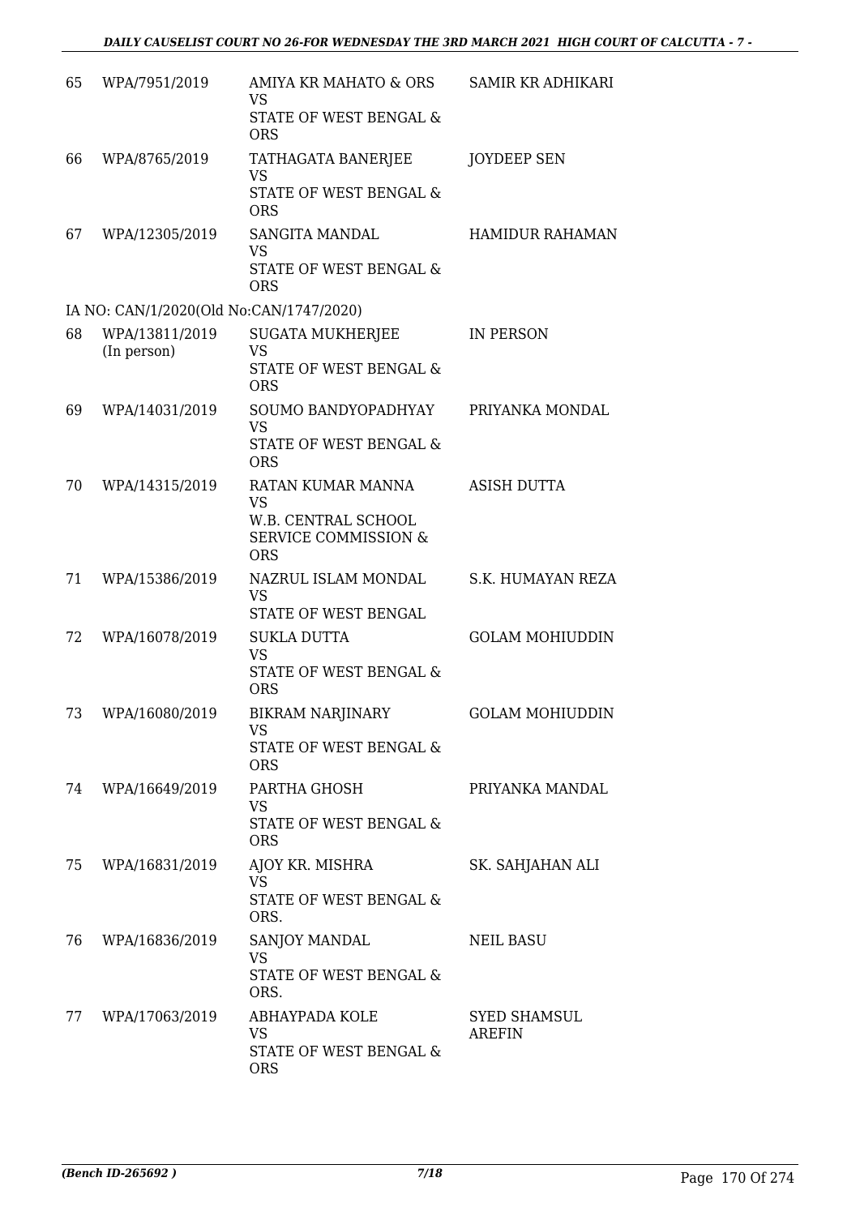| | | | |
|---|---|---|---|
| 65 | WPA/7951/2019 | AMIYA KR MAHATO & ORS<br>VS<br>STATE OF WEST BENGAL & ORS | SAMIR KR ADHIKARI |
| 66 | WPA/8765/2019 | TATHAGATA BANERJEE<br>VS<br>STATE OF WEST BENGAL & ORS | JOYDEEP SEN |
| 67 | WPA/12305/2019 | SANGITA MANDAL<br>VS<br>STATE OF WEST BENGAL & ORS | HAMIDUR RAHAMAN |
| | IA NO: CAN/1/2020(Old No:CAN/1747/2020) | | |
| 68 | WPA/13811/2019 (In person) | SUGATA MUKHERJEE<br>VS<br>STATE OF WEST BENGAL & ORS | IN PERSON |
| 69 | WPA/14031/2019 | SOUMO BANDYOPADHYAY<br>VS<br>STATE OF WEST BENGAL & ORS | PRIYANKA MONDAL |
| 70 | WPA/14315/2019 | RATAN KUMAR MANNA<br>VS<br>W.B. CENTRAL SCHOOL SERVICE COMMISSION & ORS | ASISH DUTTA |
| 71 | WPA/15386/2019 | NAZRUL ISLAM MONDAL<br>VS<br>STATE OF WEST BENGAL | S.K. HUMAYAN REZA |
| 72 | WPA/16078/2019 | SUKLA DUTTA<br>VS<br>STATE OF WEST BENGAL & ORS | GOLAM MOHIUDDIN |
| 73 | WPA/16080/2019 | BIKRAM NARJINARY<br>VS<br>STATE OF WEST BENGAL & ORS | GOLAM MOHIUDDIN |
| 74 | WPA/16649/2019 | PARTHA GHOSH<br>VS<br>STATE OF WEST BENGAL & ORS | PRIYANKA MANDAL |
| 75 | WPA/16831/2019 | AJOY KR. MISHRA<br>VS<br>STATE OF WEST BENGAL & ORS. | SK. SAHJAHAN ALI |
| 76 | WPA/16836/2019 | SANJOY MANDAL<br>VS<br>STATE OF WEST BENGAL & ORS. | NEIL BASU |
| 77 | WPA/17063/2019 | ABHAYPADA KOLE<br>VS<br>STATE OF WEST BENGAL & ORS | SYED SHAMSUL AREFIN |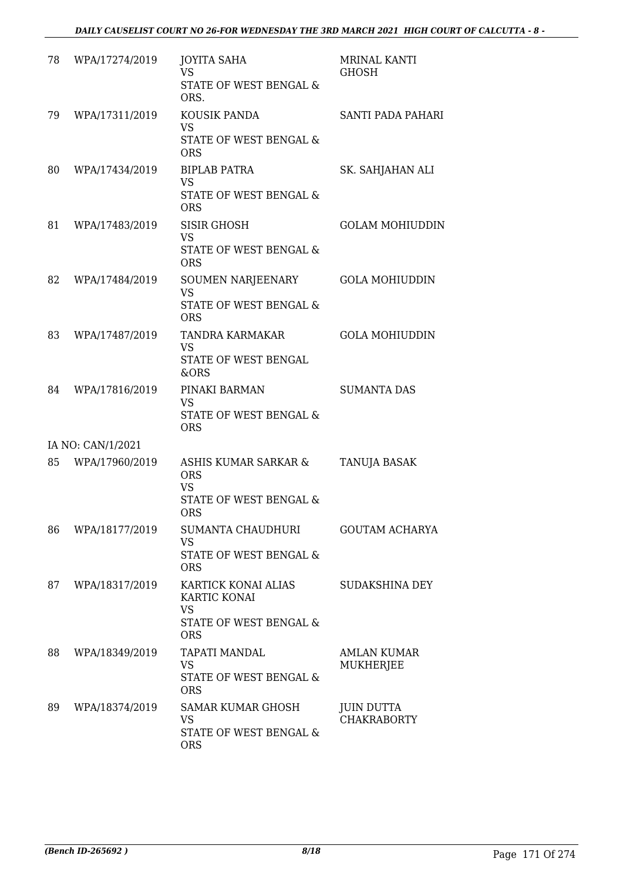| | | | |
|---|---|---|---|
| 78 | WPA/17274/2019 | JOYITA SAHA<br>VS<br>STATE OF WEST BENGAL & ORS. | MRINAL KANTI GHOSH |
| 79 | WPA/17311/2019 | KOUSIK PANDA<br>VS<br>STATE OF WEST BENGAL & ORS | SANTI PADA PAHARI |
| 80 | WPA/17434/2019 | BIPLAB PATRA<br>VS<br>STATE OF WEST BENGAL & ORS | SK. SAHJAHAN ALI |
| 81 | WPA/17483/2019 | SISIR GHOSH<br>VS<br>STATE OF WEST BENGAL & ORS | GOLAM MOHIUDDIN |
| 82 | WPA/17484/2019 | SOUMEN NARJEENARY<br>VS<br>STATE OF WEST BENGAL & ORS | GOLA MOHIUDDIN |
| 83 | WPA/17487/2019 | TANDRA KARMAKAR<br>VS<br>STATE OF WEST BENGAL &ORS | GOLA MOHIUDDIN |
| 84 | WPA/17816/2019 | PINAKI BARMAN<br>VS<br>STATE OF WEST BENGAL & ORS | SUMANTA DAS |
| | IA NO: CAN/1/2021 | | |
| 85 | WPA/17960/2019 | ASHIS KUMAR SARKAR & ORS<br>VS<br>STATE OF WEST BENGAL & ORS | TANUJA BASAK |
| 86 | WPA/18177/2019 | SUMANTA CHAUDHURI<br>VS<br>STATE OF WEST BENGAL & ORS | GOUTAM ACHARYA |
| 87 | WPA/18317/2019 | KARTICK KONAI ALIAS KARTIC KONAI<br>VS<br>STATE OF WEST BENGAL & ORS | SUDAKSHINA DEY |
| 88 | WPA/18349/2019 | TAPATI MANDAL<br>VS<br>STATE OF WEST BENGAL & ORS | AMLAN KUMAR MUKHERJEE |
| 89 | WPA/18374/2019 | SAMAR KUMAR GHOSH<br>VS<br>STATE OF WEST BENGAL & ORS | JUIN DUTTA CHAKRABORTY |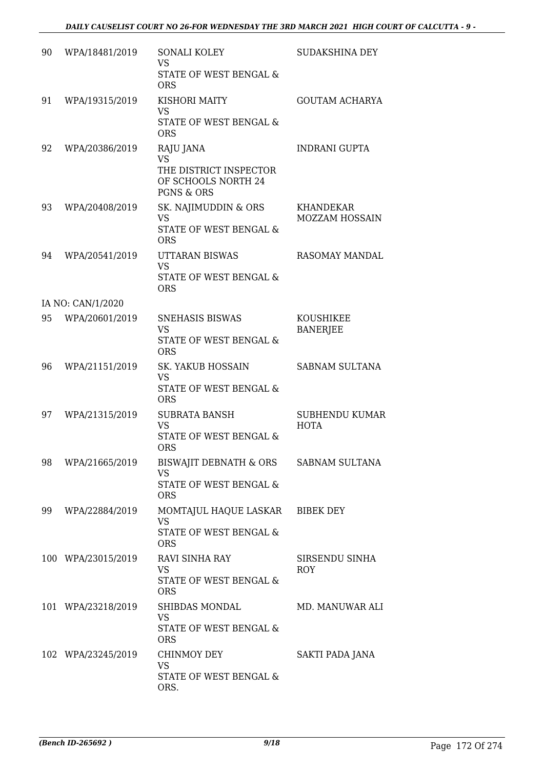| | | | |
|---|---|---|---|
| 90 | WPA/18481/2019 | SONALI KOLEY<br>VS<br>STATE OF WEST BENGAL & ORS | SUDAKSHINA DEY |
| 91 | WPA/19315/2019 | KISHORI MAITY<br>VS<br>STATE OF WEST BENGAL & ORS | GOUTAM ACHARYA |
| 92 | WPA/20386/2019 | RAJU JANA<br>VS<br>THE DISTRICT INSPECTOR OF SCHOOLS NORTH 24 PGNS & ORS | INDRANI GUPTA |
| 93 | WPA/20408/2019 | SK. NAJIMUDDIN & ORS<br>VS<br>STATE OF WEST BENGAL & ORS | KHANDEKAR MOZZAM HOSSAIN |
| 94 | WPA/20541/2019 | UTTARAN BISWAS<br>VS<br>STATE OF WEST BENGAL & ORS | RASOMAY MANDAL |
| | IA NO: CAN/1/2020 | | |
| 95 | WPA/20601/2019 | SNEHASIS BISWAS<br>VS<br>STATE OF WEST BENGAL & ORS | KOUSHIKEE BANERJEE |
| 96 | WPA/21151/2019 | SK. YAKUB HOSSAIN<br>VS<br>STATE OF WEST BENGAL & ORS | SABNAM SULTANA |
| 97 | WPA/21315/2019 | SUBRATA BANSH<br>VS<br>STATE OF WEST BENGAL & ORS | SUBHENDU KUMAR HOTA |
| 98 | WPA/21665/2019 | BISWAJIT DEBNATH & ORS<br>VS<br>STATE OF WEST BENGAL & ORS | SABNAM SULTANA |
| 99 | WPA/22884/2019 | MOMTAJUL HAQUE LASKAR<br>VS<br>STATE OF WEST BENGAL & ORS | BIBEK DEY |
| 100 | WPA/23015/2019 | RAVI SINHA RAY<br>VS<br>STATE OF WEST BENGAL & ORS | SIRSENDU SINHA ROY |
| 101 | WPA/23218/2019 | SHIBDAS MONDAL<br>VS<br>STATE OF WEST BENGAL & ORS | MD. MANUWAR ALI |
| 102 | WPA/23245/2019 | CHINMOY DEY<br>VS<br>STATE OF WEST BENGAL & ORS. | SAKTI PADA JANA |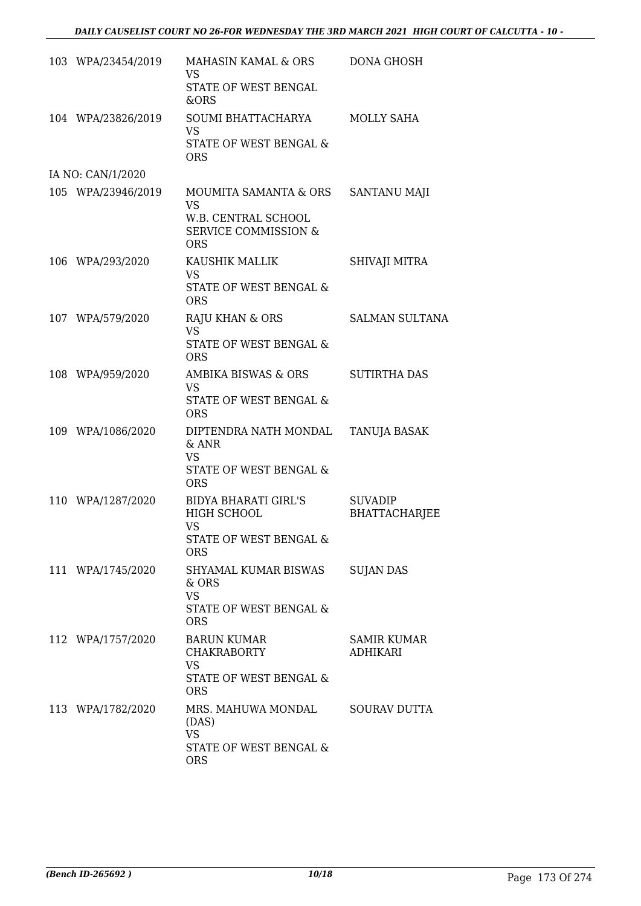| | | | |
|---|---|---|---|
| 103 | WPA/23454/2019 | MAHASIN KAMAL & ORS<br>VS<br>STATE OF WEST BENGAL &ORS | DONA GHOSH |
| 104 | WPA/23826/2019 | SOUMI BHATTACHARYA<br>VS<br>STATE OF WEST BENGAL & ORS | MOLLY SAHA |
| | IA NO: CAN/1/2020 | | |
| 105 | WPA/23946/2019 | MOUMITA SAMANTA & ORS<br>VS<br>W.B. CENTRAL SCHOOL SERVICE COMMISSION & ORS | SANTANU MAJI |
| 106 | WPA/293/2020 | KAUSHIK MALLIK<br>VS<br>STATE OF WEST BENGAL & ORS | SHIVAJI MITRA |
| 107 | WPA/579/2020 | RAJU KHAN & ORS<br>VS<br>STATE OF WEST BENGAL & ORS | SALMAN SULTANA |
| 108 | WPA/959/2020 | AMBIKA BISWAS & ORS<br>VS<br>STATE OF WEST BENGAL & ORS | SUTIRTHA DAS |
| 109 | WPA/1086/2020 | DIPTENDRA NATH MONDAL & ANR<br>VS<br>STATE OF WEST BENGAL & ORS | TANUJA BASAK |
| 110 | WPA/1287/2020 | BIDYA BHARATI GIRL'S HIGH SCHOOL<br>VS<br>STATE OF WEST BENGAL & ORS | SUVADIP BHATTACHARJEE |
| 111 | WPA/1745/2020 | SHYAMAL KUMAR BISWAS & ORS<br>VS<br>STATE OF WEST BENGAL & ORS | SUJAN DAS |
| 112 | WPA/1757/2020 | BARUN KUMAR CHAKRABORTY<br>VS<br>STATE OF WEST BENGAL & ORS | SAMIR KUMAR ADHIKARI |
| 113 | WPA/1782/2020 | MRS. MAHUWA MONDAL (DAS)<br>VS<br>STATE OF WEST BENGAL & ORS | SOURAV DUTTA |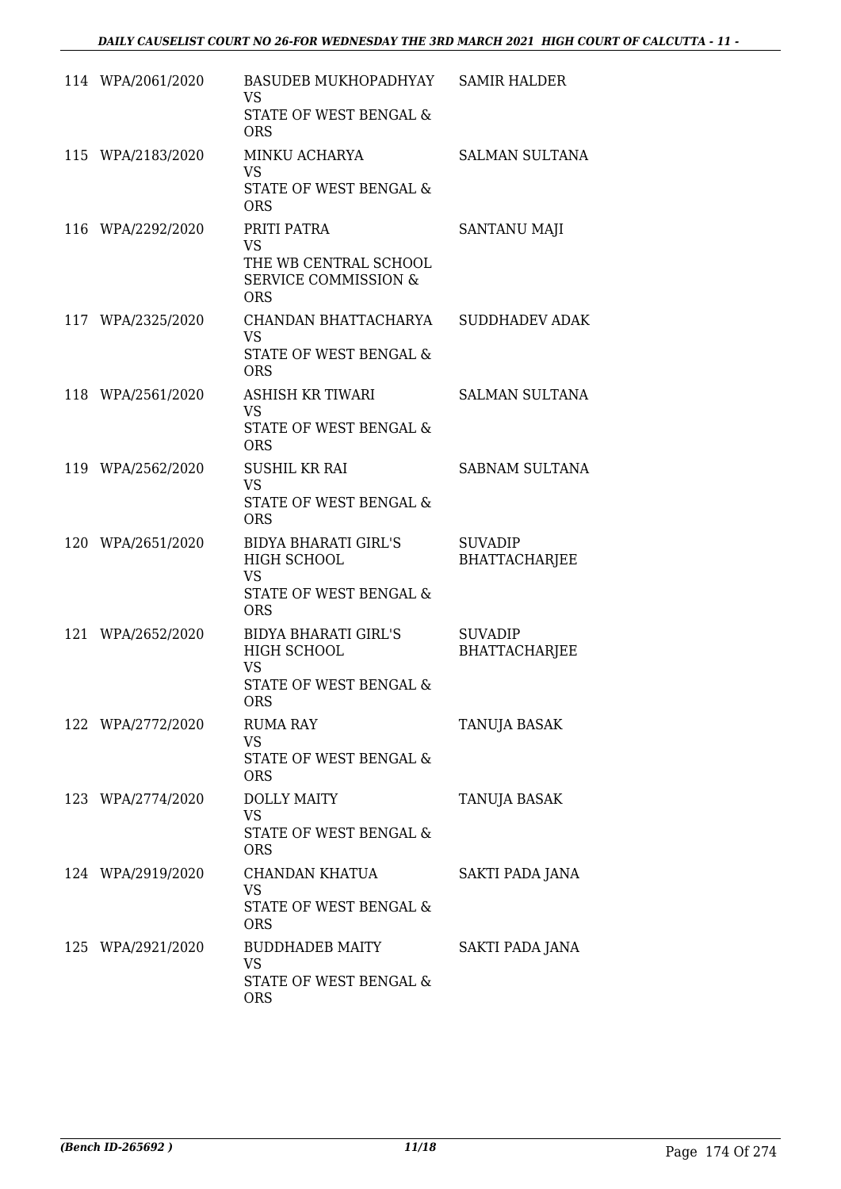| | | | |
|---|---|---|---|
| 114 | WPA/2061/2020 | BASUDEB MUKHOPADHYAY<br>VS<br>STATE OF WEST BENGAL & ORS | SAMIR HALDER |
| 115 | WPA/2183/2020 | MINKU ACHARYA<br>VS<br>STATE OF WEST BENGAL & ORS | SALMAN SULTANA |
| 116 | WPA/2292/2020 | PRITI PATRA<br>VS<br>THE WB CENTRAL SCHOOL SERVICE COMMISSION & ORS | SANTANU MAJI |
| 117 | WPA/2325/2020 | CHANDAN BHATTACHARYA<br>VS<br>STATE OF WEST BENGAL & ORS | SUDDHADEV ADAK |
| 118 | WPA/2561/2020 | ASHISH KR TIWARI<br>VS<br>STATE OF WEST BENGAL & ORS | SALMAN SULTANA |
| 119 | WPA/2562/2020 | SUSHIL KR RAI<br>VS<br>STATE OF WEST BENGAL & ORS | SABNAM SULTANA |
| 120 | WPA/2651/2020 | BIDYA BHARATI GIRL'S HIGH SCHOOL<br>VS<br>STATE OF WEST BENGAL & ORS | SUVADIP BHATTACHARJEE |
| 121 | WPA/2652/2020 | BIDYA BHARATI GIRL'S HIGH SCHOOL<br>VS<br>STATE OF WEST BENGAL & ORS | SUVADIP BHATTACHARJEE |
| 122 | WPA/2772/2020 | RUMA RAY<br>VS<br>STATE OF WEST BENGAL & ORS | TANUJA BASAK |
| 123 | WPA/2774/2020 | DOLLY MAITY<br>VS<br>STATE OF WEST BENGAL & ORS | TANUJA BASAK |
| 124 | WPA/2919/2020 | CHANDAN KHATUA<br>VS<br>STATE OF WEST BENGAL & ORS | SAKTI PADA JANA |
| 125 | WPA/2921/2020 | BUDDHADEB MAITY<br>VS<br>STATE OF WEST BENGAL & ORS | SAKTI PADA JANA |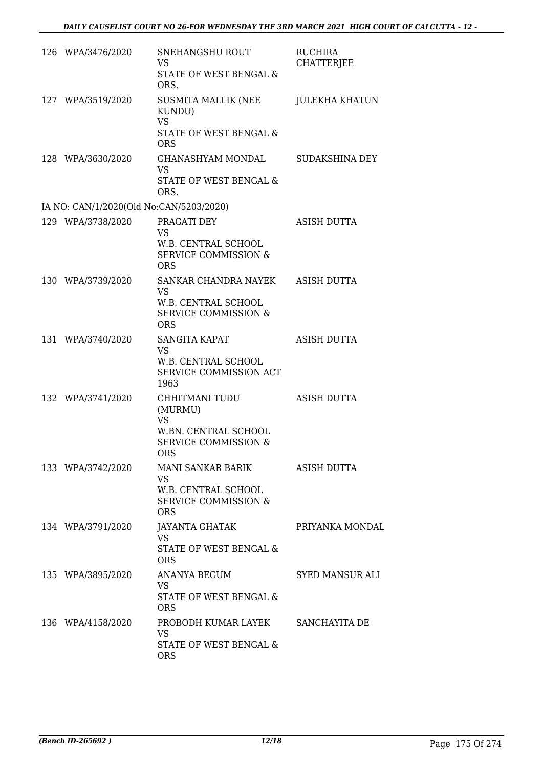| | | | |
|---|---|---|---|
| 126 | WPA/3476/2020 | SNEHANGSHU ROUT<br>VS<br>STATE OF WEST BENGAL & ORS. | RUCHIRA CHATTERJEE |
| 127 | WPA/3519/2020 | SUSMITA MALLIK (NEE KUNDU)<br>VS<br>STATE OF WEST BENGAL & ORS | JULEKHA KHATUN |
| 128 | WPA/3630/2020 | GHANASHYAM MONDAL<br>VS<br>STATE OF WEST BENGAL & ORS. | SUDAKSHINA DEY |
| | IA NO: CAN/1/2020(Old No:CAN/5203/2020) | | |
| 129 | WPA/3738/2020 | PRAGATI DEY<br>VS<br>W.B. CENTRAL SCHOOL SERVICE COMMISSION & ORS | ASISH DUTTA |
| 130 | WPA/3739/2020 | SANKAR CHANDRA NAYEK<br>VS<br>W.B. CENTRAL SCHOOL SERVICE COMMISSION & ORS | ASISH DUTTA |
| 131 | WPA/3740/2020 | SANGITA KAPAT<br>VS<br>W.B. CENTRAL SCHOOL SERVICE COMMISSION ACT 1963 | ASISH DUTTA |
| 132 | WPA/3741/2020 | CHHITMANI TUDU (MURMU)<br>VS<br>W.BN. CENTRAL SCHOOL SERVICE COMMISSION & ORS | ASISH DUTTA |
| 133 | WPA/3742/2020 | MANI SANKAR BARIK<br>VS<br>W.B. CENTRAL SCHOOL SERVICE COMMISSION & ORS | ASISH DUTTA |
| 134 | WPA/3791/2020 | JAYANTA GHATAK<br>VS<br>STATE OF WEST BENGAL & ORS | PRIYANKA MONDAL |
| 135 | WPA/3895/2020 | ANANYA BEGUM<br>VS<br>STATE OF WEST BENGAL & ORS | SYED MANSUR ALI |
| 136 | WPA/4158/2020 | PROBODH KUMAR LAYEK<br>VS<br>STATE OF WEST BENGAL & ORS | SANCHAYITA DE |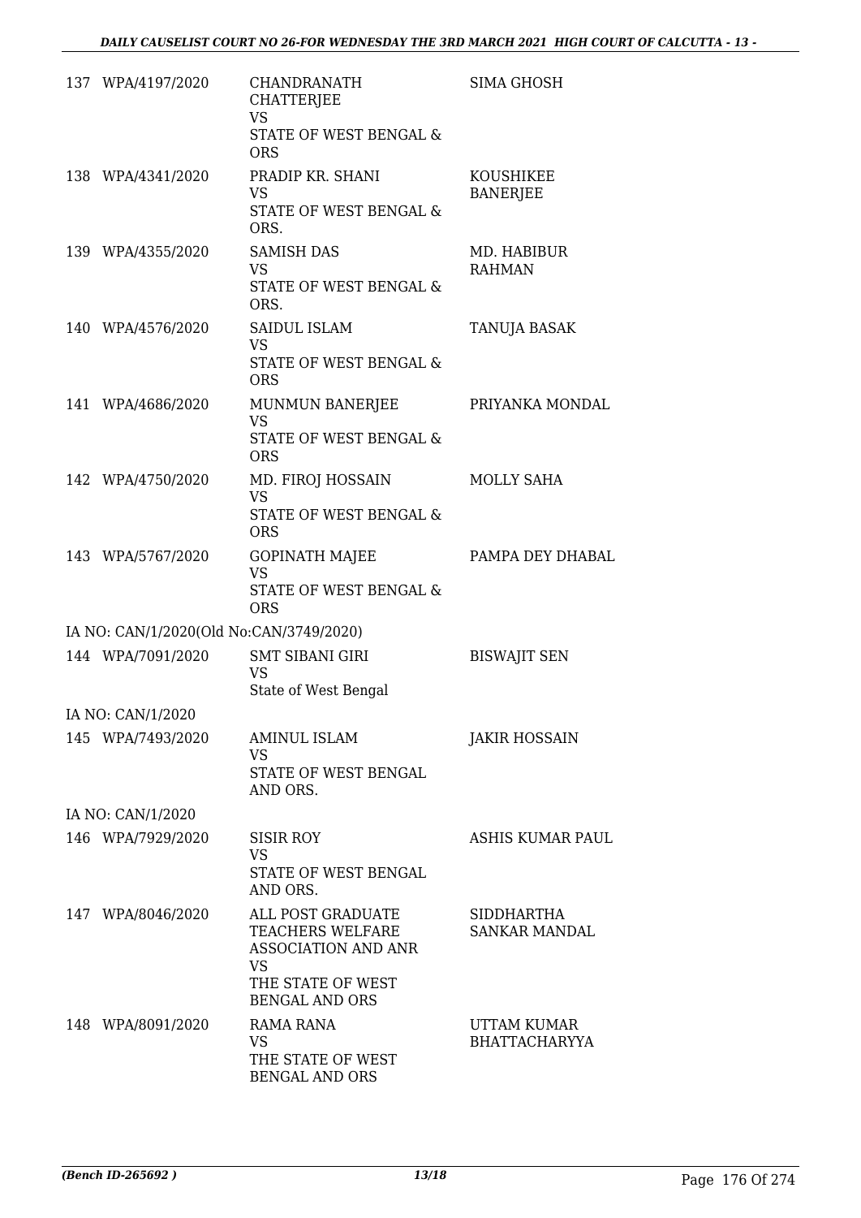| | | | |
|---|---|---|---|
| 137 | WPA/4197/2020 | CHANDRANATH CHATTERJEE<br>VS<br>STATE OF WEST BENGAL & ORS | SIMA GHOSH |
| 138 | WPA/4341/2020 | PRADIP KR. SHANI<br>VS<br>STATE OF WEST BENGAL & ORS. | KOUSHIKEE BANERJEE |
| 139 | WPA/4355/2020 | SAMISH DAS<br>VS<br>STATE OF WEST BENGAL & ORS. | MD. HABIBUR RAHMAN |
| 140 | WPA/4576/2020 | SAIDUL ISLAM<br>VS<br>STATE OF WEST BENGAL & ORS | TANUJA BASAK |
| 141 | WPA/4686/2020 | MUNMUN BANERJEE<br>VS<br>STATE OF WEST BENGAL & ORS | PRIYANKA MONDAL |
| 142 | WPA/4750/2020 | MD. FIROJ HOSSAIN<br>VS<br>STATE OF WEST BENGAL & ORS | MOLLY SAHA |
| 143 | WPA/5767/2020 | GOPINATH MAJEE<br>VS<br>STATE OF WEST BENGAL & ORS | PAMPA DEY DHABAL |
| | IA NO: CAN/1/2020(Old No:CAN/3749/2020) | | |
| 144 | WPA/7091/2020 | SMT SIBANI GIRI<br>VS<br>State of West Bengal | BISWAJIT SEN |
| | IA NO: CAN/1/2020 | | |
| 145 | WPA/7493/2020 | AMINUL ISLAM<br>VS<br>STATE OF WEST BENGAL AND ORS. | JAKIR HOSSAIN |
| | IA NO: CAN/1/2020 | | |
| 146 | WPA/7929/2020 | SISIR ROY<br>VS<br>STATE OF WEST BENGAL AND ORS. | ASHIS KUMAR PAUL |
| 147 | WPA/8046/2020 | ALL POST GRADUATE TEACHERS WELFARE ASSOCIATION AND ANR<br>VS<br>THE STATE OF WEST BENGAL AND ORS | SIDDHARTHA SANKAR MANDAL |
| 148 | WPA/8091/2020 | RAMA RANA<br>VS<br>THE STATE OF WEST BENGAL AND ORS | UTTAM KUMAR BHATTACHARYYA |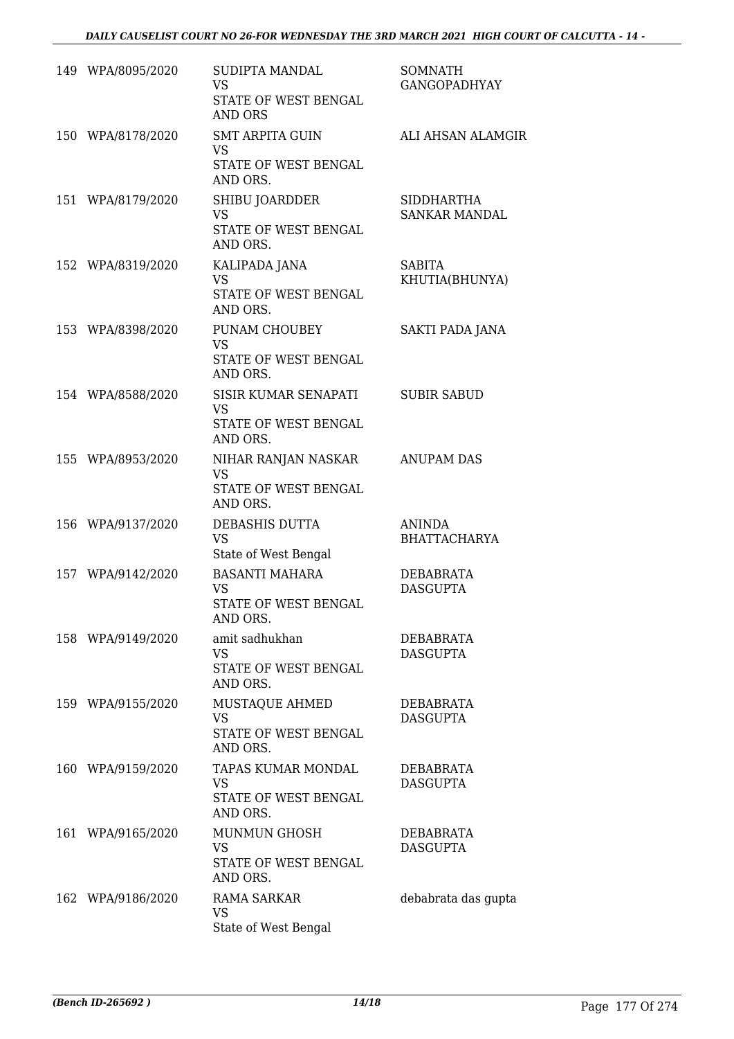| | | | |
|---|---|---|---|
| 149 | WPA/8095/2020 | SUDIPTA MANDAL<br>VS<br>STATE OF WEST BENGAL AND ORS | SOMNATH GANGOPADHYAY |
| 150 | WPA/8178/2020 | SMT ARPITA GUIN<br>VS<br>STATE OF WEST BENGAL AND ORS. | ALI AHSAN ALAMGIR |
| 151 | WPA/8179/2020 | SHIBU JOARDDER<br>VS<br>STATE OF WEST BENGAL AND ORS. | SIDDHARTHA SANKAR MANDAL |
| 152 | WPA/8319/2020 | KALIPADA JANA<br>VS<br>STATE OF WEST BENGAL AND ORS. | SABITA KHUTIA(BHUNYA) |
| 153 | WPA/8398/2020 | PUNAM CHOUBEY<br>VS<br>STATE OF WEST BENGAL AND ORS. | SAKTI PADA JANA |
| 154 | WPA/8588/2020 | SISIR KUMAR SENAPATI<br>VS<br>STATE OF WEST BENGAL AND ORS. | SUBIR SABUD |
| 155 | WPA/8953/2020 | NIHAR RANJAN NASKAR<br>VS<br>STATE OF WEST BENGAL AND ORS. | ANUPAM DAS |
| 156 | WPA/9137/2020 | DEBASHIS DUTTA<br>VS<br>State of West Bengal | ANINDA BHATTACHARYA |
| 157 | WPA/9142/2020 | BASANTI MAHARA<br>VS<br>STATE OF WEST BENGAL AND ORS. | DEBABRATA DASGUPTA |
| 158 | WPA/9149/2020 | amit sadhukhan<br>VS<br>STATE OF WEST BENGAL AND ORS. | DEBABRATA DASGUPTA |
| 159 | WPA/9155/2020 | MUSTAQUE AHMED<br>VS<br>STATE OF WEST BENGAL AND ORS. | DEBABRATA DASGUPTA |
| 160 | WPA/9159/2020 | TAPAS KUMAR MONDAL<br>VS<br>STATE OF WEST BENGAL AND ORS. | DEBABRATA DASGUPTA |
| 161 | WPA/9165/2020 | MUNMUN GHOSH<br>VS<br>STATE OF WEST BENGAL AND ORS. | DEBABRATA DASGUPTA |
| 162 | WPA/9186/2020 | RAMA SARKAR<br>VS<br>State of West Bengal | debabrata das gupta |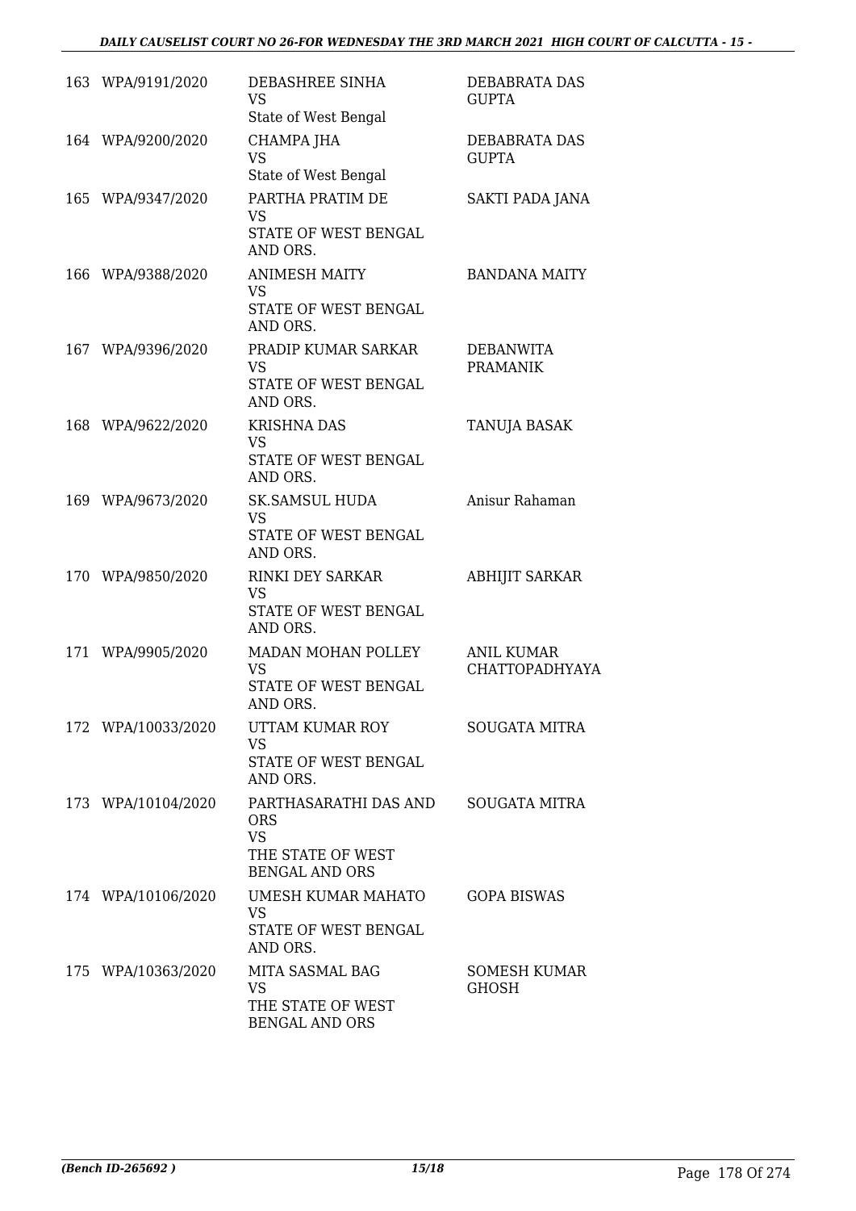| | | | |
|---|---|---|---|
| 163 | WPA/9191/2020 | DEBASHREE SINHA<br>VS<br>State of West Bengal | DEBABRATA DAS GUPTA |
| 164 | WPA/9200/2020 | CHAMPA JHA<br>VS<br>State of West Bengal | DEBABRATA DAS GUPTA |
| 165 | WPA/9347/2020 | PARTHA PRATIM DE<br>VS<br>STATE OF WEST BENGAL AND ORS. | SAKTI PADA JANA |
| 166 | WPA/9388/2020 | ANIMESH MAITY<br>VS<br>STATE OF WEST BENGAL AND ORS. | BANDANA MAITY |
| 167 | WPA/9396/2020 | PRADIP KUMAR SARKAR<br>VS<br>STATE OF WEST BENGAL AND ORS. | DEBANWITA PRAMANIK |
| 168 | WPA/9622/2020 | KRISHNA DAS<br>VS<br>STATE OF WEST BENGAL AND ORS. | TANUJA BASAK |
| 169 | WPA/9673/2020 | SK.SAMSUL HUDA<br>VS<br>STATE OF WEST BENGAL AND ORS. | Anisur Rahaman |
| 170 | WPA/9850/2020 | RINKI DEY SARKAR<br>VS<br>STATE OF WEST BENGAL AND ORS. | ABHIJIT SARKAR |
| 171 | WPA/9905/2020 | MADAN MOHAN POLLEY<br>VS<br>STATE OF WEST BENGAL AND ORS. | ANIL KUMAR CHATTOPADHYAYA |
| 172 | WPA/10033/2020 | UTTAM KUMAR ROY<br>VS<br>STATE OF WEST BENGAL AND ORS. | SOUGATA MITRA |
| 173 | WPA/10104/2020 | PARTHASARATHI DAS AND ORS<br>VS<br>THE STATE OF WEST BENGAL AND ORS | SOUGATA MITRA |
| 174 | WPA/10106/2020 | UMESH KUMAR MAHATO<br>VS<br>STATE OF WEST BENGAL AND ORS. | GOPA BISWAS |
| 175 | WPA/10363/2020 | MITA SASMAL BAG<br>VS<br>THE STATE OF WEST BENGAL AND ORS | SOMESH KUMAR GHOSH |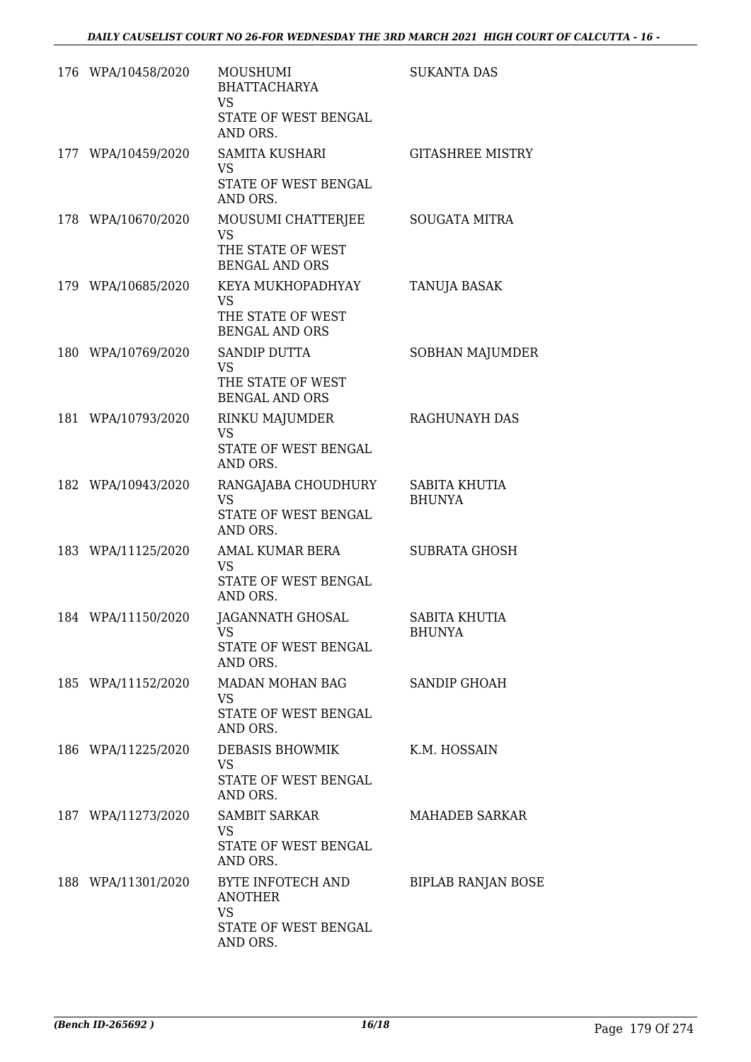| | | | |
|---|---|---|---|
| 176 | WPA/10458/2020 | MOUSHUMI BHATTACHARYA<br>VS<br>STATE OF WEST BENGAL AND ORS. | SUKANTA DAS |
| 177 | WPA/10459/2020 | SAMITA KUSHARI<br>VS<br>STATE OF WEST BENGAL AND ORS. | GITASHREE MISTRY |
| 178 | WPA/10670/2020 | MOUSUMI CHATTERJEE<br>VS<br>THE STATE OF WEST BENGAL AND ORS | SOUGATA MITRA |
| 179 | WPA/10685/2020 | KEYA MUKHOPADHYAY<br>VS<br>THE STATE OF WEST BENGAL AND ORS | TANUJA BASAK |
| 180 | WPA/10769/2020 | SANDIP DUTTA<br>VS<br>THE STATE OF WEST BENGAL AND ORS | SOBHAN MAJUMDER |
| 181 | WPA/10793/2020 | RINKU MAJUMDER<br>VS<br>STATE OF WEST BENGAL AND ORS. | RAGHUNAYH DAS |
| 182 | WPA/10943/2020 | RANGAJABA CHOUDHURY<br>VS<br>STATE OF WEST BENGAL AND ORS. | SABITA KHUTIA BHUNYA |
| 183 | WPA/11125/2020 | AMAL KUMAR BERA<br>VS<br>STATE OF WEST BENGAL AND ORS. | SUBRATA GHOSH |
| 184 | WPA/11150/2020 | JAGANNATH GHOSAL<br>VS<br>STATE OF WEST BENGAL AND ORS. | SABITA KHUTIA BHUNYA |
| 185 | WPA/11152/2020 | MADAN MOHAN BAG<br>VS<br>STATE OF WEST BENGAL AND ORS. | SANDIP GHOAH |
| 186 | WPA/11225/2020 | DEBASIS BHOWMIK<br>VS<br>STATE OF WEST BENGAL AND ORS. | K.M. HOSSAIN |
| 187 | WPA/11273/2020 | SAMBIT SARKAR<br>VS<br>STATE OF WEST BENGAL AND ORS. | MAHADEB SARKAR |
| 188 | WPA/11301/2020 | BYTE INFOTECH AND ANOTHER<br>VS<br>STATE OF WEST BENGAL AND ORS. | BIPLAB RANJAN BOSE |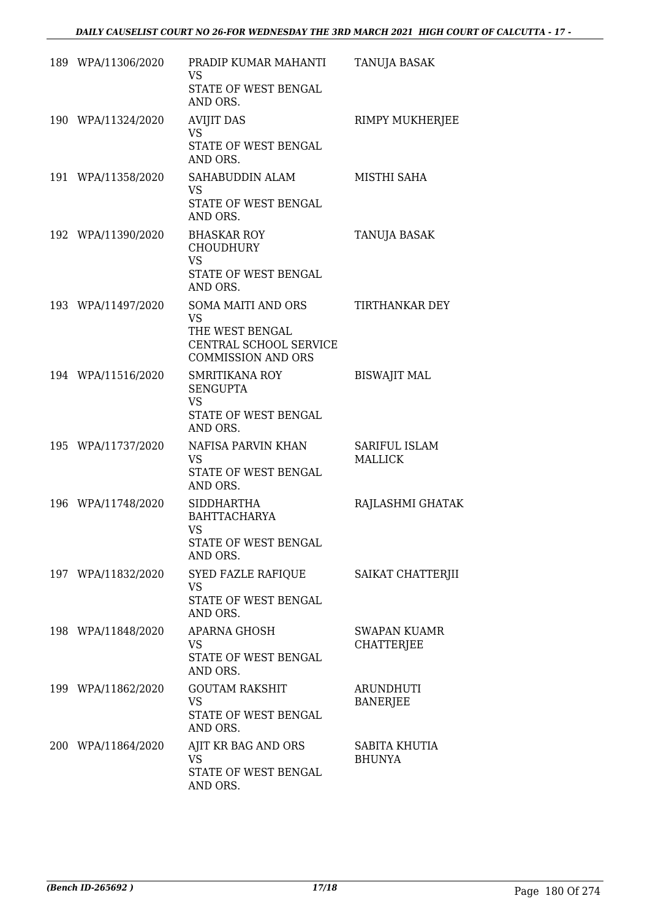| | | | |
|---|---|---|---|
| 189 | WPA/11306/2020 | PRADIP KUMAR MAHANTI<br>VS<br>STATE OF WEST BENGAL AND ORS. | TANUJA BASAK |
| 190 | WPA/11324/2020 | AVIJIT DAS<br>VS<br>STATE OF WEST BENGAL AND ORS. | RIMPY MUKHERJEE |
| 191 | WPA/11358/2020 | SAHABUDDIN ALAM<br>VS<br>STATE OF WEST BENGAL AND ORS. | MISTHI SAHA |
| 192 | WPA/11390/2020 | BHASKAR ROY CHOUDHURY<br>VS<br>STATE OF WEST BENGAL AND ORS. | TANUJA BASAK |
| 193 | WPA/11497/2020 | SOMA MAITI AND ORS<br>VS<br>THE WEST BENGAL CENTRAL SCHOOL SERVICE COMMISSION AND ORS | TIRTHANKAR DEY |
| 194 | WPA/11516/2020 | SMRITIKANA ROY SENGUPTA<br>VS<br>STATE OF WEST BENGAL AND ORS. | BISWAJIT MAL |
| 195 | WPA/11737/2020 | NAFISA PARVIN KHAN<br>VS<br>STATE OF WEST BENGAL AND ORS. | SARIFUL ISLAM MALLICK |
| 196 | WPA/11748/2020 | SIDDHARTHA BAHTTACHARYA<br>VS<br>STATE OF WEST BENGAL AND ORS. | RAJLASHMI GHATAK |
| 197 | WPA/11832/2020 | SYED FAZLE RAFIQUE<br>VS<br>STATE OF WEST BENGAL AND ORS. | SAIKAT CHATTERJII |
| 198 | WPA/11848/2020 | APARNA GHOSH<br>VS<br>STATE OF WEST BENGAL AND ORS. | SWAPAN KUAMR CHATTERJEE |
| 199 | WPA/11862/2020 | GOUTAM RAKSHIT<br>VS<br>STATE OF WEST BENGAL AND ORS. | ARUNDHUTI BANERJEE |
| 200 | WPA/11864/2020 | AJIT KR BAG AND ORS<br>VS<br>STATE OF WEST BENGAL AND ORS. | SABITA KHUTIA BHUNYA |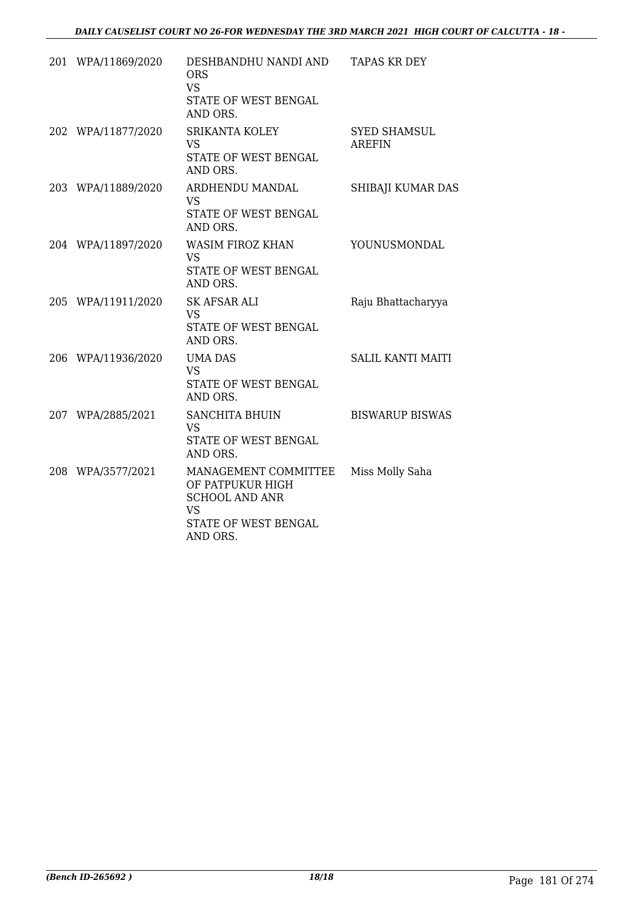| | | | |
|---|---|---|---|
| 201 | WPA/11869/2020 | DESHBANDHU NANDI AND ORS<br>VS<br>STATE OF WEST BENGAL AND ORS. | TAPAS KR DEY |
| 202 | WPA/11877/2020 | SRIKANTA KOLEY<br>VS<br>STATE OF WEST BENGAL AND ORS. | SYED SHAMSUL AREFIN |
| 203 | WPA/11889/2020 | ARDHENDU MANDAL<br>VS<br>STATE OF WEST BENGAL AND ORS. | SHIBAJI KUMAR DAS |
| 204 | WPA/11897/2020 | WASIM FIROZ KHAN<br>VS<br>STATE OF WEST BENGAL AND ORS. | YOUNUSMONDAL |
| 205 | WPA/11911/2020 | SK AFSAR ALI<br>VS<br>STATE OF WEST BENGAL AND ORS. | Raju Bhattacharyya |
| 206 | WPA/11936/2020 | UMA DAS<br>VS<br>STATE OF WEST BENGAL AND ORS. | SALIL KANTI MAITI |
| 207 | WPA/2885/2021 | SANCHITA BHUIN<br>VS<br>STATE OF WEST BENGAL AND ORS. | BISWARUP BISWAS |
| 208 | WPA/3577/2021 | MANAGEMENT COMMITTEE OF PATPUKUR HIGH SCHOOL AND ANR<br>VS<br>STATE OF WEST BENGAL AND ORS. | Miss Molly Saha |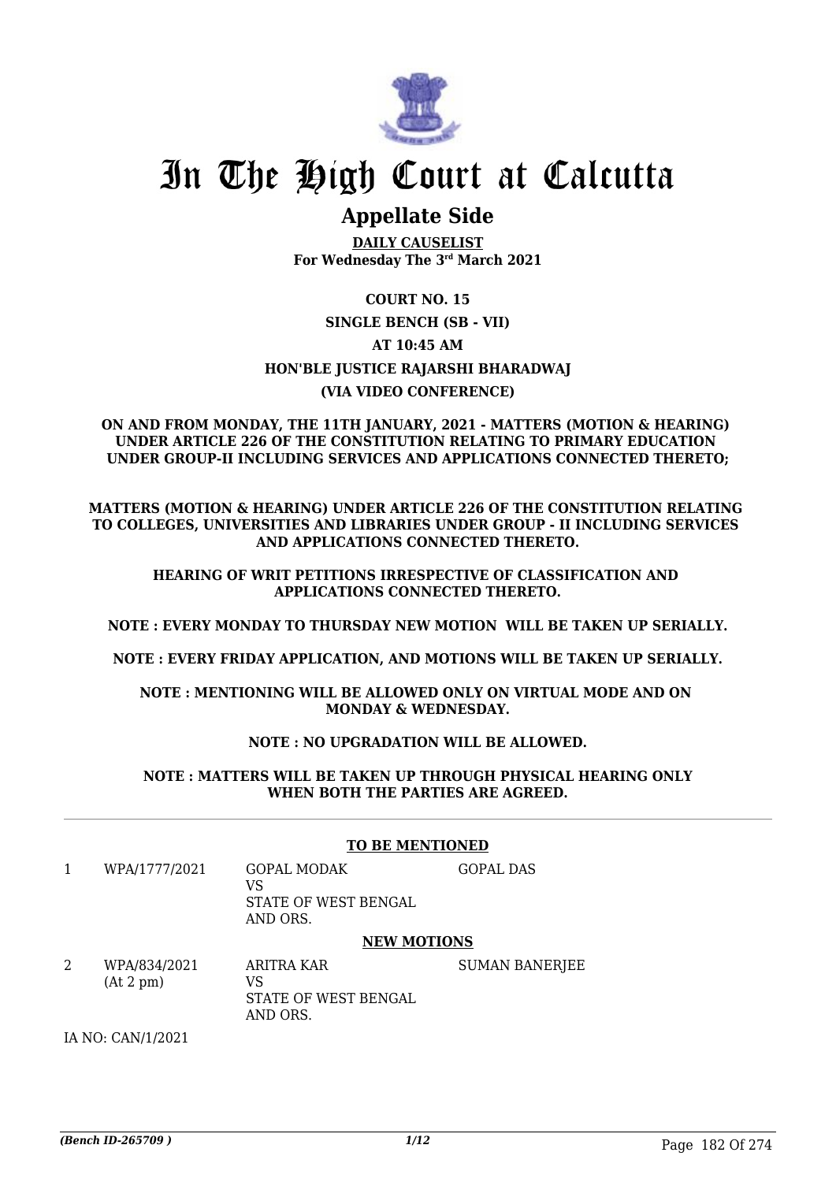# In The High Court at Calcutta

## Appellate Side

**DAILY CAUSELIST**
**For Wednesday The 3rd March 2021**

**COURT NO. 15**

**SINGLE BENCH (SB - VII)**

**AT 10:45 AM**

**HON'BLE JUSTICE RAJARSHI BHARADWAJ**

**(VIA VIDEO CONFERENCE)**

**ON AND FROM MONDAY, THE 11TH JANUARY, 2021 - MATTERS (MOTION & HEARING) UNDER ARTICLE 226 OF THE CONSTITUTION RELATING TO PRIMARY EDUCATION UNDER GROUP-II INCLUDING SERVICES AND APPLICATIONS CONNECTED THERETO;**

**MATTERS (MOTION & HEARING) UNDER ARTICLE 226 OF THE CONSTITUTION RELATING TO COLLEGES, UNIVERSITIES AND LIBRARIES UNDER GROUP - II INCLUDING SERVICES AND APPLICATIONS CONNECTED THERETO.**

**HEARING OF WRIT PETITIONS IRRESPECTIVE OF CLASSIFICATION AND APPLICATIONS CONNECTED THERETO.**

**NOTE : EVERY MONDAY TO THURSDAY NEW MOTION WILL BE TAKEN UP SERIALLY.**

**NOTE : EVERY FRIDAY APPLICATION, AND MOTIONS WILL BE TAKEN UP SERIALLY.**

**NOTE : MENTIONING WILL BE ALLOWED ONLY ON VIRTUAL MODE AND ON MONDAY & WEDNESDAY.**

**NOTE : NO UPGRADATION WILL BE ALLOWED.**

**NOTE : MATTERS WILL BE TAKEN UP THROUGH PHYSICAL HEARING ONLY WHEN BOTH THE PARTIES ARE AGREED.**

---

**TO BE MENTIONED**

| | | | |
|---|---|---|---|
| 1 | WPA/1777/2021 | GOPAL MODAK<br>VS<br>STATE OF WEST BENGAL AND ORS. | GOPAL DAS |

**NEW MOTIONS**

| | | | |
|---|---|---|---|
| 2 | WPA/834/2021<br>(At 2 pm) | ARITRA KAR<br>VS<br>STATE OF WEST BENGAL AND ORS. | SUMAN BANERJEE |

IA NO: CAN/1/2021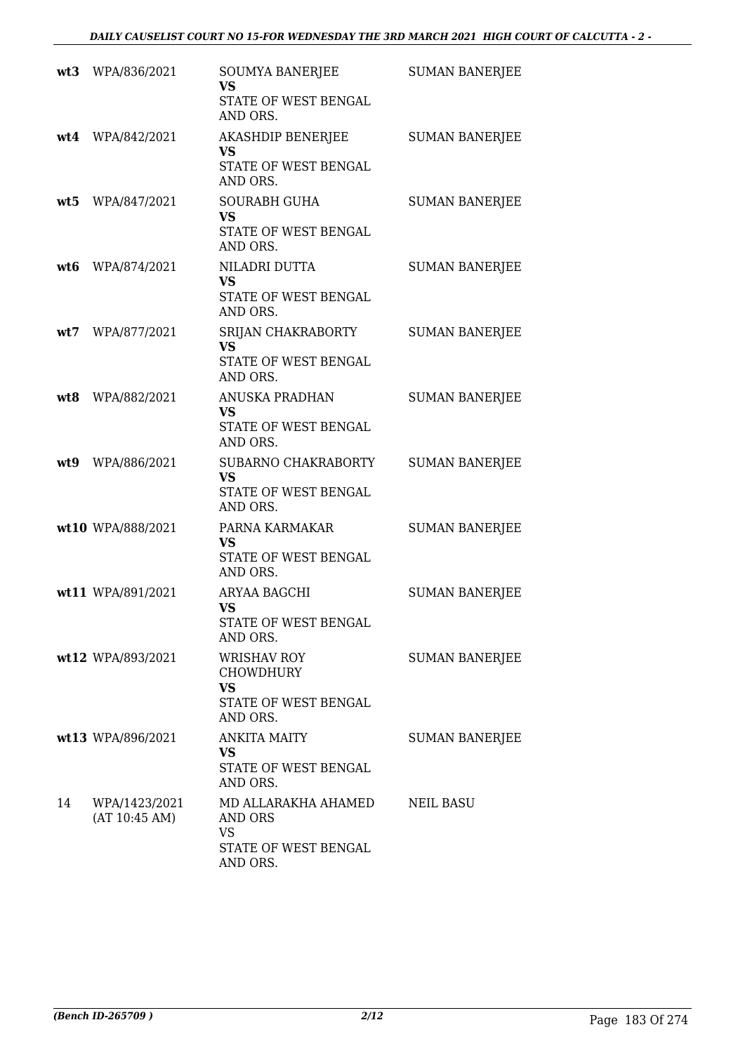| | | | |
|---|---|---|---|
| **wt3** | WPA/836/2021 | SOUMYA BANERJEE<br>**VS**<br>STATE OF WEST BENGAL AND ORS. | SUMAN BANERJEE |
| **wt4** | WPA/842/2021 | AKASHDIP BENERJEE<br>**VS**<br>STATE OF WEST BENGAL AND ORS. | SUMAN BANERJEE |
| **wt5** | WPA/847/2021 | SOURABH GUHA<br>**VS**<br>STATE OF WEST BENGAL AND ORS. | SUMAN BANERJEE |
| **wt6** | WPA/874/2021 | NILADRI DUTTA<br>**VS**<br>STATE OF WEST BENGAL AND ORS. | SUMAN BANERJEE |
| **wt7** | WPA/877/2021 | SRIJAN CHAKRABORTY<br>**VS**<br>STATE OF WEST BENGAL AND ORS. | SUMAN BANERJEE |
| **wt8** | WPA/882/2021 | ANUSKA PRADHAN<br>**VS**<br>STATE OF WEST BENGAL AND ORS. | SUMAN BANERJEE |
| **wt9** | WPA/886/2021 | SUBARNO CHAKRABORTY<br>**VS**<br>STATE OF WEST BENGAL AND ORS. | SUMAN BANERJEE |
| **wt10** | WPA/888/2021 | PARNA KARMAKAR<br>**VS**<br>STATE OF WEST BENGAL AND ORS. | SUMAN BANERJEE |
| **wt11** | WPA/891/2021 | ARYAA BAGCHI<br>**VS**<br>STATE OF WEST BENGAL AND ORS. | SUMAN BANERJEE |
| **wt12** | WPA/893/2021 | WRISHAV ROY CHOWDHURY<br>**VS**<br>STATE OF WEST BENGAL AND ORS. | SUMAN BANERJEE |
| **wt13** | WPA/896/2021 | ANKITA MAITY<br>**VS**<br>STATE OF WEST BENGAL AND ORS. | SUMAN BANERJEE |
| 14 | WPA/1423/2021<br>(AT 10:45 AM) | MD ALLARAKHA AHAMED AND ORS<br>VS<br>STATE OF WEST BENGAL AND ORS. | NEIL BASU |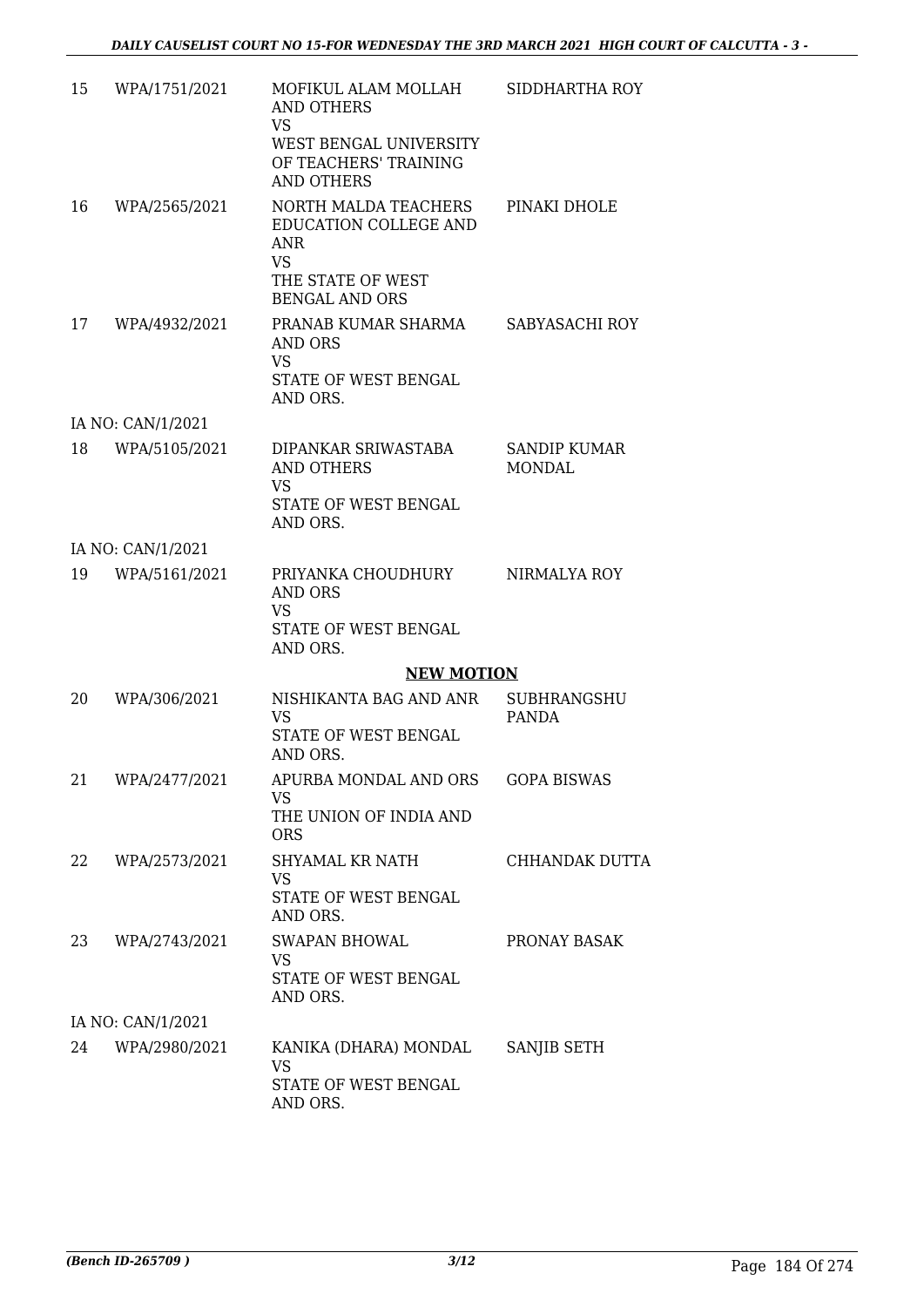| | | | |
|---|---|---|---|
| 15 | WPA/1751/2021 | MOFIKUL ALAM MOLLAH AND OTHERS VS WEST BENGAL UNIVERSITY OF TEACHERS' TRAINING AND OTHERS | SIDDHARTHA ROY |
| 16 | WPA/2565/2021 | NORTH MALDA TEACHERS EDUCATION COLLEGE AND ANR VS THE STATE OF WEST BENGAL AND ORS | PINAKI DHOLE |
| 17 | WPA/4932/2021 | PRANAB KUMAR SHARMA AND ORS VS STATE OF WEST BENGAL AND ORS. | SABYASACHI ROY |
| | IA NO: CAN/1/2021 | | |
| 18 | WPA/5105/2021 | DIPANKAR SRIWASTABA AND OTHERS VS STATE OF WEST BENGAL AND ORS. | SANDIP KUMAR MONDAL |
| | IA NO: CAN/1/2021 | | |
| 19 | WPA/5161/2021 | PRIYANKA CHOUDHURY AND ORS VS STATE OF WEST BENGAL AND ORS. | NIRMALYA ROY |

**NEW MOTION**

| | | | |
|---|---|---|---|
| 20 | WPA/306/2021 | NISHIKANTA BAG AND ANR VS STATE OF WEST BENGAL AND ORS. | SUBHRANGSHU PANDA |
| 21 | WPA/2477/2021 | APURBA MONDAL AND ORS VS THE UNION OF INDIA AND ORS | GOPA BISWAS |
| 22 | WPA/2573/2021 | SHYAMAL KR NATH VS STATE OF WEST BENGAL AND ORS. | CHHANDAK DUTTA |
| 23 | WPA/2743/2021 | SWAPAN BHOWAL VS STATE OF WEST BENGAL AND ORS. | PRONAY BASAK |
| | IA NO: CAN/1/2021 | | |
| 24 | WPA/2980/2021 | KANIKA (DHARA) MONDAL VS STATE OF WEST BENGAL AND ORS. | SANJIB SETH |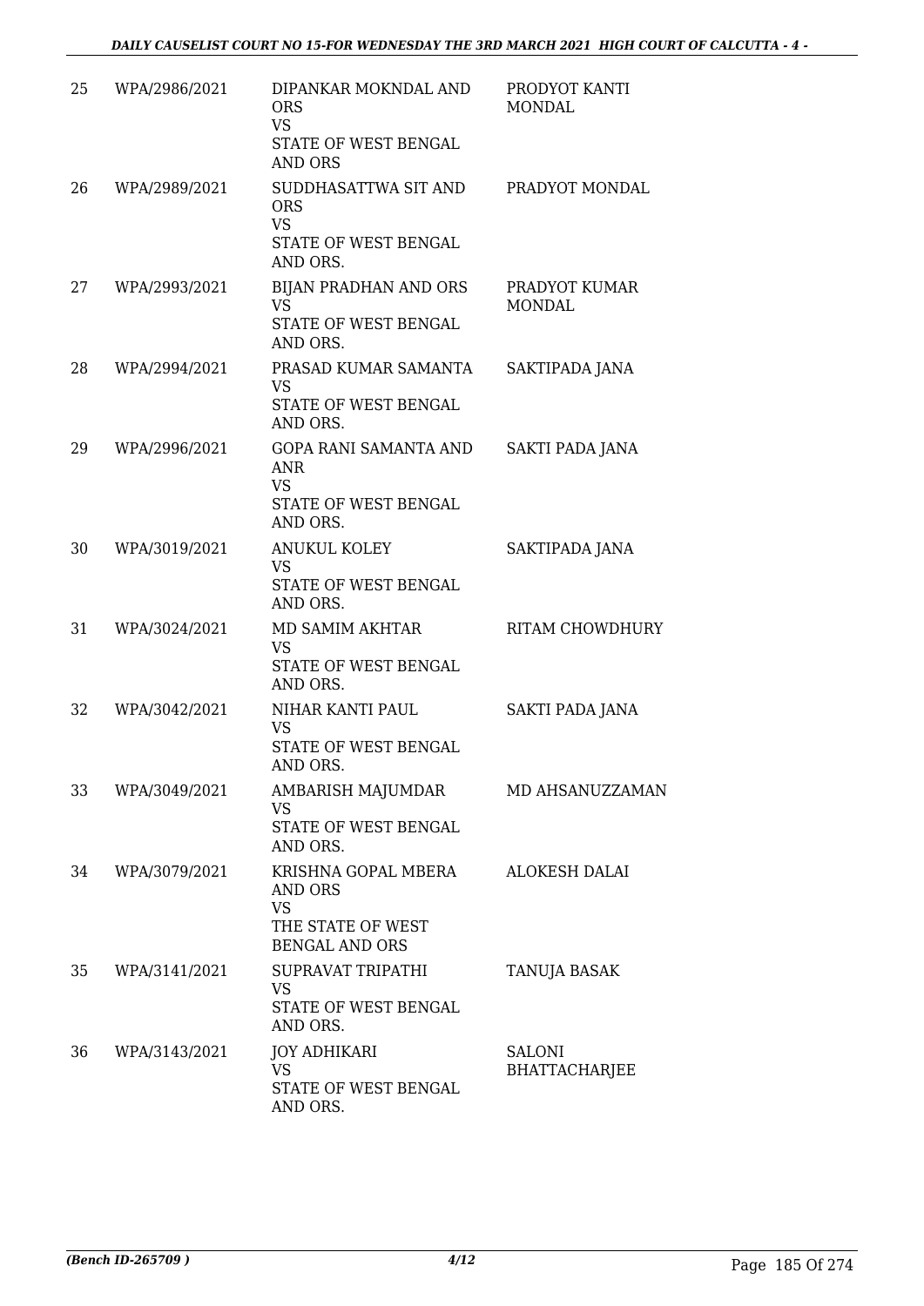| 25 | WPA/2986/2021 | DIPANKAR MOKNDAL AND ORS<br>VS<br>STATE OF WEST BENGAL AND ORS | PRODYOT KANTI MONDAL |
|---|---|---|---|
| 26 | WPA/2989/2021 | SUDDHASATTWA SIT AND ORS<br>VS<br>STATE OF WEST BENGAL AND ORS. | PRADYOT MONDAL |
| 27 | WPA/2993/2021 | BIJAN PRADHAN AND ORS<br>VS<br>STATE OF WEST BENGAL AND ORS. | PRADYOT KUMAR MONDAL |
| 28 | WPA/2994/2021 | PRASAD KUMAR SAMANTA<br>VS<br>STATE OF WEST BENGAL AND ORS. | SAKTIPADA JANA |
| 29 | WPA/2996/2021 | GOPA RANI SAMANTA AND ANR<br>VS<br>STATE OF WEST BENGAL AND ORS. | SAKTI PADA JANA |
| 30 | WPA/3019/2021 | ANUKUL KOLEY<br>VS<br>STATE OF WEST BENGAL AND ORS. | SAKTIPADA JANA |
| 31 | WPA/3024/2021 | MD SAMIM AKHTAR<br>VS<br>STATE OF WEST BENGAL AND ORS. | RITAM CHOWDHURY |
| 32 | WPA/3042/2021 | NIHAR KANTI PAUL<br>VS<br>STATE OF WEST BENGAL AND ORS. | SAKTI PADA JANA |
| 33 | WPA/3049/2021 | AMBARISH MAJUMDAR<br>VS<br>STATE OF WEST BENGAL AND ORS. | MD AHSANUZZAMAN |
| 34 | WPA/3079/2021 | KRISHNA GOPAL MBERA AND ORS<br>VS<br>THE STATE OF WEST BENGAL AND ORS | ALOKESH DALAI |
| 35 | WPA/3141/2021 | SUPRAVAT TRIPATHI<br>VS<br>STATE OF WEST BENGAL AND ORS. | TANUJA BASAK |
| 36 | WPA/3143/2021 | JOY ADHIKARI<br>VS<br>STATE OF WEST BENGAL AND ORS. | SALONI BHATTACHARJEE |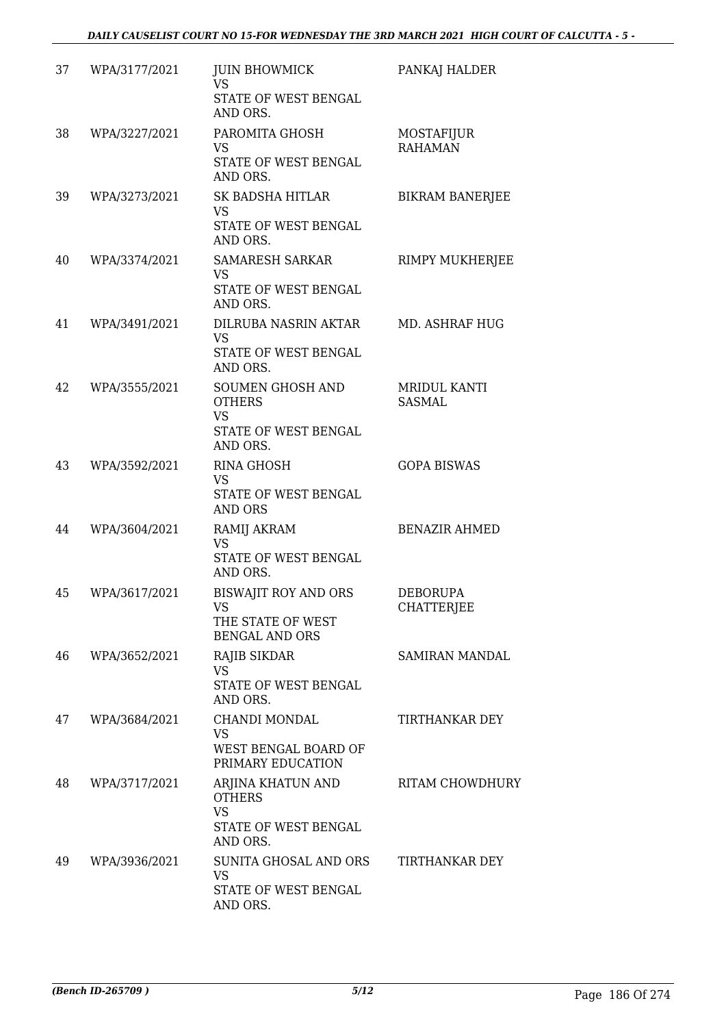| 37 | WPA/3177/2021 | JUIN BHOWMICK<br>VS<br>STATE OF WEST BENGAL AND ORS. | PANKAJ HALDER |
|---|---|---|---|
| 38 | WPA/3227/2021 | PAROMITA GHOSH<br>VS<br>STATE OF WEST BENGAL AND ORS. | MOSTAFIJUR RAHAMAN |
| 39 | WPA/3273/2021 | SK BADSHA HITLAR<br>VS<br>STATE OF WEST BENGAL AND ORS. | BIKRAM BANERJEE |
| 40 | WPA/3374/2021 | SAMARESH SARKAR<br>VS<br>STATE OF WEST BENGAL AND ORS. | RIMPY MUKHERJEE |
| 41 | WPA/3491/2021 | DILRUBA NASRIN AKTAR<br>VS<br>STATE OF WEST BENGAL AND ORS. | MD. ASHRAF HUG |
| 42 | WPA/3555/2021 | SOUMEN GHOSH AND OTHERS<br>VS<br>STATE OF WEST BENGAL AND ORS. | MRIDUL KANTI SASMAL |
| 43 | WPA/3592/2021 | RINA GHOSH<br>VS<br>STATE OF WEST BENGAL AND ORS | GOPA BISWAS |
| 44 | WPA/3604/2021 | RAMIJ AKRAM<br>VS<br>STATE OF WEST BENGAL AND ORS. | BENAZIR AHMED |
| 45 | WPA/3617/2021 | BISWAJIT ROY AND ORS<br>VS<br>THE STATE OF WEST BENGAL AND ORS | DEBORUPA CHATTERJEE |
| 46 | WPA/3652/2021 | RAJIB SIKDAR<br>VS<br>STATE OF WEST BENGAL AND ORS. | SAMIRAN MANDAL |
| 47 | WPA/3684/2021 | CHANDI MONDAL<br>VS<br>WEST BENGAL BOARD OF PRIMARY EDUCATION | TIRTHANKAR DEY |
| 48 | WPA/3717/2021 | ARJINA KHATUN AND OTHERS<br>VS<br>STATE OF WEST BENGAL AND ORS. | RITAM CHOWDHURY |
| 49 | WPA/3936/2021 | SUNITA GHOSAL AND ORS<br>VS<br>STATE OF WEST BENGAL AND ORS. | TIRTHANKAR DEY |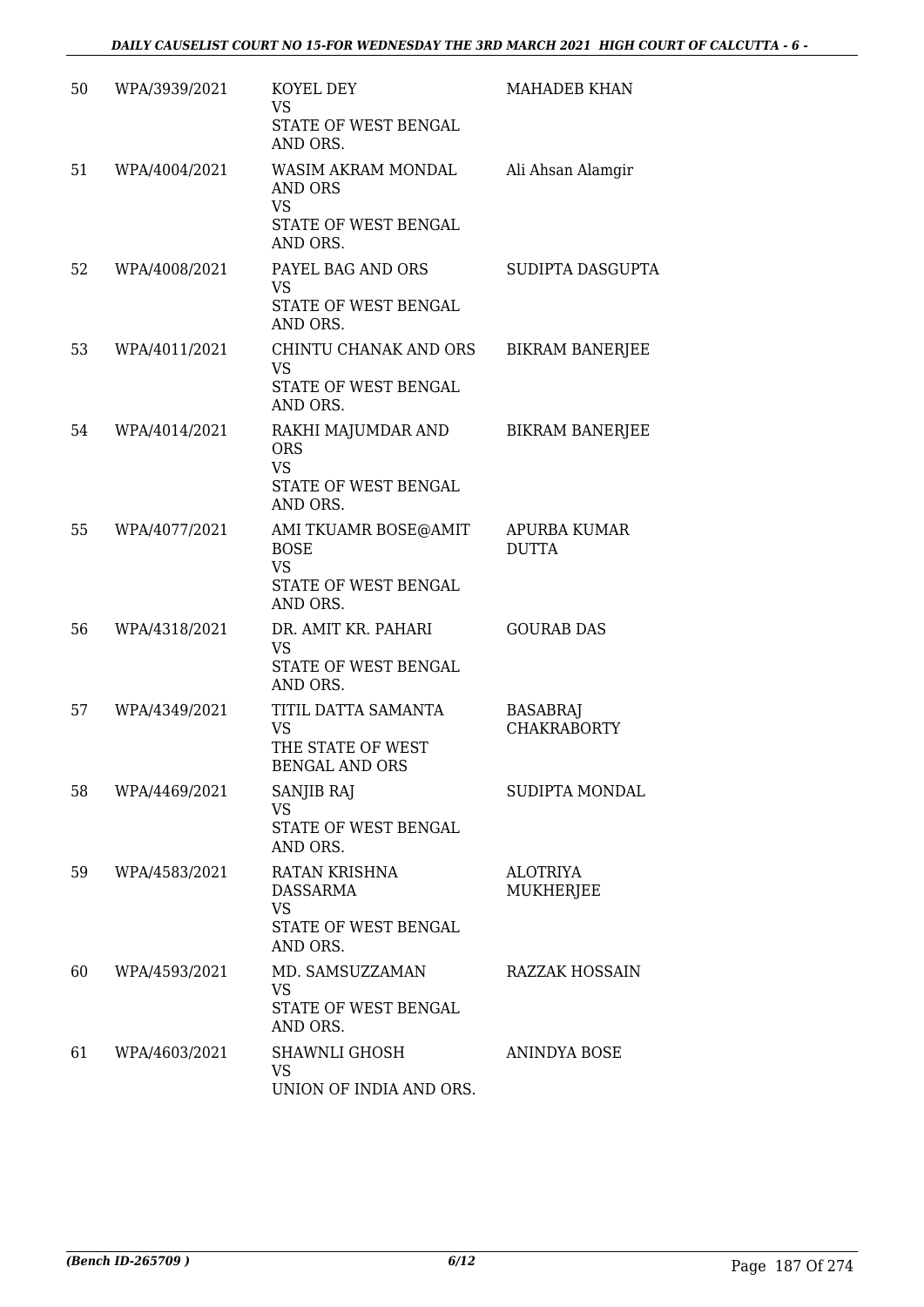| 50 | WPA/3939/2021 | KOYEL DEY<br>VS<br>STATE OF WEST BENGAL AND ORS. | MAHADEB KHAN |
|---|---|---|---|
| 51 | WPA/4004/2021 | WASIM AKRAM MONDAL AND ORS<br>VS<br>STATE OF WEST BENGAL AND ORS. | Ali Ahsan Alamgir |
| 52 | WPA/4008/2021 | PAYEL BAG AND ORS<br>VS<br>STATE OF WEST BENGAL AND ORS. | SUDIPTA DASGUPTA |
| 53 | WPA/4011/2021 | CHINTU CHANAK AND ORS<br>VS<br>STATE OF WEST BENGAL AND ORS. | BIKRAM BANERJEE |
| 54 | WPA/4014/2021 | RAKHI MAJUMDAR AND ORS<br>VS<br>STATE OF WEST BENGAL AND ORS. | BIKRAM BANERJEE |
| 55 | WPA/4077/2021 | AMI TKUAMR BOSE@AMIT BOSE<br>VS<br>STATE OF WEST BENGAL AND ORS. | APURBA KUMAR DUTTA |
| 56 | WPA/4318/2021 | DR. AMIT KR. PAHARI<br>VS<br>STATE OF WEST BENGAL AND ORS. | GOURAB DAS |
| 57 | WPA/4349/2021 | TITIL DATTA SAMANTA<br>VS<br>THE STATE OF WEST BENGAL AND ORS | BASABRAJ CHAKRABORTY |
| 58 | WPA/4469/2021 | SANJIB RAJ<br>VS<br>STATE OF WEST BENGAL AND ORS. | SUDIPTA MONDAL |
| 59 | WPA/4583/2021 | RATAN KRISHNA DASSARMA<br>VS<br>STATE OF WEST BENGAL AND ORS. | ALOTRIYA MUKHERJEE |
| 60 | WPA/4593/2021 | MD. SAMSUZZAMAN<br>VS<br>STATE OF WEST BENGAL AND ORS. | RAZZAK HOSSAIN |
| 61 | WPA/4603/2021 | SHAWNLI GHOSH<br>VS<br>UNION OF INDIA AND ORS. | ANINDYA BOSE |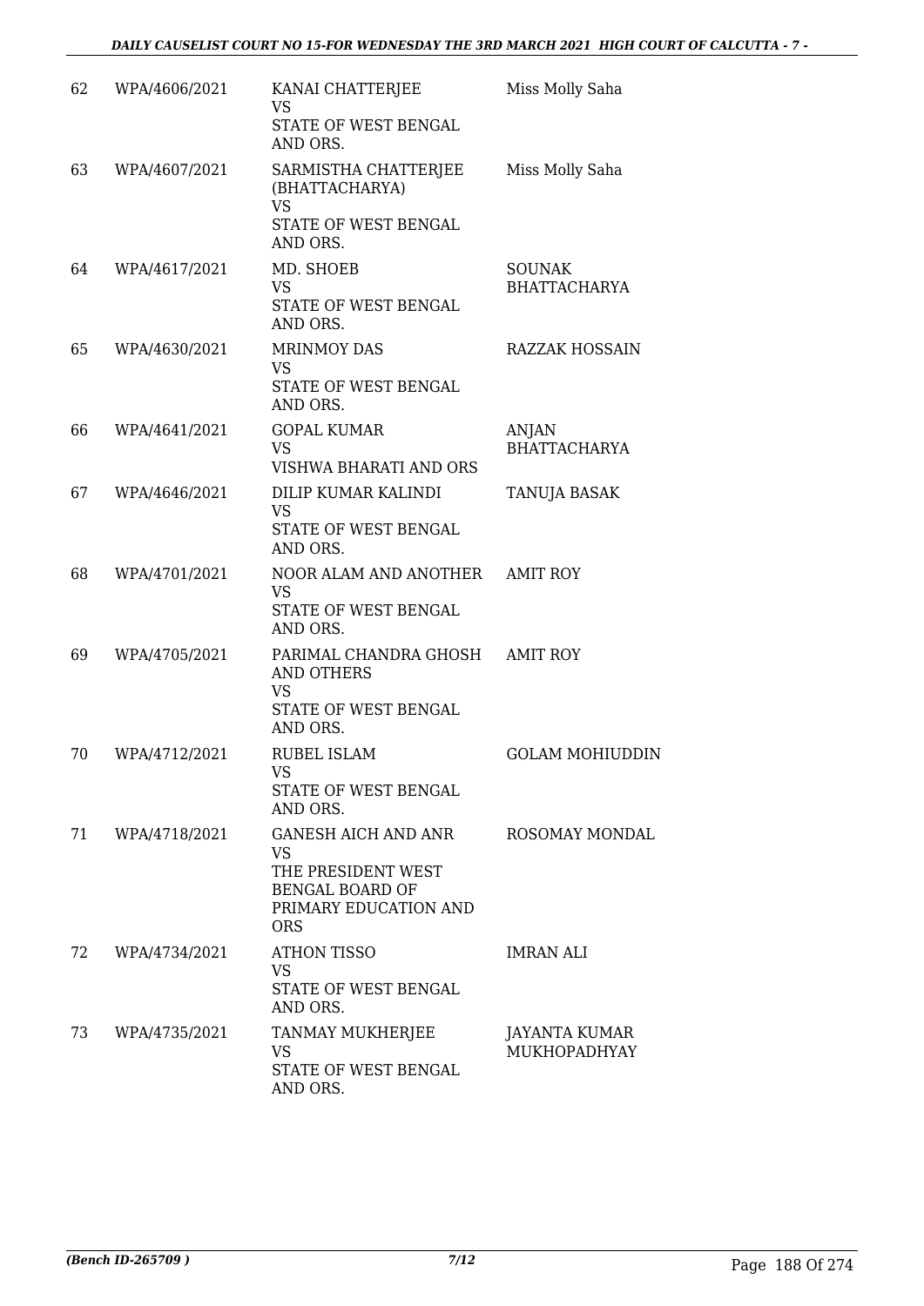| 62 | WPA/4606/2021 | KANAI CHATTERJEE<br>VS<br>STATE OF WEST BENGAL AND ORS. | Miss Molly Saha |
|---|---|---|---|
| 63 | WPA/4607/2021 | SARMISTHA CHATTERJEE (BHATTACHARYA)<br>VS<br>STATE OF WEST BENGAL AND ORS. | Miss Molly Saha |
| 64 | WPA/4617/2021 | MD. SHOEB<br>VS<br>STATE OF WEST BENGAL AND ORS. | SOUNAK BHATTACHARYA |
| 65 | WPA/4630/2021 | MRINMOY DAS<br>VS<br>STATE OF WEST BENGAL AND ORS. | RAZZAK HOSSAIN |
| 66 | WPA/4641/2021 | GOPAL KUMAR<br>VS<br>VISHWA BHARATI AND ORS | ANJAN BHATTACHARYA |
| 67 | WPA/4646/2021 | DILIP KUMAR KALINDI<br>VS<br>STATE OF WEST BENGAL AND ORS. | TANUJA BASAK |
| 68 | WPA/4701/2021 | NOOR ALAM AND ANOTHER<br>VS<br>STATE OF WEST BENGAL AND ORS. | AMIT ROY |
| 69 | WPA/4705/2021 | PARIMAL CHANDRA GHOSH AND OTHERS<br>VS<br>STATE OF WEST BENGAL AND ORS. | AMIT ROY |
| 70 | WPA/4712/2021 | RUBEL ISLAM<br>VS<br>STATE OF WEST BENGAL AND ORS. | GOLAM MOHIUDDIN |
| 71 | WPA/4718/2021 | GANESH AICH AND ANR<br>VS<br>THE PRESIDENT WEST BENGAL BOARD OF PRIMARY EDUCATION AND ORS | ROSOMAY MONDAL |
| 72 | WPA/4734/2021 | ATHON TISSO<br>VS<br>STATE OF WEST BENGAL AND ORS. | IMRAN ALI |
| 73 | WPA/4735/2021 | TANMAY MUKHERJEE<br>VS<br>STATE OF WEST BENGAL AND ORS. | JAYANTA KUMAR MUKHOPADHYAY |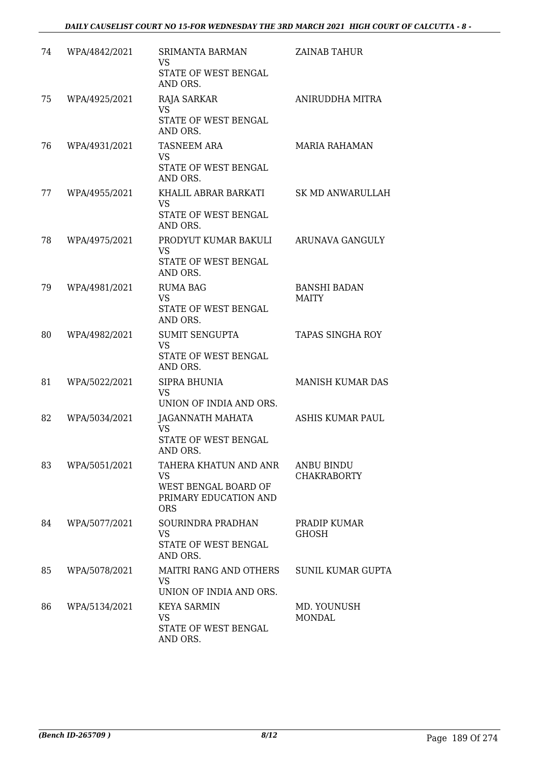| 74 | WPA/4842/2021 | SRIMANTA BARMAN<br>VS<br>STATE OF WEST BENGAL AND ORS. | ZAINAB TAHUR |
|---|---|---|---|
| 75 | WPA/4925/2021 | RAJA SARKAR<br>VS<br>STATE OF WEST BENGAL AND ORS. | ANIRUDDHA MITRA |
| 76 | WPA/4931/2021 | TASNEEM ARA<br>VS<br>STATE OF WEST BENGAL AND ORS. | MARIA RAHAMAN |
| 77 | WPA/4955/2021 | KHALIL ABRAR BARKATI<br>VS<br>STATE OF WEST BENGAL AND ORS. | SK MD ANWARULLAH |
| 78 | WPA/4975/2021 | PRODYUT KUMAR BAKULI<br>VS<br>STATE OF WEST BENGAL AND ORS. | ARUNAVA GANGULY |
| 79 | WPA/4981/2021 | RUMA BAG<br>VS<br>STATE OF WEST BENGAL AND ORS. | BANSHI BADAN MAITY |
| 80 | WPA/4982/2021 | SUMIT SENGUPTA<br>VS<br>STATE OF WEST BENGAL AND ORS. | TAPAS SINGHA ROY |
| 81 | WPA/5022/2021 | SIPRA BHUNIA<br>VS<br>UNION OF INDIA AND ORS. | MANISH KUMAR DAS |
| 82 | WPA/5034/2021 | JAGANNATH MAHATA<br>VS<br>STATE OF WEST BENGAL AND ORS. | ASHIS KUMAR PAUL |
| 83 | WPA/5051/2021 | TAHERA KHATUN AND ANR<br>VS<br>WEST BENGAL BOARD OF PRIMARY EDUCATION AND ORS | ANBU BINDU CHAKRABORTY |
| 84 | WPA/5077/2021 | SOURINDRA PRADHAN<br>VS<br>STATE OF WEST BENGAL AND ORS. | PRADIP KUMAR GHOSH |
| 85 | WPA/5078/2021 | MAITRI RANG AND OTHERS<br>VS<br>UNION OF INDIA AND ORS. | SUNIL KUMAR GUPTA |
| 86 | WPA/5134/2021 | KEYA SARMIN<br>VS<br>STATE OF WEST BENGAL AND ORS. | MD. YOUNUSH MONDAL |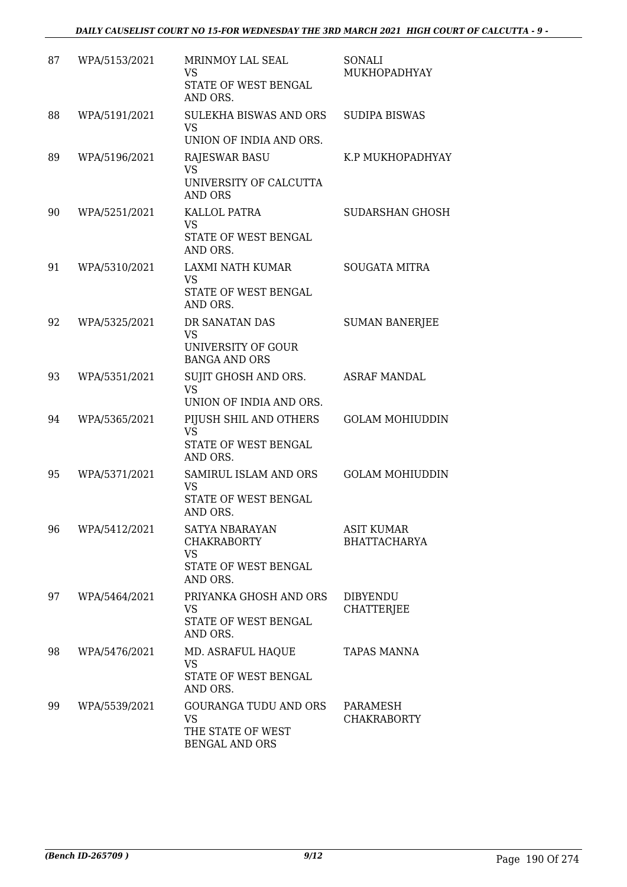| 87 | WPA/5153/2021 | MRINMOY LAL SEAL<br>VS<br>STATE OF WEST BENGAL AND ORS. | SONALI MUKHOPADHYAY |
|---|---|---|---|
| 88 | WPA/5191/2021 | SULEKHA BISWAS AND ORS<br>VS<br>UNION OF INDIA AND ORS. | SUDIPA BISWAS |
| 89 | WPA/5196/2021 | RAJESWAR BASU<br>VS<br>UNIVERSITY OF CALCUTTA AND ORS | K.P MUKHOPADHYAY |
| 90 | WPA/5251/2021 | KALLOL PATRA<br>VS<br>STATE OF WEST BENGAL AND ORS. | SUDARSHAN GHOSH |
| 91 | WPA/5310/2021 | LAXMI NATH KUMAR<br>VS<br>STATE OF WEST BENGAL AND ORS. | SOUGATA MITRA |
| 92 | WPA/5325/2021 | DR SANATAN DAS<br>VS<br>UNIVERSITY OF GOUR BANGA AND ORS | SUMAN BANERJEE |
| 93 | WPA/5351/2021 | SUJIT GHOSH AND ORS.<br>VS<br>UNION OF INDIA AND ORS. | ASRAF MANDAL |
| 94 | WPA/5365/2021 | PIJUSH SHIL AND OTHERS<br>VS<br>STATE OF WEST BENGAL AND ORS. | GOLAM MOHIUDDIN |
| 95 | WPA/5371/2021 | SAMIRUL ISLAM AND ORS<br>VS<br>STATE OF WEST BENGAL AND ORS. | GOLAM MOHIUDDIN |
| 96 | WPA/5412/2021 | SATYA NBARAYAN CHAKRABORTY<br>VS<br>STATE OF WEST BENGAL AND ORS. | ASIT KUMAR BHATTACHARYA |
| 97 | WPA/5464/2021 | PRIYANKA GHOSH AND ORS<br>VS<br>STATE OF WEST BENGAL AND ORS. | DIBYENDU CHATTERJEE |
| 98 | WPA/5476/2021 | MD. ASRAFUL HAQUE<br>VS<br>STATE OF WEST BENGAL AND ORS. | TAPAS MANNA |
| 99 | WPA/5539/2021 | GOURANGA TUDU AND ORS<br>VS<br>THE STATE OF WEST BENGAL AND ORS | PARAMESH CHAKRABORTY |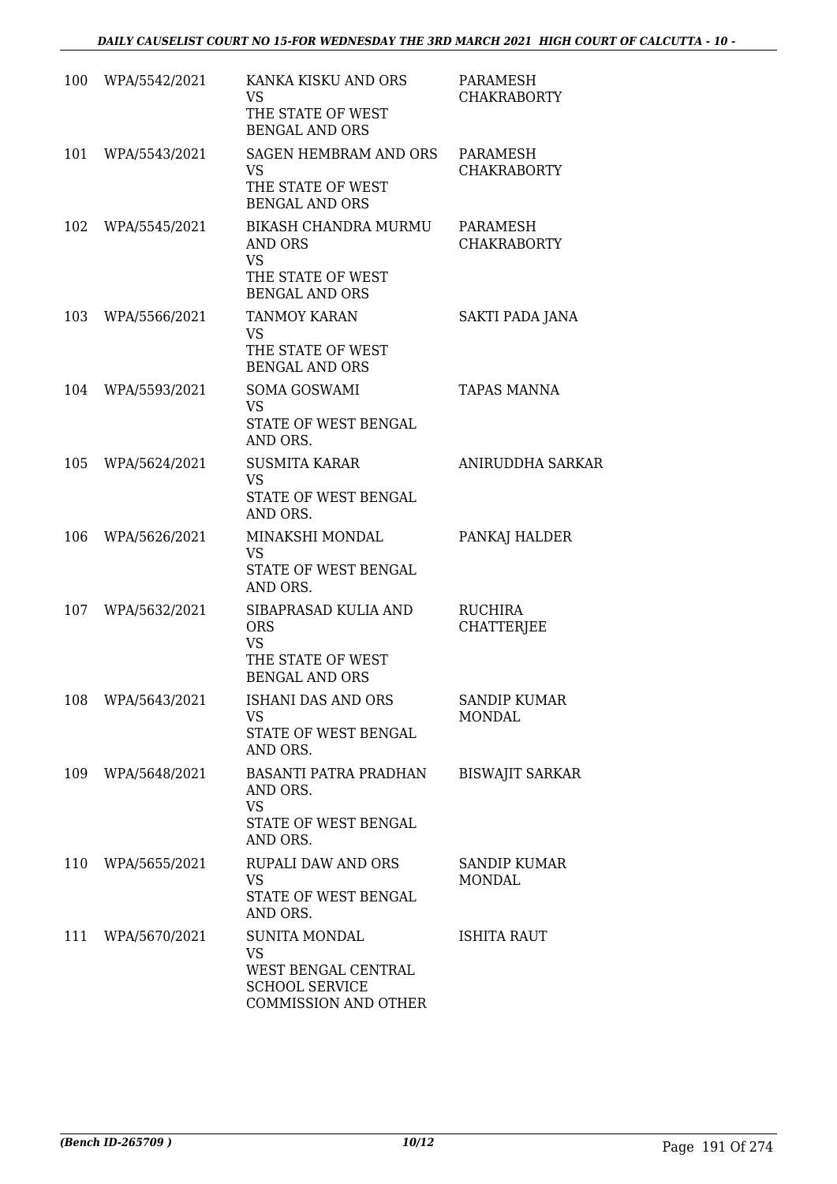| | | | |
|---|---|---|---|
| 100 | WPA/5542/2021 | KANKA KISKU AND ORS<br>VS<br>THE STATE OF WEST BENGAL AND ORS | PARAMESH CHAKRABORTY |
| 101 | WPA/5543/2021 | SAGEN HEMBRAM AND ORS<br>VS<br>THE STATE OF WEST BENGAL AND ORS | PARAMESH CHAKRABORTY |
| 102 | WPA/5545/2021 | BIKASH CHANDRA MURMU AND ORS<br>VS<br>THE STATE OF WEST BENGAL AND ORS | PARAMESH CHAKRABORTY |
| 103 | WPA/5566/2021 | TANMOY KARAN<br>VS<br>THE STATE OF WEST BENGAL AND ORS | SAKTI PADA JANA |
| 104 | WPA/5593/2021 | SOMA GOSWAMI<br>VS<br>STATE OF WEST BENGAL AND ORS. | TAPAS MANNA |
| 105 | WPA/5624/2021 | SUSMITA KARAR<br>VS<br>STATE OF WEST BENGAL AND ORS. | ANIRUDDHA SARKAR |
| 106 | WPA/5626/2021 | MINAKSHI MONDAL<br>VS<br>STATE OF WEST BENGAL AND ORS. | PANKAJ HALDER |
| 107 | WPA/5632/2021 | SIBAPRASAD KULIA AND ORS<br>VS<br>THE STATE OF WEST BENGAL AND ORS | RUCHIRA CHATTERJEE |
| 108 | WPA/5643/2021 | ISHANI DAS AND ORS<br>VS<br>STATE OF WEST BENGAL AND ORS. | SANDIP KUMAR MONDAL |
| 109 | WPA/5648/2021 | BASANTI PATRA PRADHAN AND ORS.<br>VS<br>STATE OF WEST BENGAL AND ORS. | BISWAJIT SARKAR |
| 110 | WPA/5655/2021 | RUPALI DAW AND ORS<br>VS<br>STATE OF WEST BENGAL AND ORS. | SANDIP KUMAR MONDAL |
| 111 | WPA/5670/2021 | SUNITA MONDAL<br>VS<br>WEST BENGAL CENTRAL SCHOOL SERVICE COMMISSION AND OTHER | ISHITA RAUT |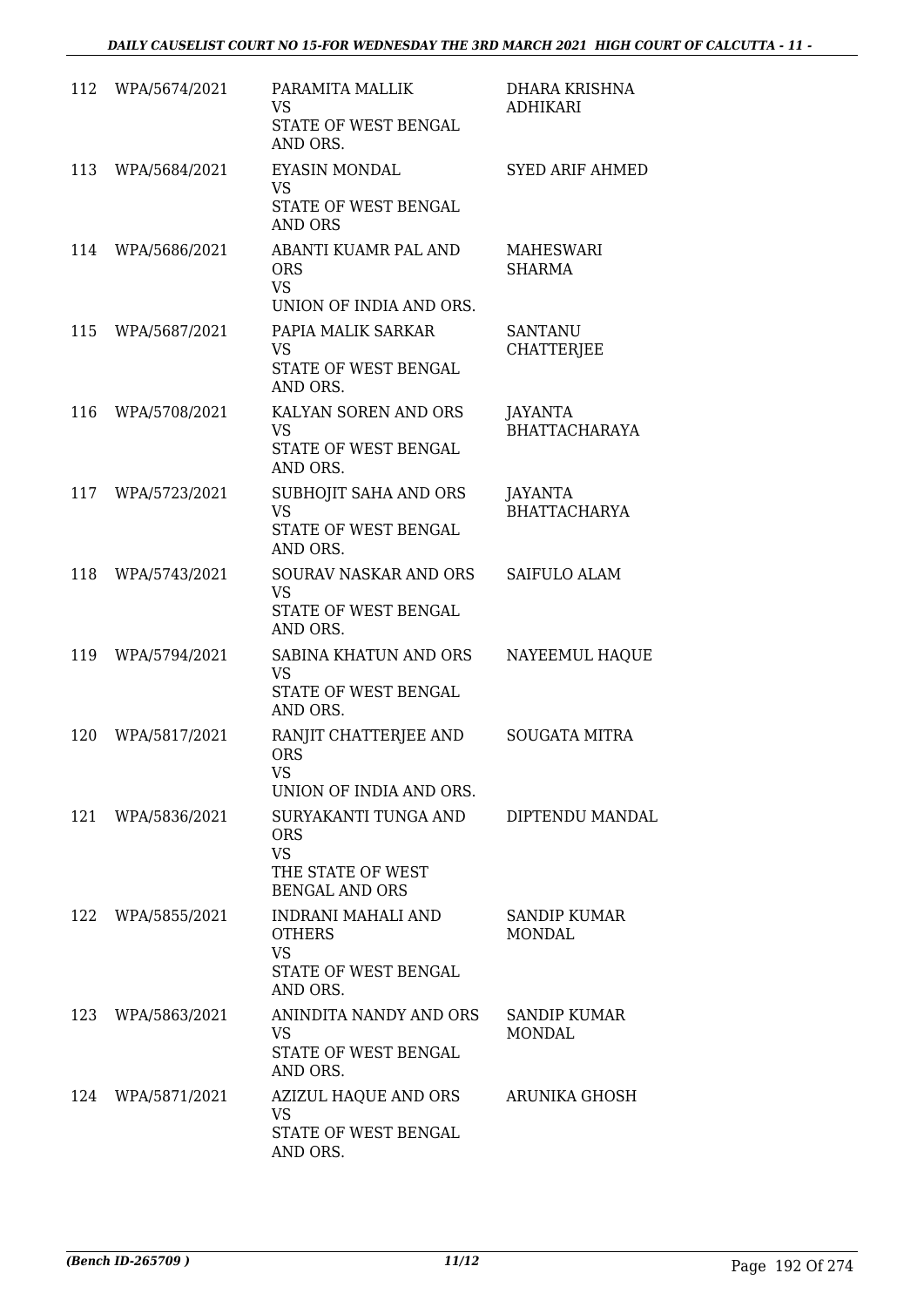| | | | |
|---|---|---|---|
| 112 | WPA/5674/2021 | PARAMITA MALLIK<br>VS<br>STATE OF WEST BENGAL AND ORS. | DHARA KRISHNA ADHIKARI |
| 113 | WPA/5684/2021 | EYASIN MONDAL<br>VS<br>STATE OF WEST BENGAL AND ORS | SYED ARIF AHMED |
| 114 | WPA/5686/2021 | ABANTI KUAMR PAL AND ORS<br>VS<br>UNION OF INDIA AND ORS. | MAHESWARI SHARMA |
| 115 | WPA/5687/2021 | PAPIA MALIK SARKAR<br>VS<br>STATE OF WEST BENGAL AND ORS. | SANTANU CHATTERJEE |
| 116 | WPA/5708/2021 | KALYAN SOREN AND ORS<br>VS<br>STATE OF WEST BENGAL AND ORS. | JAYANTA BHATTACHARAYA |
| 117 | WPA/5723/2021 | SUBHOJIT SAHA AND ORS<br>VS<br>STATE OF WEST BENGAL AND ORS. | JAYANTA BHATTACHARYA |
| 118 | WPA/5743/2021 | SOURAV NASKAR AND ORS<br>VS<br>STATE OF WEST BENGAL AND ORS. | SAIFULO ALAM |
| 119 | WPA/5794/2021 | SABINA KHATUN AND ORS<br>VS<br>STATE OF WEST BENGAL AND ORS. | NAYEEMUL HAQUE |
| 120 | WPA/5817/2021 | RANJIT CHATTERJEE AND ORS<br>VS<br>UNION OF INDIA AND ORS. | SOUGATA MITRA |
| 121 | WPA/5836/2021 | SURYAKANTI TUNGA AND ORS<br>VS<br>THE STATE OF WEST BENGAL AND ORS | DIPTENDU MANDAL |
| 122 | WPA/5855/2021 | INDRANI MAHALI AND OTHERS<br>VS<br>STATE OF WEST BENGAL AND ORS. | SANDIP KUMAR MONDAL |
| 123 | WPA/5863/2021 | ANINDITA NANDY AND ORS<br>VS<br>STATE OF WEST BENGAL AND ORS. | SANDIP KUMAR MONDAL |
| 124 | WPA/5871/2021 | AZIZUL HAQUE AND ORS<br>VS<br>STATE OF WEST BENGAL AND ORS. | ARUNIKA GHOSH |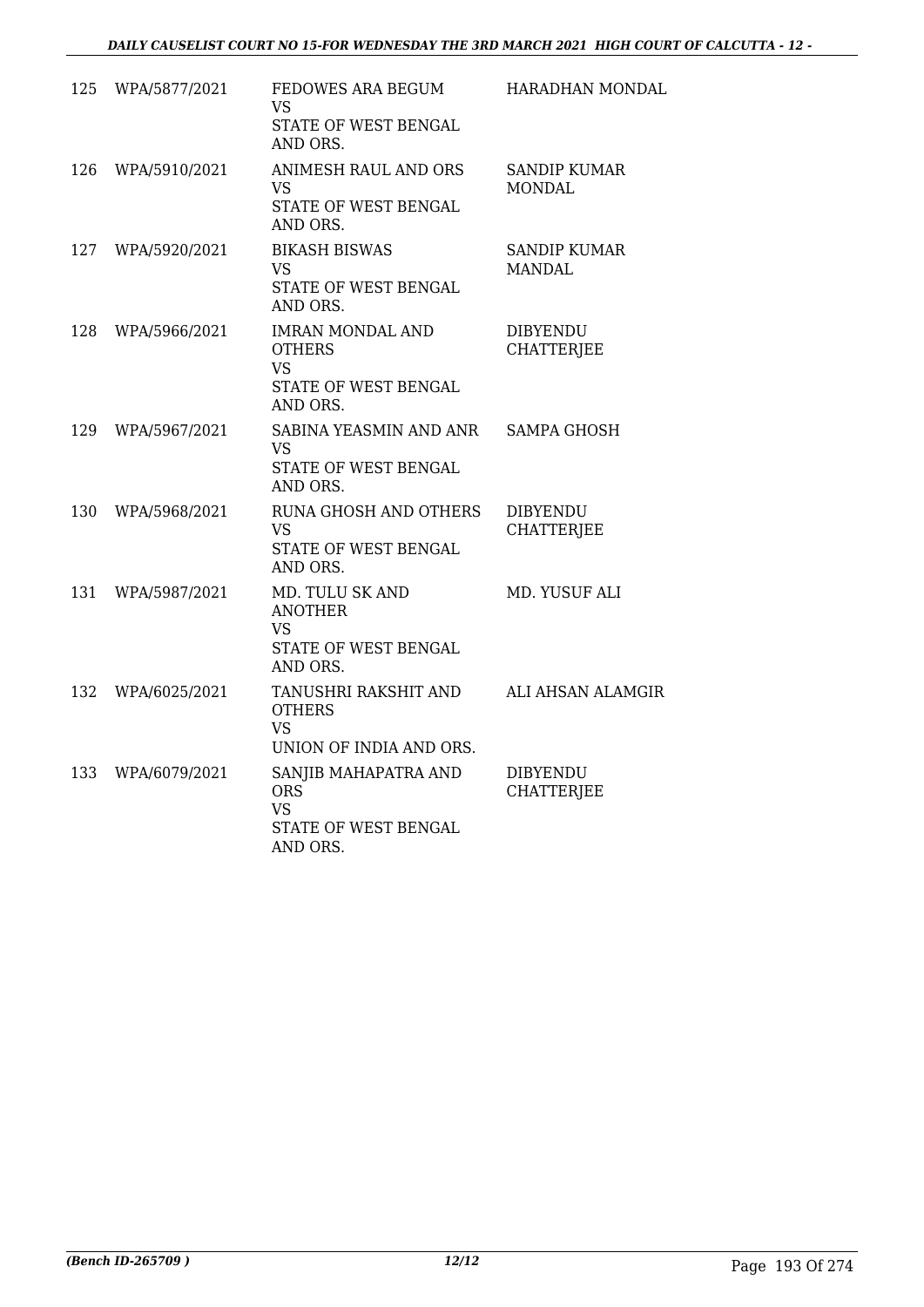| 125 | WPA/5877/2021 | FEDOWES ARA BEGUM<br>VS<br>STATE OF WEST BENGAL AND ORS. | HARADHAN MONDAL |
|---|---|---|---|
| 126 | WPA/5910/2021 | ANIMESH RAUL AND ORS<br>VS<br>STATE OF WEST BENGAL AND ORS. | SANDIP KUMAR MONDAL |
| 127 | WPA/5920/2021 | BIKASH BISWAS<br>VS<br>STATE OF WEST BENGAL AND ORS. | SANDIP KUMAR MANDAL |
| 128 | WPA/5966/2021 | IMRAN MONDAL AND OTHERS<br>VS<br>STATE OF WEST BENGAL AND ORS. | DIBYENDU CHATTERJEE |
| 129 | WPA/5967/2021 | SABINA YEASMIN AND ANR<br>VS<br>STATE OF WEST BENGAL AND ORS. | SAMPA GHOSH |
| 130 | WPA/5968/2021 | RUNA GHOSH AND OTHERS<br>VS<br>STATE OF WEST BENGAL AND ORS. | DIBYENDU CHATTERJEE |
| 131 | WPA/5987/2021 | MD. TULU SK AND ANOTHER<br>VS<br>STATE OF WEST BENGAL AND ORS. | MD. YUSUF ALI |
| 132 | WPA/6025/2021 | TANUSHRI RAKSHIT AND OTHERS<br>VS<br>UNION OF INDIA AND ORS. | ALI AHSAN ALAMGIR |
| 133 | WPA/6079/2021 | SANJIB MAHAPATRA AND ORS<br>VS<br>STATE OF WEST BENGAL AND ORS. | DIBYENDU CHATTERJEE |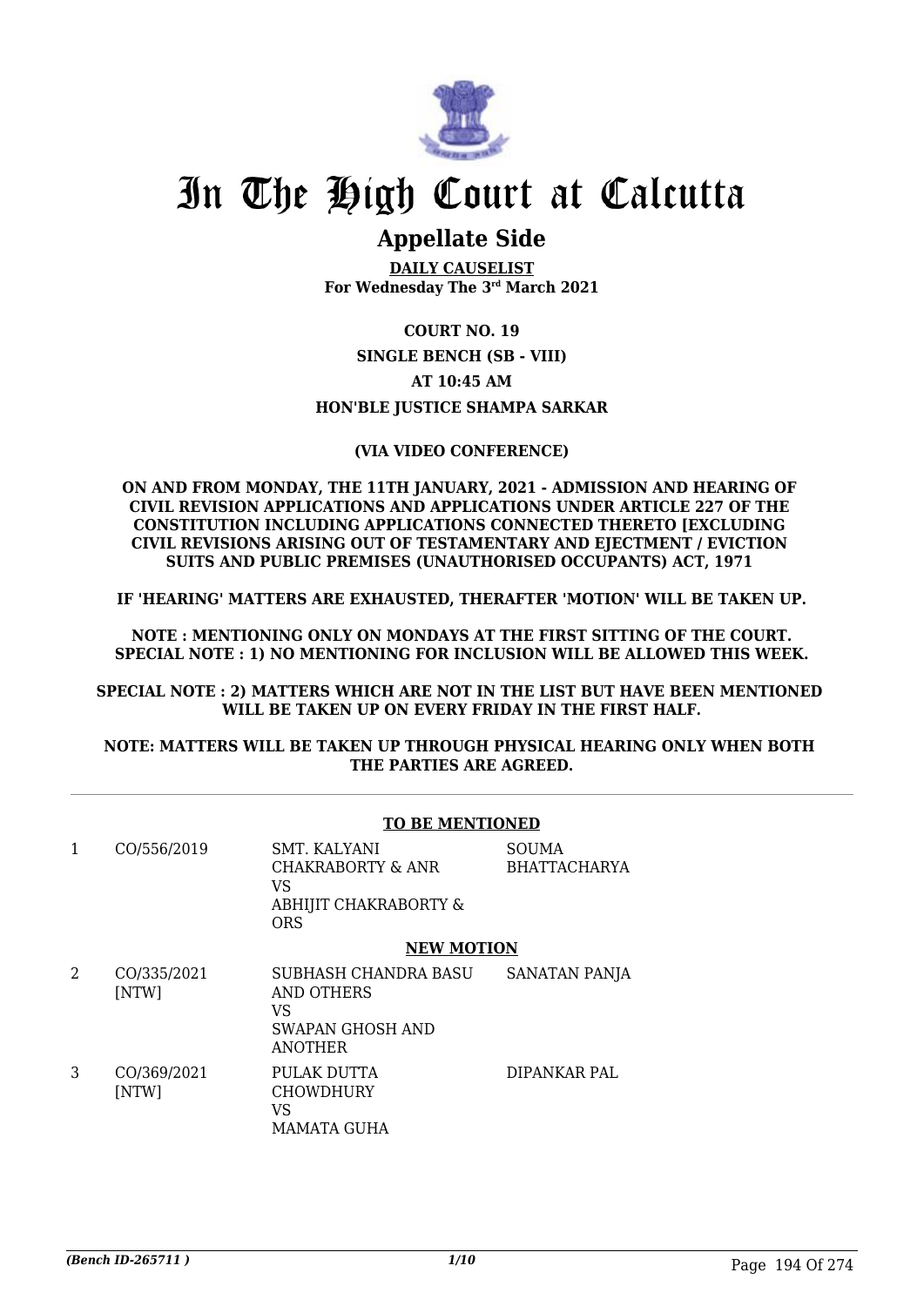# In The High Court at Calcutta

## Appellate Side

**DAILY CAUSELIST**
**For Wednesday The 3rd March 2021**

**COURT NO. 19**

**SINGLE BENCH (SB - VIII)**

**AT 10:45 AM**

**HON'BLE JUSTICE SHAMPA SARKAR**

**(VIA VIDEO CONFERENCE)**

**ON AND FROM MONDAY, THE 11TH JANUARY, 2021 - ADMISSION AND HEARING OF CIVIL REVISION APPLICATIONS AND APPLICATIONS UNDER ARTICLE 227 OF THE CONSTITUTION INCLUDING APPLICATIONS CONNECTED THERETO [EXCLUDING CIVIL REVISIONS ARISING OUT OF TESTAMENTARY AND EJECTMENT / EVICTION SUITS AND PUBLIC PREMISES (UNAUTHORISED OCCUPANTS) ACT, 1971**

**IF 'HEARING' MATTERS ARE EXHAUSTED, THERAFTER 'MOTION' WILL BE TAKEN UP.**

**NOTE : MENTIONING ONLY ON MONDAYS AT THE FIRST SITTING OF THE COURT. SPECIAL NOTE : 1) NO MENTIONING FOR INCLUSION WILL BE ALLOWED THIS WEEK.**

**SPECIAL NOTE : 2) MATTERS WHICH ARE NOT IN THE LIST BUT HAVE BEEN MENTIONED WILL BE TAKEN UP ON EVERY FRIDAY IN THE FIRST HALF.**

**NOTE: MATTERS WILL BE TAKEN UP THROUGH PHYSICAL HEARING ONLY WHEN BOTH THE PARTIES ARE AGREED.**

**TO BE MENTIONED**

| | | | |
|---|---|---|---|
| 1 | CO/556/2019 | SMT. KALYANI CHAKRABORTY & ANR<br>VS<br>ABHIJIT CHAKRABORTY & ORS | SOUMA BHATTACHARYA |

**NEW MOTION**

| | | | |
|---|---|---|---|
| 2 | CO/335/2021 [NTW] | SUBHASH CHANDRA BASU AND OTHERS<br>VS<br>SWAPAN GHOSH AND ANOTHER | SANATAN PANJA |
| 3 | CO/369/2021 [NTW] | PULAK DUTTA CHOWDHURY<br>VS<br>MAMATA GUHA | DIPANKAR PAL |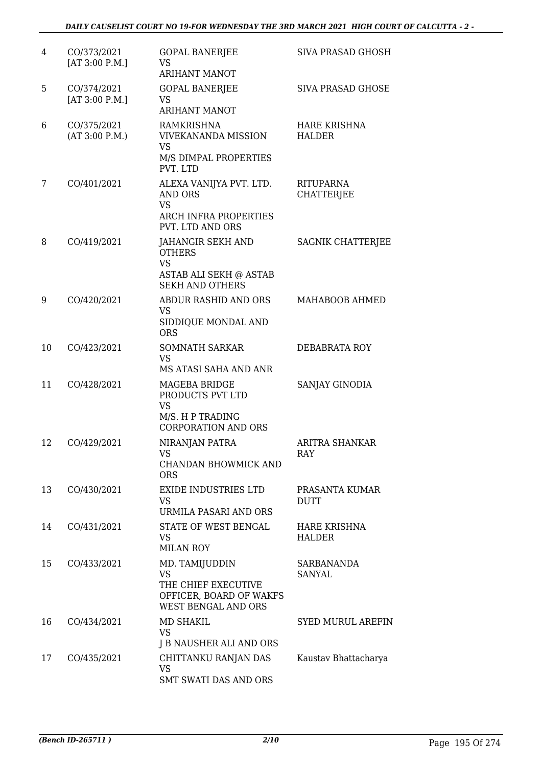| | | | |
|---|---|---|---|
| 4 | CO/373/2021 [AT 3:00 P.M.] | GOPAL BANERJEE VS ARIHANT MANOT | SIVA PRASAD GHOSH |
| 5 | CO/374/2021 [AT 3:00 P.M.] | GOPAL BANERJEE VS ARIHANT MANOT | SIVA PRASAD GHOSE |
| 6 | CO/375/2021 (AT 3:00 P.M.) | RAMKRISHNA VIVEKANANDA MISSION VS M/S DIMPAL PROPERTIES PVT. LTD | HARE KRISHNA HALDER |
| 7 | CO/401/2021 | ALEXA VANIJYA PVT. LTD. AND ORS VS ARCH INFRA PROPERTIES PVT. LTD AND ORS | RITUPARNA CHATTERJEE |
| 8 | CO/419/2021 | JAHANGIR SEKH AND OTHERS VS ASTAB ALI SEKH @ ASTAB SEKH AND OTHERS | SAGNIK CHATTERJEE |
| 9 | CO/420/2021 | ABDUR RASHID AND ORS VS SIDDIQUE MONDAL AND ORS | MAHABOOB AHMED |
| 10 | CO/423/2021 | SOMNATH SARKAR VS MS ATASI SAHA AND ANR | DEBABRATA ROY |
| 11 | CO/428/2021 | MAGEBA BRIDGE PRODUCTS PVT LTD VS M/S. H P TRADING CORPORATION AND ORS | SANJAY GINODIA |
| 12 | CO/429/2021 | NIRANJAN PATRA VS CHANDAN BHOWMICK AND ORS | ARITRA SHANKAR RAY |
| 13 | CO/430/2021 | EXIDE INDUSTRIES LTD VS URMILA PASARI AND ORS | PRASANTA KUMAR DUTT |
| 14 | CO/431/2021 | STATE OF WEST BENGAL VS MILAN ROY | HARE KRISHNA HALDER |
| 15 | CO/433/2021 | MD. TAMIJUDDIN VS THE CHIEF EXECUTIVE OFFICER, BOARD OF WAKFS WEST BENGAL AND ORS | SARBANANDA SANYAL |
| 16 | CO/434/2021 | MD SHAKIL VS J B NAUSHER ALI AND ORS | SYED MURUL AREFIN |
| 17 | CO/435/2021 | CHITTANKU RANJAN DAS VS SMT SWATI DAS AND ORS | Kaustav Bhattacharya |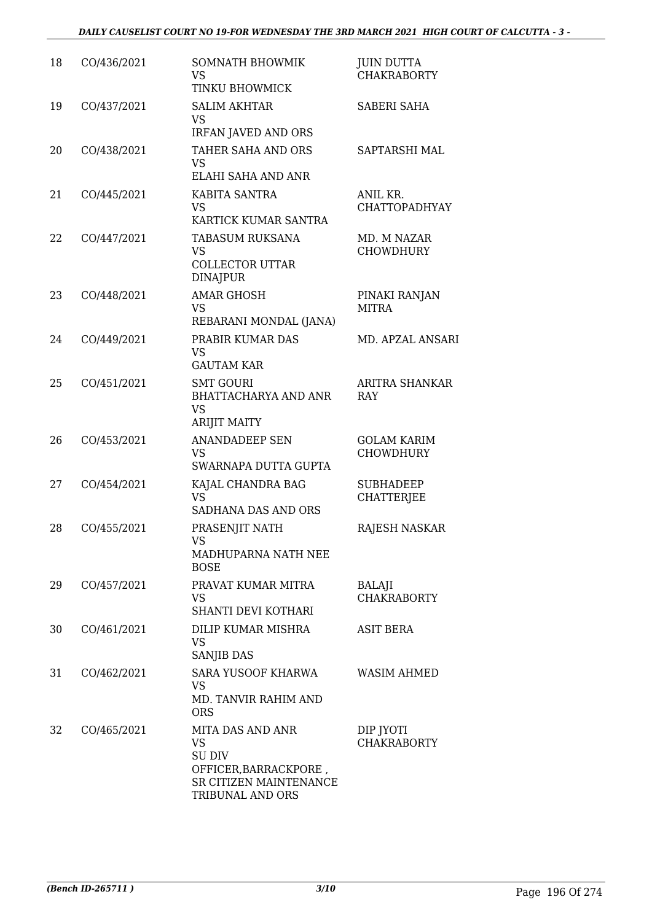| 18 | CO/436/2021 | SOMNATH BHOWMIK<br>VS<br>TINKU BHOWMICK | JUIN DUTTA CHAKRABORTY |
|---|---|---|---|
| 19 | CO/437/2021 | SALIM AKHTAR<br>VS<br>IRFAN JAVED AND ORS | SABERI SAHA |
| 20 | CO/438/2021 | TAHER SAHA AND ORS<br>VS<br>ELAHI SAHA AND ANR | SAPTARSHI MAL |
| 21 | CO/445/2021 | KABITA SANTRA<br>VS<br>KARTICK KUMAR SANTRA | ANIL KR. CHATTOPADHYAY |
| 22 | CO/447/2021 | TABASUM RUKSANA<br>VS<br>COLLECTOR UTTAR DINAJPUR | MD. M NAZAR CHOWDHURY |
| 23 | CO/448/2021 | AMAR GHOSH<br>VS<br>REBARANI MONDAL (JANA) | PINAKI RANJAN MITRA |
| 24 | CO/449/2021 | PRABIR KUMAR DAS<br>VS<br>GAUTAM KAR | MD. APZAL ANSARI |
| 25 | CO/451/2021 | SMT GOURI BHATTACHARYA AND ANR<br>VS<br>ARIJIT MAITY | ARITRA SHANKAR RAY |
| 26 | CO/453/2021 | ANANDADEEP SEN<br>VS<br>SWARNAPA DUTTA GUPTA | GOLAM KARIM CHOWDHURY |
| 27 | CO/454/2021 | KAJAL CHANDRA BAG<br>VS<br>SADHANA DAS AND ORS | SUBHADEEP CHATTERJEE |
| 28 | CO/455/2021 | PRASENJIT NATH<br>VS<br>MADHUPARNA NATH NEE BOSE | RAJESH NASKAR |
| 29 | CO/457/2021 | PRAVAT KUMAR MITRA<br>VS<br>SHANTI DEVI KOTHARI | BALAJI CHAKRABORTY |
| 30 | CO/461/2021 | DILIP KUMAR MISHRA<br>VS<br>SANJIB DAS | ASIT BERA |
| 31 | CO/462/2021 | SARA YUSOOF KHARWA<br>VS<br>MD. TANVIR RAHIM AND ORS | WASIM AHMED |
| 32 | CO/465/2021 | MITA DAS AND ANR<br>VS<br>SU DIV OFFICER,BARRACKPORE , SR CITIZEN MAINTENANCE TRIBUNAL AND ORS | DIP JYOTI CHAKRABORTY |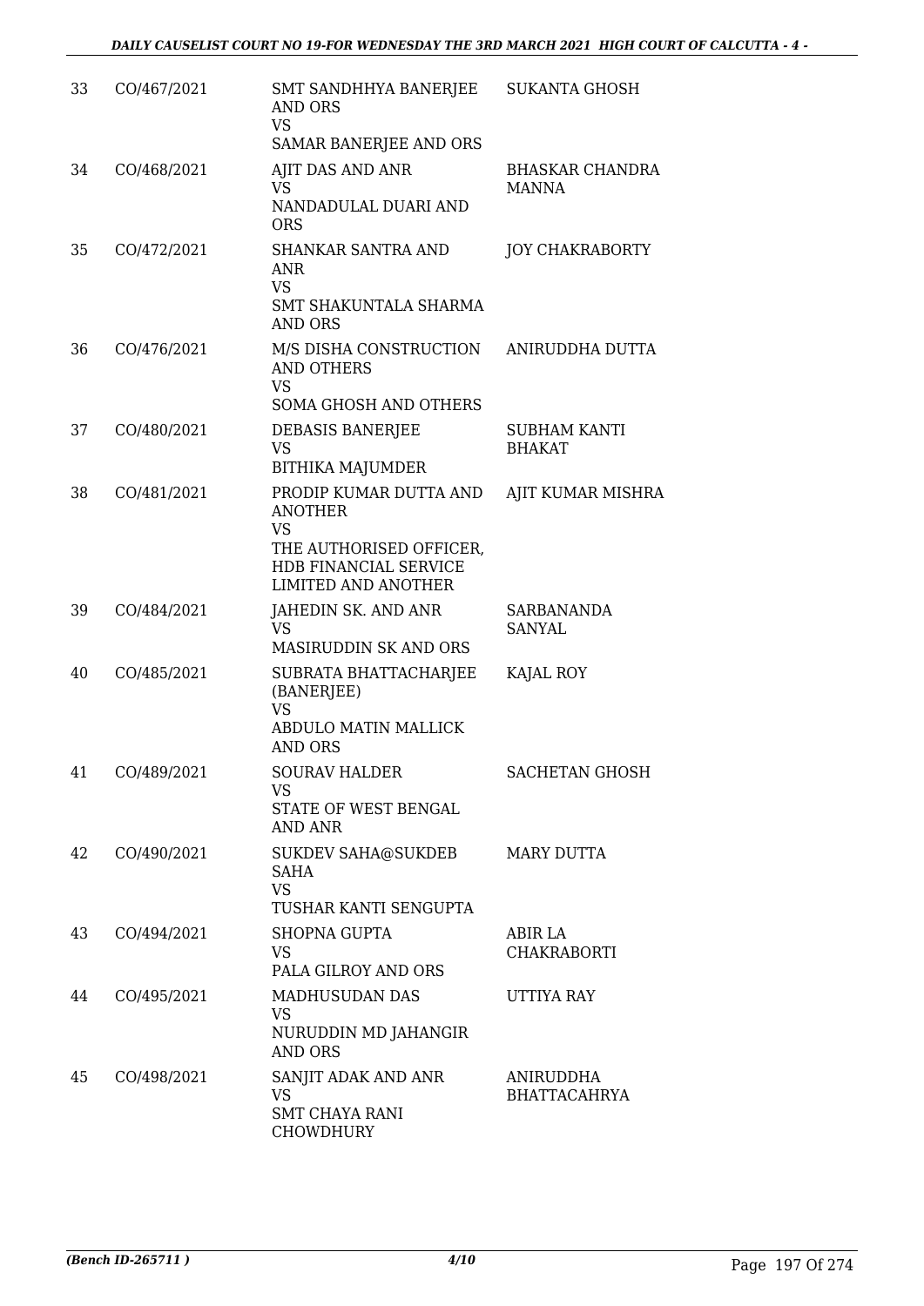| 33 | CO/467/2021 | SMT SANDHHYA BANERJEE AND ORS<br>VS<br>SAMAR BANERJEE AND ORS | SUKANTA GHOSH |
|---|---|---|---|
| 34 | CO/468/2021 | AJIT DAS AND ANR<br>VS<br>NANDADULAL DUARI AND ORS | BHASKAR CHANDRA MANNA |
| 35 | CO/472/2021 | SHANKAR SANTRA AND ANR<br>VS<br>SMT SHAKUNTALA SHARMA AND ORS | JOY CHAKRABORTY |
| 36 | CO/476/2021 | M/S DISHA CONSTRUCTION AND OTHERS<br>VS<br>SOMA GHOSH AND OTHERS | ANIRUDDHA DUTTA |
| 37 | CO/480/2021 | DEBASIS BANERJEE<br>VS<br>BITHIKA MAJUMDER | SUBHAM KANTI BHAKAT |
| 38 | CO/481/2021 | PRODIP KUMAR DUTTA AND ANOTHER<br>VS<br>THE AUTHORISED OFFICER, HDB FINANCIAL SERVICE LIMITED AND ANOTHER | AJIT KUMAR MISHRA |
| 39 | CO/484/2021 | JAHEDIN SK. AND ANR<br>VS<br>MASIRUDDIN SK AND ORS | SARBANANDA SANYAL |
| 40 | CO/485/2021 | SUBRATA BHATTACHARJEE (BANERJEE)<br>VS<br>ABDULO MATIN MALLICK AND ORS | KAJAL ROY |
| 41 | CO/489/2021 | SOURAV HALDER<br>VS<br>STATE OF WEST BENGAL AND ANR | SACHETAN GHOSH |
| 42 | CO/490/2021 | SUKDEV SAHA@SUKDEB SAHA<br>VS<br>TUSHAR KANTI SENGUPTA | MARY DUTTA |
| 43 | CO/494/2021 | SHOPNA GUPTA<br>VS<br>PALA GILROY AND ORS | ABIR LA CHAKRABORTI |
| 44 | CO/495/2021 | MADHUSUDAN DAS<br>VS<br>NURUDDIN MD JAHANGIR AND ORS | UTTIYA RAY |
| 45 | CO/498/2021 | SANJIT ADAK AND ANR<br>VS<br>SMT CHAYA RANI CHOWDHURY | ANIRUDDHA BHATTACAHRYA |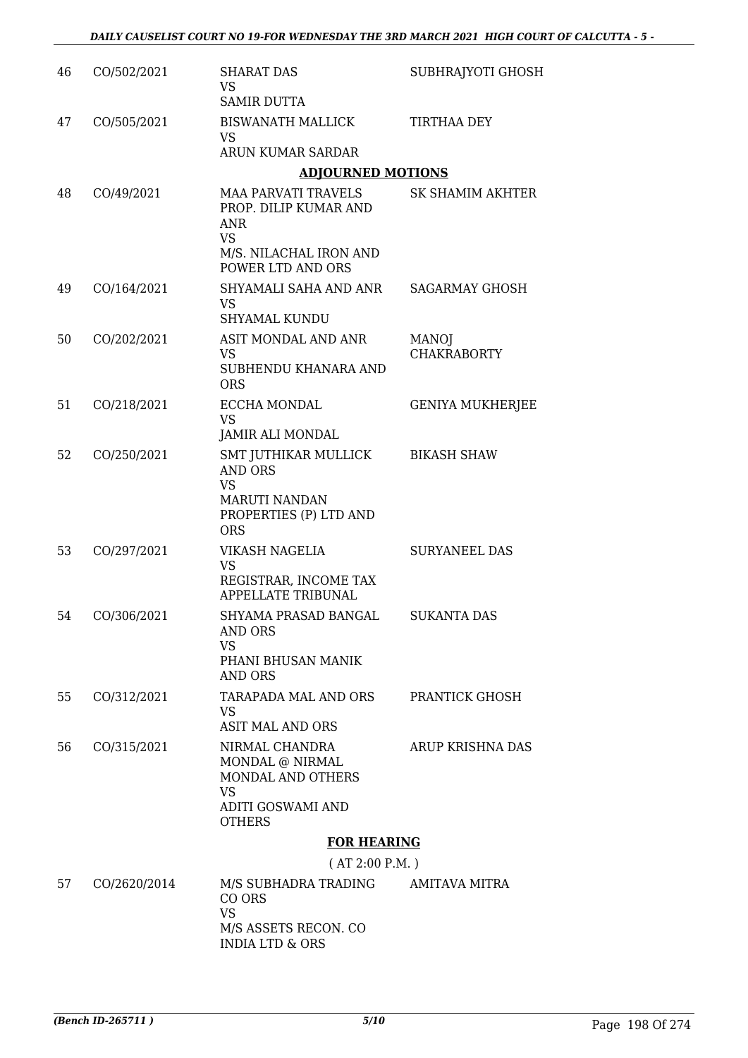| | | | |
|---|---|---|---|
| 46 | CO/502/2021 | SHARAT DAS<br>VS<br>SAMIR DUTTA | SUBHRAJYOTI GHOSH |
| 47 | CO/505/2021 | BISWANATH MALLICK<br>VS<br>ARUN KUMAR SARDAR | TIRTHAA DEY |

## ADJOURNED MOTIONS

| | | | |
|---|---|---|---|
| 48 | CO/49/2021 | MAA PARVATI TRAVELS PROP. DILIP KUMAR AND ANR<br>VS<br>M/S. NILACHAL IRON AND POWER LTD AND ORS | SK SHAMIM AKHTER |
| 49 | CO/164/2021 | SHYAMALI SAHA AND ANR<br>VS<br>SHYAMAL KUNDU | SAGARMAY GHOSH |
| 50 | CO/202/2021 | ASIT MONDAL AND ANR<br>VS<br>SUBHENDU KHANARA AND ORS | MANOJ CHAKRABORTY |
| 51 | CO/218/2021 | ECCHA MONDAL<br>VS<br>JAMIR ALI MONDAL | GENIYA MUKHERJEE |
| 52 | CO/250/2021 | SMT JUTHIKAR MULLICK AND ORS<br>VS<br>MARUTI NANDAN PROPERTIES (P) LTD AND ORS | BIKASH SHAW |
| 53 | CO/297/2021 | VIKASH NAGELIA<br>VS<br>REGISTRAR, INCOME TAX APPELLATE TRIBUNAL | SURYANEEL DAS |
| 54 | CO/306/2021 | SHYAMA PRASAD BANGAL AND ORS<br>VS<br>PHANI BHUSAN MANIK AND ORS | SUKANTA DAS |
| 55 | CO/312/2021 | TARAPADA MAL AND ORS<br>VS<br>ASIT MAL AND ORS | PRANTICK GHOSH |
| 56 | CO/315/2021 | NIRMAL CHANDRA MONDAL @ NIRMAL MONDAL AND OTHERS<br>VS<br>ADITI GOSWAMI AND OTHERS | ARUP KRISHNA DAS |

## FOR HEARING

( AT 2:00 P.M. )

| | | | |
|---|---|---|---|
| 57 | CO/2620/2014 | M/S SUBHADRA TRADING CO ORS<br>VS<br>M/S ASSETS RECON. CO INDIA LTD & ORS | AMITAVA MITRA |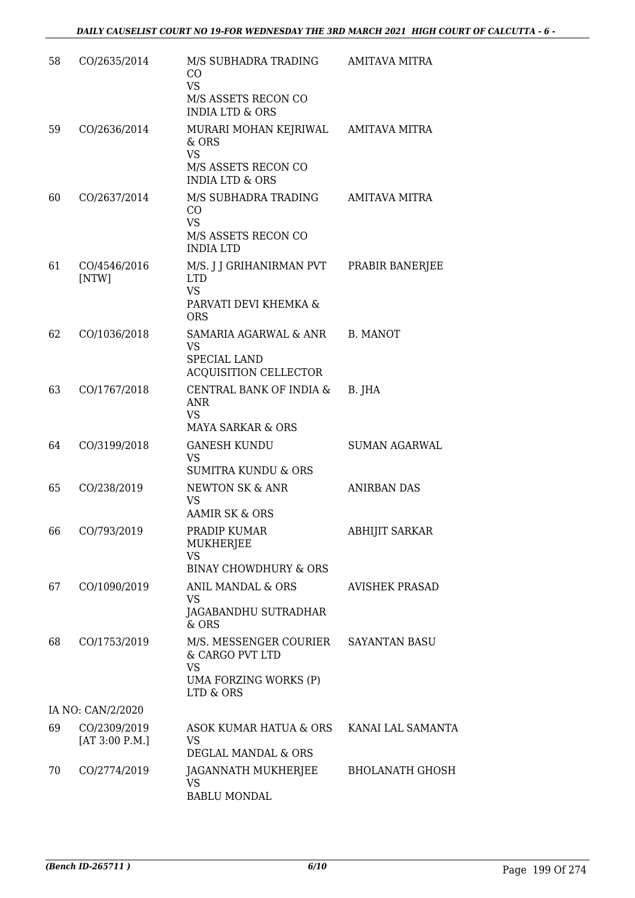| 58 | CO/2635/2014 | M/S SUBHADRA TRADING CO<br>VS<br>M/S ASSETS RECON CO INDIA LTD & ORS | AMITAVA MITRA |
|---|---|---|---|
| 59 | CO/2636/2014 | MURARI MOHAN KEJRIWAL & ORS<br>VS<br>M/S ASSETS RECON CO INDIA LTD & ORS | AMITAVA MITRA |
| 60 | CO/2637/2014 | M/S SUBHADRA TRADING CO<br>VS<br>M/S ASSETS RECON CO INDIA LTD | AMITAVA MITRA |
| 61 | CO/4546/2016 [NTW] | M/S. J J GRIHANIRMAN PVT LTD<br>VS<br>PARVATI DEVI KHEMKA & ORS | PRABIR BANERJEE |
| 62 | CO/1036/2018 | SAMARIA AGARWAL & ANR<br>VS<br>SPECIAL LAND ACQUISITION CELLECTOR | B. MANOT |
| 63 | CO/1767/2018 | CENTRAL BANK OF INDIA & ANR<br>VS<br>MAYA SARKAR & ORS | B. JHA |
| 64 | CO/3199/2018 | GANESH KUNDU<br>VS<br>SUMITRA KUNDU & ORS | SUMAN AGARWAL |
| 65 | CO/238/2019 | NEWTON SK & ANR<br>VS<br>AAMIR SK & ORS | ANIRBAN DAS |
| 66 | CO/793/2019 | PRADIP KUMAR MUKHERJEE<br>VS<br>BINAY CHOWDHURY & ORS | ABHIJIT SARKAR |
| 67 | CO/1090/2019 | ANIL MANDAL & ORS<br>VS<br>JAGABANDHU SUTRADHAR & ORS | AVISHEK PRASAD |
| 68 | CO/1753/2019 | M/S. MESSENGER COURIER & CARGO PVT LTD<br>VS<br>UMA FORZING WORKS (P) LTD & ORS | SAYANTAN BASU |
| | IA NO: CAN/2/2020 | | |
| 69 | CO/2309/2019 [AT 3:00 P.M.] | ASOK KUMAR HATUA & ORS<br>VS<br>DEGLAL MANDAL & ORS | KANAI LAL SAMANTA |
| 70 | CO/2774/2019 | JAGANNATH MUKHERJEE<br>VS<br>BABLU MONDAL | BHOLANATH GHOSH |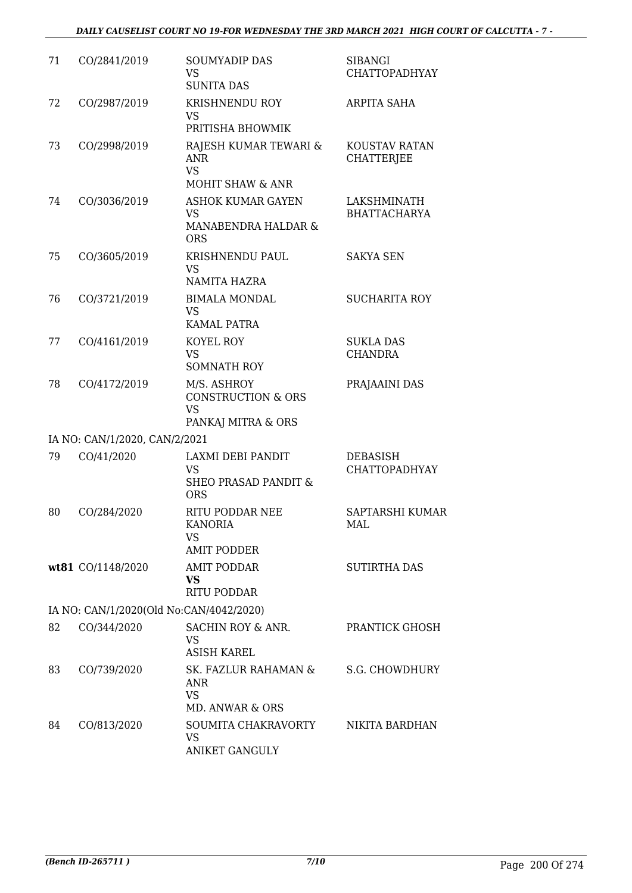| | | | |
|---|---|---|---|
| 71 | CO/2841/2019 | SOUMYADIP DAS<br>VS<br>SUNITA DAS | SIBANGI CHATTOPADHYAY |
| 72 | CO/2987/2019 | KRISHNENDU ROY<br>VS<br>PRITISHA BHOWMIK | ARPITA SAHA |
| 73 | CO/2998/2019 | RAJESH KUMAR TEWARI & ANR<br>VS<br>MOHIT SHAW & ANR | KOUSTAV RATAN CHATTERJEE |
| 74 | CO/3036/2019 | ASHOK KUMAR GAYEN<br>VS<br>MANABENDRA HALDAR & ORS | LAKSHMINATH BHATTACHARYA |
| 75 | CO/3605/2019 | KRISHNENDU PAUL<br>VS<br>NAMITA HAZRA | SAKYA SEN |
| 76 | CO/3721/2019 | BIMALA MONDAL<br>VS<br>KAMAL PATRA | SUCHARITA ROY |
| 77 | CO/4161/2019 | KOYEL ROY<br>VS<br>SOMNATH ROY | SUKLA DAS CHANDRA |
| 78 | CO/4172/2019 | M/S. ASHROY CONSTRUCTION & ORS<br>VS<br>PANKAJ MITRA & ORS | PRAJAAINI DAS |
| | IA NO: CAN/1/2020, CAN/2/2021 | | |
| 79 | CO/41/2020 | LAXMI DEBI PANDIT<br>VS<br>SHEO PRASAD PANDIT & ORS | DEBASISH CHATTOPADHYAY |
| 80 | CO/284/2020 | RITU PODDAR NEE KANORIA<br>VS<br>AMIT PODDER | SAPTARSHI KUMAR MAL |
| **wt81** | CO/1148/2020 | AMIT PODDAR<br>**VS**<br>RITU PODDAR | SUTIRTHA DAS |
| | IA NO: CAN/1/2020(Old No:CAN/4042/2020) | | |
| 82 | CO/344/2020 | SACHIN ROY & ANR.<br>VS<br>ASISH KAREL | PRANTICK GHOSH |
| 83 | CO/739/2020 | SK. FAZLUR RAHAMAN & ANR<br>VS<br>MD. ANWAR & ORS | S.G. CHOWDHURY |
| 84 | CO/813/2020 | SOUMITA CHAKRAVORTY<br>VS<br>ANIKET GANGULY | NIKITA BARDHAN |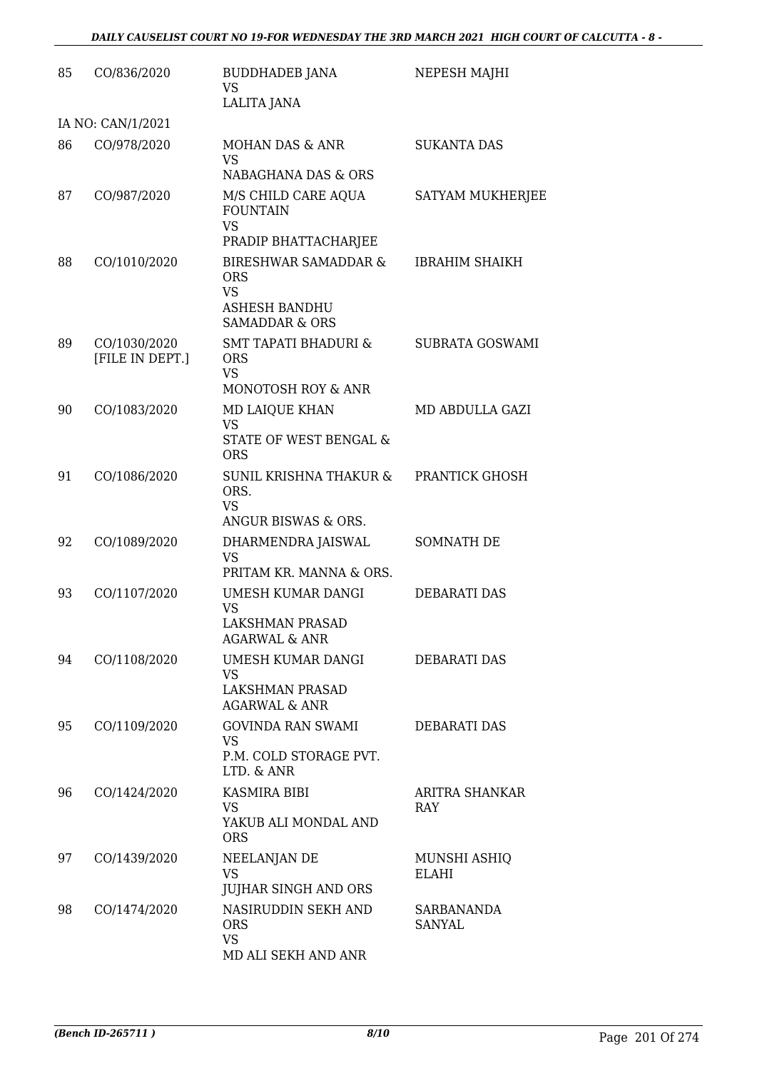| 85 | CO/836/2020 | BUDDHADEB JANA<br>VS<br>LALITA JANA | NEPESH MAJHI |
|---|---|---|---|
| | IA NO: CAN/1/2021 | | |
| 86 | CO/978/2020 | MOHAN DAS & ANR<br>VS<br>NABAGHANA DAS & ORS | SUKANTA DAS |
| 87 | CO/987/2020 | M/S CHILD CARE AQUA FOUNTAIN<br>VS<br>PRADIP BHATTACHARJEE | SATYAM MUKHERJEE |
| 88 | CO/1010/2020 | BIRESHWAR SAMADDAR & ORS<br>VS<br>ASHESH BANDHU SAMADDAR & ORS | IBRAHIM SHAIKH |
| 89 | CO/1030/2020<br>[FILE IN DEPT.] | SMT TAPATI BHADURI & ORS<br>VS<br>MONOTOSH ROY & ANR | SUBRATA GOSWAMI |
| 90 | CO/1083/2020 | MD LAIQUE KHAN<br>VS<br>STATE OF WEST BENGAL & ORS | MD ABDULLA GAZI |
| 91 | CO/1086/2020 | SUNIL KRISHNA THAKUR & ORS.<br>VS<br>ANGUR BISWAS & ORS. | PRANTICK GHOSH |
| 92 | CO/1089/2020 | DHARMENDRA JAISWAL<br>VS<br>PRITAM KR. MANNA & ORS. | SOMNATH DE |
| 93 | CO/1107/2020 | UMESH KUMAR DANGI<br>VS<br>LAKSHMAN PRASAD AGARWAL & ANR | DEBARATI DAS |
| 94 | CO/1108/2020 | UMESH KUMAR DANGI<br>VS<br>LAKSHMAN PRASAD AGARWAL & ANR | DEBARATI DAS |
| 95 | CO/1109/2020 | GOVINDA RAN SWAMI<br>VS<br>P.M. COLD STORAGE PVT. LTD. & ANR | DEBARATI DAS |
| 96 | CO/1424/2020 | KASMIRA BIBI<br>VS<br>YAKUB ALI MONDAL AND ORS | ARITRA SHANKAR RAY |
| 97 | CO/1439/2020 | NEELANJAN DE<br>VS<br>JUJHAR SINGH AND ORS | MUNSHI ASHIQ ELAHI |
| 98 | CO/1474/2020 | NASIRUDDIN SEKH AND ORS<br>VS<br>MD ALI SEKH AND ANR | SARBANANDA SANYAL |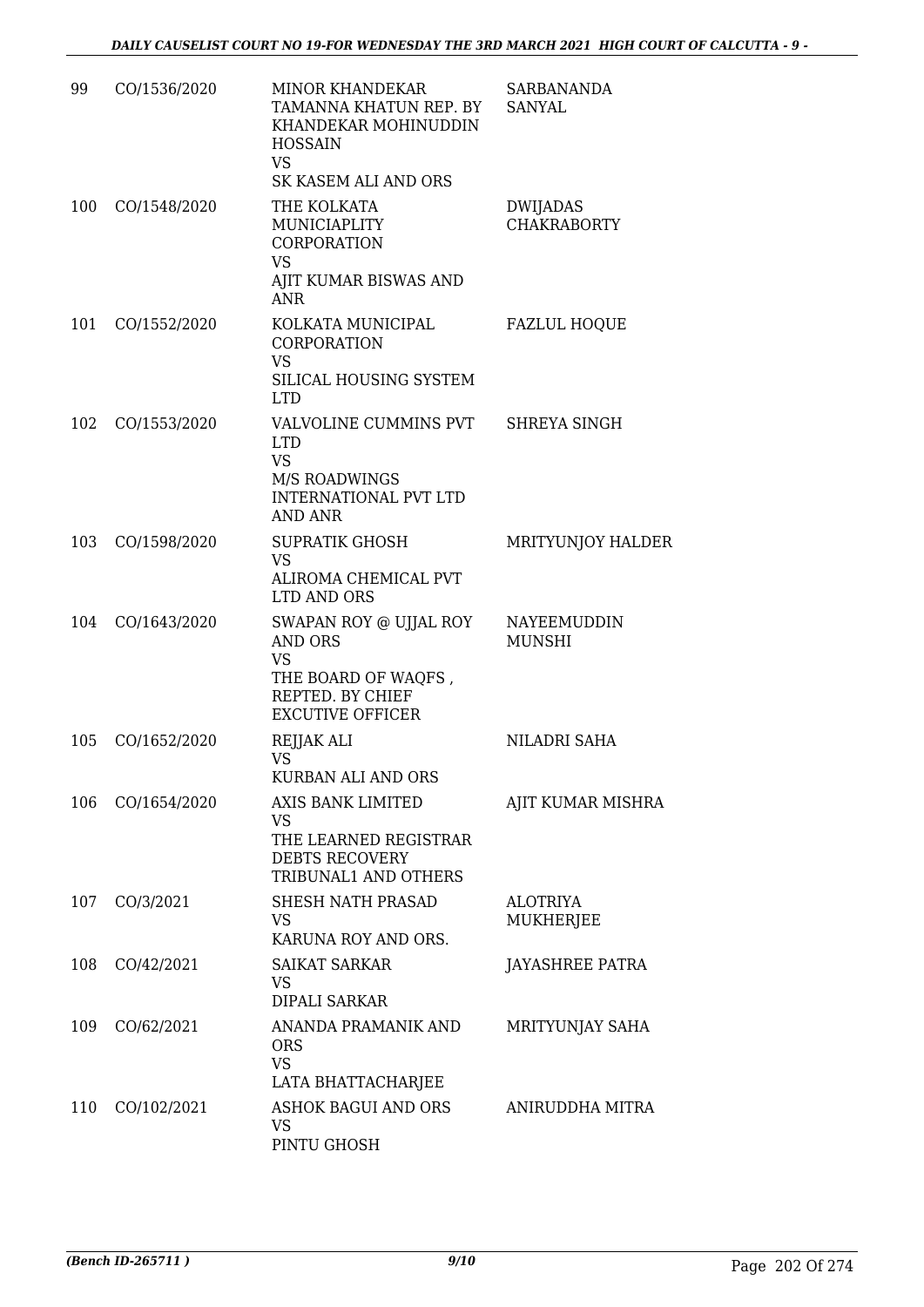| 99 | CO/1536/2020 | MINOR KHANDEKAR TAMANNA KHATUN REP. BY KHANDEKAR MOHINUDDIN HOSSAIN<br>VS<br>SK KASEM ALI AND ORS | SARBANANDA SANYAL |
|---|---|---|---|
| 100 | CO/1548/2020 | THE KOLKATA MUNICIAPLITY CORPORATION<br>VS<br>AJIT KUMAR BISWAS AND ANR | DWIJADAS CHAKRABORTY |
| 101 | CO/1552/2020 | KOLKATA MUNICIPAL CORPORATION<br>VS<br>SILICAL HOUSING SYSTEM LTD | FAZLUL HOQUE |
| 102 | CO/1553/2020 | VALVOLINE CUMMINS PVT LTD<br>VS<br>M/S ROADWINGS INTERNATIONAL PVT LTD AND ANR | SHREYA SINGH |
| 103 | CO/1598/2020 | SUPRATIK GHOSH<br>VS<br>ALIROMA CHEMICAL PVT LTD AND ORS | MRITYUNJOY HALDER |
| 104 | CO/1643/2020 | SWAPAN ROY @ UJJAL ROY AND ORS<br>VS<br>THE BOARD OF WAQFS , REPTED. BY CHIEF EXCUTIVE OFFICER | NAYEEMUDDIN MUNSHI |
| 105 | CO/1652/2020 | REJJAK ALI<br>VS<br>KURBAN ALI AND ORS | NILADRI SAHA |
| 106 | CO/1654/2020 | AXIS BANK LIMITED<br>VS<br>THE LEARNED REGISTRAR DEBTS RECOVERY TRIBUNAL1 AND OTHERS | AJIT KUMAR MISHRA |
| 107 | CO/3/2021 | SHESH NATH PRASAD<br>VS<br>KARUNA ROY AND ORS. | ALOTRIYA MUKHERJEE |
| 108 | CO/42/2021 | SAIKAT SARKAR<br>VS<br>DIPALI SARKAR | JAYASHREE PATRA |
| 109 | CO/62/2021 | ANANDA PRAMANIK AND ORS<br>VS<br>LATA BHATTACHARJEE | MRITYUNJAY SAHA |
| 110 | CO/102/2021 | ASHOK BAGUI AND ORS<br>VS<br>PINTU GHOSH | ANIRUDDHA MITRA |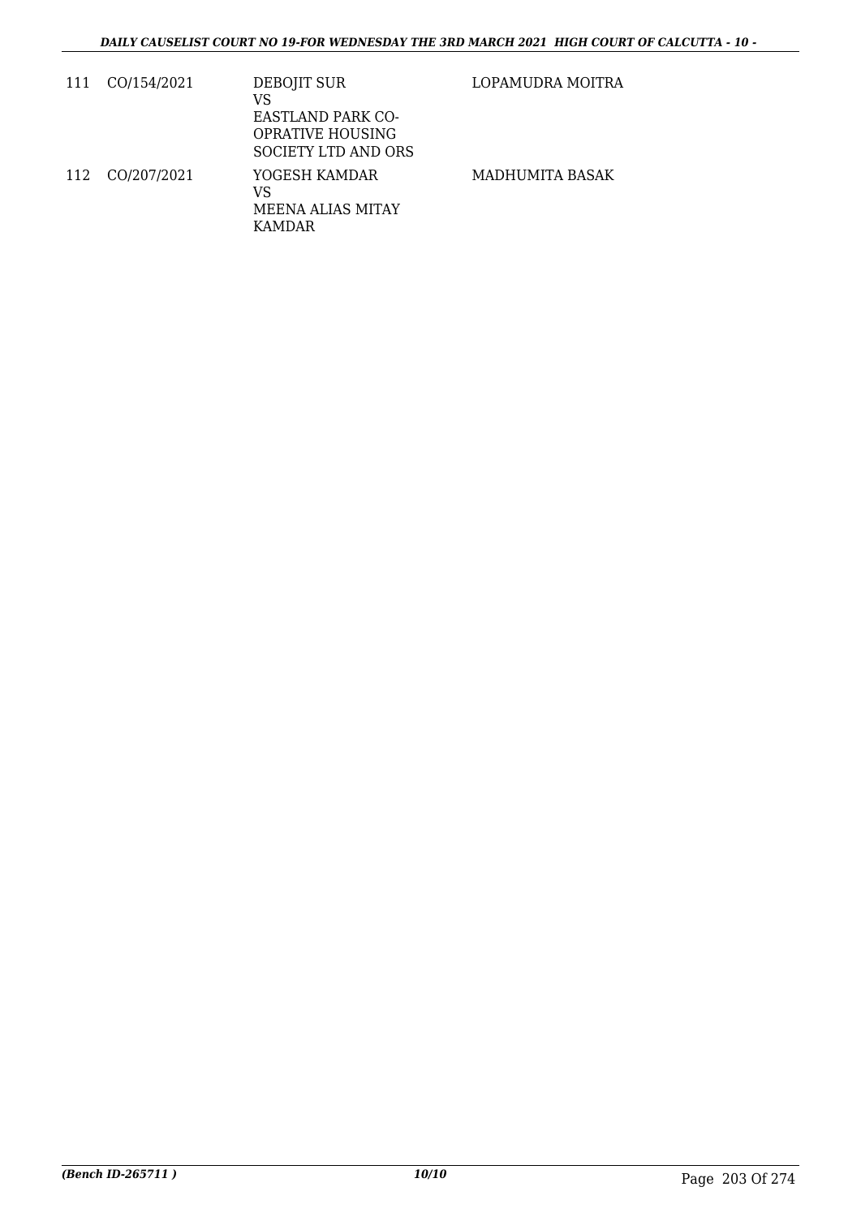| | | | |
|---|---|---|---|
| 111 | CO/154/2021 | DEBOJIT SUR<br>VS<br>EASTLAND PARK CO-OPRATIVE HOUSING SOCIETY LTD AND ORS | LOPAMUDRA MOITRA |
| 112 | CO/207/2021 | YOGESH KAMDAR<br>VS<br>MEENA ALIAS MITAY KAMDAR | MADHUMITA BASAK |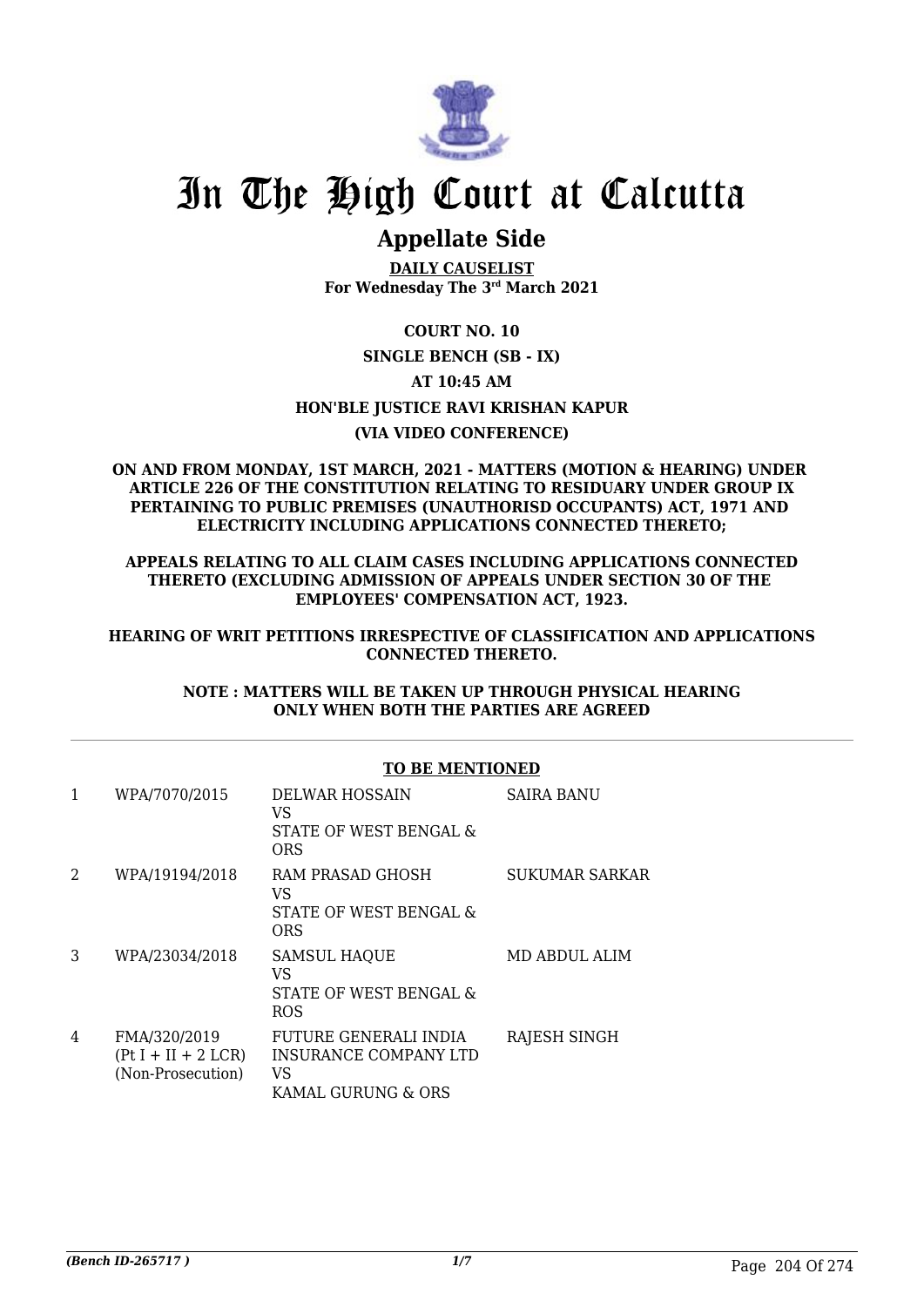# In The High Court at Calcutta

## Appellate Side

**DAILY CAUSELIST**
**For Wednesday The 3rd March 2021**

**COURT NO. 10**

**SINGLE BENCH (SB - IX)**

**AT 10:45 AM**

**HON'BLE JUSTICE RAVI KRISHAN KAPUR**

**(VIA VIDEO CONFERENCE)**

**ON AND FROM MONDAY, 1ST MARCH, 2021 - MATTERS (MOTION & HEARING) UNDER ARTICLE 226 OF THE CONSTITUTION RELATING TO RESIDUARY UNDER GROUP IX PERTAINING TO PUBLIC PREMISES (UNAUTHORISD OCCUPANTS) ACT, 1971 AND ELECTRICITY INCLUDING APPLICATIONS CONNECTED THERETO;**

**APPEALS RELATING TO ALL CLAIM CASES INCLUDING APPLICATIONS CONNECTED THERETO (EXCLUDING ADMISSION OF APPEALS UNDER SECTION 30 OF THE EMPLOYEES' COMPENSATION ACT, 1923.**

**HEARING OF WRIT PETITIONS IRRESPECTIVE OF CLASSIFICATION AND APPLICATIONS CONNECTED THERETO.**

**NOTE : MATTERS WILL BE TAKEN UP THROUGH PHYSICAL HEARING ONLY WHEN BOTH THE PARTIES ARE AGREED**

**TO BE MENTIONED**

| | | | |
|---|---|---|---|
| 1 | WPA/7070/2015 | DELWAR HOSSAIN<br>VS<br>STATE OF WEST BENGAL & ORS | SAIRA BANU |
| 2 | WPA/19194/2018 | RAM PRASAD GHOSH<br>VS<br>STATE OF WEST BENGAL & ORS | SUKUMAR SARKAR |
| 3 | WPA/23034/2018 | SAMSUL HAQUE<br>VS<br>STATE OF WEST BENGAL & ROS | MD ABDUL ALIM |
| 4 | FMA/320/2019<br>(Pt I + II + 2 LCR)<br>(Non-Prosecution) | FUTURE GENERALI INDIA INSURANCE COMPANY LTD<br>VS<br>KAMAL GURUNG & ORS | RAJESH SINGH |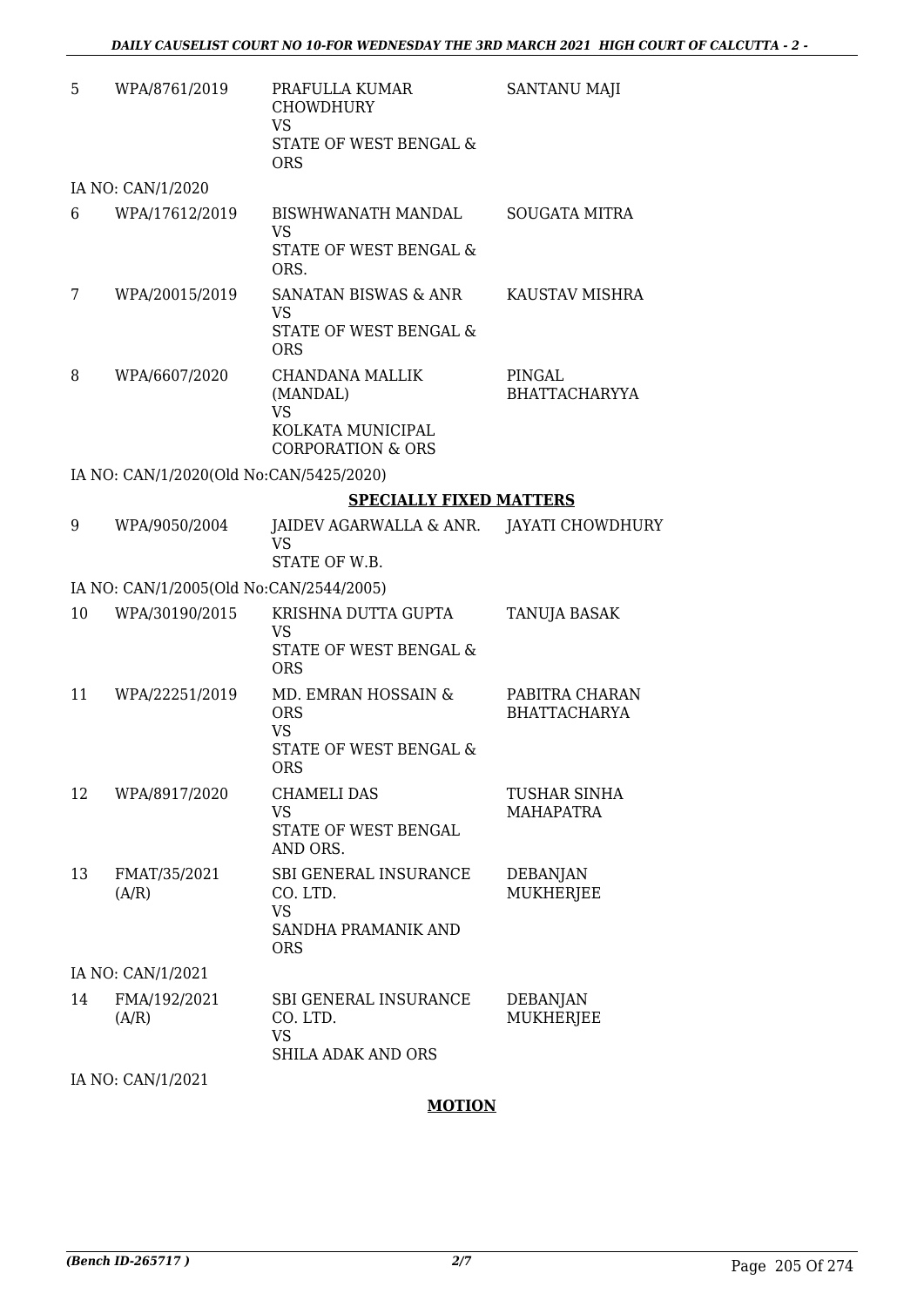| | | | |
|---|---|---|---|
| 5 | WPA/8761/2019 | PRAFULLA KUMAR CHOWDHURY<br>VS<br>STATE OF WEST BENGAL & ORS | SANTANU MAJI |
| | IA NO: CAN/1/2020 | | |
| 6 | WPA/17612/2019 | BISWHWANATH MANDAL<br>VS<br>STATE OF WEST BENGAL & ORS. | SOUGATA MITRA |
| 7 | WPA/20015/2019 | SANATAN BISWAS & ANR<br>VS<br>STATE OF WEST BENGAL & ORS | KAUSTAV MISHRA |
| 8 | WPA/6607/2020 | CHANDANA MALLIK (MANDAL)<br>VS<br>KOLKATA MUNICIPAL CORPORATION & ORS | PINGAL BHATTACHARYYA |
| | IA NO: CAN/1/2020(Old No:CAN/5425/2020) | | |

**SPECIALLY FIXED MATTERS**

| | | | |
|---|---|---|---|
| 9 | WPA/9050/2004 | JAIDEV AGARWALLA & ANR.<br>VS<br>STATE OF W.B. | JAYATI CHOWDHURY |
| | IA NO: CAN/1/2005(Old No:CAN/2544/2005) | | |
| 10 | WPA/30190/2015 | KRISHNA DUTTA GUPTA<br>VS<br>STATE OF WEST BENGAL & ORS | TANUJA BASAK |
| 11 | WPA/22251/2019 | MD. EMRAN HOSSAIN & ORS<br>VS<br>STATE OF WEST BENGAL & ORS | PABITRA CHARAN BHATTACHARYA |
| 12 | WPA/8917/2020 | CHAMELI DAS<br>VS<br>STATE OF WEST BENGAL AND ORS. | TUSHAR SINHA MAHAPATRA |
| 13 | FMAT/35/2021 (A/R) | SBI GENERAL INSURANCE CO. LTD.<br>VS<br>SANDHA PRAMANIK AND ORS | DEBANJAN MUKHERJEE |
| | IA NO: CAN/1/2021 | | |
| 14 | FMA/192/2021 (A/R) | SBI GENERAL INSURANCE CO. LTD.<br>VS<br>SHILA ADAK AND ORS | DEBANJAN MUKHERJEE |
| | IA NO: CAN/1/2021 | | |

**MOTION**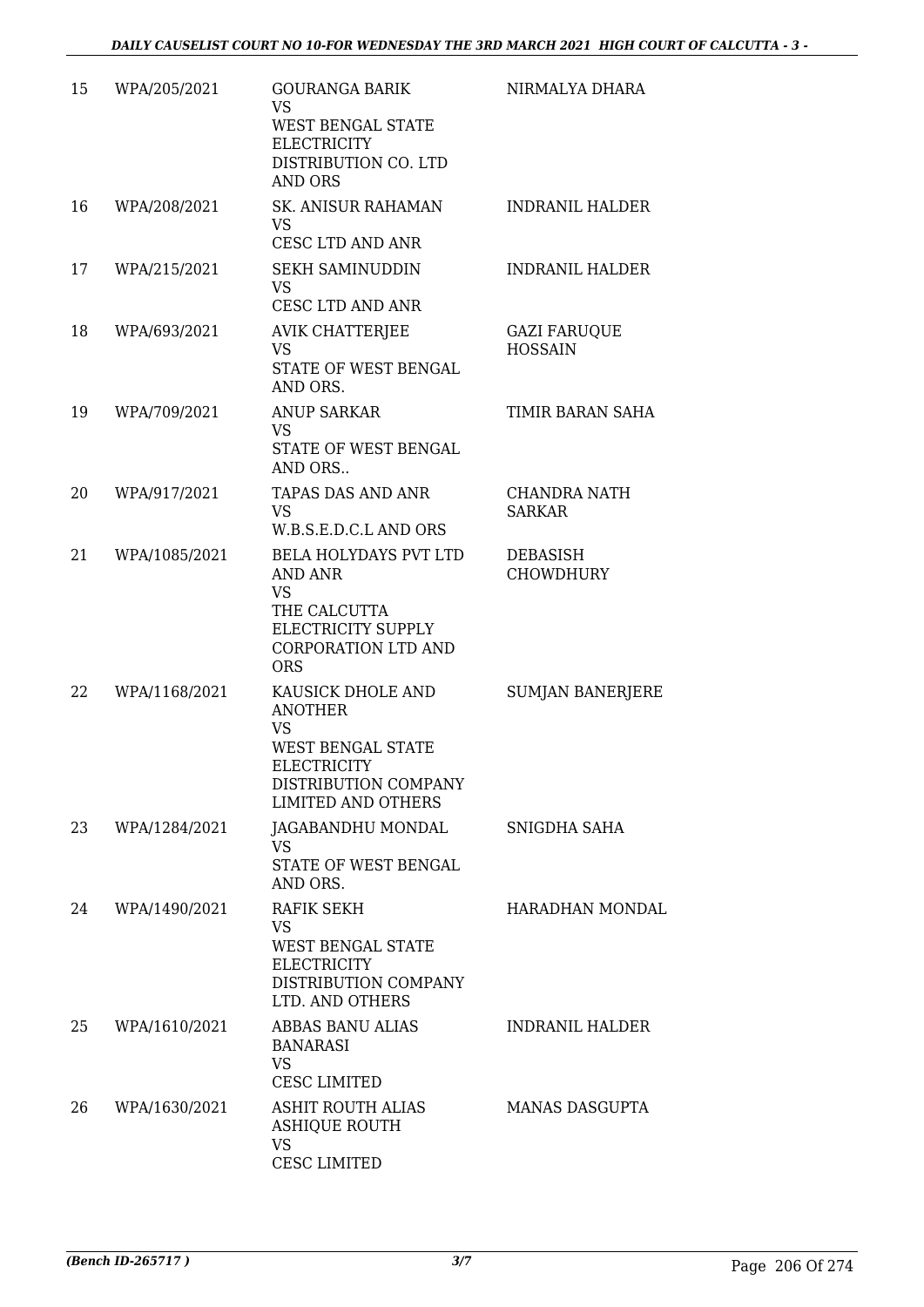| 15 | WPA/205/2021 | GOURANGA BARIK<br>VS<br>WEST BENGAL STATE ELECTRICITY DISTRIBUTION CO. LTD AND ORS | NIRMALYA DHARA |
|---|---|---|---|
| 16 | WPA/208/2021 | SK. ANISUR RAHAMAN<br>VS<br>CESC LTD AND ANR | INDRANIL HALDER |
| 17 | WPA/215/2021 | SEKH SAMINUDDIN<br>VS<br>CESC LTD AND ANR | INDRANIL HALDER |
| 18 | WPA/693/2021 | AVIK CHATTERJEE<br>VS<br>STATE OF WEST BENGAL AND ORS. | GAZI FARUQUE HOSSAIN |
| 19 | WPA/709/2021 | ANUP SARKAR<br>VS<br>STATE OF WEST BENGAL AND ORS.. | TIMIR BARAN SAHA |
| 20 | WPA/917/2021 | TAPAS DAS AND ANR<br>VS<br>W.B.S.E.D.C.L AND ORS | CHANDRA NATH SARKAR |
| 21 | WPA/1085/2021 | BELA HOLYDAYS PVT LTD AND ANR<br>VS<br>THE CALCUTTA ELECTRICITY SUPPLY CORPORATION LTD AND ORS | DEBASISH CHOWDHURY |
| 22 | WPA/1168/2021 | KAUSICK DHOLE AND ANOTHER<br>VS<br>WEST BENGAL STATE ELECTRICITY DISTRIBUTION COMPANY LIMITED AND OTHERS | SUMJAN BANERJERE |
| 23 | WPA/1284/2021 | JAGABANDHU MONDAL<br>VS<br>STATE OF WEST BENGAL AND ORS. | SNIGDHA SAHA |
| 24 | WPA/1490/2021 | RAFIK SEKH<br>VS<br>WEST BENGAL STATE ELECTRICITY DISTRIBUTION COMPANY LTD. AND OTHERS | HARADHAN MONDAL |
| 25 | WPA/1610/2021 | ABBAS BANU ALIAS BANARASI<br>VS<br>CESC LIMITED | INDRANIL HALDER |
| 26 | WPA/1630/2021 | ASHIT ROUTH ALIAS ASHIQUE ROUTH<br>VS<br>CESC LIMITED | MANAS DASGUPTA |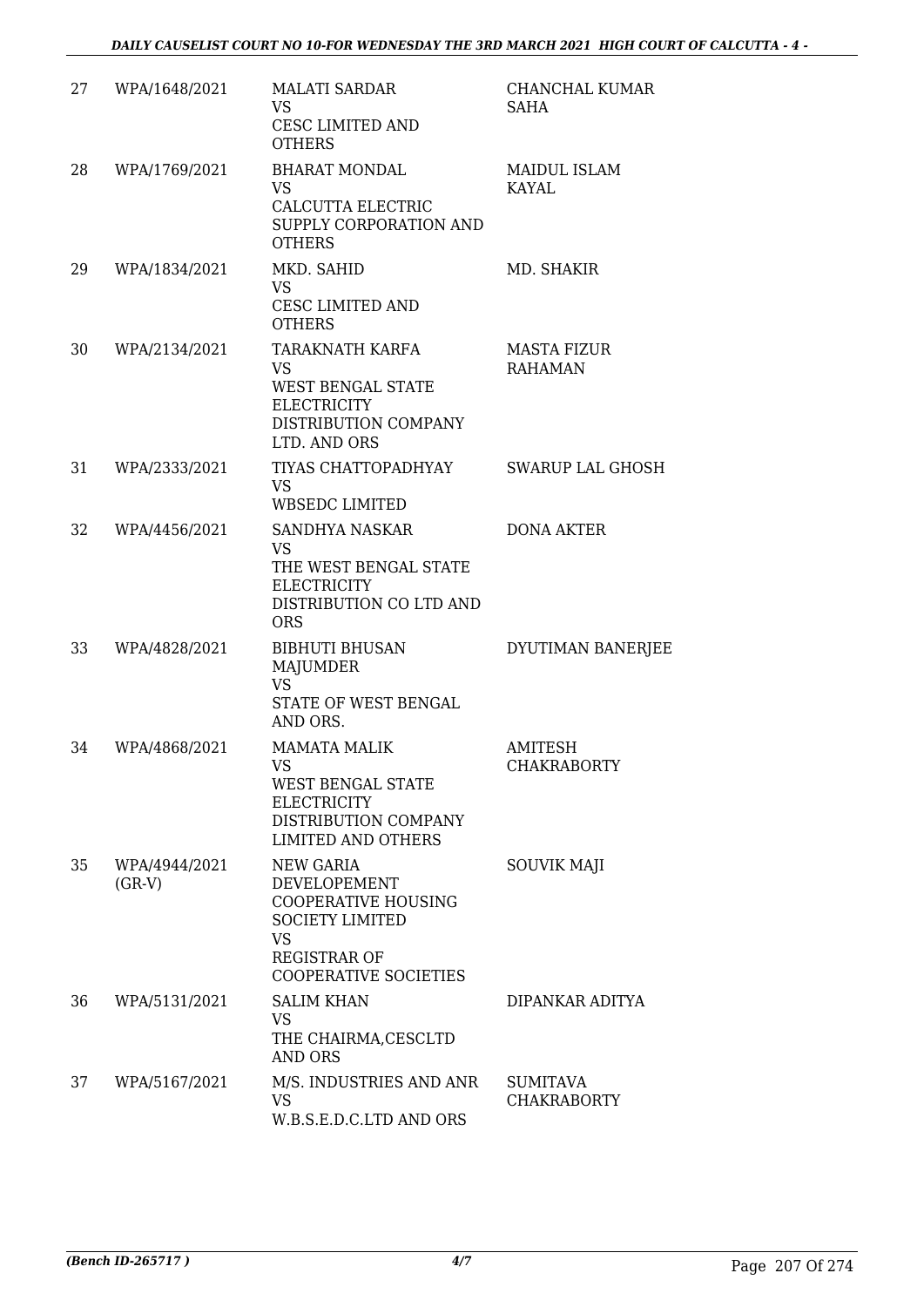| | | | |
|---|---|---|---|
| 27 | WPA/1648/2021 | MALATI SARDAR<br>VS<br>CESC LIMITED AND OTHERS | CHANCHAL KUMAR SAHA |
| 28 | WPA/1769/2021 | BHARAT MONDAL<br>VS<br>CALCUTTA ELECTRIC SUPPLY CORPORATION AND OTHERS | MAIDUL ISLAM KAYAL |
| 29 | WPA/1834/2021 | MKD. SAHID<br>VS<br>CESC LIMITED AND OTHERS | MD. SHAKIR |
| 30 | WPA/2134/2021 | TARAKNATH KARFA<br>VS<br>WEST BENGAL STATE ELECTRICITY DISTRIBUTION COMPANY LTD. AND ORS | MASTA FIZUR RAHAMAN |
| 31 | WPA/2333/2021 | TIYAS CHATTOPADHYAY<br>VS<br>WBSEDC LIMITED | SWARUP LAL GHOSH |
| 32 | WPA/4456/2021 | SANDHYA NASKAR<br>VS<br>THE WEST BENGAL STATE ELECTRICITY DISTRIBUTION CO LTD AND ORS | DONA AKTER |
| 33 | WPA/4828/2021 | BIBHUTI BHUSAN MAJUMDER<br>VS<br>STATE OF WEST BENGAL AND ORS. | DYUTIMAN BANERJEE |
| 34 | WPA/4868/2021 | MAMATA MALIK<br>VS<br>WEST BENGAL STATE ELECTRICITY DISTRIBUTION COMPANY LIMITED AND OTHERS | AMITESH CHAKRABORTY |
| 35 | WPA/4944/2021 (GR-V) | NEW GARIA DEVELOPEMENT COOPERATIVE HOUSING SOCIETY LIMITED<br>VS<br>REGISTRAR OF COOPERATIVE SOCIETIES | SOUVIK MAJI |
| 36 | WPA/5131/2021 | SALIM KHAN<br>VS<br>THE CHAIRMA,CESCLTD AND ORS | DIPANKAR ADITYA |
| 37 | WPA/5167/2021 | M/S. INDUSTRIES AND ANR<br>VS<br>W.B.S.E.D.C.LTD AND ORS | SUMITAVA CHAKRABORTY |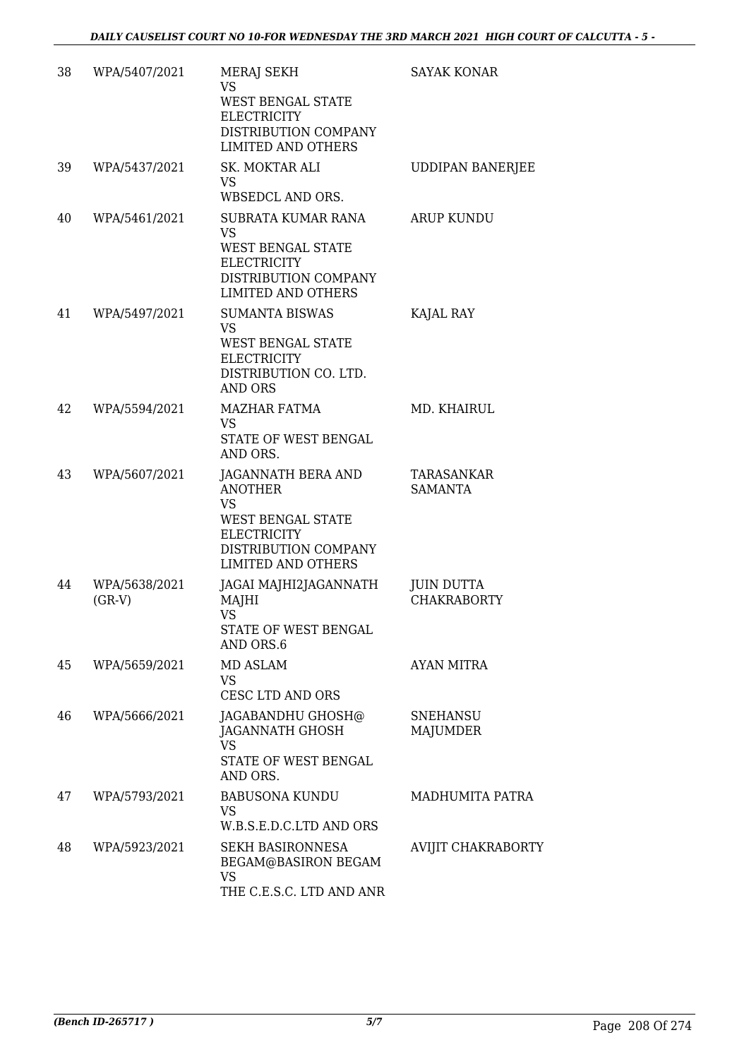| 38 | WPA/5407/2021 | MERAJ SEKH<br>VS<br>WEST BENGAL STATE ELECTRICITY DISTRIBUTION COMPANY LIMITED AND OTHERS | SAYAK KONAR |
|---|---|---|---|
| 39 | WPA/5437/2021 | SK. MOKTAR ALI<br>VS<br>WBSEDCL AND ORS. | UDDIPAN BANERJEE |
| 40 | WPA/5461/2021 | SUBRATA KUMAR RANA<br>VS<br>WEST BENGAL STATE ELECTRICITY DISTRIBUTION COMPANY LIMITED AND OTHERS | ARUP KUNDU |
| 41 | WPA/5497/2021 | SUMANTA BISWAS<br>VS<br>WEST BENGAL STATE ELECTRICITY DISTRIBUTION CO. LTD. AND ORS | KAJAL RAY |
| 42 | WPA/5594/2021 | MAZHAR FATMA<br>VS<br>STATE OF WEST BENGAL AND ORS. | MD. KHAIRUL |
| 43 | WPA/5607/2021 | JAGANNATH BERA AND ANOTHER<br>VS<br>WEST BENGAL STATE ELECTRICITY DISTRIBUTION COMPANY LIMITED AND OTHERS | TARASANKAR SAMANTA |
| 44 | WPA/5638/2021 (GR-V) | JAGAI MAJHI2JAGANNATH MAJHI<br>VS<br>STATE OF WEST BENGAL AND ORS.6 | JUIN DUTTA CHAKRABORTY |
| 45 | WPA/5659/2021 | MD ASLAM<br>VS<br>CESC LTD AND ORS | AYAN MITRA |
| 46 | WPA/5666/2021 | JAGABANDHU GHOSH@ JAGANNATH GHOSH<br>VS<br>STATE OF WEST BENGAL AND ORS. | SNEHANSU MAJUMDER |
| 47 | WPA/5793/2021 | BABUSONA KUNDU<br>VS<br>W.B.S.E.D.C.LTD AND ORS | MADHUMITA PATRA |
| 48 | WPA/5923/2021 | SEKH BASIRONNESA BEGAM@BASIRON BEGAM<br>VS<br>THE C.E.S.C. LTD AND ANR | AVIJIT CHAKRABORTY |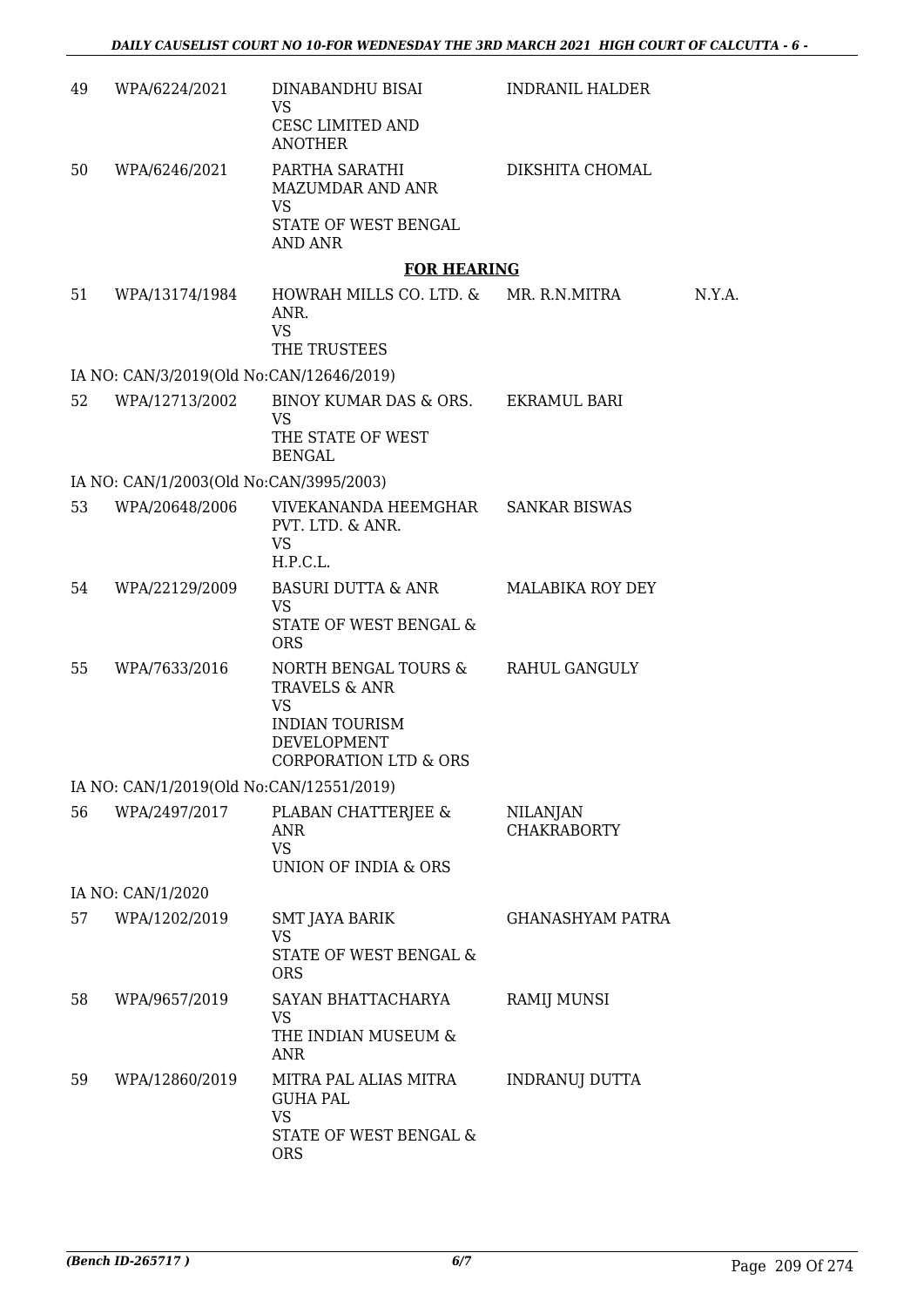| | | | | |
|---|---|---|---|---|
| 49 | WPA/6224/2021 | DINABANDHU BISAI<br>VS<br>CESC LIMITED AND ANOTHER | INDRANIL HALDER | |
| 50 | WPA/6246/2021 | PARTHA SARATHI MAZUMDAR AND ANR<br>VS<br>STATE OF WEST BENGAL AND ANR | DIKSHITA CHOMAL | |

**FOR HEARING**

| | | | | |
|---|---|---|---|---|
| 51 | WPA/13174/1984 | HOWRAH MILLS CO. LTD. & ANR.<br>VS<br>THE TRUSTEES | MR. R.N.MITRA | N.Y.A. |
| IA NO: CAN/3/2019(Old No:CAN/12646/2019) | | | | |
| 52 | WPA/12713/2002 | BINOY KUMAR DAS & ORS.<br>VS<br>THE STATE OF WEST BENGAL | EKRAMUL BARI | |
| IA NO: CAN/1/2003(Old No:CAN/3995/2003) | | | | |
| 53 | WPA/20648/2006 | VIVEKANANDA HEEMGHAR PVT. LTD. & ANR.<br>VS<br>H.P.C.L. | SANKAR BISWAS | |
| 54 | WPA/22129/2009 | BASURI DUTTA & ANR<br>VS<br>STATE OF WEST BENGAL & ORS | MALABIKA ROY DEY | |
| 55 | WPA/7633/2016 | NORTH BENGAL TOURS & TRAVELS & ANR<br>VS<br>INDIAN TOURISM DEVELOPMENT CORPORATION LTD & ORS | RAHUL GANGULY | |
| IA NO: CAN/1/2019(Old No:CAN/12551/2019) | | | | |
| 56 | WPA/2497/2017 | PLABAN CHATTERJEE & ANR<br>VS<br>UNION OF INDIA & ORS | NILANJAN CHAKRABORTY | |
| IA NO: CAN/1/2020 | | | | |
| 57 | WPA/1202/2019 | SMT JAYA BARIK<br>VS<br>STATE OF WEST BENGAL & ORS | GHANASHYAM PATRA | |
| 58 | WPA/9657/2019 | SAYAN BHATTACHARYA<br>VS<br>THE INDIAN MUSEUM & ANR | RAMIJ MUNSI | |
| 59 | WPA/12860/2019 | MITRA PAL ALIAS MITRA GUHA PAL<br>VS<br>STATE OF WEST BENGAL & ORS | INDRANUJ DUTTA | |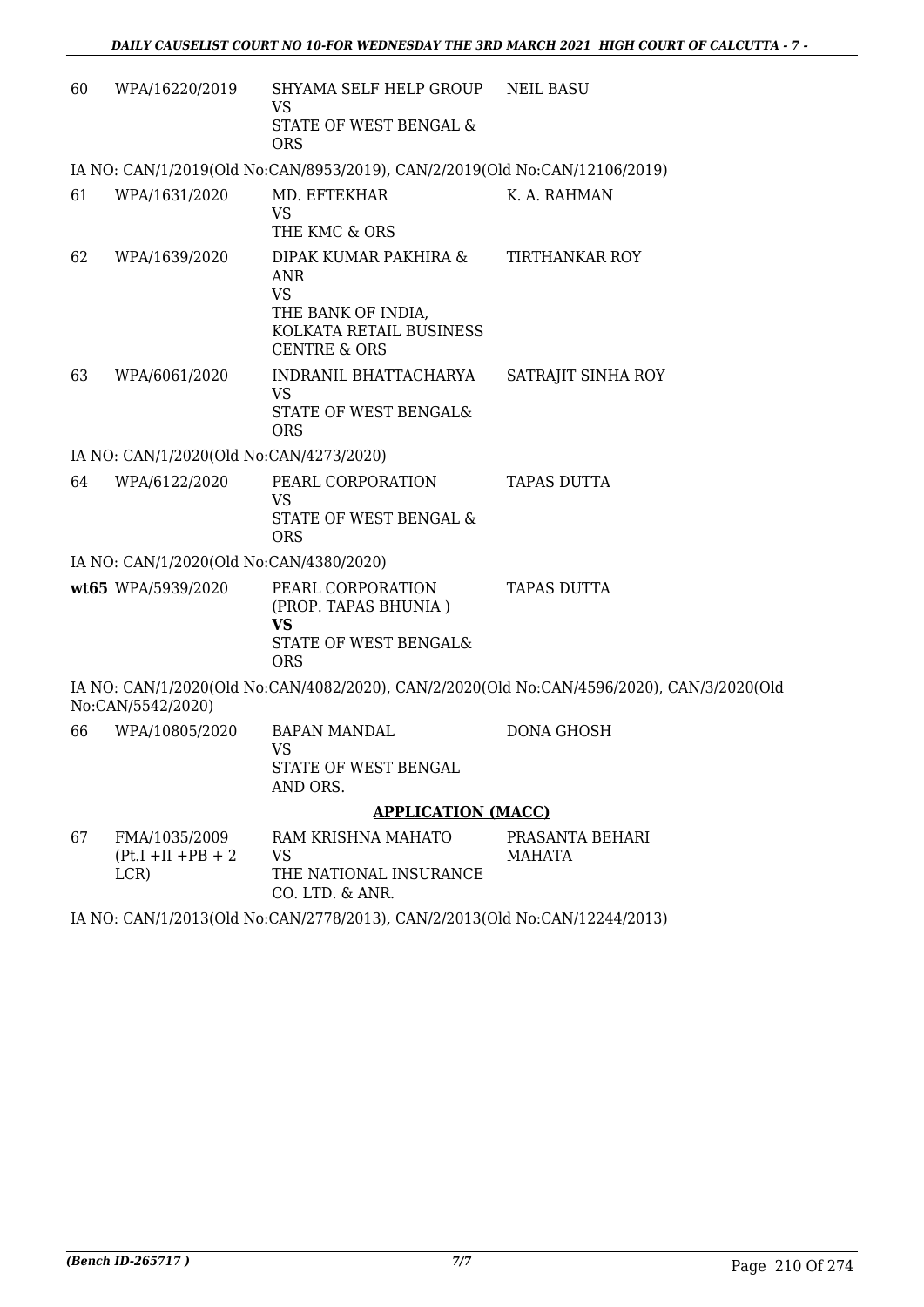| | | | |
|---|---|---|---|
| 60 | WPA/16220/2019 | SHYAMA SELF HELP GROUP<br>VS<br>STATE OF WEST BENGAL & ORS | NEIL BASU |

IA NO: CAN/1/2019(Old No:CAN/8953/2019), CAN/2/2019(Old No:CAN/12106/2019)

| | | | |
|---|---|---|---|
| 61 | WPA/1631/2020 | MD. EFTEKHAR<br>VS<br>THE KMC & ORS | K. A. RAHMAN |
| 62 | WPA/1639/2020 | DIPAK KUMAR PAKHIRA & ANR<br>VS<br>THE BANK OF INDIA, KOLKATA RETAIL BUSINESS CENTRE & ORS | TIRTHANKAR ROY |
| 63 | WPA/6061/2020 | INDRANIL BHATTACHARYA<br>VS<br>STATE OF WEST BENGAL& ORS | SATRAJIT SINHA ROY |

IA NO: CAN/1/2020(Old No:CAN/4273/2020)

| | | | |
|---|---|---|---|
| 64 | WPA/6122/2020 | PEARL CORPORATION<br>VS<br>STATE OF WEST BENGAL & ORS | TAPAS DUTTA |

IA NO: CAN/1/2020(Old No:CAN/4380/2020)

| | | | |
|---|---|---|---|
| **wt65** | WPA/5939/2020 | PEARL CORPORATION (PROP. TAPAS BHUNIA )<br>**VS**<br>STATE OF WEST BENGAL& ORS | TAPAS DUTTA |

IA NO: CAN/1/2020(Old No:CAN/4082/2020), CAN/2/2020(Old No:CAN/4596/2020), CAN/3/2020(Old No:CAN/5542/2020)

| | | | |
|---|---|---|---|
| 66 | WPA/10805/2020 | BAPAN MANDAL<br>VS<br>STATE OF WEST BENGAL AND ORS. | DONA GHOSH |

**APPLICATION (MACC)**

| | | | |
|---|---|---|---|
| 67 | FMA/1035/2009 (Pt.I +II +PB + 2 LCR) | RAM KRISHNA MAHATO<br>VS<br>THE NATIONAL INSURANCE CO. LTD. & ANR. | PRASANTA BEHARI MAHATA |

IA NO: CAN/1/2013(Old No:CAN/2778/2013), CAN/2/2013(Old No:CAN/12244/2013)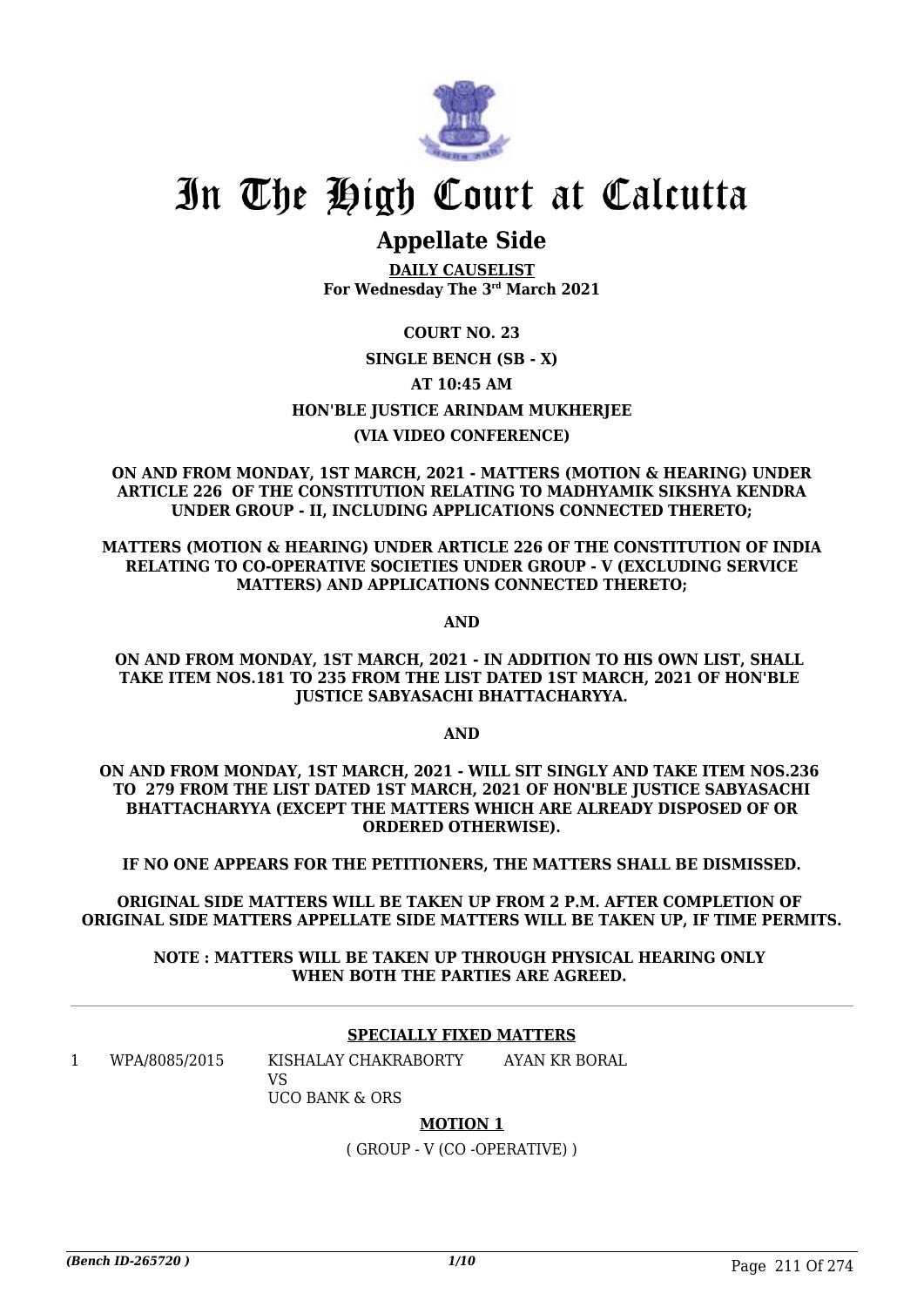# In The High Court at Calcutta

## Appellate Side

**DAILY CAUSELIST**
**For Wednesday The 3rd March 2021**

**COURT NO. 23**

**SINGLE BENCH (SB - X)**

**AT 10:45 AM**

**HON'BLE JUSTICE ARINDAM MUKHERJEE**

**(VIA VIDEO CONFERENCE)**

**ON AND FROM MONDAY, 1ST MARCH, 2021 - MATTERS (MOTION & HEARING) UNDER ARTICLE 226 OF THE CONSTITUTION RELATING TO MADHYAMIK SIKSHYA KENDRA UNDER GROUP - II, INCLUDING APPLICATIONS CONNECTED THERETO;**

**MATTERS (MOTION & HEARING) UNDER ARTICLE 226 OF THE CONSTITUTION OF INDIA RELATING TO CO-OPERATIVE SOCIETIES UNDER GROUP - V (EXCLUDING SERVICE MATTERS) AND APPLICATIONS CONNECTED THERETO;**

**AND**

**ON AND FROM MONDAY, 1ST MARCH, 2021 - IN ADDITION TO HIS OWN LIST, SHALL TAKE ITEM NOS.181 TO 235 FROM THE LIST DATED 1ST MARCH, 2021 OF HON'BLE JUSTICE SABYASACHI BHATTACHARYYA.**

**AND**

**ON AND FROM MONDAY, 1ST MARCH, 2021 - WILL SIT SINGLY AND TAKE ITEM NOS.236 TO 279 FROM THE LIST DATED 1ST MARCH, 2021 OF HON'BLE JUSTICE SABYASACHI BHATTACHARYYA (EXCEPT THE MATTERS WHICH ARE ALREADY DISPOSED OF OR ORDERED OTHERWISE).**

**IF NO ONE APPEARS FOR THE PETITIONERS, THE MATTERS SHALL BE DISMISSED.**

**ORIGINAL SIDE MATTERS WILL BE TAKEN UP FROM 2 P.M. AFTER COMPLETION OF ORIGINAL SIDE MATTERS APPELLATE SIDE MATTERS WILL BE TAKEN UP, IF TIME PERMITS.**

**NOTE : MATTERS WILL BE TAKEN UP THROUGH PHYSICAL HEARING ONLY WHEN BOTH THE PARTIES ARE AGREED.**

**SPECIALLY FIXED MATTERS**

| | | | |
|---|---|---|---|
| 1 | WPA/8085/2015 | KISHALAY CHAKRABORTY<br>VS<br>UCO BANK & ORS | AYAN KR BORAL |

**MOTION 1**

( GROUP - V (CO -OPERATIVE) )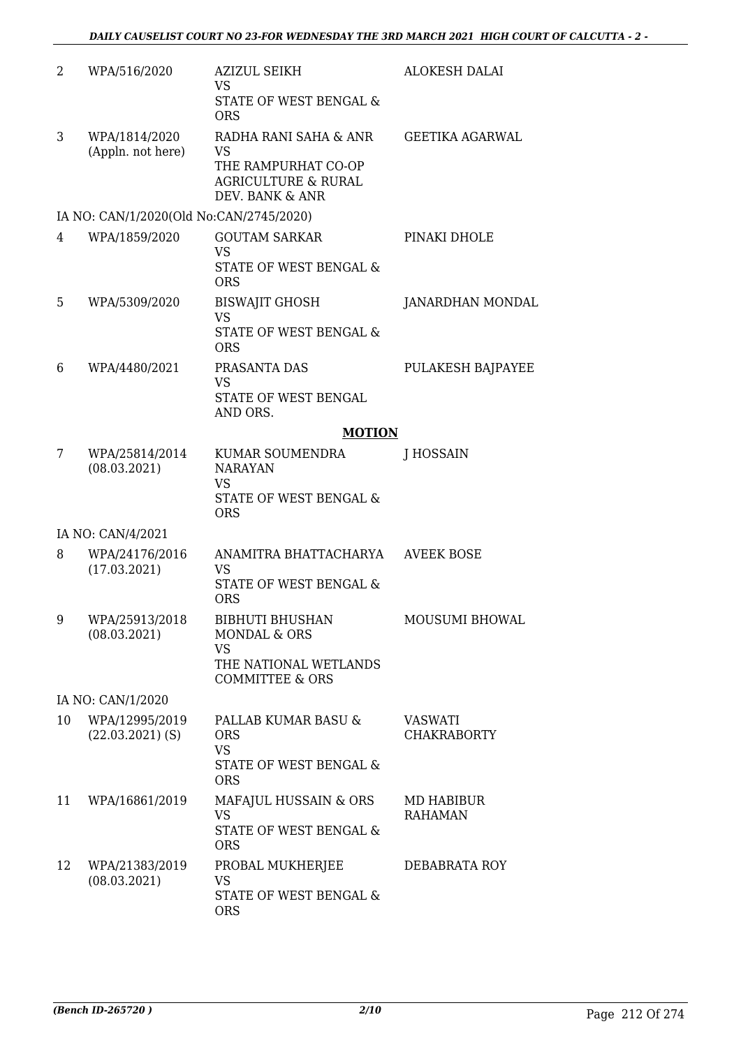| | | | |
|---|---|---|---|
| 2 | WPA/516/2020 | AZIZUL SEIKH<br>VS<br>STATE OF WEST BENGAL & ORS | ALOKESH DALAI |
| 3 | WPA/1814/2020<br>(Appln. not here) | RADHA RANI SAHA & ANR<br>VS<br>THE RAMPURHAT CO-OP AGRICULTURE & RURAL DEV. BANK & ANR | GEETIKA AGARWAL |
| | IA NO: CAN/1/2020(Old No:CAN/2745/2020) | | |
| 4 | WPA/1859/2020 | GOUTAM SARKAR<br>VS<br>STATE OF WEST BENGAL & ORS | PINAKI DHOLE |
| 5 | WPA/5309/2020 | BISWAJIT GHOSH<br>VS<br>STATE OF WEST BENGAL & ORS | JANARDHAN MONDAL |
| 6 | WPA/4480/2021 | PRASANTA DAS<br>VS<br>STATE OF WEST BENGAL AND ORS. | PULAKESH BAJPAYEE |

**MOTION**

| | | | |
|---|---|---|---|
| 7 | WPA/25814/2014<br>(08.03.2021) | KUMAR SOUMENDRA NARAYAN<br>VS<br>STATE OF WEST BENGAL & ORS | J HOSSAIN |
| | IA NO: CAN/4/2021 | | |
| 8 | WPA/24176/2016<br>(17.03.2021) | ANAMITRA BHATTACHARYA<br>VS<br>STATE OF WEST BENGAL & ORS | AVEEK BOSE |
| 9 | WPA/25913/2018<br>(08.03.2021) | BIBHUTI BHUSHAN MONDAL & ORS<br>VS<br>THE NATIONAL WETLANDS COMMITTEE & ORS | MOUSUMI BHOWAL |
| | IA NO: CAN/1/2020 | | |
| 10 | WPA/12995/2019<br>(22.03.2021) (S) | PALLAB KUMAR BASU & ORS<br>VS<br>STATE OF WEST BENGAL & ORS | VASWATI CHAKRABORTY |
| 11 | WPA/16861/2019 | MAFAJUL HUSSAIN & ORS<br>VS<br>STATE OF WEST BENGAL & ORS | MD HABIBUR RAHAMAN |
| 12 | WPA/21383/2019<br>(08.03.2021) | PROBAL MUKHERJEE<br>VS<br>STATE OF WEST BENGAL & ORS | DEBABRATA ROY |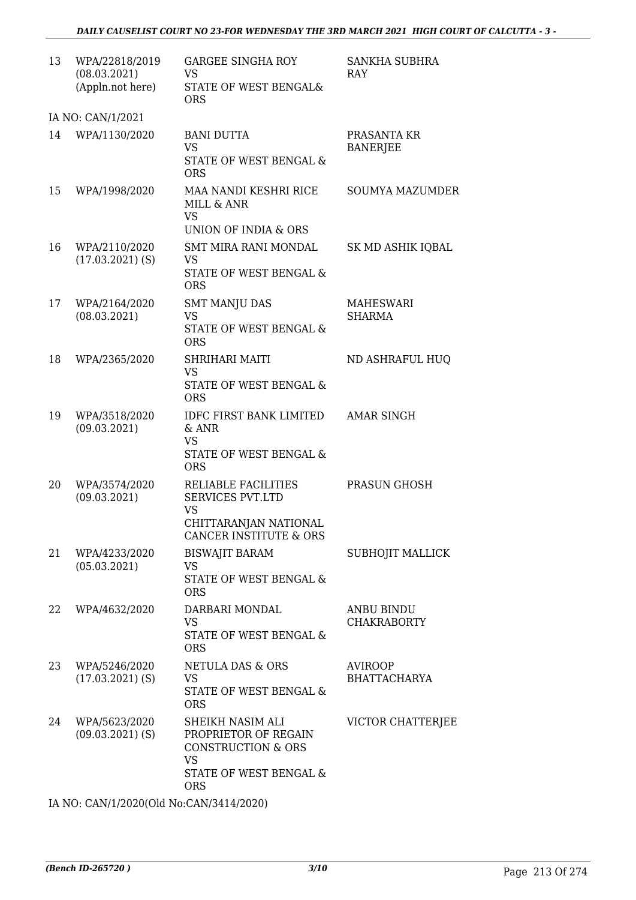| | | | |
|---|---|---|---|
| 13 | WPA/22818/2019 (08.03.2021) (Appln.not here) | GARGEE SINGHA ROY VS STATE OF WEST BENGAL& ORS | SANKHA SUBHRA RAY |
| IA NO: CAN/1/2021 | | | |
| 14 | WPA/1130/2020 | BANI DUTTA VS STATE OF WEST BENGAL & ORS | PRASANTA KR BANERJEE |
| 15 | WPA/1998/2020 | MAA NANDI KESHRI RICE MILL & ANR VS UNION OF INDIA & ORS | SOUMYA MAZUMDER |
| 16 | WPA/2110/2020 (17.03.2021) (S) | SMT MIRA RANI MONDAL VS STATE OF WEST BENGAL & ORS | SK MD ASHIK IQBAL |
| 17 | WPA/2164/2020 (08.03.2021) | SMT MANJU DAS VS STATE OF WEST BENGAL & ORS | MAHESWARI SHARMA |
| 18 | WPA/2365/2020 | SHRIHARI MAITI VS STATE OF WEST BENGAL & ORS | ND ASHRAFUL HUQ |
| 19 | WPA/3518/2020 (09.03.2021) | IDFC FIRST BANK LIMITED & ANR VS STATE OF WEST BENGAL & ORS | AMAR SINGH |
| 20 | WPA/3574/2020 (09.03.2021) | RELIABLE FACILITIES SERVICES PVT.LTD VS CHITTARANJAN NATIONAL CANCER INSTITUTE & ORS | PRASUN GHOSH |
| 21 | WPA/4233/2020 (05.03.2021) | BISWAJIT BARAM VS STATE OF WEST BENGAL & ORS | SUBHOJIT MALLICK |
| 22 | WPA/4632/2020 | DARBARI MONDAL VS STATE OF WEST BENGAL & ORS | ANBU BINDU CHAKRABORTY |
| 23 | WPA/5246/2020 (17.03.2021) (S) | NETULA DAS & ORS VS STATE OF WEST BENGAL & ORS | AVIROOP BHATTACHARYA |
| 24 | WPA/5623/2020 (09.03.2021) (S) | SHEIKH NASIM ALI PROPRIETOR OF REGAIN CONSTRUCTION & ORS VS STATE OF WEST BENGAL & ORS | VICTOR CHATTERJEE |

IA NO: CAN/1/2020(Old No:CAN/3414/2020)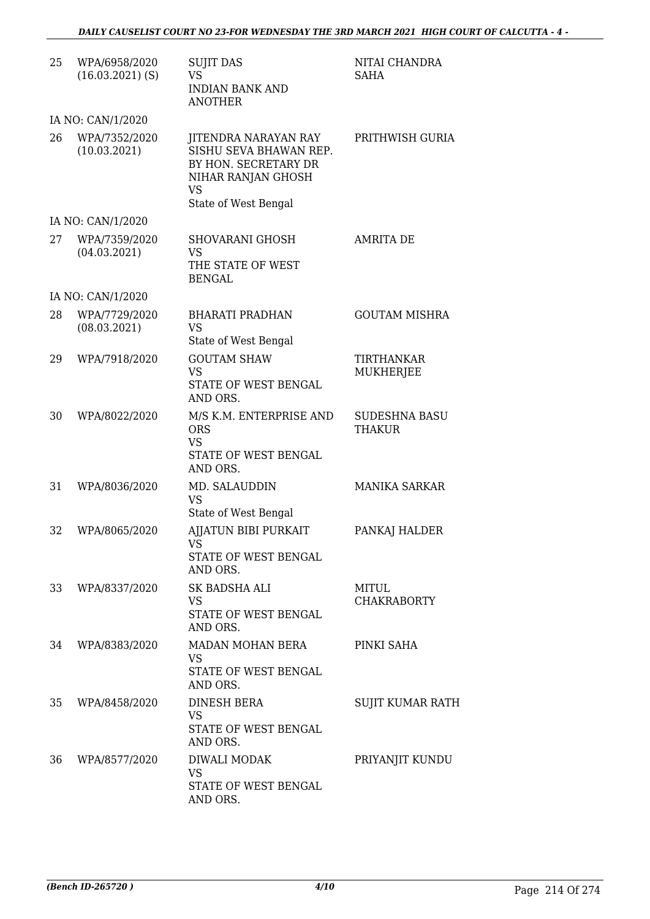| 25 | WPA/6958/2020 (16.03.2021) (S) | SUJIT DAS VS INDIAN BANK AND ANOTHER | NITAI CHANDRA SAHA |
|---|---|---|---|
| | IA NO: CAN/1/2020 | | |
| 26 | WPA/7352/2020 (10.03.2021) | JITENDRA NARAYAN RAY SISHU SEVA BHAWAN REP. BY HON. SECRETARY DR NIHAR RANJAN GHOSH VS State of West Bengal | PRITHWISH GURIA |
| | IA NO: CAN/1/2020 | | |
| 27 | WPA/7359/2020 (04.03.2021) | SHOVARANI GHOSH VS THE STATE OF WEST BENGAL | AMRITA DE |
| | IA NO: CAN/1/2020 | | |
| 28 | WPA/7729/2020 (08.03.2021) | BHARATI PRADHAN VS State of West Bengal | GOUTAM MISHRA |
| 29 | WPA/7918/2020 | GOUTAM SHAW VS STATE OF WEST BENGAL AND ORS. | TIRTHANKAR MUKHERJEE |
| 30 | WPA/8022/2020 | M/S K.M. ENTERPRISE AND ORS VS STATE OF WEST BENGAL AND ORS. | SUDESHNA BASU THAKUR |
| 31 | WPA/8036/2020 | MD. SALAUDDIN VS State of West Bengal | MANIKA SARKAR |
| 32 | WPA/8065/2020 | AJJATUN BIBI PURKAIT VS STATE OF WEST BENGAL AND ORS. | PANKAJ HALDER |
| 33 | WPA/8337/2020 | SK BADSHA ALI VS STATE OF WEST BENGAL AND ORS. | MITUL CHAKRABORTY |
| 34 | WPA/8383/2020 | MADAN MOHAN BERA VS STATE OF WEST BENGAL AND ORS. | PINKI SAHA |
| 35 | WPA/8458/2020 | DINESH BERA VS STATE OF WEST BENGAL AND ORS. | SUJIT KUMAR RATH |
| 36 | WPA/8577/2020 | DIWALI MODAK VS STATE OF WEST BENGAL AND ORS. | PRIYANJIT KUNDU |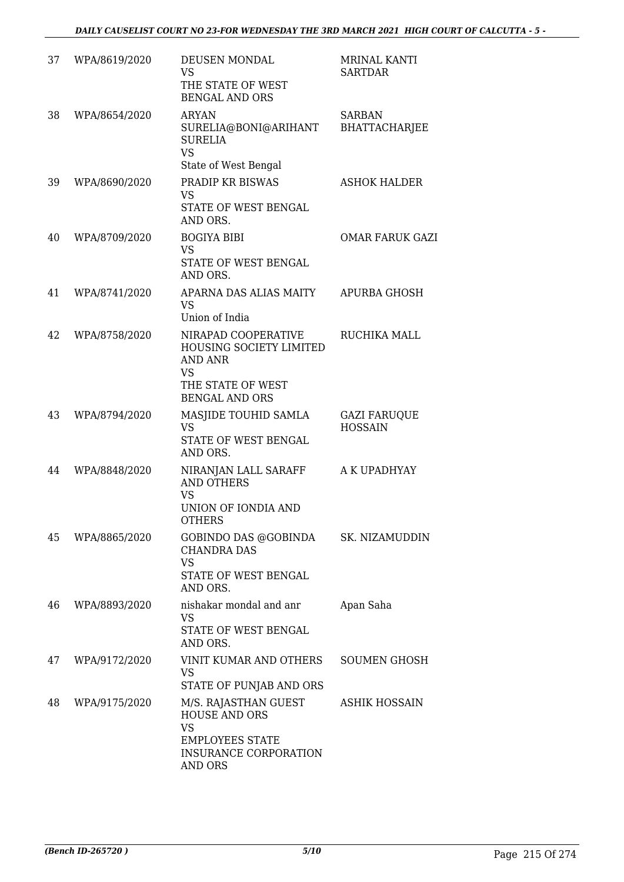| 37 | WPA/8619/2020 | DEUSEN MONDAL<br>VS<br>THE STATE OF WEST BENGAL AND ORS | MRINAL KANTI SARTDAR |
|---|---|---|---|
| 38 | WPA/8654/2020 | ARYAN SURELIA@BONI@ARIHANT SURELIA<br>VS<br>State of West Bengal | SARBAN BHATTACHARJEE |
| 39 | WPA/8690/2020 | PRADIP KR BISWAS<br>VS<br>STATE OF WEST BENGAL AND ORS. | ASHOK HALDER |
| 40 | WPA/8709/2020 | BOGIYA BIBI<br>VS<br>STATE OF WEST BENGAL AND ORS. | OMAR FARUK GAZI |
| 41 | WPA/8741/2020 | APARNA DAS ALIAS MAITY<br>VS<br>Union of India | APURBA GHOSH |
| 42 | WPA/8758/2020 | NIRAPAD COOPERATIVE HOUSING SOCIETY LIMITED AND ANR<br>VS<br>THE STATE OF WEST BENGAL AND ORS | RUCHIKA MALL |
| 43 | WPA/8794/2020 | MASJIDE TOUHID SAMLA<br>VS<br>STATE OF WEST BENGAL AND ORS. | GAZI FARUQUE HOSSAIN |
| 44 | WPA/8848/2020 | NIRANJAN LALL SARAFF AND OTHERS<br>VS<br>UNION OF IONDIA AND OTHERS | A K UPADHYAY |
| 45 | WPA/8865/2020 | GOBINDO DAS @GOBINDA CHANDRA DAS<br>VS<br>STATE OF WEST BENGAL AND ORS. | SK. NIZAMUDDIN |
| 46 | WPA/8893/2020 | nishakar mondal and anr<br>VS<br>STATE OF WEST BENGAL AND ORS. | Apan Saha |
| 47 | WPA/9172/2020 | VINIT KUMAR AND OTHERS<br>VS<br>STATE OF PUNJAB AND ORS | SOUMEN GHOSH |
| 48 | WPA/9175/2020 | M/S. RAJASTHAN GUEST HOUSE AND ORS<br>VS<br>EMPLOYEES STATE INSURANCE CORPORATION AND ORS | ASHIK HOSSAIN |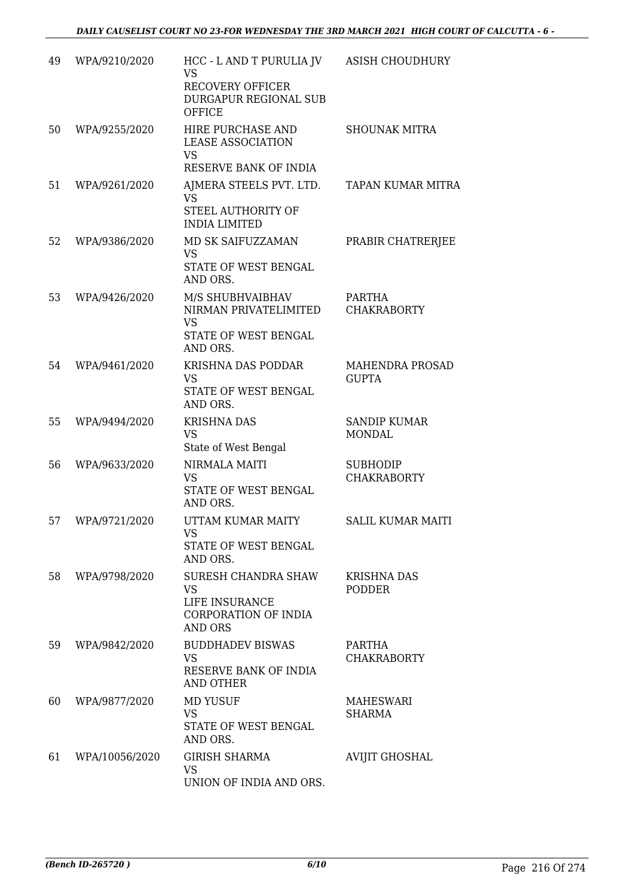| 49 | WPA/9210/2020 | HCC - L AND T PURULIA JV<br>VS<br>RECOVERY OFFICER DURGAPUR REGIONAL SUB OFFICE | ASISH CHOUDHURY |
|---|---|---|---|
| 50 | WPA/9255/2020 | HIRE PURCHASE AND LEASE ASSOCIATION<br>VS<br>RESERVE BANK OF INDIA | SHOUNAK MITRA |
| 51 | WPA/9261/2020 | AJMERA STEELS PVT. LTD.<br>VS<br>STEEL AUTHORITY OF INDIA LIMITED | TAPAN KUMAR MITRA |
| 52 | WPA/9386/2020 | MD SK SAIFUZZAMAN<br>VS<br>STATE OF WEST BENGAL AND ORS. | PRABIR CHATRERJEE |
| 53 | WPA/9426/2020 | M/S SHUBHVAIBHAV NIRMAN PRIVATELIMITED<br>VS<br>STATE OF WEST BENGAL AND ORS. | PARTHA CHAKRABORTY |
| 54 | WPA/9461/2020 | KRISHNA DAS PODDAR<br>VS<br>STATE OF WEST BENGAL AND ORS. | MAHENDRA PROSAD GUPTA |
| 55 | WPA/9494/2020 | KRISHNA DAS<br>VS<br>State of West Bengal | SANDIP KUMAR MONDAL |
| 56 | WPA/9633/2020 | NIRMALA MAITI<br>VS<br>STATE OF WEST BENGAL AND ORS. | SUBHODIP CHAKRABORTY |
| 57 | WPA/9721/2020 | UTTAM KUMAR MAITY<br>VS<br>STATE OF WEST BENGAL AND ORS. | SALIL KUMAR MAITI |
| 58 | WPA/9798/2020 | SURESH CHANDRA SHAW<br>VS<br>LIFE INSURANCE CORPORATION OF INDIA AND ORS | KRISHNA DAS PODDER |
| 59 | WPA/9842/2020 | BUDDHADEV BISWAS<br>VS<br>RESERVE BANK OF INDIA AND OTHER | PARTHA CHAKRABORTY |
| 60 | WPA/9877/2020 | MD YUSUF<br>VS<br>STATE OF WEST BENGAL AND ORS. | MAHESWARI SHARMA |
| 61 | WPA/10056/2020 | GIRISH SHARMA<br>VS<br>UNION OF INDIA AND ORS. | AVIJIT GHOSHAL |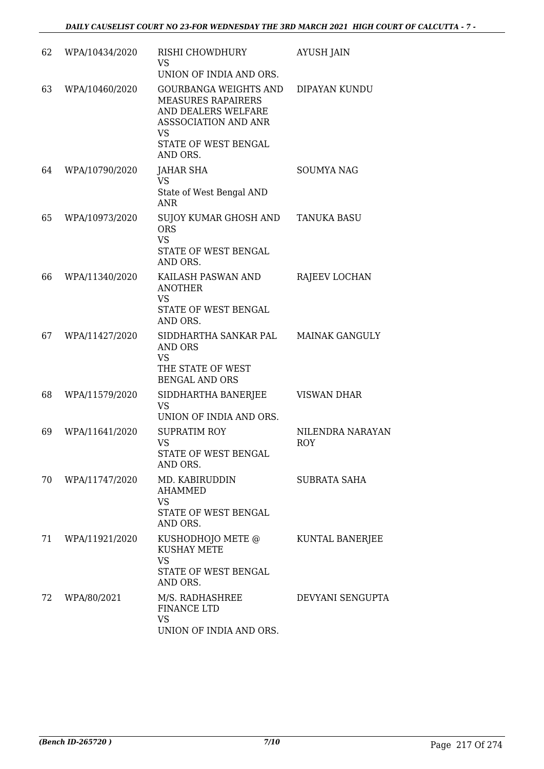| 62 | WPA/10434/2020 | RISHI CHOWDHURY<br>VS<br>UNION OF INDIA AND ORS. | AYUSH JAIN |
|---|---|---|---|
| 63 | WPA/10460/2020 | GOURBANGA WEIGHTS AND MEASURES RAPAIRERS AND DEALERS WELFARE ASSSOCIATION AND ANR<br>VS<br>STATE OF WEST BENGAL AND ORS. | DIPAYAN KUNDU |
| 64 | WPA/10790/2020 | JAHAR SHA<br>VS<br>State of West Bengal AND ANR | SOUMYA NAG |
| 65 | WPA/10973/2020 | SUJOY KUMAR GHOSH AND ORS<br>VS<br>STATE OF WEST BENGAL AND ORS. | TANUKA BASU |
| 66 | WPA/11340/2020 | KAILASH PASWAN AND ANOTHER<br>VS<br>STATE OF WEST BENGAL AND ORS. | RAJEEV LOCHAN |
| 67 | WPA/11427/2020 | SIDDHARTHA SANKAR PAL AND ORS<br>VS<br>THE STATE OF WEST BENGAL AND ORS | MAINAK GANGULY |
| 68 | WPA/11579/2020 | SIDDHARTHA BANERJEE<br>VS<br>UNION OF INDIA AND ORS. | VISWAN DHAR |
| 69 | WPA/11641/2020 | SUPRATIM ROY<br>VS<br>STATE OF WEST BENGAL AND ORS. | NILENDRA NARAYAN ROY |
| 70 | WPA/11747/2020 | MD. KABIRUDDIN AHAMMED<br>VS<br>STATE OF WEST BENGAL AND ORS. | SUBRATA SAHA |
| 71 | WPA/11921/2020 | KUSHODHOJO METE @ KUSHAY METE<br>VS<br>STATE OF WEST BENGAL AND ORS. | KUNTAL BANERJEE |
| 72 | WPA/80/2021 | M/S. RADHASHREE FINANCE LTD<br>VS<br>UNION OF INDIA AND ORS. | DEVYANI SENGUPTA |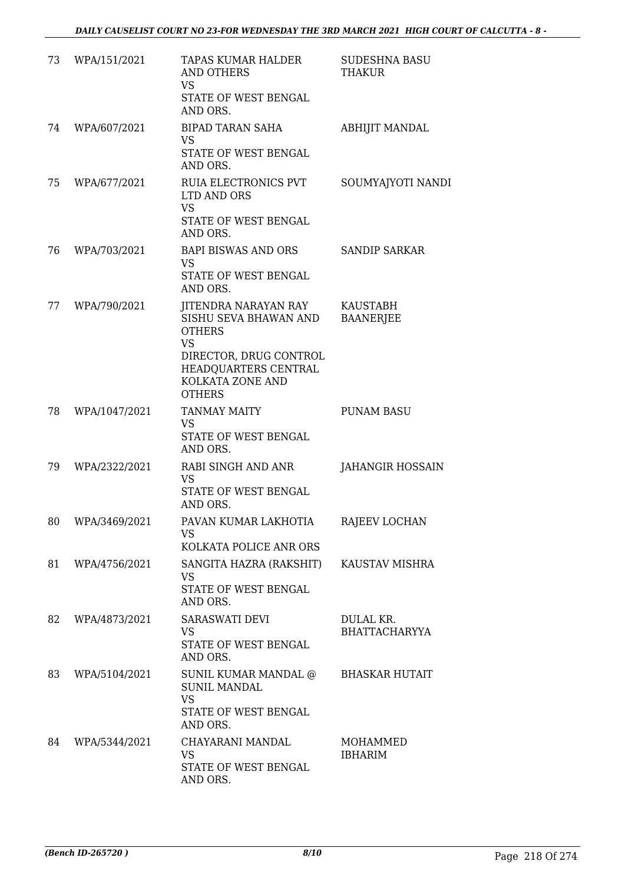| 73 | WPA/151/2021 | TAPAS KUMAR HALDER AND OTHERS<br>VS<br>STATE OF WEST BENGAL AND ORS. | SUDESHNA BASU THAKUR |
|---|---|---|---|
| 74 | WPA/607/2021 | BIPAD TARAN SAHA<br>VS<br>STATE OF WEST BENGAL AND ORS. | ABHIJIT MANDAL |
| 75 | WPA/677/2021 | RUIA ELECTRONICS PVT LTD AND ORS<br>VS<br>STATE OF WEST BENGAL AND ORS. | SOUMYAJYOTI NANDI |
| 76 | WPA/703/2021 | BAPI BISWAS AND ORS<br>VS<br>STATE OF WEST BENGAL AND ORS. | SANDIP SARKAR |
| 77 | WPA/790/2021 | JITENDRA NARAYAN RAY SISHU SEVA BHAWAN AND OTHERS<br>VS<br>DIRECTOR, DRUG CONTROL HEADQUARTERS CENTRAL KOLKATA ZONE AND OTHERS | KAUSTABH BAANERJEE |
| 78 | WPA/1047/2021 | TANMAY MAITY<br>VS<br>STATE OF WEST BENGAL AND ORS. | PUNAM BASU |
| 79 | WPA/2322/2021 | RABI SINGH AND ANR<br>VS<br>STATE OF WEST BENGAL AND ORS. | JAHANGIR HOSSAIN |
| 80 | WPA/3469/2021 | PAVAN KUMAR LAKHOTIA<br>VS<br>KOLKATA POLICE ANR ORS | RAJEEV LOCHAN |
| 81 | WPA/4756/2021 | SANGITA HAZRA (RAKSHIT)<br>VS<br>STATE OF WEST BENGAL AND ORS. | KAUSTAV MISHRA |
| 82 | WPA/4873/2021 | SARASWATI DEVI<br>VS<br>STATE OF WEST BENGAL AND ORS. | DULAL KR. BHATTACHARYYA |
| 83 | WPA/5104/2021 | SUNIL KUMAR MANDAL @ SUNIL MANDAL<br>VS<br>STATE OF WEST BENGAL AND ORS. | BHASKAR HUTAIT |
| 84 | WPA/5344/2021 | CHAYARANI MANDAL<br>VS<br>STATE OF WEST BENGAL AND ORS. | MOHAMMED IBHARIM |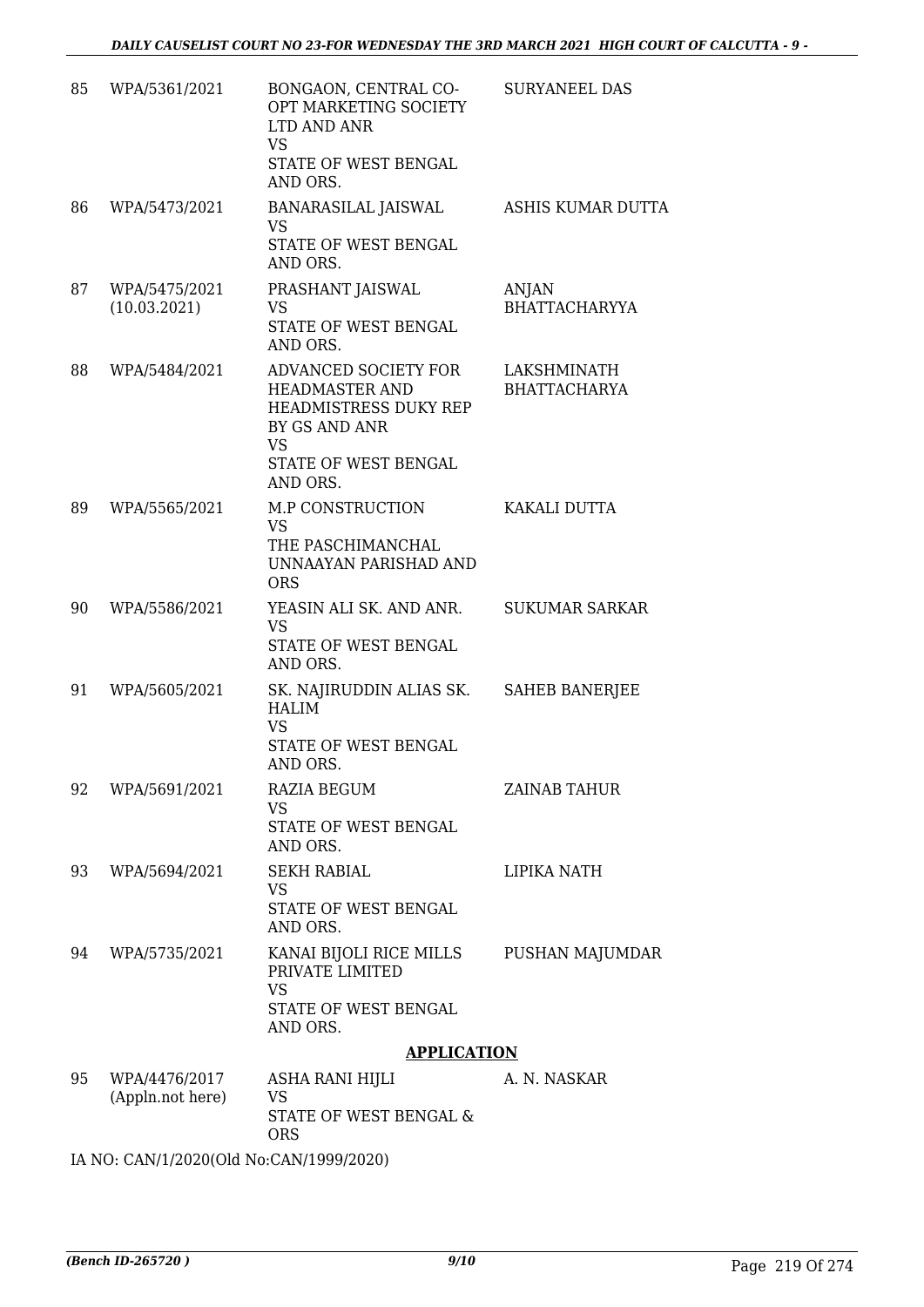| | | | |
|---|---|---|---|
| 85 | WPA/5361/2021 | BONGAON, CENTRAL CO-OPT MARKETING SOCIETY LTD AND ANR<br>VS<br>STATE OF WEST BENGAL AND ORS. | SURYANEEL DAS |
| 86 | WPA/5473/2021 | BANARASILAL JAISWAL<br>VS<br>STATE OF WEST BENGAL AND ORS. | ASHIS KUMAR DUTTA |
| 87 | WPA/5475/2021<br>(10.03.2021) | PRASHANT JAISWAL<br>VS<br>STATE OF WEST BENGAL AND ORS. | ANJAN BHATTACHARYYA |
| 88 | WPA/5484/2021 | ADVANCED SOCIETY FOR HEADMASTER AND HEADMISTRESS DUKY REP BY GS AND ANR<br>VS<br>STATE OF WEST BENGAL AND ORS. | LAKSHMINATH BHATTACHARYA |
| 89 | WPA/5565/2021 | M.P CONSTRUCTION<br>VS<br>THE PASCHIMANCHAL UNNAAYAN PARISHAD AND ORS | KAKALI DUTTA |
| 90 | WPA/5586/2021 | YEASIN ALI SK. AND ANR.<br>VS<br>STATE OF WEST BENGAL AND ORS. | SUKUMAR SARKAR |
| 91 | WPA/5605/2021 | SK. NAJIRUDDIN ALIAS SK. HALIM<br>VS<br>STATE OF WEST BENGAL AND ORS. | SAHEB BANERJEE |
| 92 | WPA/5691/2021 | RAZIA BEGUM<br>VS<br>STATE OF WEST BENGAL AND ORS. | ZAINAB TAHUR |
| 93 | WPA/5694/2021 | SEKH RABIAL<br>VS<br>STATE OF WEST BENGAL AND ORS. | LIPIKA NATH |
| 94 | WPA/5735/2021 | KANAI BIJOLI RICE MILLS PRIVATE LIMITED<br>VS<br>STATE OF WEST BENGAL AND ORS. | PUSHAN MAJUMDAR |

**APPLICATION**

| | | | |
|---|---|---|---|
| 95 | WPA/4476/2017<br>(Appln.not here) | ASHA RANI HIJLI<br>VS<br>STATE OF WEST BENGAL & ORS | A. N. NASKAR |

IA NO: CAN/1/2020(Old No:CAN/1999/2020)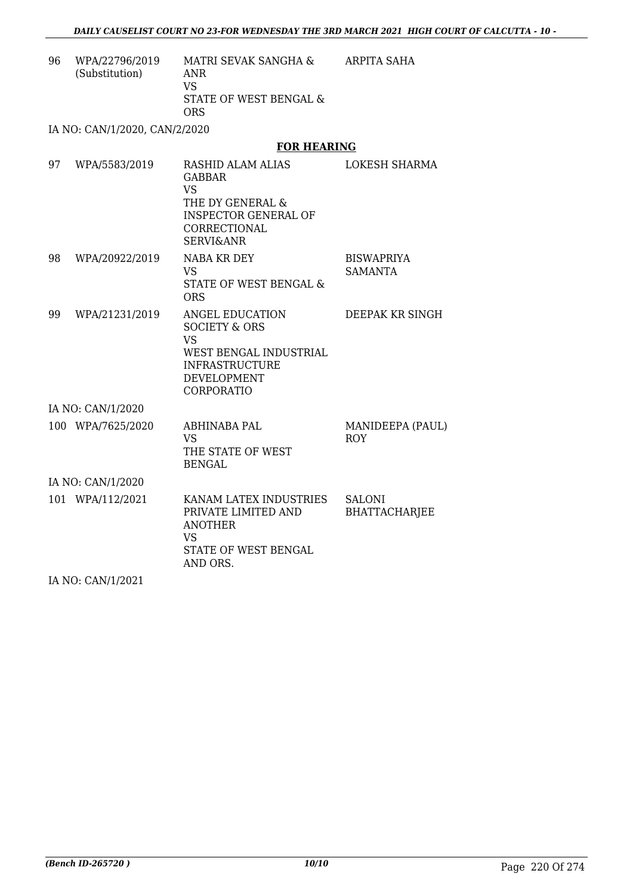| | | | |
|---|---|---|---|
| 96 | WPA/22796/2019 (Substitution) | MATRI SEVAK SANGHA & ANR VS STATE OF WEST BENGAL & ORS | ARPITA SAHA |

IA NO: CAN/1/2020, CAN/2/2020

## FOR HEARING

| | | | |
|---|---|---|---|
| 97 | WPA/5583/2019 | RASHID ALAM ALIAS GABBAR VS THE DY GENERAL & INSPECTOR GENERAL OF CORRECTIONAL SERVI&ANR | LOKESH SHARMA |
| 98 | WPA/20922/2019 | NABA KR DEY VS STATE OF WEST BENGAL & ORS | BISWAPRIYA SAMANTA |
| 99 | WPA/21231/2019 | ANGEL EDUCATION SOCIETY & ORS VS WEST BENGAL INDUSTRIAL INFRASTRUCTURE DEVELOPMENT CORPORATIO | DEEPAK KR SINGH |

IA NO: CAN/1/2020

| | | | |
|---|---|---|---|
| 100 | WPA/7625/2020 | ABHINABA PAL VS THE STATE OF WEST BENGAL | MANIDEEPA (PAUL) ROY |

IA NO: CAN/1/2020

| | | | |
|---|---|---|---|
| 101 | WPA/112/2021 | KANAM LATEX INDUSTRIES PRIVATE LIMITED AND ANOTHER VS STATE OF WEST BENGAL AND ORS. | SALONI BHATTACHARJEE |

IA NO: CAN/1/2021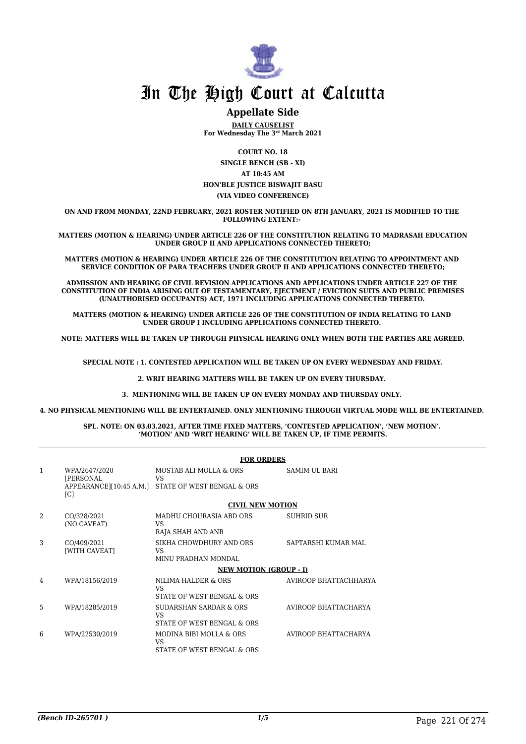# In The High Court at Calcutta

## Appellate Side

**DAILY CAUSELIST**
**For Wednesday The 3rd March 2021**

**COURT NO. 18**
**SINGLE BENCH (SB - XI)**
**AT 10:45 AM**
**HON'BLE JUSTICE BISWAJIT BASU**
**(VIA VIDEO CONFERENCE)**

**ON AND FROM MONDAY, 22ND FEBRUARY, 2021 ROSTER NOTIFIED ON 8TH JANUARY, 2021 IS MODIFIED TO THE FOLLOWING EXTENT:-**

**MATTERS (MOTION & HEARING) UNDER ARTICLE 226 OF THE CONSTITUTION RELATING TO MADRASAH EDUCATION UNDER GROUP II AND APPLICATIONS CONNECTED THERETO;**

**MATTERS (MOTION & HEARING) UNDER ARTICLE 226 OF THE CONSTITUTION RELATING TO APPOINTMENT AND SERVICE CONDITION OF PARA TEACHERS UNDER GROUP II AND APPLICATIONS CONNECTED THERETO;**

**ADMISSION AND HEARING OF CIVIL REVISION APPLICATIONS AND APPLICATIONS UNDER ARTICLE 227 OF THE CONSTITUTION OF INDIA ARISING OUT OF TESTAMENTARY, EJECTMENT / EVICTION SUITS AND PUBLIC PREMISES (UNAUTHORISED OCCUPANTS) ACT, 1971 INCLUDING APPLICATIONS CONNECTED THERETO.**

**MATTERS (MOTION & HEARING) UNDER ARTICLE 226 OF THE CONSTITUTION OF INDIA RELATING TO LAND UNDER GROUP I INCLUDING APPLICATIONS CONNECTED THERETO.**

**NOTE: MATTERS WILL BE TAKEN UP THROUGH PHYSICAL HEARING ONLY WHEN BOTH THE PARTIES ARE AGREED.**

**SPECIAL NOTE : 1. CONTESTED APPLICATION WILL BE TAKEN UP ON EVERY WEDNESDAY AND FRIDAY.**

**2. WRIT HEARING MATTERS WILL BE TAKEN UP ON EVERY THURSDAY.**

**3. MENTIONING WILL BE TAKEN UP ON EVERY MONDAY AND THURSDAY ONLY.**

**4. NO PHYSICAL MENTIONING WILL BE ENTERTAINED. ONLY MENTIONING THROUGH VIRTUAL MODE WILL BE ENTERTAINED.**

**SPL. NOTE: ON 03.03.2021, AFTER TIME FIXED MATTERS, 'CONTESTED APPLICATION', 'NEW MOTION'. 'MOTION' AND 'WRIT HEARING' WILL BE TAKEN UP, IF TIME PERMITS.**

**FOR ORDERS**

| | | | |
|---|---|---|---|
| 1 | WPA/2647/2020 [PERSONAL APPEARANCE][10:45 A.M.] [C] | MOSTAB ALI MOLLA & ORS VS STATE OF WEST BENGAL & ORS | SAMIM UL BARI |

**CIVIL NEW MOTION**

| | | | |
|---|---|---|---|
| 2 | CO/328/2021 (NO CAVEAT) | MADHU CHOURASIA ABD ORS VS RAJA SHAH AND ANR | SUHRID SUR |
| 3 | CO/409/2021 [WITH CAVEAT] | SIKHA CHOWDHURY AND ORS VS MINU PRADHAN MONDAL | SAPTARSHI KUMAR MAL |

**NEW MOTION (GROUP - I)**

| | | | |
|---|---|---|---|
| 4 | WPA/18156/2019 | NILIMA HALDER & ORS VS STATE OF WEST BENGAL & ORS | AVIROOP BHATTACHHARYA |
| 5 | WPA/18285/2019 | SUDARSHAN SARDAR & ORS VS STATE OF WEST BENGAL & ORS | AVIROOP BHATTACHARYA |
| 6 | WPA/22530/2019 | MODINA BIBI MOLLA & ORS VS STATE OF WEST BENGAL & ORS | AVIROOP BHATTACHARYA |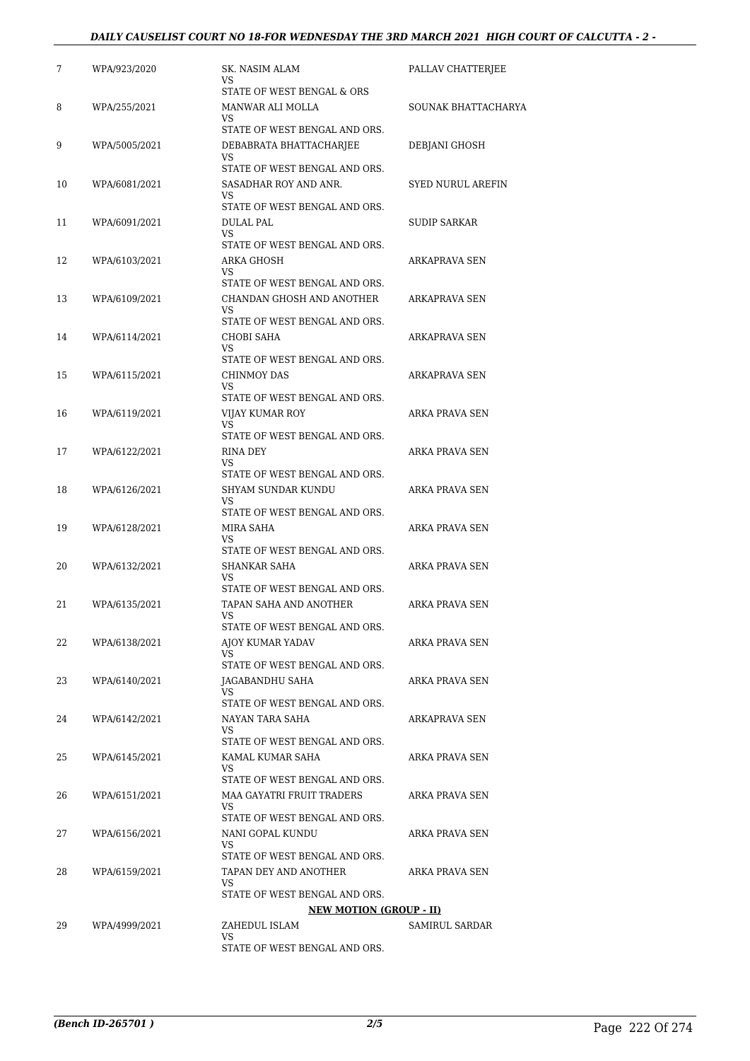| | | | |
|---|---|---|---|
| 7 | WPA/923/2020 | SK. NASIM ALAM<br>VS<br>STATE OF WEST BENGAL & ORS | PALLAV CHATTERJEE |
| 8 | WPA/255/2021 | MANWAR ALI MOLLA<br>VS<br>STATE OF WEST BENGAL AND ORS. | SOUNAK BHATTACHARYA |
| 9 | WPA/5005/2021 | DEBABRATA BHATTACHARJEE<br>VS<br>STATE OF WEST BENGAL AND ORS. | DEBJANI GHOSH |
| 10 | WPA/6081/2021 | SASADHAR ROY AND ANR.<br>VS<br>STATE OF WEST BENGAL AND ORS. | SYED NURUL AREFIN |
| 11 | WPA/6091/2021 | DULAL PAL<br>VS<br>STATE OF WEST BENGAL AND ORS. | SUDIP SARKAR |
| 12 | WPA/6103/2021 | ARKA GHOSH<br>VS<br>STATE OF WEST BENGAL AND ORS. | ARKAPRAVA SEN |
| 13 | WPA/6109/2021 | CHANDAN GHOSH AND ANOTHER<br>VS<br>STATE OF WEST BENGAL AND ORS. | ARKAPRAVA SEN |
| 14 | WPA/6114/2021 | CHOBI SAHA<br>VS<br>STATE OF WEST BENGAL AND ORS. | ARKAPRAVA SEN |
| 15 | WPA/6115/2021 | CHINMOY DAS<br>VS<br>STATE OF WEST BENGAL AND ORS. | ARKAPRAVA SEN |
| 16 | WPA/6119/2021 | VIJAY KUMAR ROY<br>VS<br>STATE OF WEST BENGAL AND ORS. | ARKA PRAVA SEN |
| 17 | WPA/6122/2021 | RINA DEY<br>VS<br>STATE OF WEST BENGAL AND ORS. | ARKA PRAVA SEN |
| 18 | WPA/6126/2021 | SHYAM SUNDAR KUNDU<br>VS<br>STATE OF WEST BENGAL AND ORS. | ARKA PRAVA SEN |
| 19 | WPA/6128/2021 | MIRA SAHA<br>VS<br>STATE OF WEST BENGAL AND ORS. | ARKA PRAVA SEN |
| 20 | WPA/6132/2021 | SHANKAR SAHA<br>VS<br>STATE OF WEST BENGAL AND ORS. | ARKA PRAVA SEN |
| 21 | WPA/6135/2021 | TAPAN SAHA AND ANOTHER<br>VS<br>STATE OF WEST BENGAL AND ORS. | ARKA PRAVA SEN |
| 22 | WPA/6138/2021 | AJOY KUMAR YADAV<br>VS<br>STATE OF WEST BENGAL AND ORS. | ARKA PRAVA SEN |
| 23 | WPA/6140/2021 | JAGABANDHU SAHA<br>VS<br>STATE OF WEST BENGAL AND ORS. | ARKA PRAVA SEN |
| 24 | WPA/6142/2021 | NAYAN TARA SAHA<br>VS<br>STATE OF WEST BENGAL AND ORS. | ARKAPRAVA SEN |
| 25 | WPA/6145/2021 | KAMAL KUMAR SAHA<br>VS<br>STATE OF WEST BENGAL AND ORS. | ARKA PRAVA SEN |
| 26 | WPA/6151/2021 | MAA GAYATRI FRUIT TRADERS<br>VS<br>STATE OF WEST BENGAL AND ORS. | ARKA PRAVA SEN |
| 27 | WPA/6156/2021 | NANI GOPAL KUNDU<br>VS<br>STATE OF WEST BENGAL AND ORS. | ARKA PRAVA SEN |
| 28 | WPA/6159/2021 | TAPAN DEY AND ANOTHER<br>VS<br>STATE OF WEST BENGAL AND ORS. | ARKA PRAVA SEN |
| | | **NEW MOTION (GROUP - II)** | |
| 29 | WPA/4999/2021 | ZAHEDUL ISLAM<br>VS<br>STATE OF WEST BENGAL AND ORS. | SAMIRUL SARDAR |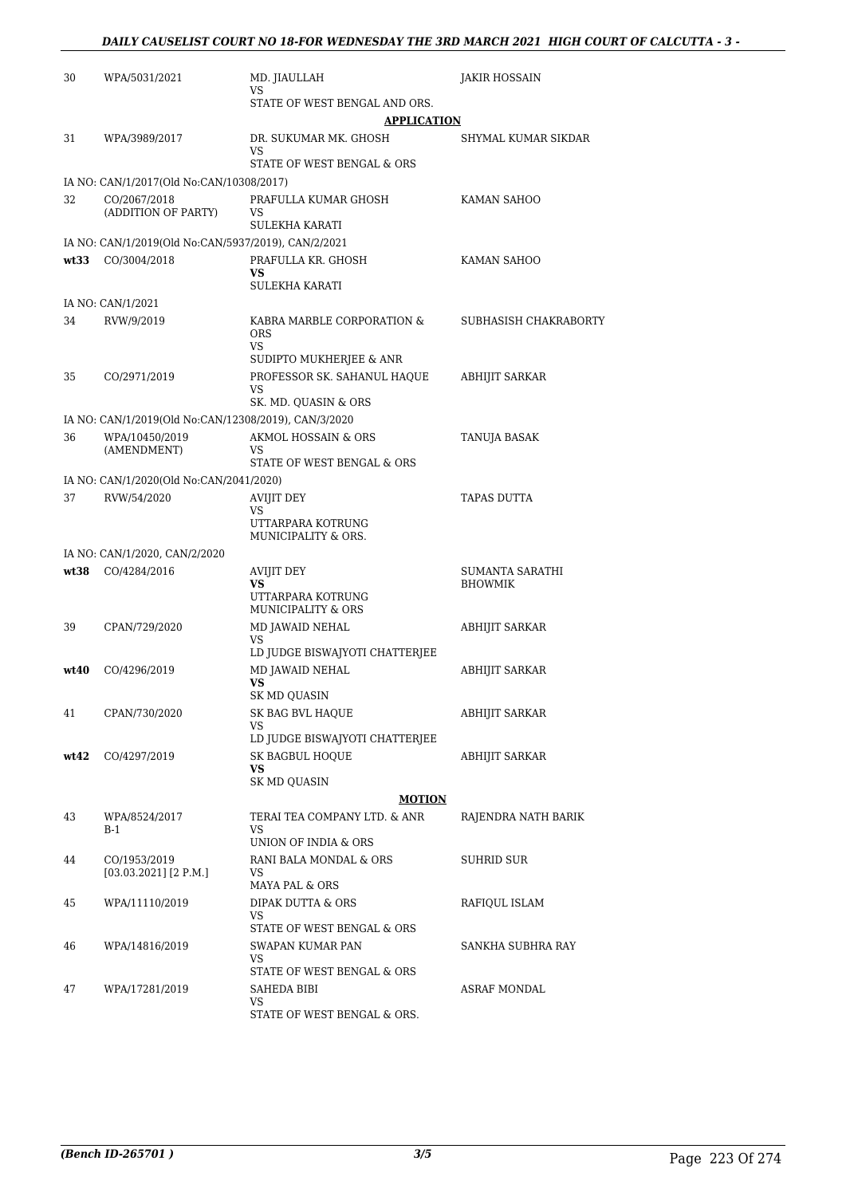| | | | |
|---|---|---|---|
| 30 | WPA/5031/2021 | MD. JIAULLAH<br>VS<br>STATE OF WEST BENGAL AND ORS. | JAKIR HOSSAIN |
| | | **APPLICATION** | |
| 31 | WPA/3989/2017 | DR. SUKUMAR MK. GHOSH<br>VS<br>STATE OF WEST BENGAL & ORS | SHYMAL KUMAR SIKDAR |
| | IA NO: CAN/1/2017(Old No:CAN/10308/2017) | | |
| 32 | CO/2067/2018<br>(ADDITION OF PARTY) | PRAFULLA KUMAR GHOSH<br>VS<br>SULEKHA KARATI | KAMAN SAHOO |
| | IA NO: CAN/1/2019(Old No:CAN/5937/2019), CAN/2/2021 | | |
| **wt33** | CO/3004/2018 | PRAFULLA KR. GHOSH<br>**VS**<br>SULEKHA KARATI | KAMAN SAHOO |
| | IA NO: CAN/1/2021 | | |
| 34 | RVW/9/2019 | KABRA MARBLE CORPORATION & ORS<br>VS<br>SUDIPTO MUKHERJEE & ANR | SUBHASISH CHAKRABORTY |
| 35 | CO/2971/2019 | PROFESSOR SK. SAHANUL HAQUE<br>VS<br>SK. MD. QUASIN & ORS | ABHIJIT SARKAR |
| | IA NO: CAN/1/2019(Old No:CAN/12308/2019), CAN/3/2020 | | |
| 36 | WPA/10450/2019<br>(AMENDMENT) | AKMOL HOSSAIN & ORS<br>VS<br>STATE OF WEST BENGAL & ORS | TANUJA BASAK |
| | IA NO: CAN/1/2020(Old No:CAN/2041/2020) | | |
| 37 | RVW/54/2020 | AVIJIT DEY<br>VS<br>UTTARPARA KOTRUNG MUNICIPALITY & ORS. | TAPAS DUTTA |
| | IA NO: CAN/1/2020, CAN/2/2020 | | |
| **wt38** | CO/4284/2016 | AVIJIT DEY<br>**VS**<br>UTTARPARA KOTRUNG MUNICIPALITY & ORS | SUMANTA SARATHI BHOWMIK |
| 39 | CPAN/729/2020 | MD JAWAID NEHAL<br>VS<br>LD JUDGE BISWAJYOTI CHATTERJEE | ABHIJIT SARKAR |
| **wt40** | CO/4296/2019 | MD JAWAID NEHAL<br>**VS**<br>SK MD QUASIN | ABHIJIT SARKAR |
| 41 | CPAN/730/2020 | SK BAG BVL HAQUE<br>VS<br>LD JUDGE BISWAJYOTI CHATTERJEE | ABHIJIT SARKAR |
| **wt42** | CO/4297/2019 | SK BAGBUL HOQUE<br>**VS**<br>SK MD QUASIN | ABHIJIT SARKAR |
| | | **MOTION** | |
| 43 | WPA/8524/2017<br>B-1 | TERAI TEA COMPANY LTD. & ANR<br>VS<br>UNION OF INDIA & ORS | RAJENDRA NATH BARIK |
| 44 | CO/1953/2019<br>[03.03.2021] [2 P.M.] | RANI BALA MONDAL & ORS<br>VS<br>MAYA PAL & ORS | SUHRID SUR |
| 45 | WPA/11110/2019 | DIPAK DUTTA & ORS<br>VS<br>STATE OF WEST BENGAL & ORS | RAFIQUL ISLAM |
| 46 | WPA/14816/2019 | SWAPAN KUMAR PAN<br>VS<br>STATE OF WEST BENGAL & ORS | SANKHA SUBHRA RAY |
| 47 | WPA/17281/2019 | SAHEDA BIBI<br>VS<br>STATE OF WEST BENGAL & ORS. | ASRAF MONDAL |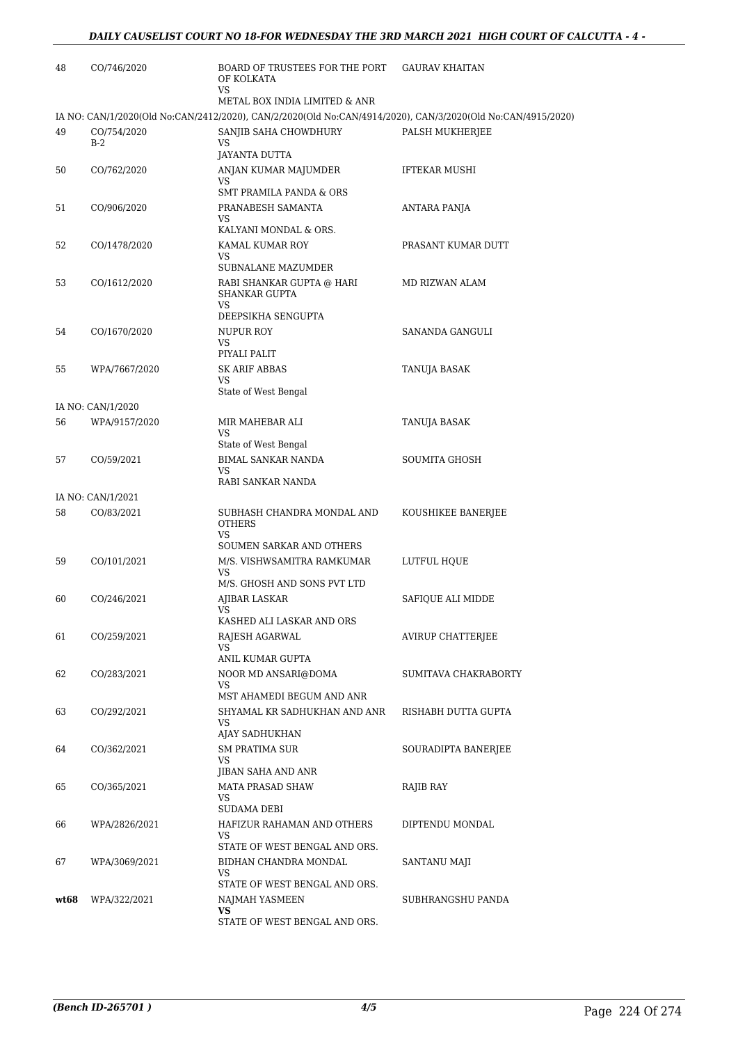| | | | |
|---|---|---|---|
| 48 | CO/746/2020 | BOARD OF TRUSTEES FOR THE PORT OF KOLKATA<br>VS<br>METAL BOX INDIA LIMITED & ANR | GAURAV KHAITAN |

IA NO: CAN/1/2020(Old No:CAN/2412/2020), CAN/2/2020(Old No:CAN/4914/2020), CAN/3/2020(Old No:CAN/4915/2020)

| | | | |
|---|---|---|---|
| 49 | CO/754/2020<br>B-2 | SANJIB SAHA CHOWDHURY<br>VS<br>JAYANTA DUTTA | PALSH MUKHERJEE |
| 50 | CO/762/2020 | ANJAN KUMAR MAJUMDER<br>VS<br>SMT PRAMILA PANDA & ORS | IFTEKAR MUSHI |
| 51 | CO/906/2020 | PRANABESH SAMANTA<br>VS<br>KALYANI MONDAL & ORS. | ANTARA PANJA |
| 52 | CO/1478/2020 | KAMAL KUMAR ROY<br>VS<br>SUBNALANE MAZUMDER | PRASANT KUMAR DUTT |
| 53 | CO/1612/2020 | RABI SHANKAR GUPTA @ HARI SHANKAR GUPTA<br>VS<br>DEEPSIKHA SENGUPTA | MD RIZWAN ALAM |
| 54 | CO/1670/2020 | NUPUR ROY<br>VS<br>PIYALI PALIT | SANANDA GANGULI |
| 55 | WPA/7667/2020 | SK ARIF ABBAS<br>VS<br>State of West Bengal | TANUJA BASAK |

IA NO: CAN/1/2020

| | | | |
|---|---|---|---|
| 56 | WPA/9157/2020 | MIR MAHEBAR ALI<br>VS<br>State of West Bengal | TANUJA BASAK |
| 57 | CO/59/2021 | BIMAL SANKAR NANDA<br>VS<br>RABI SANKAR NANDA | SOUMITA GHOSH |

IA NO: CAN/1/2021

| | | | |
|---|---|---|---|
| 58 | CO/83/2021 | SUBHASH CHANDRA MONDAL AND OTHERS<br>VS<br>SOUMEN SARKAR AND OTHERS | KOUSHIKEE BANERJEE |
| 59 | CO/101/2021 | M/S. VISHWSAMITRA RAMKUMAR<br>VS<br>M/S. GHOSH AND SONS PVT LTD | LUTFUL HQUE |
| 60 | CO/246/2021 | AJIBAR LASKAR<br>VS<br>KASHED ALI LASKAR AND ORS | SAFIQUE ALI MIDDE |
| 61 | CO/259/2021 | RAJESH AGARWAL<br>VS<br>ANIL KUMAR GUPTA | AVIRUP CHATTERJEE |
| 62 | CO/283/2021 | NOOR MD ANSARI@DOMA<br>VS<br>MST AHAMEDI BEGUM AND ANR | SUMITAVA CHAKRABORTY |
| 63 | CO/292/2021 | SHYAMAL KR SADHUKHAN AND ANR<br>VS<br>AJAY SADHUKHAN | RISHABH DUTTA GUPTA |
| 64 | CO/362/2021 | SM PRATIMA SUR<br>VS<br>JIBAN SAHA AND ANR | SOURADIPTA BANERJEE |
| 65 | CO/365/2021 | MATA PRASAD SHAW<br>VS<br>SUDAMA DEBI | RAJIB RAY |
| 66 | WPA/2826/2021 | HAFIZUR RAHAMAN AND OTHERS<br>VS<br>STATE OF WEST BENGAL AND ORS. | DIPTENDU MONDAL |
| 67 | WPA/3069/2021 | BIDHAN CHANDRA MONDAL<br>VS<br>STATE OF WEST BENGAL AND ORS. | SANTANU MAJI |
| **wt68** | WPA/322/2021 | NAJMAH YASMEEN<br>**VS**<br>STATE OF WEST BENGAL AND ORS. | SUBHRANGSHU PANDA |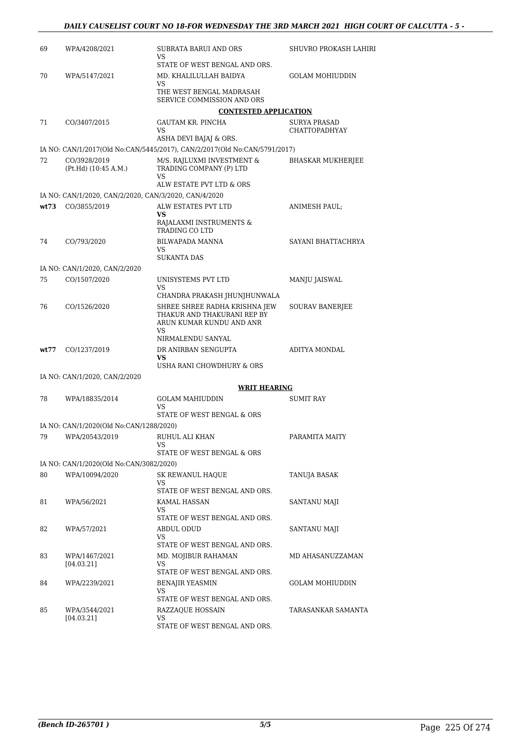| | | | |
|---|---|---|---|
| 69 | WPA/4208/2021 | SUBRATA BARUI AND ORS<br>VS<br>STATE OF WEST BENGAL AND ORS. | SHUVRO PROKASH LAHIRI |
| 70 | WPA/5147/2021 | MD. KHALILULLAH BAIDYA<br>VS<br>THE WEST BENGAL MADRASAH SERVICE COMMISSION AND ORS | GOLAM MOHIUDDIN |

**CONTESTED APPLICATION**

| | | | |
|---|---|---|---|
| 71 | CO/3407/2015 | GAUTAM KR. PINCHA<br>VS<br>ASHA DEVI BAJAJ & ORS. | SURYA PRASAD CHATTOPADHYAY |

IA NO: CAN/1/2017(Old No:CAN/5445/2017), CAN/2/2017(Old No:CAN/5791/2017)

| | | | |
|---|---|---|---|
| 72 | CO/3928/2019<br>(Pt.Hd) (10:45 A.M.) | M/S. RAJLUXMI INVESTMENT & TRADING COMPANY (P) LTD<br>VS<br>ALW ESTATE PVT LTD & ORS | BHASKAR MUKHERJEE |

IA NO: CAN/1/2020, CAN/2/2020, CAN/3/2020, CAN/4/2020

| | | | |
|---|---|---|---|
| **wt73** | CO/3855/2019 | ALW ESTATES PVT LTD<br>**VS**<br>RAJALAXMI INSTRUMENTS & TRADING CO LTD | ANIMESH PAUL; |
| 74 | CO/793/2020 | BILWAPADA MANNA<br>VS<br>SUKANTA DAS | SAYANI BHATTACHRYA |

IA NO: CAN/1/2020, CAN/2/2020

| | | | |
|---|---|---|---|
| 75 | CO/1507/2020 | UNISYSTEMS PVT LTD<br>VS<br>CHANDRA PRAKASH JHUNJHUNWALA | MANJU JAISWAL |
| 76 | CO/1526/2020 | SHREE SHREE RADHA KRISHNA JEW THAKUR AND THAKURANI REP BY ARUN KUMAR KUNDU AND ANR<br>VS<br>NIRMALENDU SANYAL | SOURAV BANERJEE |
| **wt77** | CO/1237/2019 | DR ANIRBAN SENGUPTA<br>**VS**<br>USHA RANI CHOWDHURY & ORS | ADITYA MONDAL |

IA NO: CAN/1/2020, CAN/2/2020

**WRIT HEARING**

| | | | |
|---|---|---|---|
| 78 | WPA/18835/2014 | GOLAM MAHIUDDIN<br>VS<br>STATE OF WEST BENGAL & ORS | SUMIT RAY |

IA NO: CAN/1/2020(Old No:CAN/1288/2020)

| | | | |
|---|---|---|---|
| 79 | WPA/20543/2019 | RUHUL ALI KHAN<br>VS<br>STATE OF WEST BENGAL & ORS | PARAMITA MAITY |

IA NO: CAN/1/2020(Old No:CAN/3082/2020)

| | | | |
|---|---|---|---|
| 80 | WPA/10094/2020 | SK REWANUL HAQUE<br>VS<br>STATE OF WEST BENGAL AND ORS. | TANUJA BASAK |
| 81 | WPA/56/2021 | KAMAL HASSAN<br>VS<br>STATE OF WEST BENGAL AND ORS. | SANTANU MAJI |
| 82 | WPA/57/2021 | ABDUL ODUD<br>VS<br>STATE OF WEST BENGAL AND ORS. | SANTANU MAJI |
| 83 | WPA/1467/2021<br>[04.03.21] | MD. MOJIBUR RAHAMAN<br>VS<br>STATE OF WEST BENGAL AND ORS. | MD AHASANUZZAMAN |
| 84 | WPA/2239/2021 | BENAJIR YEASMIN<br>VS<br>STATE OF WEST BENGAL AND ORS. | GOLAM MOHIUDDIN |
| 85 | WPA/3544/2021<br>[04.03.21] | RAZZAQUE HOSSAIN<br>VS<br>STATE OF WEST BENGAL AND ORS. | TARASANKAR SAMANTA |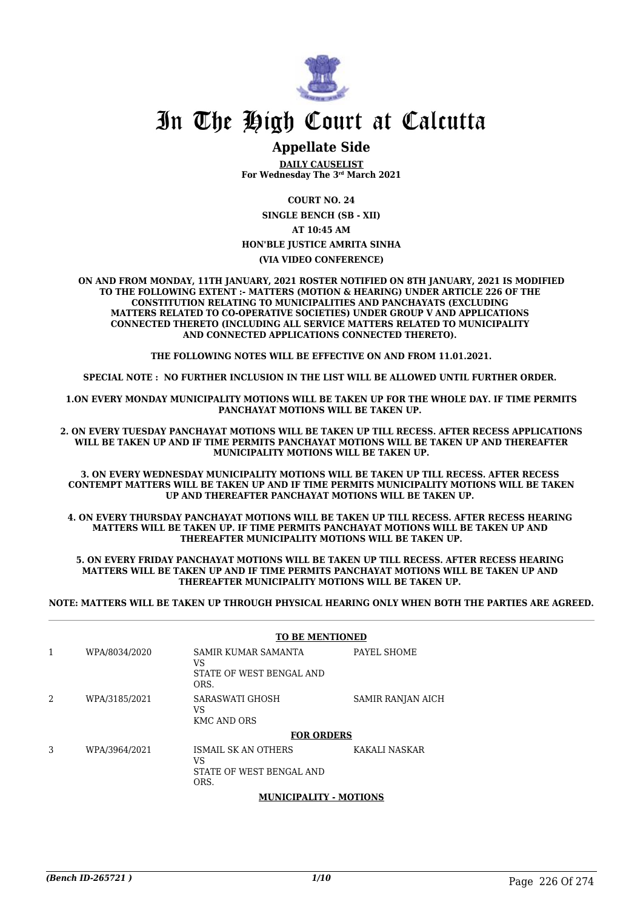# In The High Court at Calcutta

## Appellate Side

**DAILY CAUSELIST**
**For Wednesday The 3rd March 2021**

**COURT NO. 24**

**SINGLE BENCH (SB - XII)**

**AT 10:45 AM**

**HON'BLE JUSTICE AMRITA SINHA**

**(VIA VIDEO CONFERENCE)**

**ON AND FROM MONDAY, 11TH JANUARY, 2021 ROSTER NOTIFIED ON 8TH JANUARY, 2021 IS MODIFIED TO THE FOLLOWING EXTENT :- MATTERS (MOTION & HEARING) UNDER ARTICLE 226 OF THE CONSTITUTION RELATING TO MUNICIPALITIES AND PANCHAYATS (EXCLUDING MATTERS RELATED TO CO-OPERATIVE SOCIETIES) UNDER GROUP V AND APPLICATIONS CONNECTED THERETO (INCLUDING ALL SERVICE MATTERS RELATED TO MUNICIPALITY AND CONNECTED APPLICATIONS CONNECTED THERETO).**

**THE FOLLOWING NOTES WILL BE EFFECTIVE ON AND FROM 11.01.2021.**

**SPECIAL NOTE : NO FURTHER INCLUSION IN THE LIST WILL BE ALLOWED UNTIL FURTHER ORDER.**

**1.ON EVERY MONDAY MUNICIPALITY MOTIONS WILL BE TAKEN UP FOR THE WHOLE DAY. IF TIME PERMITS PANCHAYAT MOTIONS WILL BE TAKEN UP.**

**2. ON EVERY TUESDAY PANCHAYAT MOTIONS WILL BE TAKEN UP TILL RECESS. AFTER RECESS APPLICATIONS WILL BE TAKEN UP AND IF TIME PERMITS PANCHAYAT MOTIONS WILL BE TAKEN UP AND THEREAFTER MUNICIPALITY MOTIONS WILL BE TAKEN UP.**

**3. ON EVERY WEDNESDAY MUNICIPALITY MOTIONS WILL BE TAKEN UP TILL RECESS. AFTER RECESS CONTEMPT MATTERS WILL BE TAKEN UP AND IF TIME PERMITS MUNICIPALITY MOTIONS WILL BE TAKEN UP AND THEREAFTER PANCHAYAT MOTIONS WILL BE TAKEN UP.**

**4. ON EVERY THURSDAY PANCHAYAT MOTIONS WILL BE TAKEN UP TILL RECESS. AFTER RECESS HEARING MATTERS WILL BE TAKEN UP. IF TIME PERMITS PANCHAYAT MOTIONS WILL BE TAKEN UP AND THEREAFTER MUNICIPALITY MOTIONS WILL BE TAKEN UP.**

**5. ON EVERY FRIDAY PANCHAYAT MOTIONS WILL BE TAKEN UP TILL RECESS. AFTER RECESS HEARING MATTERS WILL BE TAKEN UP AND IF TIME PERMITS PANCHAYAT MOTIONS WILL BE TAKEN UP AND THEREAFTER MUNICIPALITY MOTIONS WILL BE TAKEN UP.**

**NOTE: MATTERS WILL BE TAKEN UP THROUGH PHYSICAL HEARING ONLY WHEN BOTH THE PARTIES ARE AGREED.**

**TO BE MENTIONED**

| | | | |
|---|---|---|---|
| 1 | WPA/8034/2020 | SAMIR KUMAR SAMANTA<br>VS<br>STATE OF WEST BENGAL AND ORS. | PAYEL SHOME |
| 2 | WPA/3185/2021 | SARASWATI GHOSH<br>VS<br>KMC AND ORS | SAMIR RANJAN AICH |

**FOR ORDERS**

| | | | |
|---|---|---|---|
| 3 | WPA/3964/2021 | ISMAIL SK AN OTHERS<br>VS<br>STATE OF WEST BENGAL AND ORS. | KAKALI NASKAR |

**MUNICIPALITY - MOTIONS**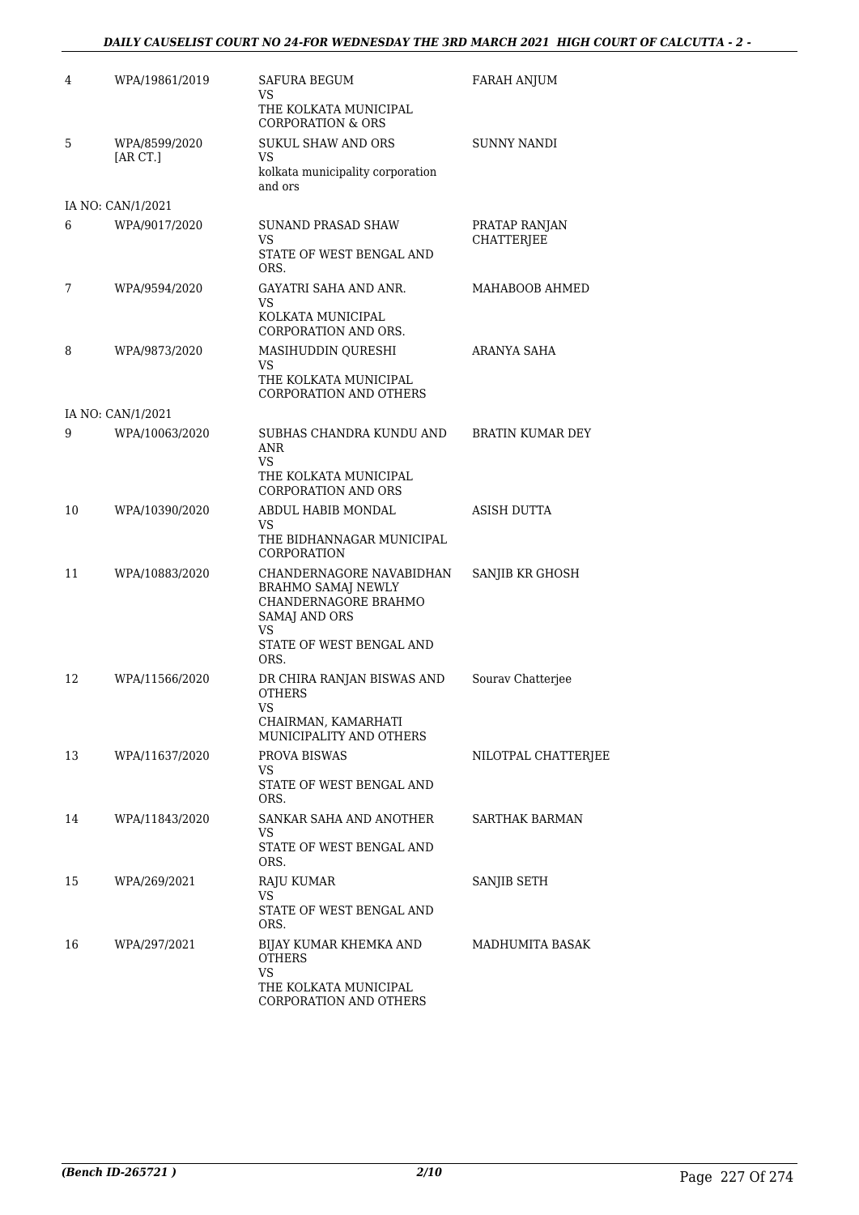| | | | |
|---|---|---|---|
| 4 | WPA/19861/2019 | SAFURA BEGUM<br>VS<br>THE KOLKATA MUNICIPAL CORPORATION & ORS | FARAH ANJUM |
| 5 | WPA/8599/2020<br>[AR CT.] | SUKUL SHAW AND ORS<br>VS<br>kolkata municipality corporation and ors | SUNNY NANDI |
| | IA NO: CAN/1/2021 | | |
| 6 | WPA/9017/2020 | SUNAND PRASAD SHAW<br>VS<br>STATE OF WEST BENGAL AND ORS. | PRATAP RANJAN CHATTERJEE |
| 7 | WPA/9594/2020 | GAYATRI SAHA AND ANR.<br>VS<br>KOLKATA MUNICIPAL CORPORATION AND ORS. | MAHABOOB AHMED |
| 8 | WPA/9873/2020 | MASIHUDDIN QURESHI<br>VS<br>THE KOLKATA MUNICIPAL CORPORATION AND OTHERS | ARANYA SAHA |
| | IA NO: CAN/1/2021 | | |
| 9 | WPA/10063/2020 | SUBHAS CHANDRA KUNDU AND ANR<br>VS<br>THE KOLKATA MUNICIPAL CORPORATION AND ORS | BRATIN KUMAR DEY |
| 10 | WPA/10390/2020 | ABDUL HABIB MONDAL<br>VS<br>THE BIDHANNAGAR MUNICIPAL CORPORATION | ASISH DUTTA |
| 11 | WPA/10883/2020 | CHANDERNAGORE NAVABIDHAN BRAHMO SAMAJ NEWLY CHANDERNAGORE BRAHMO SAMAJ AND ORS<br>VS<br>STATE OF WEST BENGAL AND ORS. | SANJIB KR GHOSH |
| 12 | WPA/11566/2020 | DR CHIRA RANJAN BISWAS AND OTHERS<br>VS<br>CHAIRMAN, KAMARHATI MUNICIPALITY AND OTHERS | Sourav Chatterjee |
| 13 | WPA/11637/2020 | PROVA BISWAS<br>VS<br>STATE OF WEST BENGAL AND ORS. | NILOTPAL CHATTERJEE |
| 14 | WPA/11843/2020 | SANKAR SAHA AND ANOTHER<br>VS<br>STATE OF WEST BENGAL AND ORS. | SARTHAK BARMAN |
| 15 | WPA/269/2021 | RAJU KUMAR<br>VS<br>STATE OF WEST BENGAL AND ORS. | SANJIB SETH |
| 16 | WPA/297/2021 | BIJAY KUMAR KHEMKA AND OTHERS<br>VS<br>THE KOLKATA MUNICIPAL CORPORATION AND OTHERS | MADHUMITA BASAK |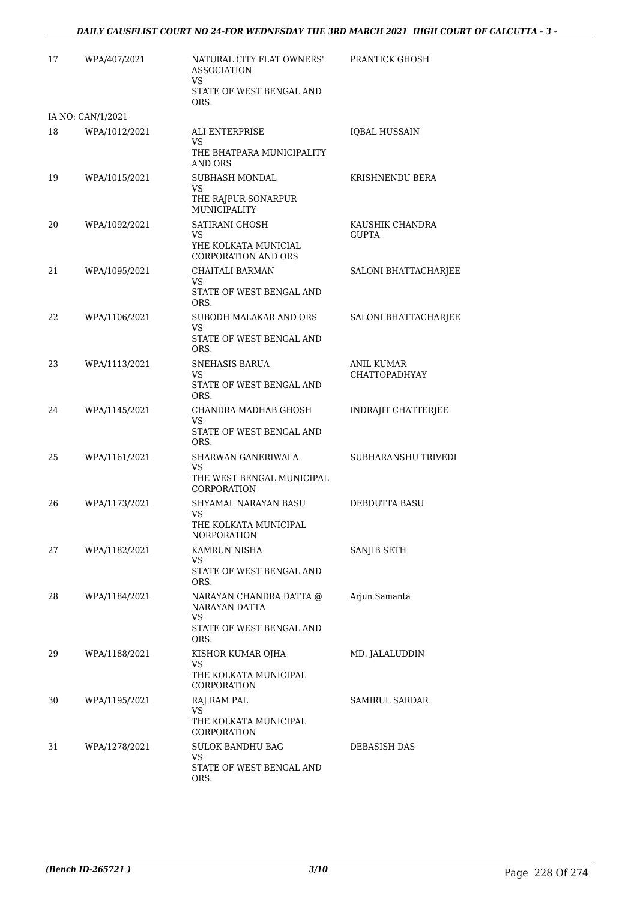| | | | |
|---|---|---|---|
| 17 | WPA/407/2021 | NATURAL CITY FLAT OWNERS' ASSOCIATION<br>VS<br>STATE OF WEST BENGAL AND ORS. | PRANTICK GHOSH |
| | IA NO: CAN/1/2021 | | |
| 18 | WPA/1012/2021 | ALI ENTERPRISE<br>VS<br>THE BHATPARA MUNICIPALITY AND ORS | IQBAL HUSSAIN |
| 19 | WPA/1015/2021 | SUBHASH MONDAL<br>VS<br>THE RAJPUR SONARPUR MUNICIPALITY | KRISHNENDU BERA |
| 20 | WPA/1092/2021 | SATIRANI GHOSH<br>VS<br>YHE KOLKATA MUNICIAL CORPORATION AND ORS | KAUSHIK CHANDRA GUPTA |
| 21 | WPA/1095/2021 | CHAITALI BARMAN<br>VS<br>STATE OF WEST BENGAL AND ORS. | SALONI BHATTACHARJEE |
| 22 | WPA/1106/2021 | SUBODH MALAKAR AND ORS<br>VS<br>STATE OF WEST BENGAL AND ORS. | SALONI BHATTACHARJEE |
| 23 | WPA/1113/2021 | SNEHASIS BARUA<br>VS<br>STATE OF WEST BENGAL AND ORS. | ANIL KUMAR CHATTOPADHYAY |
| 24 | WPA/1145/2021 | CHANDRA MADHAB GHOSH<br>VS<br>STATE OF WEST BENGAL AND ORS. | INDRAJIT CHATTERJEE |
| 25 | WPA/1161/2021 | SHARWAN GANERIWALA<br>VS<br>THE WEST BENGAL MUNICIPAL CORPORATION | SUBHARANSHU TRIVEDI |
| 26 | WPA/1173/2021 | SHYAMAL NARAYAN BASU<br>VS<br>THE KOLKATA MUNICIPAL NORPORATION | DEBDUTTA BASU |
| 27 | WPA/1182/2021 | KAMRUN NISHA<br>VS<br>STATE OF WEST BENGAL AND ORS. | SANJIB SETH |
| 28 | WPA/1184/2021 | NARAYAN CHANDRA DATTA @ NARAYAN DATTA<br>VS<br>STATE OF WEST BENGAL AND ORS. | Arjun Samanta |
| 29 | WPA/1188/2021 | KISHOR KUMAR OJHA<br>VS<br>THE KOLKATA MUNICIPAL CORPORATION | MD. JALALUDDIN |
| 30 | WPA/1195/2021 | RAJ RAM PAL<br>VS<br>THE KOLKATA MUNICIPAL CORPORATION | SAMIRUL SARDAR |
| 31 | WPA/1278/2021 | SULOK BANDHU BAG<br>VS<br>STATE OF WEST BENGAL AND ORS. | DEBASISH DAS |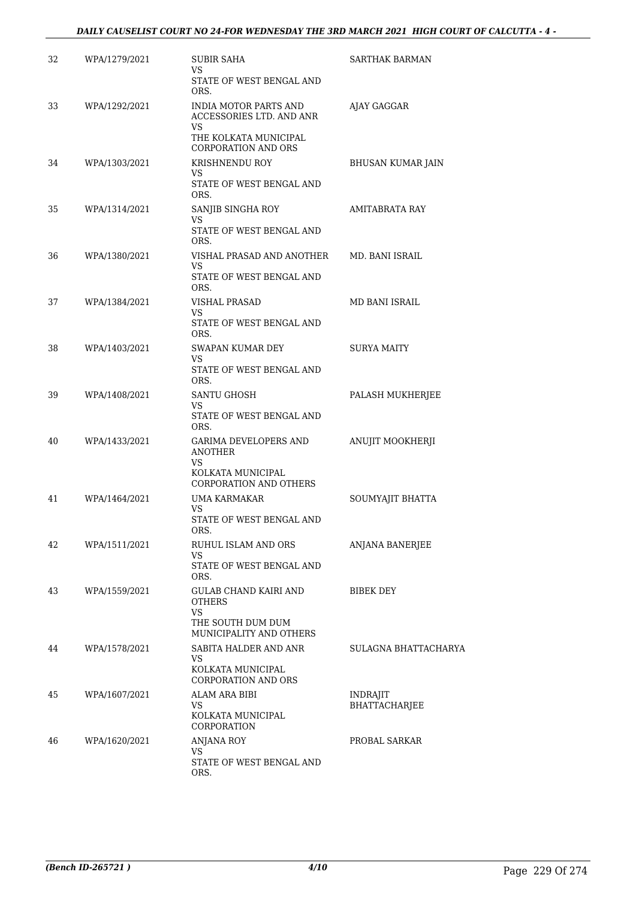| 32 | WPA/1279/2021 | SUBIR SAHA<br>VS<br>STATE OF WEST BENGAL AND ORS. | SARTHAK BARMAN |
|---|---|---|---|
| 33 | WPA/1292/2021 | INDIA MOTOR PARTS AND ACCESSORIES LTD. AND ANR<br>VS<br>THE KOLKATA MUNICIPAL CORPORATION AND ORS | AJAY GAGGAR |
| 34 | WPA/1303/2021 | KRISHNENDU ROY<br>VS<br>STATE OF WEST BENGAL AND ORS. | BHUSAN KUMAR JAIN |
| 35 | WPA/1314/2021 | SANJIB SINGHA ROY<br>VS<br>STATE OF WEST BENGAL AND ORS. | AMITABRATA RAY |
| 36 | WPA/1380/2021 | VISHAL PRASAD AND ANOTHER<br>VS<br>STATE OF WEST BENGAL AND ORS. | MD. BANI ISRAIL |
| 37 | WPA/1384/2021 | VISHAL PRASAD<br>VS<br>STATE OF WEST BENGAL AND ORS. | MD BANI ISRAIL |
| 38 | WPA/1403/2021 | SWAPAN KUMAR DEY<br>VS<br>STATE OF WEST BENGAL AND ORS. | SURYA MAITY |
| 39 | WPA/1408/2021 | SANTU GHOSH<br>VS<br>STATE OF WEST BENGAL AND ORS. | PALASH MUKHERJEE |
| 40 | WPA/1433/2021 | GARIMA DEVELOPERS AND ANOTHER<br>VS<br>KOLKATA MUNICIPAL CORPORATION AND OTHERS | ANUJIT MOOKHERJI |
| 41 | WPA/1464/2021 | UMA KARMAKAR<br>VS<br>STATE OF WEST BENGAL AND ORS. | SOUMYAJIT BHATTA |
| 42 | WPA/1511/2021 | RUHUL ISLAM AND ORS<br>VS<br>STATE OF WEST BENGAL AND ORS. | ANJANA BANERJEE |
| 43 | WPA/1559/2021 | GULAB CHAND KAIRI AND OTHERS<br>VS<br>THE SOUTH DUM DUM MUNICIPALITY AND OTHERS | BIBEK DEY |
| 44 | WPA/1578/2021 | SABITA HALDER AND ANR<br>VS<br>KOLKATA MUNICIPAL CORPORATION AND ORS | SULAGNA BHATTACHARYA |
| 45 | WPA/1607/2021 | ALAM ARA BIBI<br>VS<br>KOLKATA MUNICIPAL CORPORATION | INDRAJIT BHATTACHARJEE |
| 46 | WPA/1620/2021 | ANJANA ROY<br>VS<br>STATE OF WEST BENGAL AND ORS. | PROBAL SARKAR |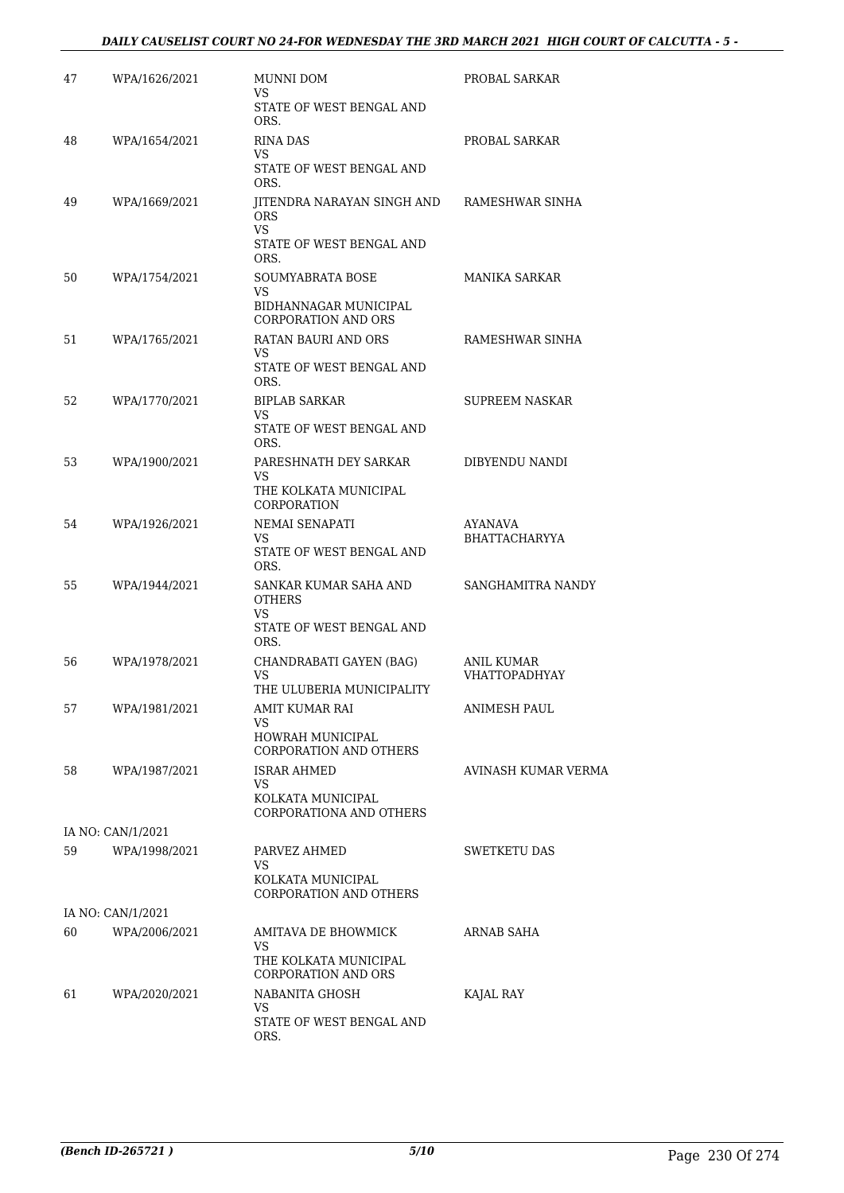| | | | |
|---|---|---|---|
| 47 | WPA/1626/2021 | MUNNI DOM<br>VS<br>STATE OF WEST BENGAL AND ORS. | PROBAL SARKAR |
| 48 | WPA/1654/2021 | RINA DAS<br>VS<br>STATE OF WEST BENGAL AND ORS. | PROBAL SARKAR |
| 49 | WPA/1669/2021 | JITENDRA NARAYAN SINGH AND ORS<br>VS<br>STATE OF WEST BENGAL AND ORS. | RAMESHWAR SINHA |
| 50 | WPA/1754/2021 | SOUMYABRATA BOSE<br>VS<br>BIDHANNAGAR MUNICIPAL CORPORATION AND ORS | MANIKA SARKAR |
| 51 | WPA/1765/2021 | RATAN BAURI AND ORS<br>VS<br>STATE OF WEST BENGAL AND ORS. | RAMESHWAR SINHA |
| 52 | WPA/1770/2021 | BIPLAB SARKAR<br>VS<br>STATE OF WEST BENGAL AND ORS. | SUPREEM NASKAR |
| 53 | WPA/1900/2021 | PARESHNATH DEY SARKAR<br>VS<br>THE KOLKATA MUNICIPAL CORPORATION | DIBYENDU NANDI |
| 54 | WPA/1926/2021 | NEMAI SENAPATI<br>VS<br>STATE OF WEST BENGAL AND ORS. | AYANAVA BHATTACHARYYA |
| 55 | WPA/1944/2021 | SANKAR KUMAR SAHA AND OTHERS<br>VS<br>STATE OF WEST BENGAL AND ORS. | SANGHAMITRA NANDY |
| 56 | WPA/1978/2021 | CHANDRABATI GAYEN (BAG)<br>VS<br>THE ULUBERIA MUNICIPALITY | ANIL KUMAR VHATTOPADHYAY |
| 57 | WPA/1981/2021 | AMIT KUMAR RAI<br>VS<br>HOWRAH MUNICIPAL CORPORATION AND OTHERS | ANIMESH PAUL |
| 58 | WPA/1987/2021 | ISRAR AHMED<br>VS<br>KOLKATA MUNICIPAL CORPORATIONA AND OTHERS | AVINASH KUMAR VERMA |
| | IA NO: CAN/1/2021 | | |
| 59 | WPA/1998/2021 | PARVEZ AHMED<br>VS<br>KOLKATA MUNICIPAL CORPORATION AND OTHERS | SWETKETU DAS |
| | IA NO: CAN/1/2021 | | |
| 60 | WPA/2006/2021 | AMITAVA DE BHOWMICK<br>VS<br>THE KOLKATA MUNICIPAL CORPORATION AND ORS | ARNAB SAHA |
| 61 | WPA/2020/2021 | NABANITA GHOSH<br>VS<br>STATE OF WEST BENGAL AND ORS. | KAJAL RAY |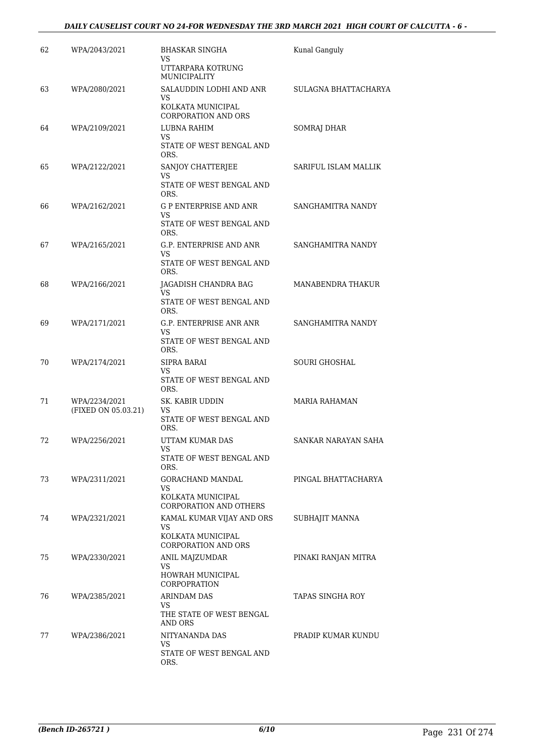| | | | |
|---|---|---|---|
| 62 | WPA/2043/2021 | BHASKAR SINGHA<br>VS<br>UTTARPARA KOTRUNG MUNICIPALITY | Kunal Ganguly |
| 63 | WPA/2080/2021 | SALAUDDIN LODHI AND ANR<br>VS<br>KOLKATA MUNICIPAL CORPORATION AND ORS | SULAGNA BHATTACHARYA |
| 64 | WPA/2109/2021 | LUBNA RAHIM<br>VS<br>STATE OF WEST BENGAL AND ORS. | SOMRAJ DHAR |
| 65 | WPA/2122/2021 | SANJOY CHATTERJEE<br>VS<br>STATE OF WEST BENGAL AND ORS. | SARIFUL ISLAM MALLIK |
| 66 | WPA/2162/2021 | G P ENTERPRISE AND ANR<br>VS<br>STATE OF WEST BENGAL AND ORS. | SANGHAMITRA NANDY |
| 67 | WPA/2165/2021 | G.P. ENTERPRISE AND ANR<br>VS<br>STATE OF WEST BENGAL AND ORS. | SANGHAMITRA NANDY |
| 68 | WPA/2166/2021 | JAGADISH CHANDRA BAG<br>VS<br>STATE OF WEST BENGAL AND ORS. | MANABENDRA THAKUR |
| 69 | WPA/2171/2021 | G.P. ENTERPRISE ANR ANR<br>VS<br>STATE OF WEST BENGAL AND ORS. | SANGHAMITRA NANDY |
| 70 | WPA/2174/2021 | SIPRA BARAI<br>VS<br>STATE OF WEST BENGAL AND ORS. | SOURI GHOSHAL |
| 71 | WPA/2234/2021<br>(FIXED ON 05.03.21) | SK. KABIR UDDIN<br>VS<br>STATE OF WEST BENGAL AND ORS. | MARIA RAHAMAN |
| 72 | WPA/2256/2021 | UTTAM KUMAR DAS<br>VS<br>STATE OF WEST BENGAL AND ORS. | SANKAR NARAYAN SAHA |
| 73 | WPA/2311/2021 | GORACHAND MANDAL<br>VS<br>KOLKATA MUNICIPAL CORPORATION AND OTHERS | PINGAL BHATTACHARYA |
| 74 | WPA/2321/2021 | KAMAL KUMAR VIJAY AND ORS<br>VS<br>KOLKATA MUNICIPAL CORPORATION AND ORS | SUBHAJIT MANNA |
| 75 | WPA/2330/2021 | ANIL MAJZUMDAR<br>VS<br>HOWRAH MUNICIPAL CORPOPRATION | PINAKI RANJAN MITRA |
| 76 | WPA/2385/2021 | ARINDAM DAS<br>VS<br>THE STATE OF WEST BENGAL AND ORS | TAPAS SINGHA ROY |
| 77 | WPA/2386/2021 | NITYANANDA DAS<br>VS<br>STATE OF WEST BENGAL AND ORS. | PRADIP KUMAR KUNDU |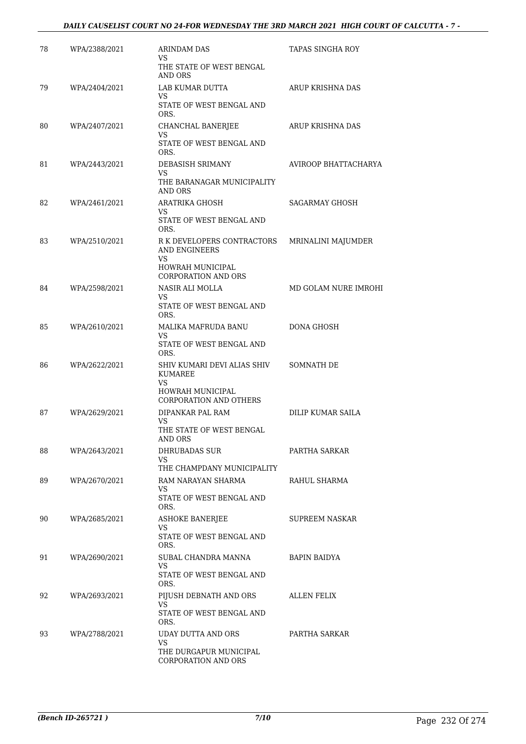| | | | |
|---|---|---|---|
| 78 | WPA/2388/2021 | ARINDAM DAS<br>VS<br>THE STATE OF WEST BENGAL AND ORS | TAPAS SINGHA ROY |
| 79 | WPA/2404/2021 | LAB KUMAR DUTTA<br>VS<br>STATE OF WEST BENGAL AND ORS. | ARUP KRISHNA DAS |
| 80 | WPA/2407/2021 | CHANCHAL BANERJEE<br>VS<br>STATE OF WEST BENGAL AND ORS. | ARUP KRISHNA DAS |
| 81 | WPA/2443/2021 | DEBASISH SRIMANY<br>VS<br>THE BARANAGAR MUNICIPALITY AND ORS | AVIROOP BHATTACHARYA |
| 82 | WPA/2461/2021 | ARATRIKA GHOSH<br>VS<br>STATE OF WEST BENGAL AND ORS. | SAGARMAY GHOSH |
| 83 | WPA/2510/2021 | R K DEVELOPERS CONTRACTORS AND ENGINEERS<br>VS<br>HOWRAH MUNICIPAL CORPORATION AND ORS | MRINALINI MAJUMDER |
| 84 | WPA/2598/2021 | NASIR ALI MOLLA<br>VS<br>STATE OF WEST BENGAL AND ORS. | MD GOLAM NURE IMROHI |
| 85 | WPA/2610/2021 | MALIKA MAFRUDA BANU<br>VS<br>STATE OF WEST BENGAL AND ORS. | DONA GHOSH |
| 86 | WPA/2622/2021 | SHIV KUMARI DEVI ALIAS SHIV KUMAREE<br>VS<br>HOWRAH MUNICIPAL CORPORATION AND OTHERS | SOMNATH DE |
| 87 | WPA/2629/2021 | DIPANKAR PAL RAM<br>VS<br>THE STATE OF WEST BENGAL AND ORS | DILIP KUMAR SAILA |
| 88 | WPA/2643/2021 | DHRUBADAS SUR<br>VS<br>THE CHAMPDANY MUNICIPALITY | PARTHA SARKAR |
| 89 | WPA/2670/2021 | RAM NARAYAN SHARMA<br>VS<br>STATE OF WEST BENGAL AND ORS. | RAHUL SHARMA |
| 90 | WPA/2685/2021 | ASHOKE BANERJEE<br>VS<br>STATE OF WEST BENGAL AND ORS. | SUPREEM NASKAR |
| 91 | WPA/2690/2021 | SUBAL CHANDRA MANNA<br>VS<br>STATE OF WEST BENGAL AND ORS. | BAPIN BAIDYA |
| 92 | WPA/2693/2021 | PIJUSH DEBNATH AND ORS<br>VS<br>STATE OF WEST BENGAL AND ORS. | ALLEN FELIX |
| 93 | WPA/2788/2021 | UDAY DUTTA AND ORS<br>VS<br>THE DURGAPUR MUNICIPAL CORPORATION AND ORS | PARTHA SARKAR |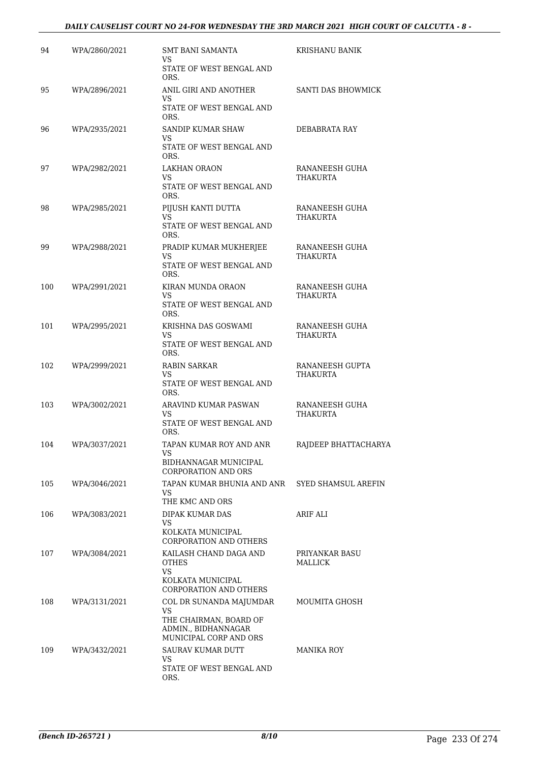| 94 | WPA/2860/2021 | SMT BANI SAMANTA<br>VS<br>STATE OF WEST BENGAL AND ORS. | KRISHANU BANIK |
|---|---|---|---|
| 95 | WPA/2896/2021 | ANIL GIRI AND ANOTHER<br>VS<br>STATE OF WEST BENGAL AND ORS. | SANTI DAS BHOWMICK |
| 96 | WPA/2935/2021 | SANDIP KUMAR SHAW<br>VS<br>STATE OF WEST BENGAL AND ORS. | DEBABRATA RAY |
| 97 | WPA/2982/2021 | LAKHAN ORAON<br>VS<br>STATE OF WEST BENGAL AND ORS. | RANANEESH GUHA THAKURTA |
| 98 | WPA/2985/2021 | PIJUSH KANTI DUTTA<br>VS<br>STATE OF WEST BENGAL AND ORS. | RANANEESH GUHA THAKURTA |
| 99 | WPA/2988/2021 | PRADIP KUMAR MUKHERJEE<br>VS<br>STATE OF WEST BENGAL AND ORS. | RANANEESH GUHA THAKURTA |
| 100 | WPA/2991/2021 | KIRAN MUNDA ORAON<br>VS<br>STATE OF WEST BENGAL AND ORS. | RANANEESH GUHA THAKURTA |
| 101 | WPA/2995/2021 | KRISHNA DAS GOSWAMI<br>VS<br>STATE OF WEST BENGAL AND ORS. | RANANEESH GUHA THAKURTA |
| 102 | WPA/2999/2021 | RABIN SARKAR<br>VS<br>STATE OF WEST BENGAL AND ORS. | RANANEESH GUPTA THAKURTA |
| 103 | WPA/3002/2021 | ARAVIND KUMAR PASWAN<br>VS<br>STATE OF WEST BENGAL AND ORS. | RANANEESH GUHA THAKURTA |
| 104 | WPA/3037/2021 | TAPAN KUMAR ROY AND ANR<br>VS<br>BIDHANNAGAR MUNICIPAL CORPORATION AND ORS | RAJDEEP BHATTACHARYA |
| 105 | WPA/3046/2021 | TAPAN KUMAR BHUNIA AND ANR<br>VS<br>THE KMC AND ORS | SYED SHAMSUL AREFIN |
| 106 | WPA/3083/2021 | DIPAK KUMAR DAS<br>VS<br>KOLKATA MUNICIPAL CORPORATION AND OTHERS | ARIF ALI |
| 107 | WPA/3084/2021 | KAILASH CHAND DAGA AND OTHES<br>VS<br>KOLKATA MUNICIPAL CORPORATION AND OTHERS | PRIYANKAR BASU MALLICK |
| 108 | WPA/3131/2021 | COL DR SUNANDA MAJUMDAR<br>VS<br>THE CHAIRMAN, BOARD OF ADMIN., BIDHANNAGAR MUNICIPAL CORP AND ORS | MOUMITA GHOSH |
| 109 | WPA/3432/2021 | SAURAV KUMAR DUTT<br>VS<br>STATE OF WEST BENGAL AND ORS. | MANIKA ROY |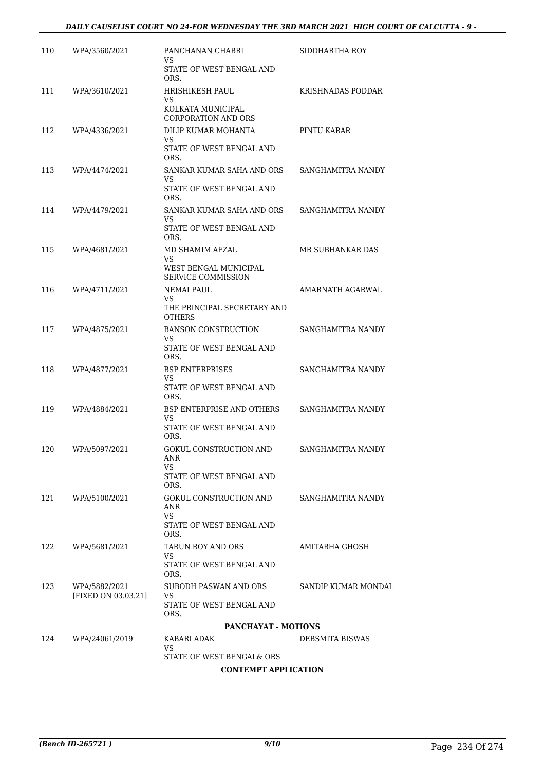| | | | |
|---|---|---|---|
| 110 | WPA/3560/2021 | PANCHANAN CHABRI<br>VS<br>STATE OF WEST BENGAL AND ORS. | SIDDHARTHA ROY |
| 111 | WPA/3610/2021 | HRISHIKESH PAUL<br>VS<br>KOLKATA MUNICIPAL CORPORATION AND ORS | KRISHNADAS PODDAR |
| 112 | WPA/4336/2021 | DILIP KUMAR MOHANTA<br>VS<br>STATE OF WEST BENGAL AND ORS. | PINTU KARAR |
| 113 | WPA/4474/2021 | SANKAR KUMAR SAHA AND ORS<br>VS<br>STATE OF WEST BENGAL AND ORS. | SANGHAMITRA NANDY |
| 114 | WPA/4479/2021 | SANKAR KUMAR SAHA AND ORS<br>VS<br>STATE OF WEST BENGAL AND ORS. | SANGHAMITRA NANDY |
| 115 | WPA/4681/2021 | MD SHAMIM AFZAL<br>VS<br>WEST BENGAL MUNICIPAL SERVICE COMMISSION | MR SUBHANKAR DAS |
| 116 | WPA/4711/2021 | NEMAI PAUL<br>VS<br>THE PRINCIPAL SECRETARY AND OTHERS | AMARNATH AGARWAL |
| 117 | WPA/4875/2021 | BANSON CONSTRUCTION<br>VS<br>STATE OF WEST BENGAL AND ORS. | SANGHAMITRA NANDY |
| 118 | WPA/4877/2021 | BSP ENTERPRISES<br>VS<br>STATE OF WEST BENGAL AND ORS. | SANGHAMITRA NANDY |
| 119 | WPA/4884/2021 | BSP ENTERPRISE AND OTHERS<br>VS<br>STATE OF WEST BENGAL AND ORS. | SANGHAMITRA NANDY |
| 120 | WPA/5097/2021 | GOKUL CONSTRUCTION AND ANR<br>VS<br>STATE OF WEST BENGAL AND ORS. | SANGHAMITRA NANDY |
| 121 | WPA/5100/2021 | GOKUL CONSTRUCTION AND ANR<br>VS<br>STATE OF WEST BENGAL AND ORS. | SANGHAMITRA NANDY |
| 122 | WPA/5681/2021 | TARUN ROY AND ORS<br>VS<br>STATE OF WEST BENGAL AND ORS. | AMITABHA GHOSH |
| 123 | WPA/5882/2021<br>[FIXED ON 03.03.21] | SUBODH PASWAN AND ORS<br>VS<br>STATE OF WEST BENGAL AND ORS. | SANDIP KUMAR MONDAL |

**PANCHAYAT - MOTIONS**

| | | | |
|---|---|---|---|
| 124 | WPA/24061/2019 | KABARI ADAK<br>VS<br>STATE OF WEST BENGAL& ORS | DEBSMITA BISWAS |

**CONTEMPT APPLICATION**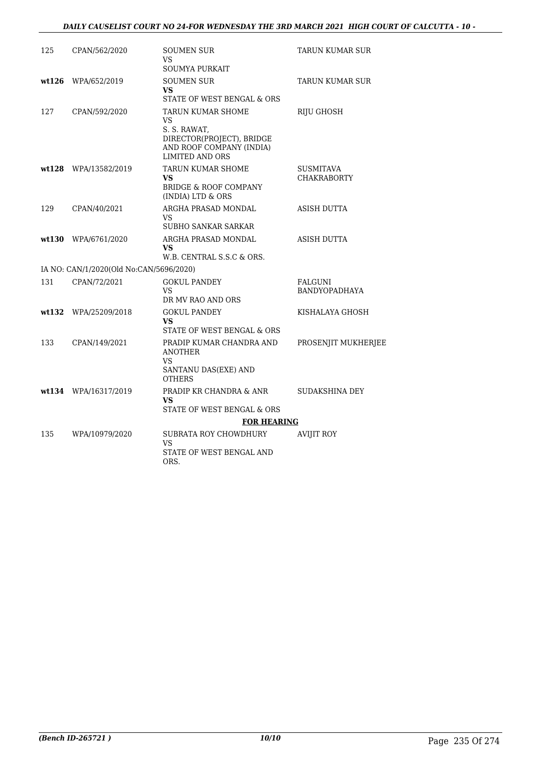| | | | |
|---|---|---|---|
| 125 | CPAN/562/2020 | SOUMEN SUR<br>VS<br>SOUMYA PURKAIT | TARUN KUMAR SUR |
| wt126 | WPA/652/2019 | SOUMEN SUR<br>**VS**<br>STATE OF WEST BENGAL & ORS | TARUN KUMAR SUR |
| 127 | CPAN/592/2020 | TARUN KUMAR SHOME<br>VS<br>S. S. RAWAT, DIRECTOR(PROJECT), BRIDGE AND ROOF COMPANY (INDIA) LIMITED AND ORS | RIJU GHOSH |
| wt128 | WPA/13582/2019 | TARUN KUMAR SHOME<br>**VS**<br>BRIDGE & ROOF COMPANY (INDIA) LTD & ORS | SUSMITAVA CHAKRABORTY |
| 129 | CPAN/40/2021 | ARGHA PRASAD MONDAL<br>VS<br>SUBHO SANKAR SARKAR | ASISH DUTTA |
| wt130 | WPA/6761/2020 | ARGHA PRASAD MONDAL<br>**VS**<br>W.B. CENTRAL S.S.C & ORS. | ASISH DUTTA |

IA NO: CAN/1/2020(Old No:CAN/5696/2020)

| | | | |
|---|---|---|---|
| 131 | CPAN/72/2021 | GOKUL PANDEY<br>VS<br>DR MV RAO AND ORS | FALGUNI BANDYOPADHAYA |
| wt132 | WPA/25209/2018 | GOKUL PANDEY<br>**VS**<br>STATE OF WEST BENGAL & ORS | KISHALAYA GHOSH |
| 133 | CPAN/149/2021 | PRADIP KUMAR CHANDRA AND ANOTHER<br>VS<br>SANTANU DAS(EXE) AND OTHERS | PROSENJIT MUKHERJEE |
| wt134 | WPA/16317/2019 | PRADIP KR CHANDRA & ANR<br>**VS**<br>STATE OF WEST BENGAL & ORS | SUDAKSHINA DEY |

**FOR HEARING**

| | | | |
|---|---|---|---|
| 135 | WPA/10979/2020 | SUBRATA ROY CHOWDHURY<br>VS<br>STATE OF WEST BENGAL AND ORS. | AVIJIT ROY |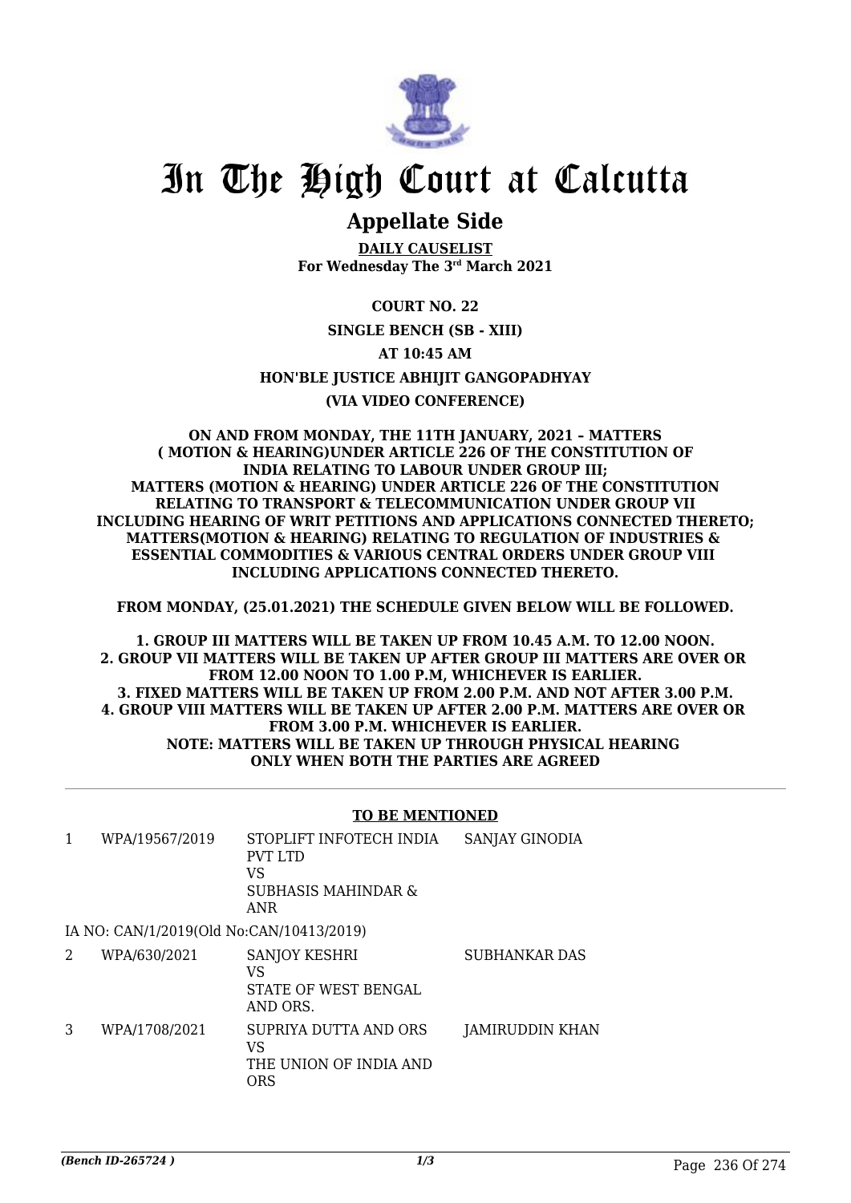# In The High Court at Calcutta

## Appellate Side

**DAILY CAUSELIST**
**For Wednesday The 3rd March 2021**

**COURT NO. 22**

**SINGLE BENCH (SB - XIII)**

**AT 10:45 AM**

**HON'BLE JUSTICE ABHIJIT GANGOPADHYAY**

**(VIA VIDEO CONFERENCE)**

**ON AND FROM MONDAY, THE 11TH JANUARY, 2021 – MATTERS ( MOTION & HEARING)UNDER ARTICLE 226 OF THE CONSTITUTION OF INDIA RELATING TO LABOUR UNDER GROUP III; MATTERS (MOTION & HEARING) UNDER ARTICLE 226 OF THE CONSTITUTION RELATING TO TRANSPORT & TELECOMMUNICATION UNDER GROUP VII INCLUDING HEARING OF WRIT PETITIONS AND APPLICATIONS CONNECTED THERETO; MATTERS(MOTION & HEARING) RELATING TO REGULATION OF INDUSTRIES & ESSENTIAL COMMODITIES & VARIOUS CENTRAL ORDERS UNDER GROUP VIII INCLUDING APPLICATIONS CONNECTED THERETO.**

**FROM MONDAY, (25.01.2021) THE SCHEDULE GIVEN BELOW WILL BE FOLLOWED.**

**1. GROUP III MATTERS WILL BE TAKEN UP FROM 10.45 A.M. TO 12.00 NOON.**
**2. GROUP VII MATTERS WILL BE TAKEN UP AFTER GROUP III MATTERS ARE OVER OR FROM 12.00 NOON TO 1.00 P.M, WHICHEVER IS EARLIER.**
**3. FIXED MATTERS WILL BE TAKEN UP FROM 2.00 P.M. AND NOT AFTER 3.00 P.M.**
**4. GROUP VIII MATTERS WILL BE TAKEN UP AFTER 2.00 P.M. MATTERS ARE OVER OR FROM 3.00 P.M. WHICHEVER IS EARLIER.**
**NOTE: MATTERS WILL BE TAKEN UP THROUGH PHYSICAL HEARING ONLY WHEN BOTH THE PARTIES ARE AGREED**

**TO BE MENTIONED**

| | | | |
|---|---|---|---|
| 1 | WPA/19567/2019 | STOPLIFT INFOTECH INDIA PVT LTD<br>VS<br>SUBHASIS MAHINDAR & ANR | SANJAY GINODIA |
| | IA NO: CAN/1/2019(Old No:CAN/10413/2019) | | |
| 2 | WPA/630/2021 | SANJOY KESHRI<br>VS<br>STATE OF WEST BENGAL AND ORS. | SUBHANKAR DAS |
| 3 | WPA/1708/2021 | SUPRIYA DUTTA AND ORS<br>VS<br>THE UNION OF INDIA AND ORS | JAMIRUDDIN KHAN |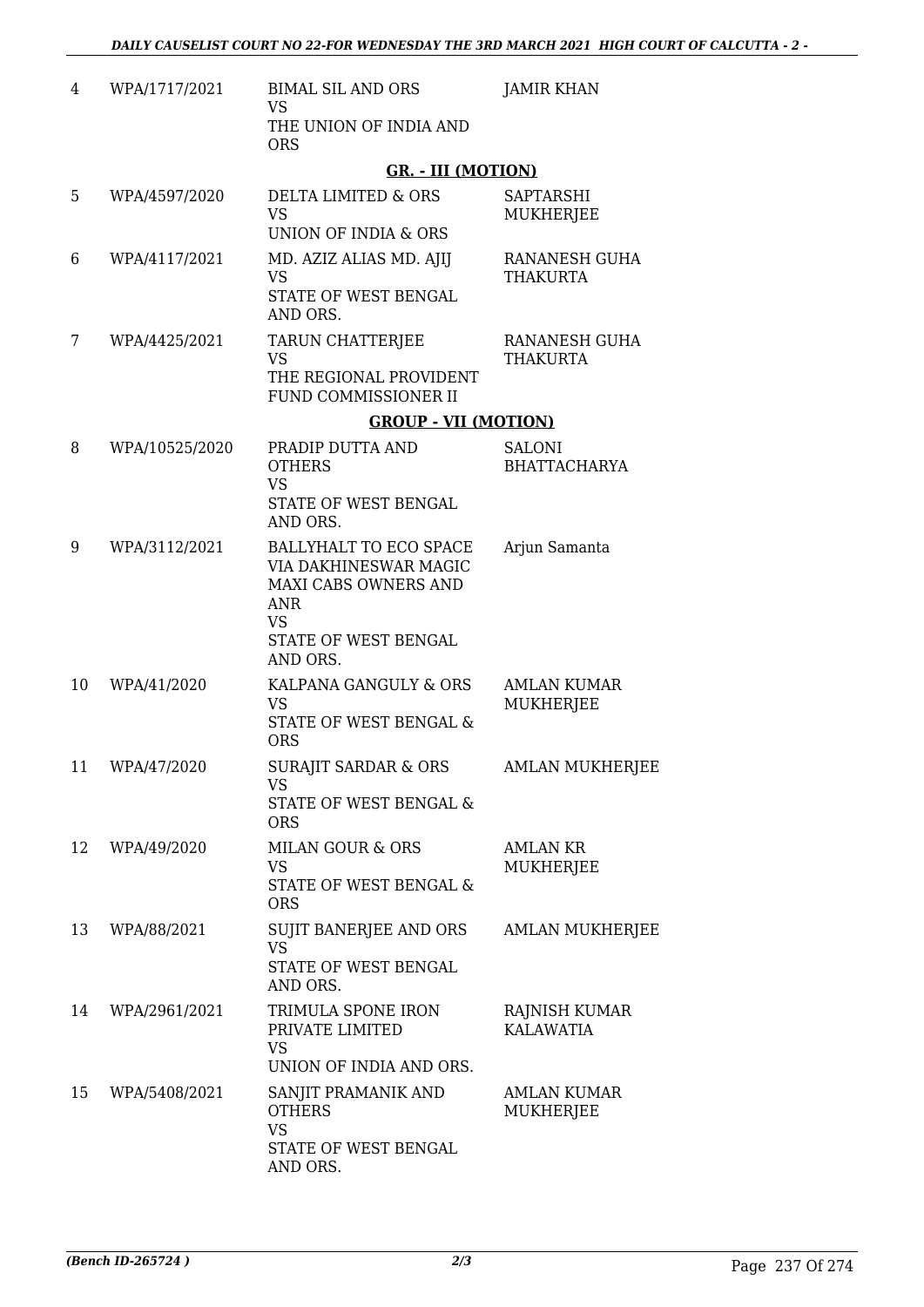| | | | |
|---|---|---|---|
| 4 | WPA/1717/2021 | BIMAL SIL AND ORS<br>VS<br>THE UNION OF INDIA AND ORS | JAMIR KHAN |

**GR. - III (MOTION)**

| | | | |
|---|---|---|---|
| 5 | WPA/4597/2020 | DELTA LIMITED & ORS<br>VS<br>UNION OF INDIA & ORS | SAPTARSHI MUKHERJEE |
| 6 | WPA/4117/2021 | MD. AZIZ ALIAS MD. AJIJ<br>VS<br>STATE OF WEST BENGAL AND ORS. | RANANESH GUHA THAKURTA |
| 7 | WPA/4425/2021 | TARUN CHATTERJEE<br>VS<br>THE REGIONAL PROVIDENT FUND COMMISSIONER II | RANANESH GUHA THAKURTA |

**GROUP - VII (MOTION)**

| | | | |
|---|---|---|---|
| 8 | WPA/10525/2020 | PRADIP DUTTA AND OTHERS<br>VS<br>STATE OF WEST BENGAL AND ORS. | SALONI BHATTACHARYA |
| 9 | WPA/3112/2021 | BALLYHALT TO ECO SPACE VIA DAKHINESWAR MAGIC MAXI CABS OWNERS AND ANR<br>VS<br>STATE OF WEST BENGAL AND ORS. | Arjun Samanta |
| 10 | WPA/41/2020 | KALPANA GANGULY & ORS<br>VS<br>STATE OF WEST BENGAL & ORS | AMLAN KUMAR MUKHERJEE |
| 11 | WPA/47/2020 | SURAJIT SARDAR & ORS<br>VS<br>STATE OF WEST BENGAL & ORS | AMLAN MUKHERJEE |
| 12 | WPA/49/2020 | MILAN GOUR & ORS<br>VS<br>STATE OF WEST BENGAL & ORS | AMLAN KR MUKHERJEE |
| 13 | WPA/88/2021 | SUJIT BANERJEE AND ORS<br>VS<br>STATE OF WEST BENGAL AND ORS. | AMLAN MUKHERJEE |
| 14 | WPA/2961/2021 | TRIMULA SPONE IRON PRIVATE LIMITED<br>VS<br>UNION OF INDIA AND ORS. | RAJNISH KUMAR KALAWATIA |
| 15 | WPA/5408/2021 | SANJIT PRAMANIK AND OTHERS<br>VS<br>STATE OF WEST BENGAL AND ORS. | AMLAN KUMAR MUKHERJEE |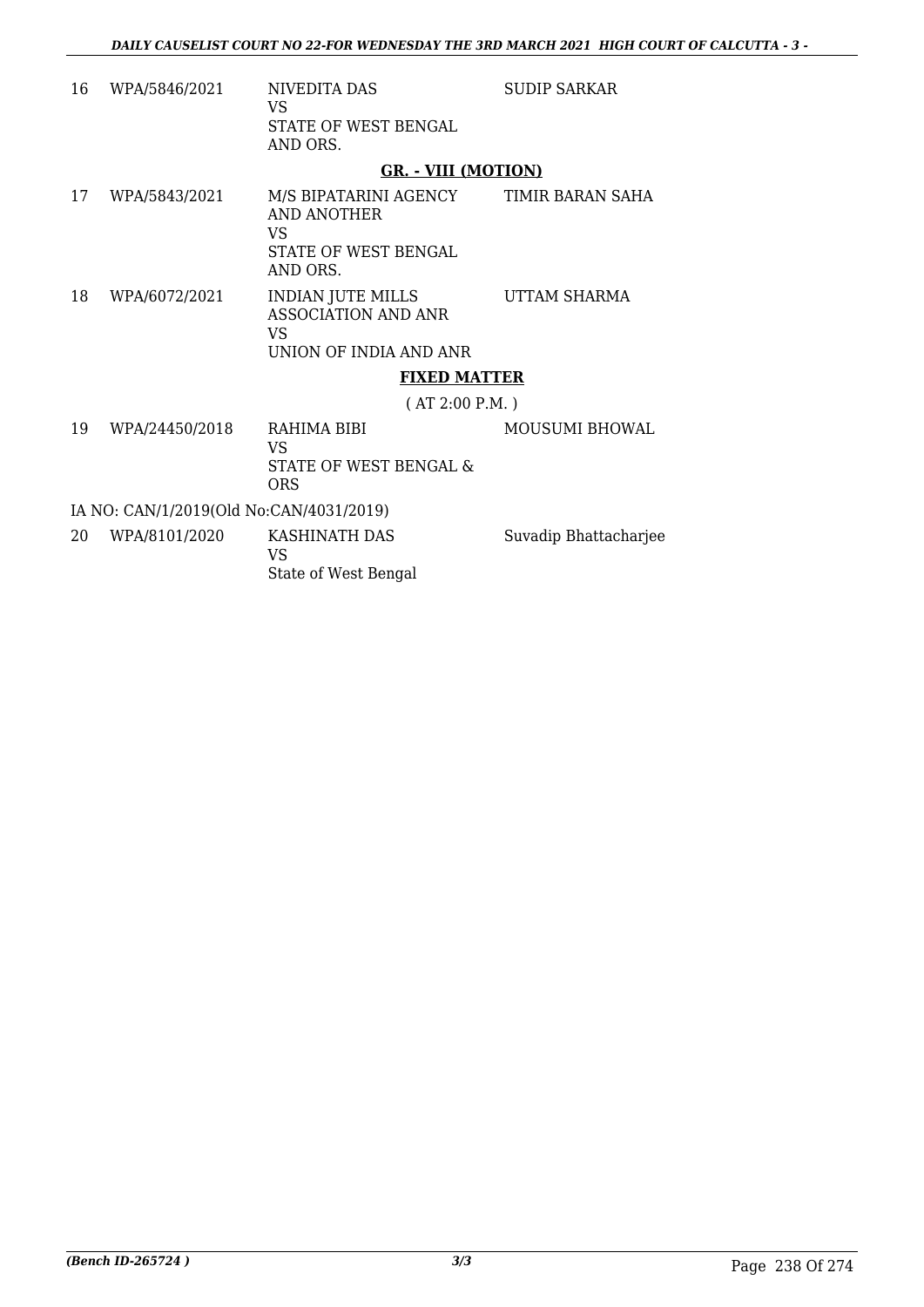| | | | |
|---|---|---|---|
| 16 | WPA/5846/2021 | NIVEDITA DAS<br>VS<br>STATE OF WEST BENGAL AND ORS. | SUDIP SARKAR |

**GR. - VIII (MOTION)**

| | | | |
|---|---|---|---|
| 17 | WPA/5843/2021 | M/S BIPATARINI AGENCY AND ANOTHER<br>VS<br>STATE OF WEST BENGAL AND ORS. | TIMIR BARAN SAHA |
| 18 | WPA/6072/2021 | INDIAN JUTE MILLS ASSOCIATION AND ANR<br>VS<br>UNION OF INDIA AND ANR | UTTAM SHARMA |

**FIXED MATTER**

( AT 2:00 P.M. )

| | | | |
|---|---|---|---|
| 19 | WPA/24450/2018 | RAHIMA BIBI<br>VS<br>STATE OF WEST BENGAL & ORS | MOUSUMI BHOWAL |

IA NO: CAN/1/2019(Old No:CAN/4031/2019)

| | | | |
|---|---|---|---|
| 20 | WPA/8101/2020 | KASHINATH DAS<br>VS<br>State of West Bengal | Suvadip Bhattacharjee |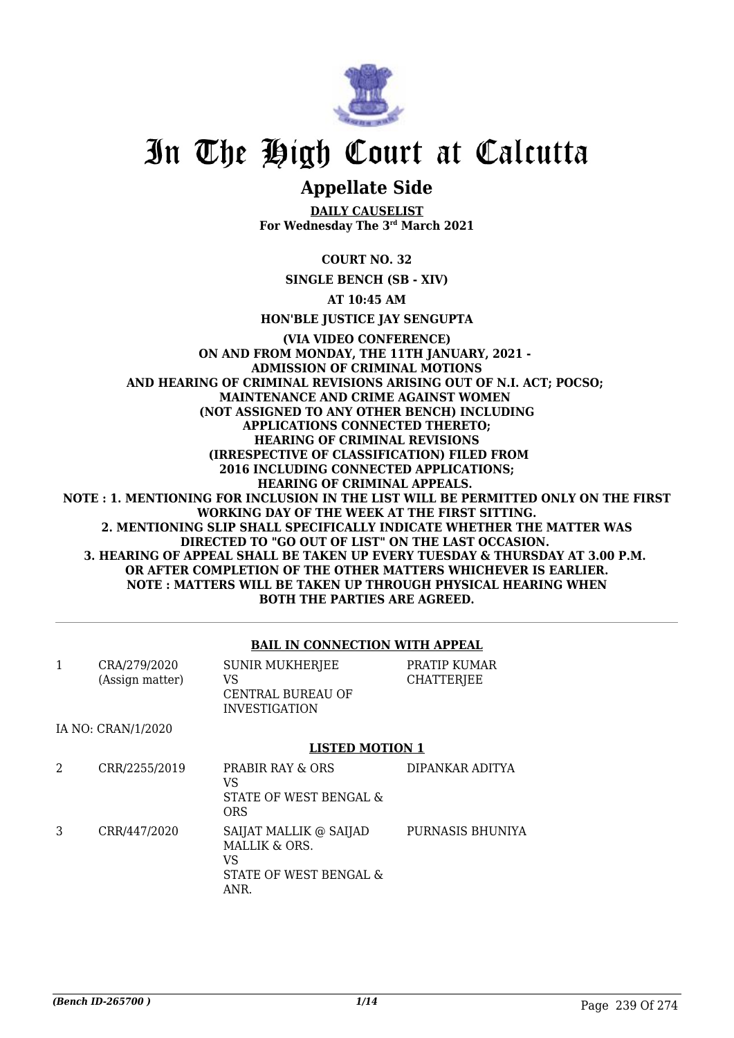# In The High Court at Calcutta

## Appellate Side

**DAILY CAUSELIST**
**For Wednesday The 3rd March 2021**

**COURT NO. 32**

**SINGLE BENCH (SB - XIV)**

**AT 10:45 AM**

**HON'BLE JUSTICE JAY SENGUPTA**

**(VIA VIDEO CONFERENCE)**
**ON AND FROM MONDAY, THE 11TH JANUARY, 2021 - ADMISSION OF CRIMINAL MOTIONS AND HEARING OF CRIMINAL REVISIONS ARISING OUT OF N.I. ACT; POCSO; MAINTENANCE AND CRIME AGAINST WOMEN (NOT ASSIGNED TO ANY OTHER BENCH) INCLUDING APPLICATIONS CONNECTED THERETO; HEARING OF CRIMINAL REVISIONS (IRRESPECTIVE OF CLASSIFICATION) FILED FROM 2016 INCLUDING CONNECTED APPLICATIONS; HEARING OF CRIMINAL APPEALS.**
**NOTE : 1. MENTIONING FOR INCLUSION IN THE LIST WILL BE PERMITTED ONLY ON THE FIRST WORKING DAY OF THE WEEK AT THE FIRST SITTING.**
**2. MENTIONING SLIP SHALL SPECIFICALLY INDICATE WHETHER THE MATTER WAS DIRECTED TO "GO OUT OF LIST" ON THE LAST OCCASION.**
**3. HEARING OF APPEAL SHALL BE TAKEN UP EVERY TUESDAY & THURSDAY AT 3.00 P.M. OR AFTER COMPLETION OF THE OTHER MATTERS WHICHEVER IS EARLIER.**
**NOTE : MATTERS WILL BE TAKEN UP THROUGH PHYSICAL HEARING WHEN BOTH THE PARTIES ARE AGREED.**

### BAIL IN CONNECTION WITH APPEAL

| | | | |
|---|---|---|---|
| 1 | CRA/279/2020 (Assign matter) | SUNIR MUKHERJEE VS CENTRAL BUREAU OF INVESTIGATION | PRATIP KUMAR CHATTERJEE |

IA NO: CRAN/1/2020

### LISTED MOTION 1

| | | | |
|---|---|---|---|
| 2 | CRR/2255/2019 | PRABIR RAY & ORS VS STATE OF WEST BENGAL & ORS | DIPANKAR ADITYA |
| 3 | CRR/447/2020 | SAIJAT MALLIK @ SAIJAD MALLIK & ORS. VS STATE OF WEST BENGAL & ANR. | PURNASIS BHUNIYA |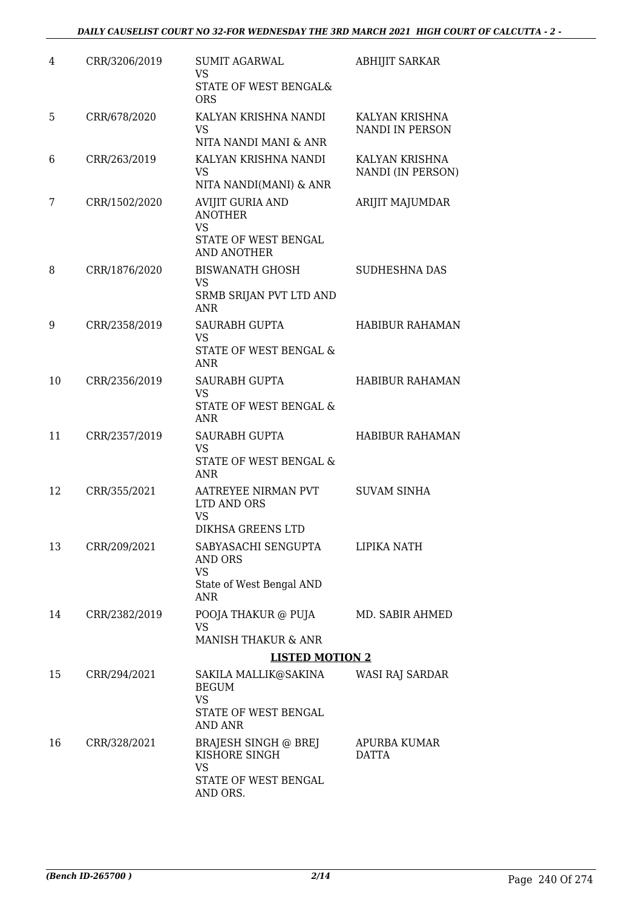| 4 | CRR/3206/2019 | SUMIT AGARWAL<br>VS<br>STATE OF WEST BENGAL& ORS | ABHIJIT SARKAR |
|---|---|---|---|
| 5 | CRR/678/2020 | KALYAN KRISHNA NANDI<br>VS<br>NITA NANDI MANI & ANR | KALYAN KRISHNA NANDI IN PERSON |
| 6 | CRR/263/2019 | KALYAN KRISHNA NANDI<br>VS<br>NITA NANDI(MANI) & ANR | KALYAN KRISHNA NANDI (IN PERSON) |
| 7 | CRR/1502/2020 | AVIJIT GURIA AND ANOTHER<br>VS<br>STATE OF WEST BENGAL AND ANOTHER | ARIJIT MAJUMDAR |
| 8 | CRR/1876/2020 | BISWANATH GHOSH<br>VS<br>SRMB SRIJAN PVT LTD AND ANR | SUDHESHNA DAS |
| 9 | CRR/2358/2019 | SAURABH GUPTA<br>VS<br>STATE OF WEST BENGAL & ANR | HABIBUR RAHAMAN |
| 10 | CRR/2356/2019 | SAURABH GUPTA<br>VS<br>STATE OF WEST BENGAL & ANR | HABIBUR RAHAMAN |
| 11 | CRR/2357/2019 | SAURABH GUPTA<br>VS<br>STATE OF WEST BENGAL & ANR | HABIBUR RAHAMAN |
| 12 | CRR/355/2021 | AATREYEE NIRMAN PVT LTD AND ORS<br>VS<br>DIKHSA GREENS LTD | SUVAM SINHA |
| 13 | CRR/209/2021 | SABYASACHI SENGUPTA AND ORS<br>VS<br>State of West Bengal AND ANR | LIPIKA NATH |
| 14 | CRR/2382/2019 | POOJA THAKUR @ PUJA<br>VS<br>MANISH THAKUR & ANR | MD. SABIR AHMED |

**LISTED MOTION 2**

| 15 | CRR/294/2021 | SAKILA MALLIK@SAKINA BEGUM<br>VS<br>STATE OF WEST BENGAL AND ANR | WASI RAJ SARDAR |
|---|---|---|---|
| 16 | CRR/328/2021 | BRAJESH SINGH @ BREJ KISHORE SINGH<br>VS<br>STATE OF WEST BENGAL AND ORS. | APURBA KUMAR DATTA |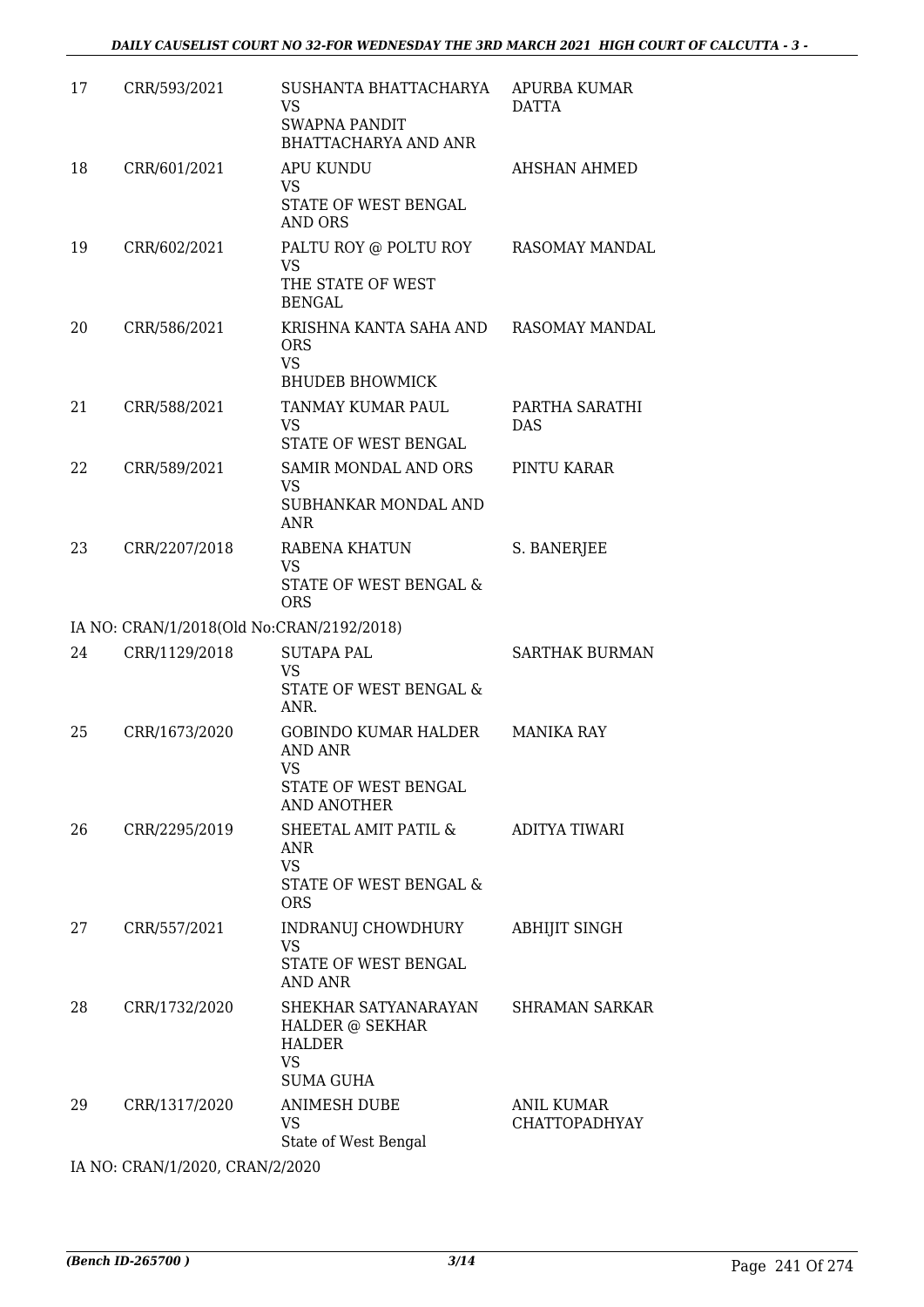| 17 | CRR/593/2021 | SUSHANTA BHATTACHARYA<br>VS<br>SWAPNA PANDIT BHATTACHARYA AND ANR | APURBA KUMAR DATTA |
|---|---|---|---|
| 18 | CRR/601/2021 | APU KUNDU<br>VS<br>STATE OF WEST BENGAL AND ORS | AHSHAN AHMED |
| 19 | CRR/602/2021 | PALTU ROY @ POLTU ROY<br>VS<br>THE STATE OF WEST BENGAL | RASOMAY MANDAL |
| 20 | CRR/586/2021 | KRISHNA KANTA SAHA AND ORS<br>VS<br>BHUDEB BHOWMICK | RASOMAY MANDAL |
| 21 | CRR/588/2021 | TANMAY KUMAR PAUL<br>VS<br>STATE OF WEST BENGAL | PARTHA SARATHI DAS |
| 22 | CRR/589/2021 | SAMIR MONDAL AND ORS<br>VS<br>SUBHANKAR MONDAL AND ANR | PINTU KARAR |
| 23 | CRR/2207/2018 | RABENA KHATUN<br>VS<br>STATE OF WEST BENGAL & ORS | S. BANERJEE |
| IA NO: CRAN/1/2018(Old No:CRAN/2192/2018) | | | |
| 24 | CRR/1129/2018 | SUTAPA PAL<br>VS<br>STATE OF WEST BENGAL & ANR. | SARTHAK BURMAN |
| 25 | CRR/1673/2020 | GOBINDO KUMAR HALDER AND ANR<br>VS<br>STATE OF WEST BENGAL AND ANOTHER | MANIKA RAY |
| 26 | CRR/2295/2019 | SHEETAL AMIT PATIL & ANR<br>VS<br>STATE OF WEST BENGAL & ORS | ADITYA TIWARI |
| 27 | CRR/557/2021 | INDRANUJ CHOWDHURY<br>VS<br>STATE OF WEST BENGAL AND ANR | ABHIJIT SINGH |
| 28 | CRR/1732/2020 | SHEKHAR SATYANARAYAN HALDER @ SEKHAR HALDER<br>VS<br>SUMA GUHA | SHRAMAN SARKAR |
| 29 | CRR/1317/2020 | ANIMESH DUBE<br>VS<br>State of West Bengal | ANIL KUMAR CHATTOPADHYAY |

IA NO: CRAN/1/2020, CRAN/2/2020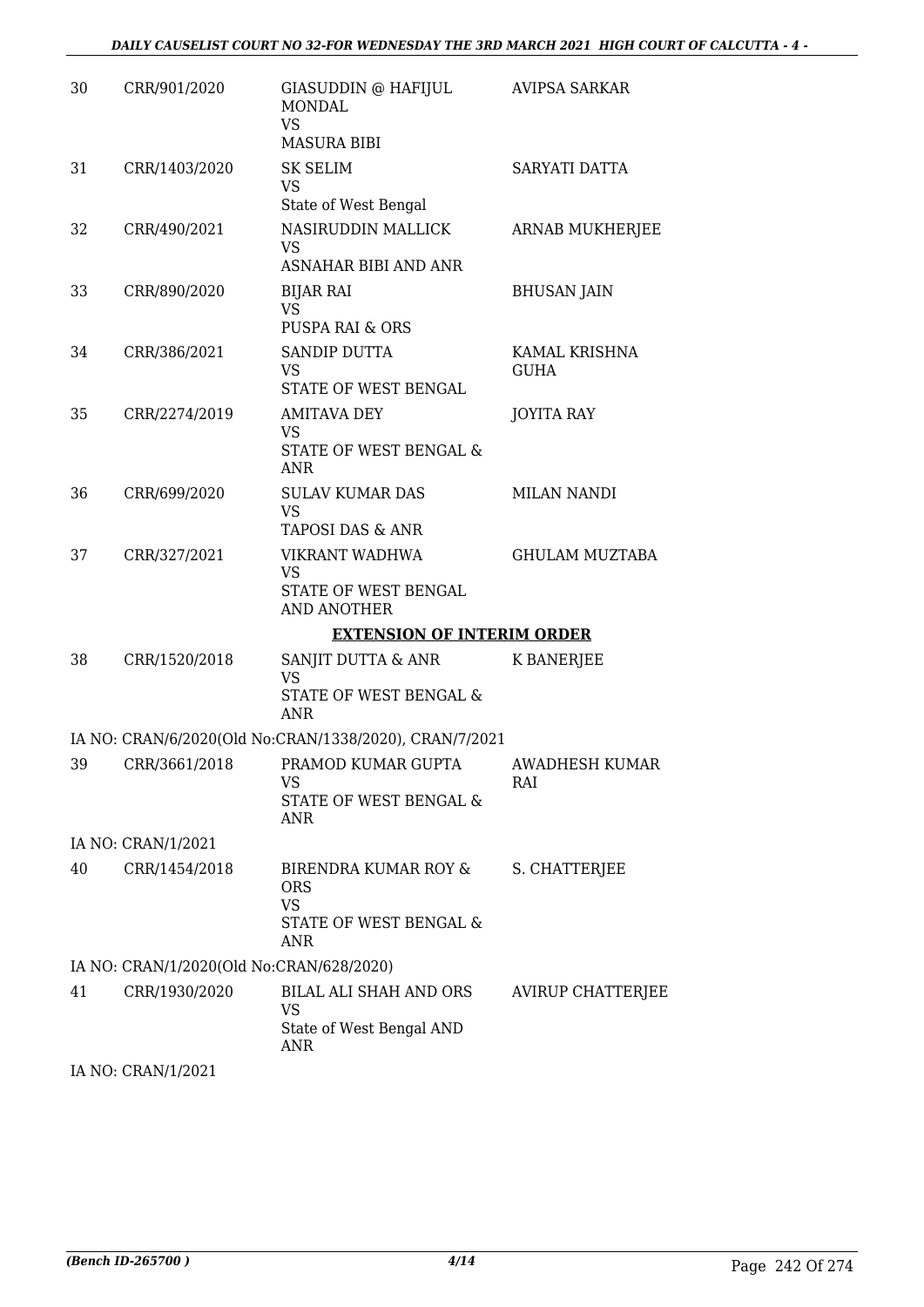| 30 | CRR/901/2020 | GIASUDDIN @ HAFIJUL MONDAL<br>VS<br>MASURA BIBI | AVIPSA SARKAR |
|---|---|---|---|
| 31 | CRR/1403/2020 | SK SELIM<br>VS<br>State of West Bengal | SARYATI DATTA |
| 32 | CRR/490/2021 | NASIRUDDIN MALLICK<br>VS<br>ASNAHAR BIBI AND ANR | ARNAB MUKHERJEE |
| 33 | CRR/890/2020 | BIJAR RAI<br>VS<br>PUSPA RAI & ORS | BHUSAN JAIN |
| 34 | CRR/386/2021 | SANDIP DUTTA<br>VS<br>STATE OF WEST BENGAL | KAMAL KRISHNA GUHA |
| 35 | CRR/2274/2019 | AMITAVA DEY<br>VS<br>STATE OF WEST BENGAL & ANR | JOYITA RAY |
| 36 | CRR/699/2020 | SULAV KUMAR DAS<br>VS<br>TAPOSI DAS & ANR | MILAN NANDI |
| 37 | CRR/327/2021 | VIKRANT WADHWA<br>VS<br>STATE OF WEST BENGAL AND ANOTHER | GHULAM MUZTABA |

**EXTENSION OF INTERIM ORDER**

| 38 | CRR/1520/2018 | SANJIT DUTTA & ANR<br>VS<br>STATE OF WEST BENGAL & ANR | K BANERJEE |
|---|---|---|---|

IA NO: CRAN/6/2020(Old No:CRAN/1338/2020), CRAN/7/2021

| 39 | CRR/3661/2018 | PRAMOD KUMAR GUPTA<br>VS<br>STATE OF WEST BENGAL & ANR | AWADHESH KUMAR RAI |
|---|---|---|---|

IA NO: CRAN/1/2021

| 40 | CRR/1454/2018 | BIRENDRA KUMAR ROY & ORS<br>VS<br>STATE OF WEST BENGAL & ANR | S. CHATTERJEE |
|---|---|---|---|

IA NO: CRAN/1/2020(Old No:CRAN/628/2020)

| 41 | CRR/1930/2020 | BILAL ALI SHAH AND ORS<br>VS<br>State of West Bengal AND ANR | AVIRUP CHATTERJEE |
|---|---|---|---|

IA NO: CRAN/1/2021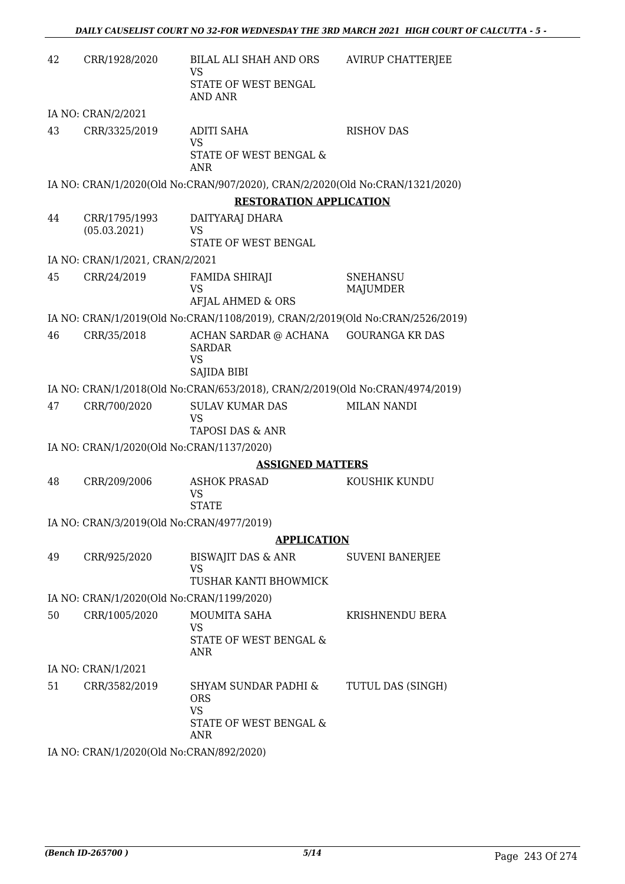| | | | |
|---|---|---|---|
| 42 | CRR/1928/2020 | BILAL ALI SHAH AND ORS<br>VS<br>STATE OF WEST BENGAL AND ANR | AVIRUP CHATTERJEE |
| | IA NO: CRAN/2/2021 | | |
| 43 | CRR/3325/2019 | ADITI SAHA<br>VS<br>STATE OF WEST BENGAL & ANR | RISHOV DAS |
| | IA NO: CRAN/1/2020(Old No:CRAN/907/2020), CRAN/2/2020(Old No:CRAN/1321/2020) | | |

**RESTORATION APPLICATION**

| | | | |
|---|---|---|---|
| 44 | CRR/1795/1993<br>(05.03.2021) | DAITYARAJ DHARA<br>VS<br>STATE OF WEST BENGAL | |
| | IA NO: CRAN/1/2021, CRAN/2/2021 | | |
| 45 | CRR/24/2019 | FAMIDA SHIRAJI<br>VS<br>AFJAL AHMED & ORS | SNEHANSU MAJUMDER |
| | IA NO: CRAN/1/2019(Old No:CRAN/1108/2019), CRAN/2/2019(Old No:CRAN/2526/2019) | | |
| 46 | CRR/35/2018 | ACHAN SARDAR @ ACHANA SARDAR<br>VS<br>SAJIDA BIBI | GOURANGA KR DAS |
| | IA NO: CRAN/1/2018(Old No:CRAN/653/2018), CRAN/2/2019(Old No:CRAN/4974/2019) | | |
| 47 | CRR/700/2020 | SULAV KUMAR DAS<br>VS<br>TAPOSI DAS & ANR | MILAN NANDI |
| | IA NO: CRAN/1/2020(Old No:CRAN/1137/2020) | | |

**ASSIGNED MATTERS**

| | | | |
|---|---|---|---|
| 48 | CRR/209/2006 | ASHOK PRASAD<br>VS<br>STATE | KOUSHIK KUNDU |
| | IA NO: CRAN/3/2019(Old No:CRAN/4977/2019) | | |

**APPLICATION**

| | | | |
|---|---|---|---|
| 49 | CRR/925/2020 | BISWAJIT DAS & ANR<br>VS<br>TUSHAR KANTI BHOWMICK | SUVENI BANERJEE |
| | IA NO: CRAN/1/2020(Old No:CRAN/1199/2020) | | |
| 50 | CRR/1005/2020 | MOUMITA SAHA<br>VS<br>STATE OF WEST BENGAL & ANR | KRISHNENDU BERA |
| | IA NO: CRAN/1/2021 | | |
| 51 | CRR/3582/2019 | SHYAM SUNDAR PADHI & ORS<br>VS<br>STATE OF WEST BENGAL & ANR | TUTUL DAS (SINGH) |
| | IA NO: CRAN/1/2020(Old No:CRAN/892/2020) | | |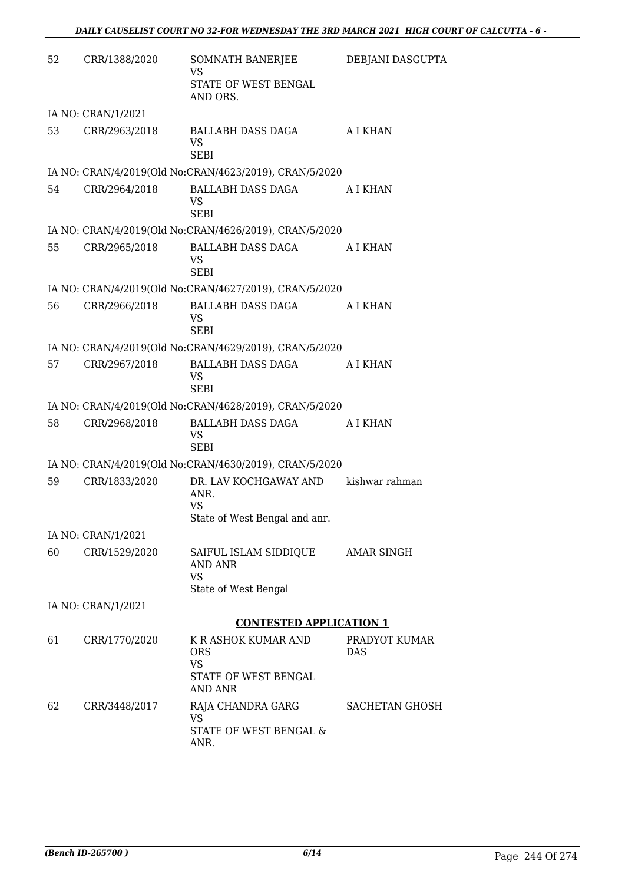| | | | |
|---|---|---|---|
| 52 | CRR/1388/2020 | SOMNATH BANERJEE<br>VS<br>STATE OF WEST BENGAL AND ORS. | DEBJANI DASGUPTA |
| | IA NO: CRAN/1/2021 | | |
| 53 | CRR/2963/2018 | BALLABH DASS DAGA<br>VS<br>SEBI | A I KHAN |
| | IA NO: CRAN/4/2019(Old No:CRAN/4623/2019), CRAN/5/2020 | | |
| 54 | CRR/2964/2018 | BALLABH DASS DAGA<br>VS<br>SEBI | A I KHAN |
| | IA NO: CRAN/4/2019(Old No:CRAN/4626/2019), CRAN/5/2020 | | |
| 55 | CRR/2965/2018 | BALLABH DASS DAGA<br>VS<br>SEBI | A I KHAN |
| | IA NO: CRAN/4/2019(Old No:CRAN/4627/2019), CRAN/5/2020 | | |
| 56 | CRR/2966/2018 | BALLABH DASS DAGA<br>VS<br>SEBI | A I KHAN |
| | IA NO: CRAN/4/2019(Old No:CRAN/4629/2019), CRAN/5/2020 | | |
| 57 | CRR/2967/2018 | BALLABH DASS DAGA<br>VS<br>SEBI | A I KHAN |
| | IA NO: CRAN/4/2019(Old No:CRAN/4628/2019), CRAN/5/2020 | | |
| 58 | CRR/2968/2018 | BALLABH DASS DAGA<br>VS<br>SEBI | A I KHAN |
| | IA NO: CRAN/4/2019(Old No:CRAN/4630/2019), CRAN/5/2020 | | |
| 59 | CRR/1833/2020 | DR. LAV KOCHGAWAY AND ANR.<br>VS<br>State of West Bengal and anr. | kishwar rahman |
| | IA NO: CRAN/1/2021 | | |
| 60 | CRR/1529/2020 | SAIFUL ISLAM SIDDIQUE AND ANR<br>VS<br>State of West Bengal | AMAR SINGH |
| | IA NO: CRAN/1/2021 | | |

**CONTESTED APPLICATION 1**

| | | | |
|---|---|---|---|
| 61 | CRR/1770/2020 | K R ASHOK KUMAR AND ORS<br>VS<br>STATE OF WEST BENGAL AND ANR | PRADYOT KUMAR DAS |
| 62 | CRR/3448/2017 | RAJA CHANDRA GARG<br>VS<br>STATE OF WEST BENGAL & ANR. | SACHETAN GHOSH |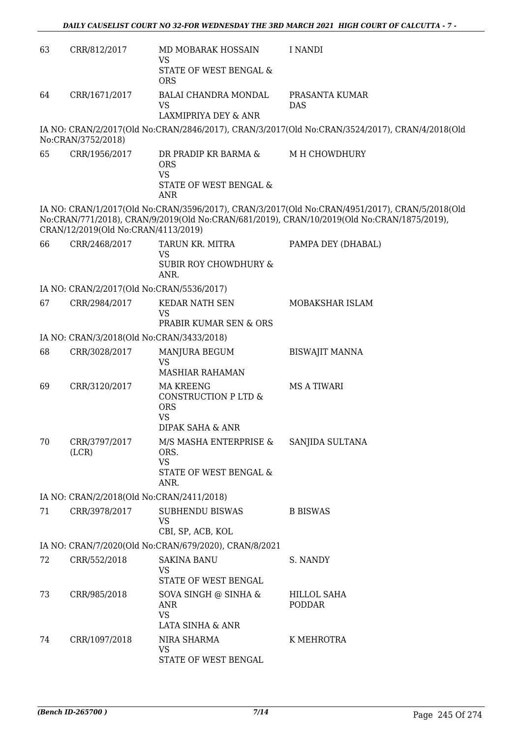| | | | |
|---|---|---|---|
| 63 | CRR/812/2017 | MD MOBARAK HOSSAIN<br>VS<br>STATE OF WEST BENGAL & ORS | I NANDI |
| 64 | CRR/1671/2017 | BALAI CHANDRA MONDAL<br>VS<br>LAXMIPRIYA DEY & ANR | PRASANTA KUMAR DAS |

IA NO: CRAN/2/2017(Old No:CRAN/2846/2017), CRAN/3/2017(Old No:CRAN/3524/2017), CRAN/4/2018(Old No:CRAN/3752/2018)

| | | | |
|---|---|---|---|
| 65 | CRR/1956/2017 | DR PRADIP KR BARMA & ORS<br>VS<br>STATE OF WEST BENGAL & ANR | M H CHOWDHURY |

IA NO: CRAN/1/2017(Old No:CRAN/3596/2017), CRAN/3/2017(Old No:CRAN/4951/2017), CRAN/5/2018(Old No:CRAN/771/2018), CRAN/9/2019(Old No:CRAN/681/2019), CRAN/10/2019(Old No:CRAN/1875/2019), CRAN/12/2019(Old No:CRAN/4113/2019)

| | | | |
|---|---|---|---|
| 66 | CRR/2468/2017 | TARUN KR. MITRA<br>VS<br>SUBIR ROY CHOWDHURY & ANR. | PAMPA DEY (DHABAL) |

IA NO: CRAN/2/2017(Old No:CRAN/5536/2017)

| | | | |
|---|---|---|---|
| 67 | CRR/2984/2017 | KEDAR NATH SEN<br>VS<br>PRABIR KUMAR SEN & ORS | MOBAKSHAR ISLAM |

IA NO: CRAN/3/2018(Old No:CRAN/3433/2018)

| | | | |
|---|---|---|---|
| 68 | CRR/3028/2017 | MANJURA BEGUM<br>VS<br>MASHIAR RAHAMAN | BISWAJIT MANNA |
| 69 | CRR/3120/2017 | MA KREENG CONSTRUCTION P LTD & ORS<br>VS<br>DIPAK SAHA & ANR | MS A TIWARI |
| 70 | CRR/3797/2017 (LCR) | M/S MASHA ENTERPRISE & ORS.<br>VS<br>STATE OF WEST BENGAL & ANR. | SANJIDA SULTANA |

IA NO: CRAN/2/2018(Old No:CRAN/2411/2018)

| | | | |
|---|---|---|---|
| 71 | CRR/3978/2017 | SUBHENDU BISWAS<br>VS<br>CBI, SP, ACB, KOL | B BISWAS |

IA NO: CRAN/7/2020(Old No:CRAN/679/2020), CRAN/8/2021

| | | | |
|---|---|---|---|
| 72 | CRR/552/2018 | SAKINA BANU<br>VS<br>STATE OF WEST BENGAL | S. NANDY |
| 73 | CRR/985/2018 | SOVA SINGH @ SINHA & ANR<br>VS<br>LATA SINHA & ANR | HILLOL SAHA PODDAR |
| 74 | CRR/1097/2018 | NIRA SHARMA<br>VS<br>STATE OF WEST BENGAL | K MEHROTRA |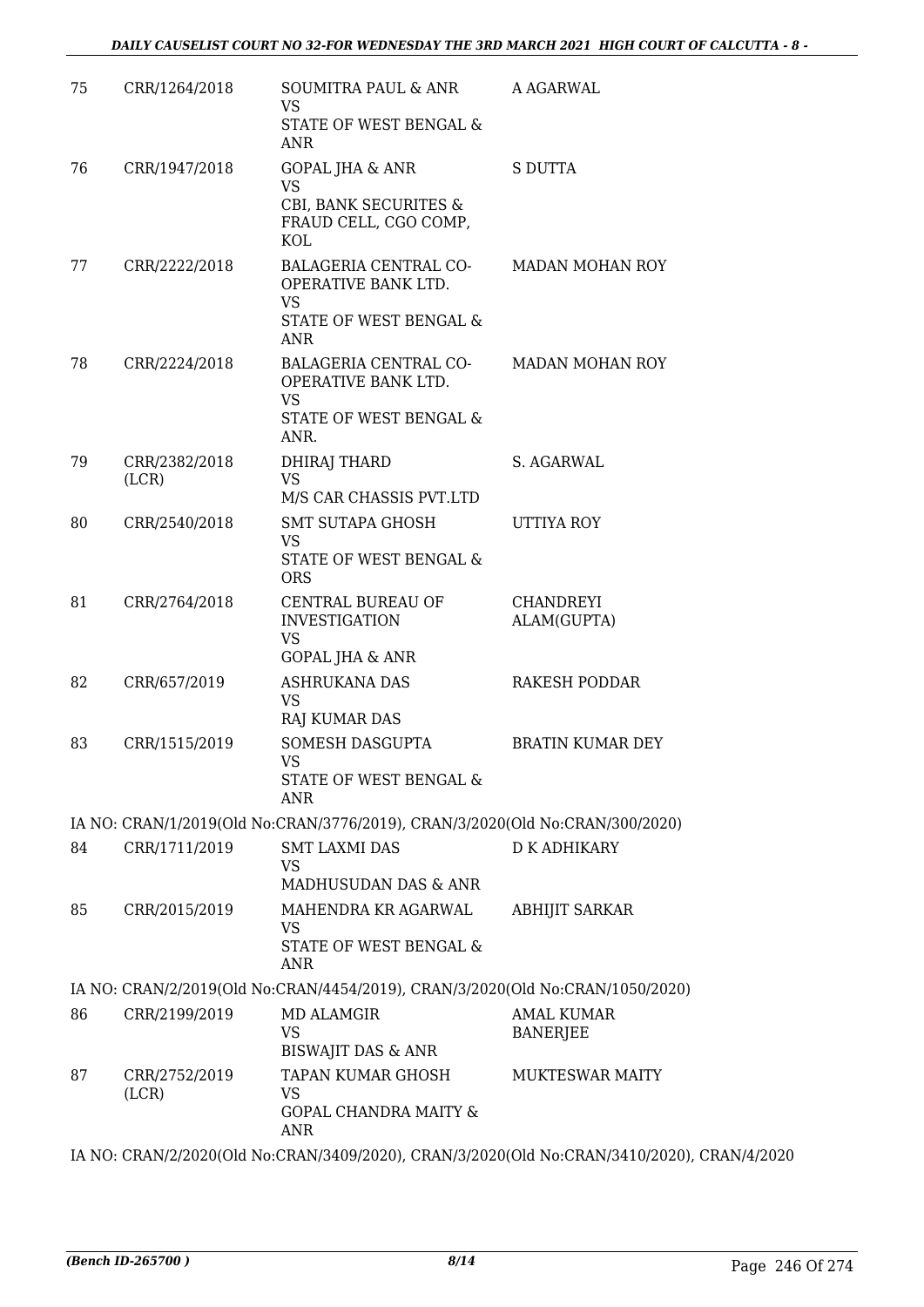| 75 | CRR/1264/2018 | SOUMITRA PAUL & ANR<br>VS<br>STATE OF WEST BENGAL & ANR | A AGARWAL |
|---|---|---|---|
| 76 | CRR/1947/2018 | GOPAL JHA & ANR<br>VS<br>CBI, BANK SECURITES & FRAUD CELL, CGO COMP, KOL | S DUTTA |
| 77 | CRR/2222/2018 | BALAGERIA CENTRAL CO-OPERATIVE BANK LTD.<br>VS<br>STATE OF WEST BENGAL & ANR | MADAN MOHAN ROY |
| 78 | CRR/2224/2018 | BALAGERIA CENTRAL CO-OPERATIVE BANK LTD.<br>VS<br>STATE OF WEST BENGAL & ANR. | MADAN MOHAN ROY |
| 79 | CRR/2382/2018 (LCR) | DHIRAJ THARD<br>VS<br>M/S CAR CHASSIS PVT.LTD | S. AGARWAL |
| 80 | CRR/2540/2018 | SMT SUTAPA GHOSH<br>VS<br>STATE OF WEST BENGAL & ORS | UTTIYA ROY |
| 81 | CRR/2764/2018 | CENTRAL BUREAU OF INVESTIGATION<br>VS<br>GOPAL JHA & ANR | CHANDREYI ALAM(GUPTA) |
| 82 | CRR/657/2019 | ASHRUKANA DAS<br>VS<br>RAJ KUMAR DAS | RAKESH PODDAR |
| 83 | CRR/1515/2019 | SOMESH DASGUPTA<br>VS<br>STATE OF WEST BENGAL & ANR | BRATIN KUMAR DEY |
| | IA NO: CRAN/1/2019(Old No:CRAN/3776/2019), CRAN/3/2020(Old No:CRAN/300/2020) | | |
| 84 | CRR/1711/2019 | SMT LAXMI DAS<br>VS<br>MADHUSUDAN DAS & ANR | D K ADHIKARY |
| 85 | CRR/2015/2019 | MAHENDRA KR AGARWAL<br>VS<br>STATE OF WEST BENGAL & ANR | ABHIJIT SARKAR |
| | IA NO: CRAN/2/2019(Old No:CRAN/4454/2019), CRAN/3/2020(Old No:CRAN/1050/2020) | | |
| 86 | CRR/2199/2019 | MD ALAMGIR<br>VS<br>BISWAJIT DAS & ANR | AMAL KUMAR BANERJEE |
| 87 | CRR/2752/2019 (LCR) | TAPAN KUMAR GHOSH<br>VS<br>GOPAL CHANDRA MAITY & ANR | MUKTESWAR MAITY |
| | IA NO: CRAN/2/2020(Old No:CRAN/3409/2020), CRAN/3/2020(Old No:CRAN/3410/2020), CRAN/4/2020 | | |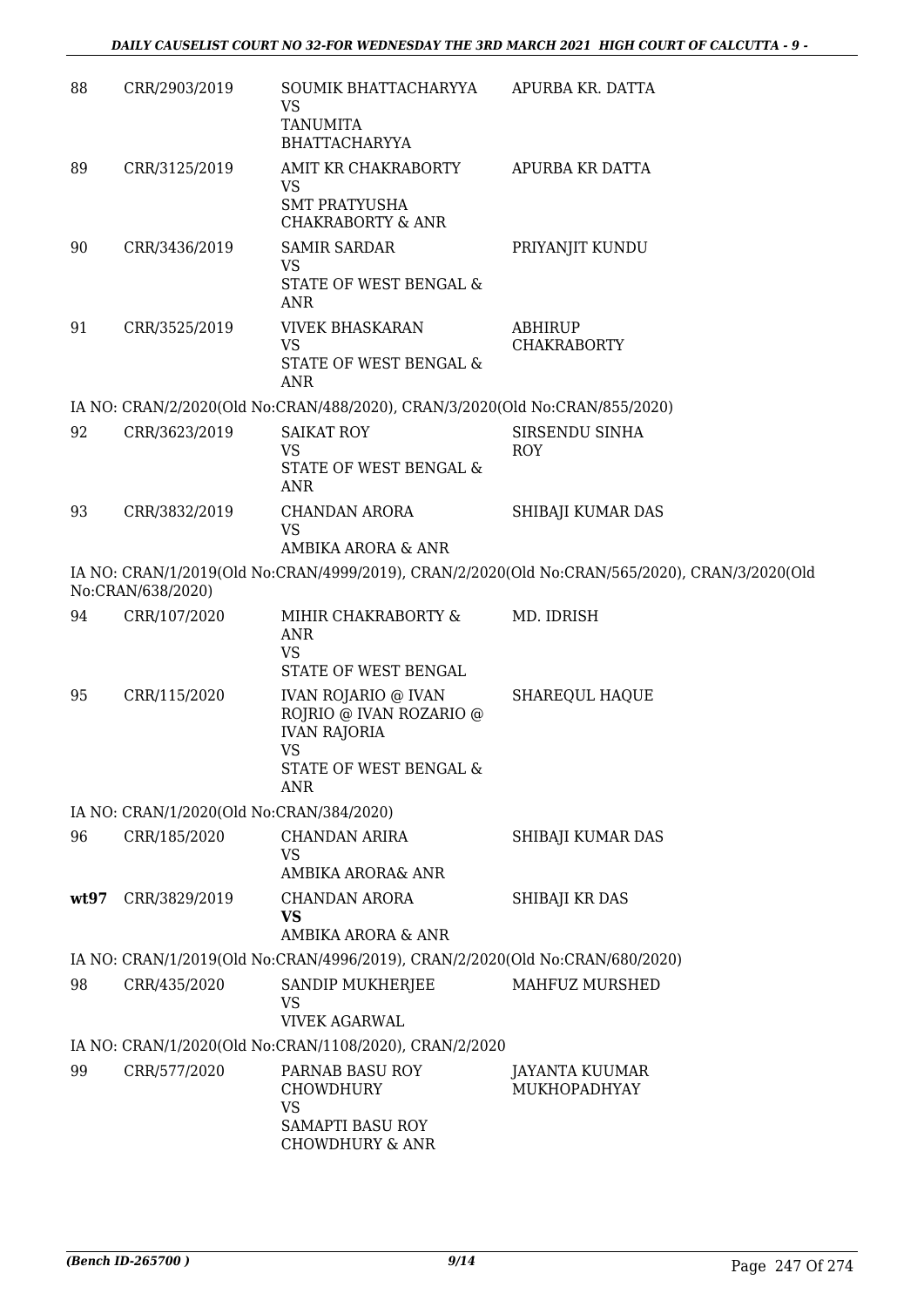| | | | |
|---|---|---|---|
| 88 | CRR/2903/2019 | SOUMIK BHATTACHARYYA<br>VS<br>TANUMITA BHATTACHARYYA | APURBA KR. DATTA |
| 89 | CRR/3125/2019 | AMIT KR CHAKRABORTY<br>VS<br>SMT PRATYUSHA CHAKRABORTY & ANR | APURBA KR DATTA |
| 90 | CRR/3436/2019 | SAMIR SARDAR<br>VS<br>STATE OF WEST BENGAL & ANR | PRIYANJIT KUNDU |
| 91 | CRR/3525/2019 | VIVEK BHASKARAN<br>VS<br>STATE OF WEST BENGAL & ANR | ABHIRUP CHAKRABORTY |

IA NO: CRAN/2/2020(Old No:CRAN/488/2020), CRAN/3/2020(Old No:CRAN/855/2020)

| | | | |
|---|---|---|---|
| 92 | CRR/3623/2019 | SAIKAT ROY<br>VS<br>STATE OF WEST BENGAL & ANR | SIRSENDU SINHA ROY |
| 93 | CRR/3832/2019 | CHANDAN ARORA<br>VS<br>AMBIKA ARORA & ANR | SHIBAJI KUMAR DAS |

IA NO: CRAN/1/2019(Old No:CRAN/4999/2019), CRAN/2/2020(Old No:CRAN/565/2020), CRAN/3/2020(Old No:CRAN/638/2020)

| | | | |
|---|---|---|---|
| 94 | CRR/107/2020 | MIHIR CHAKRABORTY & ANR<br>VS<br>STATE OF WEST BENGAL | MD. IDRISH |
| 95 | CRR/115/2020 | IVAN ROJARIO @ IVAN ROJRIO @ IVAN ROZARIO @ IVAN RAJORIA<br>VS<br>STATE OF WEST BENGAL & ANR | SHAREQUL HAQUE |

IA NO: CRAN/1/2020(Old No:CRAN/384/2020)

| | | | |
|---|---|---|---|
| 96 | CRR/185/2020 | CHANDAN ARIRA<br>VS<br>AMBIKA ARORA& ANR | SHIBAJI KUMAR DAS |
| **wt97** | CRR/3829/2019 | CHANDAN ARORA<br>**VS**<br>AMBIKA ARORA & ANR | SHIBAJI KR DAS |

IA NO: CRAN/1/2019(Old No:CRAN/4996/2019), CRAN/2/2020(Old No:CRAN/680/2020)

| | | | |
|---|---|---|---|
| 98 | CRR/435/2020 | SANDIP MUKHERJEE<br>VS<br>VIVEK AGARWAL | MAHFUZ MURSHED |

IA NO: CRAN/1/2020(Old No:CRAN/1108/2020), CRAN/2/2020

| | | | |
|---|---|---|---|
| 99 | CRR/577/2020 | PARNAB BASU ROY CHOWDHURY<br>VS<br>SAMAPTI BASU ROY CHOWDHURY & ANR | JAYANTA KUUMAR MUKHOPADHYAY |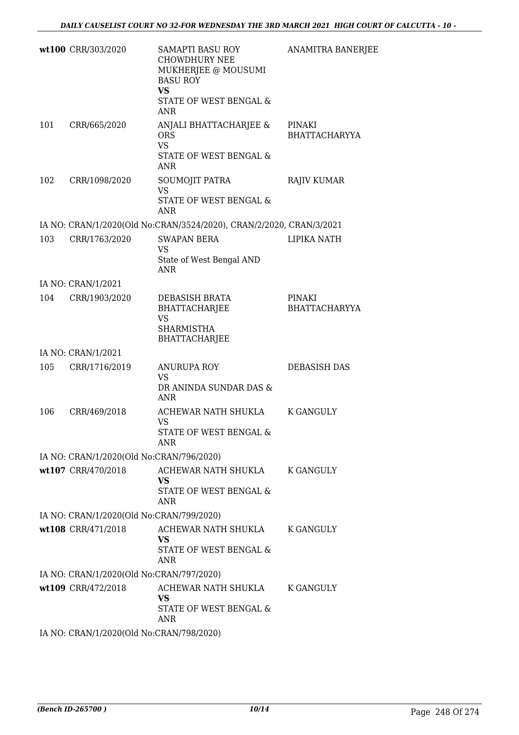| | | | |
|---|---|---|---|
| wt100 | CRR/303/2020 | SAMAPTI BASU ROY CHOWDHURY NEE MUKHERJEE @ MOUSUMI BASU ROY **VS** STATE OF WEST BENGAL & ANR | ANAMITRA BANERJEE |
| 101 | CRR/665/2020 | ANJALI BHATTACHARJEE & ORS VS STATE OF WEST BENGAL & ANR | PINAKI BHATTACHARYYA |
| 102 | CRR/1098/2020 | SOUMOJIT PATRA VS STATE OF WEST BENGAL & ANR | RAJIV KUMAR |
| | IA NO: CRAN/1/2020(Old No:CRAN/3524/2020), CRAN/2/2020, CRAN/3/2021 | | |
| 103 | CRR/1763/2020 | SWAPAN BERA VS State of West Bengal AND ANR | LIPIKA NATH |
| | IA NO: CRAN/1/2021 | | |
| 104 | CRR/1903/2020 | DEBASISH BRATA BHATTACHARJEE VS SHARMISTHA BHATTACHARJEE | PINAKI BHATTACHARYYA |
| | IA NO: CRAN/1/2021 | | |
| 105 | CRR/1716/2019 | ANURUPA ROY VS DR ANINDA SUNDAR DAS & ANR | DEBASISH DAS |
| 106 | CRR/469/2018 | ACHEWAR NATH SHUKLA VS STATE OF WEST BENGAL & ANR | K GANGULY |
| | IA NO: CRAN/1/2020(Old No:CRAN/796/2020) | | |
| wt107 | CRR/470/2018 | ACHEWAR NATH SHUKLA **VS** STATE OF WEST BENGAL & ANR | K GANGULY |
| | IA NO: CRAN/1/2020(Old No:CRAN/799/2020) | | |
| wt108 | CRR/471/2018 | ACHEWAR NATH SHUKLA **VS** STATE OF WEST BENGAL & ANR | K GANGULY |
| | IA NO: CRAN/1/2020(Old No:CRAN/797/2020) | | |
| wt109 | CRR/472/2018 | ACHEWAR NATH SHUKLA **VS** STATE OF WEST BENGAL & ANR | K GANGULY |
| | IA NO: CRAN/1/2020(Old No:CRAN/798/2020) | | |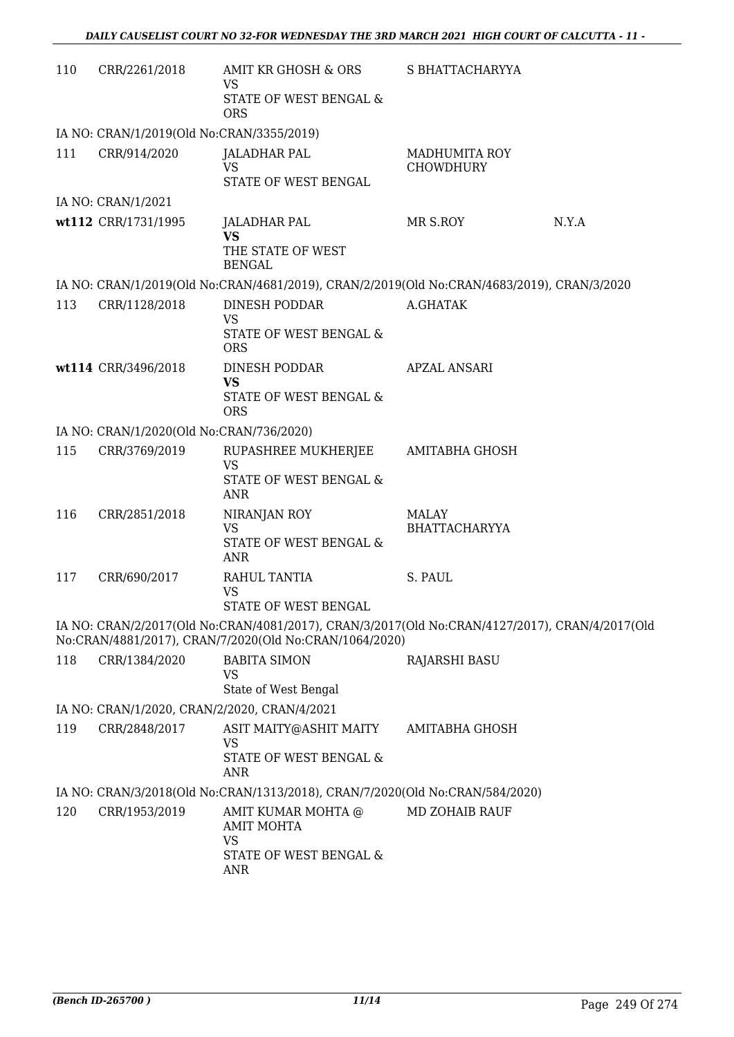| | | | | |
|---|---|---|---|---|
| 110 | CRR/2261/2018 | AMIT KR GHOSH & ORS<br>VS<br>STATE OF WEST BENGAL & ORS | S BHATTACHARYYA | |

IA NO: CRAN/1/2019(Old No:CRAN/3355/2019)

| | | | | |
|---|---|---|---|---|
| 111 | CRR/914/2020 | JALADHAR PAL<br>VS<br>STATE OF WEST BENGAL | MADHUMITA ROY CHOWDHURY | |

IA NO: CRAN/1/2021

| | | | | |
|---|---|---|---|---|
| wt112 | CRR/1731/1995 | JALADHAR PAL<br>**VS**<br>THE STATE OF WEST BENGAL | MR S.ROY | N.Y.A |

IA NO: CRAN/1/2019(Old No:CRAN/4681/2019), CRAN/2/2019(Old No:CRAN/4683/2019), CRAN/3/2020

| | | | | |
|---|---|---|---|---|
| 113 | CRR/1128/2018 | DINESH PODDAR<br>VS<br>STATE OF WEST BENGAL & ORS | A.GHATAK | |
| wt114 | CRR/3496/2018 | DINESH PODDAR<br>**VS**<br>STATE OF WEST BENGAL & ORS | APZAL ANSARI | |

IA NO: CRAN/1/2020(Old No:CRAN/736/2020)

| | | | | |
|---|---|---|---|---|
| 115 | CRR/3769/2019 | RUPASHREE MUKHERJEE<br>VS<br>STATE OF WEST BENGAL & ANR | AMITABHA GHOSH | |
| 116 | CRR/2851/2018 | NIRANJAN ROY<br>VS<br>STATE OF WEST BENGAL & ANR | MALAY BHATTACHARYYA | |
| 117 | CRR/690/2017 | RAHUL TANTIA<br>VS<br>STATE OF WEST BENGAL | S. PAUL | |

IA NO: CRAN/2/2017(Old No:CRAN/4081/2017), CRAN/3/2017(Old No:CRAN/4127/2017), CRAN/4/2017(Old No:CRAN/4881/2017), CRAN/7/2020(Old No:CRAN/1064/2020)

| | | | | |
|---|---|---|---|---|
| 118 | CRR/1384/2020 | BABITA SIMON<br>VS<br>State of West Bengal | RAJARSHI BASU | |

IA NO: CRAN/1/2020, CRAN/2/2020, CRAN/4/2021

| | | | | |
|---|---|---|---|---|
| 119 | CRR/2848/2017 | ASIT MAITY@ASHIT MAITY<br>VS<br>STATE OF WEST BENGAL & ANR | AMITABHA GHOSH | |

IA NO: CRAN/3/2018(Old No:CRAN/1313/2018), CRAN/7/2020(Old No:CRAN/584/2020)

| | | | | |
|---|---|---|---|---|
| 120 | CRR/1953/2019 | AMIT KUMAR MOHTA @ AMIT MOHTA<br>VS<br>STATE OF WEST BENGAL & ANR | MD ZOHAIB RAUF | |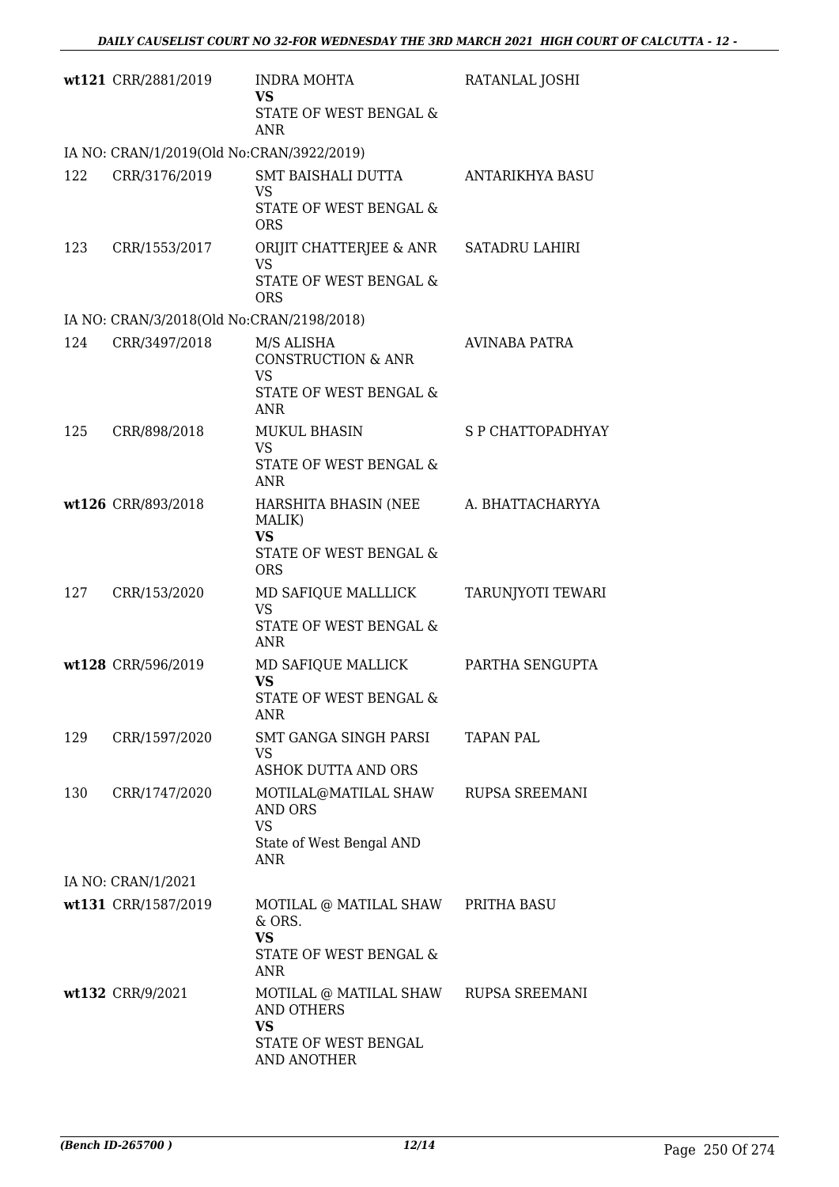| | | | |
|---|---|---|---|
| wt121 | CRR/2881/2019 | INDRA MOHTA<br>**VS**<br>STATE OF WEST BENGAL & ANR | RATANLAL JOSHI |
| IA NO: CRAN/1/2019(Old No:CRAN/3922/2019) | | | |
| 122 | CRR/3176/2019 | SMT BAISHALI DUTTA<br>VS<br>STATE OF WEST BENGAL & ORS | ANTARIKHYA BASU |
| 123 | CRR/1553/2017 | ORIJIT CHATTERJEE & ANR<br>VS<br>STATE OF WEST BENGAL & ORS | SATADRU LAHIRI |
| IA NO: CRAN/3/2018(Old No:CRAN/2198/2018) | | | |
| 124 | CRR/3497/2018 | M/S ALISHA CONSTRUCTION & ANR<br>VS<br>STATE OF WEST BENGAL & ANR | AVINABA PATRA |
| 125 | CRR/898/2018 | MUKUL BHASIN<br>VS<br>STATE OF WEST BENGAL & ANR | S P CHATTOPADHYAY |
| wt126 | CRR/893/2018 | HARSHITA BHASIN (NEE MALIK)<br>**VS**<br>STATE OF WEST BENGAL & ORS | A. BHATTACHARYYA |
| 127 | CRR/153/2020 | MD SAFIQUE MALLLICK<br>VS<br>STATE OF WEST BENGAL & ANR | TARUNJYOTI TEWARI |
| wt128 | CRR/596/2019 | MD SAFIQUE MALLICK<br>**VS**<br>STATE OF WEST BENGAL & ANR | PARTHA SENGUPTA |
| 129 | CRR/1597/2020 | SMT GANGA SINGH PARSI<br>VS<br>ASHOK DUTTA AND ORS | TAPAN PAL |
| 130 | CRR/1747/2020 | MOTILAL@MATILAL SHAW AND ORS<br>VS<br>State of West Bengal AND ANR | RUPSA SREEMANI |
| IA NO: CRAN/1/2021 | | | |
| wt131 | CRR/1587/2019 | MOTILAL @ MATILAL SHAW & ORS.<br>**VS**<br>STATE OF WEST BENGAL & ANR | PRITHA BASU |
| wt132 | CRR/9/2021 | MOTILAL @ MATILAL SHAW AND OTHERS<br>**VS**<br>STATE OF WEST BENGAL AND ANOTHER | RUPSA SREEMANI |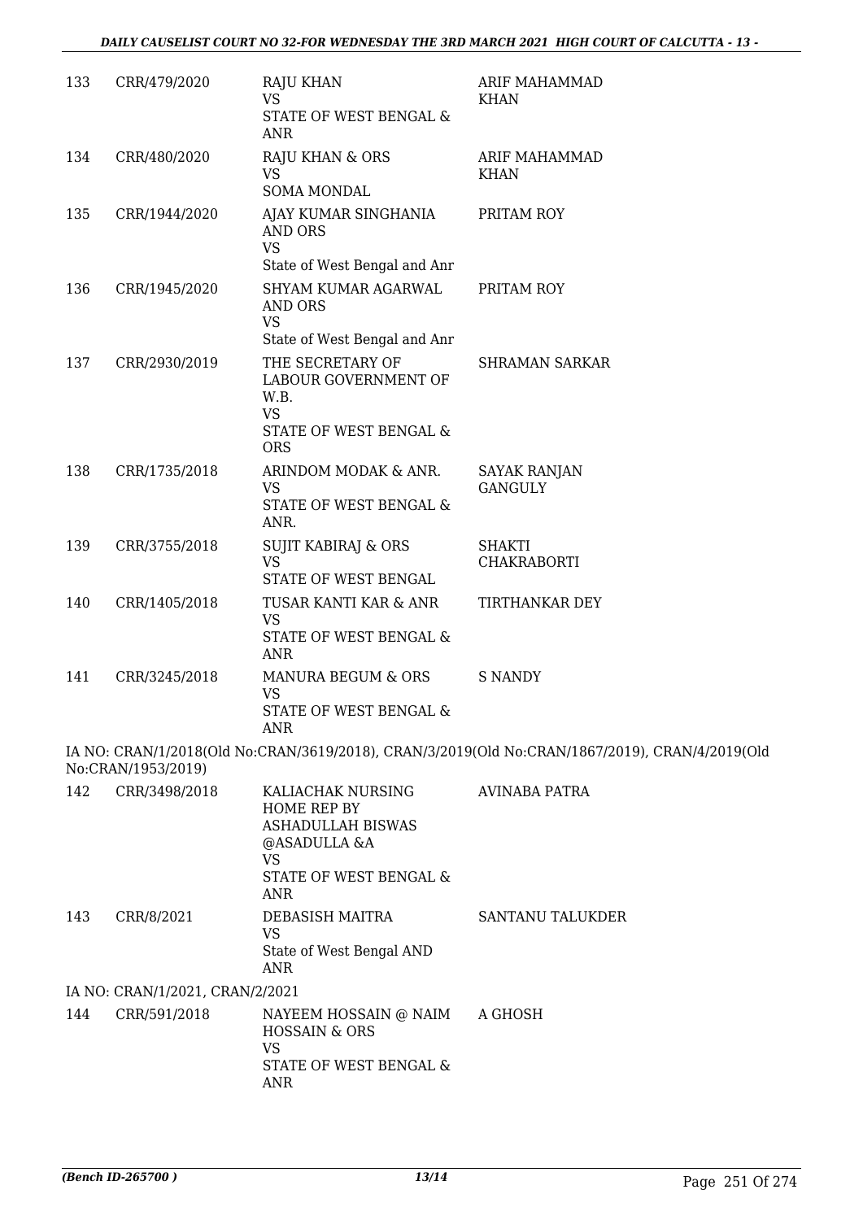| 133 | CRR/479/2020 | RAJU KHAN<br>VS<br>STATE OF WEST BENGAL & ANR | ARIF MAHAMMAD KHAN |
|---|---|---|---|
| 134 | CRR/480/2020 | RAJU KHAN & ORS<br>VS<br>SOMA MONDAL | ARIF MAHAMMAD KHAN |
| 135 | CRR/1944/2020 | AJAY KUMAR SINGHANIA AND ORS<br>VS<br>State of West Bengal and Anr | PRITAM ROY |
| 136 | CRR/1945/2020 | SHYAM KUMAR AGARWAL AND ORS<br>VS<br>State of West Bengal and Anr | PRITAM ROY |
| 137 | CRR/2930/2019 | THE SECRETARY OF LABOUR GOVERNMENT OF W.B.<br>VS<br>STATE OF WEST BENGAL & ORS | SHRAMAN SARKAR |
| 138 | CRR/1735/2018 | ARINDOM MODAK & ANR.<br>VS<br>STATE OF WEST BENGAL & ANR. | SAYAK RANJAN GANGULY |
| 139 | CRR/3755/2018 | SUJIT KABIRAJ & ORS<br>VS<br>STATE OF WEST BENGAL | SHAKTI CHAKRABORTI |
| 140 | CRR/1405/2018 | TUSAR KANTI KAR & ANR<br>VS<br>STATE OF WEST BENGAL & ANR | TIRTHANKAR DEY |
| 141 | CRR/3245/2018 | MANURA BEGUM & ORS<br>VS<br>STATE OF WEST BENGAL & ANR | S NANDY |

IA NO: CRAN/1/2018(Old No:CRAN/3619/2018), CRAN/3/2019(Old No:CRAN/1867/2019), CRAN/4/2019(Old No:CRAN/1953/2019)

| 142 | CRR/3498/2018 | KALIACHAK NURSING HOME REP BY ASHADULLAH BISWAS @ASADULLA &A<br>VS<br>STATE OF WEST BENGAL & ANR | AVINABA PATRA |
|---|---|---|---|
| 143 | CRR/8/2021 | DEBASISH MAITRA<br>VS<br>State of West Bengal AND ANR | SANTANU TALUKDER |

IA NO: CRAN/1/2021, CRAN/2/2021

| 144 | CRR/591/2018 | NAYEEM HOSSAIN @ NAIM HOSSAIN & ORS<br>VS<br>STATE OF WEST BENGAL & ANR | A GHOSH |
|---|---|---|---|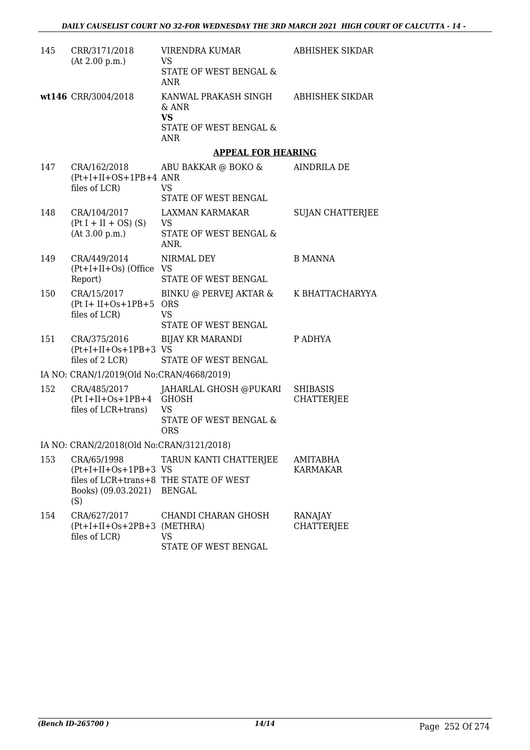| | | | |
|---|---|---|---|
| 145 | CRR/3171/2018 (At 2.00 p.m.) | VIRENDRA KUMAR VS STATE OF WEST BENGAL & ANR | ABHISHEK SIKDAR |
| **wt146** | CRR/3004/2018 | KANWAL PRAKASH SINGH & ANR **VS** STATE OF WEST BENGAL & ANR | ABHISHEK SIKDAR |

## APPEAL FOR HEARING

| | | | |
|---|---|---|---|
| 147 | CRA/162/2018 (Pt+I+II+OS+1PB+4 files of LCR) | ABU BAKKAR @ BOKO & ANR VS STATE OF WEST BENGAL | AINDRILA DE |
| 148 | CRA/104/2017 (Pt I + II + OS) (S) (At 3.00 p.m.) | LAXMAN KARMAKAR VS STATE OF WEST BENGAL & ANR. | SUJAN CHATTERJEE |
| 149 | CRA/449/2014 (Pt+I+II+Os) (Office Report) | NIRMAL DEY VS STATE OF WEST BENGAL | B MANNA |
| 150 | CRA/15/2017 (Pt I+ II+Os+1PB+5 files of LCR) | BINKU @ PERVEJ AKTAR & ORS VS STATE OF WEST BENGAL | K BHATTACHARYYA |
| 151 | CRA/375/2016 (Pt+I+II+Os+1PB+3 files of 2 LCR) | BIJAY KR MARANDI VS STATE OF WEST BENGAL | P ADHYA |

IA NO: CRAN/1/2019(Old No:CRAN/4668/2019)

| | | | |
|---|---|---|---|
| 152 | CRA/485/2017 (Pt I+II+Os+1PB+4 files of LCR+trans) | JAHARLAL GHOSH @PUKARI GHOSH VS STATE OF WEST BENGAL & ORS | SHIBASIS CHATTERJEE |

IA NO: CRAN/2/2018(Old No:CRAN/3121/2018)

| | | | |
|---|---|---|---|
| 153 | CRA/65/1998 (Pt+I+II+Os+1PB+3 files of LCR+trans+8 Books) (09.03.2021) (S) | TARUN KANTI CHATTERJEE VS THE STATE OF WEST BENGAL | AMITABHA KARMAKAR |
| 154 | CRA/627/2017 (Pt+I+II+Os+2PB+3 files of LCR) | CHANDI CHARAN GHOSH (METHRA) VS STATE OF WEST BENGAL | RANAJAY CHATTERJEE |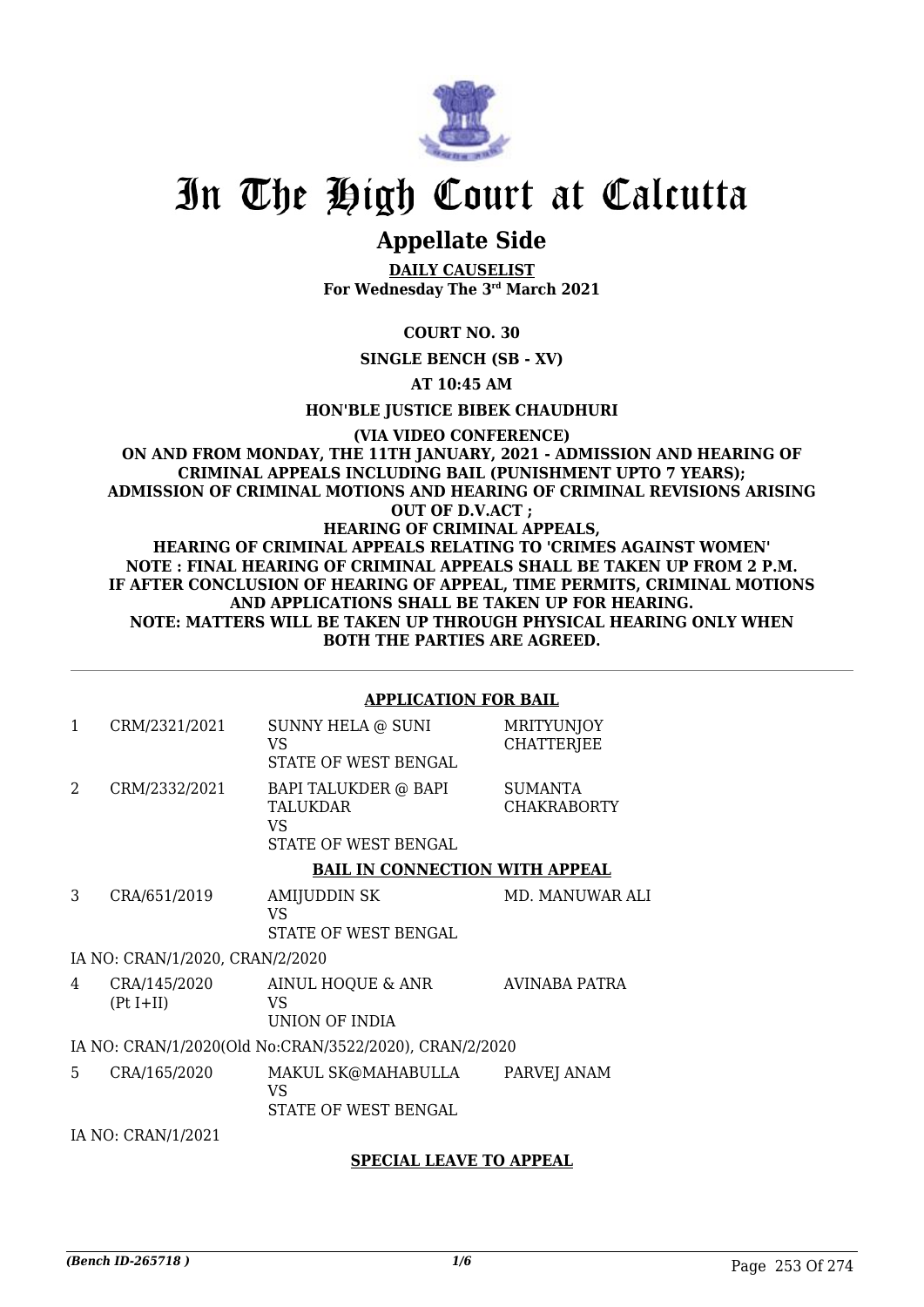# In The High Court at Calcutta

## Appellate Side

**DAILY CAUSELIST**
**For Wednesday The 3rd March 2021**

**COURT NO. 30**

**SINGLE BENCH (SB - XV)**

**AT 10:45 AM**

**HON'BLE JUSTICE BIBEK CHAUDHURI**

**(VIA VIDEO CONFERENCE)**
**ON AND FROM MONDAY, THE 11TH JANUARY, 2021 - ADMISSION AND HEARING OF CRIMINAL APPEALS INCLUDING BAIL (PUNISHMENT UPTO 7 YEARS); ADMISSION OF CRIMINAL MOTIONS AND HEARING OF CRIMINAL REVISIONS ARISING OUT OF D.V.ACT ;**
**HEARING OF CRIMINAL APPEALS,**
**HEARING OF CRIMINAL APPEALS RELATING TO 'CRIMES AGAINST WOMEN'**
**NOTE : FINAL HEARING OF CRIMINAL APPEALS SHALL BE TAKEN UP FROM 2 P.M.**
**IF AFTER CONCLUSION OF HEARING OF APPEAL, TIME PERMITS, CRIMINAL MOTIONS AND APPLICATIONS SHALL BE TAKEN UP FOR HEARING.**
**NOTE: MATTERS WILL BE TAKEN UP THROUGH PHYSICAL HEARING ONLY WHEN BOTH THE PARTIES ARE AGREED.**

**APPLICATION FOR BAIL**

| | | | |
|---|---|---|---|
| 1 | CRM/2321/2021 | SUNNY HELA @ SUNI<br>VS<br>STATE OF WEST BENGAL | MRITYUNJOY CHATTERJEE |
| 2 | CRM/2332/2021 | BAPI TALUKDER @ BAPI TALUKDAR<br>VS<br>STATE OF WEST BENGAL | SUMANTA CHAKRABORTY |

**BAIL IN CONNECTION WITH APPEAL**

| | | | |
|---|---|---|---|
| 3 | CRA/651/2019 | AMIJUDDIN SK<br>VS<br>STATE OF WEST BENGAL | MD. MANUWAR ALI |

IA NO: CRAN/1/2020, CRAN/2/2020

| | | | |
|---|---|---|---|
| 4 | CRA/145/2020 (Pt I+II) | AINUL HOQUE & ANR<br>VS<br>UNION OF INDIA | AVINABA PATRA |

IA NO: CRAN/1/2020(Old No:CRAN/3522/2020), CRAN/2/2020

| | | | |
|---|---|---|---|
| 5 | CRA/165/2020 | MAKUL SK@MAHABULLA<br>VS<br>STATE OF WEST BENGAL | PARVEJ ANAM |

IA NO: CRAN/1/2021

**SPECIAL LEAVE TO APPEAL**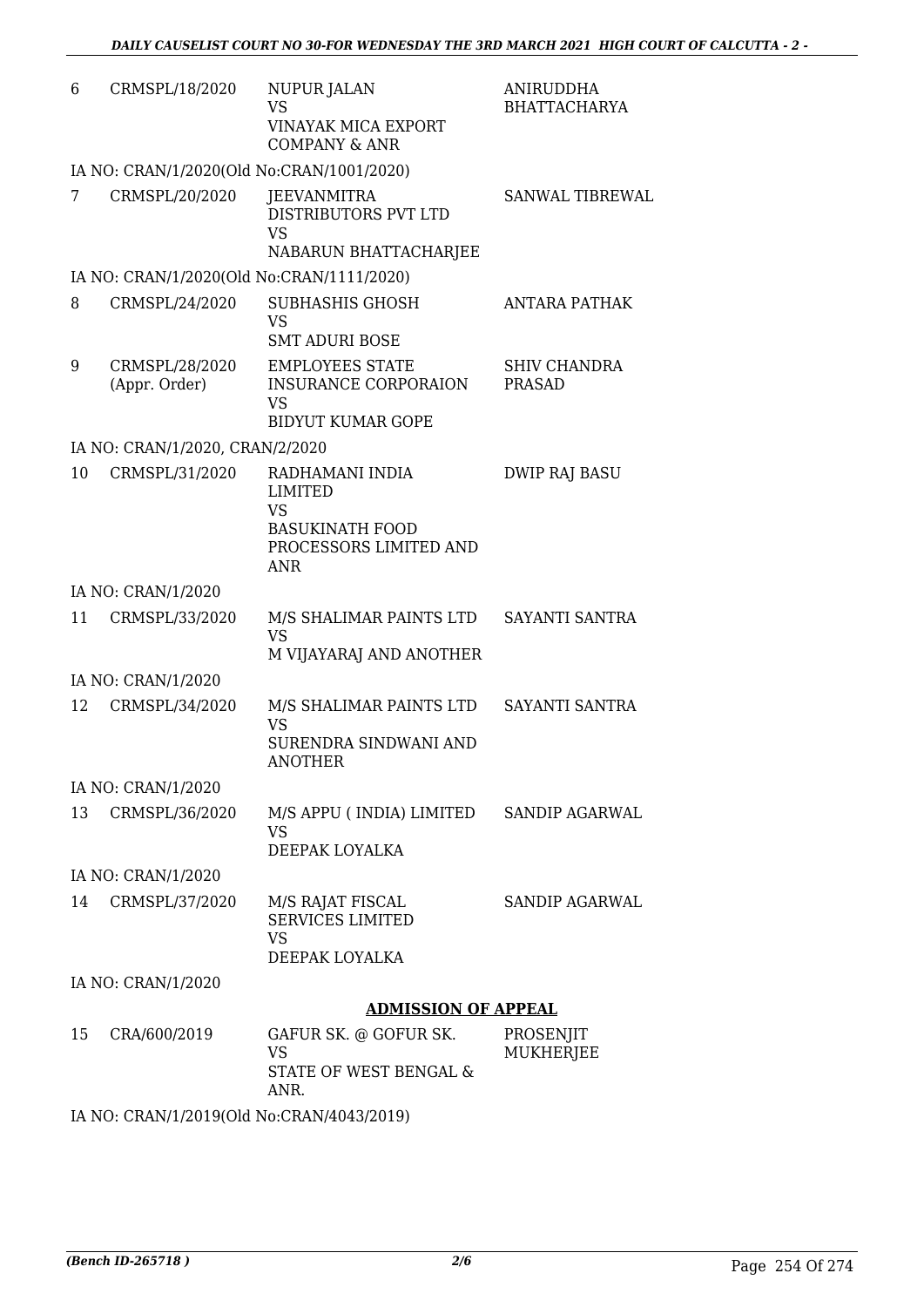| | | | |
|---|---|---|---|
| 6 | CRMSPL/18/2020 | NUPUR JALAN<br>VS<br>VINAYAK MICA EXPORT COMPANY & ANR | ANIRUDDHA BHATTACHARYA |
| | IA NO: CRAN/1/2020(Old No:CRAN/1001/2020) | | |
| 7 | CRMSPL/20/2020 | JEEVANMITRA DISTRIBUTORS PVT LTD<br>VS<br>NABARUN BHATTACHARJEE | SANWAL TIBREWAL |
| | IA NO: CRAN/1/2020(Old No:CRAN/1111/2020) | | |
| 8 | CRMSPL/24/2020 | SUBHASHIS GHOSH<br>VS<br>SMT ADURI BOSE | ANTARA PATHAK |
| 9 | CRMSPL/28/2020 (Appr. Order) | EMPLOYEES STATE INSURANCE CORPORAION<br>VS<br>BIDYUT KUMAR GOPE | SHIV CHANDRA PRASAD |
| | IA NO: CRAN/1/2020, CRAN/2/2020 | | |
| 10 | CRMSPL/31/2020 | RADHAMANI INDIA LIMITED<br>VS<br>BASUKINATH FOOD PROCESSORS LIMITED AND ANR | DWIP RAJ BASU |
| | IA NO: CRAN/1/2020 | | |
| 11 | CRMSPL/33/2020 | M/S SHALIMAR PAINTS LTD<br>VS<br>M VIJAYARAJ AND ANOTHER | SAYANTI SANTRA |
| | IA NO: CRAN/1/2020 | | |
| 12 | CRMSPL/34/2020 | M/S SHALIMAR PAINTS LTD<br>VS<br>SURENDRA SINDWANI AND ANOTHER | SAYANTI SANTRA |
| | IA NO: CRAN/1/2020 | | |
| 13 | CRMSPL/36/2020 | M/S APPU ( INDIA) LIMITED<br>VS<br>DEEPAK LOYALKA | SANDIP AGARWAL |
| | IA NO: CRAN/1/2020 | | |
| 14 | CRMSPL/37/2020 | M/S RAJAT FISCAL SERVICES LIMITED<br>VS<br>DEEPAK LOYALKA | SANDIP AGARWAL |
| | IA NO: CRAN/1/2020 | | |

## ADMISSION OF APPEAL

| | | | |
|---|---|---|---|
| 15 | CRA/600/2019 | GAFUR SK. @ GOFUR SK.<br>VS<br>STATE OF WEST BENGAL & ANR. | PROSENJIT MUKHERJEE |
| | IA NO: CRAN/1/2019(Old No:CRAN/4043/2019) | | |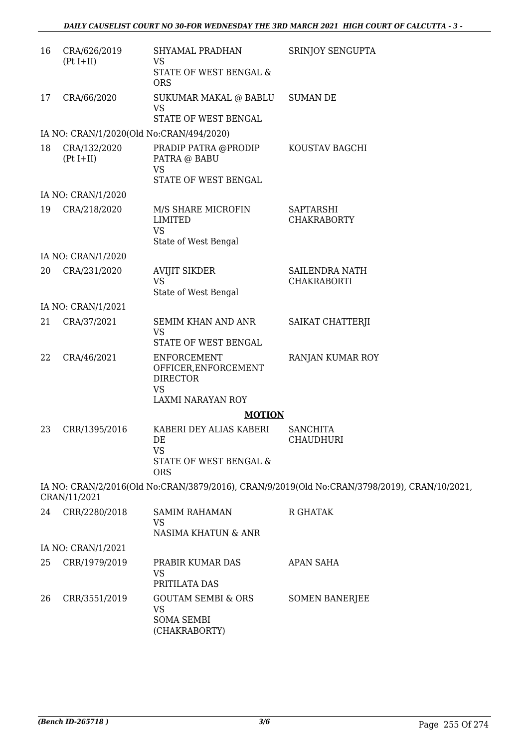| 16 | CRA/626/2019 (Pt I+II) | SHYAMAL PRADHAN VS STATE OF WEST BENGAL & ORS | SRINJOY SENGUPTA |
|---|---|---|---|
| 17 | CRA/66/2020 | SUKUMAR MAKAL @ BABLU VS STATE OF WEST BENGAL | SUMAN DE |
| | IA NO: CRAN/1/2020(Old No:CRAN/494/2020) | | |
| 18 | CRA/132/2020 (Pt I+II) | PRADIP PATRA @PRODIP PATRA @ BABU VS STATE OF WEST BENGAL | KOUSTAV BAGCHI |
| | IA NO: CRAN/1/2020 | | |
| 19 | CRA/218/2020 | M/S SHARE MICROFIN LIMITED VS State of West Bengal | SAPTARSHI CHAKRABORTY |
| | IA NO: CRAN/1/2020 | | |
| 20 | CRA/231/2020 | AVIJIT SIKDER VS State of West Bengal | SAILENDRA NATH CHAKRABORTI |
| | IA NO: CRAN/1/2021 | | |
| 21 | CRA/37/2021 | SEMIM KHAN AND ANR VS STATE OF WEST BENGAL | SAIKAT CHATTERJI |
| 22 | CRA/46/2021 | ENFORCEMENT OFFICER,ENFORCEMENT DIRECTOR VS LAXMI NARAYAN ROY | RANJAN KUMAR ROY |

**MOTION**

| 23 | CRR/1395/2016 | KABERI DEY ALIAS KABERI DE VS STATE OF WEST BENGAL & ORS | SANCHITA CHAUDHURI |
|---|---|---|---|
| | IA NO: CRAN/2/2016(Old No:CRAN/3879/2016), CRAN/9/2019(Old No:CRAN/3798/2019), CRAN/10/2021, CRAN/11/2021 | | |
| 24 | CRR/2280/2018 | SAMIM RAHAMAN VS NASIMA KHATUN & ANR | R GHATAK |
| | IA NO: CRAN/1/2021 | | |
| 25 | CRR/1979/2019 | PRABIR KUMAR DAS VS PRITILATA DAS | APAN SAHA |
| 26 | CRR/3551/2019 | GOUTAM SEMBI & ORS VS SOMA SEMBI (CHAKRABORTY) | SOMEN BANERJEE |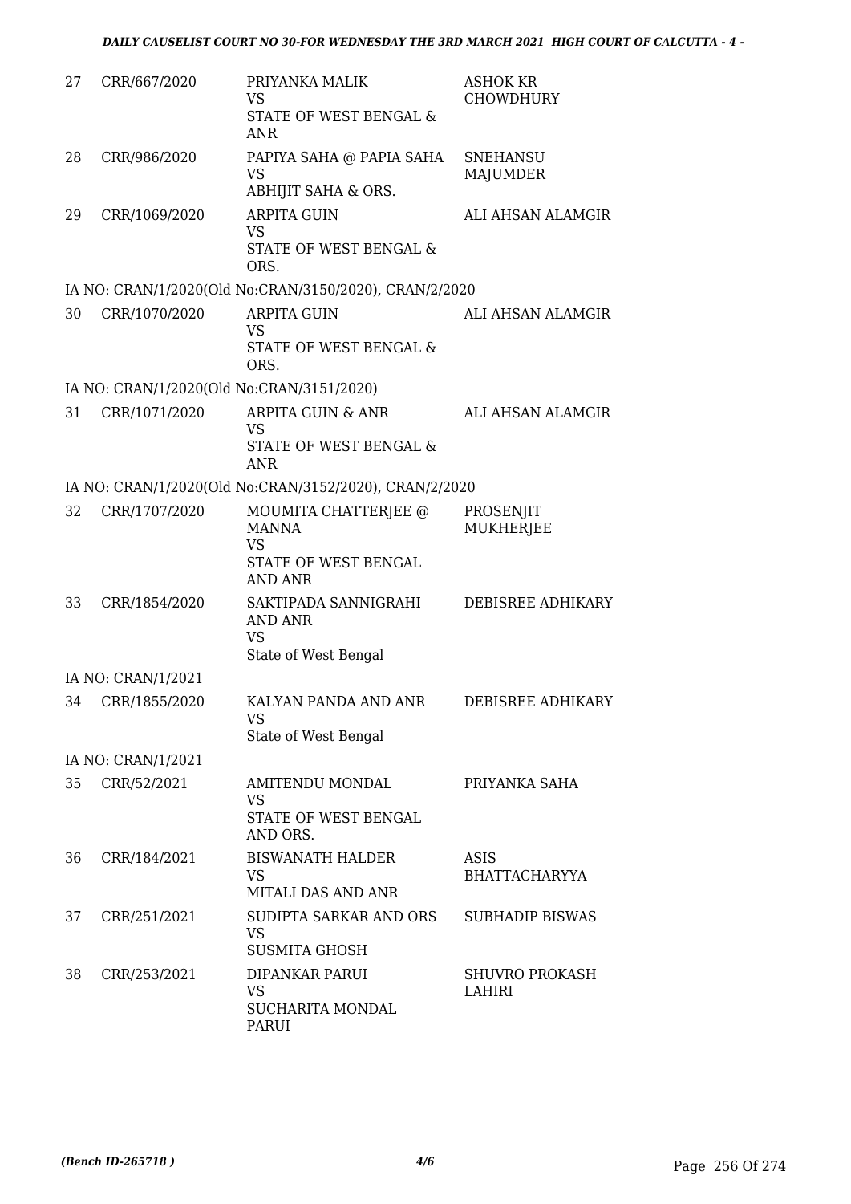| | | | |
|---|---|---|---|
| 27 | CRR/667/2020 | PRIYANKA MALIK<br>VS<br>STATE OF WEST BENGAL & ANR | ASHOK KR CHOWDHURY |
| 28 | CRR/986/2020 | PAPIYA SAHA @ PAPIA SAHA<br>VS<br>ABHIJIT SAHA & ORS. | SNEHANSU MAJUMDER |
| 29 | CRR/1069/2020 | ARPITA GUIN<br>VS<br>STATE OF WEST BENGAL & ORS. | ALI AHSAN ALAMGIR |
| | IA NO: CRAN/1/2020(Old No:CRAN/3150/2020), CRAN/2/2020 | | |
| 30 | CRR/1070/2020 | ARPITA GUIN<br>VS<br>STATE OF WEST BENGAL & ORS. | ALI AHSAN ALAMGIR |
| | IA NO: CRAN/1/2020(Old No:CRAN/3151/2020) | | |
| 31 | CRR/1071/2020 | ARPITA GUIN & ANR<br>VS<br>STATE OF WEST BENGAL & ANR | ALI AHSAN ALAMGIR |
| | IA NO: CRAN/1/2020(Old No:CRAN/3152/2020), CRAN/2/2020 | | |
| 32 | CRR/1707/2020 | MOUMITA CHATTERJEE @ MANNA<br>VS<br>STATE OF WEST BENGAL AND ANR | PROSENJIT MUKHERJEE |
| 33 | CRR/1854/2020 | SAKTIPADA SANNIGRAHI AND ANR<br>VS<br>State of West Bengal | DEBISREE ADHIKARY |
| | IA NO: CRAN/1/2021 | | |
| 34 | CRR/1855/2020 | KALYAN PANDA AND ANR<br>VS<br>State of West Bengal | DEBISREE ADHIKARY |
| | IA NO: CRAN/1/2021 | | |
| 35 | CRR/52/2021 | AMITENDU MONDAL<br>VS<br>STATE OF WEST BENGAL AND ORS. | PRIYANKA SAHA |
| 36 | CRR/184/2021 | BISWANATH HALDER<br>VS<br>MITALI DAS AND ANR | ASIS BHATTACHARYYA |
| 37 | CRR/251/2021 | SUDIPTA SARKAR AND ORS<br>VS<br>SUSMITA GHOSH | SUBHADIP BISWAS |
| 38 | CRR/253/2021 | DIPANKAR PARUI<br>VS<br>SUCHARITA MONDAL PARUI | SHUVRO PROKASH LAHIRI |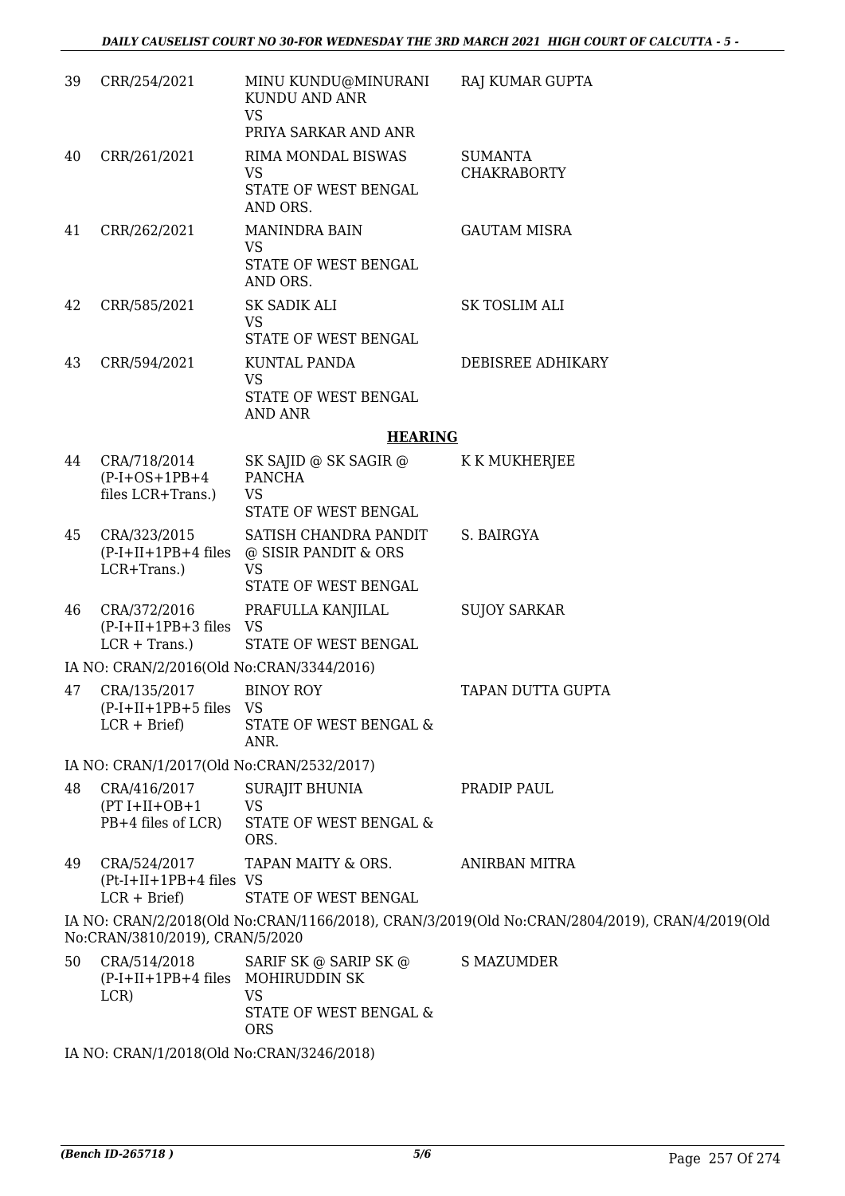| 39 | CRR/254/2021 | MINU KUNDU@MINURANI KUNDU AND ANR VS PRIYA SARKAR AND ANR | RAJ KUMAR GUPTA |
|---|---|---|---|
| 40 | CRR/261/2021 | RIMA MONDAL BISWAS VS STATE OF WEST BENGAL AND ORS. | SUMANTA CHAKRABORTY |
| 41 | CRR/262/2021 | MANINDRA BAIN VS STATE OF WEST BENGAL AND ORS. | GAUTAM MISRA |
| 42 | CRR/585/2021 | SK SADIK ALI VS STATE OF WEST BENGAL | SK TOSLIM ALI |
| 43 | CRR/594/2021 | KUNTAL PANDA VS STATE OF WEST BENGAL AND ANR | DEBISREE ADHIKARY |

**HEARING**

| 44 | CRA/718/2014 (P-I+OS+1PB+4 files LCR+Trans.) | SK SAJID @ SK SAGIR @ PANCHA VS STATE OF WEST BENGAL | K K MUKHERJEE |
|---|---|---|---|
| 45 | CRA/323/2015 (P-I+II+1PB+4 files LCR+Trans.) | SATISH CHANDRA PANDIT @ SISIR PANDIT & ORS VS STATE OF WEST BENGAL | S. BAIRGYA |
| 46 | CRA/372/2016 (P-I+II+1PB+3 files LCR + Trans.) | PRAFULLA KANJILAL VS STATE OF WEST BENGAL | SUJOY SARKAR |

IA NO: CRAN/2/2016(Old No:CRAN/3344/2016)

| 47 | CRA/135/2017 (P-I+II+1PB+5 files LCR + Brief) | BINOY ROY VS STATE OF WEST BENGAL & ANR. | TAPAN DUTTA GUPTA |
|---|---|---|---|

IA NO: CRAN/1/2017(Old No:CRAN/2532/2017)

| 48 | CRA/416/2017 (PT I+II+OB+1 PB+4 files of LCR) | SURAJIT BHUNIA VS STATE OF WEST BENGAL & ORS. | PRADIP PAUL |
|---|---|---|---|
| 49 | CRA/524/2017 (Pt-I+II+1PB+4 files LCR + Brief) | TAPAN MAITY & ORS. VS STATE OF WEST BENGAL | ANIRBAN MITRA |

IA NO: CRAN/2/2018(Old No:CRAN/1166/2018), CRAN/3/2019(Old No:CRAN/2804/2019), CRAN/4/2019(Old No:CRAN/3810/2019), CRAN/5/2020

| 50 | CRA/514/2018 (P-I+II+1PB+4 files LCR) | SARIF SK @ SARIP SK @ MOHIRUDDIN SK VS STATE OF WEST BENGAL & ORS | S MAZUMDER |
|---|---|---|---|

IA NO: CRAN/1/2018(Old No:CRAN/3246/2018)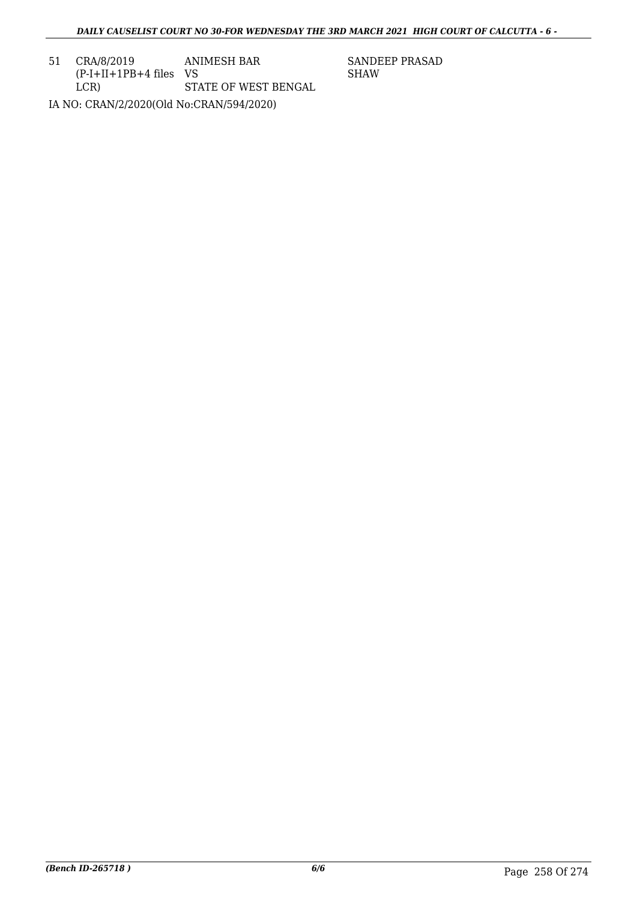| 51 | CRA/8/2019<br>(P-I+II+1PB+4 files<br>LCR) | ANIMESH BAR<br>VS<br>STATE OF WEST BENGAL | SANDEEP PRASAD<br>SHAW |
|---|---|---|---|

IA NO: CRAN/2/2020(Old No:CRAN/594/2020)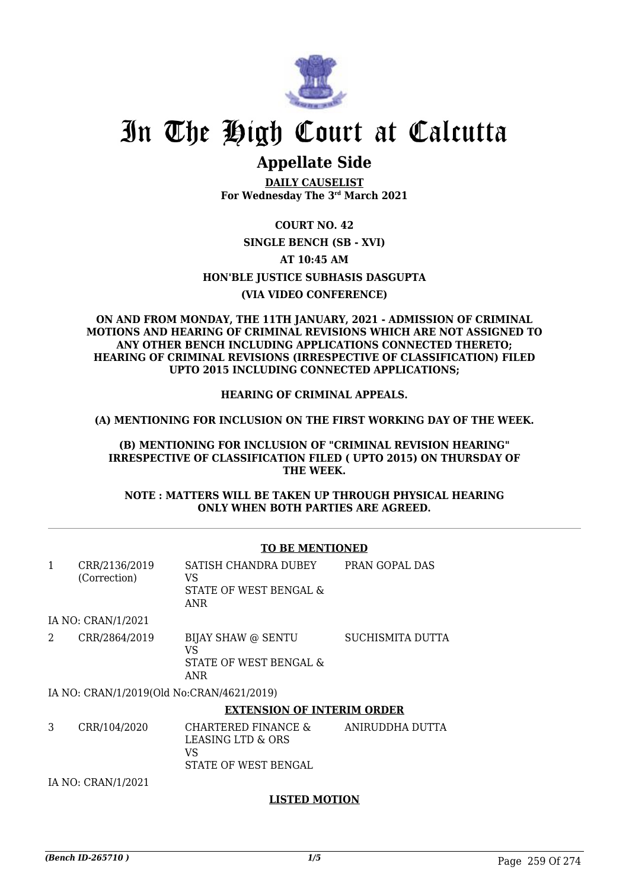# In The High Court at Calcutta

## Appellate Side

**DAILY CAUSELIST**
**For Wednesday The 3rd March 2021**

**COURT NO. 42**

**SINGLE BENCH (SB - XVI)**

**AT 10:45 AM**

**HON'BLE JUSTICE SUBHASIS DASGUPTA**

**(VIA VIDEO CONFERENCE)**

**ON AND FROM MONDAY, THE 11TH JANUARY, 2021 - ADMISSION OF CRIMINAL MOTIONS AND HEARING OF CRIMINAL REVISIONS WHICH ARE NOT ASSIGNED TO ANY OTHER BENCH INCLUDING APPLICATIONS CONNECTED THERETO; HEARING OF CRIMINAL REVISIONS (IRRESPECTIVE OF CLASSIFICATION) FILED UPTO 2015 INCLUDING CONNECTED APPLICATIONS;**

**HEARING OF CRIMINAL APPEALS.**

**(A) MENTIONING FOR INCLUSION ON THE FIRST WORKING DAY OF THE WEEK.**

**(B) MENTIONING FOR INCLUSION OF "CRIMINAL REVISION HEARING" IRRESPECTIVE OF CLASSIFICATION FILED ( UPTO 2015) ON THURSDAY OF THE WEEK.**

**NOTE : MATTERS WILL BE TAKEN UP THROUGH PHYSICAL HEARING ONLY WHEN BOTH PARTIES ARE AGREED.**

---

**TO BE MENTIONED**

| | | | |
|---|---|---|---|
| 1 | CRR/2136/2019 (Correction) | SATISH CHANDRA DUBEY VS STATE OF WEST BENGAL & ANR | PRAN GOPAL DAS |

IA NO: CRAN/1/2021

| | | | |
|---|---|---|---|
| 2 | CRR/2864/2019 | BIJAY SHAW @ SENTU VS STATE OF WEST BENGAL & ANR | SUCHISMITA DUTTA |

IA NO: CRAN/1/2019(Old No:CRAN/4621/2019)

**EXTENSION OF INTERIM ORDER**

| | | | |
|---|---|---|---|
| 3 | CRR/104/2020 | CHARTERED FINANCE & LEASING LTD & ORS VS STATE OF WEST BENGAL | ANIRUDDHA DUTTA |

IA NO: CRAN/1/2021

**LISTED MOTION**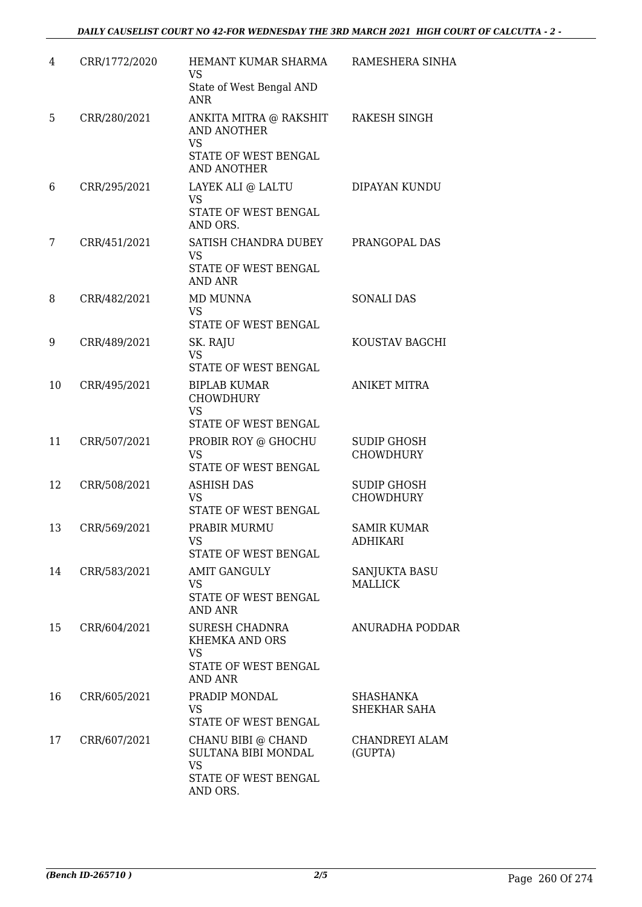| 4 | CRR/1772/2020 | HEMANT KUMAR SHARMA VS State of West Bengal AND ANR | RAMESHERA SINHA |
|---|---|---|---|
| 5 | CRR/280/2021 | ANKITA MITRA @ RAKSHIT AND ANOTHER VS STATE OF WEST BENGAL AND ANOTHER | RAKESH SINGH |
| 6 | CRR/295/2021 | LAYEK ALI @ LALTU VS STATE OF WEST BENGAL AND ORS. | DIPAYAN KUNDU |
| 7 | CRR/451/2021 | SATISH CHANDRA DUBEY VS STATE OF WEST BENGAL AND ANR | PRANGOPAL DAS |
| 8 | CRR/482/2021 | MD MUNNA VS STATE OF WEST BENGAL | SONALI DAS |
| 9 | CRR/489/2021 | SK. RAJU VS STATE OF WEST BENGAL | KOUSTAV BAGCHI |
| 10 | CRR/495/2021 | BIPLAB KUMAR CHOWDHURY VS STATE OF WEST BENGAL | ANIKET MITRA |
| 11 | CRR/507/2021 | PROBIR ROY @ GHOCHU VS STATE OF WEST BENGAL | SUDIP GHOSH CHOWDHURY |
| 12 | CRR/508/2021 | ASHISH DAS VS STATE OF WEST BENGAL | SUDIP GHOSH CHOWDHURY |
| 13 | CRR/569/2021 | PRABIR MURMU VS STATE OF WEST BENGAL | SAMIR KUMAR ADHIKARI |
| 14 | CRR/583/2021 | AMIT GANGULY VS STATE OF WEST BENGAL AND ANR | SANJUKTA BASU MALLICK |
| 15 | CRR/604/2021 | SURESH CHADNRA KHEMKA AND ORS VS STATE OF WEST BENGAL AND ANR | ANURADHA PODDAR |
| 16 | CRR/605/2021 | PRADIP MONDAL VS STATE OF WEST BENGAL | SHASHANKA SHEKHAR SAHA |
| 17 | CRR/607/2021 | CHANU BIBI @ CHAND SULTANA BIBI MONDAL VS STATE OF WEST BENGAL AND ORS. | CHANDREYI ALAM (GUPTA) |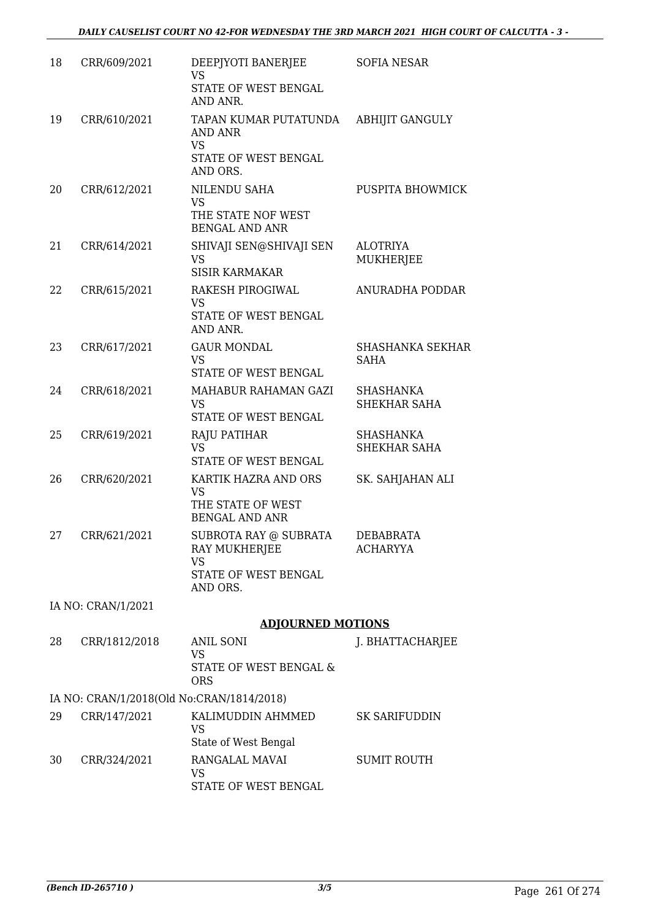| | | | |
|---|---|---|---|
| 18 | CRR/609/2021 | DEEPJYOTI BANERJEE<br>VS<br>STATE OF WEST BENGAL AND ANR. | SOFIA NESAR |
| 19 | CRR/610/2021 | TAPAN KUMAR PUTATUNDA AND ANR<br>VS<br>STATE OF WEST BENGAL AND ORS. | ABHIJIT GANGULY |
| 20 | CRR/612/2021 | NILENDU SAHA<br>VS<br>THE STATE NOF WEST BENGAL AND ANR | PUSPITA BHOWMICK |
| 21 | CRR/614/2021 | SHIVAJI SEN@SHIVAJI SEN<br>VS<br>SISIR KARMAKAR | ALOTRIYA MUKHERJEE |
| 22 | CRR/615/2021 | RAKESH PIROGIWAL<br>VS<br>STATE OF WEST BENGAL AND ANR. | ANURADHA PODDAR |
| 23 | CRR/617/2021 | GAUR MONDAL<br>VS<br>STATE OF WEST BENGAL | SHASHANKA SEKHAR SAHA |
| 24 | CRR/618/2021 | MAHABUR RAHAMAN GAZI<br>VS<br>STATE OF WEST BENGAL | SHASHANKA SHEKHAR SAHA |
| 25 | CRR/619/2021 | RAJU PATIHAR<br>VS<br>STATE OF WEST BENGAL | SHASHANKA SHEKHAR SAHA |
| 26 | CRR/620/2021 | KARTIK HAZRA AND ORS<br>VS<br>THE STATE OF WEST BENGAL AND ANR | SK. SAHJAHAN ALI |
| 27 | CRR/621/2021 | SUBROTA RAY @ SUBRATA RAY MUKHERJEE<br>VS<br>STATE OF WEST BENGAL AND ORS. | DEBABRATA ACHARYYA |

IA NO: CRAN/1/2021

**ADJOURNED MOTIONS**

| | | | |
|---|---|---|---|
| 28 | CRR/1812/2018 | ANIL SONI<br>VS<br>STATE OF WEST BENGAL & ORS | J. BHATTACHARJEE |

IA NO: CRAN/1/2018(Old No:CRAN/1814/2018)

| | | | |
|---|---|---|---|
| 29 | CRR/147/2021 | KALIMUDDIN AHMMED<br>VS<br>State of West Bengal | SK SARIFUDDIN |
| 30 | CRR/324/2021 | RANGALAL MAVAI<br>VS<br>STATE OF WEST BENGAL | SUMIT ROUTH |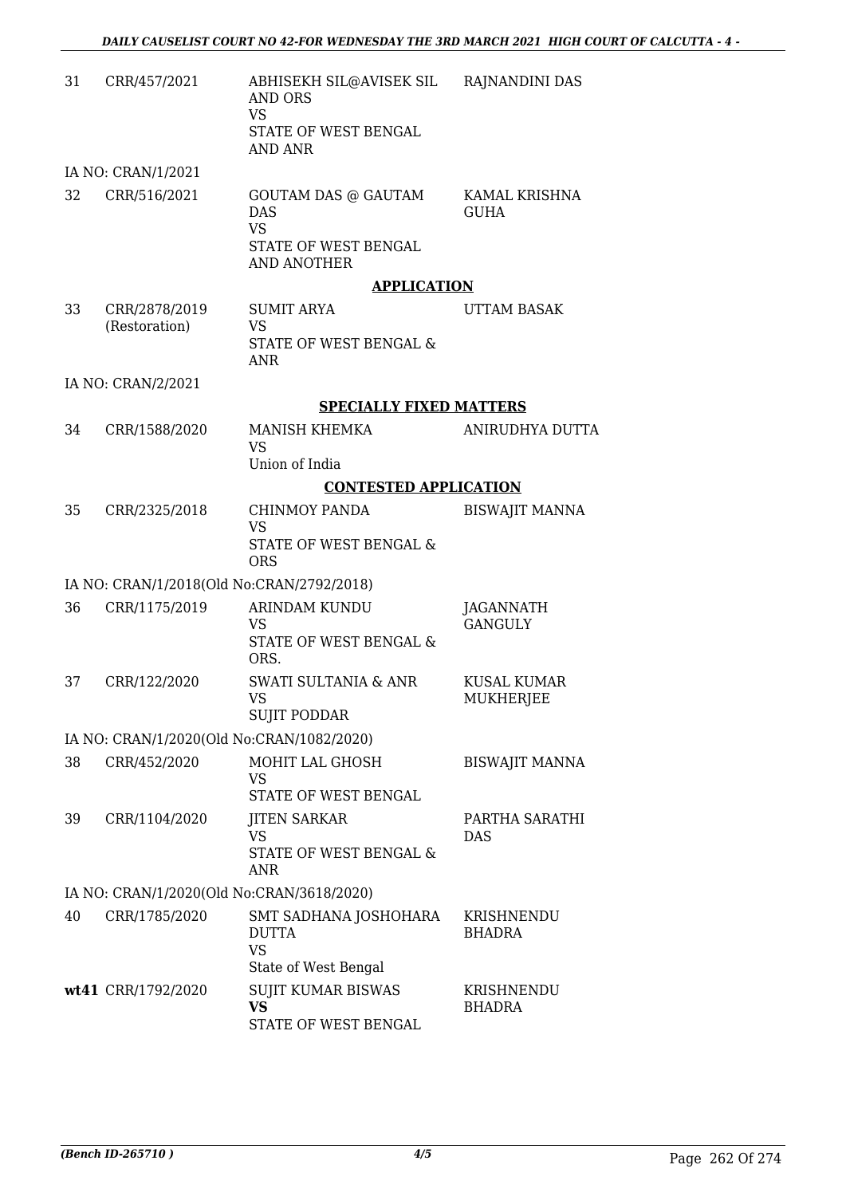| | | | |
|---|---|---|---|
| 31 | CRR/457/2021 | ABHISEKH SIL@AVISEK SIL AND ORS<br>VS<br>STATE OF WEST BENGAL AND ANR | RAJNANDINI DAS |
| | IA NO: CRAN/1/2021 | | |
| 32 | CRR/516/2021 | GOUTAM DAS @ GAUTAM DAS<br>VS<br>STATE OF WEST BENGAL AND ANOTHER | KAMAL KRISHNA GUHA |

**APPLICATION**

| | | | |
|---|---|---|---|
| 33 | CRR/2878/2019 (Restoration) | SUMIT ARYA<br>VS<br>STATE OF WEST BENGAL & ANR | UTTAM BASAK |
| | IA NO: CRAN/2/2021 | | |

**SPECIALLY FIXED MATTERS**

| | | | |
|---|---|---|---|
| 34 | CRR/1588/2020 | MANISH KHEMKA<br>VS<br>Union of India | ANIRUDHYA DUTTA |

**CONTESTED APPLICATION**

| | | | |
|---|---|---|---|
| 35 | CRR/2325/2018 | CHINMOY PANDA<br>VS<br>STATE OF WEST BENGAL & ORS | BISWAJIT MANNA |
| | IA NO: CRAN/1/2018(Old No:CRAN/2792/2018) | | |
| 36 | CRR/1175/2019 | ARINDAM KUNDU<br>VS<br>STATE OF WEST BENGAL & ORS. | JAGANNATH GANGULY |
| 37 | CRR/122/2020 | SWATI SULTANIA & ANR<br>VS<br>SUJIT PODDAR | KUSAL KUMAR MUKHERJEE |
| | IA NO: CRAN/1/2020(Old No:CRAN/1082/2020) | | |
| 38 | CRR/452/2020 | MOHIT LAL GHOSH<br>VS<br>STATE OF WEST BENGAL | BISWAJIT MANNA |
| 39 | CRR/1104/2020 | JITEN SARKAR<br>VS<br>STATE OF WEST BENGAL & ANR | PARTHA SARATHI DAS |
| | IA NO: CRAN/1/2020(Old No:CRAN/3618/2020) | | |
| 40 | CRR/1785/2020 | SMT SADHANA JOSHOHARA DUTTA<br>VS<br>State of West Bengal | KRISHNENDU BHADRA |
| **wt41** | CRR/1792/2020 | SUJIT KUMAR BISWAS<br>**VS**<br>STATE OF WEST BENGAL | KRISHNENDU BHADRA |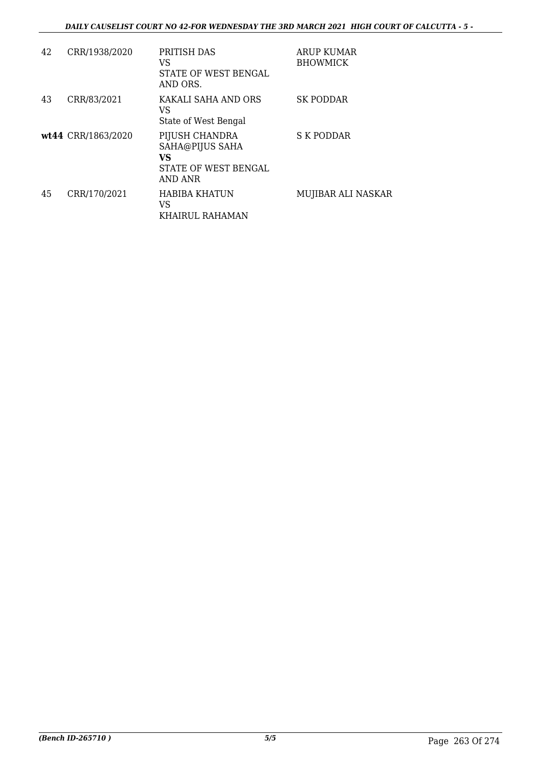| | | | |
|---|---|---|---|
| 42 | CRR/1938/2020 | PRITISH DAS<br>VS<br>STATE OF WEST BENGAL AND ORS. | ARUP KUMAR BHOWMICK |
| 43 | CRR/83/2021 | KAKALI SAHA AND ORS<br>VS<br>State of West Bengal | SK PODDAR |
| **wt44** | CRR/1863/2020 | PIJUSH CHANDRA SAHA@PIJUS SAHA<br>**VS**<br>STATE OF WEST BENGAL AND ANR | S K PODDAR |
| 45 | CRR/170/2021 | HABIBA KHATUN<br>VS<br>KHAIRUL RAHAMAN | MUJIBAR ALI NASKAR |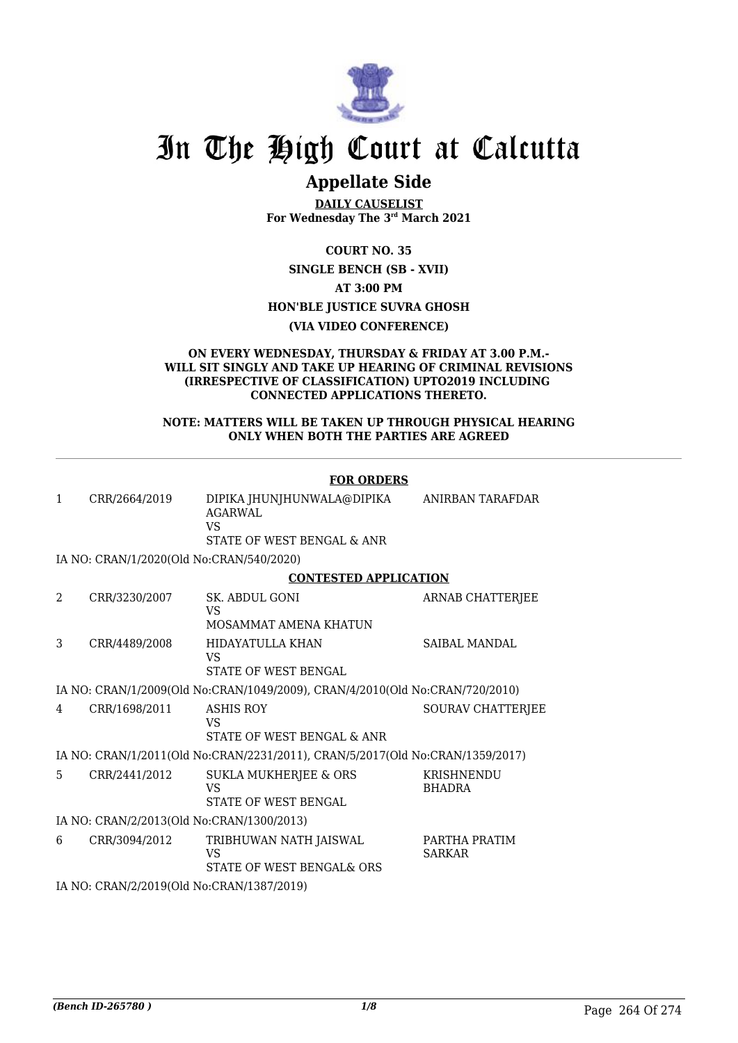# In The High Court at Calcutta

## Appellate Side

**DAILY CAUSELIST**
**For Wednesday The 3rd March 2021**

**COURT NO. 35**

**SINGLE BENCH (SB - XVII)**

**AT 3:00 PM**

**HON'BLE JUSTICE SUVRA GHOSH**

**(VIA VIDEO CONFERENCE)**

**ON EVERY WEDNESDAY, THURSDAY & FRIDAY AT 3.00 P.M.- WILL SIT SINGLY AND TAKE UP HEARING OF CRIMINAL REVISIONS (IRRESPECTIVE OF CLASSIFICATION) UPTO2019 INCLUDING CONNECTED APPLICATIONS THERETO.**

**NOTE: MATTERS WILL BE TAKEN UP THROUGH PHYSICAL HEARING ONLY WHEN BOTH THE PARTIES ARE AGREED**

**FOR ORDERS**

| | | | |
|---|---|---|---|
| 1 | CRR/2664/2019 | DIPIKA JHUNJHUNWALA@DIPIKA AGARWAL<br>VS<br>STATE OF WEST BENGAL & ANR | ANIRBAN TARAFDAR |

IA NO: CRAN/1/2020(Old No:CRAN/540/2020)

**CONTESTED APPLICATION**

| | | | |
|---|---|---|---|
| 2 | CRR/3230/2007 | SK. ABDUL GONI<br>VS<br>MOSAMMAT AMENA KHATUN | ARNAB CHATTERJEE |
| 3 | CRR/4489/2008 | HIDAYATULLA KHAN<br>VS<br>STATE OF WEST BENGAL | SAIBAL MANDAL |

IA NO: CRAN/1/2009(Old No:CRAN/1049/2009), CRAN/4/2010(Old No:CRAN/720/2010)

| | | | |
|---|---|---|---|
| 4 | CRR/1698/2011 | ASHIS ROY<br>VS<br>STATE OF WEST BENGAL & ANR | SOURAV CHATTERJEE |

IA NO: CRAN/1/2011(Old No:CRAN/2231/2011), CRAN/5/2017(Old No:CRAN/1359/2017)

| | | | |
|---|---|---|---|
| 5 | CRR/2441/2012 | SUKLA MUKHERJEE & ORS<br>VS<br>STATE OF WEST BENGAL | KRISHNENDU BHADRA |

IA NO: CRAN/2/2013(Old No:CRAN/1300/2013)

| | | | |
|---|---|---|---|
| 6 | CRR/3094/2012 | TRIBHUWAN NATH JAISWAL<br>VS<br>STATE OF WEST BENGAL& ORS | PARTHA PRATIM SARKAR |

IA NO: CRAN/2/2019(Old No:CRAN/1387/2019)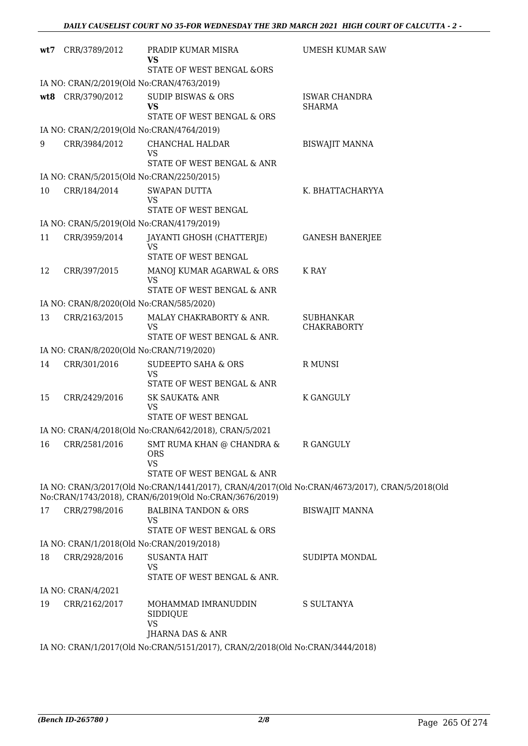| | | | |
|---|---|---|---|
| **wt7** | CRR/3789/2012 | PRADIP KUMAR MISRA **VS** STATE OF WEST BENGAL &ORS | UMESH KUMAR SAW |
| | IA NO: CRAN/2/2019(Old No:CRAN/4763/2019) | | |
| **wt8** | CRR/3790/2012 | SUDIP BISWAS & ORS **VS** STATE OF WEST BENGAL & ORS | ISWAR CHANDRA SHARMA |
| | IA NO: CRAN/2/2019(Old No:CRAN/4764/2019) | | |
| 9 | CRR/3984/2012 | CHANCHAL HALDAR VS STATE OF WEST BENGAL & ANR | BISWAJIT MANNA |
| | IA NO: CRAN/5/2015(Old No:CRAN/2250/2015) | | |
| 10 | CRR/184/2014 | SWAPAN DUTTA VS STATE OF WEST BENGAL | K. BHATTACHARYYA |
| | IA NO: CRAN/5/2019(Old No:CRAN/4179/2019) | | |
| 11 | CRR/3959/2014 | JAYANTI GHOSH (CHATTERJE) VS STATE OF WEST BENGAL | GANESH BANERJEE |
| 12 | CRR/397/2015 | MANOJ KUMAR AGARWAL & ORS VS STATE OF WEST BENGAL & ANR | K RAY |
| | IA NO: CRAN/8/2020(Old No:CRAN/585/2020) | | |
| 13 | CRR/2163/2015 | MALAY CHAKRABORTY & ANR. VS STATE OF WEST BENGAL & ANR. | SUBHANKAR CHAKRABORTY |
| | IA NO: CRAN/8/2020(Old No:CRAN/719/2020) | | |
| 14 | CRR/301/2016 | SUDEEPTO SAHA & ORS VS STATE OF WEST BENGAL & ANR | R MUNSI |
| 15 | CRR/2429/2016 | SK SAUKAT& ANR VS STATE OF WEST BENGAL | K GANGULY |
| | IA NO: CRAN/4/2018(Old No:CRAN/642/2018), CRAN/5/2021 | | |
| 16 | CRR/2581/2016 | SMT RUMA KHAN @ CHANDRA & ORS VS STATE OF WEST BENGAL & ANR | R GANGULY |
| | IA NO: CRAN/3/2017(Old No:CRAN/1441/2017), CRAN/4/2017(Old No:CRAN/4673/2017), CRAN/5/2018(Old No:CRAN/1743/2018), CRAN/6/2019(Old No:CRAN/3676/2019) | | |
| 17 | CRR/2798/2016 | BALBINA TANDON & ORS VS STATE OF WEST BENGAL & ORS | BISWAJIT MANNA |
| | IA NO: CRAN/1/2018(Old No:CRAN/2019/2018) | | |
| 18 | CRR/2928/2016 | SUSANTA HAIT VS STATE OF WEST BENGAL & ANR. | SUDIPTA MONDAL |
| | IA NO: CRAN/4/2021 | | |
| 19 | CRR/2162/2017 | MOHAMMAD IMRANUDDIN SIDDIQUE VS JHARNA DAS & ANR | S SULTANYA |
| | IA NO: CRAN/1/2017(Old No:CRAN/5151/2017), CRAN/2/2018(Old No:CRAN/3444/2018) | | |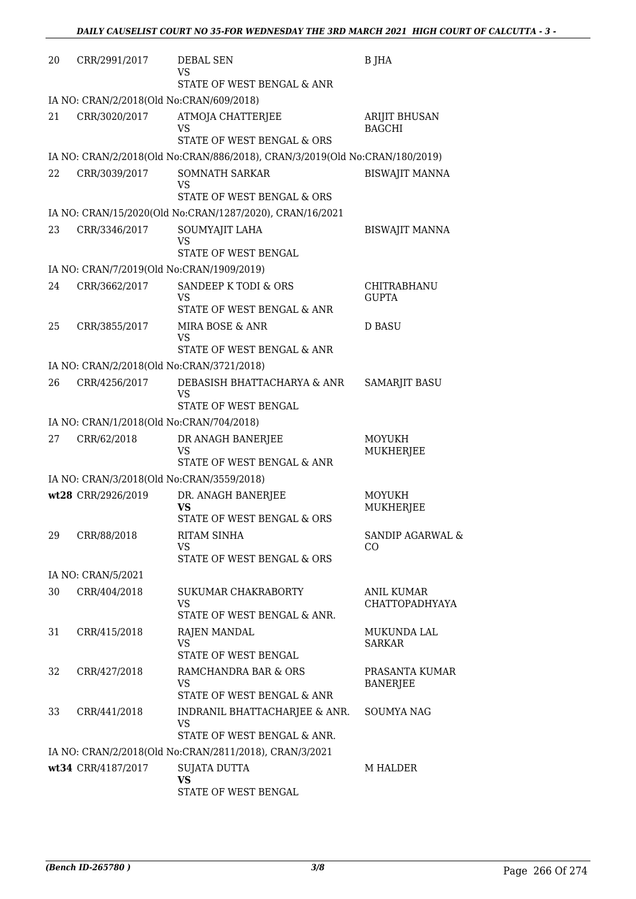| | | | |
|---|---|---|---|
| 20 | CRR/2991/2017 | DEBAL SEN<br>VS<br>STATE OF WEST BENGAL & ANR | B JHA |
| | IA NO: CRAN/2/2018(Old No:CRAN/609/2018) | | |
| 21 | CRR/3020/2017 | ATMOJA CHATTERJEE<br>VS<br>STATE OF WEST BENGAL & ORS | ARIJIT BHUSAN BAGCHI |
| | IA NO: CRAN/2/2018(Old No:CRAN/886/2018), CRAN/3/2019(Old No:CRAN/180/2019) | | |
| 22 | CRR/3039/2017 | SOMNATH SARKAR<br>VS<br>STATE OF WEST BENGAL & ORS | BISWAJIT MANNA |
| | IA NO: CRAN/15/2020(Old No:CRAN/1287/2020), CRAN/16/2021 | | |
| 23 | CRR/3346/2017 | SOUMYAJIT LAHA<br>VS<br>STATE OF WEST BENGAL | BISWAJIT MANNA |
| | IA NO: CRAN/7/2019(Old No:CRAN/1909/2019) | | |
| 24 | CRR/3662/2017 | SANDEEP K TODI & ORS<br>VS<br>STATE OF WEST BENGAL & ANR | CHITRABHANU GUPTA |
| 25 | CRR/3855/2017 | MIRA BOSE & ANR<br>VS<br>STATE OF WEST BENGAL & ANR | D BASU |
| | IA NO: CRAN/2/2018(Old No:CRAN/3721/2018) | | |
| 26 | CRR/4256/2017 | DEBASISH BHATTACHARYA & ANR<br>VS<br>STATE OF WEST BENGAL | SAMARJIT BASU |
| | IA NO: CRAN/1/2018(Old No:CRAN/704/2018) | | |
| 27 | CRR/62/2018 | DR ANAGH BANERJEE<br>VS<br>STATE OF WEST BENGAL & ANR | MOYUKH MUKHERJEE |
| | IA NO: CRAN/3/2018(Old No:CRAN/3559/2018) | | |
| wt28 | CRR/2926/2019 | DR. ANAGH BANERJEE<br>**VS**<br>STATE OF WEST BENGAL & ORS | MOYUKH MUKHERJEE |
| 29 | CRR/88/2018 | RITAM SINHA<br>VS<br>STATE OF WEST BENGAL & ORS | SANDIP AGARWAL & CO |
| | IA NO: CRAN/5/2021 | | |
| 30 | CRR/404/2018 | SUKUMAR CHAKRABORTY<br>VS<br>STATE OF WEST BENGAL & ANR. | ANIL KUMAR CHATTOPADHYAYA |
| 31 | CRR/415/2018 | RAJEN MANDAL<br>VS<br>STATE OF WEST BENGAL | MUKUNDA LAL SARKAR |
| 32 | CRR/427/2018 | RAMCHANDRA BAR & ORS<br>VS<br>STATE OF WEST BENGAL & ANR | PRASANTA KUMAR BANERJEE |
| 33 | CRR/441/2018 | INDRANIL BHATTACHARJEE & ANR.<br>VS<br>STATE OF WEST BENGAL & ANR. | SOUMYA NAG |
| | IA NO: CRAN/2/2018(Old No:CRAN/2811/2018), CRAN/3/2021 | | |
| wt34 | CRR/4187/2017 | SUJATA DUTTA<br>**VS**<br>STATE OF WEST BENGAL | M HALDER |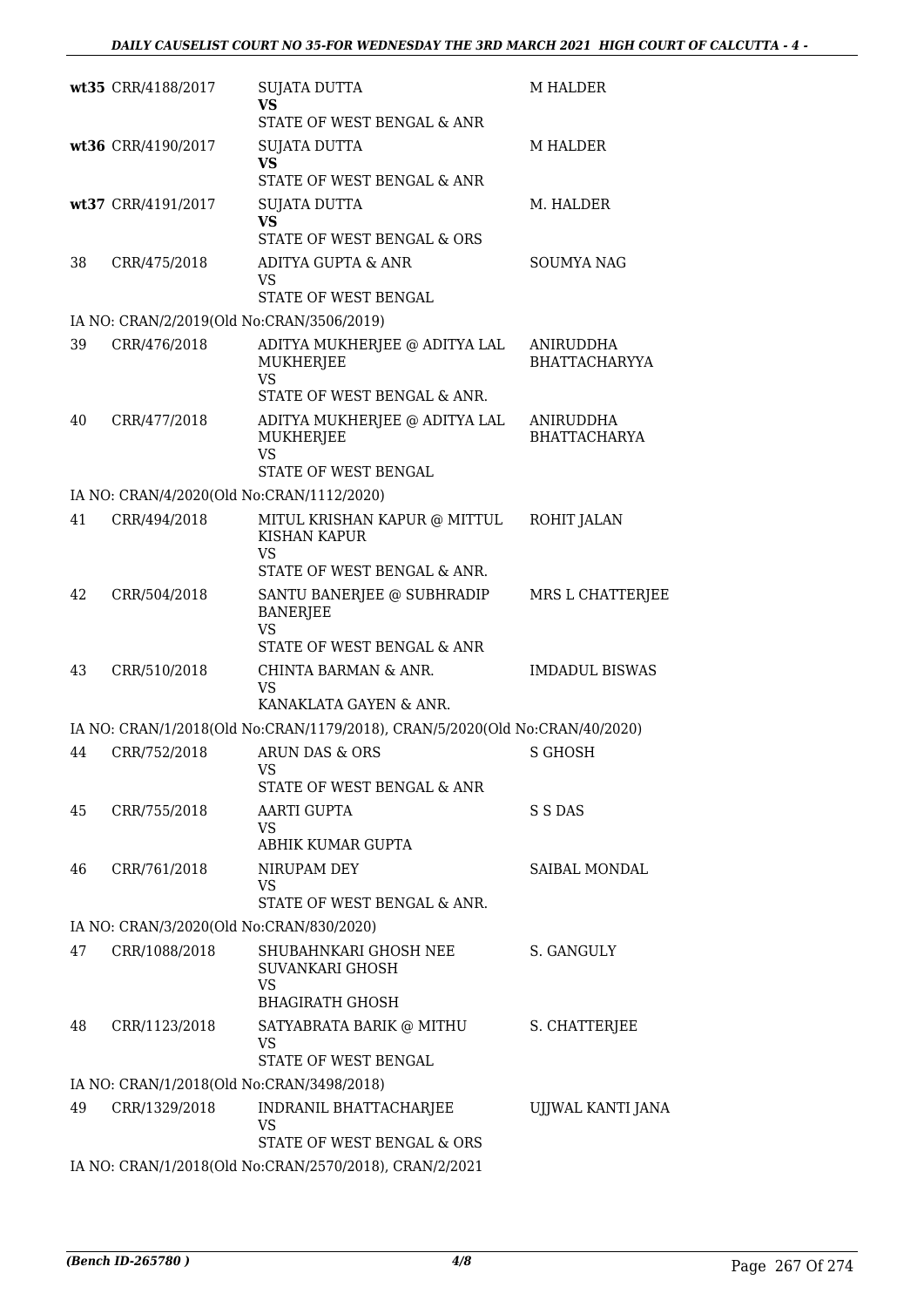| | | | |
|---|---|---|---|
| wt35 | CRR/4188/2017 | SUJATA DUTTA<br>**VS**<br>STATE OF WEST BENGAL & ANR | M HALDER |
| wt36 | CRR/4190/2017 | SUJATA DUTTA<br>**VS**<br>STATE OF WEST BENGAL & ANR | M HALDER |
| wt37 | CRR/4191/2017 | SUJATA DUTTA<br>**VS**<br>STATE OF WEST BENGAL & ORS | M. HALDER |
| 38 | CRR/475/2018 | ADITYA GUPTA & ANR<br>VS<br>STATE OF WEST BENGAL | SOUMYA NAG |
| IA NO: CRAN/2/2019(Old No:CRAN/3506/2019) | | | |
| 39 | CRR/476/2018 | ADITYA MUKHERJEE @ ADITYA LAL MUKHERJEE<br>VS<br>STATE OF WEST BENGAL & ANR. | ANIRUDDHA BHATTACHARYYA |
| 40 | CRR/477/2018 | ADITYA MUKHERJEE @ ADITYA LAL MUKHERJEE<br>VS<br>STATE OF WEST BENGAL | ANIRUDDHA BHATTACHARYA |
| IA NO: CRAN/4/2020(Old No:CRAN/1112/2020) | | | |
| 41 | CRR/494/2018 | MITUL KRISHAN KAPUR @ MITTUL KISHAN KAPUR<br>VS<br>STATE OF WEST BENGAL & ANR. | ROHIT JALAN |
| 42 | CRR/504/2018 | SANTU BANERJEE @ SUBHRADIP BANERJEE<br>VS<br>STATE OF WEST BENGAL & ANR | MRS L CHATTERJEE |
| 43 | CRR/510/2018 | CHINTA BARMAN & ANR.<br>VS<br>KANAKLATA GAYEN & ANR. | IMDADUL BISWAS |
| IA NO: CRAN/1/2018(Old No:CRAN/1179/2018), CRAN/5/2020(Old No:CRAN/40/2020) | | | |
| 44 | CRR/752/2018 | ARUN DAS & ORS<br>VS<br>STATE OF WEST BENGAL & ANR | S GHOSH |
| 45 | CRR/755/2018 | AARTI GUPTA<br>VS<br>ABHIK KUMAR GUPTA | S S DAS |
| 46 | CRR/761/2018 | NIRUPAM DEY<br>VS<br>STATE OF WEST BENGAL & ANR. | SAIBAL MONDAL |
| IA NO: CRAN/3/2020(Old No:CRAN/830/2020) | | | |
| 47 | CRR/1088/2018 | SHUBAHNKARI GHOSH NEE SUVANKARI GHOSH<br>VS<br>BHAGIRATH GHOSH | S. GANGULY |
| 48 | CRR/1123/2018 | SATYABRATA BARIK @ MITHU<br>VS<br>STATE OF WEST BENGAL | S. CHATTERJEE |
| IA NO: CRAN/1/2018(Old No:CRAN/3498/2018) | | | |
| 49 | CRR/1329/2018 | INDRANIL BHATTACHARJEE<br>VS<br>STATE OF WEST BENGAL & ORS | UJJWAL KANTI JANA |
| IA NO: CRAN/1/2018(Old No:CRAN/2570/2018), CRAN/2/2021 | | | |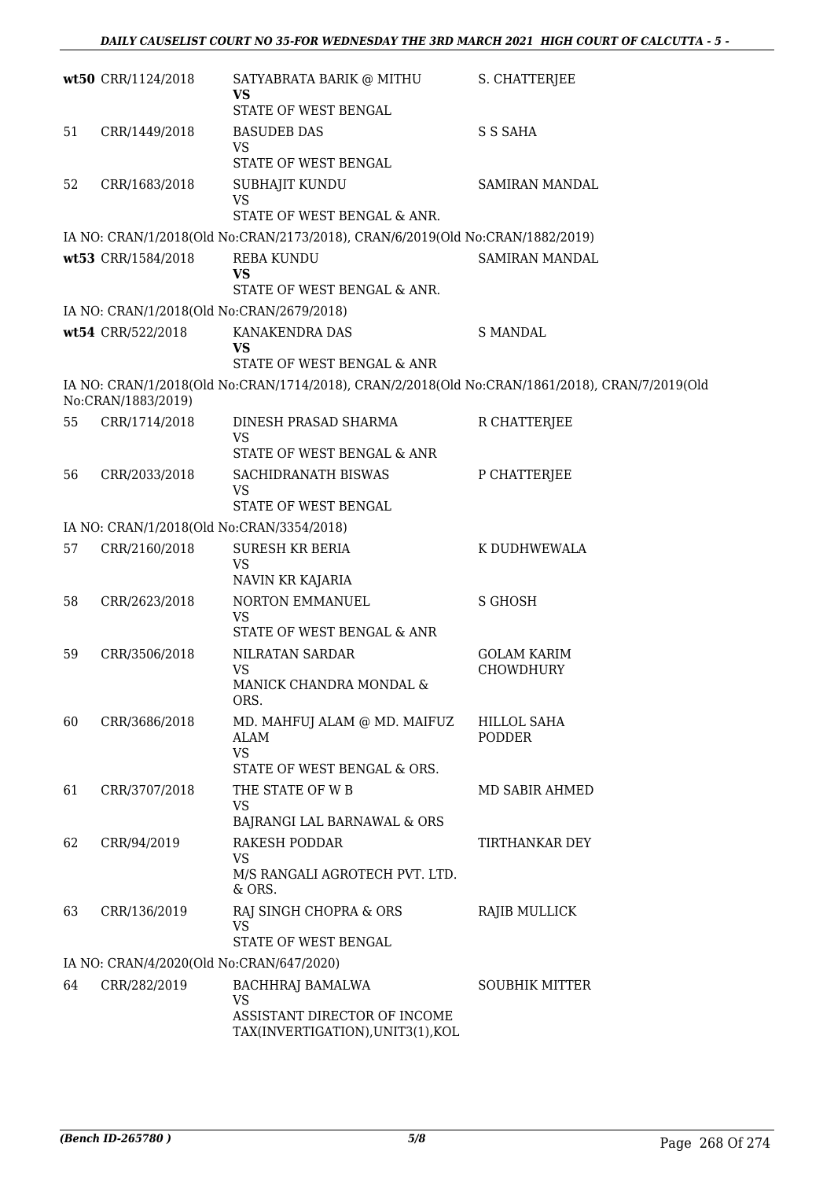| | | | |
|---|---|---|---|
| **wt50** | CRR/1124/2018 | SATYABRATA BARIK @ MITHU<br>**VS**<br>STATE OF WEST BENGAL | S. CHATTERJEE |
| 51 | CRR/1449/2018 | BASUDEB DAS<br>VS<br>STATE OF WEST BENGAL | S S SAHA |
| 52 | CRR/1683/2018 | SUBHAJIT KUNDU<br>VS<br>STATE OF WEST BENGAL & ANR. | SAMIRAN MANDAL |

IA NO: CRAN/1/2018(Old No:CRAN/2173/2018), CRAN/6/2019(Old No:CRAN/1882/2019)

| | | | |
|---|---|---|---|
| **wt53** | CRR/1584/2018 | REBA KUNDU<br>**VS**<br>STATE OF WEST BENGAL & ANR. | SAMIRAN MANDAL |

IA NO: CRAN/1/2018(Old No:CRAN/2679/2018)

| | | | |
|---|---|---|---|
| **wt54** | CRR/522/2018 | KANAKENDRA DAS<br>**VS**<br>STATE OF WEST BENGAL & ANR | S MANDAL |

IA NO: CRAN/1/2018(Old No:CRAN/1714/2018), CRAN/2/2018(Old No:CRAN/1861/2018), CRAN/7/2019(Old No:CRAN/1883/2019)

| | | | |
|---|---|---|---|
| 55 | CRR/1714/2018 | DINESH PRASAD SHARMA<br>VS<br>STATE OF WEST BENGAL & ANR | R CHATTERJEE |
| 56 | CRR/2033/2018 | SACHIDRANATH BISWAS<br>VS<br>STATE OF WEST BENGAL | P CHATTERJEE |

IA NO: CRAN/1/2018(Old No:CRAN/3354/2018)

| | | | |
|---|---|---|---|
| 57 | CRR/2160/2018 | SURESH KR BERIA<br>VS<br>NAVIN KR KAJARIA | K DUDHWEWALA |
| 58 | CRR/2623/2018 | NORTON EMMANUEL<br>VS<br>STATE OF WEST BENGAL & ANR | S GHOSH |
| 59 | CRR/3506/2018 | NILRATAN SARDAR<br>VS<br>MANICK CHANDRA MONDAL & ORS. | GOLAM KARIM CHOWDHURY |
| 60 | CRR/3686/2018 | MD. MAHFUJ ALAM @ MD. MAIFUZ ALAM<br>VS<br>STATE OF WEST BENGAL & ORS. | HILLOL SAHA PODDER |
| 61 | CRR/3707/2018 | THE STATE OF W B<br>VS<br>BAJRANGI LAL BARNAWAL & ORS | MD SABIR AHMED |
| 62 | CRR/94/2019 | RAKESH PODDAR<br>VS<br>M/S RANGALI AGROTECH PVT. LTD. & ORS. | TIRTHANKAR DEY |
| 63 | CRR/136/2019 | RAJ SINGH CHOPRA & ORS<br>VS<br>STATE OF WEST BENGAL | RAJIB MULLICK |

IA NO: CRAN/4/2020(Old No:CRAN/647/2020)

| | | | |
|---|---|---|---|
| 64 | CRR/282/2019 | BACHHRAJ BAMALWA<br>VS<br>ASSISTANT DIRECTOR OF INCOME TAX(INVERTIGATION),UNIT3(1),KOL | SOUBHIK MITTER |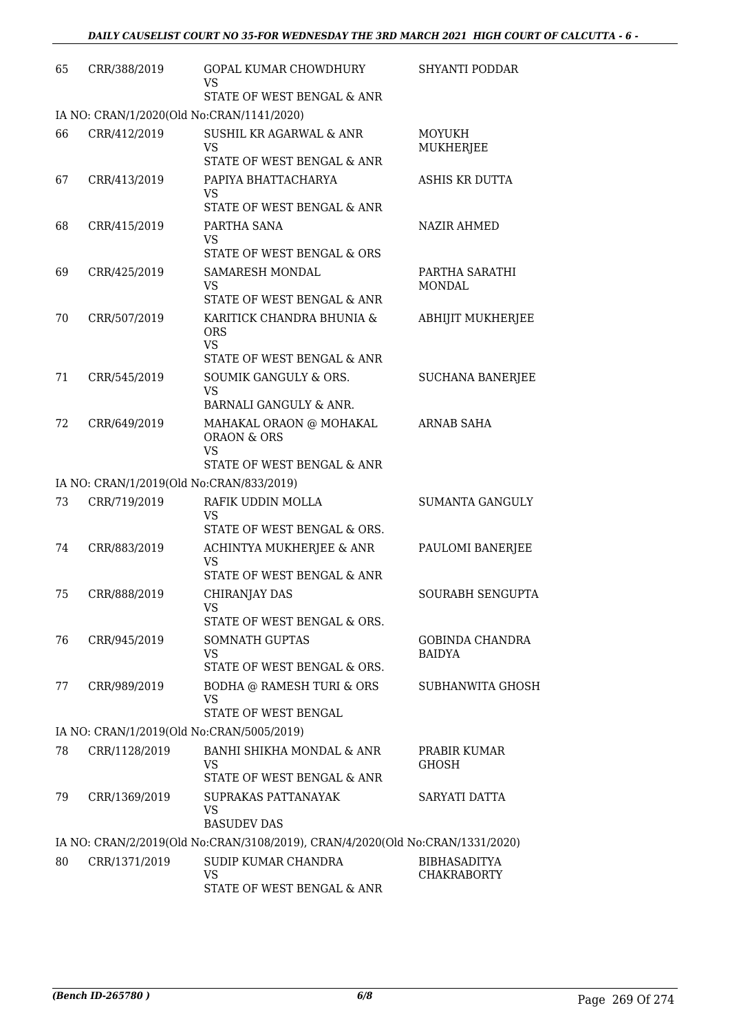| | | | |
|---|---|---|---|
| 65 | CRR/388/2019 | GOPAL KUMAR CHOWDHURY<br>VS<br>STATE OF WEST BENGAL & ANR | SHYANTI PODDAR |
| | IA NO: CRAN/1/2020(Old No:CRAN/1141/2020) | | |
| 66 | CRR/412/2019 | SUSHIL KR AGARWAL & ANR<br>VS<br>STATE OF WEST BENGAL & ANR | MOYUKH MUKHERJEE |
| 67 | CRR/413/2019 | PAPIYA BHATTACHARYA<br>VS<br>STATE OF WEST BENGAL & ANR | ASHIS KR DUTTA |
| 68 | CRR/415/2019 | PARTHA SANA<br>VS<br>STATE OF WEST BENGAL & ORS | NAZIR AHMED |
| 69 | CRR/425/2019 | SAMARESH MONDAL<br>VS<br>STATE OF WEST BENGAL & ANR | PARTHA SARATHI MONDAL |
| 70 | CRR/507/2019 | KARITICK CHANDRA BHUNIA & ORS<br>VS<br>STATE OF WEST BENGAL & ANR | ABHIJIT MUKHERJEE |
| 71 | CRR/545/2019 | SOUMIK GANGULY & ORS.<br>VS<br>BARNALI GANGULY & ANR. | SUCHANA BANERJEE |
| 72 | CRR/649/2019 | MAHAKAL ORAON @ MOHAKAL ORAON & ORS<br>VS<br>STATE OF WEST BENGAL & ANR | ARNAB SAHA |
| | IA NO: CRAN/1/2019(Old No:CRAN/833/2019) | | |
| 73 | CRR/719/2019 | RAFIK UDDIN MOLLA<br>VS<br>STATE OF WEST BENGAL & ORS. | SUMANTA GANGULY |
| 74 | CRR/883/2019 | ACHINTYA MUKHERJEE & ANR<br>VS<br>STATE OF WEST BENGAL & ANR | PAULOMI BANERJEE |
| 75 | CRR/888/2019 | CHIRANJAY DAS<br>VS<br>STATE OF WEST BENGAL & ORS. | SOURABH SENGUPTA |
| 76 | CRR/945/2019 | SOMNATH GUPTAS<br>VS<br>STATE OF WEST BENGAL & ORS. | GOBINDA CHANDRA BAIDYA |
| 77 | CRR/989/2019 | BODHA @ RAMESH TURI & ORS<br>VS<br>STATE OF WEST BENGAL | SUBHANWITA GHOSH |
| | IA NO: CRAN/1/2019(Old No:CRAN/5005/2019) | | |
| 78 | CRR/1128/2019 | BANHI SHIKHA MONDAL & ANR<br>VS<br>STATE OF WEST BENGAL & ANR | PRABIR KUMAR GHOSH |
| 79 | CRR/1369/2019 | SUPRAKAS PATTANAYAK<br>VS<br>BASUDEV DAS | SARYATI DATTA |
| | IA NO: CRAN/2/2019(Old No:CRAN/3108/2019), CRAN/4/2020(Old No:CRAN/1331/2020) | | |
| 80 | CRR/1371/2019 | SUDIP KUMAR CHANDRA<br>VS<br>STATE OF WEST BENGAL & ANR | BIBHASADITYA CHAKRABORTY |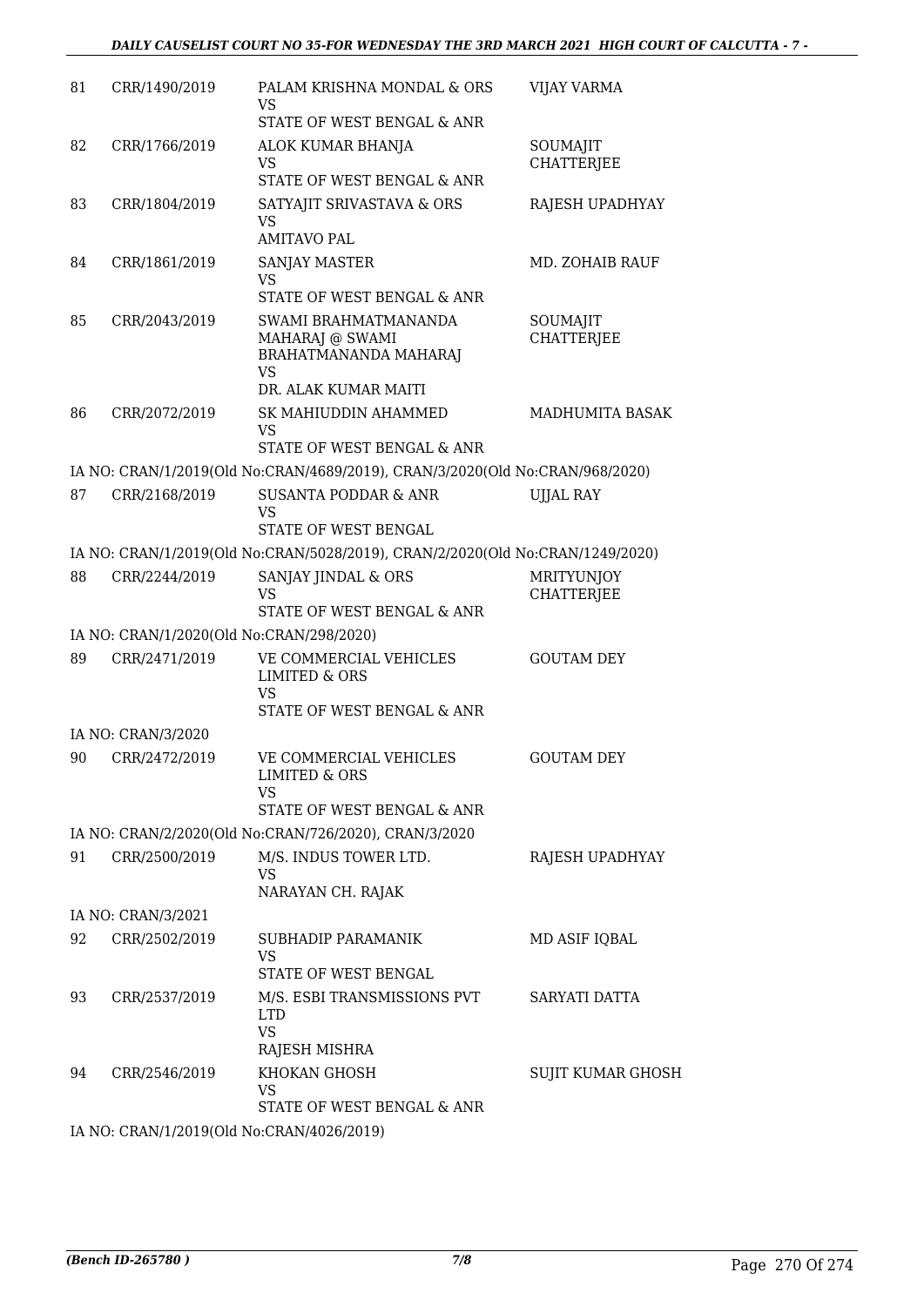| | | | |
|---|---|---|---|
| 81 | CRR/1490/2019 | PALAM KRISHNA MONDAL & ORS<br>VS<br>STATE OF WEST BENGAL & ANR | VIJAY VARMA |
| 82 | CRR/1766/2019 | ALOK KUMAR BHANJA<br>VS<br>STATE OF WEST BENGAL & ANR | SOUMAJIT CHATTERJEE |
| 83 | CRR/1804/2019 | SATYAJIT SRIVASTAVA & ORS<br>VS<br>AMITAVO PAL | RAJESH UPADHYAY |
| 84 | CRR/1861/2019 | SANJAY MASTER<br>VS<br>STATE OF WEST BENGAL & ANR | MD. ZOHAIB RAUF |
| 85 | CRR/2043/2019 | SWAMI BRAHMATMANANDA MAHARAJ @ SWAMI BRAHATMANANDA MAHARAJ<br>VS<br>DR. ALAK KUMAR MAITI | SOUMAJIT CHATTERJEE |
| 86 | CRR/2072/2019 | SK MAHIUDDIN AHAMMED<br>VS<br>STATE OF WEST BENGAL & ANR | MADHUMITA BASAK |
| | IA NO: CRAN/1/2019(Old No:CRAN/4689/2019), CRAN/3/2020(Old No:CRAN/968/2020) | | |
| 87 | CRR/2168/2019 | SUSANTA PODDAR & ANR<br>VS<br>STATE OF WEST BENGAL | UJJAL RAY |
| | IA NO: CRAN/1/2019(Old No:CRAN/5028/2019), CRAN/2/2020(Old No:CRAN/1249/2020) | | |
| 88 | CRR/2244/2019 | SANJAY JINDAL & ORS<br>VS<br>STATE OF WEST BENGAL & ANR | MRITYUNJOY CHATTERJEE |
| | IA NO: CRAN/1/2020(Old No:CRAN/298/2020) | | |
| 89 | CRR/2471/2019 | VE COMMERCIAL VEHICLES LIMITED & ORS<br>VS<br>STATE OF WEST BENGAL & ANR | GOUTAM DEY |
| | IA NO: CRAN/3/2020 | | |
| 90 | CRR/2472/2019 | VE COMMERCIAL VEHICLES LIMITED & ORS<br>VS<br>STATE OF WEST BENGAL & ANR | GOUTAM DEY |
| | IA NO: CRAN/2/2020(Old No:CRAN/726/2020), CRAN/3/2020 | | |
| 91 | CRR/2500/2019 | M/S. INDUS TOWER LTD.<br>VS<br>NARAYAN CH. RAJAK | RAJESH UPADHYAY |
| | IA NO: CRAN/3/2021 | | |
| 92 | CRR/2502/2019 | SUBHADIP PARAMANIK<br>VS<br>STATE OF WEST BENGAL | MD ASIF IQBAL |
| 93 | CRR/2537/2019 | M/S. ESBI TRANSMISSIONS PVT LTD<br>VS<br>RAJESH MISHRA | SARYATI DATTA |
| 94 | CRR/2546/2019 | KHOKAN GHOSH<br>VS<br>STATE OF WEST BENGAL & ANR | SUJIT KUMAR GHOSH |
| | IA NO: CRAN/1/2019(Old No:CRAN/4026/2019) | | |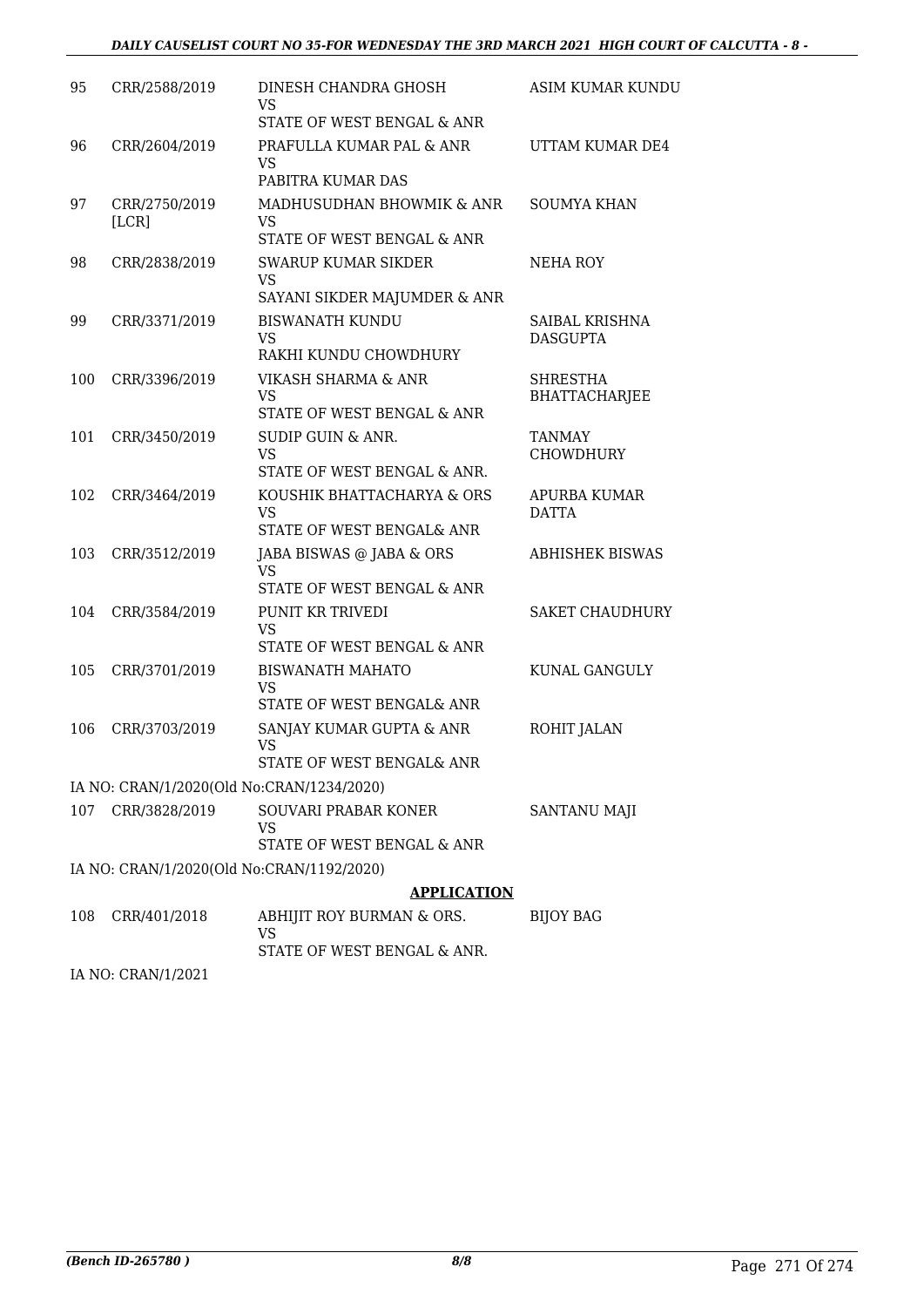| | | | |
|---|---|---|---|
| 95 | CRR/2588/2019 | DINESH CHANDRA GHOSH<br>VS<br>STATE OF WEST BENGAL & ANR | ASIM KUMAR KUNDU |
| 96 | CRR/2604/2019 | PRAFULLA KUMAR PAL & ANR<br>VS<br>PABITRA KUMAR DAS | UTTAM KUMAR DE4 |
| 97 | CRR/2750/2019 [LCR] | MADHUSUDHAN BHOWMIK & ANR<br>VS<br>STATE OF WEST BENGAL & ANR | SOUMYA KHAN |
| 98 | CRR/2838/2019 | SWARUP KUMAR SIKDER<br>VS<br>SAYANI SIKDER MAJUMDER & ANR | NEHA ROY |
| 99 | CRR/3371/2019 | BISWANATH KUNDU<br>VS<br>RAKHI KUNDU CHOWDHURY | SAIBAL KRISHNA DASGUPTA |
| 100 | CRR/3396/2019 | VIKASH SHARMA & ANR<br>VS<br>STATE OF WEST BENGAL & ANR | SHRESTHA BHATTACHARJEE |
| 101 | CRR/3450/2019 | SUDIP GUIN & ANR.<br>VS<br>STATE OF WEST BENGAL & ANR. | TANMAY CHOWDHURY |
| 102 | CRR/3464/2019 | KOUSHIK BHATTACHARYA & ORS<br>VS<br>STATE OF WEST BENGAL& ANR | APURBA KUMAR DATTA |
| 103 | CRR/3512/2019 | JABA BISWAS @ JABA & ORS<br>VS<br>STATE OF WEST BENGAL & ANR | ABHISHEK BISWAS |
| 104 | CRR/3584/2019 | PUNIT KR TRIVEDI<br>VS<br>STATE OF WEST BENGAL & ANR | SAKET CHAUDHURY |
| 105 | CRR/3701/2019 | BISWANATH MAHATO<br>VS<br>STATE OF WEST BENGAL& ANR | KUNAL GANGULY |
| 106 | CRR/3703/2019 | SANJAY KUMAR GUPTA & ANR<br>VS<br>STATE OF WEST BENGAL& ANR | ROHIT JALAN |

IA NO: CRAN/1/2020(Old No:CRAN/1234/2020)

| | | | |
|---|---|---|---|
| 107 | CRR/3828/2019 | SOUVARI PRABAR KONER<br>VS<br>STATE OF WEST BENGAL & ANR | SANTANU MAJI |

IA NO: CRAN/1/2020(Old No:CRAN/1192/2020)

**APPLICATION**

| | | | |
|---|---|---|---|
| 108 | CRR/401/2018 | ABHIJIT ROY BURMAN & ORS.<br>VS<br>STATE OF WEST BENGAL & ANR. | BIJOY BAG |

IA NO: CRAN/1/2021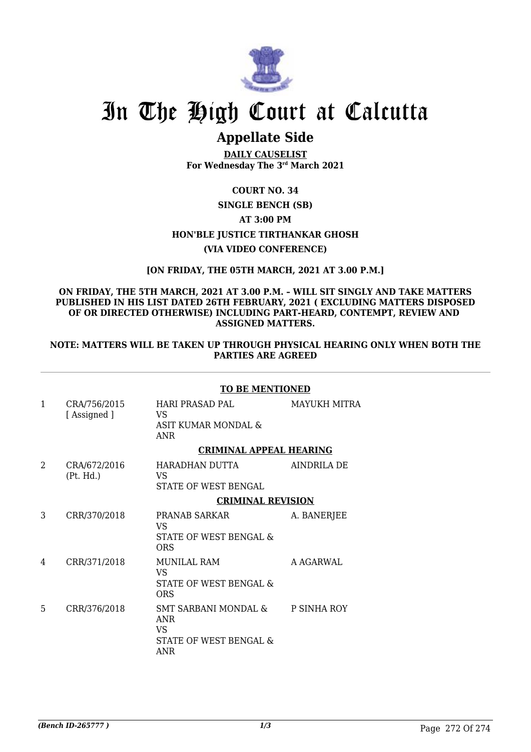# In The High Court at Calcutta

## Appellate Side

**DAILY CAUSELIST**
**For Wednesday The 3rd March 2021**

**COURT NO. 34**

**SINGLE BENCH (SB)**

**AT 3:00 PM**

**HON'BLE JUSTICE TIRTHANKAR GHOSH**

**(VIA VIDEO CONFERENCE)**

**[ON FRIDAY, THE 05TH MARCH, 2021 AT 3.00 P.M.]**

**ON FRIDAY, THE 5TH MARCH, 2021 AT 3.00 P.M. – WILL SIT SINGLY AND TAKE MATTERS PUBLISHED IN HIS LIST DATED 26TH FEBRUARY, 2021 ( EXCLUDING MATTERS DISPOSED OF OR DIRECTED OTHERWISE) INCLUDING PART-HEARD, CONTEMPT, REVIEW AND ASSIGNED MATTERS.**

**NOTE: MATTERS WILL BE TAKEN UP THROUGH PHYSICAL HEARING ONLY WHEN BOTH THE PARTIES ARE AGREED**

**TO BE MENTIONED**

| | | | |
|---|---|---|---|
| 1 | CRA/756/2015 [ Assigned ] | HARI PRASAD PAL VS ASIT KUMAR MONDAL & ANR | MAYUKH MITRA |

**CRIMINAL APPEAL HEARING**

| | | | |
|---|---|---|---|
| 2 | CRA/672/2016 (Pt. Hd.) | HARADHAN DUTTA VS STATE OF WEST BENGAL | AINDRILA DE |

**CRIMINAL REVISION**

| | | | |
|---|---|---|---|
| 3 | CRR/370/2018 | PRANAB SARKAR VS STATE OF WEST BENGAL & ORS | A. BANERJEE |
| 4 | CRR/371/2018 | MUNILAL RAM VS STATE OF WEST BENGAL & ORS | A AGARWAL |
| 5 | CRR/376/2018 | SMT SARBANI MONDAL & ANR VS STATE OF WEST BENGAL & ANR | P SINHA ROY |

*(Bench ID-265777 )*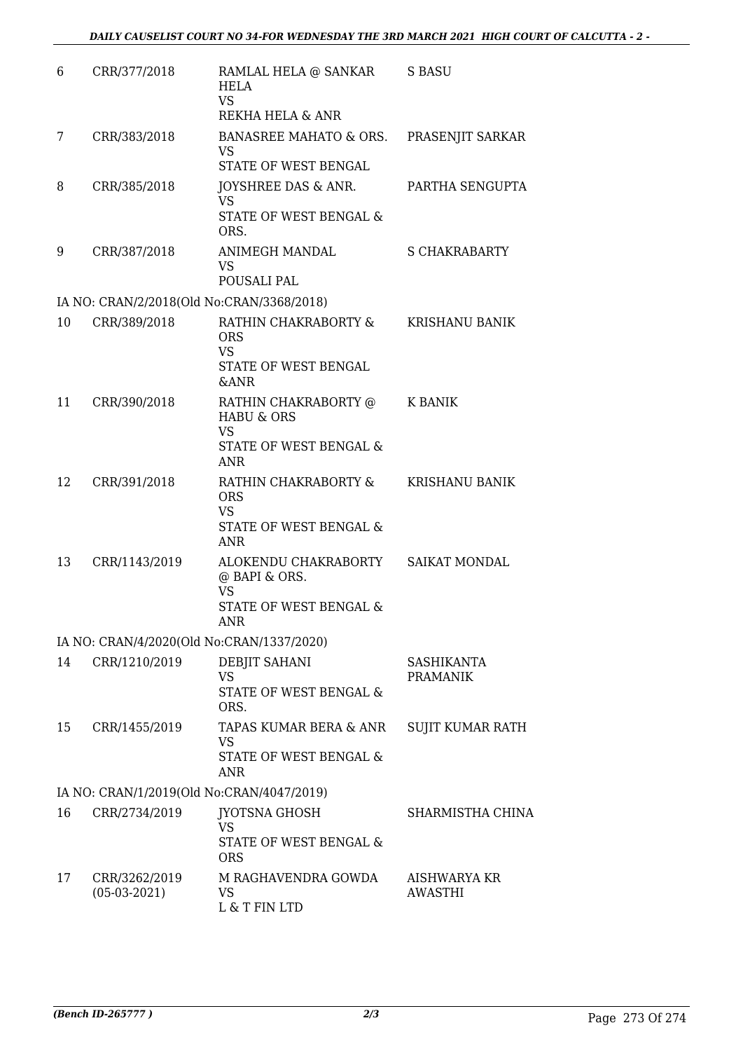| | | | |
|---|---|---|---|
| 6 | CRR/377/2018 | RAMLAL HELA @ SANKAR HELA<br>VS<br>REKHA HELA & ANR | S BASU |
| 7 | CRR/383/2018 | BANASREE MAHATO & ORS.<br>VS<br>STATE OF WEST BENGAL | PRASENJIT SARKAR |
| 8 | CRR/385/2018 | JOYSHREE DAS & ANR.<br>VS<br>STATE OF WEST BENGAL & ORS. | PARTHA SENGUPTA |
| 9 | CRR/387/2018 | ANIMEGH MANDAL<br>VS<br>POUSALI PAL | S CHAKRABARTY |
| IA NO: CRAN/2/2018(Old No:CRAN/3368/2018) | | | |
| 10 | CRR/389/2018 | RATHIN CHAKRABORTY & ORS<br>VS<br>STATE OF WEST BENGAL &ANR | KRISHANU BANIK |
| 11 | CRR/390/2018 | RATHIN CHAKRABORTY @ HABU & ORS<br>VS<br>STATE OF WEST BENGAL & ANR | K BANIK |
| 12 | CRR/391/2018 | RATHIN CHAKRABORTY & ORS<br>VS<br>STATE OF WEST BENGAL & ANR | KRISHANU BANIK |
| 13 | CRR/1143/2019 | ALOKENDU CHAKRABORTY @ BAPI & ORS.<br>VS<br>STATE OF WEST BENGAL & ANR | SAIKAT MONDAL |
| IA NO: CRAN/4/2020(Old No:CRAN/1337/2020) | | | |
| 14 | CRR/1210/2019 | DEBJIT SAHANI<br>VS<br>STATE OF WEST BENGAL & ORS. | SASHIKANTA PRAMANIK |
| 15 | CRR/1455/2019 | TAPAS KUMAR BERA & ANR<br>VS<br>STATE OF WEST BENGAL & ANR | SUJIT KUMAR RATH |
| IA NO: CRAN/1/2019(Old No:CRAN/4047/2019) | | | |
| 16 | CRR/2734/2019 | JYOTSNA GHOSH<br>VS<br>STATE OF WEST BENGAL & ORS | SHARMISTHA CHINA |
| 17 | CRR/3262/2019<br>(05-03-2021) | M RAGHAVENDRA GOWDA<br>VS<br>L & T FIN LTD | AISHWARYA KR AWASTHI |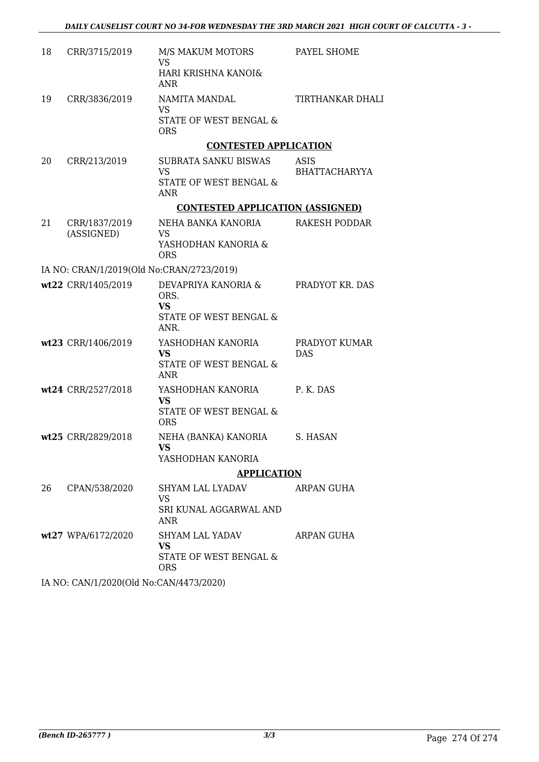| | | | |
|---|---|---|---|
| 18 | CRR/3715/2019 | M/S MAKUM MOTORS<br>VS<br>HARI KRISHNA KANOI&<br>ANR | PAYEL SHOME |
| 19 | CRR/3836/2019 | NAMITA MANDAL<br>VS<br>STATE OF WEST BENGAL &<br>ORS | TIRTHANKAR DHALI |

**CONTESTED APPLICATION**

| | | | |
|---|---|---|---|
| 20 | CRR/213/2019 | SUBRATA SANKU BISWAS<br>VS<br>STATE OF WEST BENGAL &<br>ANR | ASIS<br>BHATTACHARYYA |

**CONTESTED APPLICATION (ASSIGNED)**

| | | | |
|---|---|---|---|
| 21 | CRR/1837/2019<br>(ASSIGNED) | NEHA BANKA KANORIA<br>VS<br>YASHODHAN KANORIA &<br>ORS | RAKESH PODDAR |

IA NO: CRAN/1/2019(Old No:CRAN/2723/2019)

| | | | |
|---|---|---|---|
| wt22 | CRR/1405/2019 | DEVAPRIYA KANORIA &<br>ORS.<br>**VS**<br>STATE OF WEST BENGAL &<br>ANR. | PRADYOT KR. DAS |
| wt23 | CRR/1406/2019 | YASHODHAN KANORIA<br>**VS**<br>STATE OF WEST BENGAL &<br>ANR | PRADYOT KUMAR<br>DAS |
| wt24 | CRR/2527/2018 | YASHODHAN KANORIA<br>**VS**<br>STATE OF WEST BENGAL &<br>ORS | P. K. DAS |
| wt25 | CRR/2829/2018 | NEHA (BANKA) KANORIA<br>**VS**<br>YASHODHAN KANORIA | S. HASAN |

**APPLICATION**

| | | | |
|---|---|---|---|
| 26 | CPAN/538/2020 | SHYAM LAL LYADAV<br>VS<br>SRI KUNAL AGGARWAL AND<br>ANR | ARPAN GUHA |
| wt27 | WPA/6172/2020 | SHYAM LAL YADAV<br>**VS**<br>STATE OF WEST BENGAL &<br>ORS | ARPAN GUHA |

IA NO: CAN/1/2020(Old No:CAN/4473/2020)